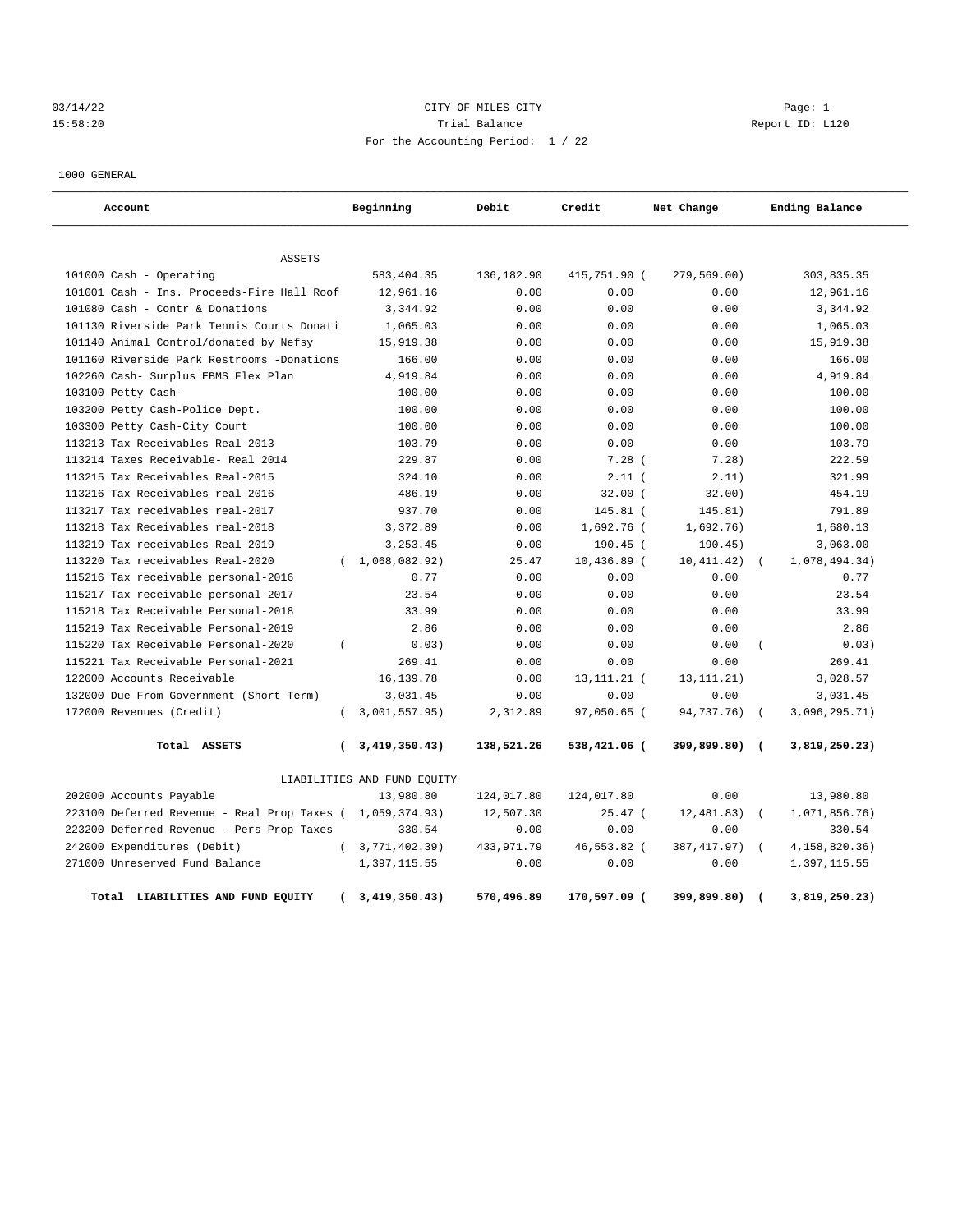03/14/22 CITY OF MILES CITY

15:58:20 Trial Balance Report ID: L120

For the Accounting Period: 1 / 22

1000 GENERAL

| Account | Beginning | Debit | Credit | Net Change | Ending Balance |
|---|---|---|---|---|---|
| **ASSETS** | | | | | |
| 101000 Cash - Operating | 583,404.35 | 136,182.90 | 415,751.90 | ( 279,569.00) | 303,835.35 |
| 101001 Cash - Ins. Proceeds-Fire Hall Roof | 12,961.16 | 0.00 | 0.00 | 0.00 | 12,961.16 |
| 101080 Cash - Contr & Donations | 3,344.92 | 0.00 | 0.00 | 0.00 | 3,344.92 |
| 101130 Riverside Park Tennis Courts Donati | 1,065.03 | 0.00 | 0.00 | 0.00 | 1,065.03 |
| 101140 Animal Control/donated by Nefsy | 15,919.38 | 0.00 | 0.00 | 0.00 | 15,919.38 |
| 101160 Riverside Park Restrooms -Donations | 166.00 | 0.00 | 0.00 | 0.00 | 166.00 |
| 102260 Cash- Surplus EBMS Flex Plan | 4,919.84 | 0.00 | 0.00 | 0.00 | 4,919.84 |
| 103100 Petty Cash- | 100.00 | 0.00 | 0.00 | 0.00 | 100.00 |
| 103200 Petty Cash-Police Dept. | 100.00 | 0.00 | 0.00 | 0.00 | 100.00 |
| 103300 Petty Cash-City Court | 100.00 | 0.00 | 0.00 | 0.00 | 100.00 |
| 113213 Tax Receivables Real-2013 | 103.79 | 0.00 | 0.00 | 0.00 | 103.79 |
| 113214 Taxes Receivable- Real 2014 | 229.87 | 0.00 | 7.28 | ( 7.28) | 222.59 |
| 113215 Tax Receivables Real-2015 | 324.10 | 0.00 | 2.11 | ( 2.11) | 321.99 |
| 113216 Tax Receivables real-2016 | 486.19 | 0.00 | 32.00 | ( 32.00) | 454.19 |
| 113217 Tax receivables real-2017 | 937.70 | 0.00 | 145.81 | ( 145.81) | 791.89 |
| 113218 Tax Receivables real-2018 | 3,372.89 | 0.00 | 1,692.76 | ( 1,692.76) | 1,680.13 |
| 113219 Tax receivables Real-2019 | 3,253.45 | 0.00 | 190.45 | ( 190.45) | 3,063.00 |
| 113220 Tax receivables Real-2020 | ( 1,068,082.92) | 25.47 | 10,436.89 | ( 10,411.42) | ( 1,078,494.34) |
| 115216 Tax receivable personal-2016 | 0.77 | 0.00 | 0.00 | 0.00 | 0.77 |
| 115217 Tax receivable personal-2017 | 23.54 | 0.00 | 0.00 | 0.00 | 23.54 |
| 115218 Tax Receivable Personal-2018 | 33.99 | 0.00 | 0.00 | 0.00 | 33.99 |
| 115219 Tax Receivable Personal-2019 | 2.86 | 0.00 | 0.00 | 0.00 | 2.86 |
| 115220 Tax Receivable Personal-2020 | ( 0.03) | 0.00 | 0.00 | 0.00 | ( 0.03) |
| 115221 Tax Receivable Personal-2021 | 269.41 | 0.00 | 0.00 | 0.00 | 269.41 |
| 122000 Accounts Receivable | 16,139.78 | 0.00 | 13,111.21 | ( 13,111.21) | 3,028.57 |
| 132000 Due From Government (Short Term) | 3,031.45 | 0.00 | 0.00 | 0.00 | 3,031.45 |
| 172000 Revenues (Credit) | ( 3,001,557.95) | 2,312.89 | 97,050.65 | ( 94,737.76) | ( 3,096,295.71) |
| **Total ASSETS** | **( 3,419,350.43)** | **138,521.26** | **538,421.06** | **( 399,899.80)** | **( 3,819,250.23)** |
| **LIABILITIES AND FUND EQUITY** | | | | | |
| 202000 Accounts Payable | 13,980.80 | 124,017.80 | 124,017.80 | 0.00 | 13,980.80 |
| 223100 Deferred Revenue - Real Prop Taxes | ( 1,059,374.93) | 12,507.30 | 25.47 | ( 12,481.83) | ( 1,071,856.76) |
| 223200 Deferred Revenue - Pers Prop Taxes | 330.54 | 0.00 | 0.00 | 0.00 | 330.54 |
| 242000 Expenditures (Debit) | ( 3,771,402.39) | 433,971.79 | 46,553.82 | ( 387,417.97) | ( 4,158,820.36) |
| 271000 Unreserved Fund Balance | 1,397,115.55 | 0.00 | 0.00 | 0.00 | 1,397,115.55 |
| **Total LIABILITIES AND FUND EQUITY** | **( 3,419,350.43)** | **570,496.89** | **170,597.09** | **( 399,899.80)** | **( 3,819,250.23)** |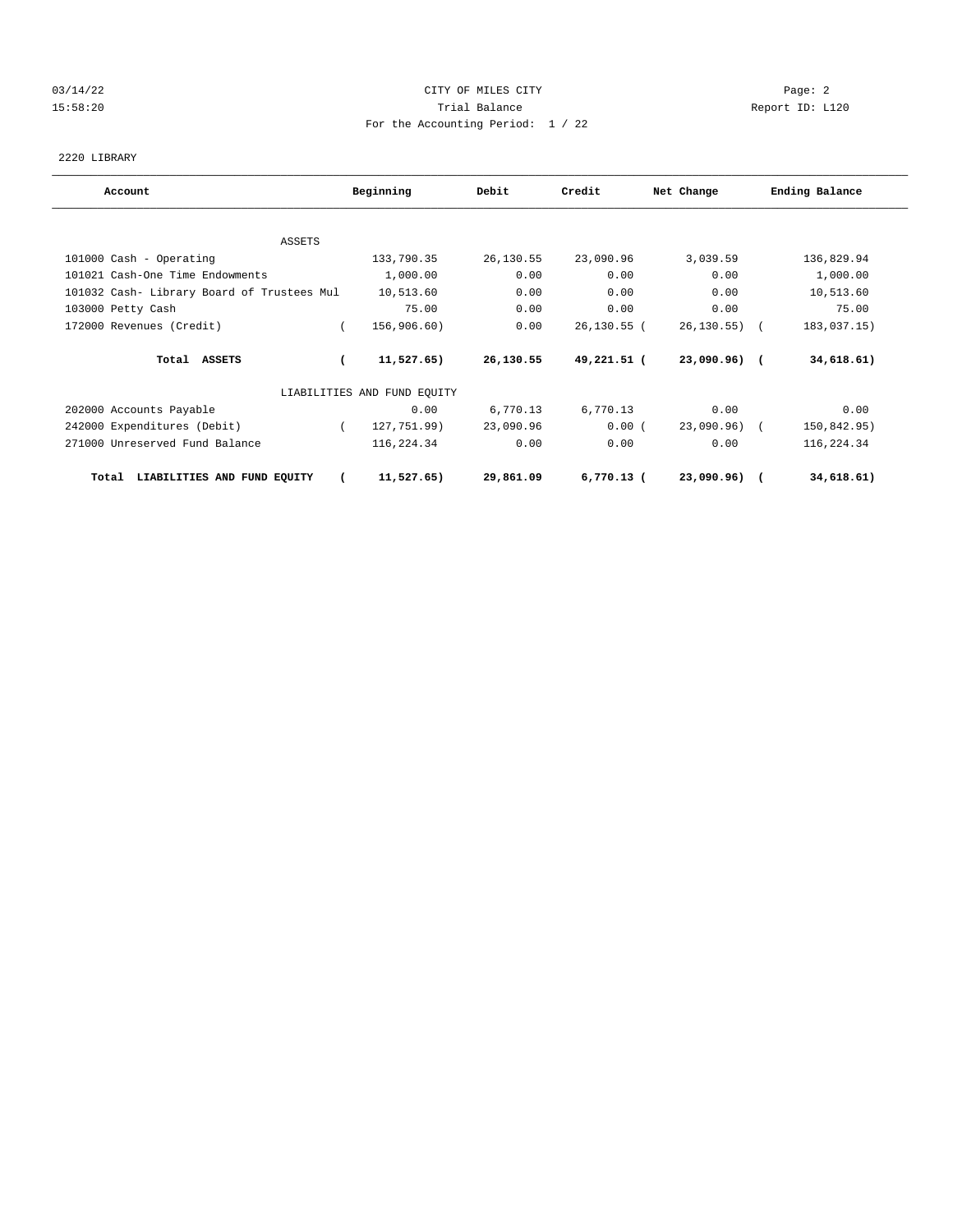CITY OF MILES CITY

Trial Balance

For the Accounting Period: 1 / 22

2220 LIBRARY

| Account | Beginning | Debit | Credit | Net Change | Ending Balance |
|---|---|---|---|---|---|
| ASSETS | | | | | |
| 101000 Cash - Operating | 133,790.35 | 26,130.55 | 23,090.96 | 3,039.59 | 136,829.94 |
| 101021 Cash-One Time Endowments | 1,000.00 | 0.00 | 0.00 | 0.00 | 1,000.00 |
| 101032 Cash- Library Board of Trustees Mul | 10,513.60 | 0.00 | 0.00 | 0.00 | 10,513.60 |
| 103000 Petty Cash | 75.00 | 0.00 | 0.00 | 0.00 | 75.00 |
| 172000 Revenues (Credit) | ( 156,906.60) | 0.00 | 26,130.55 | ( 26,130.55) | ( 183,037.15) |
| **Total ASSETS** | **( 11,527.65)** | **26,130.55** | **49,221.51** | **( 23,090.96)** | **( 34,618.61)** |
| LIABILITIES AND FUND EQUITY | | | | | |
| 202000 Accounts Payable | 0.00 | 6,770.13 | 6,770.13 | 0.00 | 0.00 |
| 242000 Expenditures (Debit) | ( 127,751.99) | 23,090.96 | 0.00 | ( 23,090.96) | ( 150,842.95) |
| 271000 Unreserved Fund Balance | 116,224.34 | 0.00 | 0.00 | 0.00 | 116,224.34 |
| **Total LIABILITIES AND FUND EQUITY** | **( 11,527.65)** | **29,861.09** | **6,770.13** | **( 23,090.96)** | **( 34,618.61)** |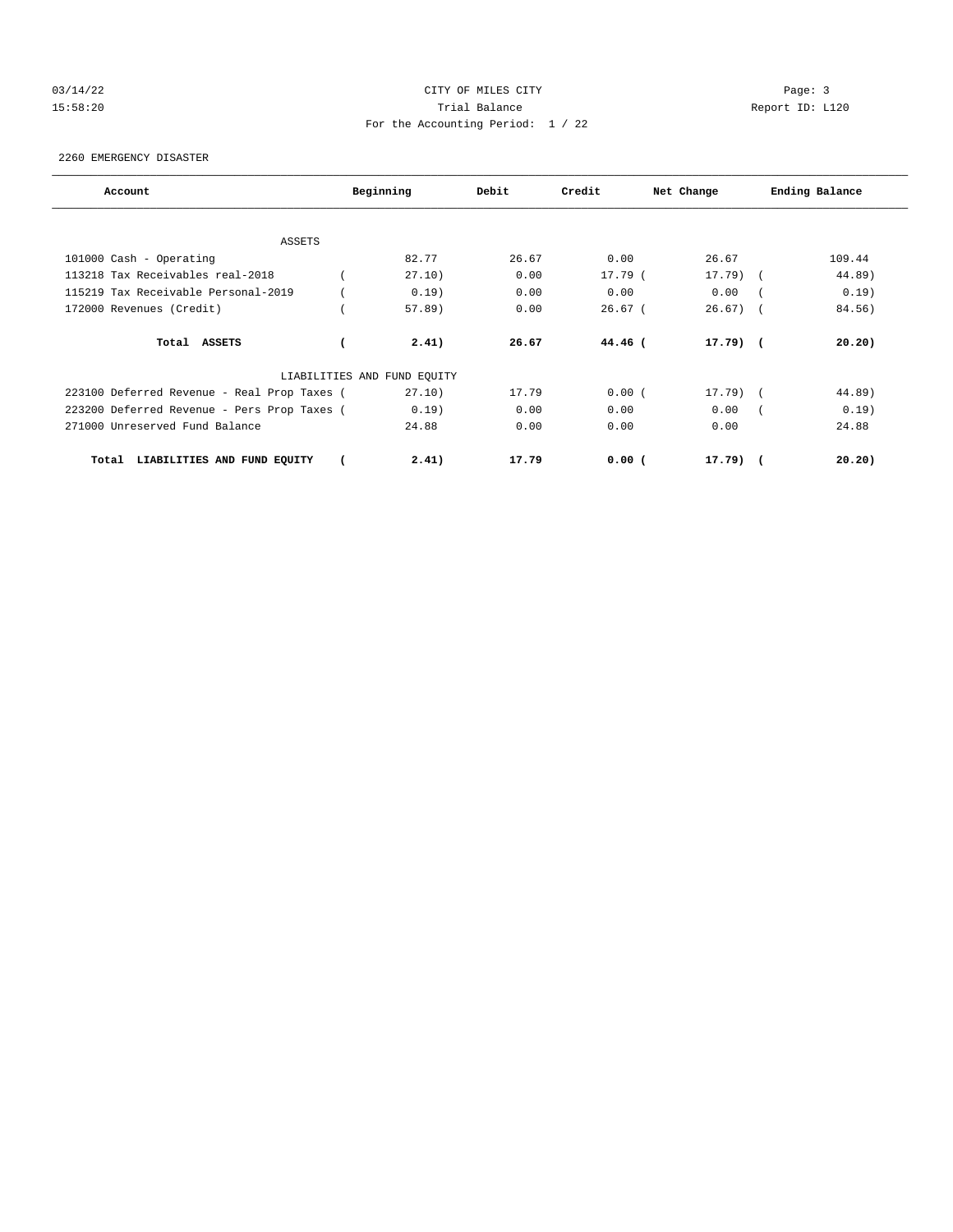03/14/22 CITY OF MILES CITY Page: 3
15:58:20 Trial Balance Report ID: L120
For the Accounting Period: 1 / 22

2260 EMERGENCY DISASTER

| Account | Beginning | Debit | Credit | Net Change | Ending Balance |
|---|---|---|---|---|---|
| ASSETS | | | | | |
| 101000 Cash - Operating | 82.77 | 26.67 | 0.00 | 26.67 | 109.44 |
| 113218 Tax Receivables real-2018 | ( 27.10) | 0.00 | 17.79 | ( 17.79) | ( 44.89) |
| 115219 Tax Receivable Personal-2019 | ( 0.19) | 0.00 | 0.00 | 0.00 | ( 0.19) |
| 172000 Revenues (Credit) | ( 57.89) | 0.00 | 26.67 | ( 26.67) | ( 84.56) |
| **Total ASSETS** | **( 2.41)** | **26.67** | **44.46** | **( 17.79)** | **( 20.20)** |
| LIABILITIES AND FUND EQUITY | | | | | |
| 223100 Deferred Revenue - Real Prop Taxes | ( 27.10) | 17.79 | 0.00 | ( 17.79) | ( 44.89) |
| 223200 Deferred Revenue - Pers Prop Taxes | ( 0.19) | 0.00 | 0.00 | 0.00 | ( 0.19) |
| 271000 Unreserved Fund Balance | 24.88 | 0.00 | 0.00 | 0.00 | 24.88 |
| **Total LIABILITIES AND FUND EQUITY** | **( 2.41)** | **17.79** | **0.00** | **( 17.79)** | **( 20.20)** |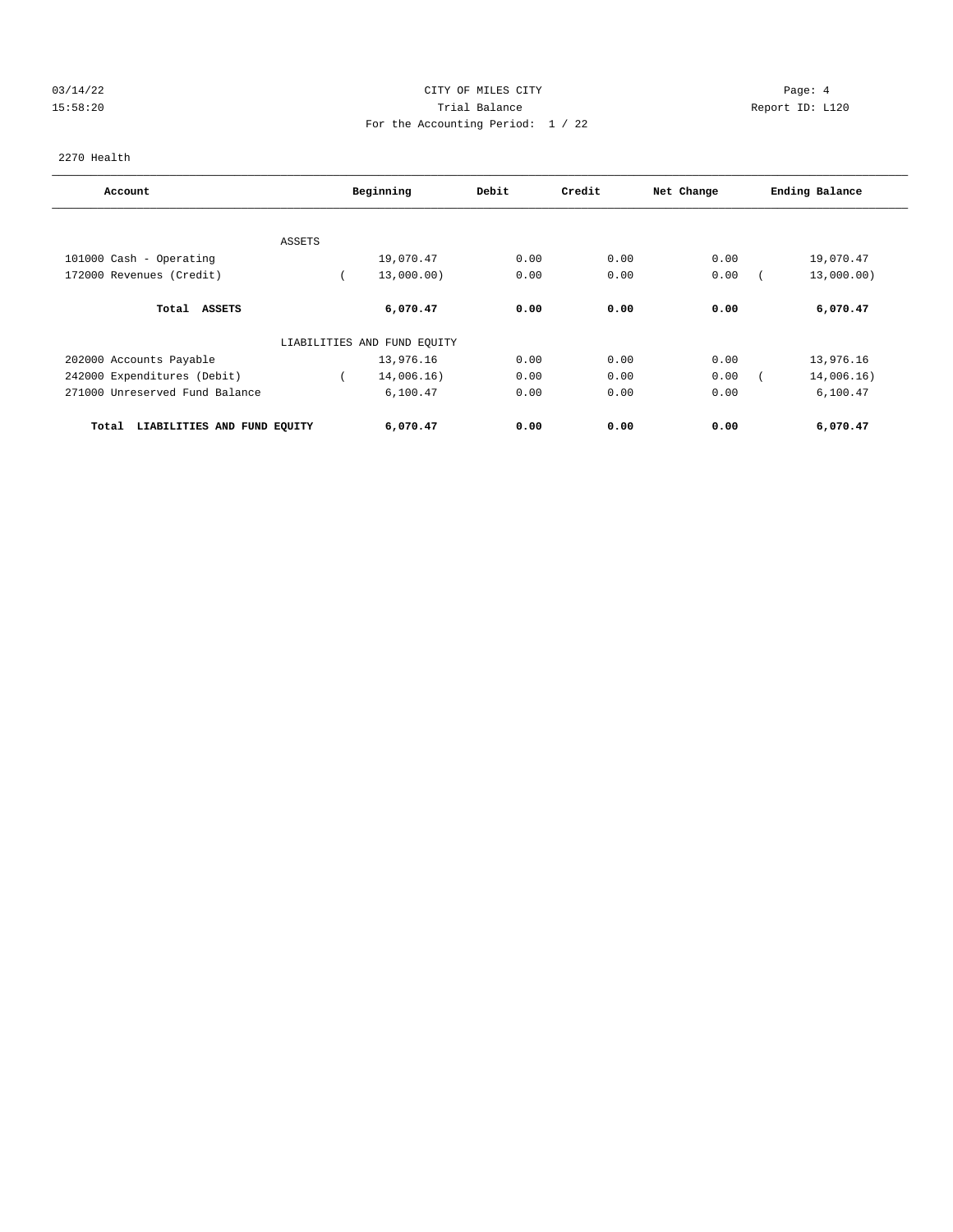CITY OF MILES CITY

Trial Balance

For the Accounting Period: 1 / 22

03/14/22
15:58:20

Page: 4
Report ID: L120

2270 Health

| Account | Beginning | Debit | Credit | Net Change | Ending Balance |
|---|---|---|---|---|---|
| ASSETS | | | | | |
| 101000 Cash - Operating | 19,070.47 | 0.00 | 0.00 | 0.00 | 19,070.47 |
| 172000 Revenues (Credit) | ( 13,000.00) | 0.00 | 0.00 | 0.00 | ( 13,000.00) |
| **Total ASSETS** | **6,070.47** | **0.00** | **0.00** | **0.00** | **6,070.47** |
| LIABILITIES AND FUND EQUITY | | | | | |
| 202000 Accounts Payable | 13,976.16 | 0.00 | 0.00 | 0.00 | 13,976.16 |
| 242000 Expenditures (Debit) | ( 14,006.16) | 0.00 | 0.00 | 0.00 | ( 14,006.16) |
| 271000 Unreserved Fund Balance | 6,100.47 | 0.00 | 0.00 | 0.00 | 6,100.47 |
| **Total LIABILITIES AND FUND EQUITY** | **6,070.47** | **0.00** | **0.00** | **0.00** | **6,070.47** |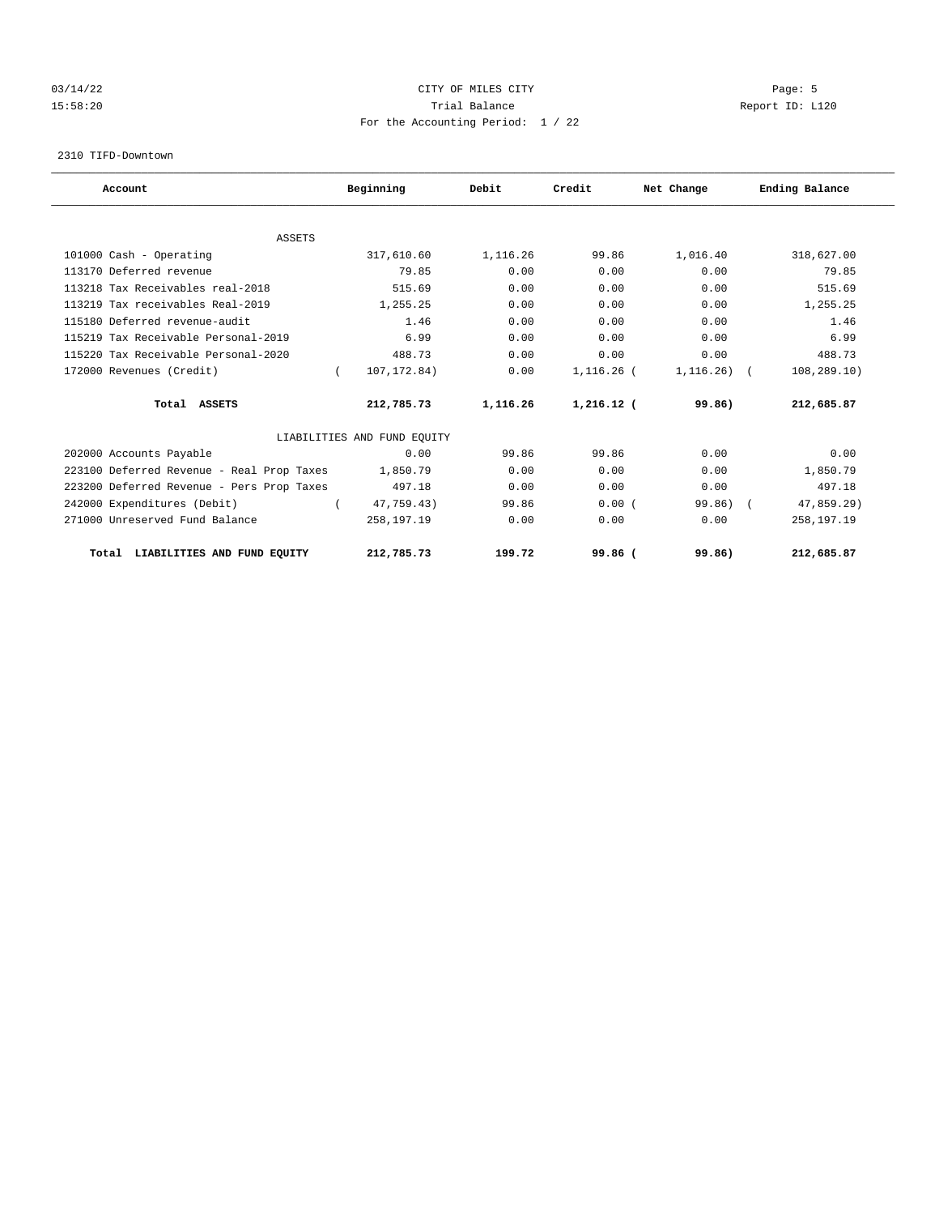CITY OF MILES CITY

Trial Balance

For the Accounting Period: 1 / 22

03/14/22 15:58:20 — Report ID: L120

2310 TIFD-Downtown

| Account | Beginning | Debit | Credit | Net Change | Ending Balance |
|---|---|---|---|---|---|
| **ASSETS** | | | | | |
| 101000 Cash - Operating | 317,610.60 | 1,116.26 | 99.86 | 1,016.40 | 318,627.00 |
| 113170 Deferred revenue | 79.85 | 0.00 | 0.00 | 0.00 | 79.85 |
| 113218 Tax Receivables real-2018 | 515.69 | 0.00 | 0.00 | 0.00 | 515.69 |
| 113219 Tax receivables Real-2019 | 1,255.25 | 0.00 | 0.00 | 0.00 | 1,255.25 |
| 115180 Deferred revenue-audit | 1.46 | 0.00 | 0.00 | 0.00 | 1.46 |
| 115219 Tax Receivable Personal-2019 | 6.99 | 0.00 | 0.00 | 0.00 | 6.99 |
| 115220 Tax Receivable Personal-2020 | 488.73 | 0.00 | 0.00 | 0.00 | 488.73 |
| 172000 Revenues (Credit) | ( 107,172.84) | 0.00 | 1,116.26 | ( 1,116.26) | ( 108,289.10) |
| **Total ASSETS** | **212,785.73** | **1,116.26** | **1,216.12** | **( 99.86)** | **212,685.87** |
| **LIABILITIES AND FUND EQUITY** | | | | | |
| 202000 Accounts Payable | 0.00 | 99.86 | 99.86 | 0.00 | 0.00 |
| 223100 Deferred Revenue - Real Prop Taxes | 1,850.79 | 0.00 | 0.00 | 0.00 | 1,850.79 |
| 223200 Deferred Revenue - Pers Prop Taxes | 497.18 | 0.00 | 0.00 | 0.00 | 497.18 |
| 242000 Expenditures (Debit) | ( 47,759.43) | 99.86 | 0.00 | ( 99.86) | ( 47,859.29) |
| 271000 Unreserved Fund Balance | 258,197.19 | 0.00 | 0.00 | 0.00 | 258,197.19 |
| **Total LIABILITIES AND FUND EQUITY** | **212,785.73** | **199.72** | **99.86** | **( 99.86)** | **212,685.87** |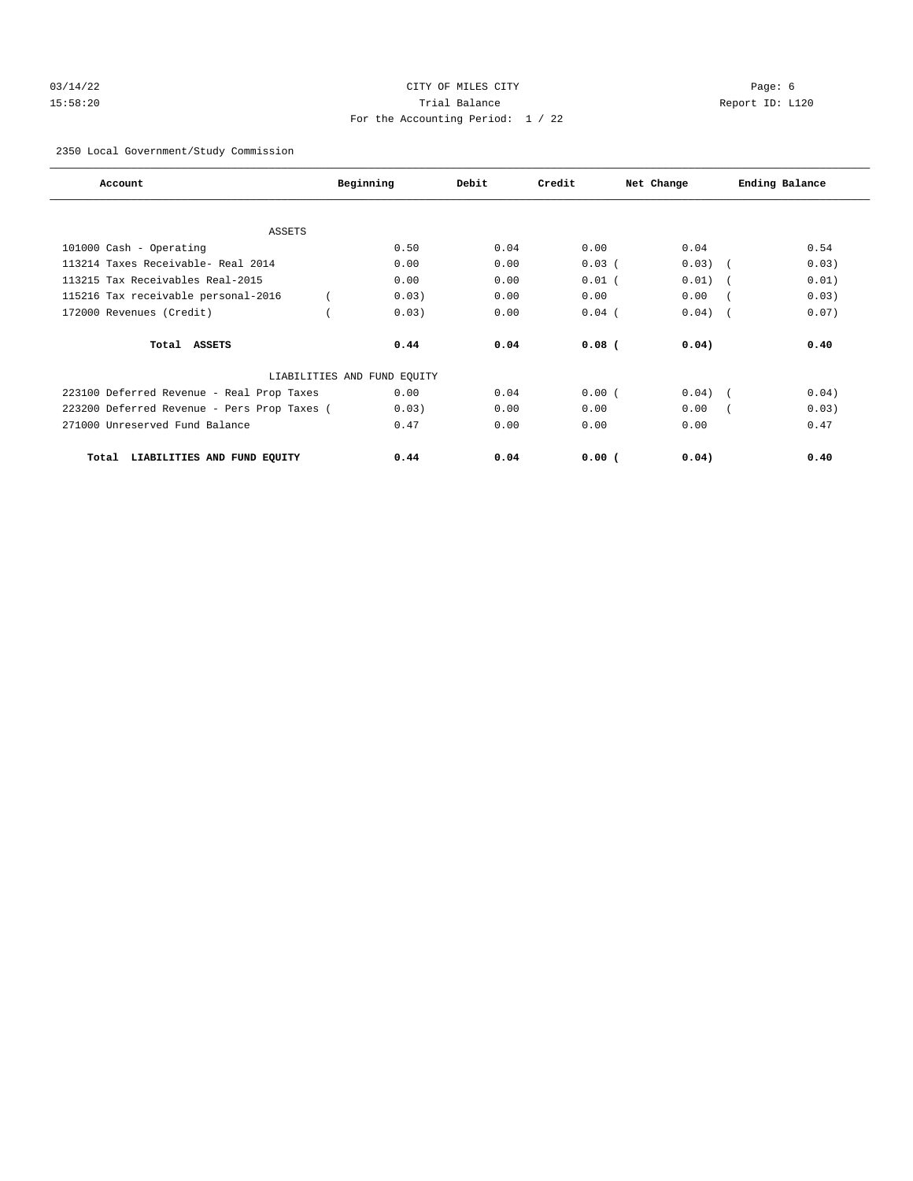CITY OF MILES CITY
Trial Balance
For the Accounting Period: 1 / 22

03/14/22
15:58:20

Page: 6
Report ID: L120

2350 Local Government/Study Commission

| Account | Beginning | Debit | Credit | Net Change | Ending Balance |
|---|---|---|---|---|---|
| **ASSETS** | | | | | |
| 101000 Cash - Operating | 0.50 | 0.04 | 0.00 | 0.04 | 0.54 |
| 113214 Taxes Receivable- Real 2014 | 0.00 | 0.00 | 0.03 | (0.03) | (0.03) |
| 113215 Tax Receivables Real-2015 | 0.00 | 0.00 | 0.01 | (0.01) | (0.01) |
| 115216 Tax receivable personal-2016 | (0.03) | 0.00 | 0.00 | 0.00 | (0.03) |
| 172000 Revenues (Credit) | (0.03) | 0.00 | 0.04 | (0.04) | (0.07) |
| **Total ASSETS** | **0.44** | **0.04** | **0.08** | **(0.04)** | **0.40** |
| **LIABILITIES AND FUND EQUITY** | | | | | |
| 223100 Deferred Revenue - Real Prop Taxes | 0.00 | 0.04 | 0.00 | (0.04) | (0.04) |
| 223200 Deferred Revenue - Pers Prop Taxes | (0.03) | 0.00 | 0.00 | 0.00 | (0.03) |
| 271000 Unreserved Fund Balance | 0.47 | 0.00 | 0.00 | 0.00 | 0.47 |
| **Total LIABILITIES AND FUND EQUITY** | **0.44** | **0.04** | **0.00** | **(0.04)** | **0.40** |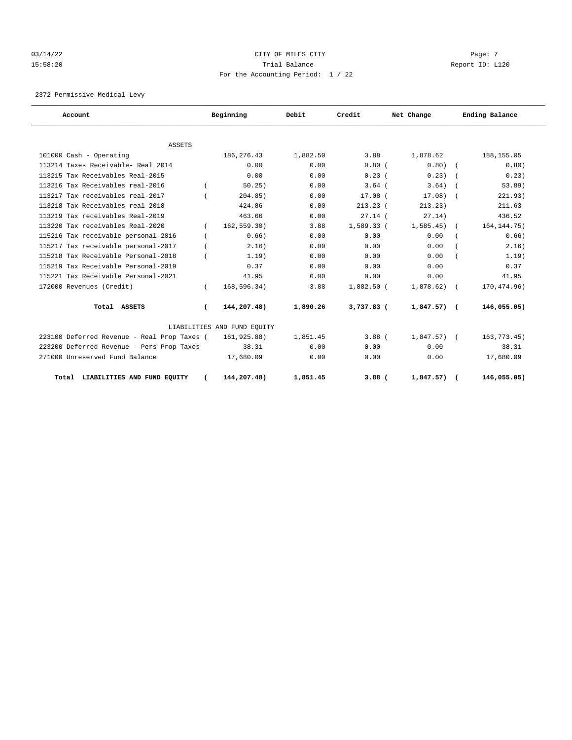CITY OF MILES CITY

Trial Balance

For the Accounting Period: 1 / 22

2372 Permissive Medical Levy

| Account | Beginning | Debit | Credit | Net Change | Ending Balance |
|---|---|---|---|---|---|
| **ASSETS** | | | | | |
| 101000 Cash - Operating | 186,276.43 | 1,882.50 | 3.88 | 1,878.62 | 188,155.05 |
| 113214 Taxes Receivable- Real 2014 | 0.00 | 0.00 | 0.80 | (0.80) | (0.80) |
| 113215 Tax Receivables Real-2015 | 0.00 | 0.00 | 0.23 | (0.23) | (0.23) |
| 113216 Tax Receivables real-2016 | (50.25) | 0.00 | 3.64 | (3.64) | (53.89) |
| 113217 Tax receivables real-2017 | (204.85) | 0.00 | 17.08 | (17.08) | (221.93) |
| 113218 Tax Receivables real-2018 | 424.86 | 0.00 | 213.23 | (213.23) | 211.63 |
| 113219 Tax receivables Real-2019 | 463.66 | 0.00 | 27.14 | (27.14) | 436.52 |
| 113220 Tax receivables Real-2020 | (162,559.30) | 3.88 | 1,589.33 | (1,585.45) | (164,144.75) |
| 115216 Tax receivable personal-2016 | (0.66) | 0.00 | 0.00 | 0.00 | (0.66) |
| 115217 Tax receivable personal-2017 | (2.16) | 0.00 | 0.00 | 0.00 | (2.16) |
| 115218 Tax Receivable Personal-2018 | (1.19) | 0.00 | 0.00 | 0.00 | (1.19) |
| 115219 Tax Receivable Personal-2019 | 0.37 | 0.00 | 0.00 | 0.00 | 0.37 |
| 115221 Tax Receivable Personal-2021 | 41.95 | 0.00 | 0.00 | 0.00 | 41.95 |
| 172000 Revenues (Credit) | (168,596.34) | 3.88 | 1,882.50 | (1,878.62) | (170,474.96) |
| **Total ASSETS** | **(144,207.48)** | **1,890.26** | **3,737.83** | **(1,847.57)** | **(146,055.05)** |
| **LIABILITIES AND FUND EQUITY** | | | | | |
| 223100 Deferred Revenue - Real Prop Taxes | (161,925.88) | 1,851.45 | 3.88 | (1,847.57) | (163,773.45) |
| 223200 Deferred Revenue - Pers Prop Taxes | 38.31 | 0.00 | 0.00 | 0.00 | 38.31 |
| 271000 Unreserved Fund Balance | 17,680.09 | 0.00 | 0.00 | 0.00 | 17,680.09 |
| **Total LIABILITIES AND FUND EQUITY** | **(144,207.48)** | **1,851.45** | **3.88** | **(1,847.57)** | **(146,055.05)** |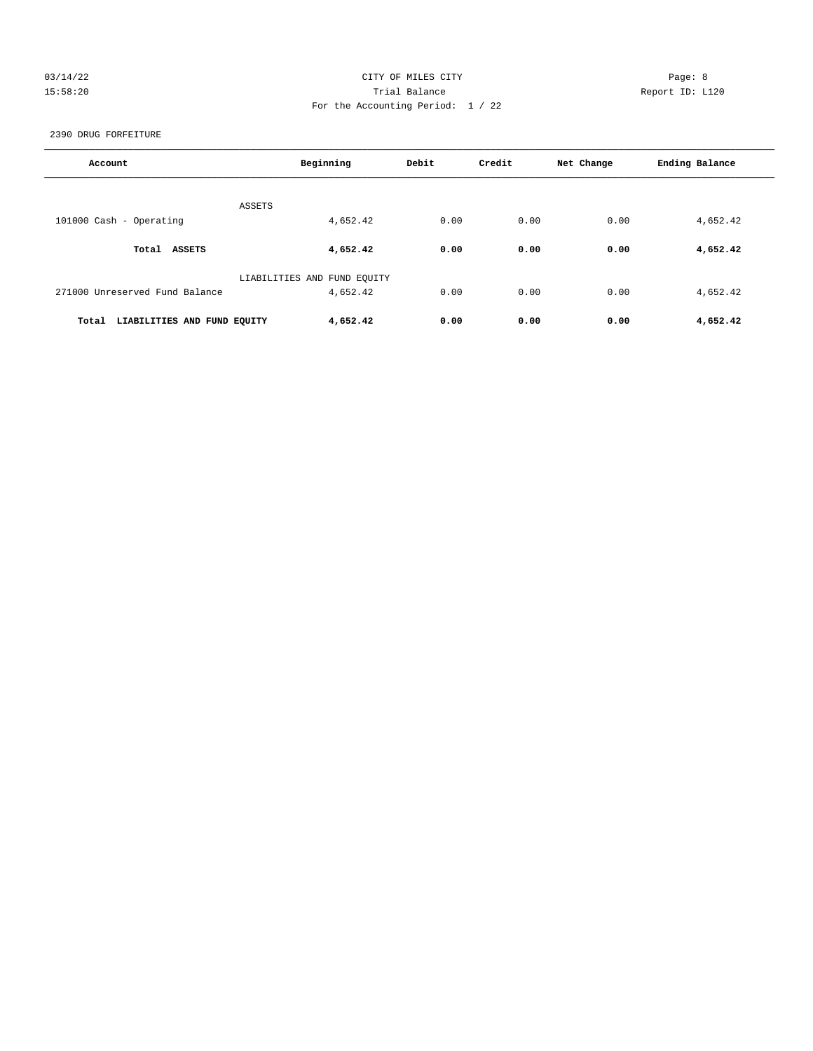CITY OF MILES CITY
Trial Balance
For the Accounting Period: 1 / 22

03/14/22
15:58:20

Report ID: L120

2390 DRUG FORFEITURE

| Account | Beginning | Debit | Credit | Net Change | Ending Balance |
|---|---|---|---|---|---|
| ASSETS | | | | | |
| 101000 Cash - Operating | 4,652.42 | 0.00 | 0.00 | 0.00 | 4,652.42 |
| **Total ASSETS** | **4,652.42** | **0.00** | **0.00** | **0.00** | **4,652.42** |
| LIABILITIES AND FUND EQUITY | | | | | |
| 271000 Unreserved Fund Balance | 4,652.42 | 0.00 | 0.00 | 0.00 | 4,652.42 |
| **Total LIABILITIES AND FUND EQUITY** | **4,652.42** | **0.00** | **0.00** | **0.00** | **4,652.42** |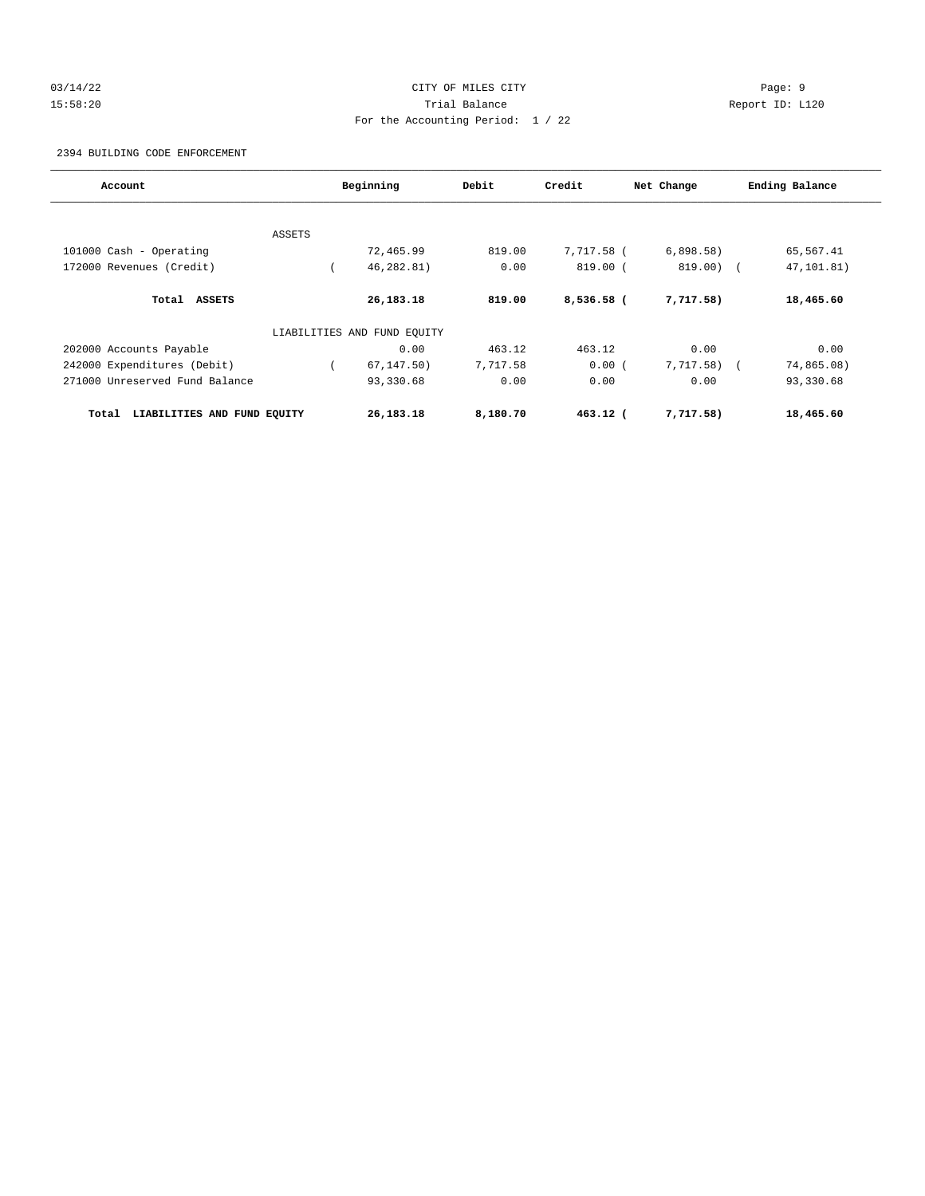CITY OF MILES CITY

Trial Balance

For the Accounting Period: 1 / 22

2394 BUILDING CODE ENFORCEMENT

| Account | Beginning | Debit | Credit | Net Change | Ending Balance |
|---|---|---|---|---|---|
| ASSETS | | | | | |
| 101000 Cash - Operating | 72,465.99 | 819.00 | 7,717.58 | (6,898.58) | 65,567.41 |
| 172000 Revenues (Credit) | (46,282.81) | 0.00 | 819.00 | (819.00) | (47,101.81) |
| **Total ASSETS** | **26,183.18** | **819.00** | **8,536.58** | **(7,717.58)** | **18,465.60** |
| LIABILITIES AND FUND EQUITY | | | | | |
| 202000 Accounts Payable | 0.00 | 463.12 | 463.12 | 0.00 | 0.00 |
| 242000 Expenditures (Debit) | (67,147.50) | 7,717.58 | 0.00 | (7,717.58) | (74,865.08) |
| 271000 Unreserved Fund Balance | 93,330.68 | 0.00 | 0.00 | 0.00 | 93,330.68 |
| **Total LIABILITIES AND FUND EQUITY** | **26,183.18** | **8,180.70** | **463.12** | **(7,717.58)** | **18,465.60** |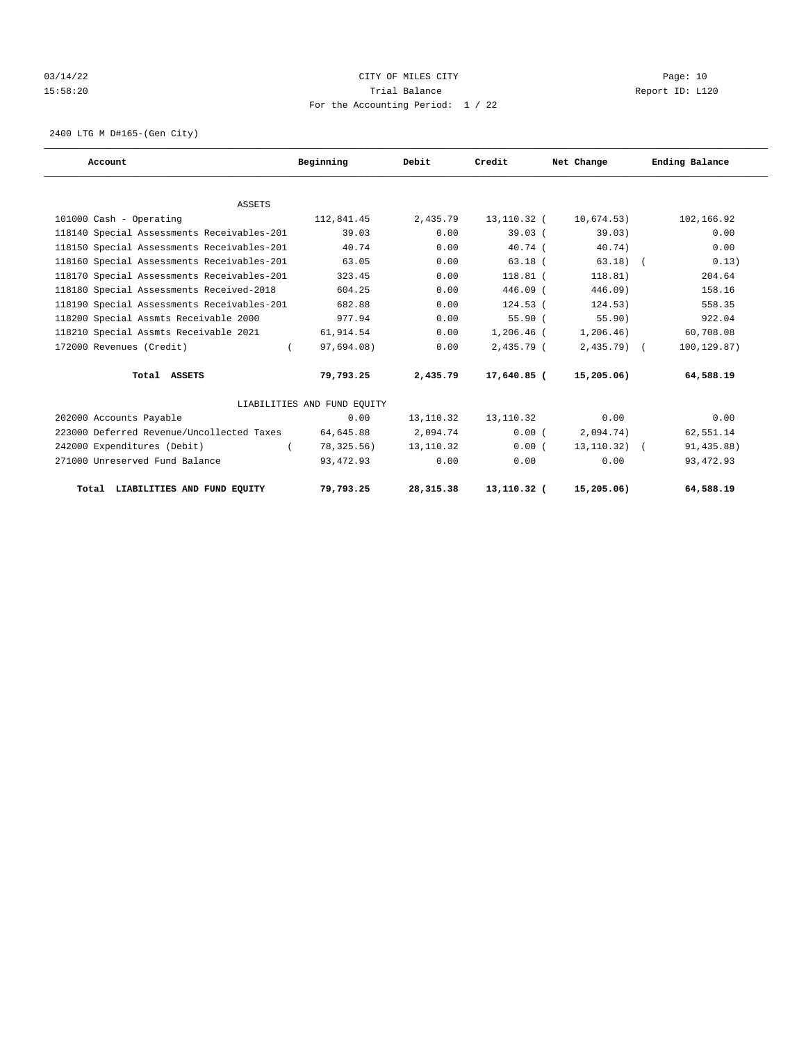CITY OF MILES CITY

Trial Balance

For the Accounting Period: 1 / 22

2400 LTG M D#165-(Gen City)

| Account | Beginning | Debit | Credit | Net Change | Ending Balance |
|---|---|---|---|---|---|
| ASSETS | | | | | |
| 101000 Cash - Operating | 112,841.45 | 2,435.79 | 13,110.32 | ( 10,674.53) | 102,166.92 |
| 118140 Special Assessments Receivables-201 | 39.03 | 0.00 | 39.03 | ( 39.03) | 0.00 |
| 118150 Special Assessments Receivables-201 | 40.74 | 0.00 | 40.74 | ( 40.74) | 0.00 |
| 118160 Special Assessments Receivables-201 | 63.05 | 0.00 | 63.18 | ( 63.18) | ( 0.13) |
| 118170 Special Assessments Receivables-201 | 323.45 | 0.00 | 118.81 | ( 118.81) | 204.64 |
| 118180 Special Assessments Received-2018 | 604.25 | 0.00 | 446.09 | ( 446.09) | 158.16 |
| 118190 Special Assessments Receivables-201 | 682.88 | 0.00 | 124.53 | ( 124.53) | 558.35 |
| 118200 Special Assmts Receivable 2000 | 977.94 | 0.00 | 55.90 | ( 55.90) | 922.04 |
| 118210 Special Assmts Receivable 2021 | 61,914.54 | 0.00 | 1,206.46 | ( 1,206.46) | 60,708.08 |
| 172000 Revenues (Credit) | ( 97,694.08) | 0.00 | 2,435.79 | ( 2,435.79) | ( 100,129.87) |
| **Total ASSETS** | **79,793.25** | **2,435.79** | **17,640.85** | **( 15,205.06)** | **64,588.19** |
| LIABILITIES AND FUND EQUITY | | | | | |
| 202000 Accounts Payable | 0.00 | 13,110.32 | 13,110.32 | 0.00 | 0.00 |
| 223000 Deferred Revenue/Uncollected Taxes | 64,645.88 | 2,094.74 | 0.00 | ( 2,094.74) | 62,551.14 |
| 242000 Expenditures (Debit) | ( 78,325.56) | 13,110.32 | 0.00 | ( 13,110.32) | ( 91,435.88) |
| 271000 Unreserved Fund Balance | 93,472.93 | 0.00 | 0.00 | 0.00 | 93,472.93 |
| **Total LIABILITIES AND FUND EQUITY** | **79,793.25** | **28,315.38** | **13,110.32** | **( 15,205.06)** | **64,588.19** |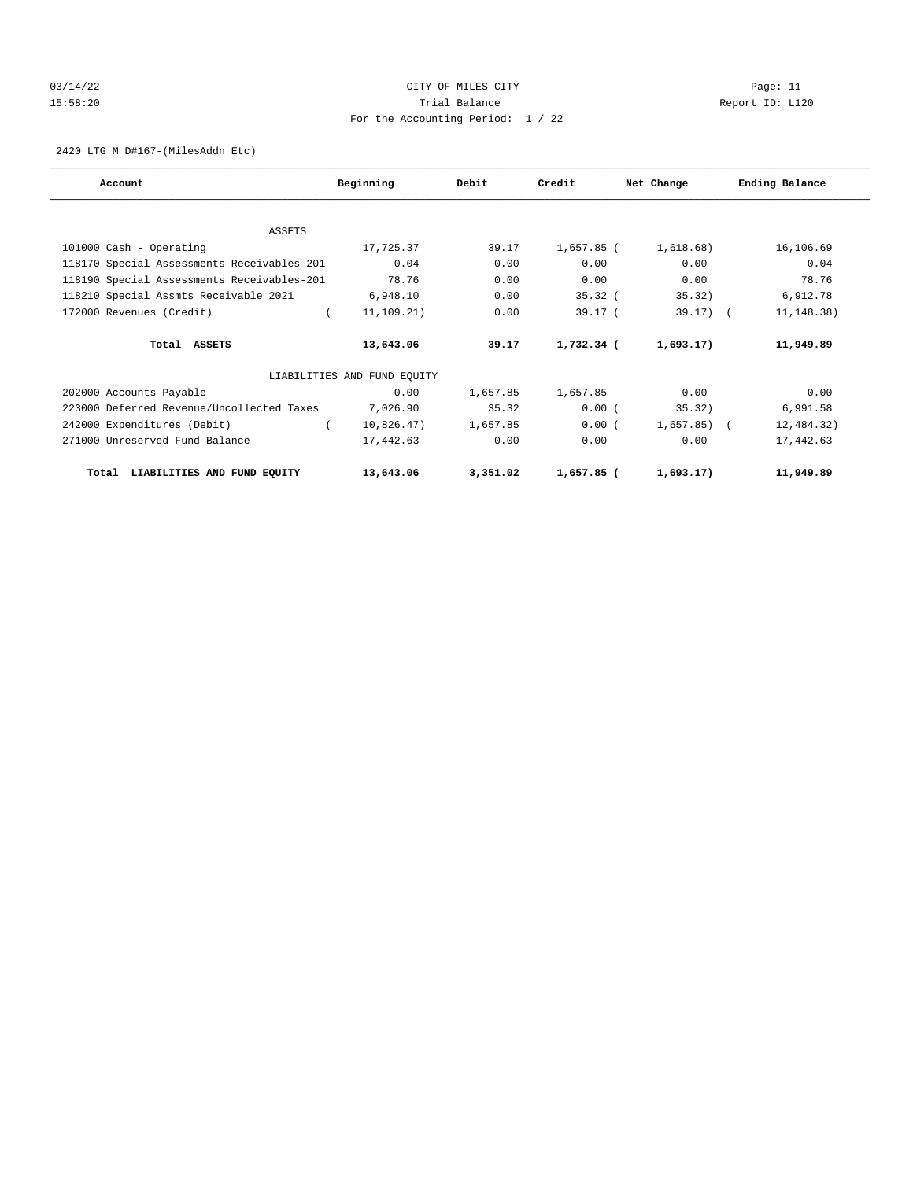CITY OF MILES CITY

Trial Balance

For the Accounting Period: 1 / 22

03/14/22 15:58:20 Report ID: L120

2420 LTG M D#167-(MilesAddn Etc)

| Account | Beginning | Debit | Credit | Net Change | Ending Balance |
|---|---|---|---|---|---|
| ASSETS | | | | | |
| 101000 Cash - Operating | 17,725.37 | 39.17 | 1,657.85 | ( 1,618.68) | 16,106.69 |
| 118170 Special Assessments Receivables-201 | 0.04 | 0.00 | 0.00 | 0.00 | 0.04 |
| 118190 Special Assessments Receivables-201 | 78.76 | 0.00 | 0.00 | 0.00 | 78.76 |
| 118210 Special Assmts Receivable 2021 | 6,948.10 | 0.00 | 35.32 | ( 35.32) | 6,912.78 |
| 172000 Revenues (Credit) | ( 11,109.21) | 0.00 | 39.17 | ( 39.17) | ( 11,148.38) |
| **Total ASSETS** | **13,643.06** | **39.17** | **1,732.34** | **( 1,693.17)** | **11,949.89** |
| LIABILITIES AND FUND EQUITY | | | | | |
| 202000 Accounts Payable | 0.00 | 1,657.85 | 1,657.85 | 0.00 | 0.00 |
| 223000 Deferred Revenue/Uncollected Taxes | 7,026.90 | 35.32 | 0.00 | ( 35.32) | 6,991.58 |
| 242000 Expenditures (Debit) | ( 10,826.47) | 1,657.85 | 0.00 | ( 1,657.85) | ( 12,484.32) |
| 271000 Unreserved Fund Balance | 17,442.63 | 0.00 | 0.00 | 0.00 | 17,442.63 |
| **Total LIABILITIES AND FUND EQUITY** | **13,643.06** | **3,351.02** | **1,657.85** | **( 1,693.17)** | **11,949.89** |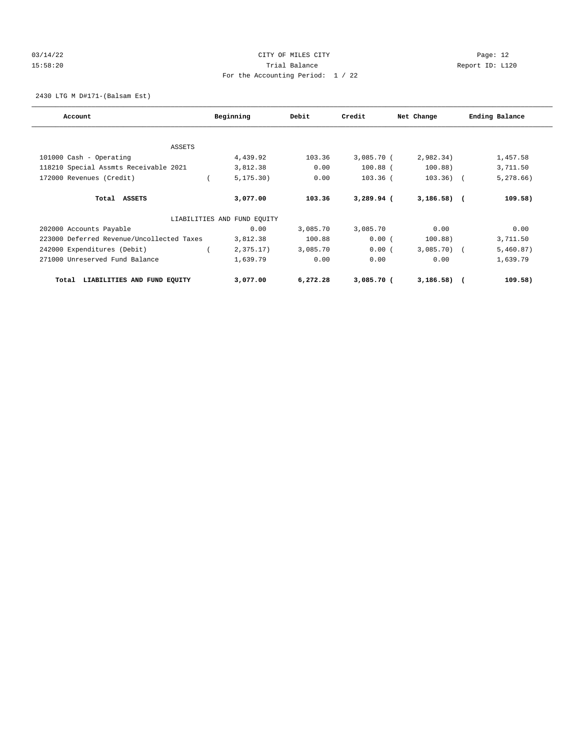CITY OF MILES CITY

Trial Balance

For the Accounting Period: 1 / 22

2430 LTG M D#171-(Balsam Est)

| Account | Beginning | Debit | Credit | Net Change | Ending Balance |
|---|---|---|---|---|---|
| ASSETS | | | | | |
| 101000 Cash - Operating | 4,439.92 | 103.36 | 3,085.70 | (2,982.34) | 1,457.58 |
| 118210 Special Assmts Receivable 2021 | 3,812.38 | 0.00 | 100.88 | (100.88) | 3,711.50 |
| 172000 Revenues (Credit) | (5,175.30) | 0.00 | 103.36 | (103.36) | (5,278.66) |
| **Total ASSETS** | **3,077.00** | **103.36** | **3,289.94** | **(3,186.58)** | **(109.58)** |
| LIABILITIES AND FUND EQUITY | | | | | |
| 202000 Accounts Payable | 0.00 | 3,085.70 | 3,085.70 | 0.00 | 0.00 |
| 223000 Deferred Revenue/Uncollected Taxes | 3,812.38 | 100.88 | 0.00 | (100.88) | 3,711.50 |
| 242000 Expenditures (Debit) | (2,375.17) | 3,085.70 | 0.00 | (3,085.70) | (5,460.87) |
| 271000 Unreserved Fund Balance | 1,639.79 | 0.00 | 0.00 | 0.00 | 1,639.79 |
| **Total LIABILITIES AND FUND EQUITY** | **3,077.00** | **6,272.28** | **3,085.70** | **(3,186.58)** | **(109.58)** |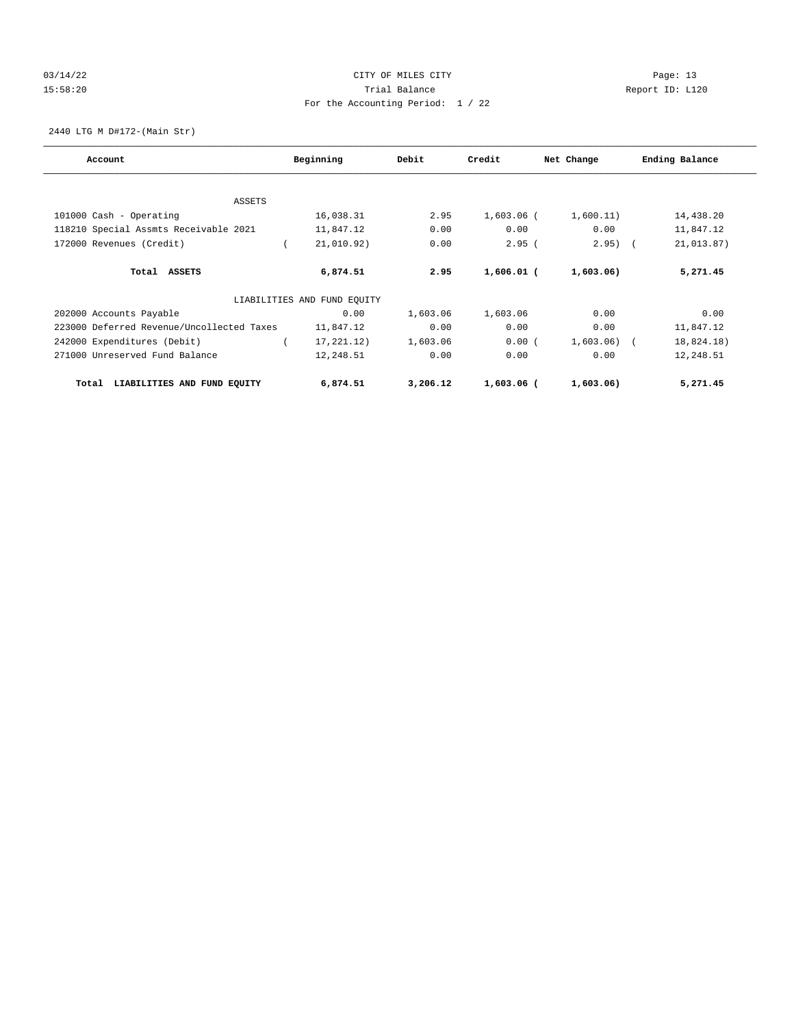CITY OF MILES CITY

Trial Balance

For the Accounting Period: 1 / 22

03/14/22 15:58:20 — Page: 13 — Report ID: L120

2440 LTG M D#172-(Main Str)

| Account | Beginning | Debit | Credit | Net Change | Ending Balance |
|---|---|---|---|---|---|
| **ASSETS** | | | | | |
| 101000 Cash - Operating | 16,038.31 | 2.95 | 1,603.06 | ( 1,600.11) | 14,438.20 |
| 118210 Special Assmts Receivable 2021 | 11,847.12 | 0.00 | 0.00 | 0.00 | 11,847.12 |
| 172000 Revenues (Credit) | ( 21,010.92) | 0.00 | 2.95 | ( 2.95) | ( 21,013.87) |
| **Total ASSETS** | **6,874.51** | **2.95** | **1,606.01** | **( 1,603.06)** | **5,271.45** |
| **LIABILITIES AND FUND EQUITY** | | | | | |
| 202000 Accounts Payable | 0.00 | 1,603.06 | 1,603.06 | 0.00 | 0.00 |
| 223000 Deferred Revenue/Uncollected Taxes | 11,847.12 | 0.00 | 0.00 | 0.00 | 11,847.12 |
| 242000 Expenditures (Debit) | ( 17,221.12) | 1,603.06 | 0.00 | ( 1,603.06) | ( 18,824.18) |
| 271000 Unreserved Fund Balance | 12,248.51 | 0.00 | 0.00 | 0.00 | 12,248.51 |
| **Total LIABILITIES AND FUND EQUITY** | **6,874.51** | **3,206.12** | **1,603.06** | **( 1,603.06)** | **5,271.45** |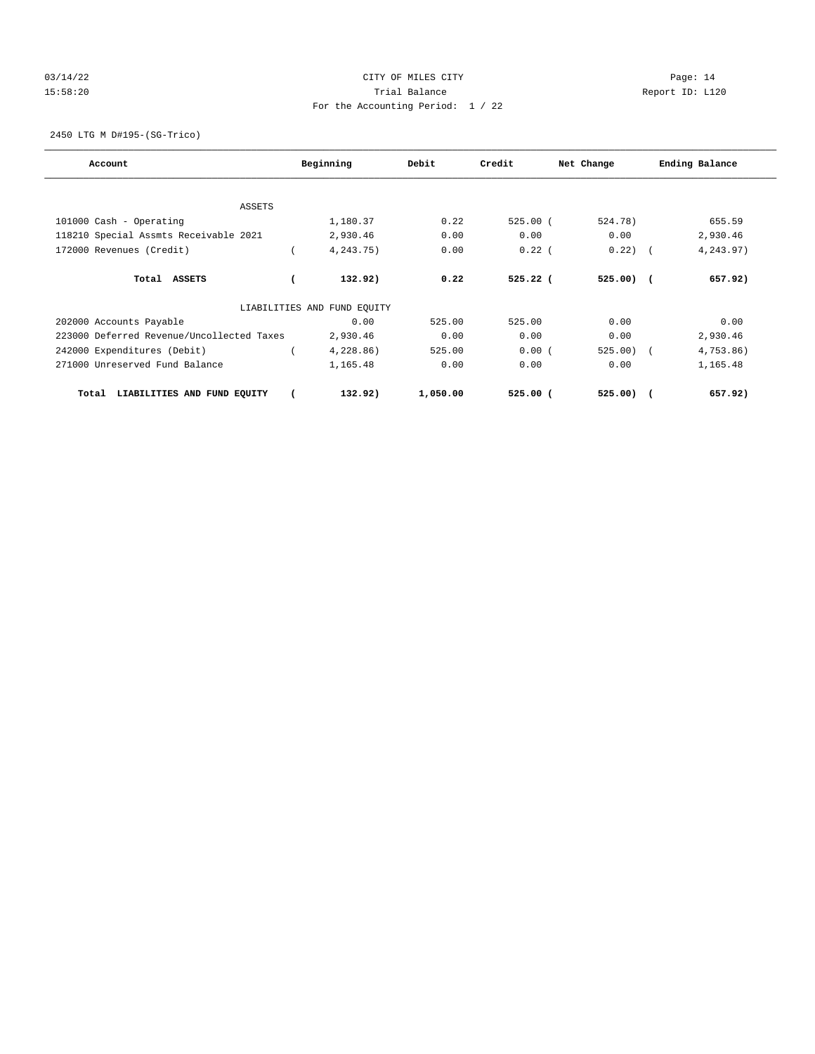CITY OF MILES CITY

Trial Balance

For the Accounting Period: 1 / 22

03/14/22 15:58:20 — Report ID: L120

2450 LTG M D#195-(SG-Trico)

| Account | Beginning | Debit | Credit | Net Change | Ending Balance |
|---|---|---|---|---|---|
| ASSETS | | | | | |
| 101000 Cash - Operating | 1,180.37 | 0.22 | 525.00 | ( 524.78) | 655.59 |
| 118210 Special Assmts Receivable 2021 | 2,930.46 | 0.00 | 0.00 | 0.00 | 2,930.46 |
| 172000 Revenues (Credit) | ( 4,243.75) | 0.00 | 0.22 | ( 0.22) | ( 4,243.97) |
| **Total ASSETS** | **( 132.92)** | **0.22** | **525.22** | **( 525.00)** | **( 657.92)** |
| LIABILITIES AND FUND EQUITY | | | | | |
| 202000 Accounts Payable | 0.00 | 525.00 | 525.00 | 0.00 | 0.00 |
| 223000 Deferred Revenue/Uncollected Taxes | 2,930.46 | 0.00 | 0.00 | 0.00 | 2,930.46 |
| 242000 Expenditures (Debit) | ( 4,228.86) | 525.00 | 0.00 | ( 525.00) | ( 4,753.86) |
| 271000 Unreserved Fund Balance | 1,165.48 | 0.00 | 0.00 | 0.00 | 1,165.48 |
| **Total LIABILITIES AND FUND EQUITY** | **( 132.92)** | **1,050.00** | **525.00** | **( 525.00)** | **( 657.92)** |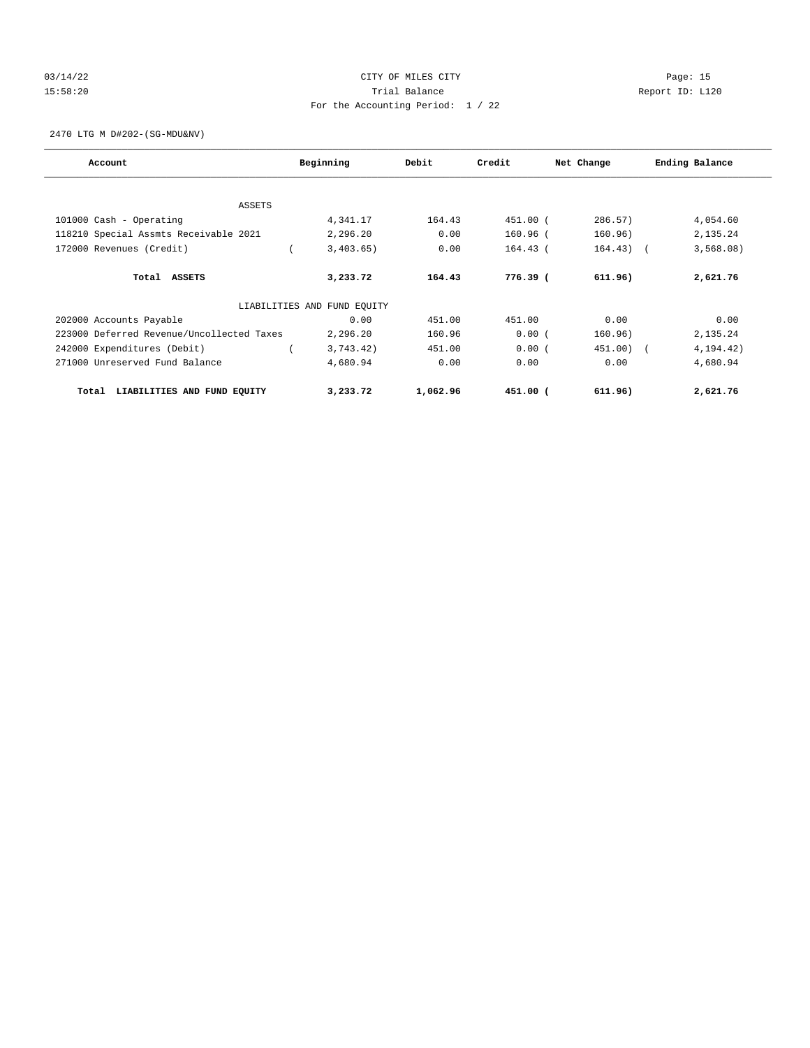CITY OF MILES CITY

Trial Balance

For the Accounting Period: 1 / 22

2470 LTG M D#202-(SG-MDU&NV)

| Account | Beginning | Debit | Credit | Net Change | Ending Balance |
|---|---|---|---|---|---|
| ASSETS | | | | | |
| 101000 Cash - Operating | 4,341.17 | 164.43 | 451.00 | ( 286.57) | 4,054.60 |
| 118210 Special Assmts Receivable 2021 | 2,296.20 | 0.00 | 160.96 | ( 160.96) | 2,135.24 |
| 172000 Revenues (Credit) | ( 3,403.65) | 0.00 | 164.43 | ( 164.43) | ( 3,568.08) |
| **Total ASSETS** | **3,233.72** | **164.43** | **776.39** | **( 611.96)** | **2,621.76** |
| LIABILITIES AND FUND EQUITY | | | | | |
| 202000 Accounts Payable | 0.00 | 451.00 | 451.00 | 0.00 | 0.00 |
| 223000 Deferred Revenue/Uncollected Taxes | 2,296.20 | 160.96 | 0.00 | ( 160.96) | 2,135.24 |
| 242000 Expenditures (Debit) | ( 3,743.42) | 451.00 | 0.00 | ( 451.00) | ( 4,194.42) |
| 271000 Unreserved Fund Balance | 4,680.94 | 0.00 | 0.00 | 0.00 | 4,680.94 |
| **Total LIABILITIES AND FUND EQUITY** | **3,233.72** | **1,062.96** | **451.00** | **( 611.96)** | **2,621.76** |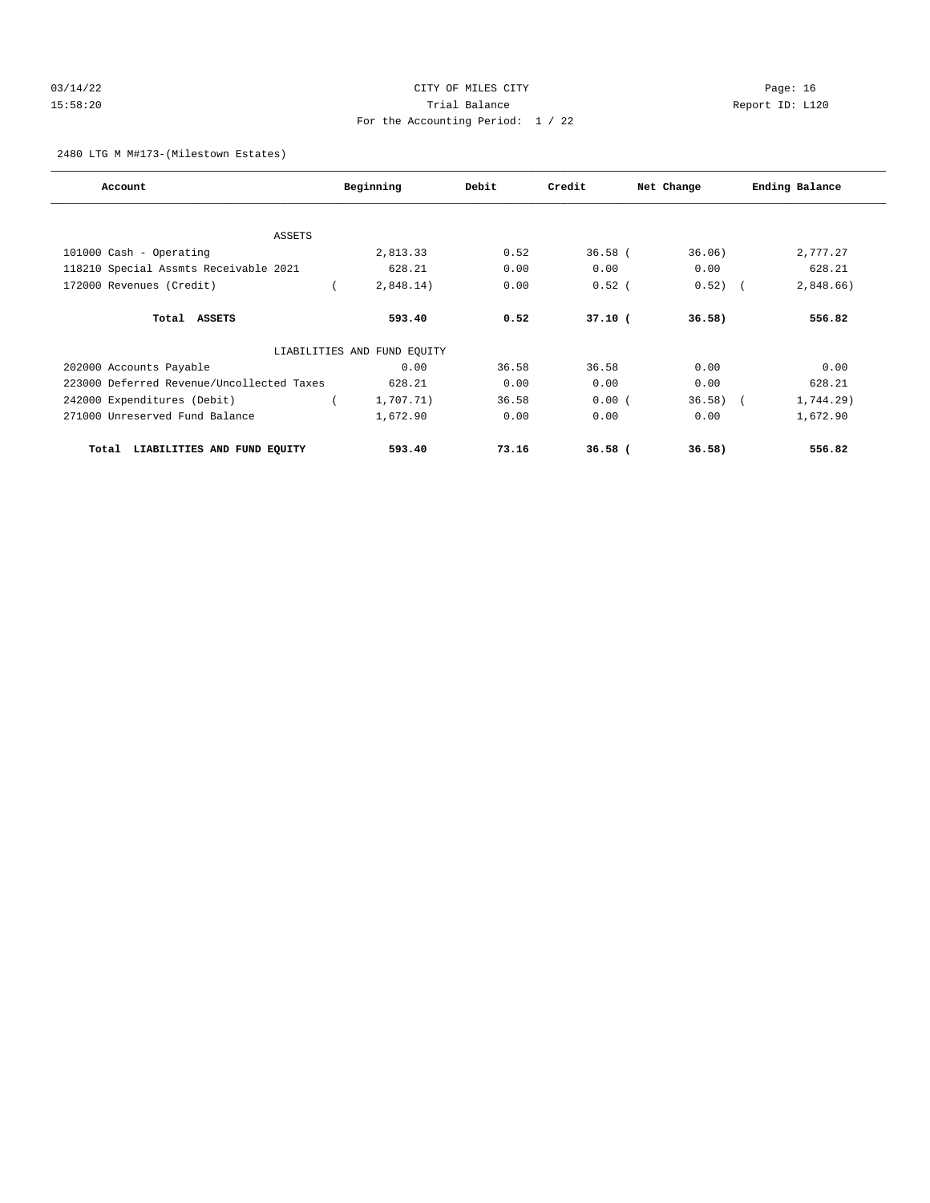CITY OF MILES CITY

Trial Balance

For the Accounting Period: 1 / 22

2480 LTG M M#173-(Milestown Estates)

| Account | Beginning | Debit | Credit | Net Change | Ending Balance |
|---|---|---|---|---|---|
| ASSETS | | | | | |
| 101000 Cash - Operating | 2,813.33 | 0.52 | 36.58 | ( 36.06) | 2,777.27 |
| 118210 Special Assmts Receivable 2021 | 628.21 | 0.00 | 0.00 | 0.00 | 628.21 |
| 172000 Revenues (Credit) | ( 2,848.14) | 0.00 | 0.52 | ( 0.52) | ( 2,848.66) |
| **Total ASSETS** | **593.40** | **0.52** | **37.10** | **( 36.58)** | **556.82** |
| LIABILITIES AND FUND EQUITY | | | | | |
| 202000 Accounts Payable | 0.00 | 36.58 | 36.58 | 0.00 | 0.00 |
| 223000 Deferred Revenue/Uncollected Taxes | 628.21 | 0.00 | 0.00 | 0.00 | 628.21 |
| 242000 Expenditures (Debit) | ( 1,707.71) | 36.58 | 0.00 | ( 36.58) | ( 1,744.29) |
| 271000 Unreserved Fund Balance | 1,672.90 | 0.00 | 0.00 | 0.00 | 1,672.90 |
| **Total LIABILITIES AND FUND EQUITY** | **593.40** | **73.16** | **36.58** | **( 36.58)** | **556.82** |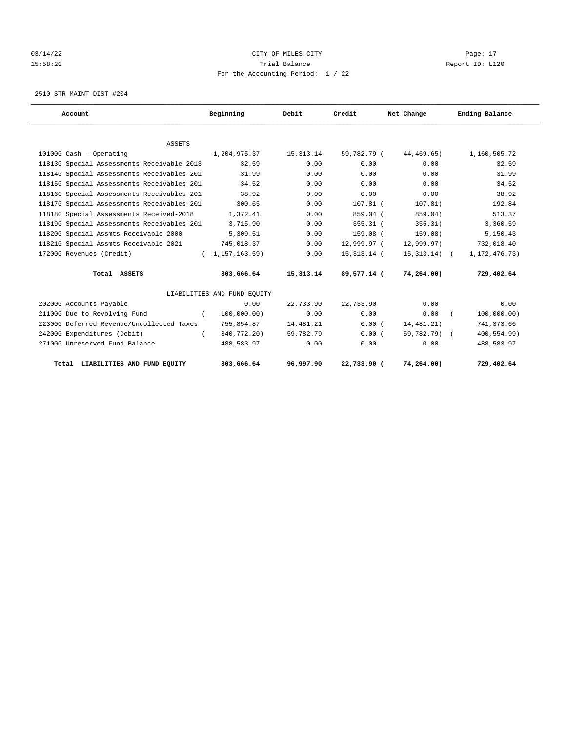CITY OF MILES CITY
Trial Balance
For the Accounting Period: 1 / 22

2510 STR MAINT DIST #204

| Account | Beginning | Debit | Credit | Net Change | Ending Balance |
|---|---|---|---|---|---|
| ASSETS | | | | | |
| 101000 Cash - Operating | 1,204,975.37 | 15,313.14 | 59,782.79 | ( 44,469.65) | 1,160,505.72 |
| 118130 Special Assessments Receivable 2013 | 32.59 | 0.00 | 0.00 | 0.00 | 32.59 |
| 118140 Special Assessments Receivables-201 | 31.99 | 0.00 | 0.00 | 0.00 | 31.99 |
| 118150 Special Assessments Receivables-201 | 34.52 | 0.00 | 0.00 | 0.00 | 34.52 |
| 118160 Special Assessments Receivables-201 | 38.92 | 0.00 | 0.00 | 0.00 | 38.92 |
| 118170 Special Assessments Receivables-201 | 300.65 | 0.00 | 107.81 | ( 107.81) | 192.84 |
| 118180 Special Assessments Received-2018 | 1,372.41 | 0.00 | 859.04 | ( 859.04) | 513.37 |
| 118190 Special Assessments Receivables-201 | 3,715.90 | 0.00 | 355.31 | ( 355.31) | 3,360.59 |
| 118200 Special Assmts Receivable 2000 | 5,309.51 | 0.00 | 159.08 | ( 159.08) | 5,150.43 |
| 118210 Special Assmts Receivable 2021 | 745,018.37 | 0.00 | 12,999.97 | ( 12,999.97) | 732,018.40 |
| 172000 Revenues (Credit) | ( 1,157,163.59) | 0.00 | 15,313.14 | ( 15,313.14) | ( 1,172,476.73) |
| **Total ASSETS** | **803,666.64** | **15,313.14** | **89,577.14** | **( 74,264.00)** | **729,402.64** |
| LIABILITIES AND FUND EQUITY | | | | | |
| 202000 Accounts Payable | 0.00 | 22,733.90 | 22,733.90 | 0.00 | 0.00 |
| 211000 Due to Revolving Fund | ( 100,000.00) | 0.00 | 0.00 | 0.00 | ( 100,000.00) |
| 223000 Deferred Revenue/Uncollected Taxes | 755,854.87 | 14,481.21 | 0.00 | ( 14,481.21) | 741,373.66 |
| 242000 Expenditures (Debit) | ( 340,772.20) | 59,782.79 | 0.00 | ( 59,782.79) | ( 400,554.99) |
| 271000 Unreserved Fund Balance | 488,583.97 | 0.00 | 0.00 | 0.00 | 488,583.97 |
| **Total LIABILITIES AND FUND EQUITY** | **803,666.64** | **96,997.90** | **22,733.90** | **( 74,264.00)** | **729,402.64** |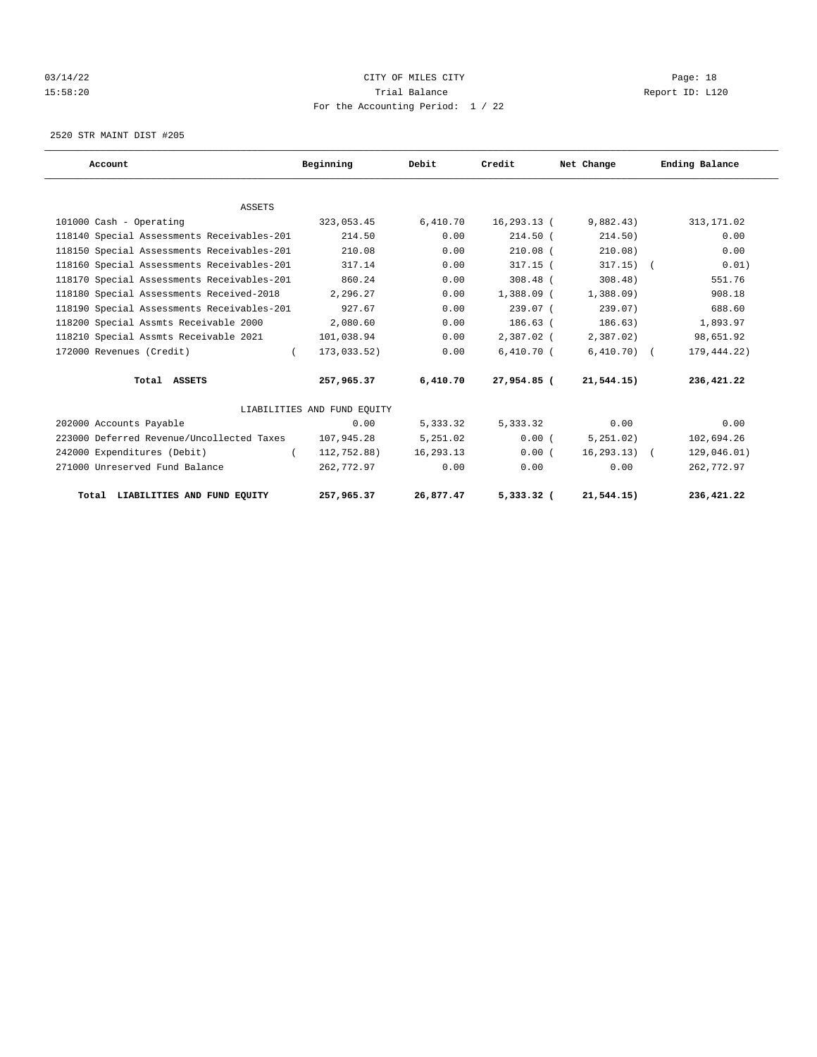CITY OF MILES CITY
Trial Balance
For the Accounting Period: 1 / 22

03/14/22
15:58:20

Report ID: L120

2520 STR MAINT DIST #205

| Account | Beginning | Debit | Credit | Net Change | Ending Balance |
|---|---|---|---|---|---|
| ASSETS | | | | | |
| 101000 Cash - Operating | 323,053.45 | 6,410.70 | 16,293.13 | ( 9,882.43) | 313,171.02 |
| 118140 Special Assessments Receivables-201 | 214.50 | 0.00 | 214.50 | ( 214.50) | 0.00 |
| 118150 Special Assessments Receivables-201 | 210.08 | 0.00 | 210.08 | ( 210.08) | 0.00 |
| 118160 Special Assessments Receivables-201 | 317.14 | 0.00 | 317.15 | ( 317.15) | ( 0.01) |
| 118170 Special Assessments Receivables-201 | 860.24 | 0.00 | 308.48 | ( 308.48) | 551.76 |
| 118180 Special Assessments Received-2018 | 2,296.27 | 0.00 | 1,388.09 | ( 1,388.09) | 908.18 |
| 118190 Special Assessments Receivables-201 | 927.67 | 0.00 | 239.07 | ( 239.07) | 688.60 |
| 118200 Special Assmts Receivable 2000 | 2,080.60 | 0.00 | 186.63 | ( 186.63) | 1,893.97 |
| 118210 Special Assmts Receivable 2021 | 101,038.94 | 0.00 | 2,387.02 | ( 2,387.02) | 98,651.92 |
| 172000 Revenues (Credit) | ( 173,033.52) | 0.00 | 6,410.70 | ( 6,410.70) | ( 179,444.22) |
| **Total ASSETS** | **257,965.37** | **6,410.70** | **27,954.85** | **( 21,544.15)** | **236,421.22** |
| LIABILITIES AND FUND EQUITY | | | | | |
| 202000 Accounts Payable | 0.00 | 5,333.32 | 5,333.32 | 0.00 | 0.00 |
| 223000 Deferred Revenue/Uncollected Taxes | 107,945.28 | 5,251.02 | 0.00 | ( 5,251.02) | 102,694.26 |
| 242000 Expenditures (Debit) | ( 112,752.88) | 16,293.13 | 0.00 | ( 16,293.13) | ( 129,046.01) |
| 271000 Unreserved Fund Balance | 262,772.97 | 0.00 | 0.00 | 0.00 | 262,772.97 |
| **Total LIABILITIES AND FUND EQUITY** | **257,965.37** | **26,877.47** | **5,333.32** | **( 21,544.15)** | **236,421.22** |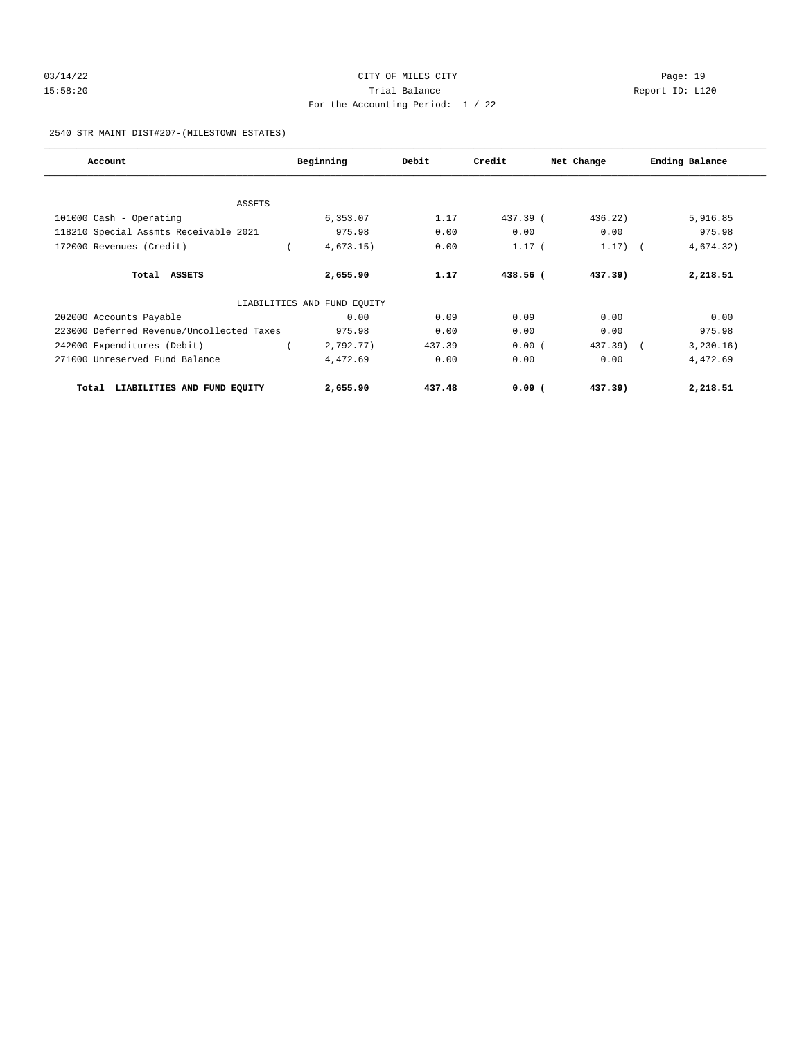CITY OF MILES CITY
Trial Balance
For the Accounting Period: 1 / 22

Report ID: L120

03/14/22
15:58:20

## 2540 STR MAINT DIST#207-(MILESTOWN ESTATES)

| Account | Beginning | Debit | Credit | Net Change | Ending Balance |
|---|---|---|---|---|---|
| ASSETS | | | | | |
| 101000 Cash - Operating | 6,353.07 | 1.17 | 437.39 | (436.22) | 5,916.85 |
| 118210 Special Assmts Receivable 2021 | 975.98 | 0.00 | 0.00 | 0.00 | 975.98 |
| 172000 Revenues (Credit) | (4,673.15) | 0.00 | 1.17 | (1.17) | (4,674.32) |
| **Total ASSETS** | **2,655.90** | **1.17** | **438.56** | **(437.39)** | **2,218.51** |
| LIABILITIES AND FUND EQUITY | | | | | |
| 202000 Accounts Payable | 0.00 | 0.09 | 0.09 | 0.00 | 0.00 |
| 223000 Deferred Revenue/Uncollected Taxes | 975.98 | 0.00 | 0.00 | 0.00 | 975.98 |
| 242000 Expenditures (Debit) | (2,792.77) | 437.39 | 0.00 | (437.39) | (3,230.16) |
| 271000 Unreserved Fund Balance | 4,472.69 | 0.00 | 0.00 | 0.00 | 4,472.69 |
| **Total LIABILITIES AND FUND EQUITY** | **2,655.90** | **437.48** | **0.09** | **(437.39)** | **2,218.51** |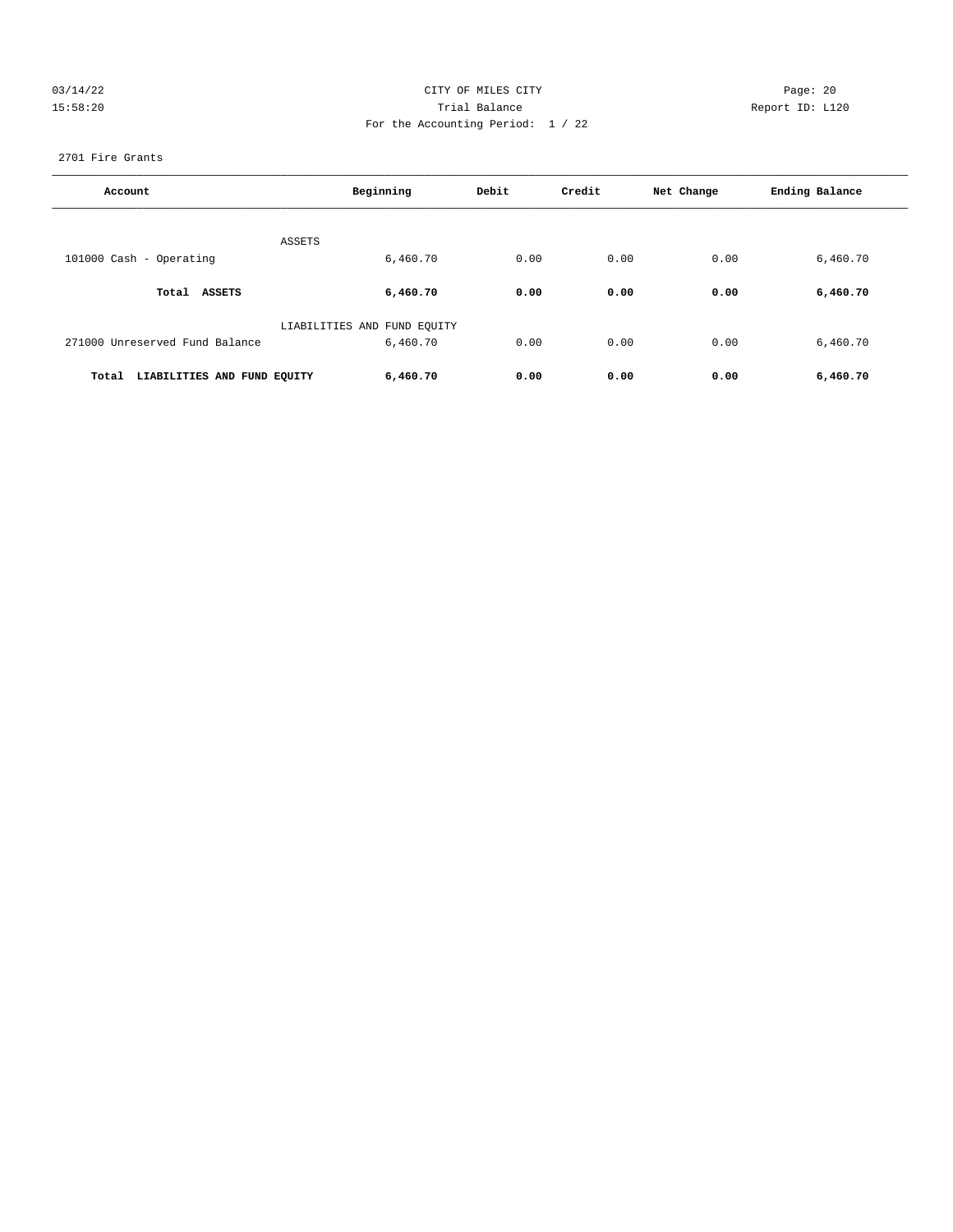CITY OF MILES CITY

Trial Balance

Report ID: L120

For the Accounting Period: 1 / 22

2701 Fire Grants

| Account | Beginning | Debit | Credit | Net Change | Ending Balance |
|---|---|---|---|---|---|
| ASSETS | | | | | |
| 101000 Cash - Operating | 6,460.70 | 0.00 | 0.00 | 0.00 | 6,460.70 |
| **Total ASSETS** | **6,460.70** | **0.00** | **0.00** | **0.00** | **6,460.70** |
| LIABILITIES AND FUND EQUITY | | | | | |
| 271000 Unreserved Fund Balance | 6,460.70 | 0.00 | 0.00 | 0.00 | 6,460.70 |
| **Total LIABILITIES AND FUND EQUITY** | **6,460.70** | **0.00** | **0.00** | **0.00** | **6,460.70** |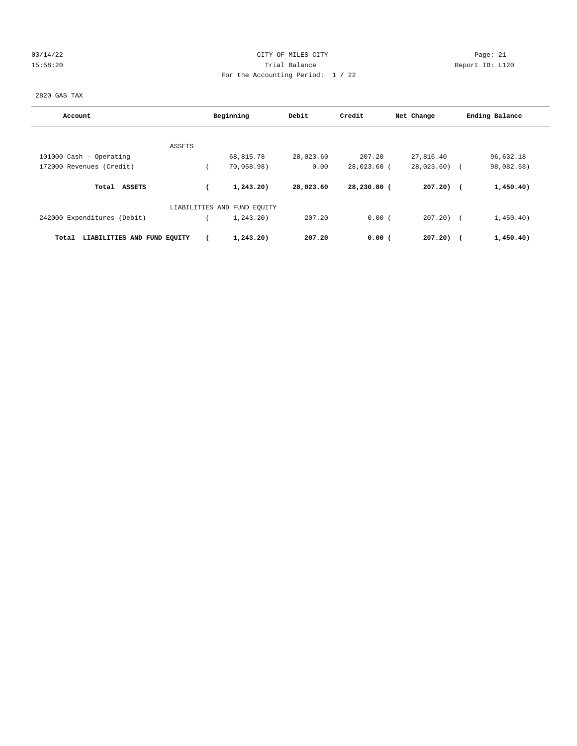03/14/22 CITY OF MILES CITY Page: 21
15:58:20 Trial Balance Report ID: L120
For the Accounting Period: 1 / 22

2820 GAS TAX

| Account | Beginning | Debit | Credit | Net Change | Ending Balance |
|---|---|---|---|---|---|
| ASSETS | | | | | |
| 101000 Cash - Operating | 68,815.78 | 28,023.60 | 207.20 | 27,816.40 | 96,632.18 |
| 172000 Revenues (Credit) | ( 70,058.98) | 0.00 | 28,023.60 | ( 28,023.60) | ( 98,082.58) |
| **Total ASSETS** | **( 1,243.20)** | **28,023.60** | **28,230.80** | **( 207.20)** | **( 1,450.40)** |
| LIABILITIES AND FUND EQUITY | | | | | |
| 242000 Expenditures (Debit) | ( 1,243.20) | 207.20 | 0.00 | ( 207.20) | ( 1,450.40) |
| **Total LIABILITIES AND FUND EQUITY** | **( 1,243.20)** | **207.20** | **0.00** | **( 207.20)** | **( 1,450.40)** |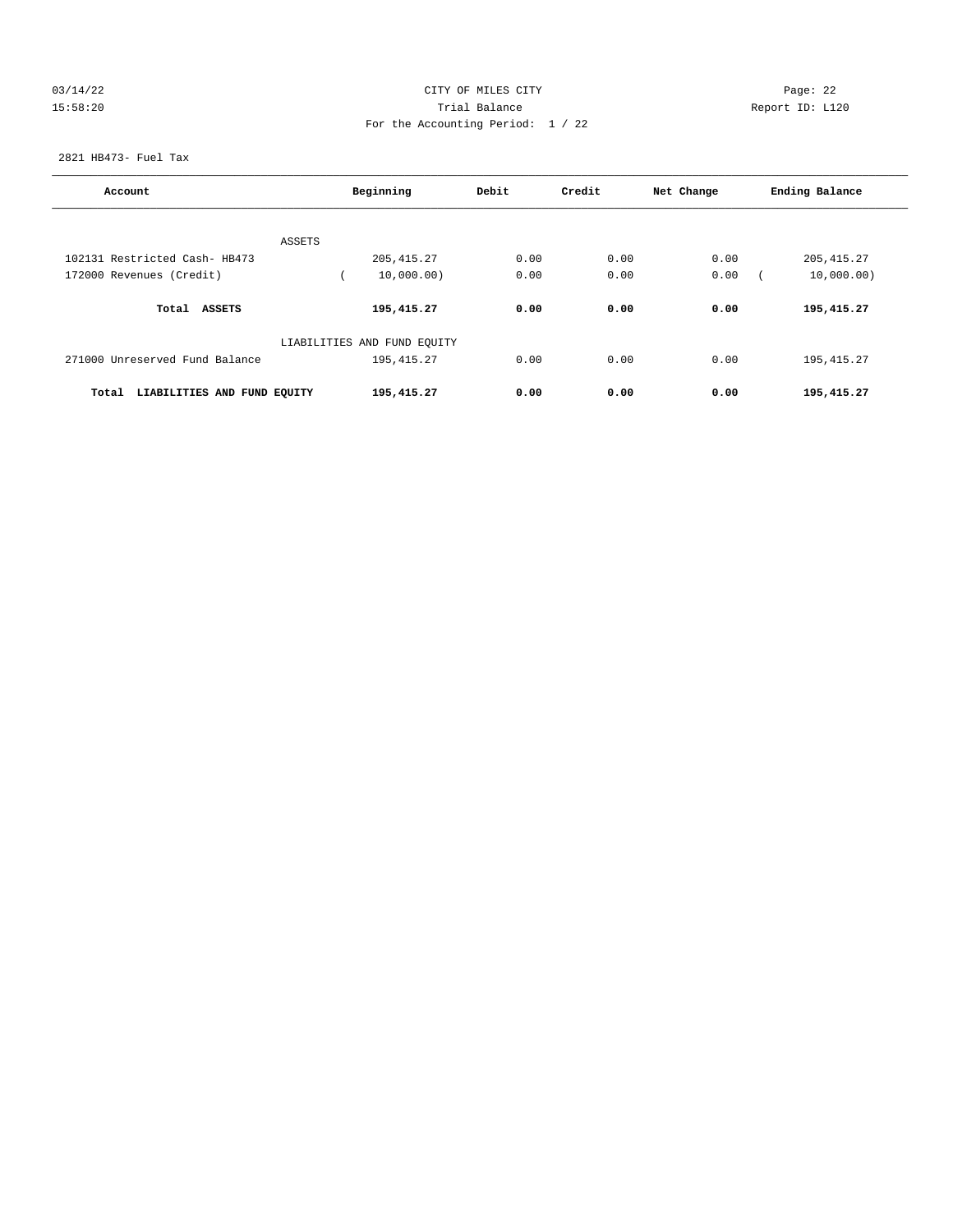CITY OF MILES CITY
Trial Balance
For the Accounting Period: 1 / 22

03/14/22 15:58:20

Report ID: L120

2821 HB473- Fuel Tax

| Account | Beginning | Debit | Credit | Net Change | Ending Balance |
|---|---|---|---|---|---|
| ASSETS | | | | | |
| 102131 Restricted Cash- HB473 | 205,415.27 | 0.00 | 0.00 | 0.00 | 205,415.27 |
| 172000 Revenues (Credit) | ( 10,000.00) | 0.00 | 0.00 | 0.00 | ( 10,000.00) |
| **Total ASSETS** | **195,415.27** | **0.00** | **0.00** | **0.00** | **195,415.27** |
| LIABILITIES AND FUND EQUITY | | | | | |
| 271000 Unreserved Fund Balance | 195,415.27 | 0.00 | 0.00 | 0.00 | 195,415.27 |
| **Total LIABILITIES AND FUND EQUITY** | **195,415.27** | **0.00** | **0.00** | **0.00** | **195,415.27** |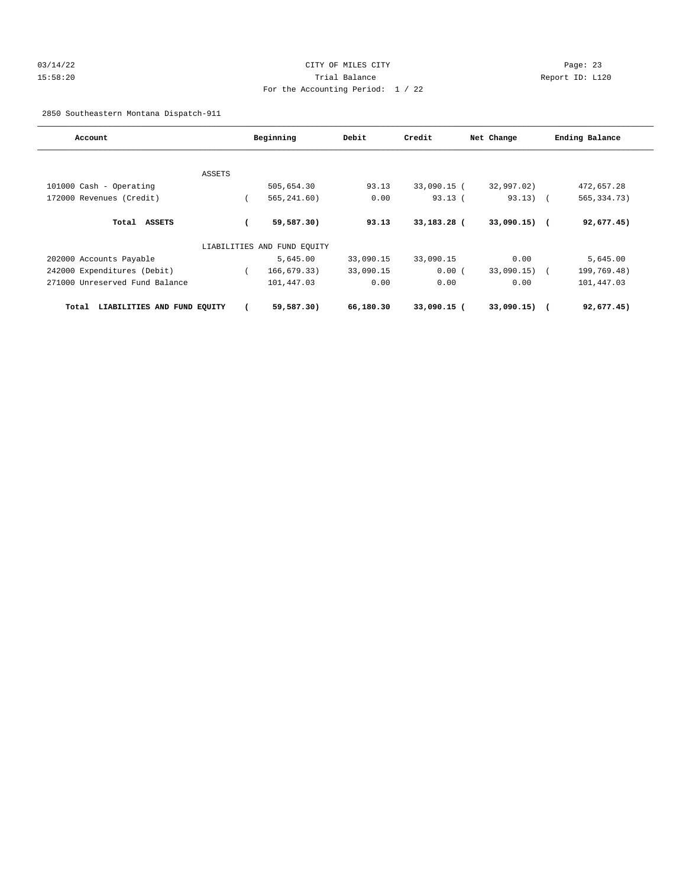CITY OF MILES CITY
Trial Balance
For the Accounting Period: 1 / 22

Report ID: L120

2850 Southeastern Montana Dispatch-911

| Account | Beginning | Debit | Credit | Net Change | Ending Balance |
|---|---|---|---|---|---|
| ASSETS | | | | | |
| 101000 Cash - Operating | 505,654.30 | 93.13 | 33,090.15 | (32,997.02) | 472,657.28 |
| 172000 Revenues (Credit) | (565,241.60) | 0.00 | 93.13 | (93.13) | (565,334.73) |
| **Total ASSETS** | **(59,587.30)** | **93.13** | **33,183.28** | **(33,090.15)** | **(92,677.45)** |
| LIABILITIES AND FUND EQUITY | | | | | |
| 202000 Accounts Payable | 5,645.00 | 33,090.15 | 33,090.15 | 0.00 | 5,645.00 |
| 242000 Expenditures (Debit) | (166,679.33) | 33,090.15 | 0.00 | (33,090.15) | (199,769.48) |
| 271000 Unreserved Fund Balance | 101,447.03 | 0.00 | 0.00 | 0.00 | 101,447.03 |
| **Total LIABILITIES AND FUND EQUITY** | **(59,587.30)** | **66,180.30** | **33,090.15** | **(33,090.15)** | **(92,677.45)** |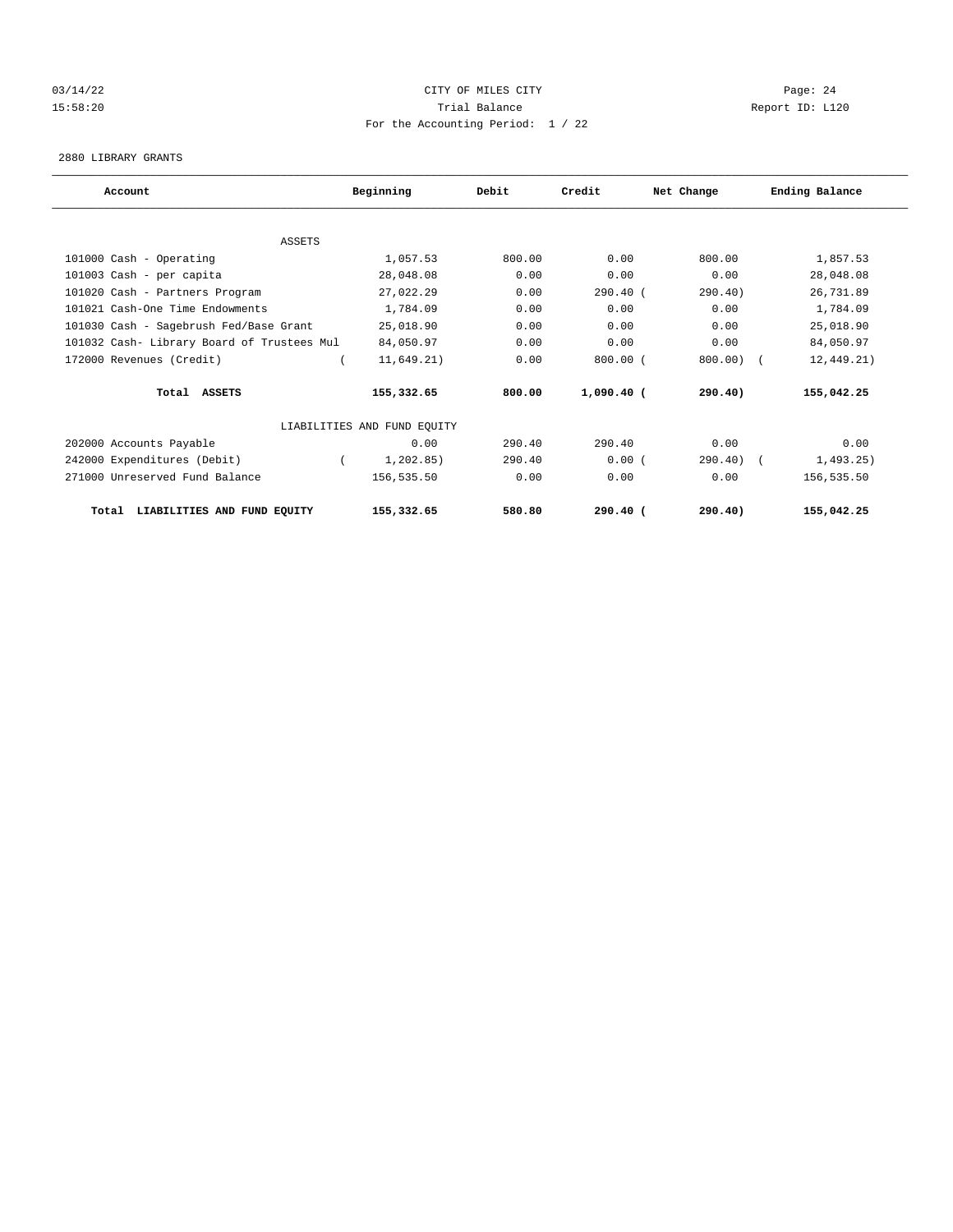CITY OF MILES CITY

Trial Balance

For the Accounting Period: 1 / 22

2880 LIBRARY GRANTS

| Account | Beginning | Debit | Credit | Net Change | Ending Balance |
|---|---|---|---|---|---|
| ASSETS | | | | | |
| 101000 Cash - Operating | 1,057.53 | 800.00 | 0.00 | 800.00 | 1,857.53 |
| 101003 Cash - per capita | 28,048.08 | 0.00 | 0.00 | 0.00 | 28,048.08 |
| 101020 Cash - Partners Program | 27,022.29 | 0.00 | 290.40 | ( 290.40) | 26,731.89 |
| 101021 Cash-One Time Endowments | 1,784.09 | 0.00 | 0.00 | 0.00 | 1,784.09 |
| 101030 Cash - Sagebrush Fed/Base Grant | 25,018.90 | 0.00 | 0.00 | 0.00 | 25,018.90 |
| 101032 Cash- Library Board of Trustees Mul | 84,050.97 | 0.00 | 0.00 | 0.00 | 84,050.97 |
| 172000 Revenues (Credit) | ( 11,649.21) | 0.00 | 800.00 | ( 800.00) | ( 12,449.21) |
| **Total ASSETS** | **155,332.65** | **800.00** | **1,090.40** | **( 290.40)** | **155,042.25** |
| LIABILITIES AND FUND EQUITY | | | | | |
| 202000 Accounts Payable | 0.00 | 290.40 | 290.40 | 0.00 | 0.00 |
| 242000 Expenditures (Debit) | ( 1,202.85) | 290.40 | 0.00 | ( 290.40) | ( 1,493.25) |
| 271000 Unreserved Fund Balance | 156,535.50 | 0.00 | 0.00 | 0.00 | 156,535.50 |
| **Total LIABILITIES AND FUND EQUITY** | **155,332.65** | **580.80** | **290.40** | **( 290.40)** | **155,042.25** |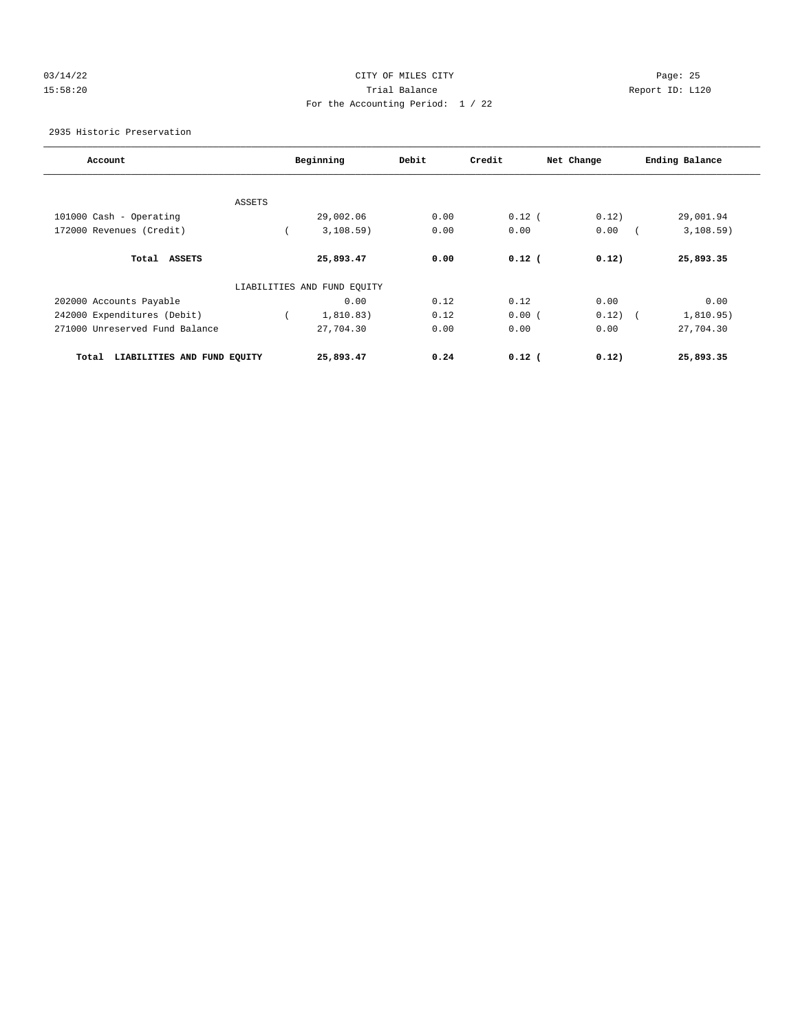CITY OF MILES CITY

Trial Balance

For the Accounting Period: 1 / 22

03/14/22 15:58:20 Report ID: L120

2935 Historic Preservation

| Account | Beginning | Debit | Credit | Net Change | Ending Balance |
|---|---|---|---|---|---|
| ASSETS | | | | | |
| 101000 Cash - Operating | 29,002.06 | 0.00 | 0.12 | (0.12) | 29,001.94 |
| 172000 Revenues (Credit) | (3,108.59) | 0.00 | 0.00 | 0.00 | (3,108.59) |
| **Total ASSETS** | **25,893.47** | **0.00** | **0.12** | **(0.12)** | **25,893.35** |
| LIABILITIES AND FUND EQUITY | | | | | |
| 202000 Accounts Payable | 0.00 | 0.12 | 0.12 | 0.00 | 0.00 |
| 242000 Expenditures (Debit) | (1,810.83) | 0.12 | 0.00 | (0.12) | (1,810.95) |
| 271000 Unreserved Fund Balance | 27,704.30 | 0.00 | 0.00 | 0.00 | 27,704.30 |
| **Total LIABILITIES AND FUND EQUITY** | **25,893.47** | **0.24** | **0.12** | **(0.12)** | **25,893.35** |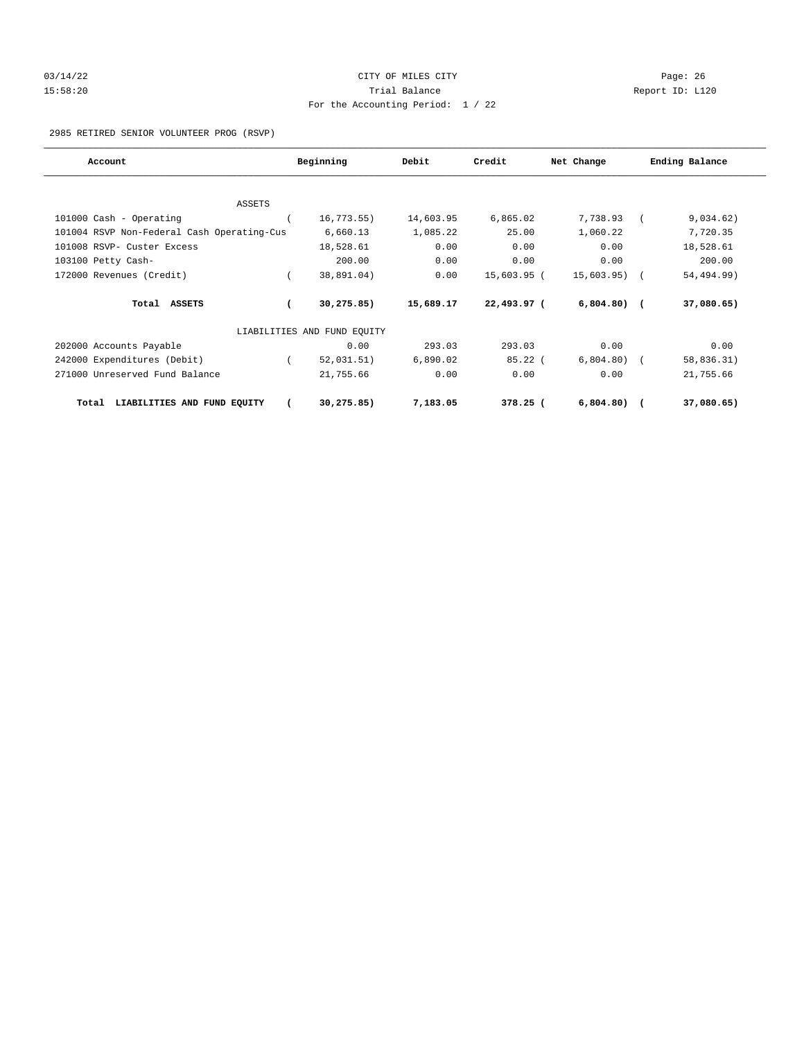CITY OF MILES CITY

Trial Balance

For the Accounting Period: 1 / 22

2985 RETIRED SENIOR VOLUNTEER PROG (RSVP)

| Account | Beginning | Debit | Credit | Net Change | Ending Balance |
|---|---|---|---|---|---|
| ASSETS | | | | | |
| 101000 Cash - Operating | ( 16,773.55) | 14,603.95 | 6,865.02 | 7,738.93 | ( 9,034.62) |
| 101004 RSVP Non-Federal Cash Operating-Cus | 6,660.13 | 1,085.22 | 25.00 | 1,060.22 | 7,720.35 |
| 101008 RSVP- Custer Excess | 18,528.61 | 0.00 | 0.00 | 0.00 | 18,528.61 |
| 103100 Petty Cash- | 200.00 | 0.00 | 0.00 | 0.00 | 200.00 |
| 172000 Revenues (Credit) | ( 38,891.04) | 0.00 | 15,603.95 | ( 15,603.95) | ( 54,494.99) |
| **Total ASSETS** | **( 30,275.85)** | **15,689.17** | **22,493.97** | **( 6,804.80)** | **( 37,080.65)** |
| LIABILITIES AND FUND EQUITY | | | | | |
| 202000 Accounts Payable | 0.00 | 293.03 | 293.03 | 0.00 | 0.00 |
| 242000 Expenditures (Debit) | ( 52,031.51) | 6,890.02 | 85.22 | ( 6,804.80) | ( 58,836.31) |
| 271000 Unreserved Fund Balance | 21,755.66 | 0.00 | 0.00 | 0.00 | 21,755.66 |
| **Total LIABILITIES AND FUND EQUITY** | **( 30,275.85)** | **7,183.05** | **378.25** | **( 6,804.80)** | **( 37,080.65)** |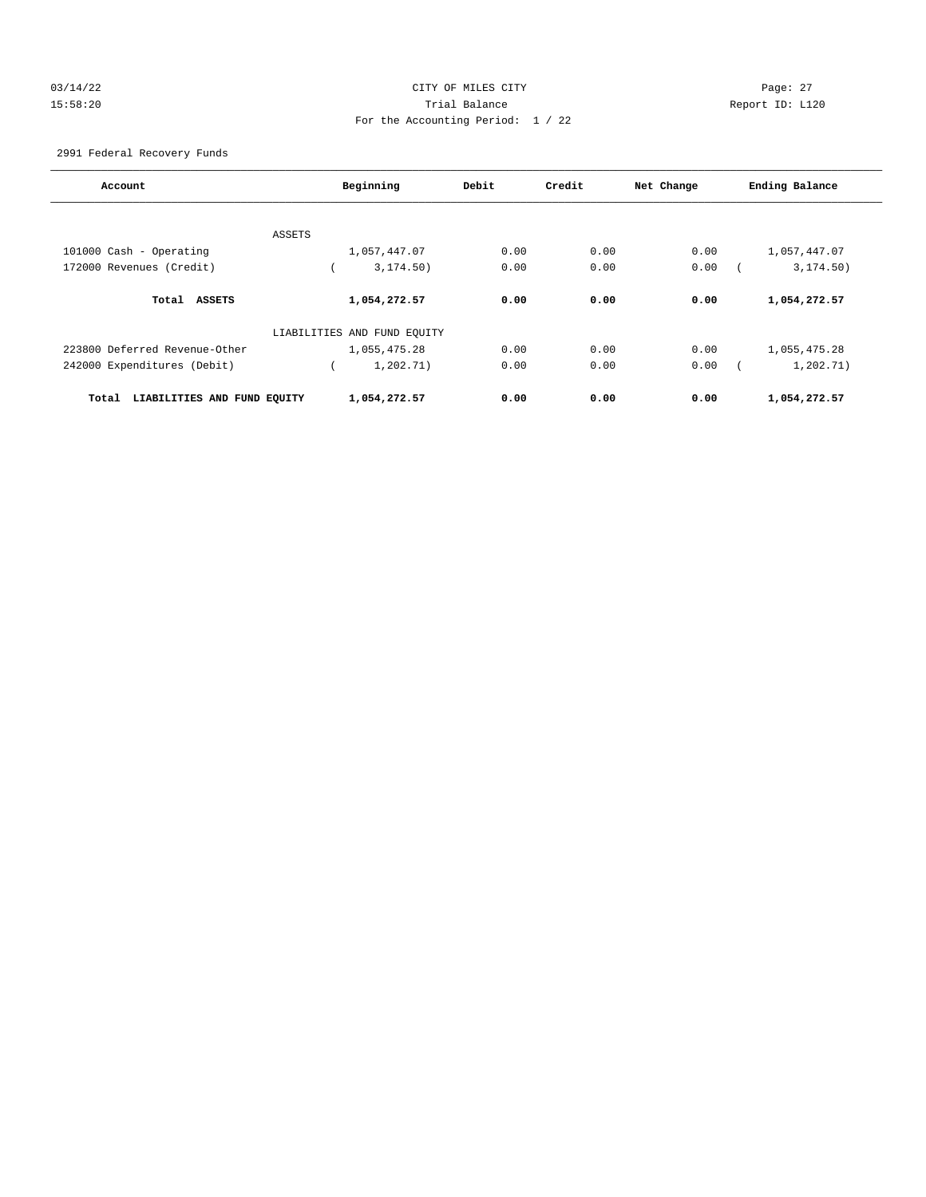CITY OF MILES CITY
Trial Balance
For the Accounting Period: 1 / 22

03/14/22
15:58:20

Report ID: L120

2991 Federal Recovery Funds

| Account | Beginning | Debit | Credit | Net Change | Ending Balance |
|---|---|---|---|---|---|
| **ASSETS** | | | | | |
| 101000 Cash - Operating | 1,057,447.07 | 0.00 | 0.00 | 0.00 | 1,057,447.07 |
| 172000 Revenues (Credit) | ( 3,174.50) | 0.00 | 0.00 | 0.00 | ( 3,174.50) |
| **Total ASSETS** | **1,054,272.57** | **0.00** | **0.00** | **0.00** | **1,054,272.57** |
| **LIABILITIES AND FUND EQUITY** | | | | | |
| 223800 Deferred Revenue-Other | 1,055,475.28 | 0.00 | 0.00 | 0.00 | 1,055,475.28 |
| 242000 Expenditures (Debit) | ( 1,202.71) | 0.00 | 0.00 | 0.00 | ( 1,202.71) |
| **Total LIABILITIES AND FUND EQUITY** | **1,054,272.57** | **0.00** | **0.00** | **0.00** | **1,054,272.57** |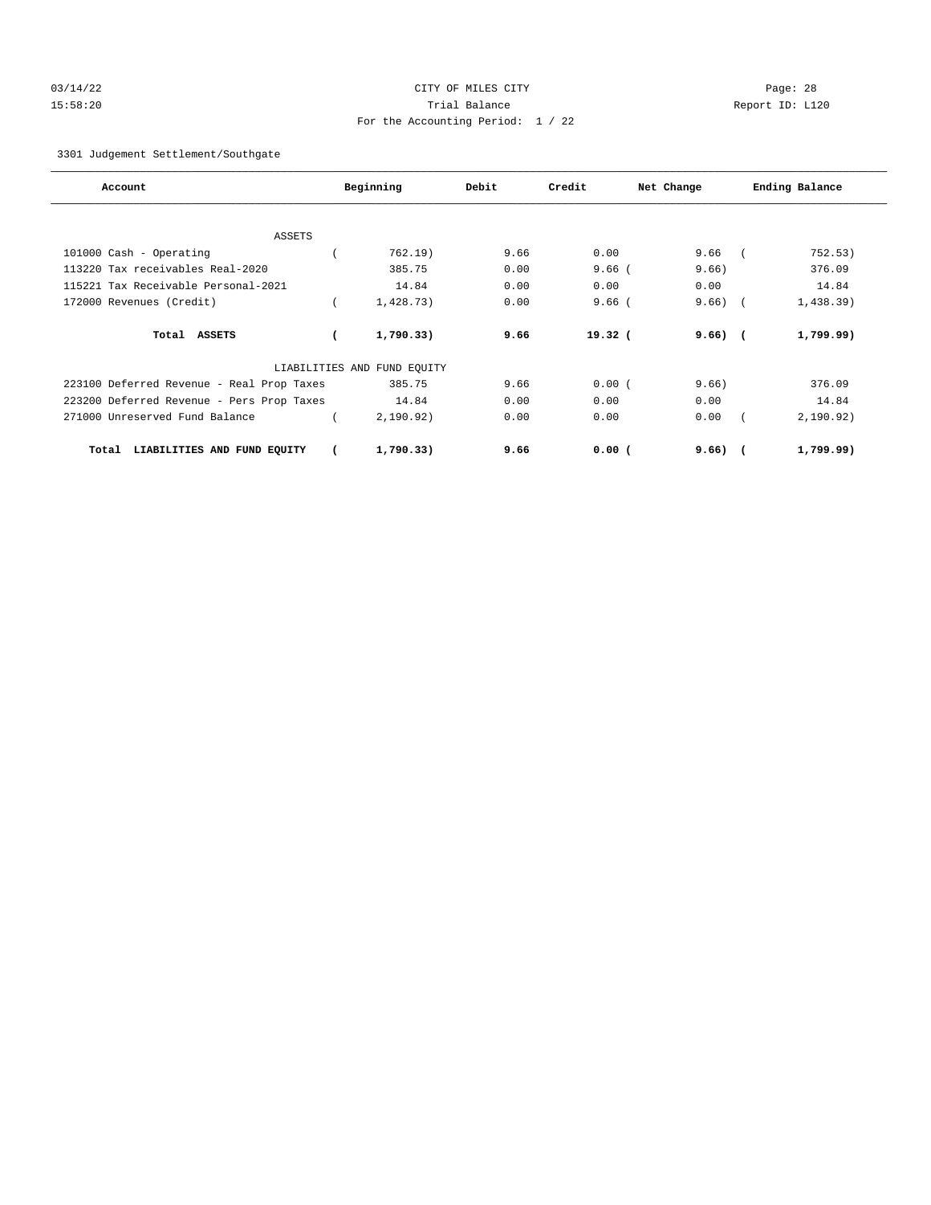CITY OF MILES CITY
Trial Balance
For the Accounting Period: 1 / 22

3301 Judgement Settlement/Southgate

| Account | Beginning | Debit | Credit | Net Change | Ending Balance |
|---|---|---|---|---|---|
| ASSETS | | | | | |
| 101000 Cash - Operating | ( 762.19) | 9.66 | 0.00 | 9.66 | ( 752.53) |
| 113220 Tax receivables Real-2020 | 385.75 | 0.00 | 9.66 | ( 9.66) | 376.09 |
| 115221 Tax Receivable Personal-2021 | 14.84 | 0.00 | 0.00 | 0.00 | 14.84 |
| 172000 Revenues (Credit) | ( 1,428.73) | 0.00 | 9.66 | ( 9.66) | ( 1,438.39) |
| **Total ASSETS** | **( 1,790.33)** | **9.66** | **19.32** | **( 9.66)** | **( 1,799.99)** |
| LIABILITIES AND FUND EQUITY | | | | | |
| 223100 Deferred Revenue - Real Prop Taxes | 385.75 | 9.66 | 0.00 | ( 9.66) | 376.09 |
| 223200 Deferred Revenue - Pers Prop Taxes | 14.84 | 0.00 | 0.00 | 0.00 | 14.84 |
| 271000 Unreserved Fund Balance | ( 2,190.92) | 0.00 | 0.00 | 0.00 | ( 2,190.92) |
| **Total LIABILITIES AND FUND EQUITY** | **( 1,790.33)** | **9.66** | **0.00** | **( 9.66)** | **( 1,799.99)** |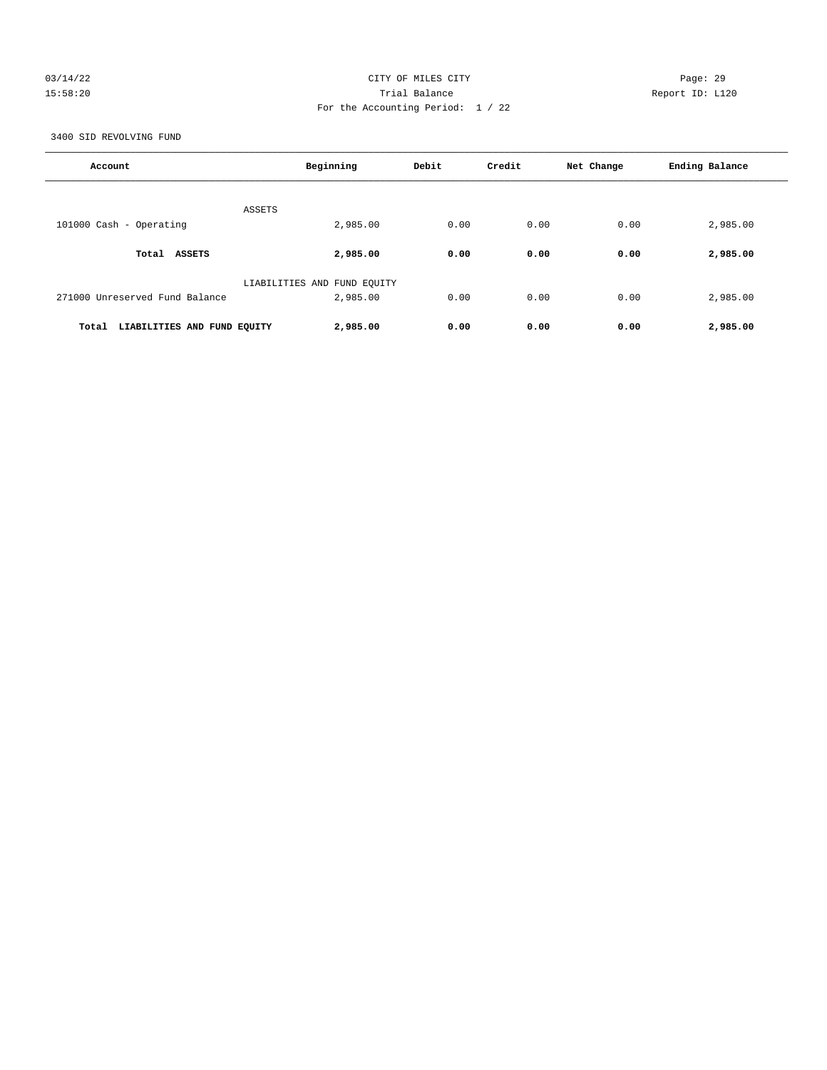CITY OF MILES CITY
Trial Balance
For the Accounting Period: 1 / 22

03/14/22
15:58:20

Report ID: L120

3400 SID REVOLVING FUND

| Account | Beginning | Debit | Credit | Net Change | Ending Balance |
|---|---|---|---|---|---|
| ASSETS | | | | | |
| 101000 Cash - Operating | 2,985.00 | 0.00 | 0.00 | 0.00 | 2,985.00 |
| **Total ASSETS** | **2,985.00** | **0.00** | **0.00** | **0.00** | **2,985.00** |
| LIABILITIES AND FUND EQUITY | | | | | |
| 271000 Unreserved Fund Balance | 2,985.00 | 0.00 | 0.00 | 0.00 | 2,985.00 |
| **Total LIABILITIES AND FUND EQUITY** | **2,985.00** | **0.00** | **0.00** | **0.00** | **2,985.00** |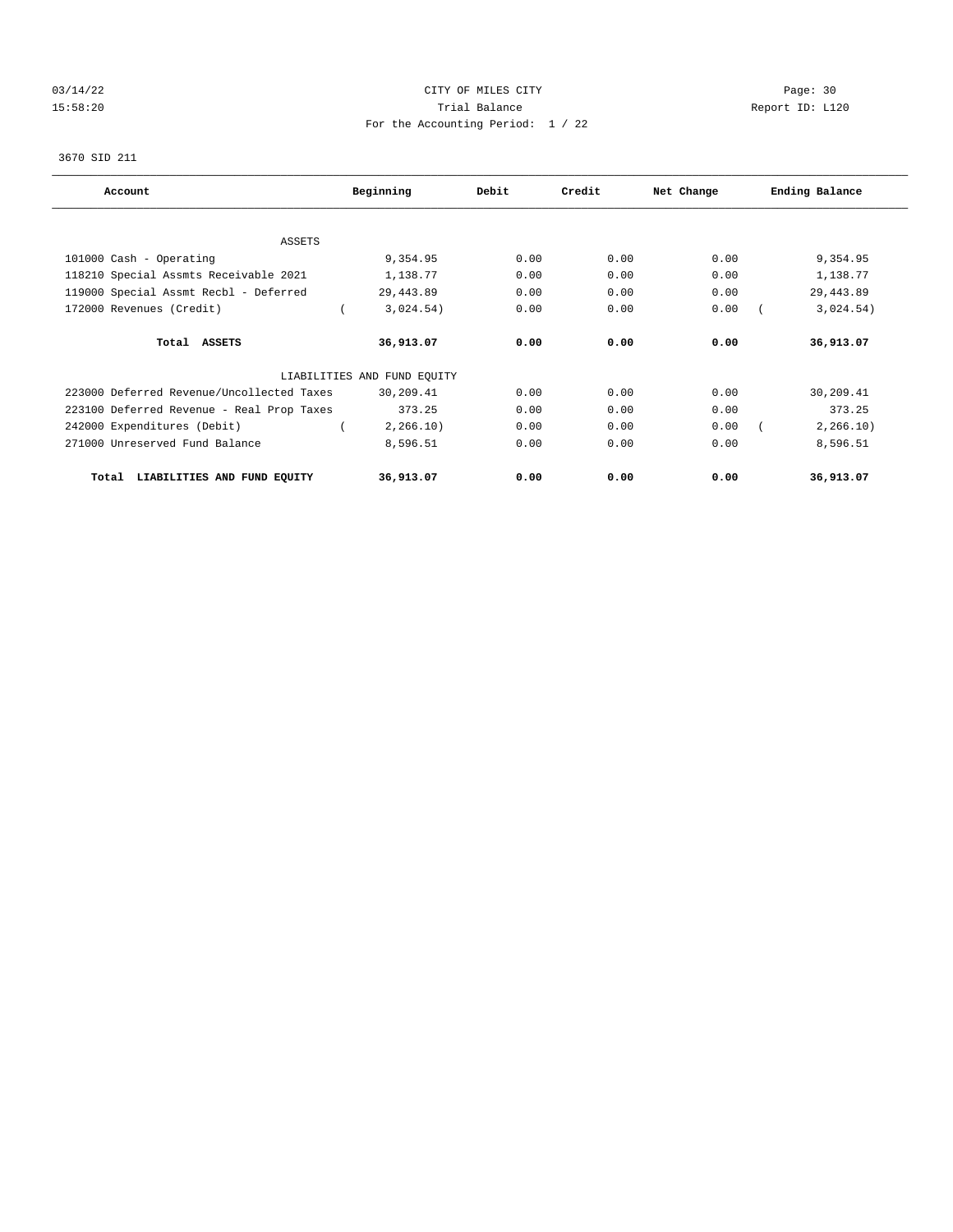CITY OF MILES CITY

Trial Balance

For the Accounting Period: 1 / 22

3670 SID 211

| Account | Beginning | Debit | Credit | Net Change | Ending Balance |
|---|---|---|---|---|---|
| ASSETS | | | | | |
| 101000 Cash - Operating | 9,354.95 | 0.00 | 0.00 | 0.00 | 9,354.95 |
| 118210 Special Assmts Receivable 2021 | 1,138.77 | 0.00 | 0.00 | 0.00 | 1,138.77 |
| 119000 Special Assmt Recbl - Deferred | 29,443.89 | 0.00 | 0.00 | 0.00 | 29,443.89 |
| 172000 Revenues (Credit) | ( 3,024.54) | 0.00 | 0.00 | 0.00 | ( 3,024.54) |
| **Total ASSETS** | **36,913.07** | **0.00** | **0.00** | **0.00** | **36,913.07** |
| LIABILITIES AND FUND EQUITY | | | | | |
| 223000 Deferred Revenue/Uncollected Taxes | 30,209.41 | 0.00 | 0.00 | 0.00 | 30,209.41 |
| 223100 Deferred Revenue - Real Prop Taxes | 373.25 | 0.00 | 0.00 | 0.00 | 373.25 |
| 242000 Expenditures (Debit) | ( 2,266.10) | 0.00 | 0.00 | 0.00 | ( 2,266.10) |
| 271000 Unreserved Fund Balance | 8,596.51 | 0.00 | 0.00 | 0.00 | 8,596.51 |
| **Total LIABILITIES AND FUND EQUITY** | **36,913.07** | **0.00** | **0.00** | **0.00** | **36,913.07** |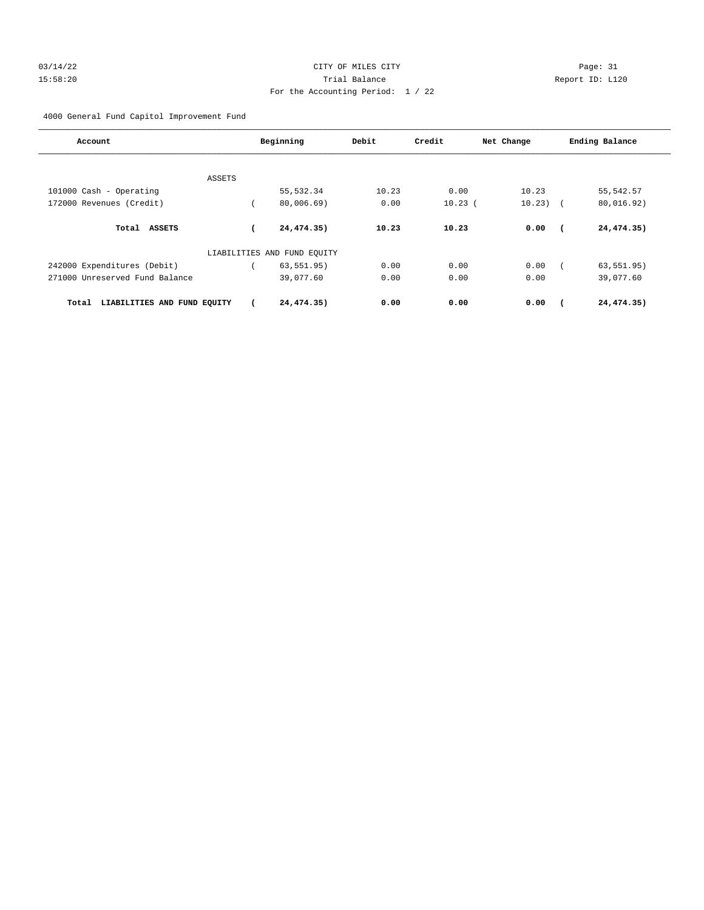03/14/22 CITY OF MILES CITY
15:58:20 Trial Balance Report ID: L120
For the Accounting Period: 1 / 22

4000 General Fund Capitol Improvement Fund

| Account | Beginning | Debit | Credit | Net Change | Ending Balance |
|---|---|---|---|---|---|
| ASSETS | | | | | |
| 101000 Cash - Operating | 55,532.34 | 10.23 | 0.00 | 10.23 | 55,542.57 |
| 172000 Revenues (Credit) | ( 80,006.69) | 0.00 | 10.23 | ( 10.23) | ( 80,016.92) |
| **Total ASSETS** | **( 24,474.35)** | **10.23** | **10.23** | **0.00** | **( 24,474.35)** |
| LIABILITIES AND FUND EQUITY | | | | | |
| 242000 Expenditures (Debit) | ( 63,551.95) | 0.00 | 0.00 | 0.00 | ( 63,551.95) |
| 271000 Unreserved Fund Balance | 39,077.60 | 0.00 | 0.00 | 0.00 | 39,077.60 |
| **Total LIABILITIES AND FUND EQUITY** | **( 24,474.35)** | **0.00** | **0.00** | **0.00** | **( 24,474.35)** |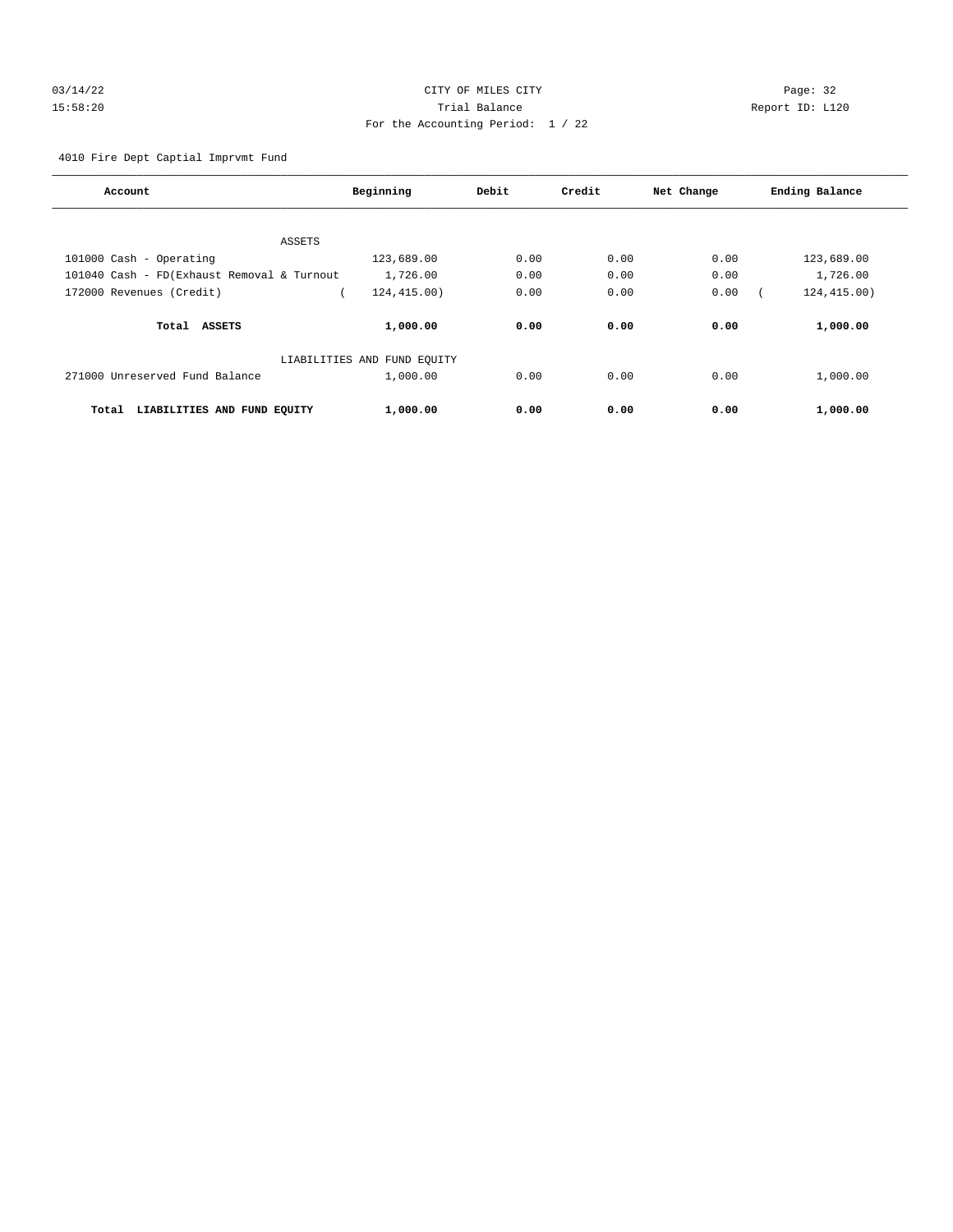03/14/22 CITY OF MILES CITY
15:58:20 Trial Balance Report ID: L120
For the Accounting Period: 1 / 22

4010 Fire Dept Captial Imprvmt Fund

| Account | Beginning | Debit | Credit | Net Change | Ending Balance |
|---|---|---|---|---|---|
| ASSETS | | | | | |
| 101000 Cash - Operating | 123,689.00 | 0.00 | 0.00 | 0.00 | 123,689.00 |
| 101040 Cash - FD(Exhaust Removal & Turnout | 1,726.00 | 0.00 | 0.00 | 0.00 | 1,726.00 |
| 172000 Revenues (Credit) | ( 124,415.00) | 0.00 | 0.00 | 0.00 | ( 124,415.00) |
| **Total ASSETS** | **1,000.00** | **0.00** | **0.00** | **0.00** | **1,000.00** |
| LIABILITIES AND FUND EQUITY | | | | | |
| 271000 Unreserved Fund Balance | 1,000.00 | 0.00 | 0.00 | 0.00 | 1,000.00 |
| **Total LIABILITIES AND FUND EQUITY** | **1,000.00** | **0.00** | **0.00** | **0.00** | **1,000.00** |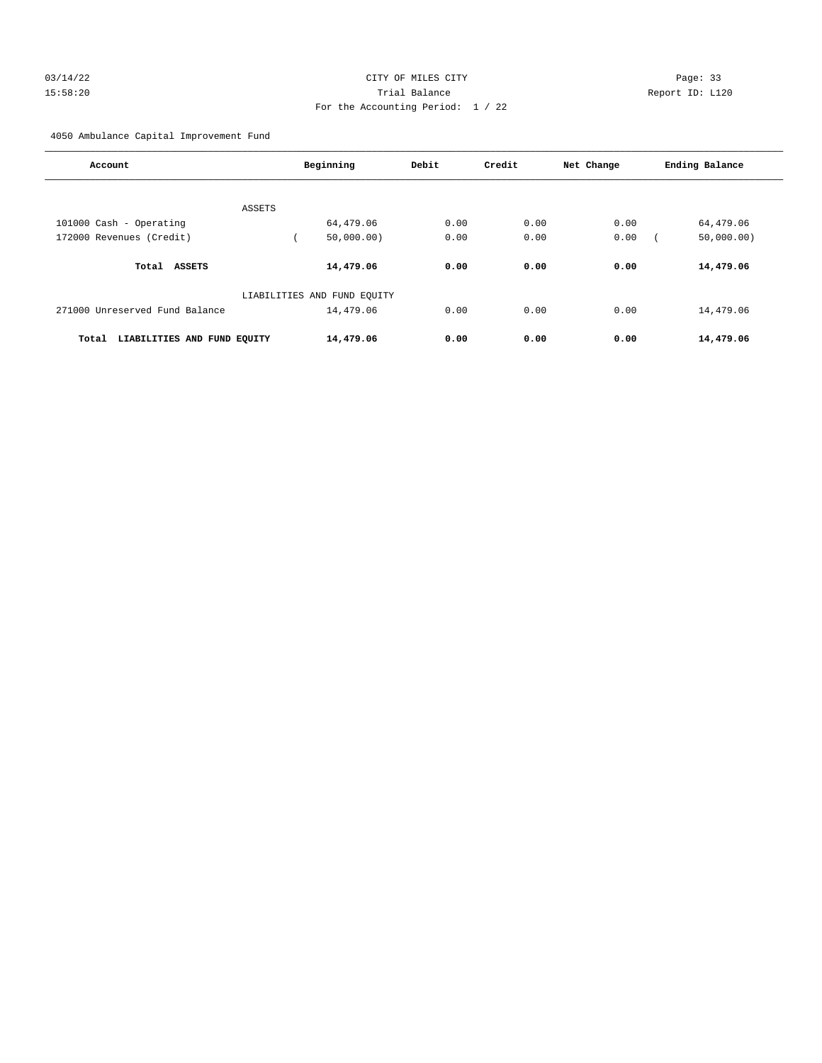CITY OF MILES CITY

Trial Balance

For the Accounting Period: 1 / 22

4050 Ambulance Capital Improvement Fund

| Account | Beginning | Debit | Credit | Net Change | Ending Balance |
|---|---|---|---|---|---|
| ASSETS | | | | | |
| 101000 Cash - Operating | 64,479.06 | 0.00 | 0.00 | 0.00 | 64,479.06 |
| 172000 Revenues (Credit) | ( 50,000.00) | 0.00 | 0.00 | 0.00 | ( 50,000.00) |
| **Total ASSETS** | **14,479.06** | **0.00** | **0.00** | **0.00** | **14,479.06** |
| LIABILITIES AND FUND EQUITY | | | | | |
| 271000 Unreserved Fund Balance | 14,479.06 | 0.00 | 0.00 | 0.00 | 14,479.06 |
| **Total LIABILITIES AND FUND EQUITY** | **14,479.06** | **0.00** | **0.00** | **0.00** | **14,479.06** |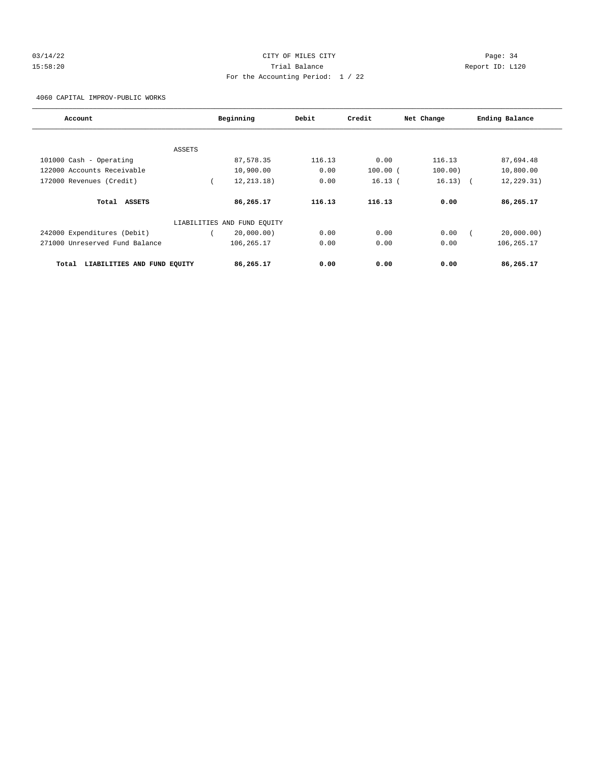CITY OF MILES CITY

Trial Balance

For the Accounting Period: 1 / 22

4060 CAPITAL IMPROV-PUBLIC WORKS

| Account | Beginning | Debit | Credit | Net Change | Ending Balance |
|---|---|---|---|---|---|
| ASSETS | | | | | |
| 101000 Cash - Operating | 87,578.35 | 116.13 | 0.00 | 116.13 | 87,694.48 |
| 122000 Accounts Receivable | 10,900.00 | 0.00 | 100.00 | (100.00) | 10,800.00 |
| 172000 Revenues (Credit) | (12,213.18) | 0.00 | 16.13 | (16.13) | (12,229.31) |
| **Total ASSETS** | **86,265.17** | **116.13** | **116.13** | **0.00** | **86,265.17** |
| LIABILITIES AND FUND EQUITY | | | | | |
| 242000 Expenditures (Debit) | (20,000.00) | 0.00 | 0.00 | 0.00 | (20,000.00) |
| 271000 Unreserved Fund Balance | 106,265.17 | 0.00 | 0.00 | 0.00 | 106,265.17 |
| **Total LIABILITIES AND FUND EQUITY** | **86,265.17** | **0.00** | **0.00** | **0.00** | **86,265.17** |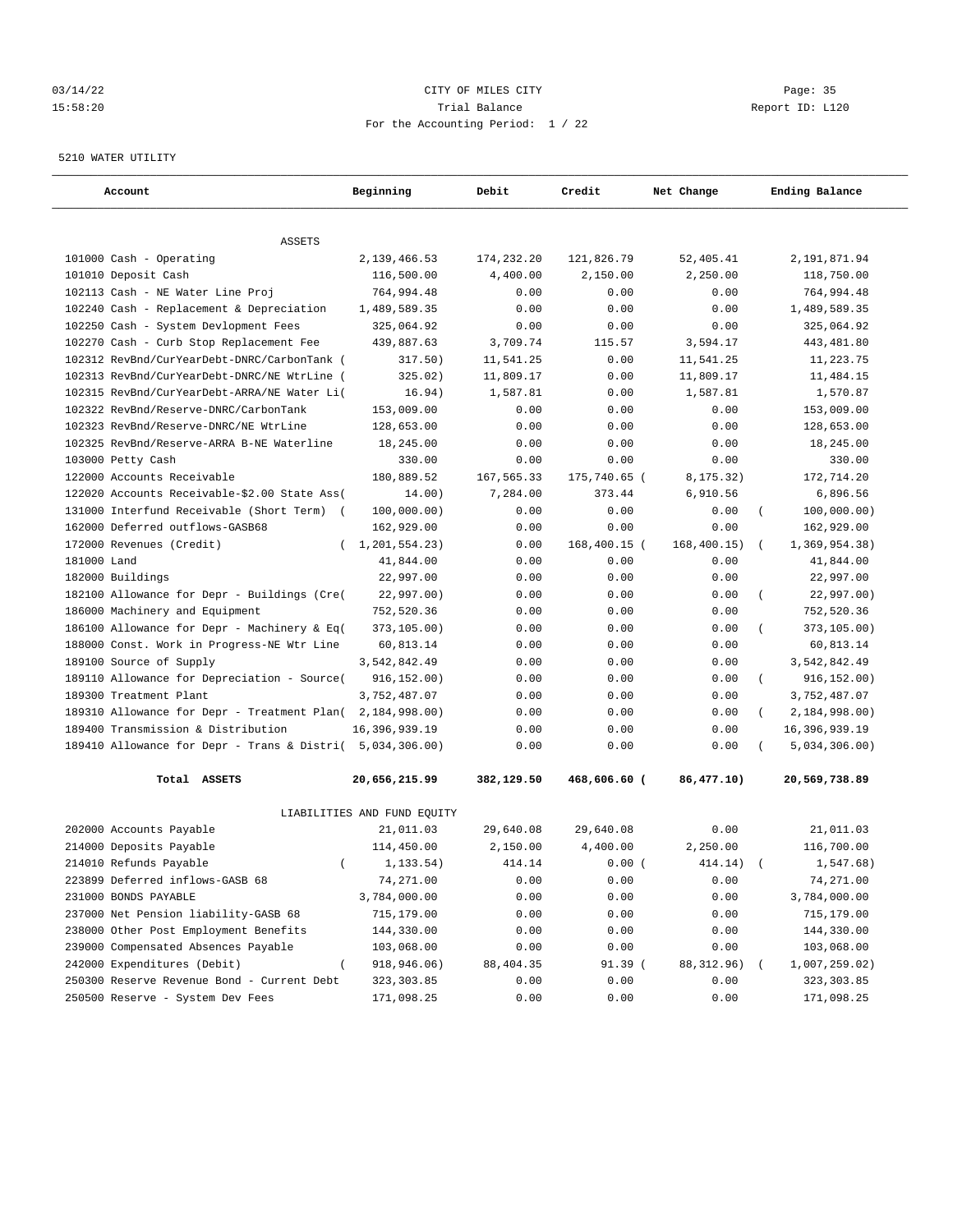CITY OF MILES CITY
Trial Balance
For the Accounting Period: 1 / 22

Report ID: L120

5210 WATER UTILITY

| Account | Beginning | Debit | Credit | Net Change | Ending Balance |
|---|---|---|---|---|---|
| ASSETS | | | | | |
| 101000 Cash - Operating | 2,139,466.53 | 174,232.20 | 121,826.79 | 52,405.41 | 2,191,871.94 |
| 101010 Deposit Cash | 116,500.00 | 4,400.00 | 2,150.00 | 2,250.00 | 118,750.00 |
| 102113 Cash - NE Water Line Proj | 764,994.48 | 0.00 | 0.00 | 0.00 | 764,994.48 |
| 102240 Cash - Replacement & Depreciation | 1,489,589.35 | 0.00 | 0.00 | 0.00 | 1,489,589.35 |
| 102250 Cash - System Devlopment Fees | 325,064.92 | 0.00 | 0.00 | 0.00 | 325,064.92 |
| 102270 Cash - Curb Stop Replacement Fee | 439,887.63 | 3,709.74 | 115.57 | 3,594.17 | 443,481.80 |
| 102312 RevBnd/CurYearDebt-DNRC/CarbonTank | ( 317.50) | 11,541.25 | 0.00 | 11,541.25 | 11,223.75 |
| 102313 RevBnd/CurYearDebt-DNRC/NE WtrLine | ( 325.02) | 11,809.17 | 0.00 | 11,809.17 | 11,484.15 |
| 102315 RevBnd/CurYearDebt-ARRA/NE Water Li | ( 16.94) | 1,587.81 | 0.00 | 1,587.81 | 1,570.87 |
| 102322 RevBnd/Reserve-DNRC/CarbonTank | 153,009.00 | 0.00 | 0.00 | 0.00 | 153,009.00 |
| 102323 RevBnd/Reserve-DNRC/NE WtrLine | 128,653.00 | 0.00 | 0.00 | 0.00 | 128,653.00 |
| 102325 RevBnd/Reserve-ARRA B-NE Waterline | 18,245.00 | 0.00 | 0.00 | 0.00 | 18,245.00 |
| 103000 Petty Cash | 330.00 | 0.00 | 0.00 | 0.00 | 330.00 |
| 122000 Accounts Receivable | 180,889.52 | 167,565.33 | 175,740.65 | ( 8,175.32) | 172,714.20 |
| 122020 Accounts Receivable-$2.00 State Ass | ( 14.00) | 7,284.00 | 373.44 | 6,910.56 | 6,896.56 |
| 131000 Interfund Receivable (Short Term) | ( 100,000.00) | 0.00 | 0.00 | 0.00 | ( 100,000.00) |
| 162000 Deferred outflows-GASB68 | 162,929.00 | 0.00 | 0.00 | 0.00 | 162,929.00 |
| 172000 Revenues (Credit) | ( 1,201,554.23) | 0.00 | 168,400.15 | ( 168,400.15) | ( 1,369,954.38) |
| 181000 Land | 41,844.00 | 0.00 | 0.00 | 0.00 | 41,844.00 |
| 182000 Buildings | 22,997.00 | 0.00 | 0.00 | 0.00 | 22,997.00 |
| 182100 Allowance for Depr - Buildings (Cre | ( 22,997.00) | 0.00 | 0.00 | 0.00 | ( 22,997.00) |
| 186000 Machinery and Equipment | 752,520.36 | 0.00 | 0.00 | 0.00 | 752,520.36 |
| 186100 Allowance for Depr - Machinery & Eq | ( 373,105.00) | 0.00 | 0.00 | 0.00 | ( 373,105.00) |
| 188000 Const. Work in Progress-NE Wtr Line | 60,813.14 | 0.00 | 0.00 | 0.00 | 60,813.14 |
| 189100 Source of Supply | 3,542,842.49 | 0.00 | 0.00 | 0.00 | 3,542,842.49 |
| 189110 Allowance for Depreciation - Source | ( 916,152.00) | 0.00 | 0.00 | 0.00 | ( 916,152.00) |
| 189300 Treatment Plant | 3,752,487.07 | 0.00 | 0.00 | 0.00 | 3,752,487.07 |
| 189310 Allowance for Depr - Treatment Plan | ( 2,184,998.00) | 0.00 | 0.00 | 0.00 | ( 2,184,998.00) |
| 189400 Transmission & Distribution | 16,396,939.19 | 0.00 | 0.00 | 0.00 | 16,396,939.19 |
| 189410 Allowance for Depr - Trans & Distri | ( 5,034,306.00) | 0.00 | 0.00 | 0.00 | ( 5,034,306.00) |
| **Total ASSETS** | **20,656,215.99** | **382,129.50** | **468,606.60** | **( 86,477.10)** | **20,569,738.89** |
| LIABILITIES AND FUND EQUITY | | | | | |
| 202000 Accounts Payable | 21,011.03 | 29,640.08 | 29,640.08 | 0.00 | 21,011.03 |
| 214000 Deposits Payable | 114,450.00 | 2,150.00 | 4,400.00 | 2,250.00 | 116,700.00 |
| 214010 Refunds Payable | ( 1,133.54) | 414.14 | 0.00 | ( 414.14) | ( 1,547.68) |
| 223899 Deferred inflows-GASB 68 | 74,271.00 | 0.00 | 0.00 | 0.00 | 74,271.00 |
| 231000 BONDS PAYABLE | 3,784,000.00 | 0.00 | 0.00 | 0.00 | 3,784,000.00 |
| 237000 Net Pension liability-GASB 68 | 715,179.00 | 0.00 | 0.00 | 0.00 | 715,179.00 |
| 238000 Other Post Employment Benefits | 144,330.00 | 0.00 | 0.00 | 0.00 | 144,330.00 |
| 239000 Compensated Absences Payable | 103,068.00 | 0.00 | 0.00 | 0.00 | 103,068.00 |
| 242000 Expenditures (Debit) | ( 918,946.06) | 88,404.35 | 91.39 | ( 88,312.96) | ( 1,007,259.02) |
| 250300 Reserve Revenue Bond - Current Debt | 323,303.85 | 0.00 | 0.00 | 0.00 | 323,303.85 |
| 250500 Reserve - System Dev Fees | 171,098.25 | 0.00 | 0.00 | 0.00 | 171,098.25 |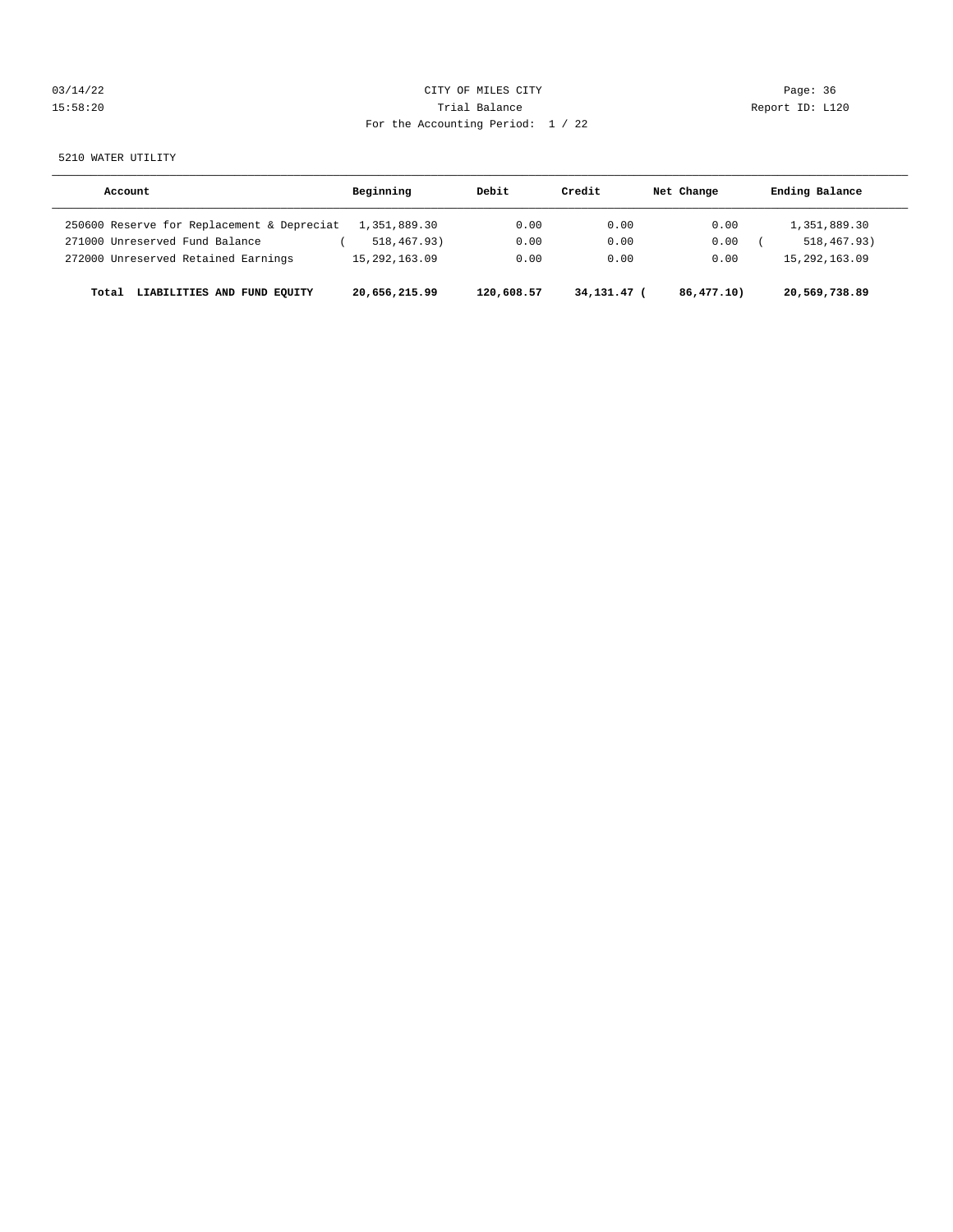CITY OF MILES CITY
Trial Balance
For the Accounting Period: 1 / 22

03/14/22
15:58:20

Report ID: L120

5210 WATER UTILITY

| Account | Beginning | Debit | Credit | Net Change | Ending Balance |
|---|---|---|---|---|---|
| 250600 Reserve for Replacement & Depreciat | 1,351,889.30 | 0.00 | 0.00 | 0.00 | 1,351,889.30 |
| 271000 Unreserved Fund Balance | ( 518,467.93) | 0.00 | 0.00 | 0.00 | ( 518,467.93) |
| 272000 Unreserved Retained Earnings | 15,292,163.09 | 0.00 | 0.00 | 0.00 | 15,292,163.09 |
| **Total LIABILITIES AND FUND EQUITY** | **20,656,215.99** | **120,608.57** | **34,131.47** | **( 86,477.10)** | **20,569,738.89** |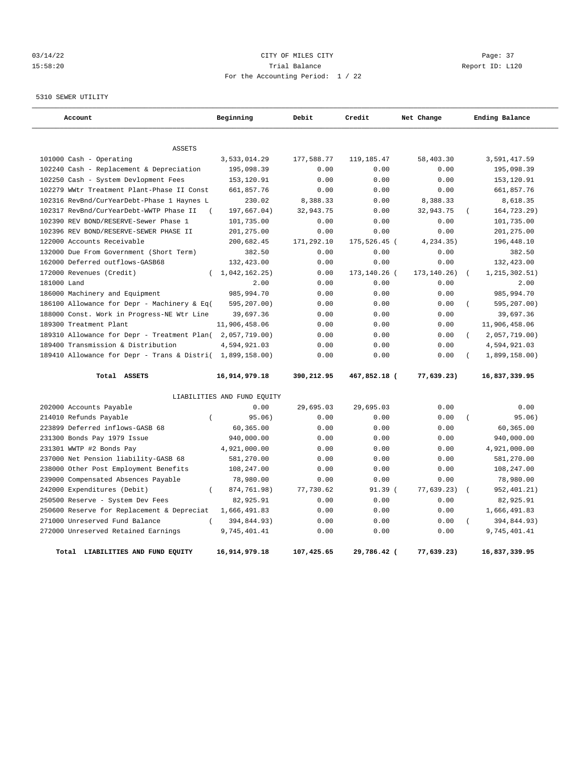03/14/22 CITY OF MILES CITY
15:58:20 Trial Balance Report ID: L120
For the Accounting Period: 1 / 22

5310 SEWER UTILITY

| Account | Beginning | Debit | Credit | Net Change | Ending Balance |
|---|---|---|---|---|---|
| ASSETS | | | | | |
| 101000 Cash - Operating | 3,533,014.29 | 177,588.77 | 119,185.47 | 58,403.30 | 3,591,417.59 |
| 102240 Cash - Replacement & Depreciation | 195,098.39 | 0.00 | 0.00 | 0.00 | 195,098.39 |
| 102250 Cash - System Devlopment Fees | 153,120.91 | 0.00 | 0.00 | 0.00 | 153,120.91 |
| 102279 WWtr Treatment Plant-Phase II Const | 661,857.76 | 0.00 | 0.00 | 0.00 | 661,857.76 |
| 102316 RevBnd/CurYearDebt-Phase 1 Haynes L | 230.02 | 8,388.33 | 0.00 | 8,388.33 | 8,618.35 |
| 102317 RevBnd/CurYearDebt-WWTP Phase II | ( 197,667.04) | 32,943.75 | 0.00 | 32,943.75 | ( 164,723.29) |
| 102390 REV BOND/RESERVE-Sewer Phase 1 | 101,735.00 | 0.00 | 0.00 | 0.00 | 101,735.00 |
| 102396 REV BOND/RESERVE-SEWER PHASE II | 201,275.00 | 0.00 | 0.00 | 0.00 | 201,275.00 |
| 122000 Accounts Receivable | 200,682.45 | 171,292.10 | 175,526.45 | ( 4,234.35) | 196,448.10 |
| 132000 Due From Government (Short Term) | 382.50 | 0.00 | 0.00 | 0.00 | 382.50 |
| 162000 Deferred outflows-GASB68 | 132,423.00 | 0.00 | 0.00 | 0.00 | 132,423.00 |
| 172000 Revenues (Credit) | ( 1,042,162.25) | 0.00 | 173,140.26 | ( 173,140.26) | ( 1,215,302.51) |
| 181000 Land | 2.00 | 0.00 | 0.00 | 0.00 | 2.00 |
| 186000 Machinery and Equipment | 985,994.70 | 0.00 | 0.00 | 0.00 | 985,994.70 |
| 186100 Allowance for Depr - Machinery & Eq | ( 595,207.00) | 0.00 | 0.00 | 0.00 | ( 595,207.00) |
| 188000 Const. Work in Progress-NE Wtr Line | 39,697.36 | 0.00 | 0.00 | 0.00 | 39,697.36 |
| 189300 Treatment Plant | 11,906,458.06 | 0.00 | 0.00 | 0.00 | 11,906,458.06 |
| 189310 Allowance for Depr - Treatment Plan | ( 2,057,719.00) | 0.00 | 0.00 | 0.00 | ( 2,057,719.00) |
| 189400 Transmission & Distribution | 4,594,921.03 | 0.00 | 0.00 | 0.00 | 4,594,921.03 |
| 189410 Allowance for Depr - Trans & Distri | ( 1,899,158.00) | 0.00 | 0.00 | 0.00 | ( 1,899,158.00) |
| **Total ASSETS** | **16,914,979.18** | **390,212.95** | **467,852.18** | **( 77,639.23)** | **16,837,339.95** |
| LIABILITIES AND FUND EQUITY | | | | | |
| 202000 Accounts Payable | 0.00 | 29,695.03 | 29,695.03 | 0.00 | 0.00 |
| 214010 Refunds Payable | ( 95.06) | 0.00 | 0.00 | 0.00 | ( 95.06) |
| 223899 Deferred inflows-GASB 68 | 60,365.00 | 0.00 | 0.00 | 0.00 | 60,365.00 |
| 231300 Bonds Pay 1979 Issue | 940,000.00 | 0.00 | 0.00 | 0.00 | 940,000.00 |
| 231301 WWTP #2 Bonds Pay | 4,921,000.00 | 0.00 | 0.00 | 0.00 | 4,921,000.00 |
| 237000 Net Pension liability-GASB 68 | 581,270.00 | 0.00 | 0.00 | 0.00 | 581,270.00 |
| 238000 Other Post Employment Benefits | 108,247.00 | 0.00 | 0.00 | 0.00 | 108,247.00 |
| 239000 Compensated Absences Payable | 78,980.00 | 0.00 | 0.00 | 0.00 | 78,980.00 |
| 242000 Expenditures (Debit) | ( 874,761.98) | 77,730.62 | 91.39 | ( 77,639.23) | ( 952,401.21) |
| 250500 Reserve - System Dev Fees | 82,925.91 | 0.00 | 0.00 | 0.00 | 82,925.91 |
| 250600 Reserve for Replacement & Depreciat | 1,666,491.83 | 0.00 | 0.00 | 0.00 | 1,666,491.83 |
| 271000 Unreserved Fund Balance | ( 394,844.93) | 0.00 | 0.00 | 0.00 | ( 394,844.93) |
| 272000 Unreserved Retained Earnings | 9,745,401.41 | 0.00 | 0.00 | 0.00 | 9,745,401.41 |
| **Total LIABILITIES AND FUND EQUITY** | **16,914,979.18** | **107,425.65** | **29,786.42** | **( 77,639.23)** | **16,837,339.95** |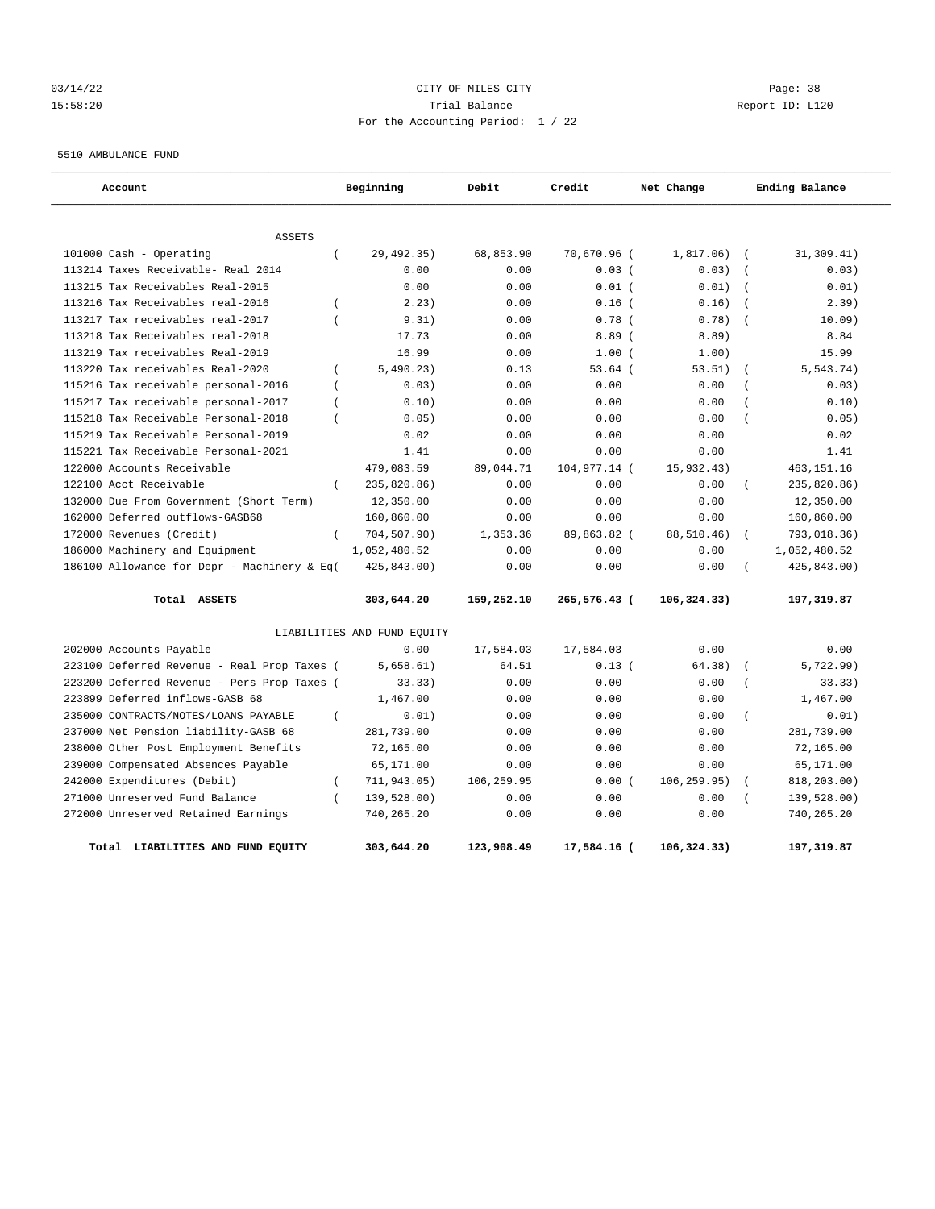CITY OF MILES CITY
Trial Balance
For the Accounting Period: 1 / 22

03/14/22
15:58:20

Report ID: L120

5510 AMBULANCE FUND

| Account | Beginning | Debit | Credit | Net Change | Ending Balance |
|---|---|---|---|---|---|
| ASSETS | | | | | |
| 101000 Cash - Operating | ( 29,492.35) | 68,853.90 | 70,670.96 | ( 1,817.06) | ( 31,309.41) |
| 113214 Taxes Receivable- Real 2014 | 0.00 | 0.00 | 0.03 | ( 0.03) | ( 0.03) |
| 113215 Tax Receivables Real-2015 | 0.00 | 0.00 | 0.01 | ( 0.01) | ( 0.01) |
| 113216 Tax Receivables real-2016 | ( 2.23) | 0.00 | 0.16 | ( 0.16) | ( 2.39) |
| 113217 Tax receivables real-2017 | ( 9.31) | 0.00 | 0.78 | ( 0.78) | ( 10.09) |
| 113218 Tax Receivables real-2018 | 17.73 | 0.00 | 8.89 | ( 8.89) | 8.84 |
| 113219 Tax receivables Real-2019 | 16.99 | 0.00 | 1.00 | ( 1.00) | 15.99 |
| 113220 Tax receivables Real-2020 | ( 5,490.23) | 0.13 | 53.64 | ( 53.51) | ( 5,543.74) |
| 115216 Tax receivable personal-2016 | ( 0.03) | 0.00 | 0.00 | 0.00 | ( 0.03) |
| 115217 Tax receivable personal-2017 | ( 0.10) | 0.00 | 0.00 | 0.00 | ( 0.10) |
| 115218 Tax Receivable Personal-2018 | ( 0.05) | 0.00 | 0.00 | 0.00 | ( 0.05) |
| 115219 Tax Receivable Personal-2019 | 0.02 | 0.00 | 0.00 | 0.00 | 0.02 |
| 115221 Tax Receivable Personal-2021 | 1.41 | 0.00 | 0.00 | 0.00 | 1.41 |
| 122000 Accounts Receivable | 479,083.59 | 89,044.71 | 104,977.14 | ( 15,932.43) | 463,151.16 |
| 122100 Acct Receivable | ( 235,820.86) | 0.00 | 0.00 | 0.00 | ( 235,820.86) |
| 132000 Due From Government (Short Term) | 12,350.00 | 0.00 | 0.00 | 0.00 | 12,350.00 |
| 162000 Deferred outflows-GASB68 | 160,860.00 | 0.00 | 0.00 | 0.00 | 160,860.00 |
| 172000 Revenues (Credit) | ( 704,507.90) | 1,353.36 | 89,863.82 | ( 88,510.46) | ( 793,018.36) |
| 186000 Machinery and Equipment | 1,052,480.52 | 0.00 | 0.00 | 0.00 | 1,052,480.52 |
| 186100 Allowance for Depr - Machinery & Eq | ( 425,843.00) | 0.00 | 0.00 | 0.00 | ( 425,843.00) |
| **Total ASSETS** | **303,644.20** | **159,252.10** | **265,576.43** | **( 106,324.33)** | **197,319.87** |
| LIABILITIES AND FUND EQUITY | | | | | |
| 202000 Accounts Payable | 0.00 | 17,584.03 | 17,584.03 | 0.00 | 0.00 |
| 223100 Deferred Revenue - Real Prop Taxes | ( 5,658.61) | 64.51 | 0.13 | ( 64.38) | ( 5,722.99) |
| 223200 Deferred Revenue - Pers Prop Taxes | ( 33.33) | 0.00 | 0.00 | 0.00 | ( 33.33) |
| 223899 Deferred inflows-GASB 68 | 1,467.00 | 0.00 | 0.00 | 0.00 | 1,467.00 |
| 235000 CONTRACTS/NOTES/LOANS PAYABLE | ( 0.01) | 0.00 | 0.00 | 0.00 | ( 0.01) |
| 237000 Net Pension liability-GASB 68 | 281,739.00 | 0.00 | 0.00 | 0.00 | 281,739.00 |
| 238000 Other Post Employment Benefits | 72,165.00 | 0.00 | 0.00 | 0.00 | 72,165.00 |
| 239000 Compensated Absences Payable | 65,171.00 | 0.00 | 0.00 | 0.00 | 65,171.00 |
| 242000 Expenditures (Debit) | ( 711,943.05) | 106,259.95 | 0.00 | ( 106,259.95) | ( 818,203.00) |
| 271000 Unreserved Fund Balance | ( 139,528.00) | 0.00 | 0.00 | 0.00 | ( 139,528.00) |
| 272000 Unreserved Retained Earnings | 740,265.20 | 0.00 | 0.00 | 0.00 | 740,265.20 |
| **Total LIABILITIES AND FUND EQUITY** | **303,644.20** | **123,908.49** | **17,584.16** | **( 106,324.33)** | **197,319.87** |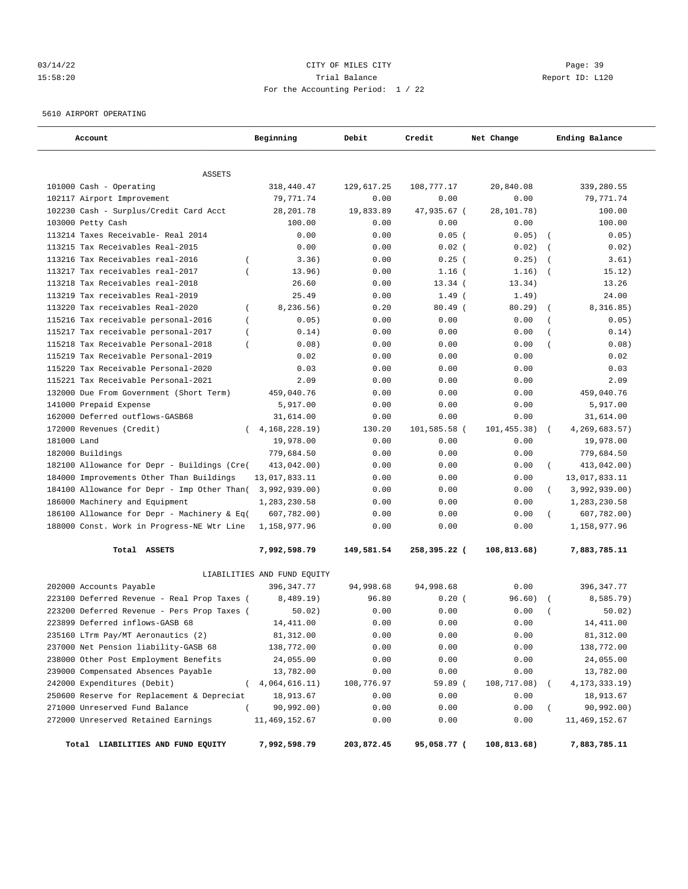03/14/22 CITY OF MILES CITY
15:58:20 Trial Balance Report ID: L120
For the Accounting Period: 1 / 22

5610 AIRPORT OPERATING

| Account | Beginning | Debit | Credit | Net Change | Ending Balance |
|---|---|---|---|---|---|
| ASSETS | | | | | |
| 101000 Cash - Operating | 318,440.47 | 129,617.25 | 108,777.17 | 20,840.08 | 339,280.55 |
| 102117 Airport Improvement | 79,771.74 | 0.00 | 0.00 | 0.00 | 79,771.74 |
| 102230 Cash - Surplus/Credit Card Acct | 28,201.78 | 19,833.89 | 47,935.67 | ( 28,101.78) | 100.00 |
| 103000 Petty Cash | 100.00 | 0.00 | 0.00 | 0.00 | 100.00 |
| 113214 Taxes Receivable- Real 2014 | 0.00 | 0.00 | 0.05 | ( 0.05) | ( 0.05) |
| 113215 Tax Receivables Real-2015 | 0.00 | 0.00 | 0.02 | ( 0.02) | ( 0.02) |
| 113216 Tax Receivables real-2016 | ( 3.36) | 0.00 | 0.25 | ( 0.25) | ( 3.61) |
| 113217 Tax receivables real-2017 | ( 13.96) | 0.00 | 1.16 | ( 1.16) | ( 15.12) |
| 113218 Tax Receivables real-2018 | 26.60 | 0.00 | 13.34 | ( 13.34) | 13.26 |
| 113219 Tax receivables Real-2019 | 25.49 | 0.00 | 1.49 | ( 1.49) | 24.00 |
| 113220 Tax receivables Real-2020 | ( 8,236.56) | 0.20 | 80.49 | ( 80.29) | ( 8,316.85) |
| 115216 Tax receivable personal-2016 | ( 0.05) | 0.00 | 0.00 | 0.00 | ( 0.05) |
| 115217 Tax receivable personal-2017 | ( 0.14) | 0.00 | 0.00 | 0.00 | ( 0.14) |
| 115218 Tax Receivable Personal-2018 | ( 0.08) | 0.00 | 0.00 | 0.00 | ( 0.08) |
| 115219 Tax Receivable Personal-2019 | 0.02 | 0.00 | 0.00 | 0.00 | 0.02 |
| 115220 Tax Receivable Personal-2020 | 0.03 | 0.00 | 0.00 | 0.00 | 0.03 |
| 115221 Tax Receivable Personal-2021 | 2.09 | 0.00 | 0.00 | 0.00 | 2.09 |
| 132000 Due From Government (Short Term) | 459,040.76 | 0.00 | 0.00 | 0.00 | 459,040.76 |
| 141000 Prepaid Expense | 5,917.00 | 0.00 | 0.00 | 0.00 | 5,917.00 |
| 162000 Deferred outflows-GASB68 | 31,614.00 | 0.00 | 0.00 | 0.00 | 31,614.00 |
| 172000 Revenues (Credit) | ( 4,168,228.19) | 130.20 | 101,585.58 | ( 101,455.38) | ( 4,269,683.57) |
| 181000 Land | 19,978.00 | 0.00 | 0.00 | 0.00 | 19,978.00 |
| 182000 Buildings | 779,684.50 | 0.00 | 0.00 | 0.00 | 779,684.50 |
| 182100 Allowance for Depr - Buildings (Cre( | 413,042.00) | 0.00 | 0.00 | 0.00 | ( 413,042.00) |
| 184000 Improvements Other Than Buildings | 13,017,833.11 | 0.00 | 0.00 | 0.00 | 13,017,833.11 |
| 184100 Allowance for Depr - Imp Other Than( | 3,992,939.00) | 0.00 | 0.00 | 0.00 | ( 3,992,939.00) |
| 186000 Machinery and Equipment | 1,283,230.58 | 0.00 | 0.00 | 0.00 | 1,283,230.58 |
| 186100 Allowance for Depr - Machinery & Eq( | 607,782.00) | 0.00 | 0.00 | 0.00 | ( 607,782.00) |
| 188000 Const. Work in Progress-NE Wtr Line | 1,158,977.96 | 0.00 | 0.00 | 0.00 | 1,158,977.96 |
| **Total ASSETS** | **7,992,598.79** | **149,581.54** | **258,395.22** | **( 108,813.68)** | **7,883,785.11** |
| LIABILITIES AND FUND EQUITY | | | | | |
| 202000 Accounts Payable | 396,347.77 | 94,998.68 | 94,998.68 | 0.00 | 396,347.77 |
| 223100 Deferred Revenue - Real Prop Taxes ( | 8,489.19) | 96.80 | 0.20 | ( 96.60) | ( 8,585.79) |
| 223200 Deferred Revenue - Pers Prop Taxes ( | 50.02) | 0.00 | 0.00 | 0.00 | ( 50.02) |
| 223899 Deferred inflows-GASB 68 | 14,411.00 | 0.00 | 0.00 | 0.00 | 14,411.00 |
| 235160 LTrm Pay/MT Aeronautics (2) | 81,312.00 | 0.00 | 0.00 | 0.00 | 81,312.00 |
| 237000 Net Pension liability-GASB 68 | 138,772.00 | 0.00 | 0.00 | 0.00 | 138,772.00 |
| 238000 Other Post Employment Benefits | 24,055.00 | 0.00 | 0.00 | 0.00 | 24,055.00 |
| 239000 Compensated Absences Payable | 13,782.00 | 0.00 | 0.00 | 0.00 | 13,782.00 |
| 242000 Expenditures (Debit) | ( 4,064,616.11) | 108,776.97 | 59.89 | ( 108,717.08) | ( 4,173,333.19) |
| 250600 Reserve for Replacement & Depreciat | 18,913.67 | 0.00 | 0.00 | 0.00 | 18,913.67 |
| 271000 Unreserved Fund Balance | ( 90,992.00) | 0.00 | 0.00 | 0.00 | ( 90,992.00) |
| 272000 Unreserved Retained Earnings | 11,469,152.67 | 0.00 | 0.00 | 0.00 | 11,469,152.67 |
| **Total LIABILITIES AND FUND EQUITY** | **7,992,598.79** | **203,872.45** | **95,058.77** | **( 108,813.68)** | **7,883,785.11** |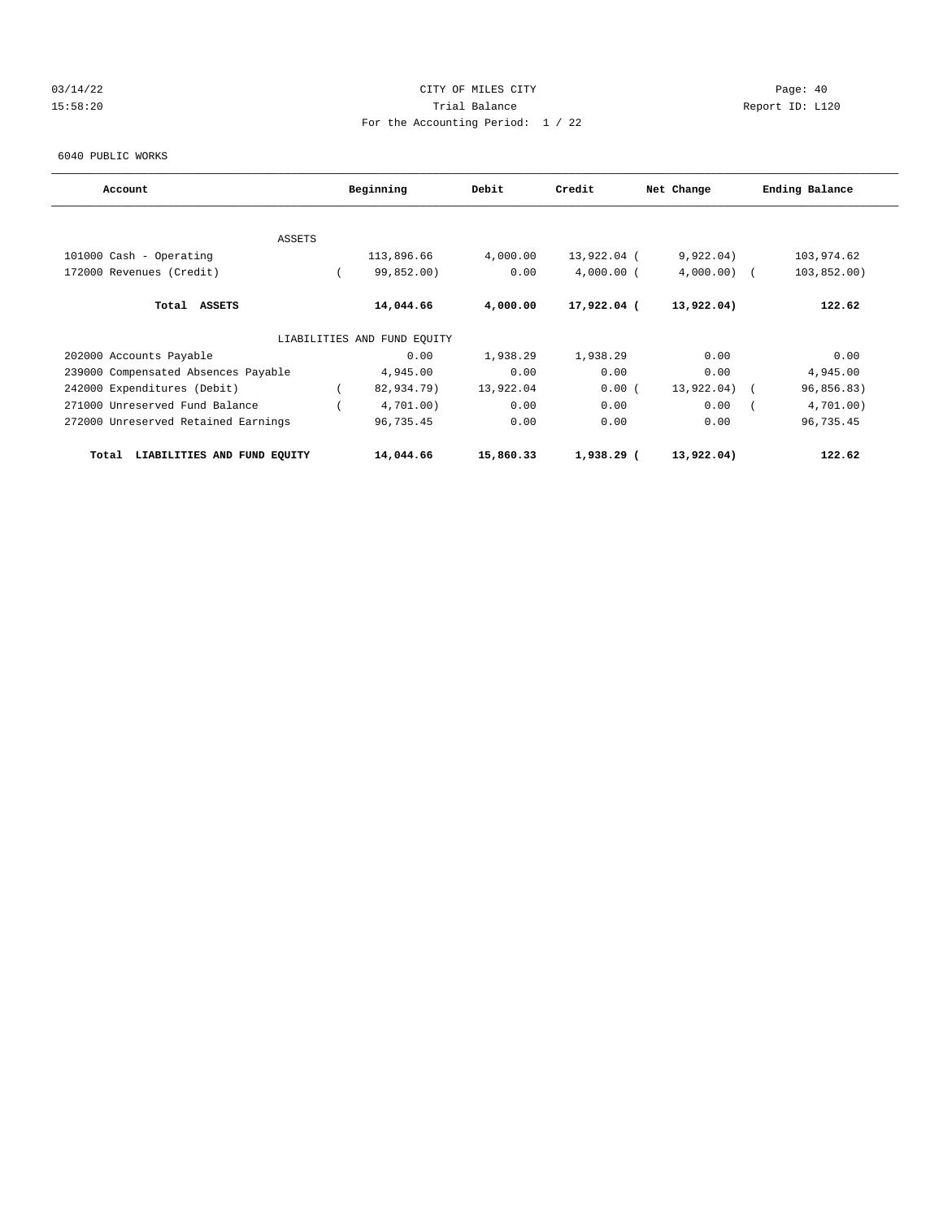CITY OF MILES CITY
Trial Balance
For the Accounting Period: 1 / 22

03/14/22
15:58:20

Report ID: L120

6040 PUBLIC WORKS

| Account | Beginning | Debit | Credit | Net Change | Ending Balance |
|---|---|---|---|---|---|
| ASSETS | | | | | |
| 101000 Cash - Operating | 113,896.66 | 4,000.00 | 13,922.04 | (9,922.04) | 103,974.62 |
| 172000 Revenues (Credit) | (99,852.00) | 0.00 | 4,000.00 | (4,000.00) | (103,852.00) |
| **Total ASSETS** | **14,044.66** | **4,000.00** | **17,922.04** | **(13,922.04)** | **122.62** |
| LIABILITIES AND FUND EQUITY | | | | | |
| 202000 Accounts Payable | 0.00 | 1,938.29 | 1,938.29 | 0.00 | 0.00 |
| 239000 Compensated Absences Payable | 4,945.00 | 0.00 | 0.00 | 0.00 | 4,945.00 |
| 242000 Expenditures (Debit) | (82,934.79) | 13,922.04 | 0.00 | (13,922.04) | (96,856.83) |
| 271000 Unreserved Fund Balance | (4,701.00) | 0.00 | 0.00 | 0.00 | (4,701.00) |
| 272000 Unreserved Retained Earnings | 96,735.45 | 0.00 | 0.00 | 0.00 | 96,735.45 |
| **Total LIABILITIES AND FUND EQUITY** | **14,044.66** | **15,860.33** | **1,938.29** | **(13,922.04)** | **122.62** |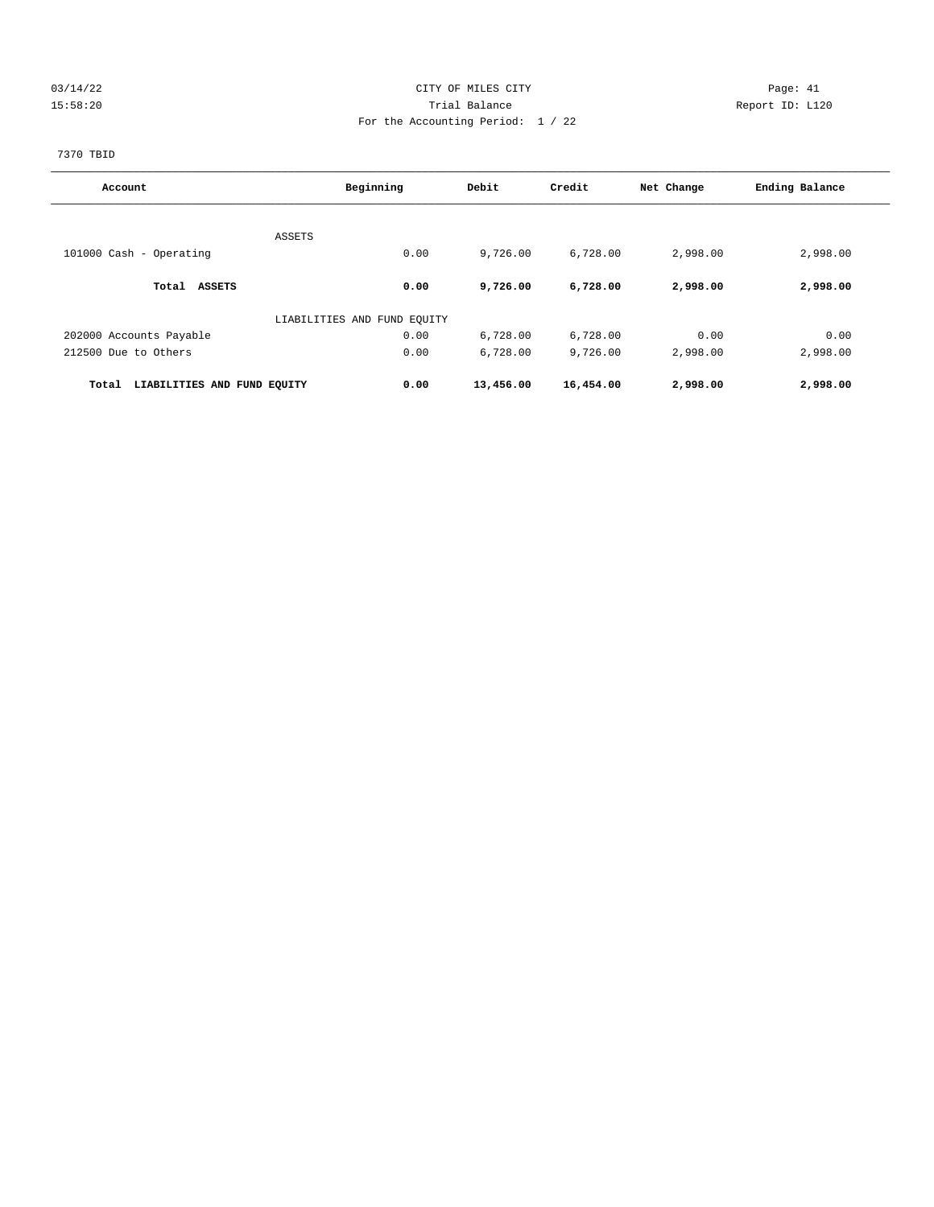CITY OF MILES CITY

Trial Balance

For the Accounting Period: 1 / 22

7370 TBID

| Account | Beginning | Debit | Credit | Net Change | Ending Balance |
|---|---|---|---|---|---|
| ASSETS | | | | | |
| 101000 Cash - Operating | 0.00 | 9,726.00 | 6,728.00 | 2,998.00 | 2,998.00 |
| **Total ASSETS** | **0.00** | **9,726.00** | **6,728.00** | **2,998.00** | **2,998.00** |
| LIABILITIES AND FUND EQUITY | | | | | |
| 202000 Accounts Payable | 0.00 | 6,728.00 | 6,728.00 | 0.00 | 0.00 |
| 212500 Due to Others | 0.00 | 6,728.00 | 9,726.00 | 2,998.00 | 2,998.00 |
| **Total LIABILITIES AND FUND EQUITY** | **0.00** | **13,456.00** | **16,454.00** | **2,998.00** | **2,998.00** |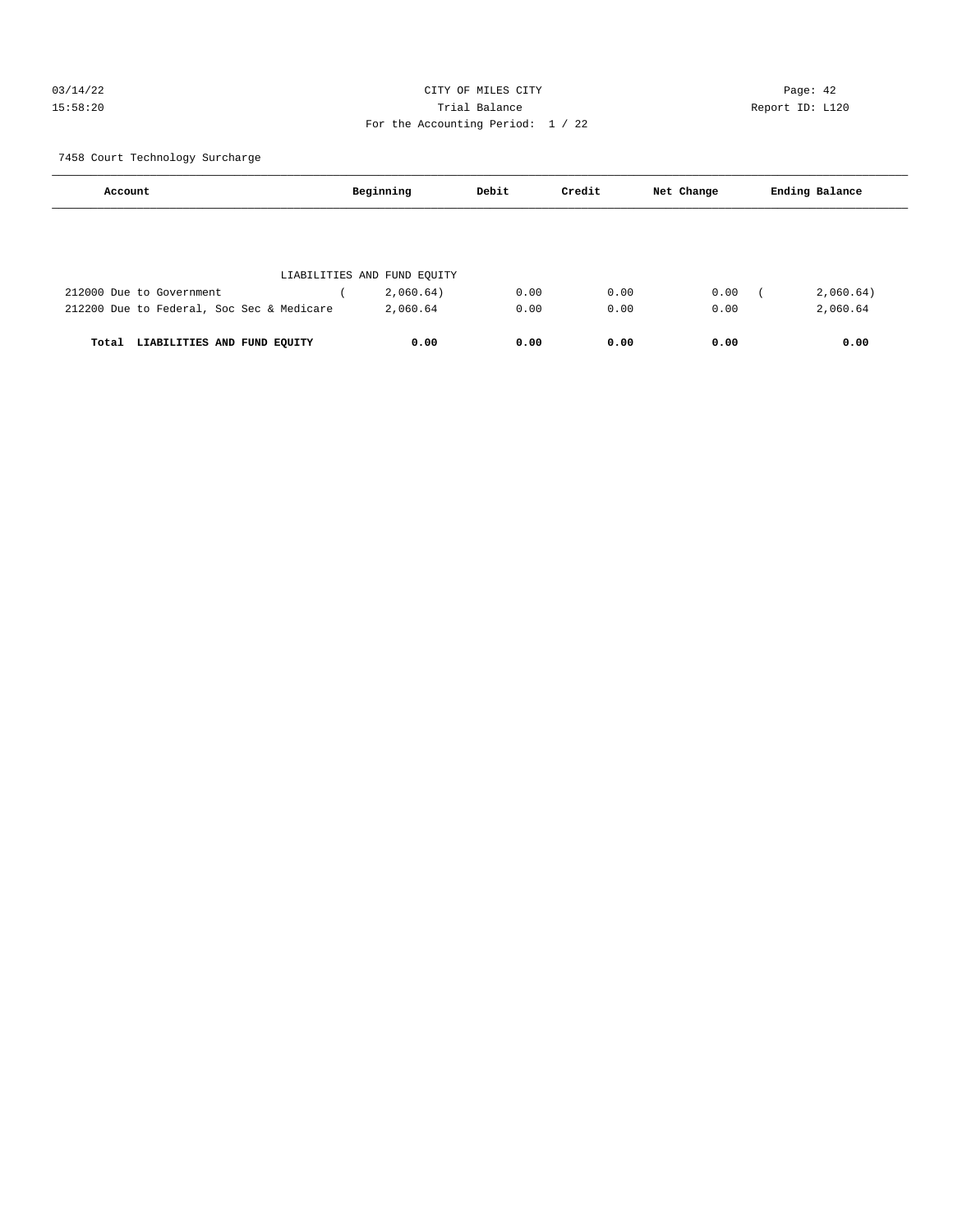CITY OF MILES CITY

Trial Balance

For the Accounting Period: 1 / 22

7458 Court Technology Surcharge

| Account | Beginning | Debit | Credit | Net Change | Ending Balance |
|---|---|---|---|---|---|
| LIABILITIES AND FUND EQUITY | | | | | |
| 212000 Due to Government | ( 2,060.64) | 0.00 | 0.00 | 0.00 | ( 2,060.64) |
| 212200 Due to Federal, Soc Sec & Medicare | 2,060.64 | 0.00 | 0.00 | 0.00 | 2,060.64 |
| **Total LIABILITIES AND FUND EQUITY** | **0.00** | **0.00** | **0.00** | **0.00** | **0.00** |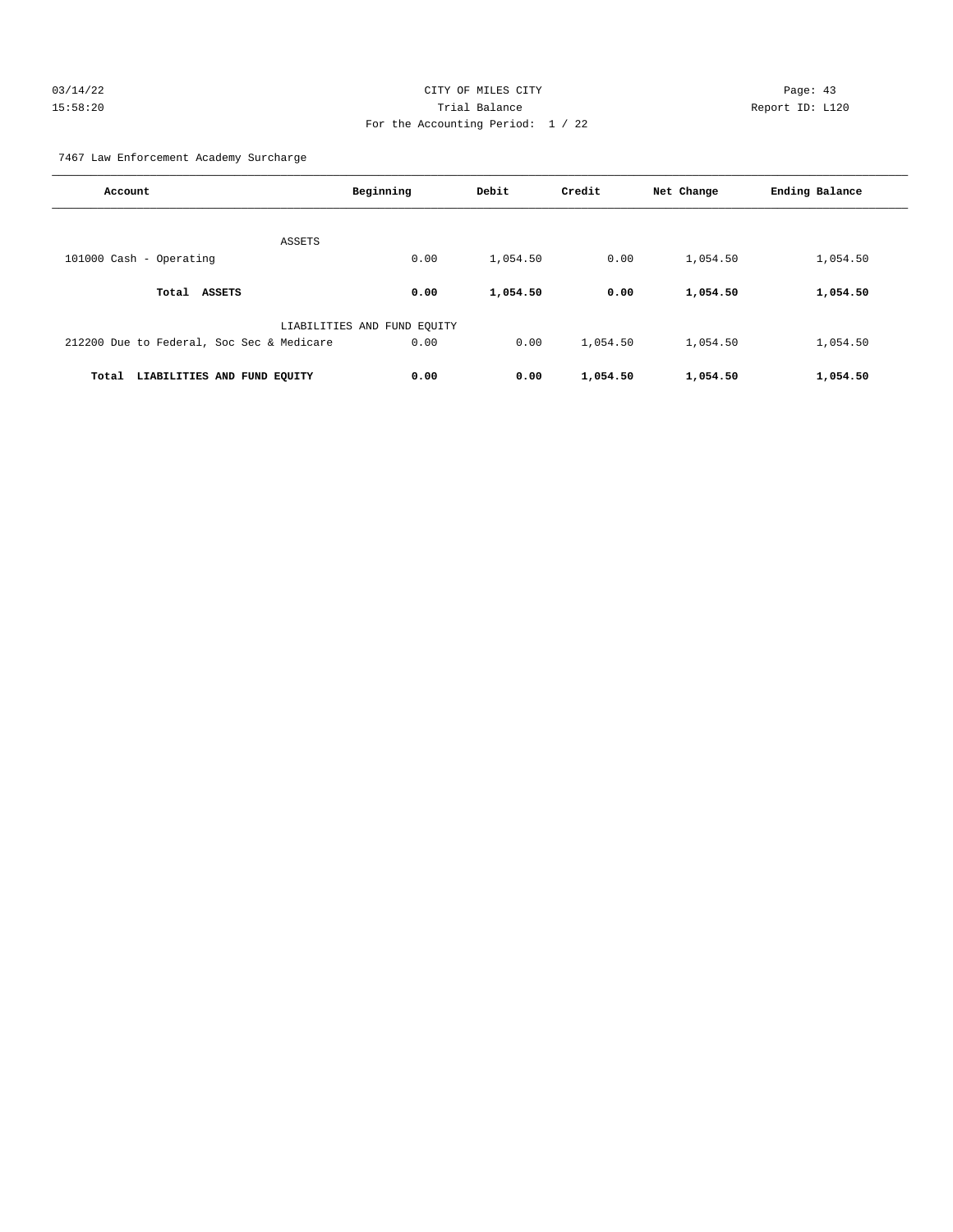CITY OF MILES CITY

Trial Balance

For the Accounting Period: 1 / 22

7467 Law Enforcement Academy Surcharge

| Account | Beginning | Debit | Credit | Net Change | Ending Balance |
|---|---|---|---|---|---|
| ASSETS | | | | | |
| 101000 Cash - Operating | 0.00 | 1,054.50 | 0.00 | 1,054.50 | 1,054.50 |
| **Total ASSETS** | **0.00** | **1,054.50** | **0.00** | **1,054.50** | **1,054.50** |
| LIABILITIES AND FUND EQUITY | | | | | |
| 212200 Due to Federal, Soc Sec & Medicare | 0.00 | 0.00 | 1,054.50 | 1,054.50 | 1,054.50 |
| **Total LIABILITIES AND FUND EQUITY** | **0.00** | **0.00** | **1,054.50** | **1,054.50** | **1,054.50** |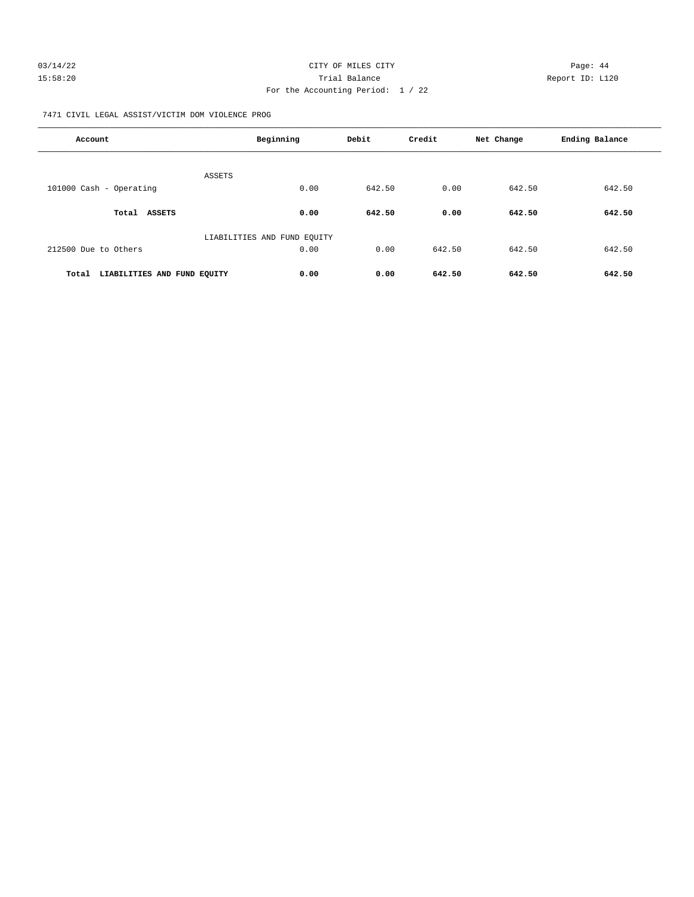CITY OF MILES CITY
Trial Balance
For the Accounting Period: 1 / 22

03/14/22 15:58:20 — Page: 44 — Report ID: L120

7471 CIVIL LEGAL ASSIST/VICTIM DOM VIOLENCE PROG

| Account | Beginning | Debit | Credit | Net Change | Ending Balance |
|---|---|---|---|---|---|
| ASSETS | | | | | |
| 101000 Cash - Operating | 0.00 | 642.50 | 0.00 | 642.50 | 642.50 |
| **Total ASSETS** | **0.00** | **642.50** | **0.00** | **642.50** | **642.50** |
| LIABILITIES AND FUND EQUITY | | | | | |
| 212500 Due to Others | 0.00 | 0.00 | 642.50 | 642.50 | 642.50 |
| **Total LIABILITIES AND FUND EQUITY** | **0.00** | **0.00** | **642.50** | **642.50** | **642.50** |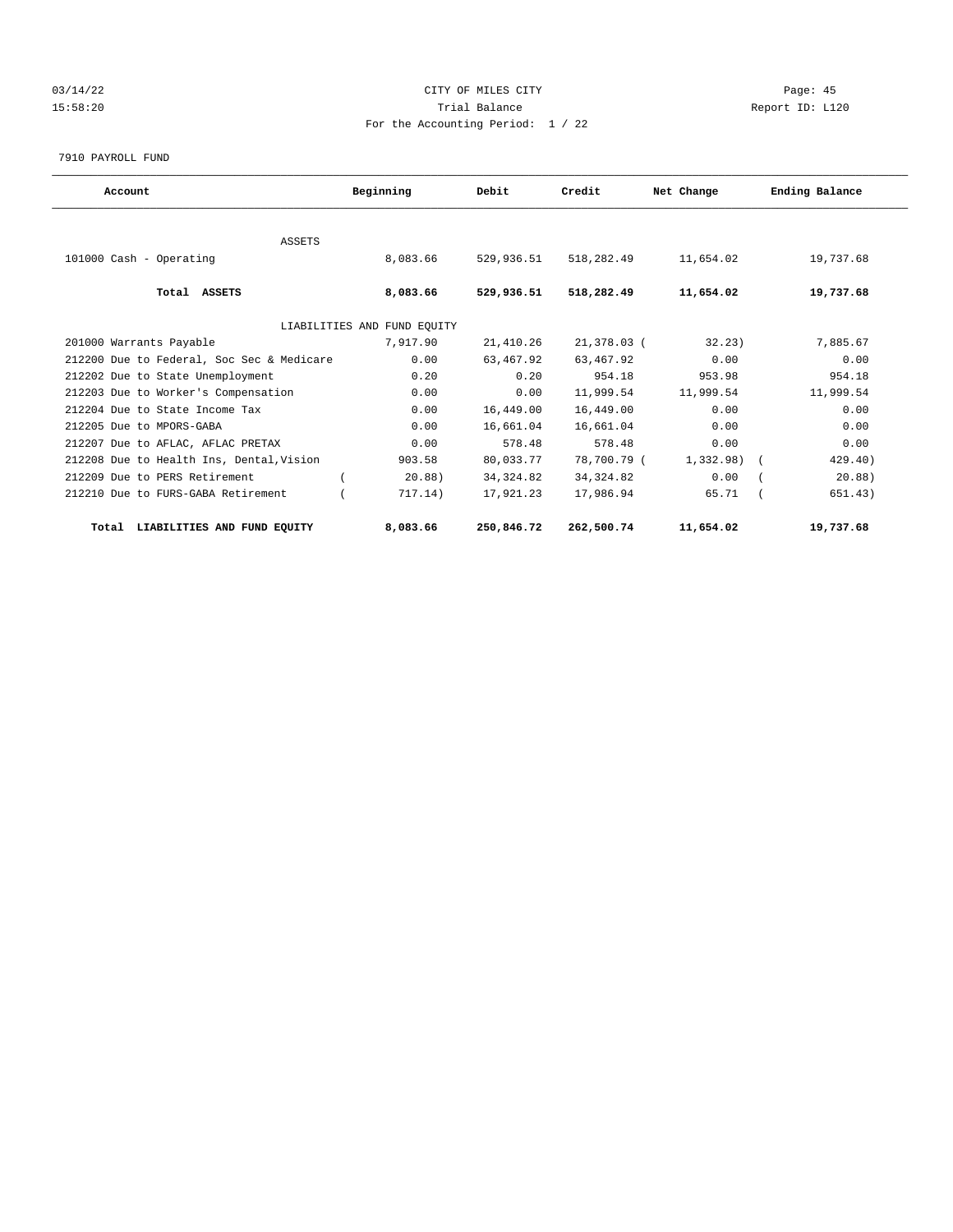CITY OF MILES CITY

Trial Balance

For the Accounting Period: 1 / 22

7910 PAYROLL FUND

| Account | Beginning | Debit | Credit | Net Change | Ending Balance |
|---|---|---|---|---|---|
| ASSETS | | | | | |
| 101000 Cash - Operating | 8,083.66 | 529,936.51 | 518,282.49 | 11,654.02 | 19,737.68 |
| **Total ASSETS** | **8,083.66** | **529,936.51** | **518,282.49** | **11,654.02** | **19,737.68** |
| LIABILITIES AND FUND EQUITY | | | | | |
| 201000 Warrants Payable | 7,917.90 | 21,410.26 | 21,378.03 | ( 32.23) | 7,885.67 |
| 212200 Due to Federal, Soc Sec & Medicare | 0.00 | 63,467.92 | 63,467.92 | 0.00 | 0.00 |
| 212202 Due to State Unemployment | 0.20 | 0.20 | 954.18 | 953.98 | 954.18 |
| 212203 Due to Worker's Compensation | 0.00 | 0.00 | 11,999.54 | 11,999.54 | 11,999.54 |
| 212204 Due to State Income Tax | 0.00 | 16,449.00 | 16,449.00 | 0.00 | 0.00 |
| 212205 Due to MPORS-GABA | 0.00 | 16,661.04 | 16,661.04 | 0.00 | 0.00 |
| 212207 Due to AFLAC, AFLAC PRETAX | 0.00 | 578.48 | 578.48 | 0.00 | 0.00 |
| 212208 Due to Health Ins, Dental,Vision | 903.58 | 80,033.77 | 78,700.79 | ( 1,332.98) | ( 429.40) |
| 212209 Due to PERS Retirement | ( 20.88) | 34,324.82 | 34,324.82 | 0.00 | ( 20.88) |
| 212210 Due to FURS-GABA Retirement | ( 717.14) | 17,921.23 | 17,986.94 | 65.71 | ( 651.43) |
| **Total LIABILITIES AND FUND EQUITY** | **8,083.66** | **250,846.72** | **262,500.74** | **11,654.02** | **19,737.68** |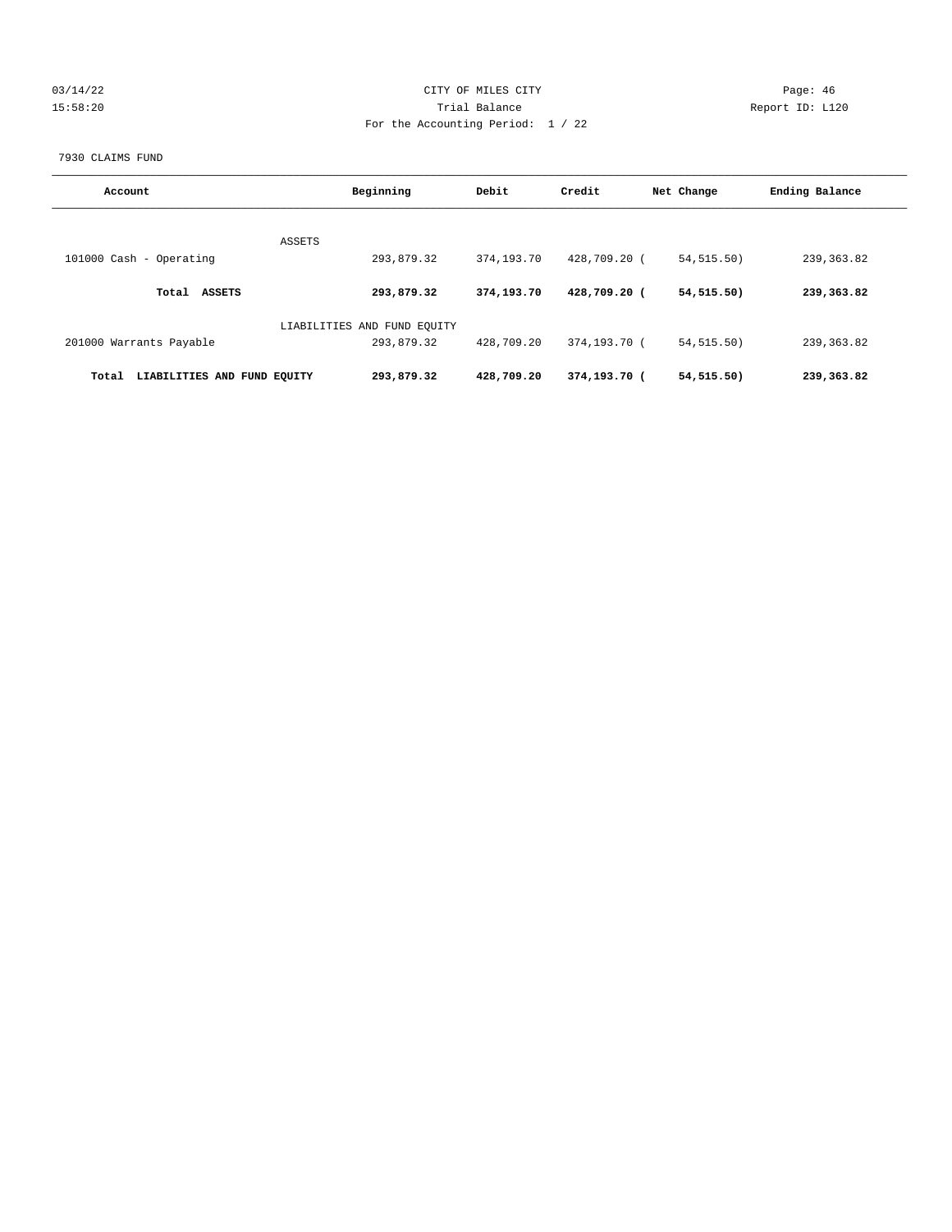CITY OF MILES CITY

Trial Balance

For the Accounting Period: 1 / 22

Report ID: L120

7930 CLAIMS FUND

| Account | Beginning | Debit | Credit | Net Change | Ending Balance |
|---|---|---|---|---|---|
| ASSETS | | | | | |
| 101000 Cash - Operating | 293,879.32 | 374,193.70 | 428,709.20 | ( 54,515.50) | 239,363.82 |
| **Total ASSETS** | **293,879.32** | **374,193.70** | **428,709.20** | **( 54,515.50)** | **239,363.82** |
| LIABILITIES AND FUND EQUITY | | | | | |
| 201000 Warrants Payable | 293,879.32 | 428,709.20 | 374,193.70 | ( 54,515.50) | 239,363.82 |
| **Total LIABILITIES AND FUND EQUITY** | **293,879.32** | **428,709.20** | **374,193.70** | **( 54,515.50)** | **239,363.82** |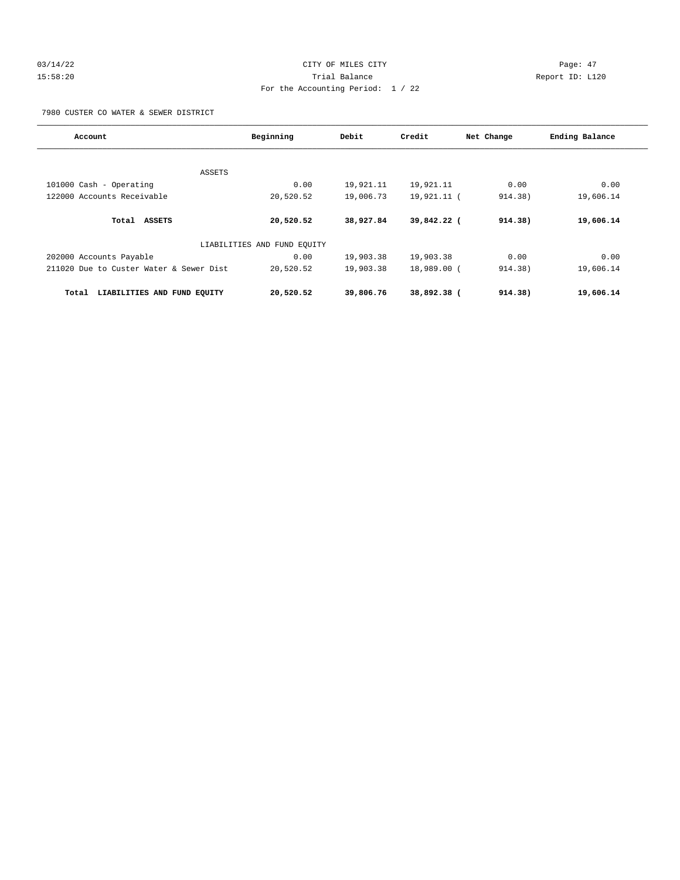CITY OF MILES CITY

Trial Balance

For the Accounting Period: 1 / 22

Report ID: L120

7980 CUSTER CO WATER & SEWER DISTRICT

| Account | Beginning | Debit | Credit | Net Change | Ending Balance |
|---|---|---|---|---|---|
| ASSETS | | | | | |
| 101000 Cash - Operating | 0.00 | 19,921.11 | 19,921.11 | 0.00 | 0.00 |
| 122000 Accounts Receivable | 20,520.52 | 19,006.73 | 19,921.11 | ( 914.38) | 19,606.14 |
| **Total ASSETS** | **20,520.52** | **38,927.84** | **39,842.22** | **( 914.38)** | **19,606.14** |
| LIABILITIES AND FUND EQUITY | | | | | |
| 202000 Accounts Payable | 0.00 | 19,903.38 | 19,903.38 | 0.00 | 0.00 |
| 211020 Due to Custer Water & Sewer Dist | 20,520.52 | 19,903.38 | 18,989.00 | ( 914.38) | 19,606.14 |
| **Total LIABILITIES AND FUND EQUITY** | **20,520.52** | **39,806.76** | **38,892.38** | **( 914.38)** | **19,606.14** |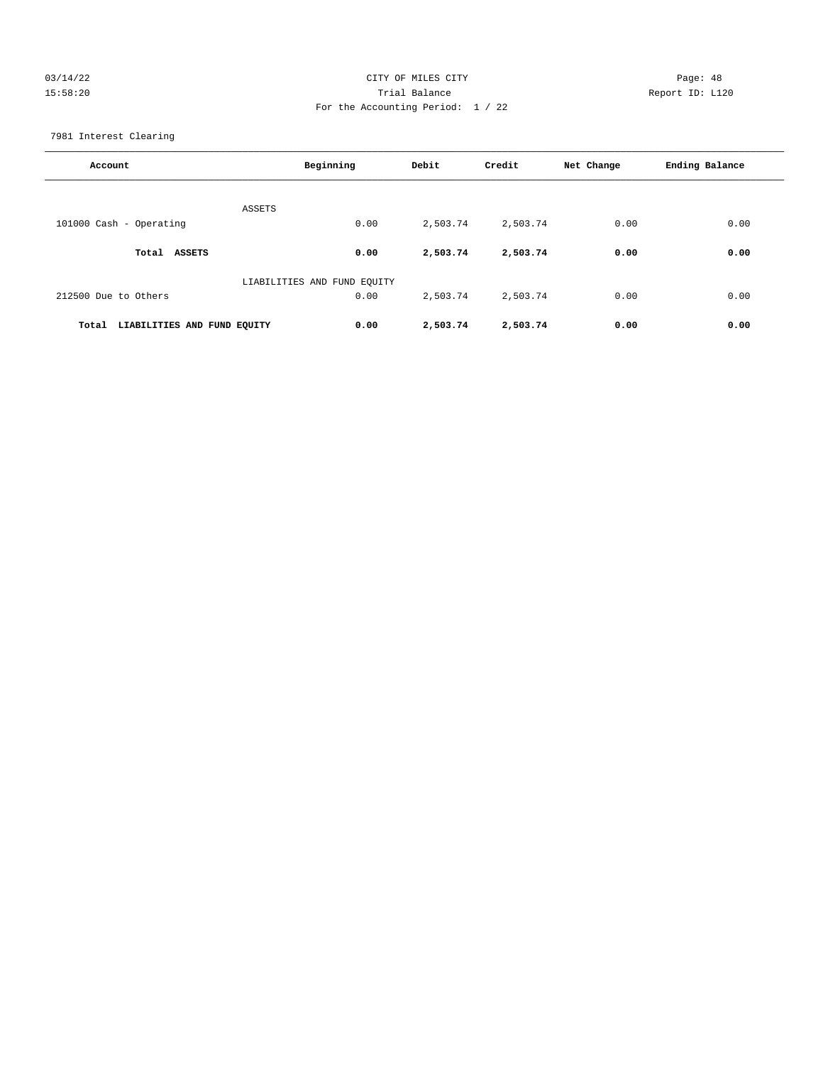CITY OF MILES CITY
Trial Balance
For the Accounting Period: 1 / 22

7981 Interest Clearing

| Account | Beginning | Debit | Credit | Net Change | Ending Balance |
|---|---|---|---|---|---|
| ASSETS | | | | | |
| 101000 Cash - Operating | 0.00 | 2,503.74 | 2,503.74 | 0.00 | 0.00 |
| **Total ASSETS** | **0.00** | **2,503.74** | **2,503.74** | **0.00** | **0.00** |
| LIABILITIES AND FUND EQUITY | | | | | |
| 212500 Due to Others | 0.00 | 2,503.74 | 2,503.74 | 0.00 | 0.00 |
| **Total LIABILITIES AND FUND EQUITY** | **0.00** | **2,503.74** | **2,503.74** | **0.00** | **0.00** |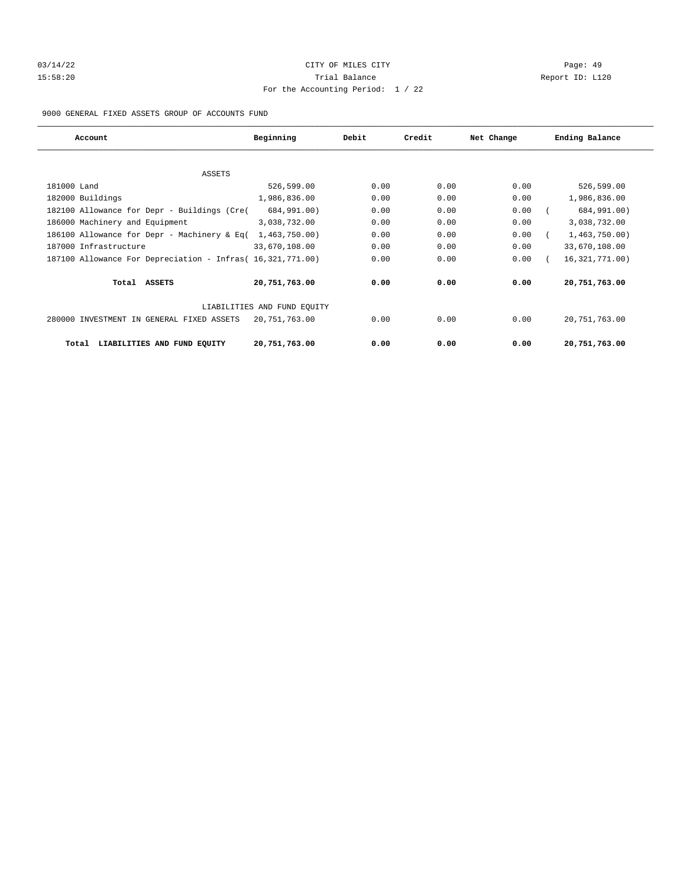CITY OF MILES CITY

Trial Balance

For the Accounting Period: 1 / 22

03/14/22 15:58:20 Report ID: L120

9000 GENERAL FIXED ASSETS GROUP OF ACCOUNTS FUND

| Account | Beginning | Debit | Credit | Net Change | Ending Balance |
|---|---|---|---|---|---|
| ASSETS | | | | | |
| 181000 Land | 526,599.00 | 0.00 | 0.00 | 0.00 | 526,599.00 |
| 182000 Buildings | 1,986,836.00 | 0.00 | 0.00 | 0.00 | 1,986,836.00 |
| 182100 Allowance for Depr - Buildings (Cre | ( 684,991.00) | 0.00 | 0.00 | 0.00 | ( 684,991.00) |
| 186000 Machinery and Equipment | 3,038,732.00 | 0.00 | 0.00 | 0.00 | 3,038,732.00 |
| 186100 Allowance for Depr - Machinery & Eq | ( 1,463,750.00) | 0.00 | 0.00 | 0.00 | ( 1,463,750.00) |
| 187000 Infrastructure | 33,670,108.00 | 0.00 | 0.00 | 0.00 | 33,670,108.00 |
| 187100 Allowance For Depreciation - Infras | ( 16,321,771.00) | 0.00 | 0.00 | 0.00 | ( 16,321,771.00) |
| **Total ASSETS** | **20,751,763.00** | **0.00** | **0.00** | **0.00** | **20,751,763.00** |
| LIABILITIES AND FUND EQUITY | | | | | |
| 280000 INVESTMENT IN GENERAL FIXED ASSETS | 20,751,763.00 | 0.00 | 0.00 | 0.00 | 20,751,763.00 |
| **Total LIABILITIES AND FUND EQUITY** | **20,751,763.00** | **0.00** | **0.00** | **0.00** | **20,751,763.00** |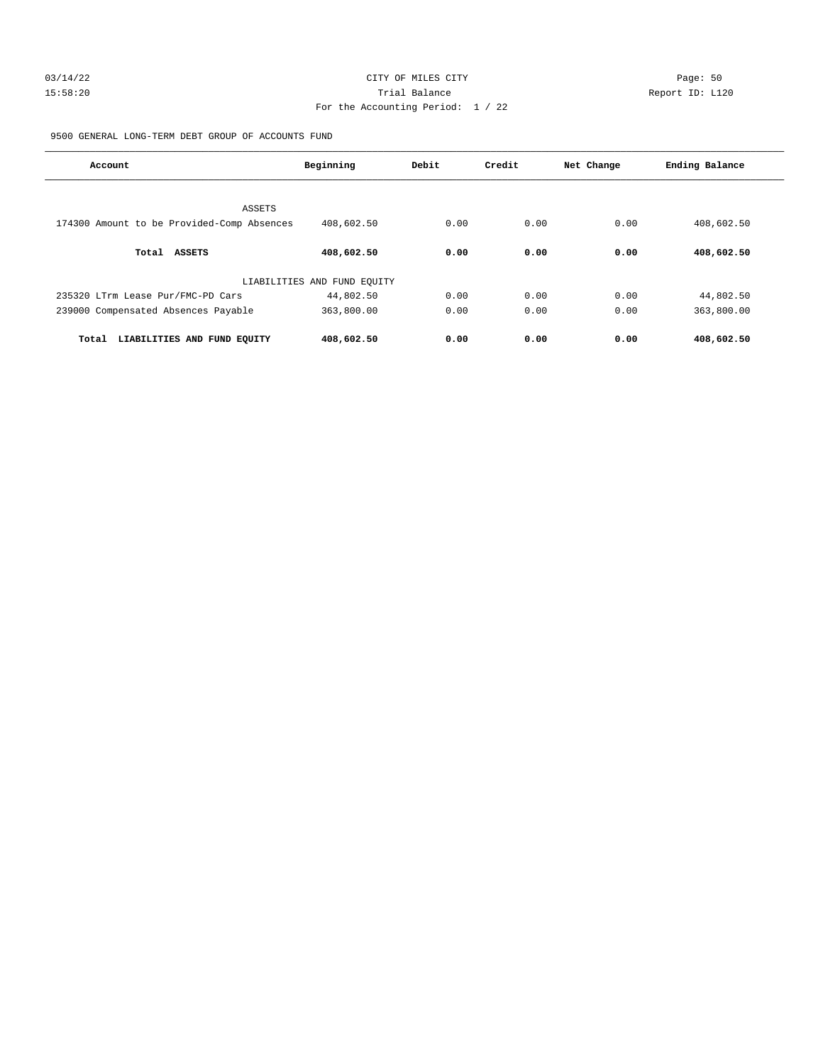CITY OF MILES CITY

Trial Balance

For the Accounting Period: 1 / 22

9500 GENERAL LONG-TERM DEBT GROUP OF ACCOUNTS FUND

| Account | Beginning | Debit | Credit | Net Change | Ending Balance |
|---|---|---|---|---|---|
| ASSETS | | | | | |
| 174300 Amount to be Provided-Comp Absences | 408,602.50 | 0.00 | 0.00 | 0.00 | 408,602.50 |
| **Total ASSETS** | **408,602.50** | **0.00** | **0.00** | **0.00** | **408,602.50** |
| LIABILITIES AND FUND EQUITY | | | | | |
| 235320 LTrm Lease Pur/FMC-PD Cars | 44,802.50 | 0.00 | 0.00 | 0.00 | 44,802.50 |
| 239000 Compensated Absences Payable | 363,800.00 | 0.00 | 0.00 | 0.00 | 363,800.00 |
| **Total LIABILITIES AND FUND EQUITY** | **408,602.50** | **0.00** | **0.00** | **0.00** | **408,602.50** |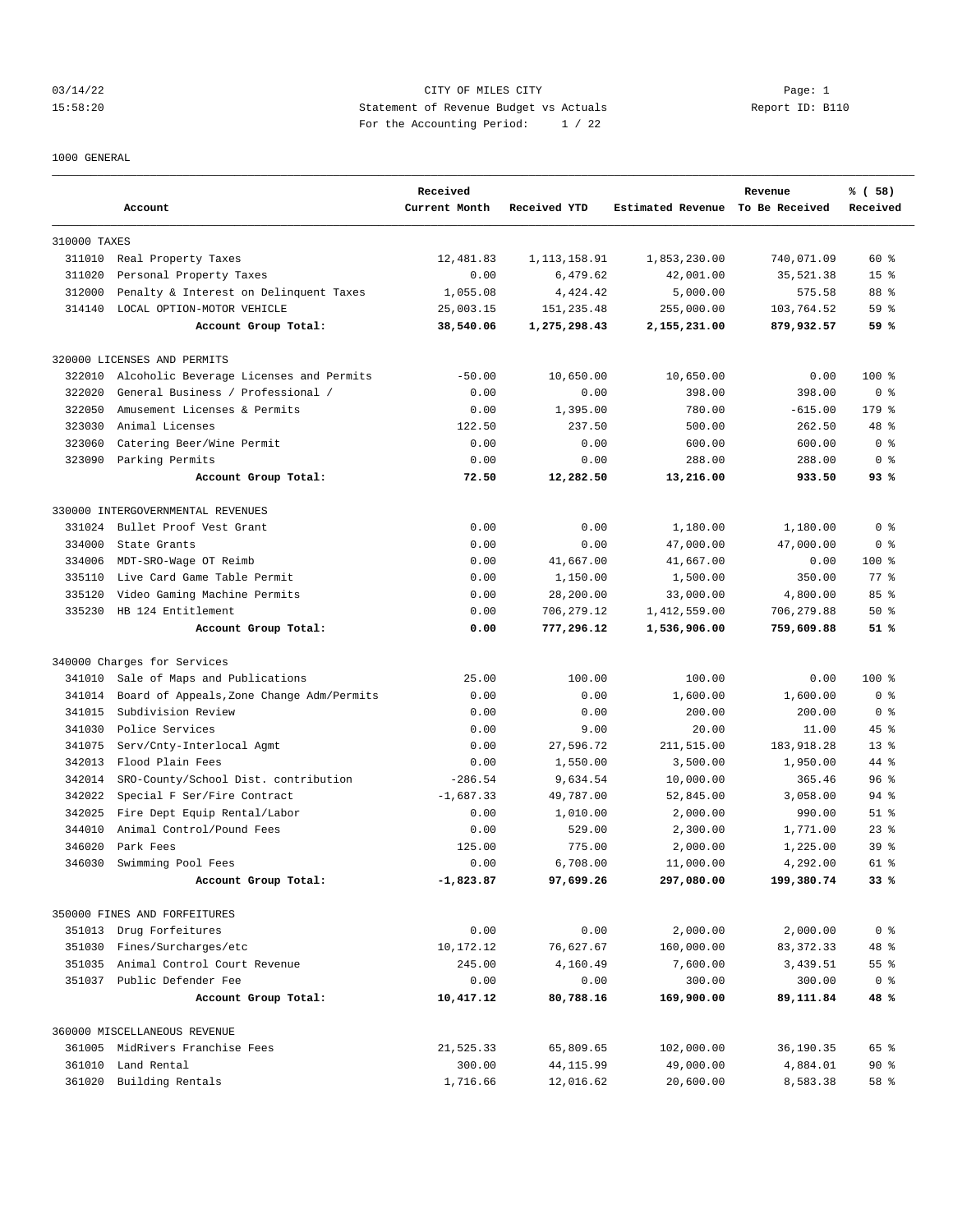03/14/22 CITY OF MILES CITY
15:58:20 Statement of Revenue Budget vs Actuals Report ID: B110
For the Accounting Period: 1 / 22

1000 GENERAL

| Account | | Received Current Month | Received YTD | Estimated Revenue | Revenue To Be Received | % ( 58) Received |
|---|---|---|---|---|---|---|
| 310000 TAXES | | | | | | |
| 311010 | Real Property Taxes | 12,481.83 | 1,113,158.91 | 1,853,230.00 | 740,071.09 | 60 % |
| 311020 | Personal Property Taxes | 0.00 | 6,479.62 | 42,001.00 | 35,521.38 | 15 % |
| 312000 | Penalty & Interest on Delinquent Taxes | 1,055.08 | 4,424.42 | 5,000.00 | 575.58 | 88 % |
| 314140 | LOCAL OPTION-MOTOR VEHICLE | 25,003.15 | 151,235.48 | 255,000.00 | 103,764.52 | 59 % |
| | **Account Group Total:** | **38,540.06** | **1,275,298.43** | **2,155,231.00** | **879,932.57** | **59 %** |
| 320000 LICENSES AND PERMITS | | | | | | |
| 322010 | Alcoholic Beverage Licenses and Permits | -50.00 | 10,650.00 | 10,650.00 | 0.00 | 100 % |
| 322020 | General Business / Professional / | 0.00 | 0.00 | 398.00 | 398.00 | 0 % |
| 322050 | Amusement Licenses & Permits | 0.00 | 1,395.00 | 780.00 | -615.00 | 179 % |
| 323030 | Animal Licenses | 122.50 | 237.50 | 500.00 | 262.50 | 48 % |
| 323060 | Catering Beer/Wine Permit | 0.00 | 0.00 | 600.00 | 600.00 | 0 % |
| 323090 | Parking Permits | 0.00 | 0.00 | 288.00 | 288.00 | 0 % |
| | **Account Group Total:** | **72.50** | **12,282.50** | **13,216.00** | **933.50** | **93 %** |
| 330000 INTERGOVERNMENTAL REVENUES | | | | | | |
| 331024 | Bullet Proof Vest Grant | 0.00 | 0.00 | 1,180.00 | 1,180.00 | 0 % |
| 334000 | State Grants | 0.00 | 0.00 | 47,000.00 | 47,000.00 | 0 % |
| 334006 | MDT-SRO-Wage OT Reimb | 0.00 | 41,667.00 | 41,667.00 | 0.00 | 100 % |
| 335110 | Live Card Game Table Permit | 0.00 | 1,150.00 | 1,500.00 | 350.00 | 77 % |
| 335120 | Video Gaming Machine Permits | 0.00 | 28,200.00 | 33,000.00 | 4,800.00 | 85 % |
| 335230 | HB 124 Entitlement | 0.00 | 706,279.12 | 1,412,559.00 | 706,279.88 | 50 % |
| | **Account Group Total:** | **0.00** | **777,296.12** | **1,536,906.00** | **759,609.88** | **51 %** |
| 340000 Charges for Services | | | | | | |
| 341010 | Sale of Maps and Publications | 25.00 | 100.00 | 100.00 | 0.00 | 100 % |
| 341014 | Board of Appeals,Zone Change Adm/Permits | 0.00 | 0.00 | 1,600.00 | 1,600.00 | 0 % |
| 341015 | Subdivision Review | 0.00 | 0.00 | 200.00 | 200.00 | 0 % |
| 341030 | Police Services | 0.00 | 9.00 | 20.00 | 11.00 | 45 % |
| 341075 | Serv/Cnty-Interlocal Agmt | 0.00 | 27,596.72 | 211,515.00 | 183,918.28 | 13 % |
| 342013 | Flood Plain Fees | 0.00 | 1,550.00 | 3,500.00 | 1,950.00 | 44 % |
| 342014 | SRO-County/School Dist. contribution | -286.54 | 9,634.54 | 10,000.00 | 365.46 | 96 % |
| 342022 | Special F Ser/Fire Contract | -1,687.33 | 49,787.00 | 52,845.00 | 3,058.00 | 94 % |
| 342025 | Fire Dept Equip Rental/Labor | 0.00 | 1,010.00 | 2,000.00 | 990.00 | 51 % |
| 344010 | Animal Control/Pound Fees | 0.00 | 529.00 | 2,300.00 | 1,771.00 | 23 % |
| 346020 | Park Fees | 125.00 | 775.00 | 2,000.00 | 1,225.00 | 39 % |
| 346030 | Swimming Pool Fees | 0.00 | 6,708.00 | 11,000.00 | 4,292.00 | 61 % |
| | **Account Group Total:** | **-1,823.87** | **97,699.26** | **297,080.00** | **199,380.74** | **33 %** |
| 350000 FINES AND FORFEITURES | | | | | | |
| 351013 | Drug Forfeitures | 0.00 | 0.00 | 2,000.00 | 2,000.00 | 0 % |
| 351030 | Fines/Surcharges/etc | 10,172.12 | 76,627.67 | 160,000.00 | 83,372.33 | 48 % |
| 351035 | Animal Control Court Revenue | 245.00 | 4,160.49 | 7,600.00 | 3,439.51 | 55 % |
| 351037 | Public Defender Fee | 0.00 | 0.00 | 300.00 | 300.00 | 0 % |
| | **Account Group Total:** | **10,417.12** | **80,788.16** | **169,900.00** | **89,111.84** | **48 %** |
| 360000 MISCELLANEOUS REVENUE | | | | | | |
| 361005 | MidRivers Franchise Fees | 21,525.33 | 65,809.65 | 102,000.00 | 36,190.35 | 65 % |
| 361010 | Land Rental | 300.00 | 44,115.99 | 49,000.00 | 4,884.01 | 90 % |
| 361020 | Building Rentals | 1,716.66 | 12,016.62 | 20,600.00 | 8,583.38 | 58 % |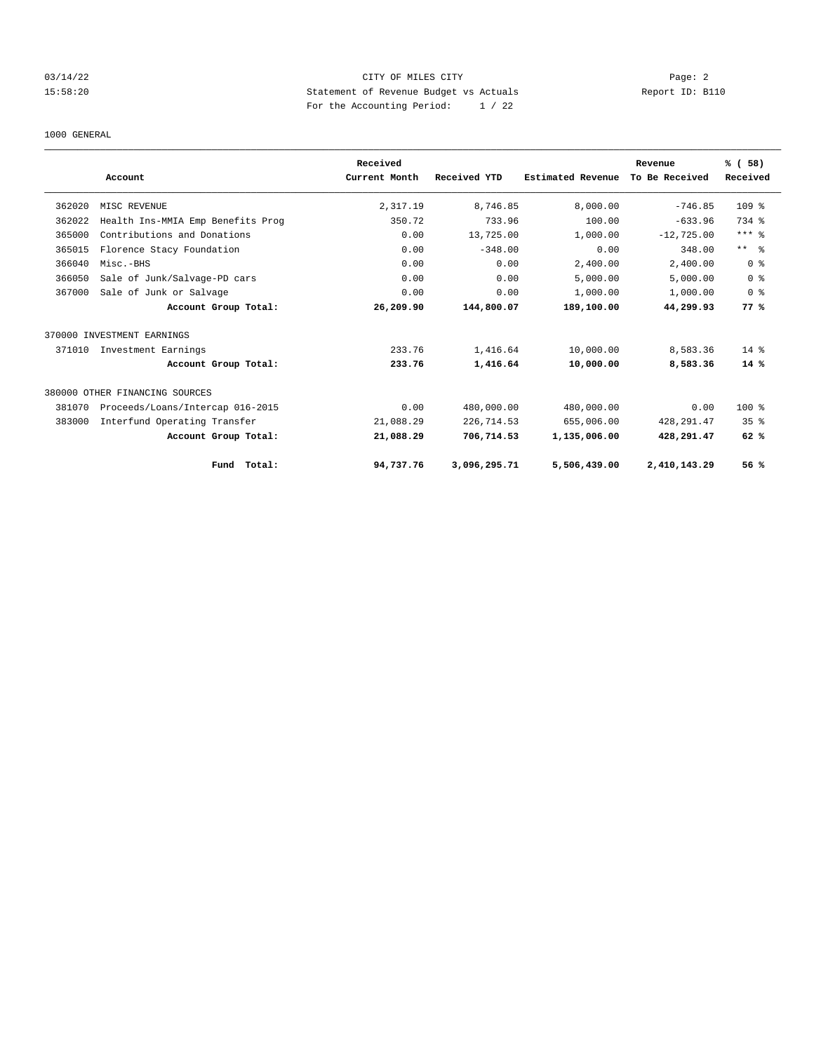CITY OF MILES CITY

Statement of Revenue Budget vs Actuals

For the Accounting Period: 1 / 22

03/14/22 15:58:20 Report ID: B110

1000 GENERAL

| | Account | Received Current Month | Received YTD | Estimated Revenue | Revenue To Be Received | % ( 58) Received |
|---|---|---|---|---|---|---|
| 362020 | MISC REVENUE | 2,317.19 | 8,746.85 | 8,000.00 | -746.85 | 109 % |
| 362022 | Health Ins-MMIA Emp Benefits Prog | 350.72 | 733.96 | 100.00 | -633.96 | 734 % |
| 365000 | Contributions and Donations | 0.00 | 13,725.00 | 1,000.00 | -12,725.00 | *** % |
| 365015 | Florence Stacy Foundation | 0.00 | -348.00 | 0.00 | 348.00 | ** % |
| 366040 | Misc.-BHS | 0.00 | 0.00 | 2,400.00 | 2,400.00 | 0 % |
| 366050 | Sale of Junk/Salvage-PD cars | 0.00 | 0.00 | 5,000.00 | 5,000.00 | 0 % |
| 367000 | Sale of Junk or Salvage | 0.00 | 0.00 | 1,000.00 | 1,000.00 | 0 % |
| | **Account Group Total:** | **26,209.90** | **144,800.07** | **189,100.00** | **44,299.93** | **77 %** |
| 370000 INVESTMENT EARNINGS | | | | | | |
| 371010 | Investment Earnings | 233.76 | 1,416.64 | 10,000.00 | 8,583.36 | 14 % |
| | **Account Group Total:** | **233.76** | **1,416.64** | **10,000.00** | **8,583.36** | **14 %** |
| 380000 OTHER FINANCING SOURCES | | | | | | |
| 381070 | Proceeds/Loans/Intercap 016-2015 | 0.00 | 480,000.00 | 480,000.00 | 0.00 | 100 % |
| 383000 | Interfund Operating Transfer | 21,088.29 | 226,714.53 | 655,006.00 | 428,291.47 | 35 % |
| | **Account Group Total:** | **21,088.29** | **706,714.53** | **1,135,006.00** | **428,291.47** | **62 %** |
| | **Fund Total:** | **94,737.76** | **3,096,295.71** | **5,506,439.00** | **2,410,143.29** | **56 %** |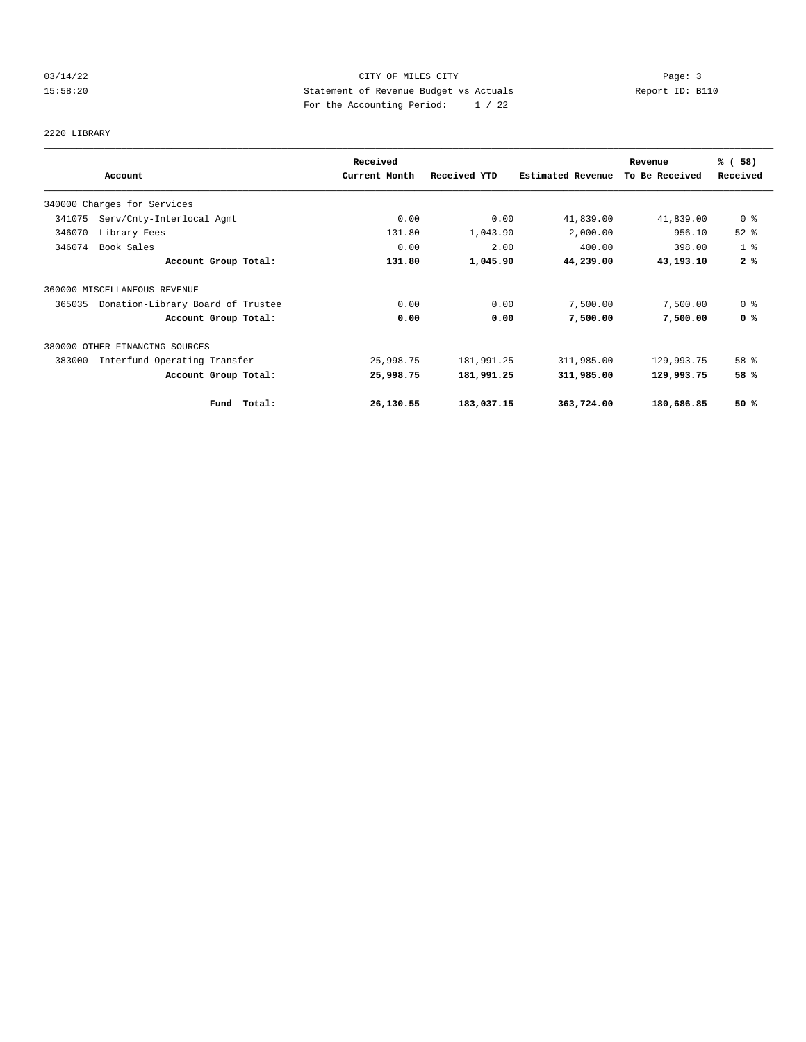CITY OF MILES CITY
Statement of Revenue Budget vs Actuals
For the Accounting Period: 1 / 22

03/14/22
15:58:20

Report ID: B110

2220 LIBRARY

| Account | Received Current Month | Received YTD | Estimated Revenue | Revenue To Be Received | % ( 58) Received |
|---|---|---|---|---|---|
| 340000 Charges for Services | | | | | |
| 341075 Serv/Cnty-Interlocal Agmt | 0.00 | 0.00 | 41,839.00 | 41,839.00 | 0 % |
| 346070 Library Fees | 131.80 | 1,043.90 | 2,000.00 | 956.10 | 52 % |
| 346074 Book Sales | 0.00 | 2.00 | 400.00 | 398.00 | 1 % |
| **Account Group Total:** | **131.80** | **1,045.90** | **44,239.00** | **43,193.10** | **2 %** |
| 360000 MISCELLANEOUS REVENUE | | | | | |
| 365035 Donation-Library Board of Trustee | 0.00 | 0.00 | 7,500.00 | 7,500.00 | 0 % |
| **Account Group Total:** | **0.00** | **0.00** | **7,500.00** | **7,500.00** | **0 %** |
| 380000 OTHER FINANCING SOURCES | | | | | |
| 383000 Interfund Operating Transfer | 25,998.75 | 181,991.25 | 311,985.00 | 129,993.75 | 58 % |
| **Account Group Total:** | **25,998.75** | **181,991.25** | **311,985.00** | **129,993.75** | **58 %** |
| **Fund Total:** | **26,130.55** | **183,037.15** | **363,724.00** | **180,686.85** | **50 %** |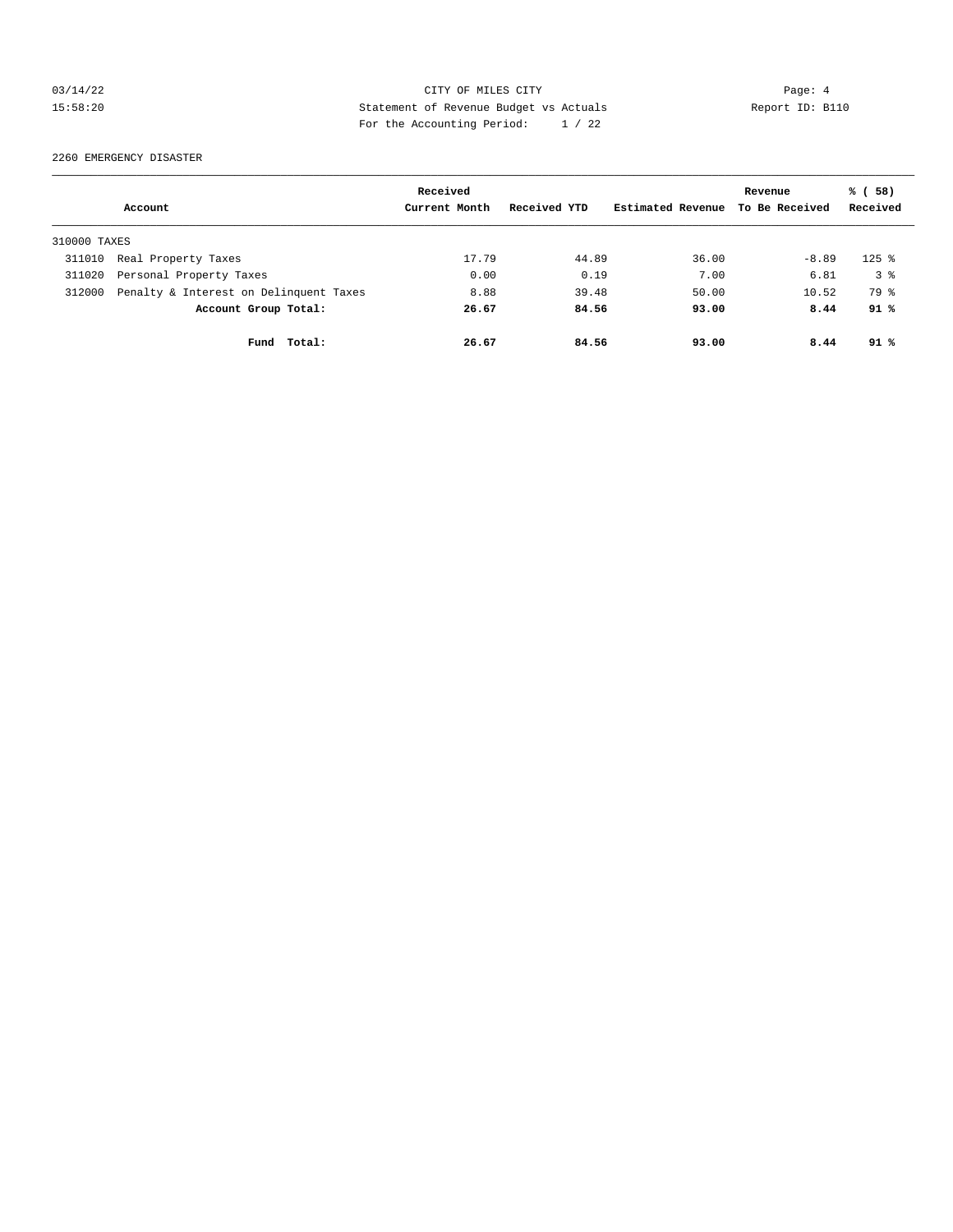03/14/22 CITY OF MILES CITY Page: 4
15:58:20 Statement of Revenue Budget vs Actuals Report ID: B110
For the Accounting Period: 1 / 22

2260 EMERGENCY DISASTER

| Account | | Received Current Month | Received YTD | Estimated Revenue | Revenue To Be Received | % ( 58) Received |
|---|---|---|---|---|---|---|
| 310000 TAXES | | | | | | |
| 311010 | Real Property Taxes | 17.79 | 44.89 | 36.00 | -8.89 | 125 % |
| 311020 | Personal Property Taxes | 0.00 | 0.19 | 7.00 | 6.81 | 3 % |
| 312000 | Penalty & Interest on Delinquent Taxes | 8.88 | 39.48 | 50.00 | 10.52 | 79 % |
| | **Account Group Total:** | **26.67** | **84.56** | **93.00** | **8.44** | **91 %** |
| | **Fund Total:** | **26.67** | **84.56** | **93.00** | **8.44** | **91 %** |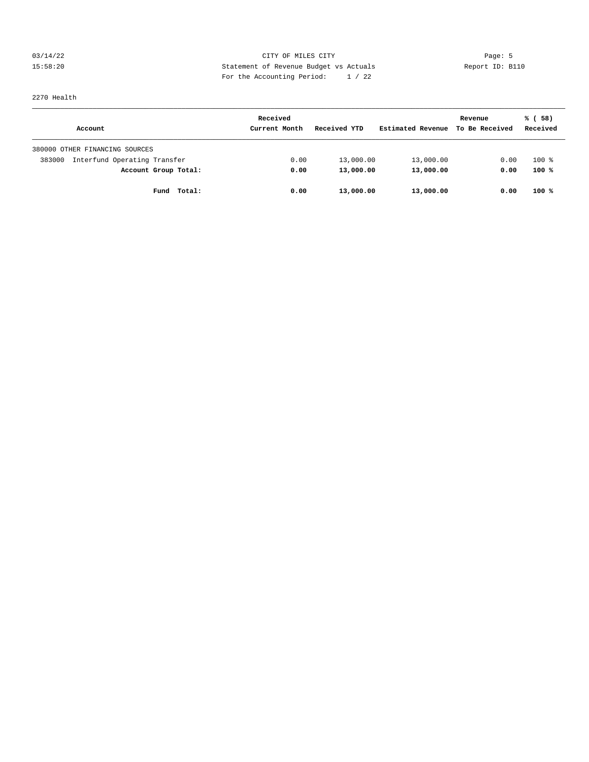03/14/22 CITY OF MILES CITY Page: 5
15:58:20 Statement of Revenue Budget vs Actuals Report ID: B110
For the Accounting Period: 1 / 22

2270 Health

| Account | Received Current Month | Received YTD | Estimated Revenue | Revenue To Be Received | % ( 58) Received |
|---|---|---|---|---|---|
| 380000 OTHER FINANCING SOURCES | | | | | |
| 383000 Interfund Operating Transfer | 0.00 | 13,000.00 | 13,000.00 | 0.00 | 100 % |
| **Account Group Total:** | **0.00** | **13,000.00** | **13,000.00** | **0.00** | **100 %** |
| **Fund Total:** | **0.00** | **13,000.00** | **13,000.00** | **0.00** | **100 %** |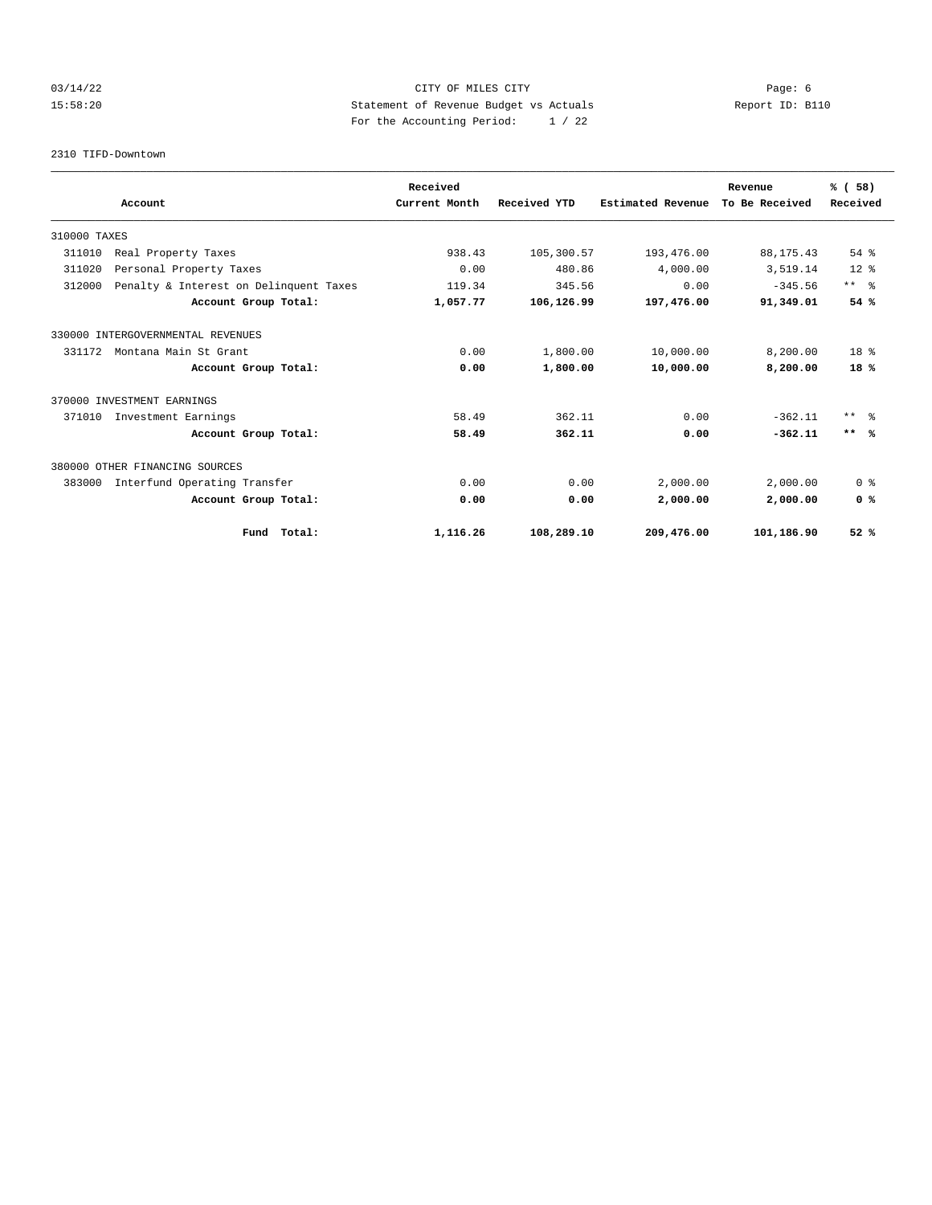CITY OF MILES CITY
Statement of Revenue Budget vs Actuals
For the Accounting Period: 1 / 22

2310 TIFD-Downtown

| Account | Received Current Month | Received YTD | Estimated Revenue | Revenue To Be Received | % ( 58) Received |
|---|---|---|---|---|---|
| 310000 TAXES | | | | | |
| 311010 Real Property Taxes | 938.43 | 105,300.57 | 193,476.00 | 88,175.43 | 54 % |
| 311020 Personal Property Taxes | 0.00 | 480.86 | 4,000.00 | 3,519.14 | 12 % |
| 312000 Penalty & Interest on Delinquent Taxes | 119.34 | 345.56 | 0.00 | -345.56 | ** % |
| **Account Group Total:** | **1,057.77** | **106,126.99** | **197,476.00** | **91,349.01** | **54 %** |
| 330000 INTERGOVERNMENTAL REVENUES | | | | | |
| 331172 Montana Main St Grant | 0.00 | 1,800.00 | 10,000.00 | 8,200.00 | 18 % |
| **Account Group Total:** | **0.00** | **1,800.00** | **10,000.00** | **8,200.00** | **18 %** |
| 370000 INVESTMENT EARNINGS | | | | | |
| 371010 Investment Earnings | 58.49 | 362.11 | 0.00 | -362.11 | ** % |
| **Account Group Total:** | **58.49** | **362.11** | **0.00** | **-362.11** | **** %** |
| 380000 OTHER FINANCING SOURCES | | | | | |
| 383000 Interfund Operating Transfer | 0.00 | 0.00 | 2,000.00 | 2,000.00 | 0 % |
| **Account Group Total:** | **0.00** | **0.00** | **2,000.00** | **2,000.00** | **0 %** |
| **Fund Total:** | **1,116.26** | **108,289.10** | **209,476.00** | **101,186.90** | **52 %** |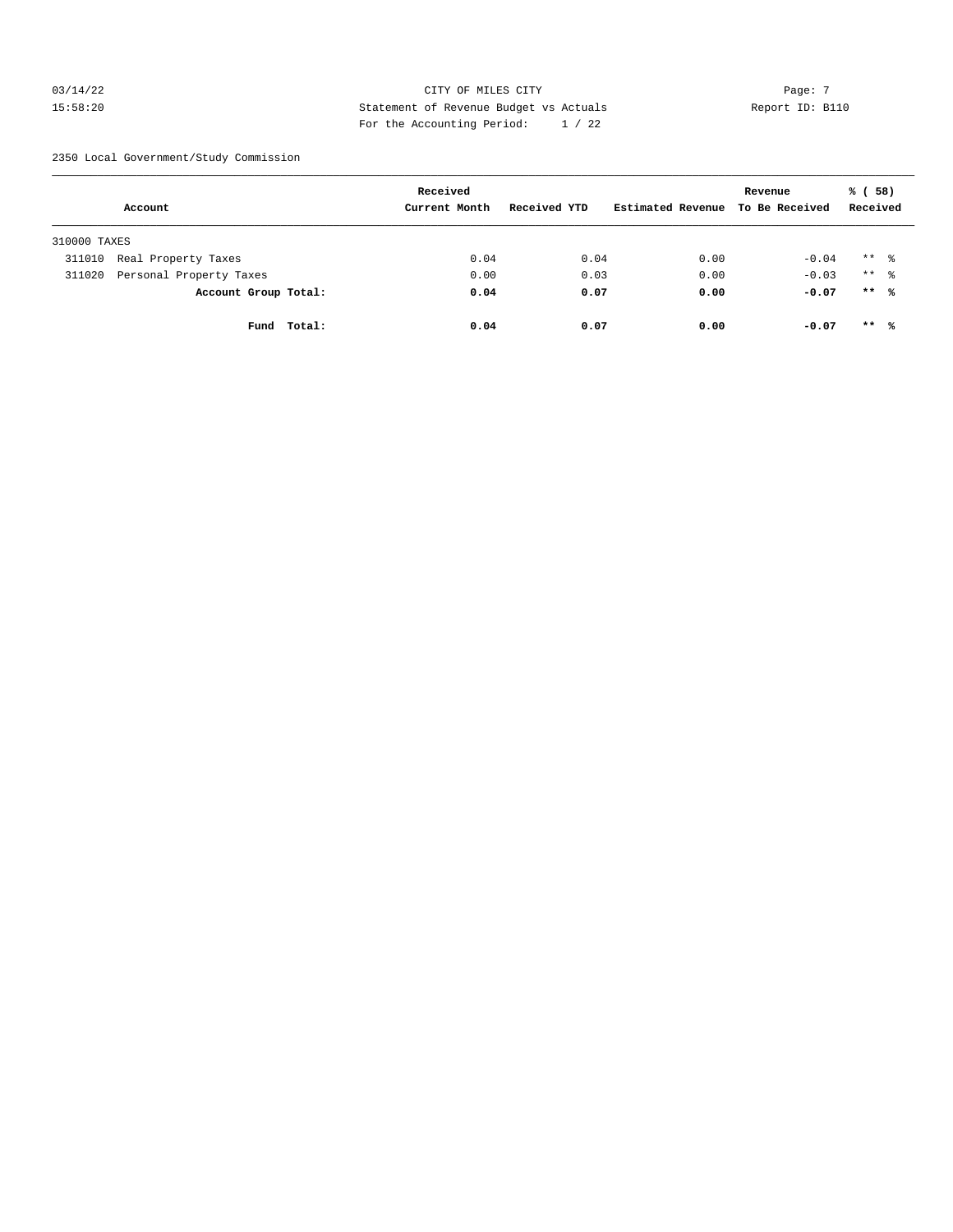CITY OF MILES CITY
Statement of Revenue Budget vs Actuals
For the Accounting Period: 1 / 22

03/14/22
15:58:20

Report ID: B110

2350 Local Government/Study Commission

| Account | Received Current Month | Received YTD | Estimated Revenue | Revenue To Be Received | % ( 58) Received |
|---|---|---|---|---|---|
| 310000 TAXES | | | | | |
| 311010 Real Property Taxes | 0.04 | 0.04 | 0.00 | -0.04 | ** % |
| 311020 Personal Property Taxes | 0.00 | 0.03 | 0.00 | -0.03 | ** % |
| **Account Group Total:** | **0.04** | **0.07** | **0.00** | **-0.07** | **** %** |
| **Fund Total:** | **0.04** | **0.07** | **0.00** | **-0.07** | **** %** |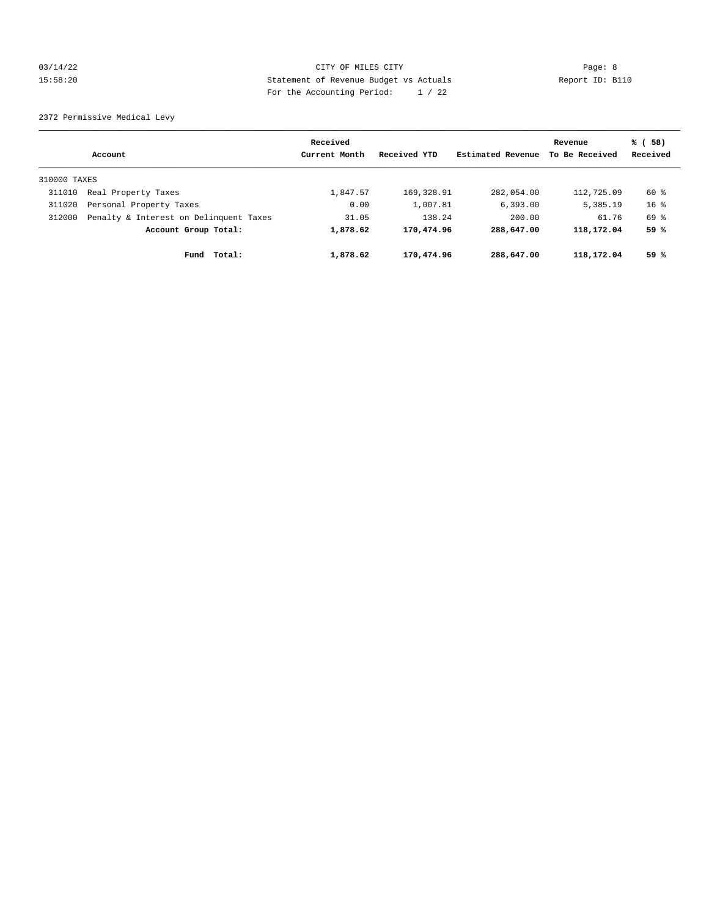CITY OF MILES CITY
Statement of Revenue Budget vs Actuals
For the Accounting Period: 1 / 22

03/14/22
15:58:20

Report ID: B110

2372 Permissive Medical Levy

| Account | | Received Current Month | Received YTD | Estimated Revenue | Revenue To Be Received | % ( 58) Received |
|---|---|---|---|---|---|---|
| 310000 TAXES | | | | | | |
| 311010 | Real Property Taxes | 1,847.57 | 169,328.91 | 282,054.00 | 112,725.09 | 60 % |
| 311020 | Personal Property Taxes | 0.00 | 1,007.81 | 6,393.00 | 5,385.19 | 16 % |
| 312000 | Penalty & Interest on Delinquent Taxes | 31.05 | 138.24 | 200.00 | 61.76 | 69 % |
| | **Account Group Total:** | **1,878.62** | **170,474.96** | **288,647.00** | **118,172.04** | **59 %** |
| | **Fund Total:** | **1,878.62** | **170,474.96** | **288,647.00** | **118,172.04** | **59 %** |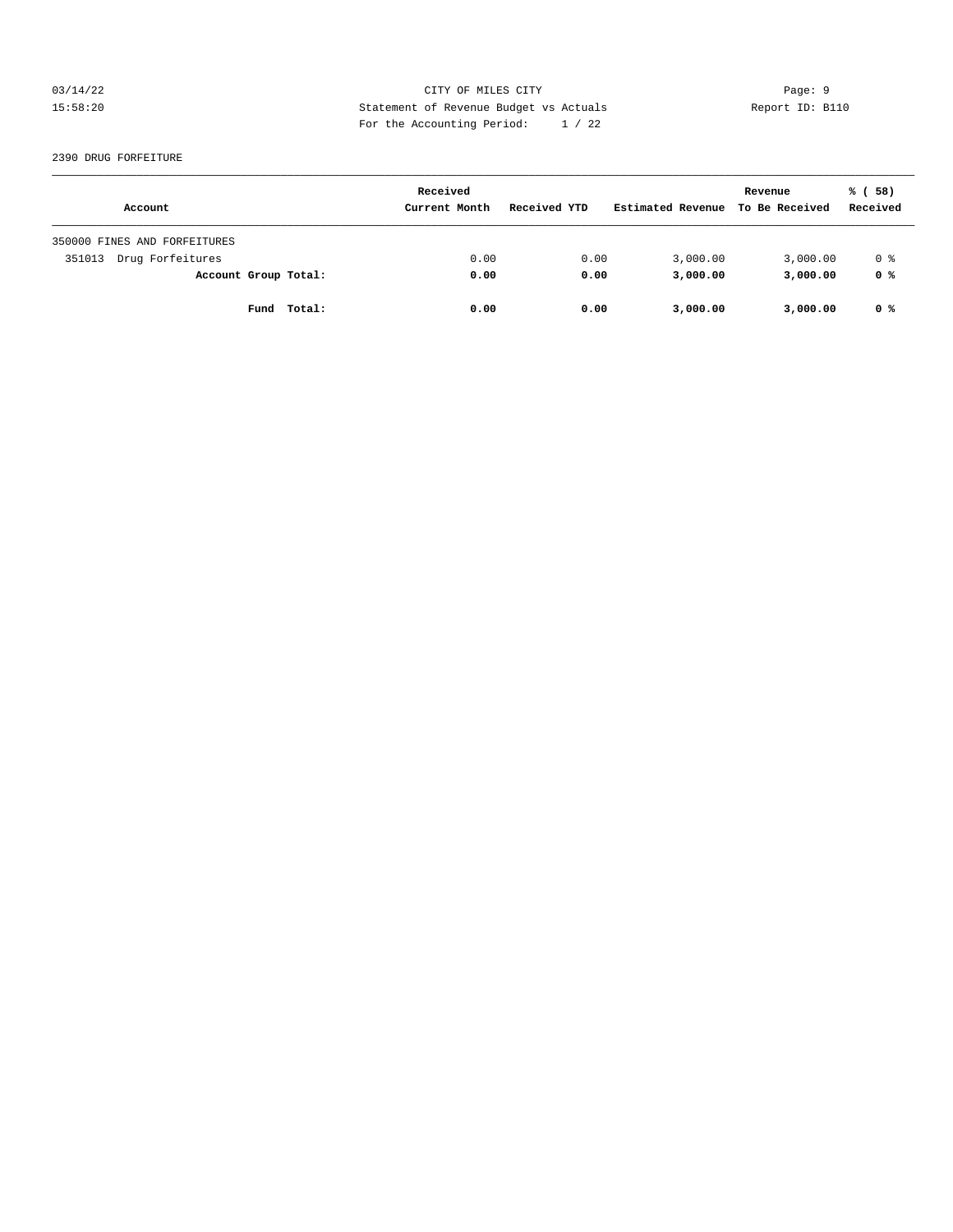CITY OF MILES CITY

Statement of Revenue Budget vs Actuals

For the Accounting Period: 1 / 22

2390 DRUG FORFEITURE

| Account | Received Current Month | Received YTD | Estimated Revenue | Revenue To Be Received | % ( 58) Received |
|---|---|---|---|---|---|
| 350000 FINES AND FORFEITURES | | | | | |
| 351013 Drug Forfeitures | 0.00 | 0.00 | 3,000.00 | 3,000.00 | 0 % |
| **Account Group Total:** | **0.00** | **0.00** | **3,000.00** | **3,000.00** | **0 %** |
| **Fund Total:** | **0.00** | **0.00** | **3,000.00** | **3,000.00** | **0 %** |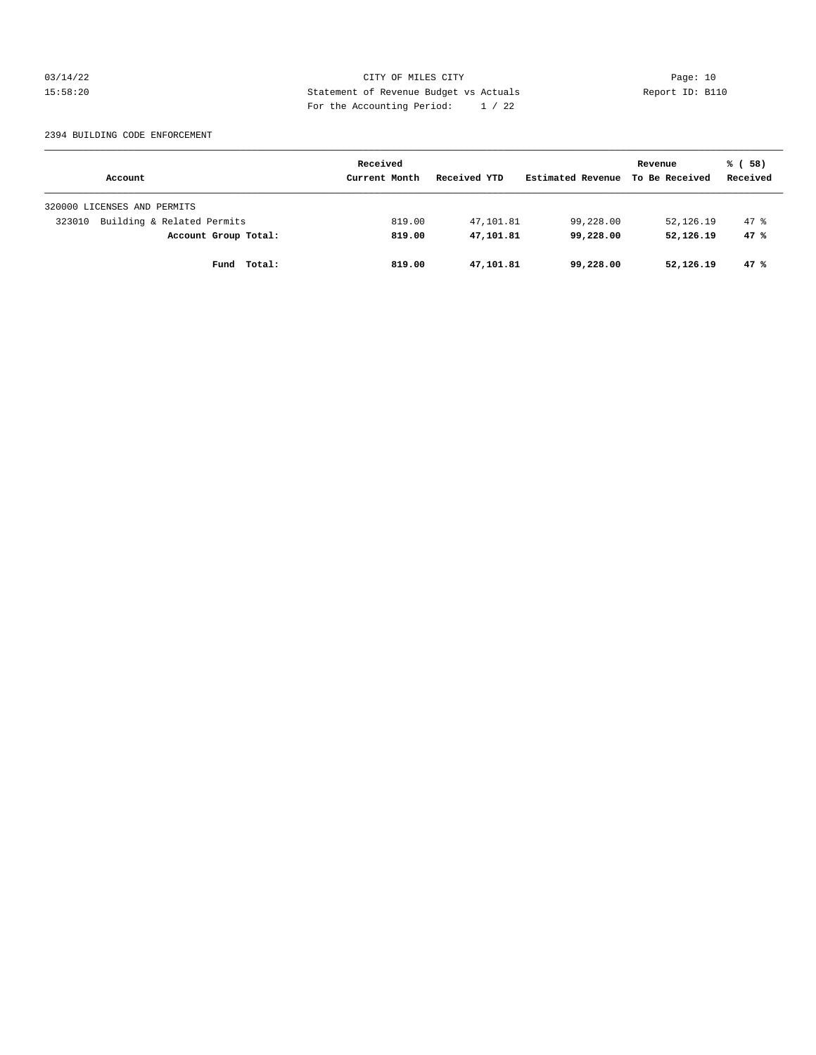CITY OF MILES CITY
Statement of Revenue Budget vs Actuals
For the Accounting Period: 1 / 22

2394 BUILDING CODE ENFORCEMENT

| Account | Received Current Month | Received YTD | Estimated Revenue | Revenue To Be Received | % ( 58) Received |
|---|---|---|---|---|---|
| 320000 LICENSES AND PERMITS | | | | | |
| 323010 Building & Related Permits | 819.00 | 47,101.81 | 99,228.00 | 52,126.19 | 47 % |
| **Account Group Total:** | **819.00** | **47,101.81** | **99,228.00** | **52,126.19** | **47 %** |
| **Fund Total:** | **819.00** | **47,101.81** | **99,228.00** | **52,126.19** | **47 %** |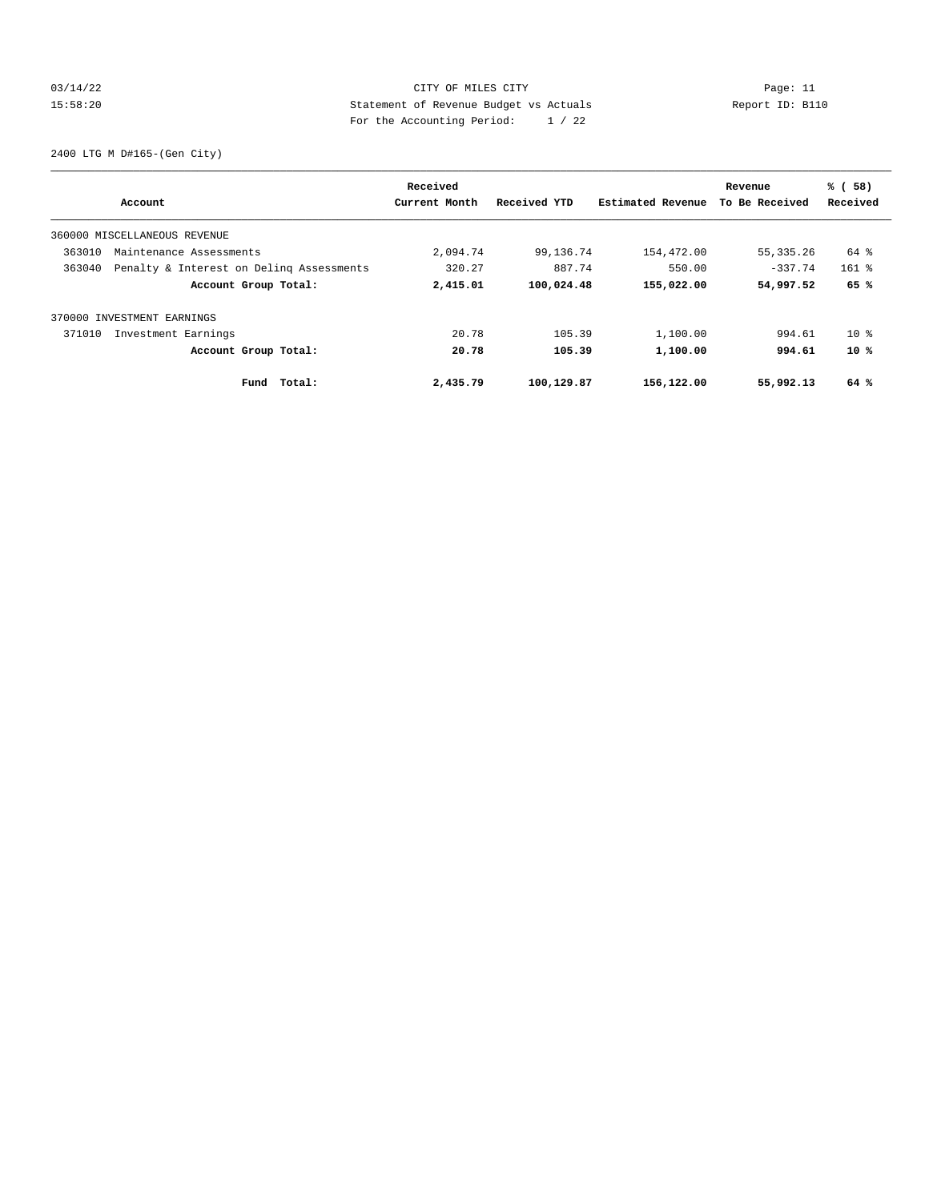CITY OF MILES CITY
Statement of Revenue Budget vs Actuals
For the Accounting Period: 1 / 22

Report ID: B110

2400 LTG M D#165-(Gen City)

| Account | Received Current Month | Received YTD | Estimated Revenue | Revenue To Be Received | % ( 58) Received |
|---|---|---|---|---|---|
| 360000 MISCELLANEOUS REVENUE | | | | | |
| 363010 Maintenance Assessments | 2,094.74 | 99,136.74 | 154,472.00 | 55,335.26 | 64 % |
| 363040 Penalty & Interest on Delinq Assessments | 320.27 | 887.74 | 550.00 | -337.74 | 161 % |
| **Account Group Total:** | **2,415.01** | **100,024.48** | **155,022.00** | **54,997.52** | **65 %** |
| 370000 INVESTMENT EARNINGS | | | | | |
| 371010 Investment Earnings | 20.78 | 105.39 | 1,100.00 | 994.61 | 10 % |
| **Account Group Total:** | **20.78** | **105.39** | **1,100.00** | **994.61** | **10 %** |
| **Fund Total:** | **2,435.79** | **100,129.87** | **156,122.00** | **55,992.13** | **64 %** |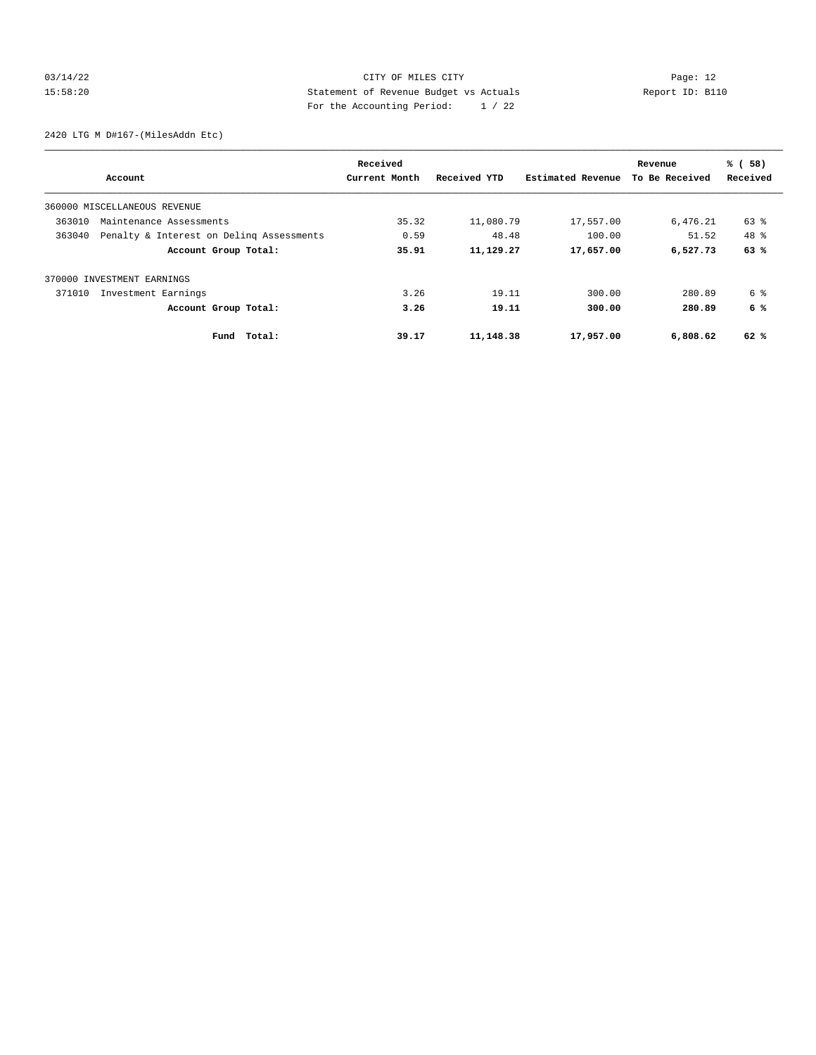CITY OF MILES CITY
Statement of Revenue Budget vs Actuals
For the Accounting Period: 1 / 22

03/14/22
15:58:20

Report ID: B110

2420 LTG M D#167-(MilesAddn Etc)

| Account | Received Current Month | Received YTD | Estimated Revenue | Revenue To Be Received | % ( 58) Received |
|---|---|---|---|---|---|
| 360000 MISCELLANEOUS REVENUE | | | | | |
| 363010 Maintenance Assessments | 35.32 | 11,080.79 | 17,557.00 | 6,476.21 | 63 % |
| 363040 Penalty & Interest on Delinq Assessments | 0.59 | 48.48 | 100.00 | 51.52 | 48 % |
| **Account Group Total:** | **35.91** | **11,129.27** | **17,657.00** | **6,527.73** | **63 %** |
| 370000 INVESTMENT EARNINGS | | | | | |
| 371010 Investment Earnings | 3.26 | 19.11 | 300.00 | 280.89 | 6 % |
| **Account Group Total:** | **3.26** | **19.11** | **300.00** | **280.89** | **6 %** |
| **Fund Total:** | **39.17** | **11,148.38** | **17,957.00** | **6,808.62** | **62 %** |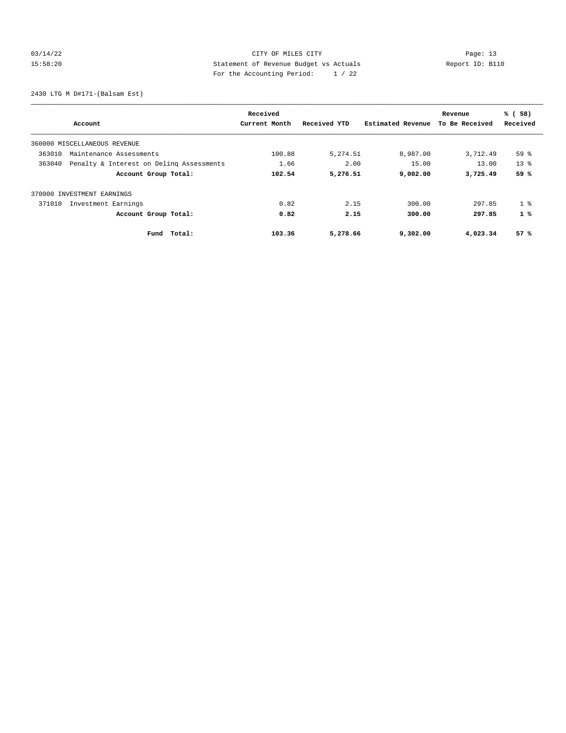CITY OF MILES CITY
Statement of Revenue Budget vs Actuals
For the Accounting Period: 1 / 22

Report ID: B110

2430 LTG M D#171-(Balsam Est)

| Account | Received Current Month | Received YTD | Estimated Revenue | Revenue To Be Received | % ( 58) Received |
|---|---|---|---|---|---|
| 360000 MISCELLANEOUS REVENUE | | | | | |
| 363010 Maintenance Assessments | 100.88 | 5,274.51 | 8,987.00 | 3,712.49 | 59 % |
| 363040 Penalty & Interest on Delinq Assessments | 1.66 | 2.00 | 15.00 | 13.00 | 13 % |
| **Account Group Total:** | **102.54** | **5,276.51** | **9,002.00** | **3,725.49** | **59 %** |
| 370000 INVESTMENT EARNINGS | | | | | |
| 371010 Investment Earnings | 0.82 | 2.15 | 300.00 | 297.85 | 1 % |
| **Account Group Total:** | **0.82** | **2.15** | **300.00** | **297.85** | **1 %** |
| **Fund Total:** | **103.36** | **5,278.66** | **9,302.00** | **4,023.34** | **57 %** |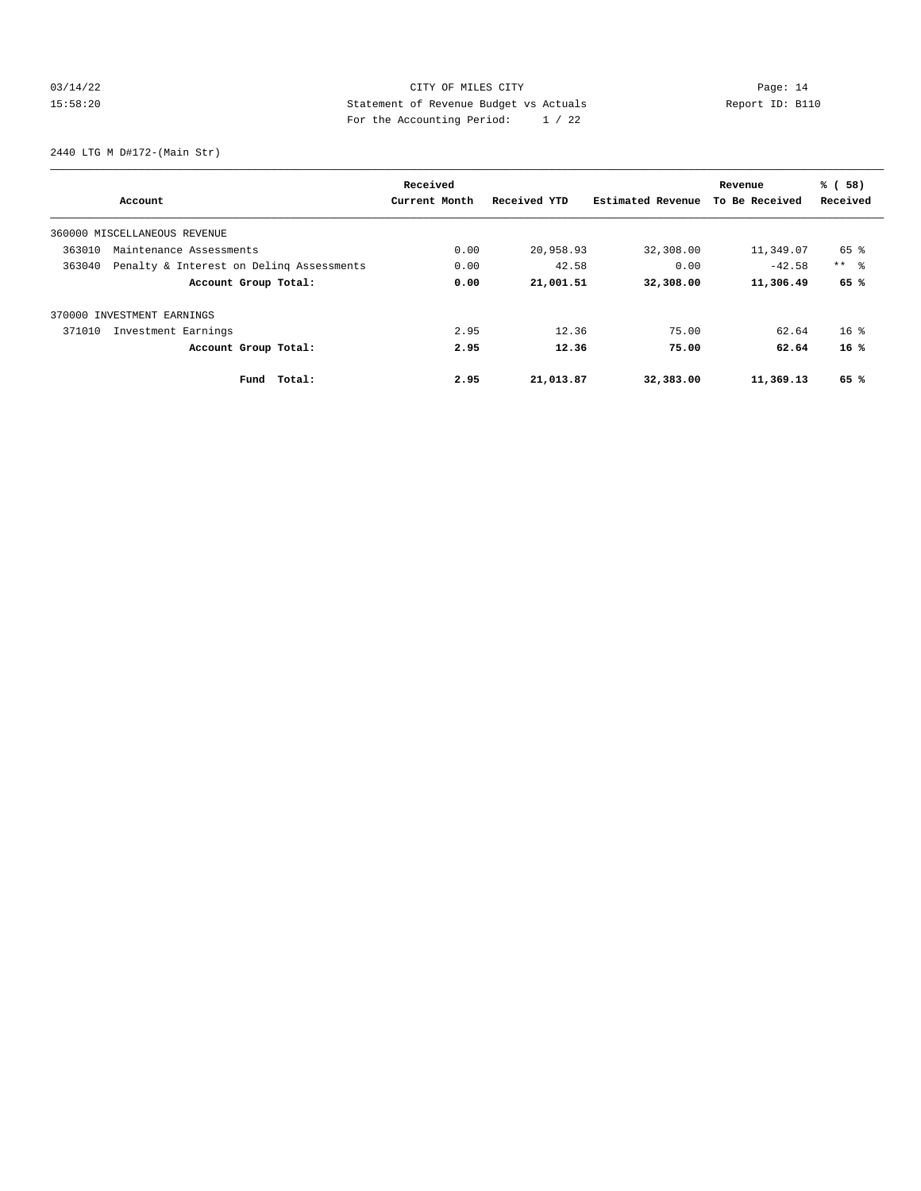CITY OF MILES CITY

Statement of Revenue Budget vs Actuals

For the Accounting Period: 1 / 22

03/14/22 15:58:20 — Report ID: B110

2440 LTG M D#172-(Main Str)

| Account | Received Current Month | Received YTD | Estimated Revenue | Revenue To Be Received | % ( 58) Received |
|---|---|---|---|---|---|
| 360000 MISCELLANEOUS REVENUE | | | | | |
| 363010 Maintenance Assessments | 0.00 | 20,958.93 | 32,308.00 | 11,349.07 | 65 % |
| 363040 Penalty & Interest on Delinq Assessments | 0.00 | 42.58 | 0.00 | -42.58 | ** % |
| **Account Group Total:** | **0.00** | **21,001.51** | **32,308.00** | **11,306.49** | **65 %** |
| 370000 INVESTMENT EARNINGS | | | | | |
| 371010 Investment Earnings | 2.95 | 12.36 | 75.00 | 62.64 | 16 % |
| **Account Group Total:** | **2.95** | **12.36** | **75.00** | **62.64** | **16 %** |
| **Fund Total:** | **2.95** | **21,013.87** | **32,383.00** | **11,369.13** | **65 %** |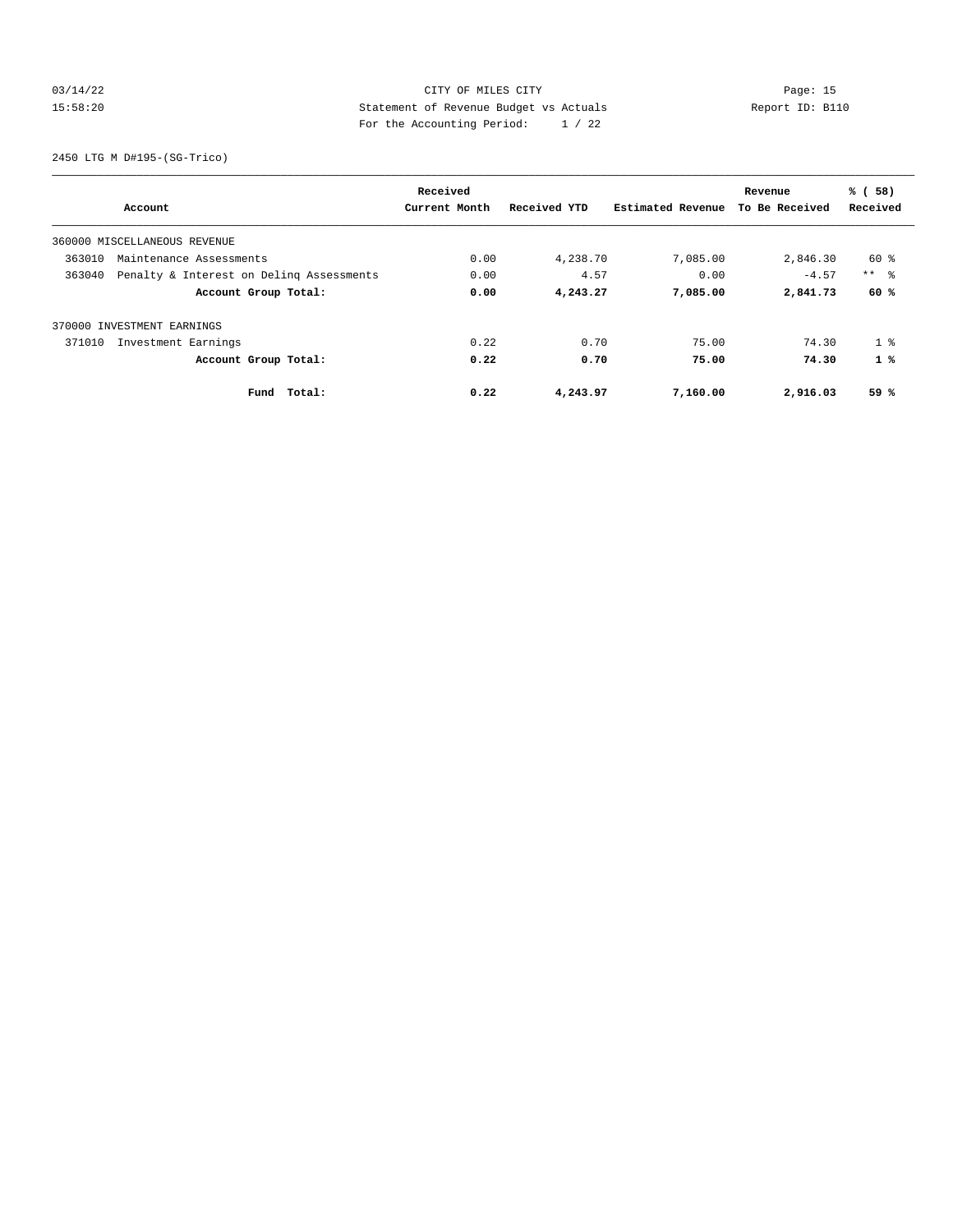CITY OF MILES CITY
Statement of Revenue Budget vs Actuals
For the Accounting Period: 1 / 22

2450 LTG M D#195-(SG-Trico)

| Account | Received Current Month | Received YTD | Estimated Revenue | Revenue To Be Received | % ( 58) Received |
|---|---|---|---|---|---|
| 360000 MISCELLANEOUS REVENUE | | | | | |
| 363010 Maintenance Assessments | 0.00 | 4,238.70 | 7,085.00 | 2,846.30 | 60 % |
| 363040 Penalty & Interest on Delinq Assessments | 0.00 | 4.57 | 0.00 | -4.57 | ** % |
| **Account Group Total:** | **0.00** | **4,243.27** | **7,085.00** | **2,841.73** | **60 %** |
| 370000 INVESTMENT EARNINGS | | | | | |
| 371010 Investment Earnings | 0.22 | 0.70 | 75.00 | 74.30 | 1 % |
| **Account Group Total:** | **0.22** | **0.70** | **75.00** | **74.30** | **1 %** |
| **Fund Total:** | **0.22** | **4,243.97** | **7,160.00** | **2,916.03** | **59 %** |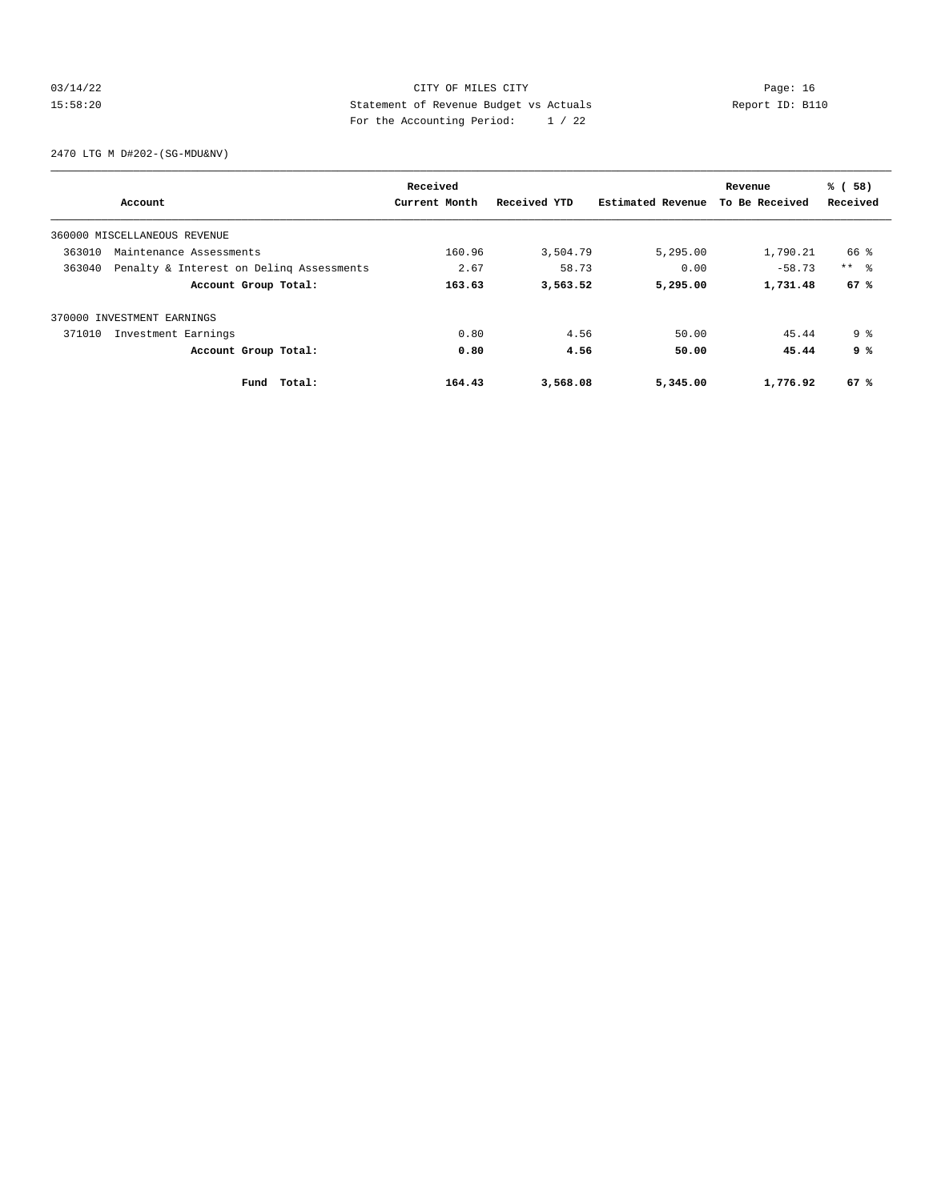CITY OF MILES CITY
Statement of Revenue Budget vs Actuals
For the Accounting Period: 1 / 22

03/14/22
15:58:20

Report ID: B110

2470 LTG M D#202-(SG-MDU&NV)

| Account | Received Current Month | Received YTD | Estimated Revenue | Revenue To Be Received | % ( 58) Received |
|---|---|---|---|---|---|
| 360000 MISCELLANEOUS REVENUE | | | | | |
| 363010 Maintenance Assessments | 160.96 | 3,504.79 | 5,295.00 | 1,790.21 | 66 % |
| 363040 Penalty & Interest on Delinq Assessments | 2.67 | 58.73 | 0.00 | -58.73 | ** % |
| **Account Group Total:** | **163.63** | **3,563.52** | **5,295.00** | **1,731.48** | **67 %** |
| 370000 INVESTMENT EARNINGS | | | | | |
| 371010 Investment Earnings | 0.80 | 4.56 | 50.00 | 45.44 | 9 % |
| **Account Group Total:** | **0.80** | **4.56** | **50.00** | **45.44** | **9 %** |
| **Fund Total:** | **164.43** | **3,568.08** | **5,345.00** | **1,776.92** | **67 %** |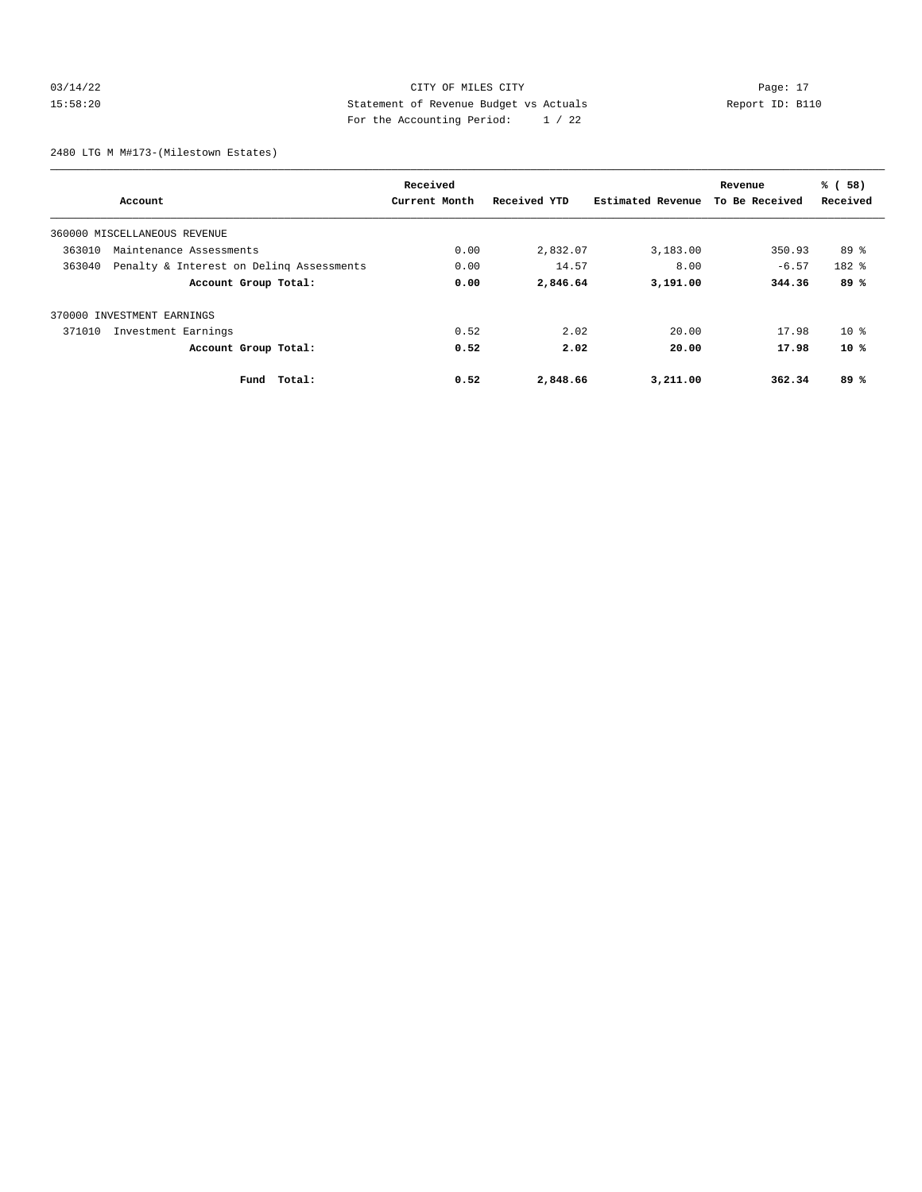CITY OF MILES CITY
Statement of Revenue Budget vs Actuals
For the Accounting Period: 1 / 22

03/14/22 15:58:20 — Report ID: B110

2480 LTG M M#173-(Milestown Estates)

| Account | Received Current Month | Received YTD | Estimated Revenue | Revenue To Be Received | % ( 58) Received |
|---|---|---|---|---|---|
| 360000 MISCELLANEOUS REVENUE | | | | | |
| 363010 Maintenance Assessments | 0.00 | 2,832.07 | 3,183.00 | 350.93 | 89 % |
| 363040 Penalty & Interest on Delinq Assessments | 0.00 | 14.57 | 8.00 | -6.57 | 182 % |
| **Account Group Total:** | **0.00** | **2,846.64** | **3,191.00** | **344.36** | **89 %** |
| 370000 INVESTMENT EARNINGS | | | | | |
| 371010 Investment Earnings | 0.52 | 2.02 | 20.00 | 17.98 | 10 % |
| **Account Group Total:** | **0.52** | **2.02** | **20.00** | **17.98** | **10 %** |
| **Fund Total:** | **0.52** | **2,848.66** | **3,211.00** | **362.34** | **89 %** |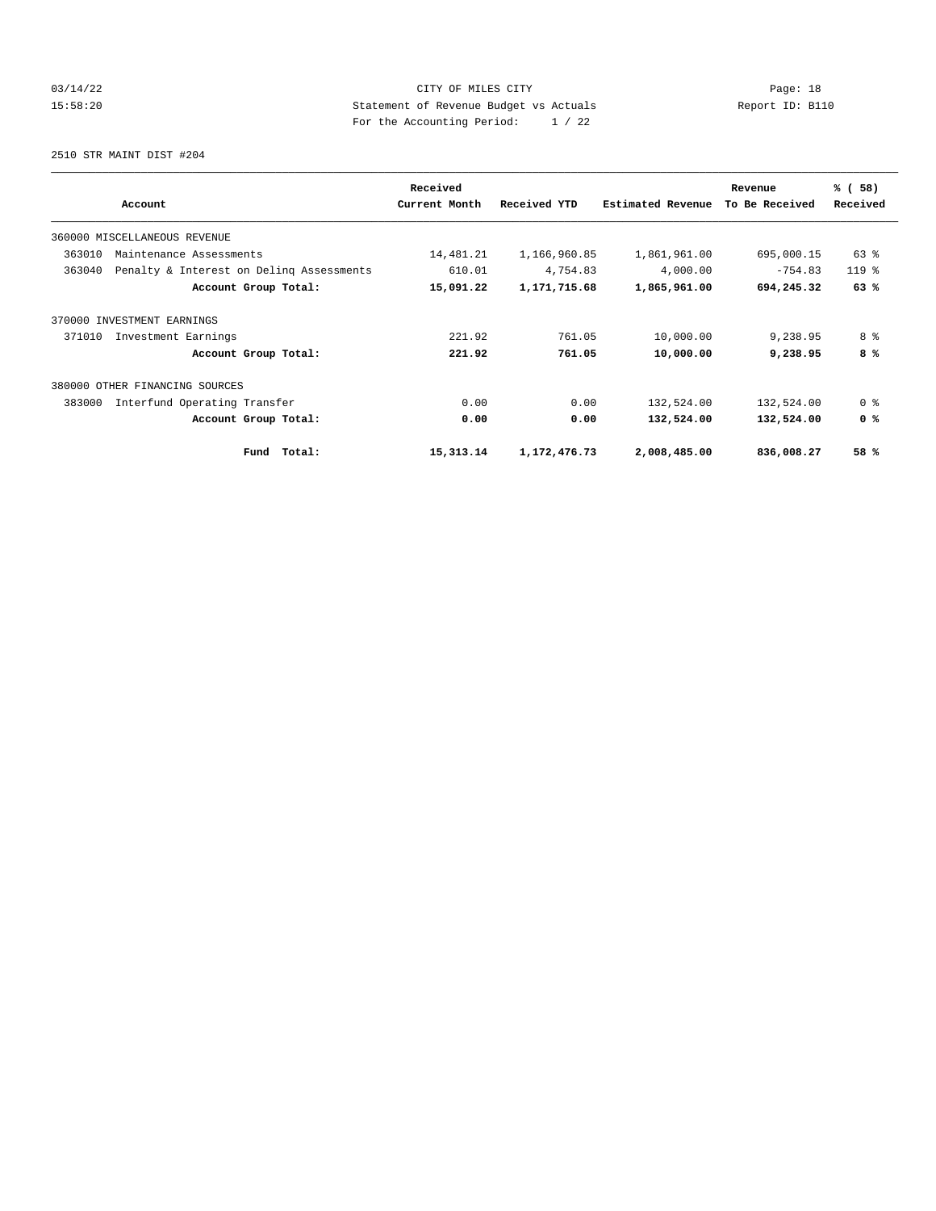2510 STR MAINT DIST #204

| Account | Received Current Month | Received YTD | Estimated Revenue | Revenue To Be Received | % ( 58) Received |
|---|---|---|---|---|---|
| 360000 MISCELLANEOUS REVENUE | | | | | |
| 363010 Maintenance Assessments | 14,481.21 | 1,166,960.85 | 1,861,961.00 | 695,000.15 | 63 % |
| 363040 Penalty & Interest on Delinq Assessments | 610.01 | 4,754.83 | 4,000.00 | -754.83 | 119 % |
| **Account Group Total:** | **15,091.22** | **1,171,715.68** | **1,865,961.00** | **694,245.32** | **63 %** |
| 370000 INVESTMENT EARNINGS | | | | | |
| 371010 Investment Earnings | 221.92 | 761.05 | 10,000.00 | 9,238.95 | 8 % |
| **Account Group Total:** | **221.92** | **761.05** | **10,000.00** | **9,238.95** | **8 %** |
| 380000 OTHER FINANCING SOURCES | | | | | |
| 383000 Interfund Operating Transfer | 0.00 | 0.00 | 132,524.00 | 132,524.00 | 0 % |
| **Account Group Total:** | **0.00** | **0.00** | **132,524.00** | **132,524.00** | **0 %** |
| **Fund Total:** | **15,313.14** | **1,172,476.73** | **2,008,485.00** | **836,008.27** | **58 %** |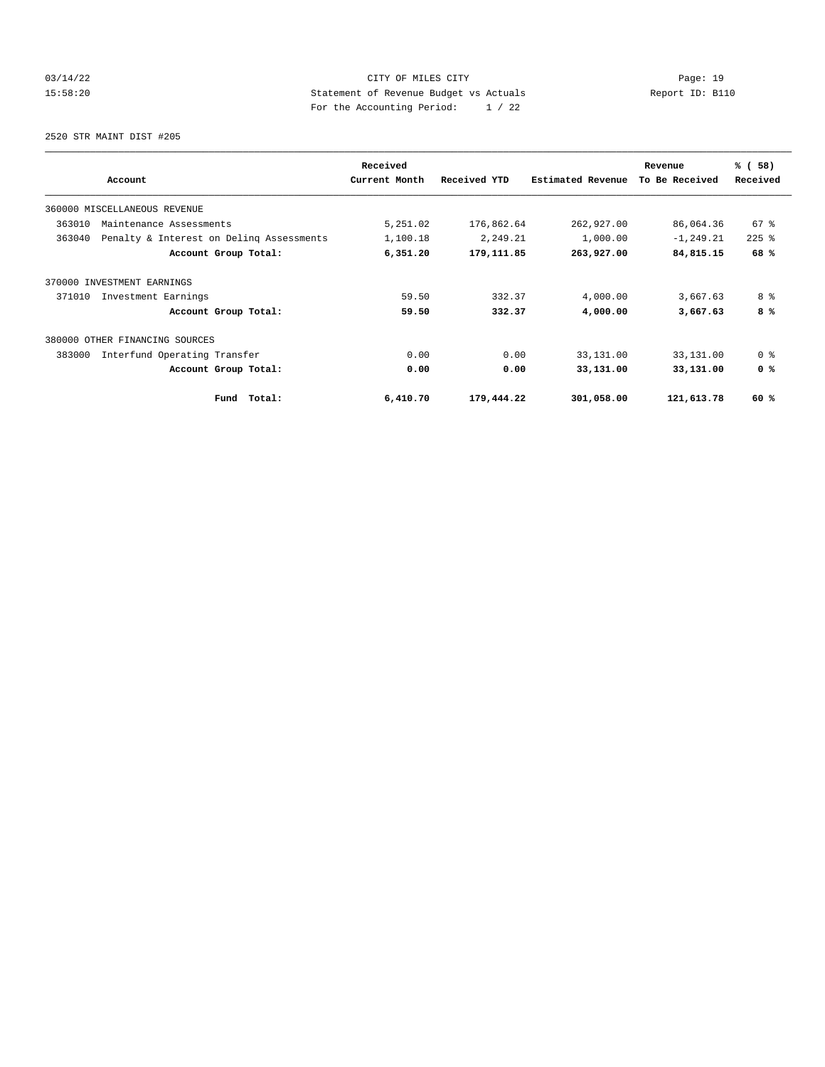CITY OF MILES CITY
Statement of Revenue Budget vs Actuals
For the Accounting Period: 1 / 22

2520 STR MAINT DIST #205

| Account | Received Current Month | Received YTD | Estimated Revenue | Revenue To Be Received | % ( 58) Received |
|---|---|---|---|---|---|
| 360000 MISCELLANEOUS REVENUE | | | | | |
| 363010 Maintenance Assessments | 5,251.02 | 176,862.64 | 262,927.00 | 86,064.36 | 67 % |
| 363040 Penalty & Interest on Delinq Assessments | 1,100.18 | 2,249.21 | 1,000.00 | -1,249.21 | 225 % |
| **Account Group Total:** | **6,351.20** | **179,111.85** | **263,927.00** | **84,815.15** | **68 %** |
| 370000 INVESTMENT EARNINGS | | | | | |
| 371010 Investment Earnings | 59.50 | 332.37 | 4,000.00 | 3,667.63 | 8 % |
| **Account Group Total:** | **59.50** | **332.37** | **4,000.00** | **3,667.63** | **8 %** |
| 380000 OTHER FINANCING SOURCES | | | | | |
| 383000 Interfund Operating Transfer | 0.00 | 0.00 | 33,131.00 | 33,131.00 | 0 % |
| **Account Group Total:** | **0.00** | **0.00** | **33,131.00** | **33,131.00** | **0 %** |
| **Fund Total:** | **6,410.70** | **179,444.22** | **301,058.00** | **121,613.78** | **60 %** |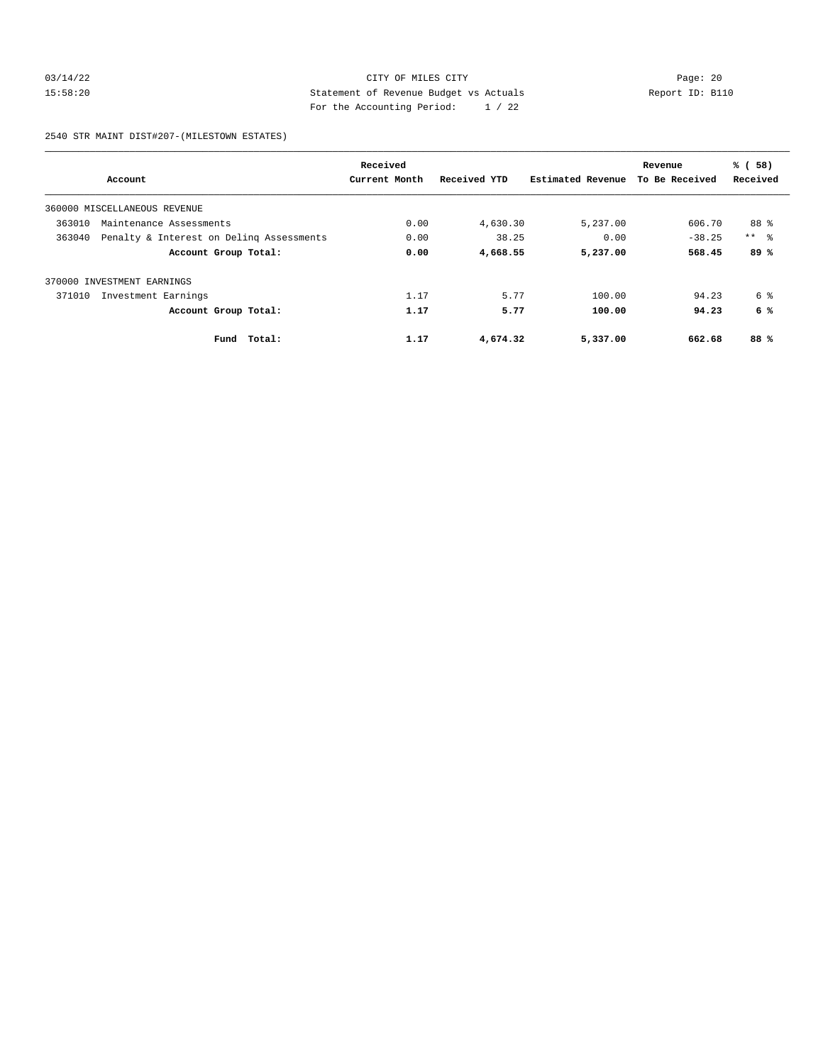CITY OF MILES CITY

Statement of Revenue Budget vs Actuals

For the Accounting Period: 1 / 22

03/14/22 15:58:20 Report ID: B110

2540 STR MAINT DIST#207-(MILESTOWN ESTATES)

| Account | Received Current Month | Received YTD | Estimated Revenue | Revenue To Be Received | % ( 58) Received |
|---|---|---|---|---|---|
| 360000 MISCELLANEOUS REVENUE | | | | | |
| 363010 Maintenance Assessments | 0.00 | 4,630.30 | 5,237.00 | 606.70 | 88 % |
| 363040 Penalty & Interest on Delinq Assessments | 0.00 | 38.25 | 0.00 | -38.25 | ** % |
| **Account Group Total:** | **0.00** | **4,668.55** | **5,237.00** | **568.45** | **89 %** |
| 370000 INVESTMENT EARNINGS | | | | | |
| 371010 Investment Earnings | 1.17 | 5.77 | 100.00 | 94.23 | 6 % |
| **Account Group Total:** | **1.17** | **5.77** | **100.00** | **94.23** | **6 %** |
| **Fund Total:** | **1.17** | **4,674.32** | **5,337.00** | **662.68** | **88 %** |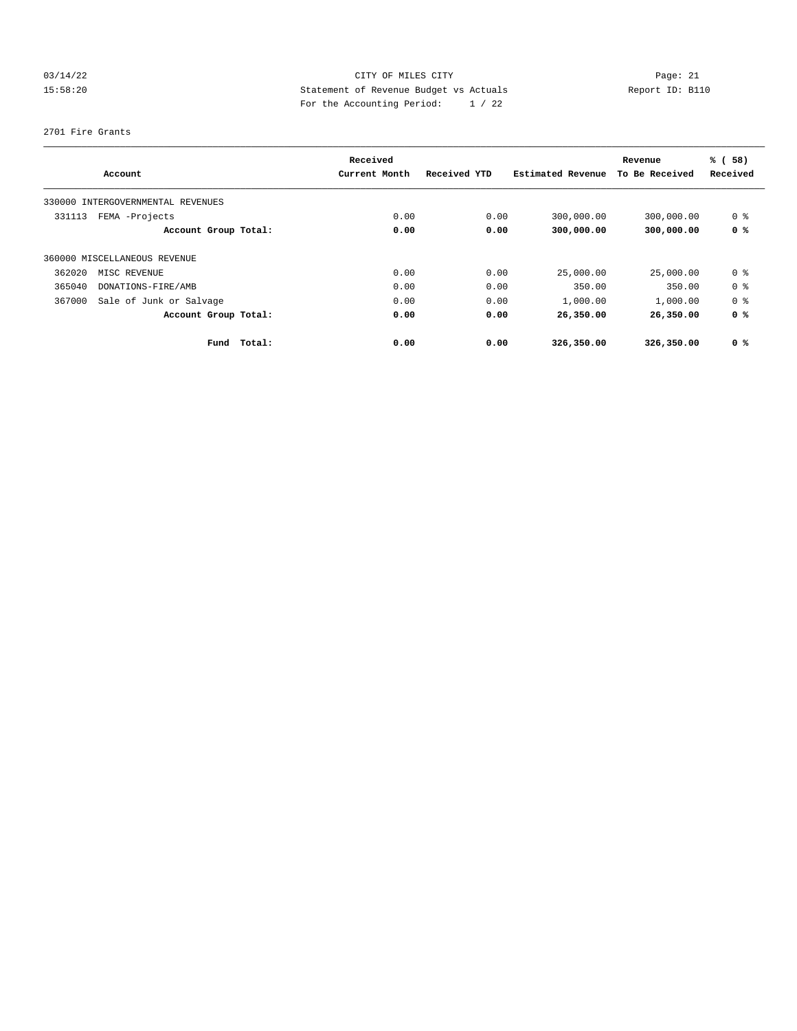CITY OF MILES CITY

Statement of Revenue Budget vs Actuals

For the Accounting Period: 1 / 22

03/14/22 15:58:20 Report ID: B110

2701 Fire Grants

| Account | Received Current Month | Received YTD | Estimated Revenue | Revenue To Be Received | % ( 58) Received |
|---|---|---|---|---|---|
| 330000 INTERGOVERNMENTAL REVENUES | | | | | |
| 331113 FEMA -Projects | 0.00 | 0.00 | 300,000.00 | 300,000.00 | 0 % |
| **Account Group Total:** | **0.00** | **0.00** | **300,000.00** | **300,000.00** | **0 %** |
| 360000 MISCELLANEOUS REVENUE | | | | | |
| 362020 MISC REVENUE | 0.00 | 0.00 | 25,000.00 | 25,000.00 | 0 % |
| 365040 DONATIONS-FIRE/AMB | 0.00 | 0.00 | 350.00 | 350.00 | 0 % |
| 367000 Sale of Junk or Salvage | 0.00 | 0.00 | 1,000.00 | 1,000.00 | 0 % |
| **Account Group Total:** | **0.00** | **0.00** | **26,350.00** | **26,350.00** | **0 %** |
| **Fund Total:** | **0.00** | **0.00** | **326,350.00** | **326,350.00** | **0 %** |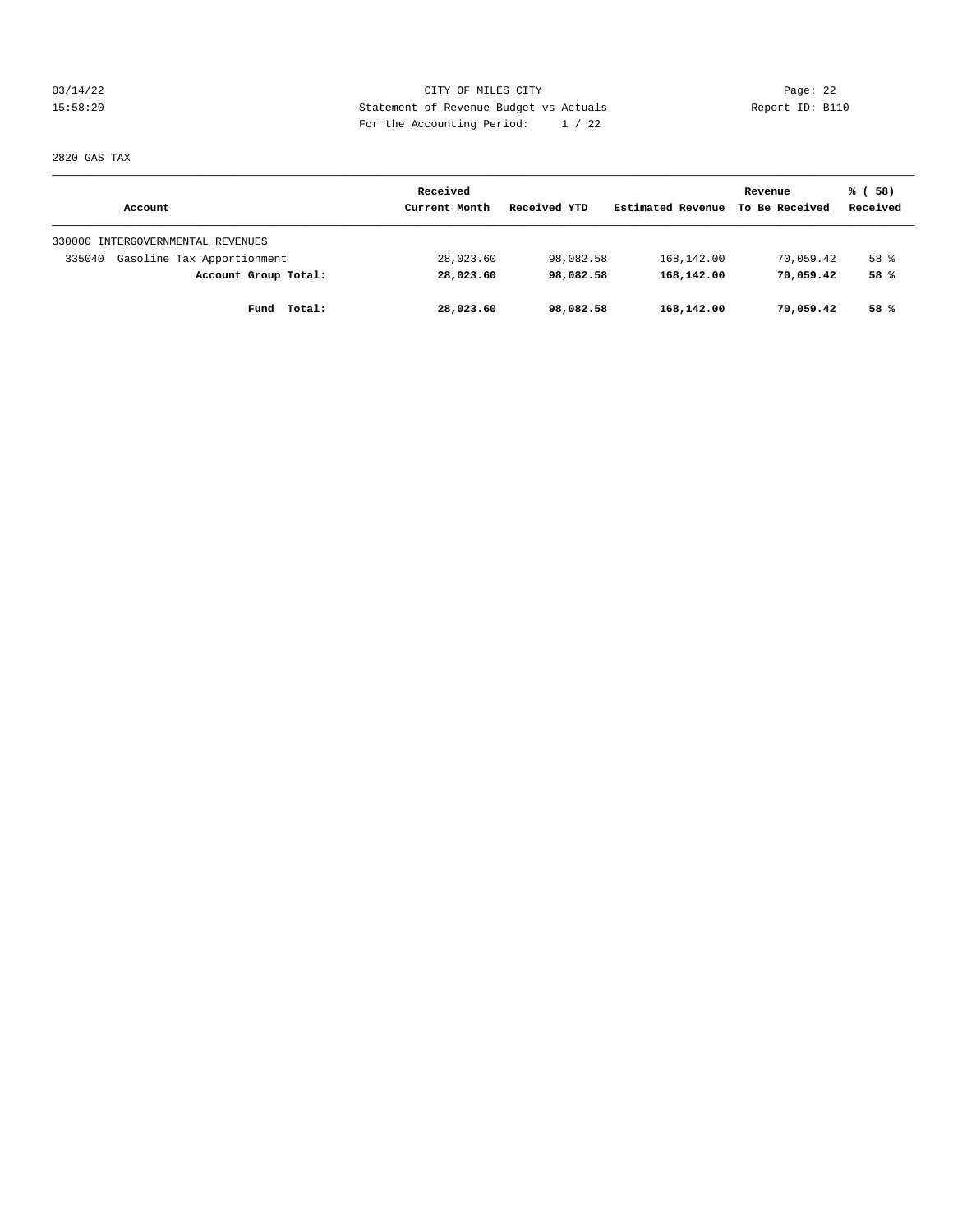CITY OF MILES CITY

Statement of Revenue Budget vs Actuals

For the Accounting Period: 1 / 22

2820 GAS TAX

| Account | Received Current Month | Received YTD | Estimated Revenue | Revenue To Be Received | % ( 58) Received |
|---|---|---|---|---|---|
| 330000 INTERGOVERNMENTAL REVENUES | | | | | |
| 335040 Gasoline Tax Apportionment | 28,023.60 | 98,082.58 | 168,142.00 | 70,059.42 | 58 % |
| **Account Group Total:** | **28,023.60** | **98,082.58** | **168,142.00** | **70,059.42** | **58 %** |
| **Fund Total:** | **28,023.60** | **98,082.58** | **168,142.00** | **70,059.42** | **58 %** |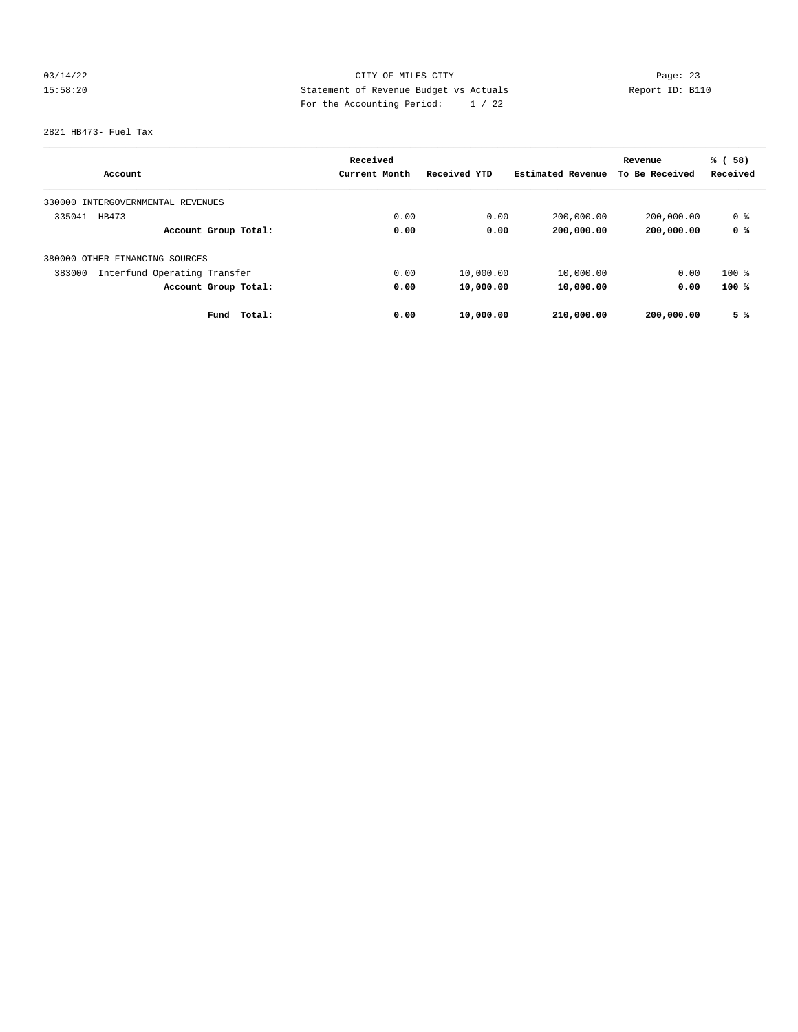03/14/22 CITY OF MILES CITY Page: 23
15:58:20 Statement of Revenue Budget vs Actuals Report ID: B110
For the Accounting Period: 1 / 22

2821 HB473- Fuel Tax

| Account | Received Current Month | Received YTD | Estimated Revenue | Revenue To Be Received | % ( 58) Received |
|---|---|---|---|---|---|
| 330000 INTERGOVERNMENTAL REVENUES | | | | | |
| 335041 HB473 | 0.00 | 0.00 | 200,000.00 | 200,000.00 | 0 % |
| **Account Group Total:** | **0.00** | **0.00** | **200,000.00** | **200,000.00** | **0 %** |
| 380000 OTHER FINANCING SOURCES | | | | | |
| 383000 Interfund Operating Transfer | 0.00 | 10,000.00 | 10,000.00 | 0.00 | 100 % |
| **Account Group Total:** | **0.00** | **10,000.00** | **10,000.00** | **0.00** | **100 %** |
| **Fund Total:** | **0.00** | **10,000.00** | **210,000.00** | **200,000.00** | **5 %** |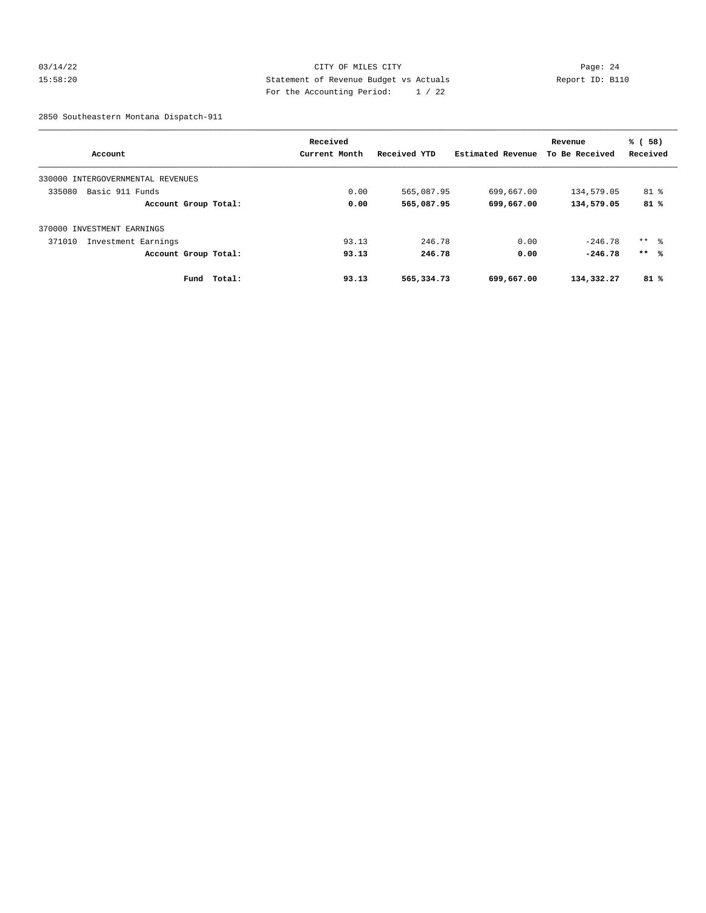CITY OF MILES CITY
Statement of Revenue Budget vs Actuals
For the Accounting Period: 1 / 22

03/14/22
15:58:20

Report ID: B110

2850 Southeastern Montana Dispatch-911

| Account | Received Current Month | Received YTD | Estimated Revenue | Revenue To Be Received | % ( 58) Received |
|---|---|---|---|---|---|
| 330000 INTERGOVERNMENTAL REVENUES | | | | | |
| 335080 Basic 911 Funds | 0.00 | 565,087.95 | 699,667.00 | 134,579.05 | 81 % |
| **Account Group Total:** | **0.00** | **565,087.95** | **699,667.00** | **134,579.05** | **81 %** |
| 370000 INVESTMENT EARNINGS | | | | | |
| 371010 Investment Earnings | 93.13 | 246.78 | 0.00 | -246.78 | ** % |
| **Account Group Total:** | **93.13** | **246.78** | **0.00** | **-246.78** | **\*\* %** |
| **Fund Total:** | **93.13** | **565,334.73** | **699,667.00** | **134,332.27** | **81 %** |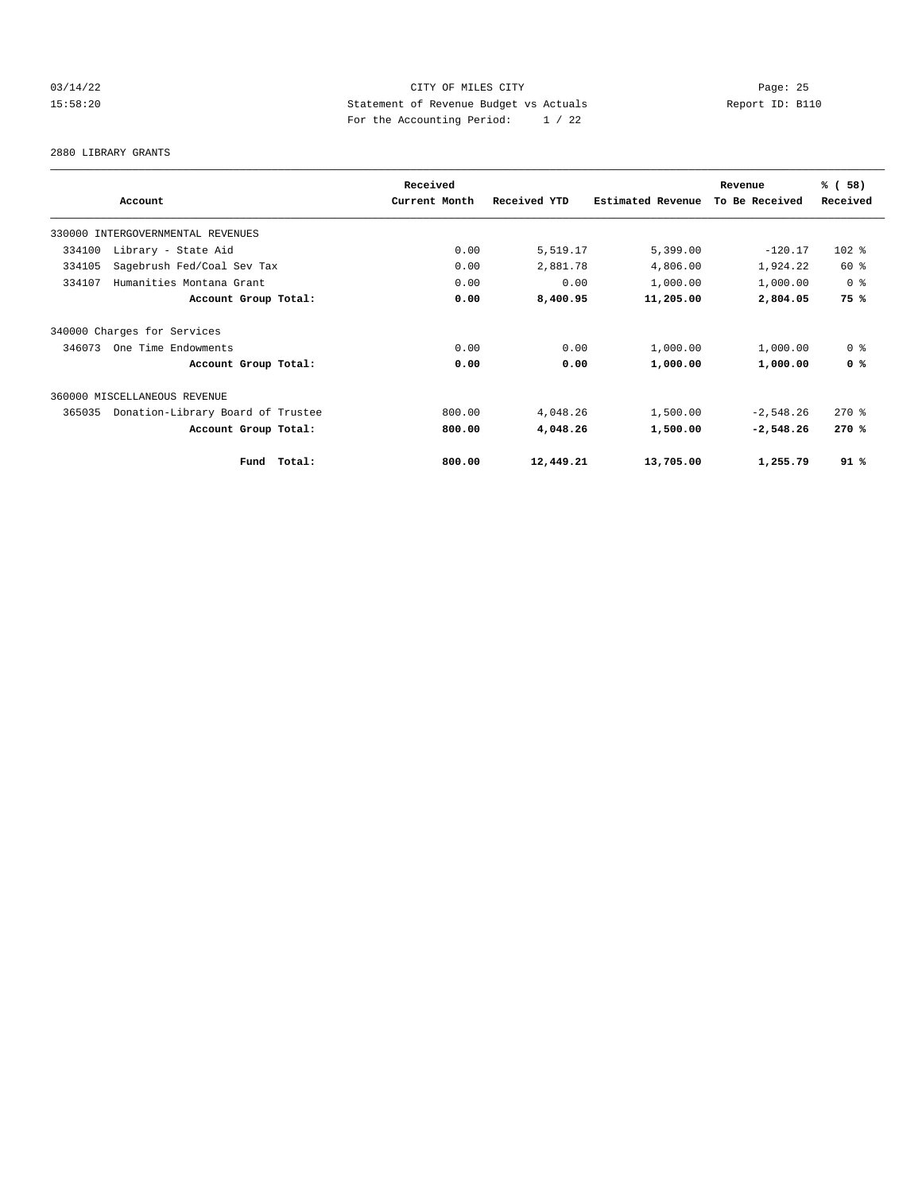CITY OF MILES CITY

Statement of Revenue Budget vs Actuals

For the Accounting Period: 1 / 22

2880 LIBRARY GRANTS

| Account | Received Current Month | Received YTD | Estimated Revenue | Revenue To Be Received | % ( 58) Received |
|---|---|---|---|---|---|
| 330000 INTERGOVERNMENTAL REVENUES | | | | | |
| 334100 Library - State Aid | 0.00 | 5,519.17 | 5,399.00 | -120.17 | 102 % |
| 334105 Sagebrush Fed/Coal Sev Tax | 0.00 | 2,881.78 | 4,806.00 | 1,924.22 | 60 % |
| 334107 Humanities Montana Grant | 0.00 | 0.00 | 1,000.00 | 1,000.00 | 0 % |
| **Account Group Total:** | **0.00** | **8,400.95** | **11,205.00** | **2,804.05** | **75 %** |
| 340000 Charges for Services | | | | | |
| 346073 One Time Endowments | 0.00 | 0.00 | 1,000.00 | 1,000.00 | 0 % |
| **Account Group Total:** | **0.00** | **0.00** | **1,000.00** | **1,000.00** | **0 %** |
| 360000 MISCELLANEOUS REVENUE | | | | | |
| 365035 Donation-Library Board of Trustee | 800.00 | 4,048.26 | 1,500.00 | -2,548.26 | 270 % |
| **Account Group Total:** | **800.00** | **4,048.26** | **1,500.00** | **-2,548.26** | **270 %** |
| **Fund Total:** | **800.00** | **12,449.21** | **13,705.00** | **1,255.79** | **91 %** |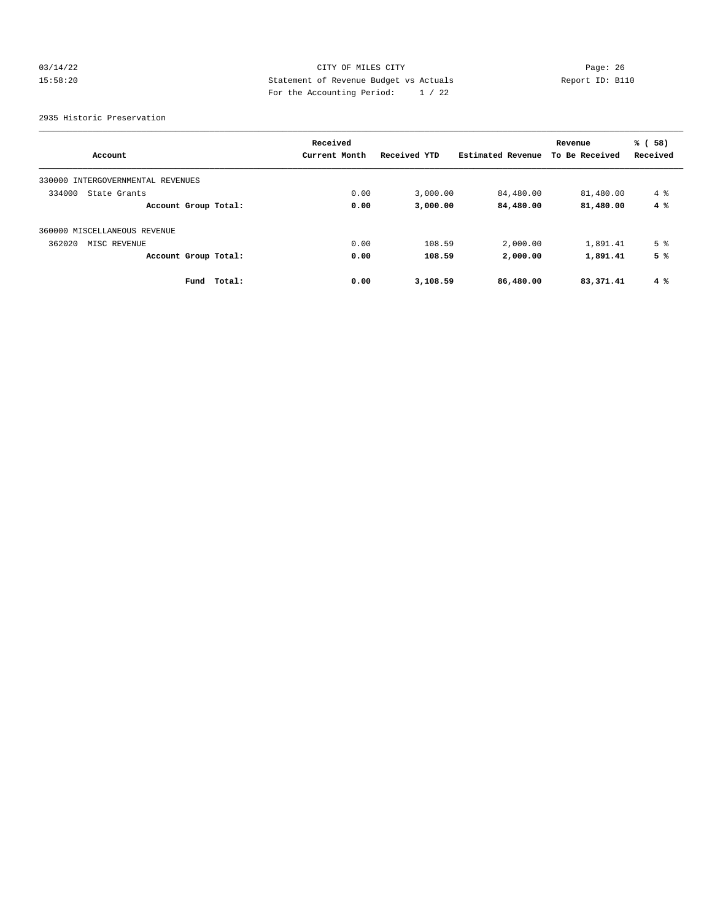CITY OF MILES CITY
Statement of Revenue Budget vs Actuals
For the Accounting Period: 1 / 22

03/14/22
15:58:20

Report ID: B110

2935 Historic Preservation

| Account | Received Current Month | Received YTD | Estimated Revenue | Revenue To Be Received | % ( 58) Received |
|---|---|---|---|---|---|
| 330000 INTERGOVERNMENTAL REVENUES | | | | | |
| 334000 State Grants | 0.00 | 3,000.00 | 84,480.00 | 81,480.00 | 4 % |
| **Account Group Total:** | **0.00** | **3,000.00** | **84,480.00** | **81,480.00** | **4 %** |
| 360000 MISCELLANEOUS REVENUE | | | | | |
| 362020 MISC REVENUE | 0.00 | 108.59 | 2,000.00 | 1,891.41 | 5 % |
| **Account Group Total:** | **0.00** | **108.59** | **2,000.00** | **1,891.41** | **5 %** |
| **Fund Total:** | **0.00** | **3,108.59** | **86,480.00** | **83,371.41** | **4 %** |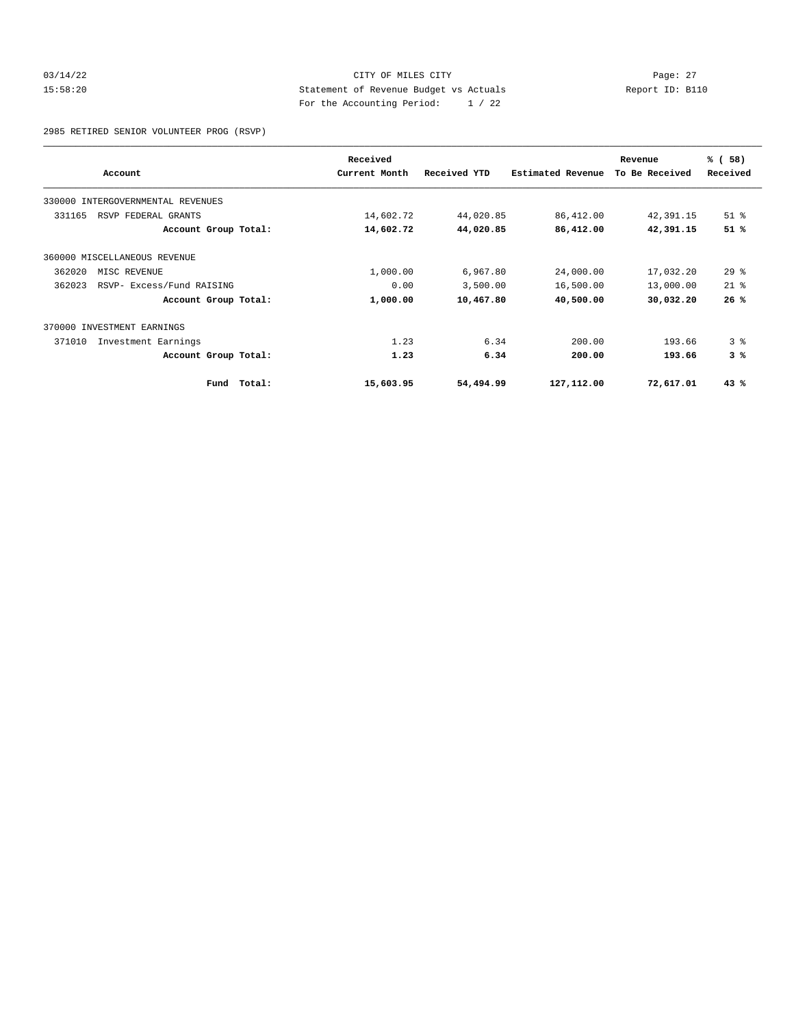CITY OF MILES CITY
Statement of Revenue Budget vs Actuals
For the Accounting Period: 1 / 22

03/14/22
15:58:20

Report ID: B110

2985 RETIRED SENIOR VOLUNTEER PROG (RSVP)

| Account | Received Current Month | Received YTD | Estimated Revenue | Revenue To Be Received | % ( 58) Received |
|---|---|---|---|---|---|
| 330000 INTERGOVERNMENTAL REVENUES | | | | | |
| 331165 RSVP FEDERAL GRANTS | 14,602.72 | 44,020.85 | 86,412.00 | 42,391.15 | 51 % |
| **Account Group Total:** | **14,602.72** | **44,020.85** | **86,412.00** | **42,391.15** | **51 %** |
| 360000 MISCELLANEOUS REVENUE | | | | | |
| 362020 MISC REVENUE | 1,000.00 | 6,967.80 | 24,000.00 | 17,032.20 | 29 % |
| 362023 RSVP- Excess/Fund RAISING | 0.00 | 3,500.00 | 16,500.00 | 13,000.00 | 21 % |
| **Account Group Total:** | **1,000.00** | **10,467.80** | **40,500.00** | **30,032.20** | **26 %** |
| 370000 INVESTMENT EARNINGS | | | | | |
| 371010 Investment Earnings | 1.23 | 6.34 | 200.00 | 193.66 | 3 % |
| **Account Group Total:** | **1.23** | **6.34** | **200.00** | **193.66** | **3 %** |
| **Fund Total:** | **15,603.95** | **54,494.99** | **127,112.00** | **72,617.01** | **43 %** |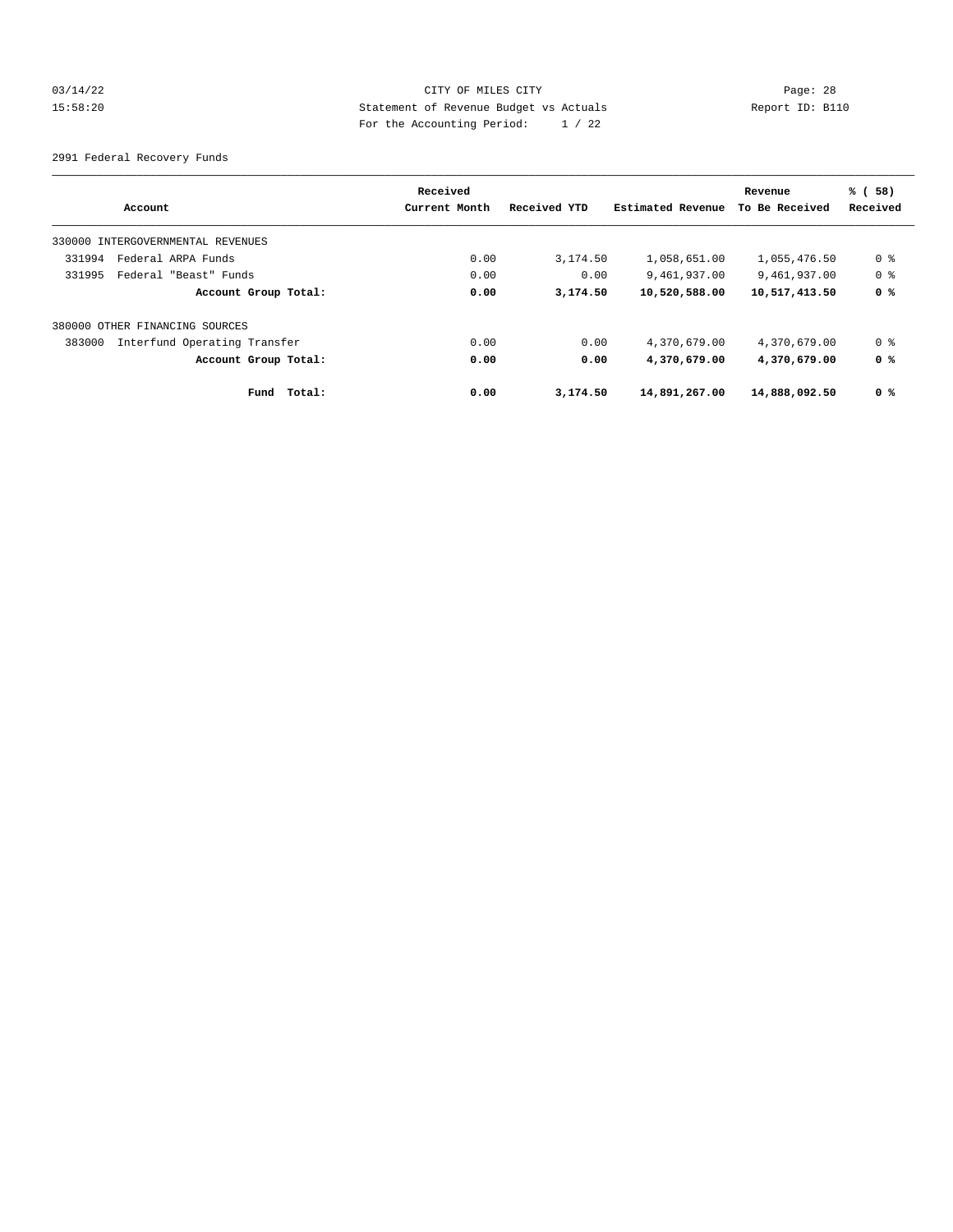CITY OF MILES CITY

Statement of Revenue Budget vs Actuals

For the Accounting Period: 1 / 22

03/14/22 15:58:20 — Page: 28 — Report ID: B110

2991 Federal Recovery Funds

| Account | Received Current Month | Received YTD | Estimated Revenue | Revenue To Be Received | % ( 58) Received |
|---|---|---|---|---|---|
| 330000 INTERGOVERNMENTAL REVENUES | | | | | |
| 331994 Federal ARPA Funds | 0.00 | 3,174.50 | 1,058,651.00 | 1,055,476.50 | 0 % |
| 331995 Federal "Beast" Funds | 0.00 | 0.00 | 9,461,937.00 | 9,461,937.00 | 0 % |
| **Account Group Total:** | **0.00** | **3,174.50** | **10,520,588.00** | **10,517,413.50** | **0 %** |
| 380000 OTHER FINANCING SOURCES | | | | | |
| 383000 Interfund Operating Transfer | 0.00 | 0.00 | 4,370,679.00 | 4,370,679.00 | 0 % |
| **Account Group Total:** | **0.00** | **0.00** | **4,370,679.00** | **4,370,679.00** | **0 %** |
| **Fund Total:** | **0.00** | **3,174.50** | **14,891,267.00** | **14,888,092.50** | **0 %** |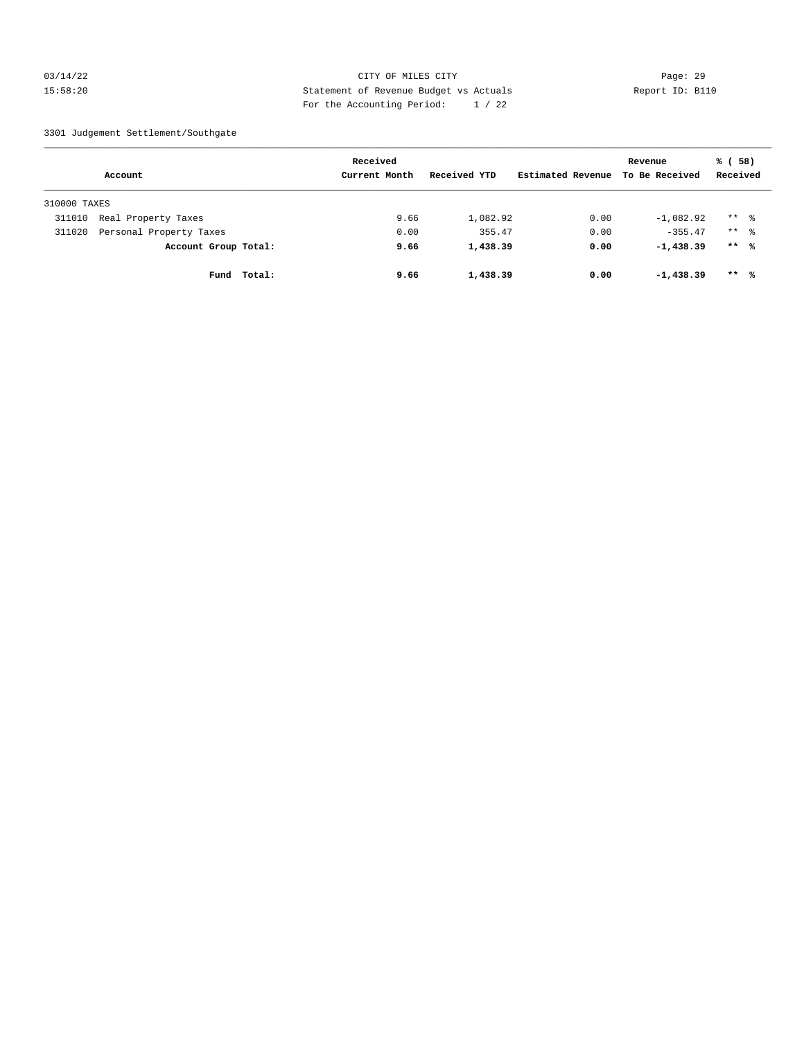CITY OF MILES CITY
Statement of Revenue Budget vs Actuals
For the Accounting Period: 1 / 22

03/14/22
15:58:20

Report ID: B110

3301 Judgement Settlement/Southgate

| Account | Received Current Month | Received YTD | Estimated Revenue | Revenue To Be Received | % ( 58) Received |
|---|---|---|---|---|---|
| 310000 TAXES | | | | | |
| 311010 Real Property Taxes | 9.66 | 1,082.92 | 0.00 | -1,082.92 | ** % |
| 311020 Personal Property Taxes | 0.00 | 355.47 | 0.00 | -355.47 | ** % |
| **Account Group Total:** | **9.66** | **1,438.39** | **0.00** | **-1,438.39** | **** %** |
| **Fund Total:** | **9.66** | **1,438.39** | **0.00** | **-1,438.39** | **** %** |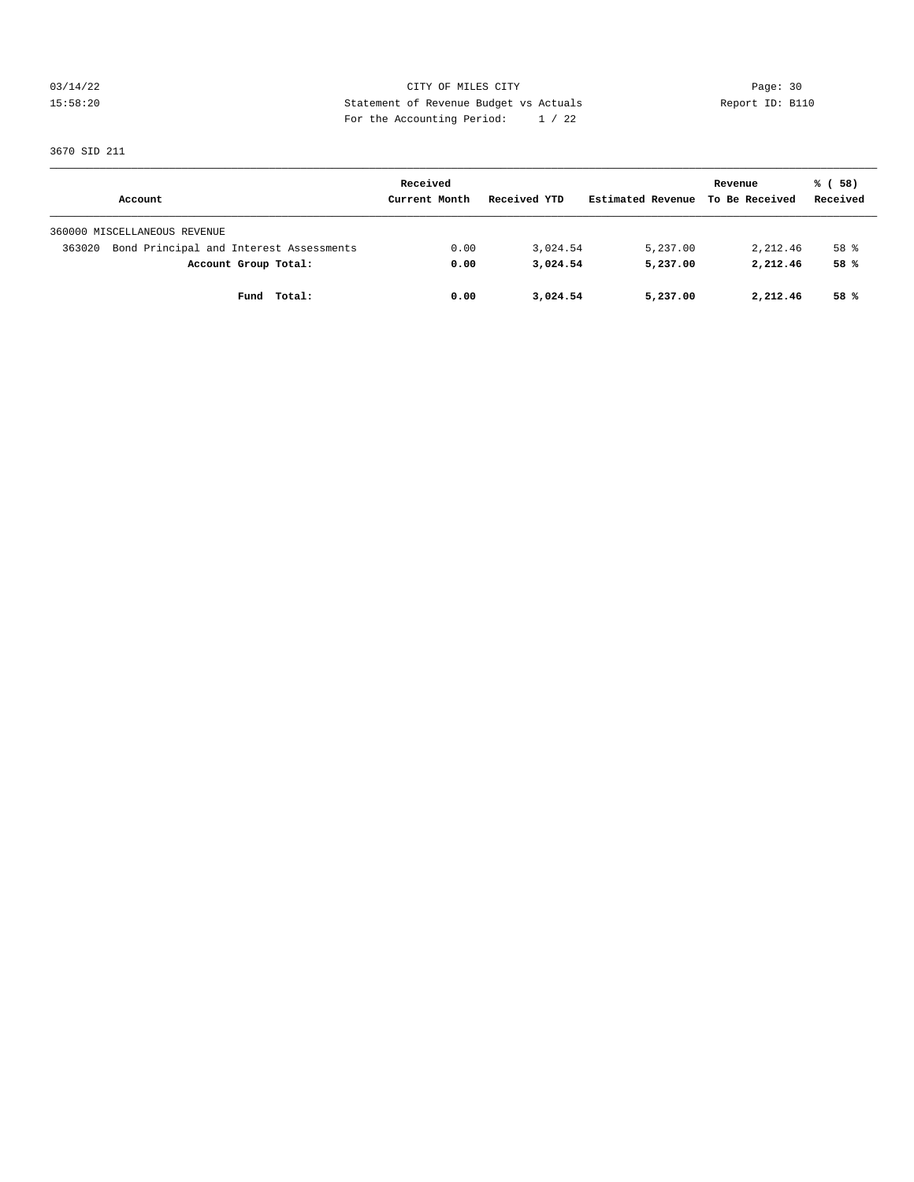CITY OF MILES CITY
Statement of Revenue Budget vs Actuals
For the Accounting Period: 1 / 22

03/14/22
15:58:20

Report ID: B110

3670 SID 211

| Account | Received Current Month | Received YTD | Estimated Revenue | Revenue To Be Received | % ( 58) Received |
|---|---|---|---|---|---|
| 360000 MISCELLANEOUS REVENUE | | | | | |
| 363020 Bond Principal and Interest Assessments | 0.00 | 3,024.54 | 5,237.00 | 2,212.46 | 58 % |
| **Account Group Total:** | **0.00** | **3,024.54** | **5,237.00** | **2,212.46** | **58 %** |
| **Fund Total:** | **0.00** | **3,024.54** | **5,237.00** | **2,212.46** | **58 %** |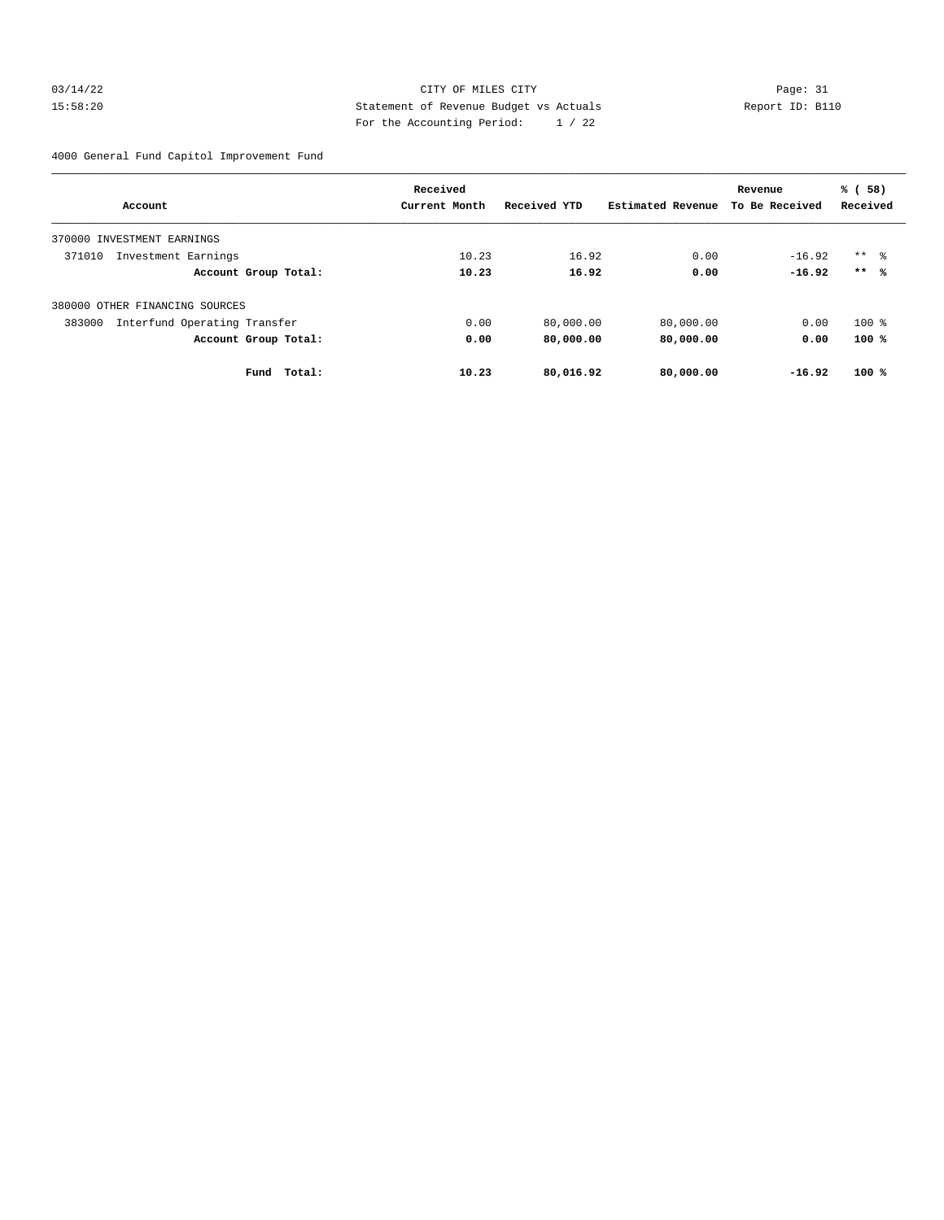CITY OF MILES CITY

Statement of Revenue Budget vs Actuals

For the Accounting Period: 1 / 22

4000 General Fund Capitol Improvement Fund

| Account | Received Current Month | Received YTD | Estimated Revenue | Revenue To Be Received | % ( 58) Received |
|---|---|---|---|---|---|
| 370000 INVESTMENT EARNINGS | | | | | |
| 371010 Investment Earnings | 10.23 | 16.92 | 0.00 | -16.92 | ** % |
| **Account Group Total:** | **10.23** | **16.92** | **0.00** | **-16.92** | **** %** |
| 380000 OTHER FINANCING SOURCES | | | | | |
| 383000 Interfund Operating Transfer | 0.00 | 80,000.00 | 80,000.00 | 0.00 | 100 % |
| **Account Group Total:** | **0.00** | **80,000.00** | **80,000.00** | **0.00** | **100 %** |
| **Fund Total:** | **10.23** | **80,016.92** | **80,000.00** | **-16.92** | **100 %** |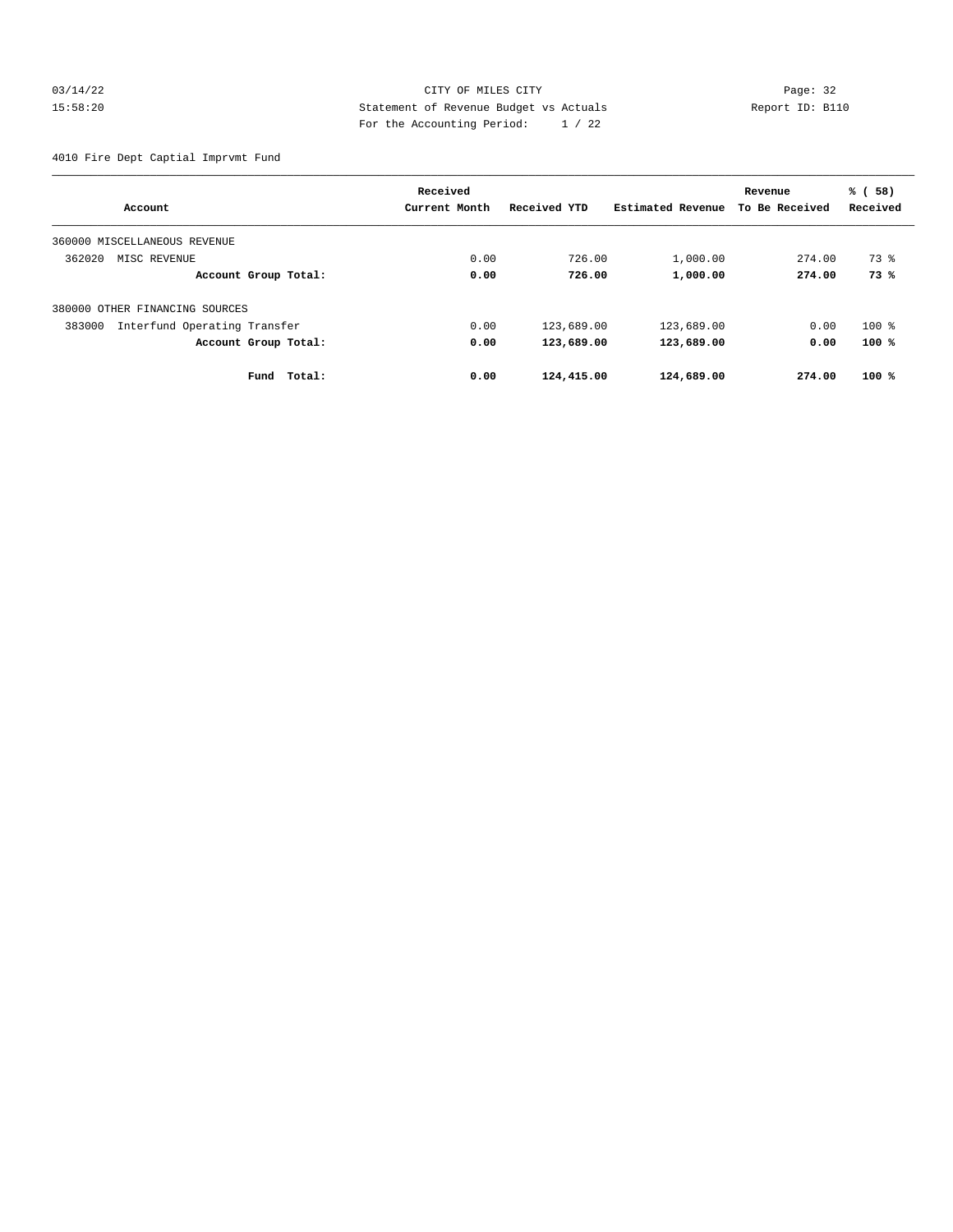CITY OF MILES CITY
Statement of Revenue Budget vs Actuals
For the Accounting Period: 1 / 22

03/14/22
15:58:20

Page: 32
Report ID: B110

4010 Fire Dept Captial Imprvmt Fund

| Account | Received Current Month | Received YTD | Estimated Revenue | Revenue To Be Received | % ( 58) Received |
|---|---|---|---|---|---|
| 360000 MISCELLANEOUS REVENUE | | | | | |
| 362020 MISC REVENUE | 0.00 | 726.00 | 1,000.00 | 274.00 | 73 % |
| **Account Group Total:** | **0.00** | **726.00** | **1,000.00** | **274.00** | **73 %** |
| 380000 OTHER FINANCING SOURCES | | | | | |
| 383000 Interfund Operating Transfer | 0.00 | 123,689.00 | 123,689.00 | 0.00 | 100 % |
| **Account Group Total:** | **0.00** | **123,689.00** | **123,689.00** | **0.00** | **100 %** |
| **Fund Total:** | **0.00** | **124,415.00** | **124,689.00** | **274.00** | **100 %** |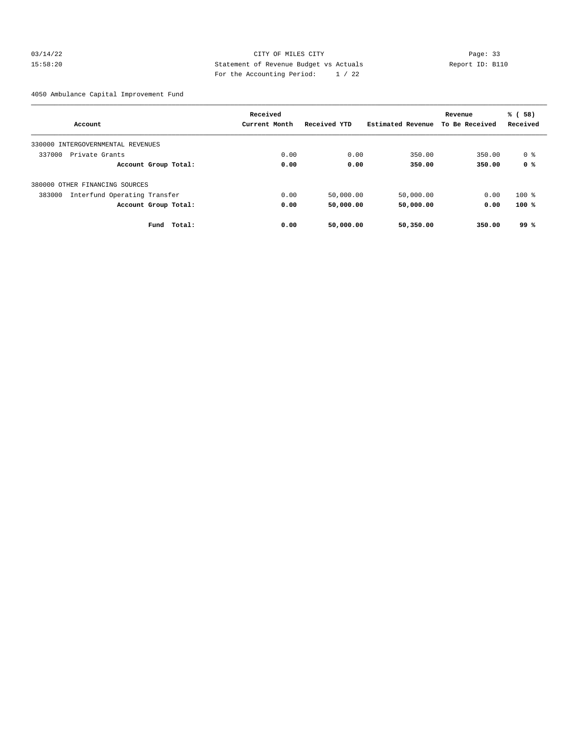CITY OF MILES CITY
Statement of Revenue Budget vs Actuals
For the Accounting Period: 1 / 22

4050 Ambulance Capital Improvement Fund

| Account | Received Current Month | Received YTD | Estimated Revenue | Revenue To Be Received | % ( 58) Received |
|---|---|---|---|---|---|
| 330000 INTERGOVERNMENTAL REVENUES | | | | | |
| 337000 Private Grants | 0.00 | 0.00 | 350.00 | 350.00 | 0 % |
| **Account Group Total:** | **0.00** | **0.00** | **350.00** | **350.00** | **0 %** |
| 380000 OTHER FINANCING SOURCES | | | | | |
| 383000 Interfund Operating Transfer | 0.00 | 50,000.00 | 50,000.00 | 0.00 | 100 % |
| **Account Group Total:** | **0.00** | **50,000.00** | **50,000.00** | **0.00** | **100 %** |
| **Fund Total:** | **0.00** | **50,000.00** | **50,350.00** | **350.00** | **99 %** |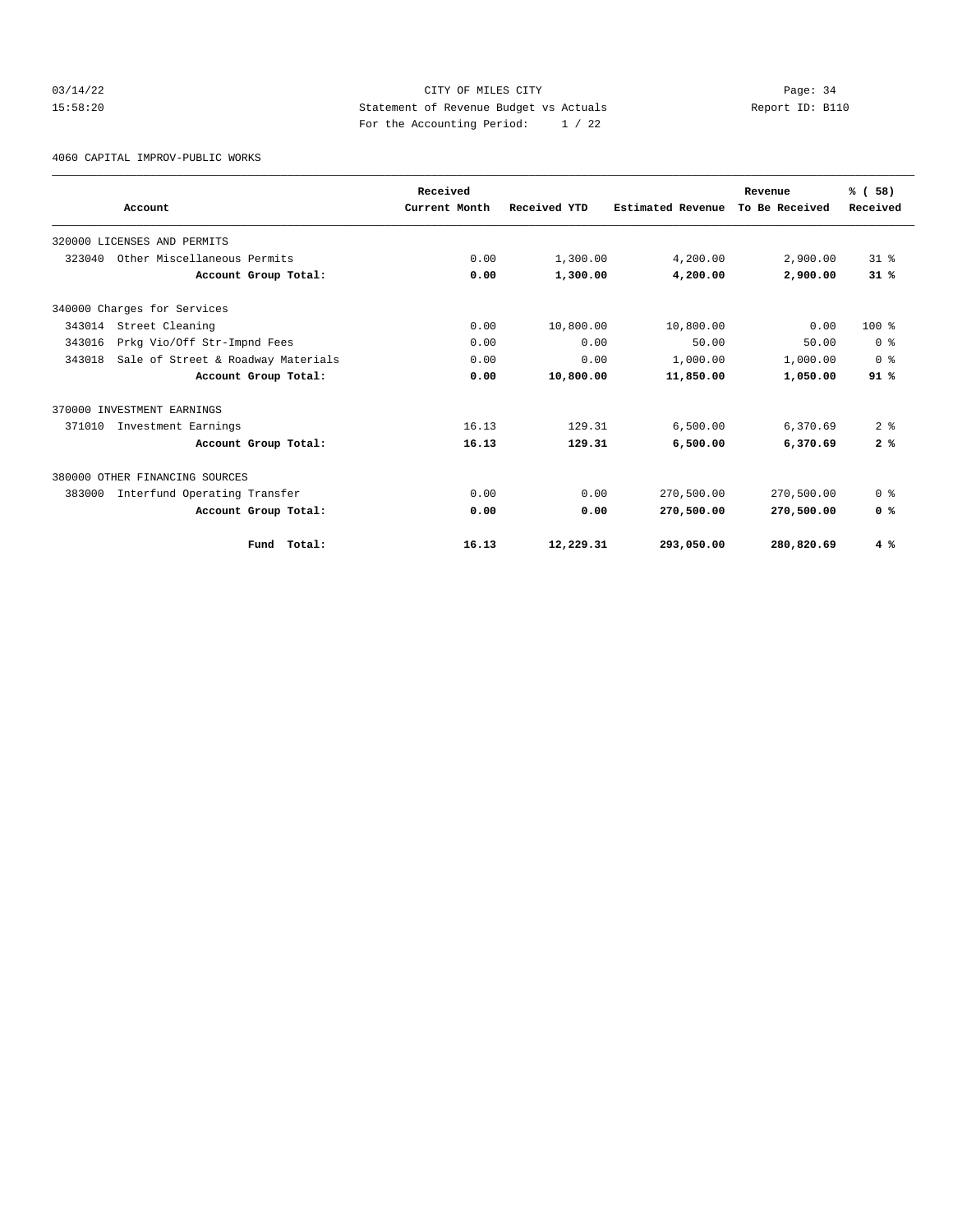03/14/22 CITY OF MILES CITY Page: 34
15:58:20 Statement of Revenue Budget vs Actuals Report ID: B110
For the Accounting Period: 1 / 22

4060 CAPITAL IMPROV-PUBLIC WORKS

| Account | Received Current Month | Received YTD | Estimated Revenue | Revenue To Be Received | % ( 58) Received |
|---|---|---|---|---|---|
| 320000 LICENSES AND PERMITS | | | | | |
| 323040 Other Miscellaneous Permits | 0.00 | 1,300.00 | 4,200.00 | 2,900.00 | 31 % |
| **Account Group Total:** | **0.00** | **1,300.00** | **4,200.00** | **2,900.00** | **31 %** |
| 340000 Charges for Services | | | | | |
| 343014 Street Cleaning | 0.00 | 10,800.00 | 10,800.00 | 0.00 | 100 % |
| 343016 Prkg Vio/Off Str-Impnd Fees | 0.00 | 0.00 | 50.00 | 50.00 | 0 % |
| 343018 Sale of Street & Roadway Materials | 0.00 | 0.00 | 1,000.00 | 1,000.00 | 0 % |
| **Account Group Total:** | **0.00** | **10,800.00** | **11,850.00** | **1,050.00** | **91 %** |
| 370000 INVESTMENT EARNINGS | | | | | |
| 371010 Investment Earnings | 16.13 | 129.31 | 6,500.00 | 6,370.69 | 2 % |
| **Account Group Total:** | **16.13** | **129.31** | **6,500.00** | **6,370.69** | **2 %** |
| 380000 OTHER FINANCING SOURCES | | | | | |
| 383000 Interfund Operating Transfer | 0.00 | 0.00 | 270,500.00 | 270,500.00 | 0 % |
| **Account Group Total:** | **0.00** | **0.00** | **270,500.00** | **270,500.00** | **0 %** |
| **Fund Total:** | **16.13** | **12,229.31** | **293,050.00** | **280,820.69** | **4 %** |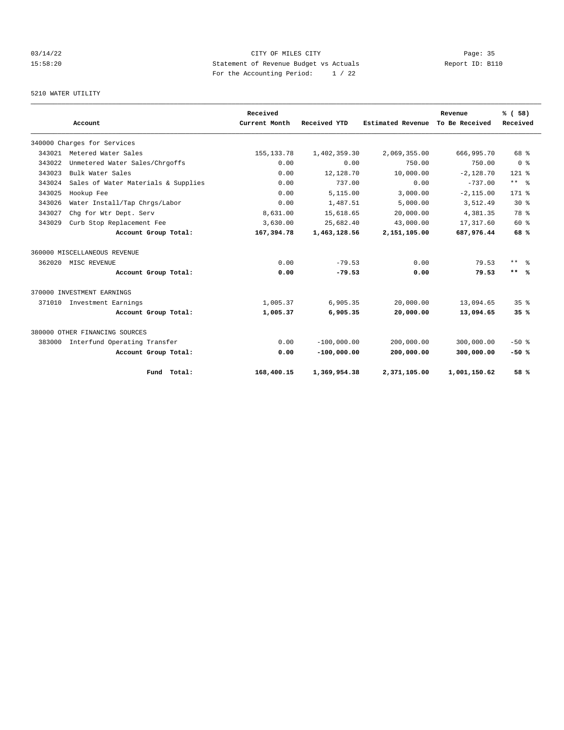CITY OF MILES CITY

Statement of Revenue Budget vs Actuals

For the Accounting Period: 1 / 22

5210 WATER UTILITY

| Account | Received Current Month | Received YTD | Estimated Revenue | Revenue To Be Received | % ( 58) Received |
|---|---|---|---|---|---|
| 340000 Charges for Services | | | | | |
| 343021 Metered Water Sales | 155,133.78 | 1,402,359.30 | 2,069,355.00 | 666,995.70 | 68 % |
| 343022 Unmetered Water Sales/Chrgoffs | 0.00 | 0.00 | 750.00 | 750.00 | 0 % |
| 343023 Bulk Water Sales | 0.00 | 12,128.70 | 10,000.00 | -2,128.70 | 121 % |
| 343024 Sales of Water Materials & Supplies | 0.00 | 737.00 | 0.00 | -737.00 | ** % |
| 343025 Hookup Fee | 0.00 | 5,115.00 | 3,000.00 | -2,115.00 | 171 % |
| 343026 Water Install/Tap Chrgs/Labor | 0.00 | 1,487.51 | 5,000.00 | 3,512.49 | 30 % |
| 343027 Chg for Wtr Dept. Serv | 8,631.00 | 15,618.65 | 20,000.00 | 4,381.35 | 78 % |
| 343029 Curb Stop Replacement Fee | 3,630.00 | 25,682.40 | 43,000.00 | 17,317.60 | 60 % |
| **Account Group Total:** | **167,394.78** | **1,463,128.56** | **2,151,105.00** | **687,976.44** | **68 %** |
| 360000 MISCELLANEOUS REVENUE | | | | | |
| 362020 MISC REVENUE | 0.00 | -79.53 | 0.00 | 79.53 | ** % |
| **Account Group Total:** | **0.00** | **-79.53** | **0.00** | **79.53** | **** %** |
| 370000 INVESTMENT EARNINGS | | | | | |
| 371010 Investment Earnings | 1,005.37 | 6,905.35 | 20,000.00 | 13,094.65 | 35 % |
| **Account Group Total:** | **1,005.37** | **6,905.35** | **20,000.00** | **13,094.65** | **35 %** |
| 380000 OTHER FINANCING SOURCES | | | | | |
| 383000 Interfund Operating Transfer | 0.00 | -100,000.00 | 200,000.00 | 300,000.00 | -50 % |
| **Account Group Total:** | **0.00** | **-100,000.00** | **200,000.00** | **300,000.00** | **-50 %** |
| **Fund Total:** | **168,400.15** | **1,369,954.38** | **2,371,105.00** | **1,001,150.62** | **58 %** |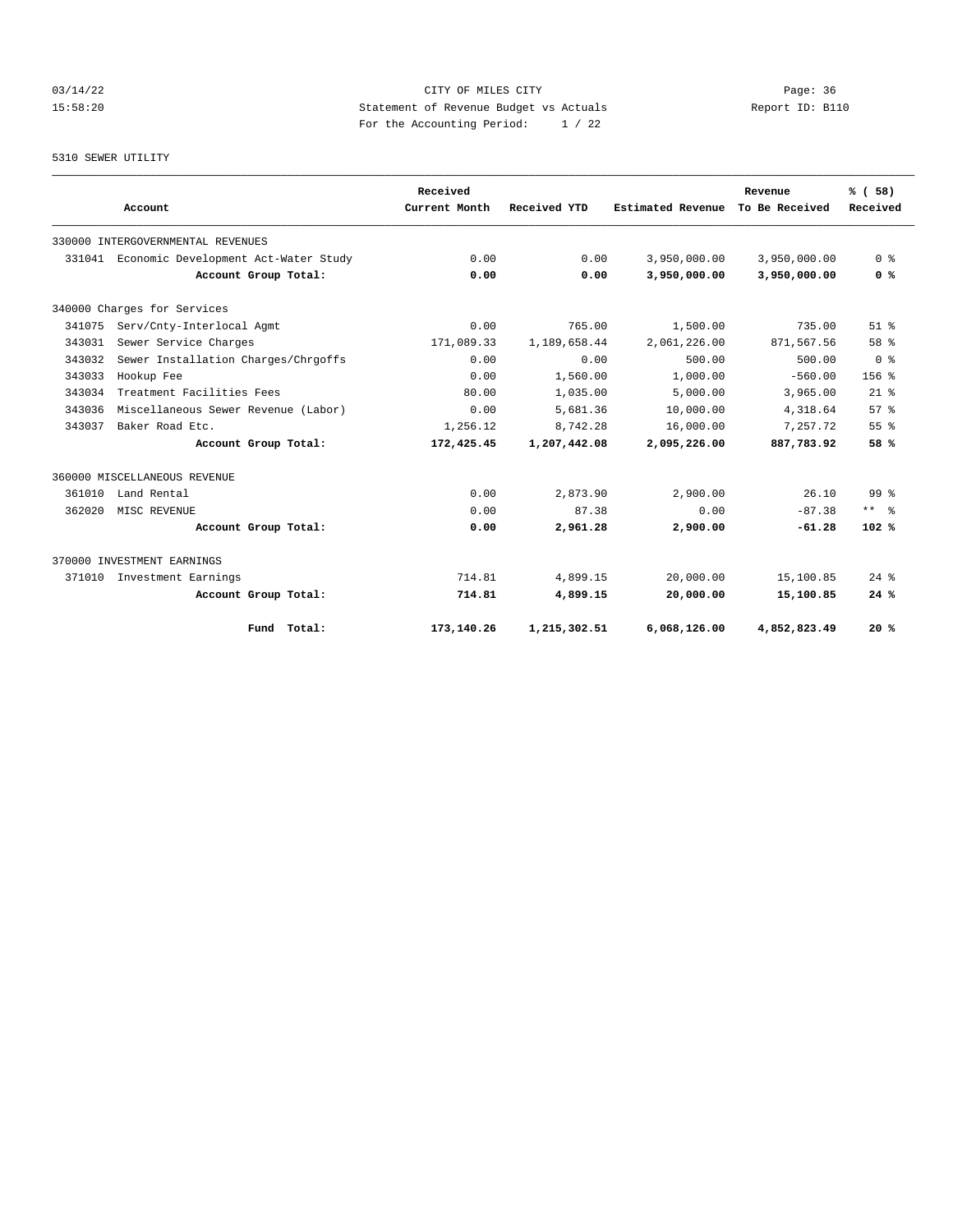CITY OF MILES CITY
Statement of Revenue Budget vs Actuals
For the Accounting Period: 1 / 22

03/14/22
15:58:20

Report ID: B110

5310 SEWER UTILITY

| Account | Received Current Month | Received YTD | Estimated Revenue | Revenue To Be Received | % ( 58) Received |
|---|---|---|---|---|---|
| 330000 INTERGOVERNMENTAL REVENUES | | | | | |
| 331041 Economic Development Act-Water Study | 0.00 | 0.00 | 3,950,000.00 | 3,950,000.00 | 0 % |
| **Account Group Total:** | **0.00** | **0.00** | **3,950,000.00** | **3,950,000.00** | **0 %** |
| 340000 Charges for Services | | | | | |
| 341075 Serv/Cnty-Interlocal Agmt | 0.00 | 765.00 | 1,500.00 | 735.00 | 51 % |
| 343031 Sewer Service Charges | 171,089.33 | 1,189,658.44 | 2,061,226.00 | 871,567.56 | 58 % |
| 343032 Sewer Installation Charges/Chrgoffs | 0.00 | 0.00 | 500.00 | 500.00 | 0 % |
| 343033 Hookup Fee | 0.00 | 1,560.00 | 1,000.00 | -560.00 | 156 % |
| 343034 Treatment Facilities Fees | 80.00 | 1,035.00 | 5,000.00 | 3,965.00 | 21 % |
| 343036 Miscellaneous Sewer Revenue (Labor) | 0.00 | 5,681.36 | 10,000.00 | 4,318.64 | 57 % |
| 343037 Baker Road Etc. | 1,256.12 | 8,742.28 | 16,000.00 | 7,257.72 | 55 % |
| **Account Group Total:** | **172,425.45** | **1,207,442.08** | **2,095,226.00** | **887,783.92** | **58 %** |
| 360000 MISCELLANEOUS REVENUE | | | | | |
| 361010 Land Rental | 0.00 | 2,873.90 | 2,900.00 | 26.10 | 99 % |
| 362020 MISC REVENUE | 0.00 | 87.38 | 0.00 | -87.38 | ** % |
| **Account Group Total:** | **0.00** | **2,961.28** | **2,900.00** | **-61.28** | **102 %** |
| 370000 INVESTMENT EARNINGS | | | | | |
| 371010 Investment Earnings | 714.81 | 4,899.15 | 20,000.00 | 15,100.85 | 24 % |
| **Account Group Total:** | **714.81** | **4,899.15** | **20,000.00** | **15,100.85** | **24 %** |
| **Fund Total:** | **173,140.26** | **1,215,302.51** | **6,068,126.00** | **4,852,823.49** | **20 %** |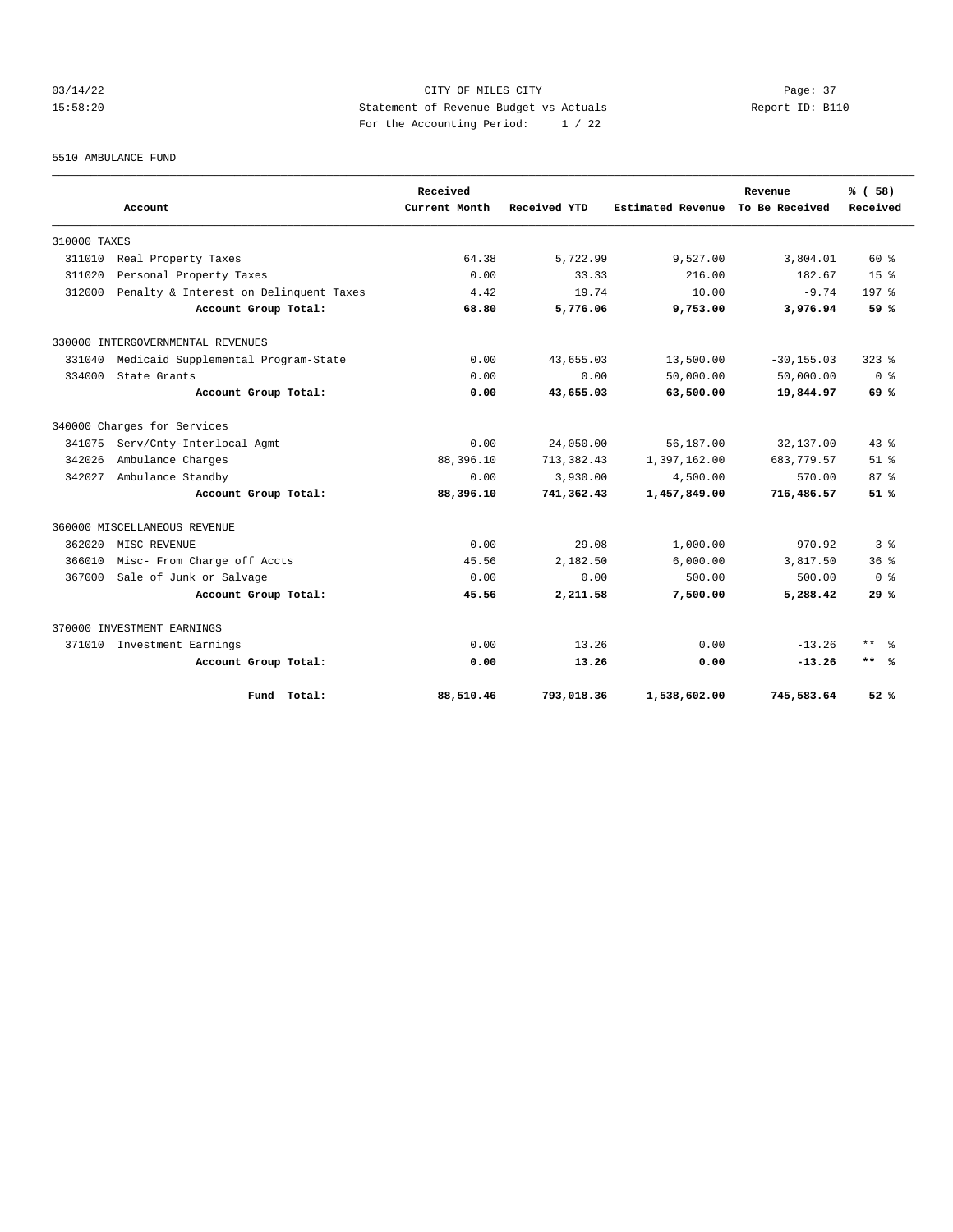CITY OF MILES CITY

Statement of Revenue Budget vs Actuals

For the Accounting Period: 1 / 22

03/14/22 15:58:20 Report ID: B110

5510 AMBULANCE FUND

| Account | Received Current Month | Received YTD | Estimated Revenue | Revenue To Be Received | % ( 58) Received |
|---|---|---|---|---|---|
| 310000 TAXES | | | | | |
| 311010 Real Property Taxes | 64.38 | 5,722.99 | 9,527.00 | 3,804.01 | 60 % |
| 311020 Personal Property Taxes | 0.00 | 33.33 | 216.00 | 182.67 | 15 % |
| 312000 Penalty & Interest on Delinquent Taxes | 4.42 | 19.74 | 10.00 | -9.74 | 197 % |
| **Account Group Total:** | **68.80** | **5,776.06** | **9,753.00** | **3,976.94** | **59 %** |
| 330000 INTERGOVERNMENTAL REVENUES | | | | | |
| 331040 Medicaid Supplemental Program-State | 0.00 | 43,655.03 | 13,500.00 | -30,155.03 | 323 % |
| 334000 State Grants | 0.00 | 0.00 | 50,000.00 | 50,000.00 | 0 % |
| **Account Group Total:** | **0.00** | **43,655.03** | **63,500.00** | **19,844.97** | **69 %** |
| 340000 Charges for Services | | | | | |
| 341075 Serv/Cnty-Interlocal Agmt | 0.00 | 24,050.00 | 56,187.00 | 32,137.00 | 43 % |
| 342026 Ambulance Charges | 88,396.10 | 713,382.43 | 1,397,162.00 | 683,779.57 | 51 % |
| 342027 Ambulance Standby | 0.00 | 3,930.00 | 4,500.00 | 570.00 | 87 % |
| **Account Group Total:** | **88,396.10** | **741,362.43** | **1,457,849.00** | **716,486.57** | **51 %** |
| 360000 MISCELLANEOUS REVENUE | | | | | |
| 362020 MISC REVENUE | 0.00 | 29.08 | 1,000.00 | 970.92 | 3 % |
| 366010 Misc- From Charge off Accts | 45.56 | 2,182.50 | 6,000.00 | 3,817.50 | 36 % |
| 367000 Sale of Junk or Salvage | 0.00 | 0.00 | 500.00 | 500.00 | 0 % |
| **Account Group Total:** | **45.56** | **2,211.58** | **7,500.00** | **5,288.42** | **29 %** |
| 370000 INVESTMENT EARNINGS | | | | | |
| 371010 Investment Earnings | 0.00 | 13.26 | 0.00 | -13.26 | ** % |
| **Account Group Total:** | **0.00** | **13.26** | **0.00** | **-13.26** | **** %** |
| **Fund Total:** | **88,510.46** | **793,018.36** | **1,538,602.00** | **745,583.64** | **52 %** |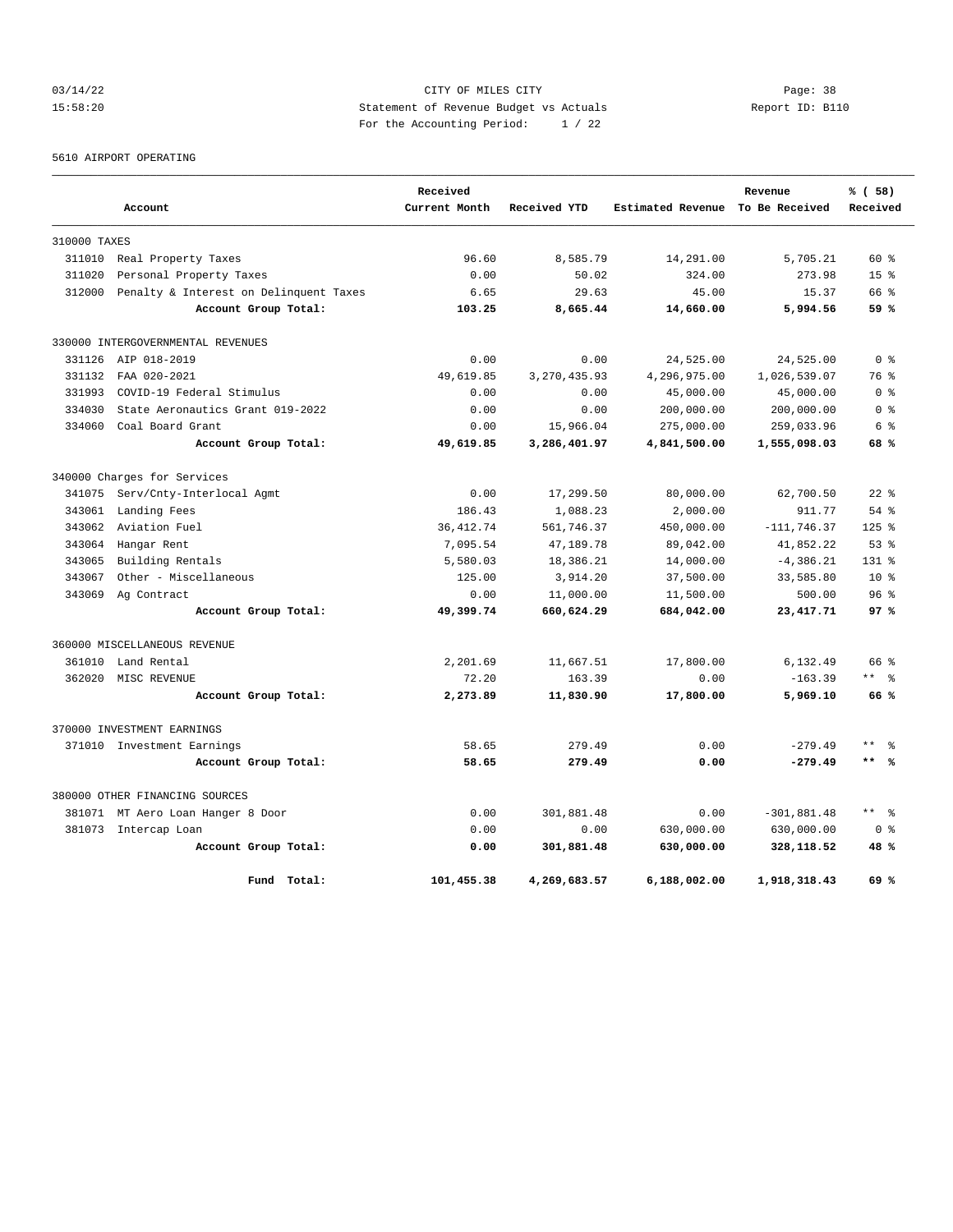03/14/22 CITY OF MILES CITY

15:58:20 Statement of Revenue Budget vs Actuals Report ID: B110

For the Accounting Period: 1 / 22

5610 AIRPORT OPERATING

| Account | | Received Current Month | Received YTD | Estimated Revenue | Revenue To Be Received | % ( 58) Received |
|---|---|---|---|---|---|---|
| 310000 TAXES | | | | | | |
| 311010 | Real Property Taxes | 96.60 | 8,585.79 | 14,291.00 | 5,705.21 | 60 % |
| 311020 | Personal Property Taxes | 0.00 | 50.02 | 324.00 | 273.98 | 15 % |
| 312000 | Penalty & Interest on Delinquent Taxes | 6.65 | 29.63 | 45.00 | 15.37 | 66 % |
| | **Account Group Total:** | **103.25** | **8,665.44** | **14,660.00** | **5,994.56** | **59 %** |
| 330000 INTERGOVERNMENTAL REVENUES | | | | | | |
| 331126 | AIP 018-2019 | 0.00 | 0.00 | 24,525.00 | 24,525.00 | 0 % |
| 331132 | FAA 020-2021 | 49,619.85 | 3,270,435.93 | 4,296,975.00 | 1,026,539.07 | 76 % |
| 331993 | COVID-19 Federal Stimulus | 0.00 | 0.00 | 45,000.00 | 45,000.00 | 0 % |
| 334030 | State Aeronautics Grant 019-2022 | 0.00 | 0.00 | 200,000.00 | 200,000.00 | 0 % |
| 334060 | Coal Board Grant | 0.00 | 15,966.04 | 275,000.00 | 259,033.96 | 6 % |
| | **Account Group Total:** | **49,619.85** | **3,286,401.97** | **4,841,500.00** | **1,555,098.03** | **68 %** |
| 340000 Charges for Services | | | | | | |
| 341075 | Serv/Cnty-Interlocal Agmt | 0.00 | 17,299.50 | 80,000.00 | 62,700.50 | 22 % |
| 343061 | Landing Fees | 186.43 | 1,088.23 | 2,000.00 | 911.77 | 54 % |
| 343062 | Aviation Fuel | 36,412.74 | 561,746.37 | 450,000.00 | -111,746.37 | 125 % |
| 343064 | Hangar Rent | 7,095.54 | 47,189.78 | 89,042.00 | 41,852.22 | 53 % |
| 343065 | Building Rentals | 5,580.03 | 18,386.21 | 14,000.00 | -4,386.21 | 131 % |
| 343067 | Other - Miscellaneous | 125.00 | 3,914.20 | 37,500.00 | 33,585.80 | 10 % |
| 343069 | Ag Contract | 0.00 | 11,000.00 | 11,500.00 | 500.00 | 96 % |
| | **Account Group Total:** | **49,399.74** | **660,624.29** | **684,042.00** | **23,417.71** | **97 %** |
| 360000 MISCELLANEOUS REVENUE | | | | | | |
| 361010 | Land Rental | 2,201.69 | 11,667.51 | 17,800.00 | 6,132.49 | 66 % |
| 362020 | MISC REVENUE | 72.20 | 163.39 | 0.00 | -163.39 | ** % |
| | **Account Group Total:** | **2,273.89** | **11,830.90** | **17,800.00** | **5,969.10** | **66 %** |
| 370000 INVESTMENT EARNINGS | | | | | | |
| 371010 | Investment Earnings | 58.65 | 279.49 | 0.00 | -279.49 | ** % |
| | **Account Group Total:** | **58.65** | **279.49** | **0.00** | **-279.49** | **** %** |
| 380000 OTHER FINANCING SOURCES | | | | | | |
| 381071 | MT Aero Loan Hanger 8 Door | 0.00 | 301,881.48 | 0.00 | -301,881.48 | ** % |
| 381073 | Intercap Loan | 0.00 | 0.00 | 630,000.00 | 630,000.00 | 0 % |
| | **Account Group Total:** | **0.00** | **301,881.48** | **630,000.00** | **328,118.52** | **48 %** |
| | **Fund Total:** | **101,455.38** | **4,269,683.57** | **6,188,002.00** | **1,918,318.43** | **69 %** |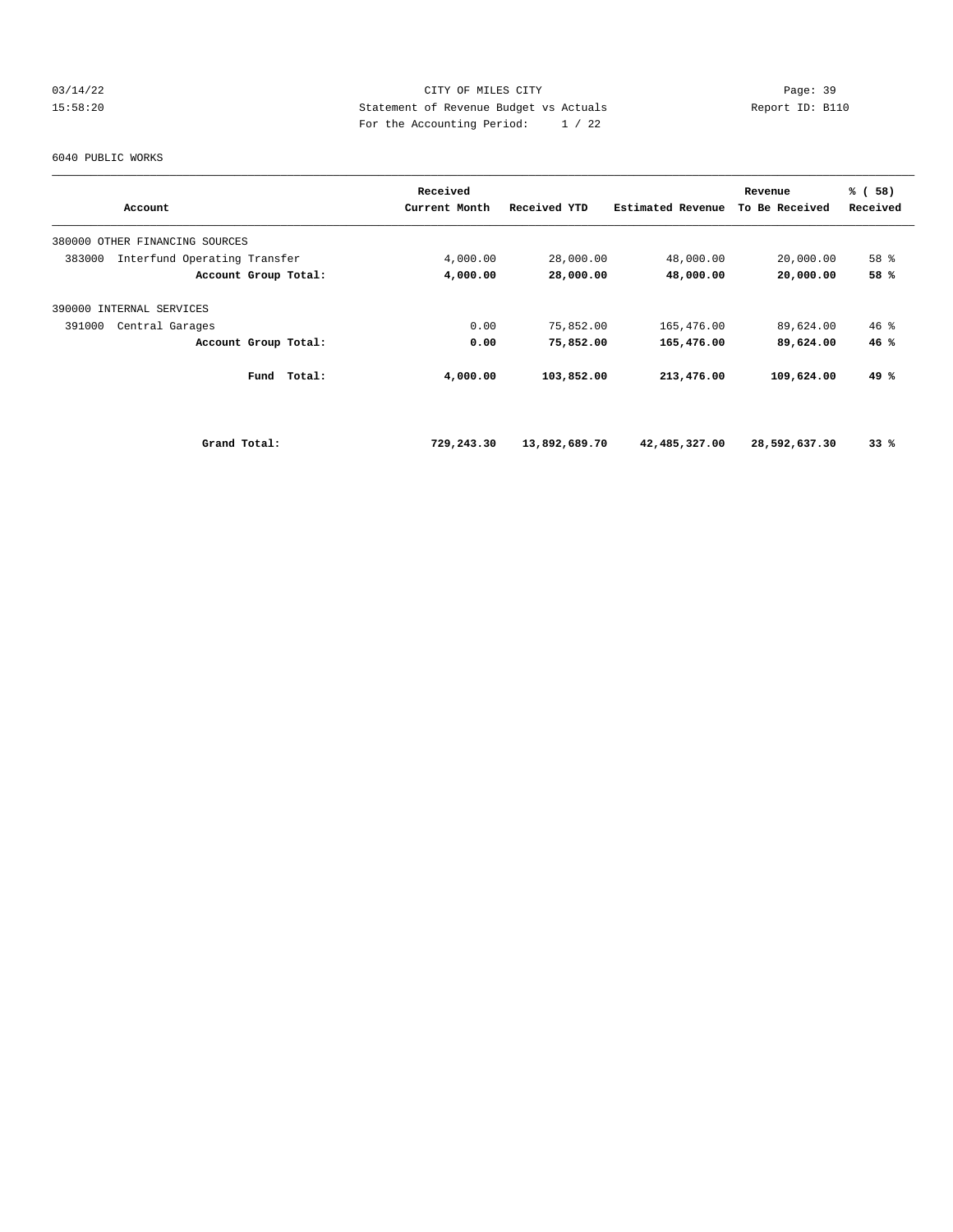CITY OF MILES CITY

Statement of Revenue Budget vs Actuals

For the Accounting Period: 1 / 22

6040 PUBLIC WORKS

| Account | Received Current Month | Received YTD | Estimated Revenue | Revenue To Be Received | % ( 58) Received |
|---|---|---|---|---|---|
| 380000 OTHER FINANCING SOURCES | | | | | |
| 383000 Interfund Operating Transfer | 4,000.00 | 28,000.00 | 48,000.00 | 20,000.00 | 58 % |
| **Account Group Total:** | **4,000.00** | **28,000.00** | **48,000.00** | **20,000.00** | **58 %** |
| 390000 INTERNAL SERVICES | | | | | |
| 391000 Central Garages | 0.00 | 75,852.00 | 165,476.00 | 89,624.00 | 46 % |
| **Account Group Total:** | **0.00** | **75,852.00** | **165,476.00** | **89,624.00** | **46 %** |
| **Fund Total:** | **4,000.00** | **103,852.00** | **213,476.00** | **109,624.00** | **49 %** |
| **Grand Total:** | **729,243.30** | **13,892,689.70** | **42,485,327.00** | **28,592,637.30** | **33 %** |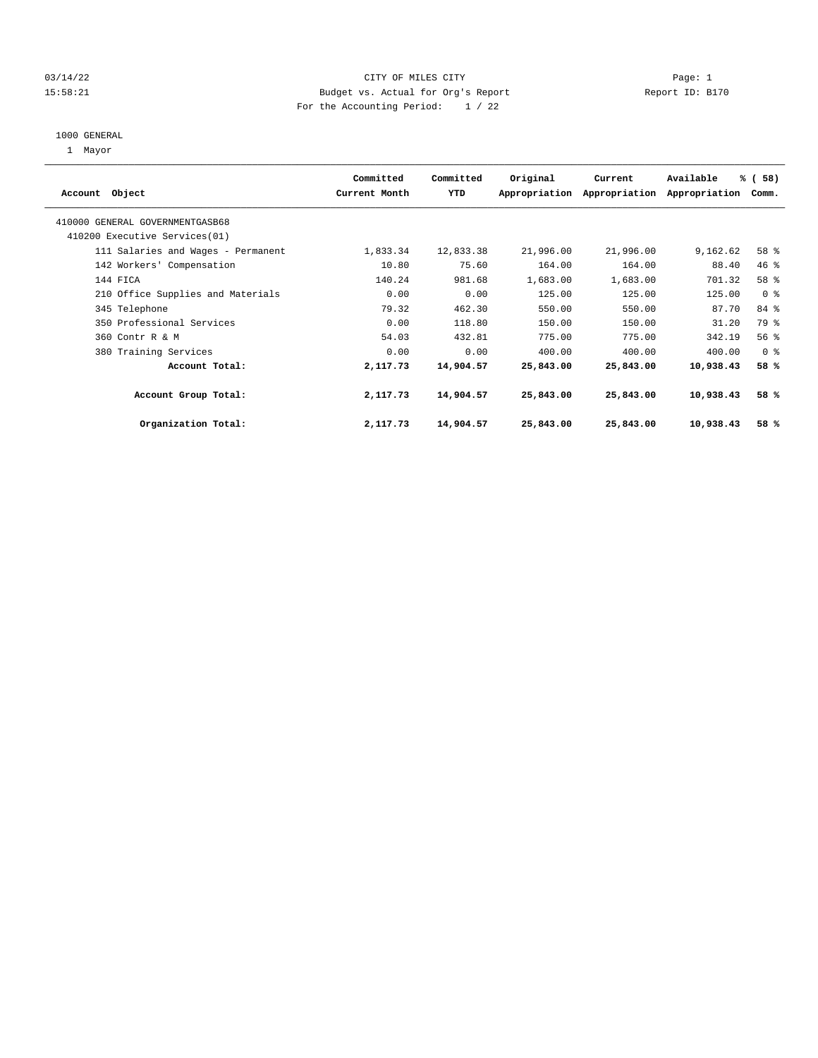03/14/22 CITY OF MILES CITY Page: 1
15:58:21 Budget vs. Actual for Org's Report Report ID: B170
For the Accounting Period: 1 / 22

1000 GENERAL
1 Mayor

| Account Object | Committed Current Month | Committed YTD | Original Appropriation | Current Appropriation | Available Appropriation | % ( 58) Comm. |
|---|---|---|---|---|---|---|
| 410000 GENERAL GOVERNMENTGASB68 | | | | | | |
| 410200 Executive Services(01) | | | | | | |
| 111 Salaries and Wages - Permanent | 1,833.34 | 12,833.38 | 21,996.00 | 21,996.00 | 9,162.62 | 58 % |
| 142 Workers' Compensation | 10.80 | 75.60 | 164.00 | 164.00 | 88.40 | 46 % |
| 144 FICA | 140.24 | 981.68 | 1,683.00 | 1,683.00 | 701.32 | 58 % |
| 210 Office Supplies and Materials | 0.00 | 0.00 | 125.00 | 125.00 | 125.00 | 0 % |
| 345 Telephone | 79.32 | 462.30 | 550.00 | 550.00 | 87.70 | 84 % |
| 350 Professional Services | 0.00 | 118.80 | 150.00 | 150.00 | 31.20 | 79 % |
| 360 Contr R & M | 54.03 | 432.81 | 775.00 | 775.00 | 342.19 | 56 % |
| 380 Training Services | 0.00 | 0.00 | 400.00 | 400.00 | 400.00 | 0 % |
| **Account Total:** | **2,117.73** | **14,904.57** | **25,843.00** | **25,843.00** | **10,938.43** | **58 %** |
| **Account Group Total:** | **2,117.73** | **14,904.57** | **25,843.00** | **25,843.00** | **10,938.43** | **58 %** |
| **Organization Total:** | **2,117.73** | **14,904.57** | **25,843.00** | **25,843.00** | **10,938.43** | **58 %** |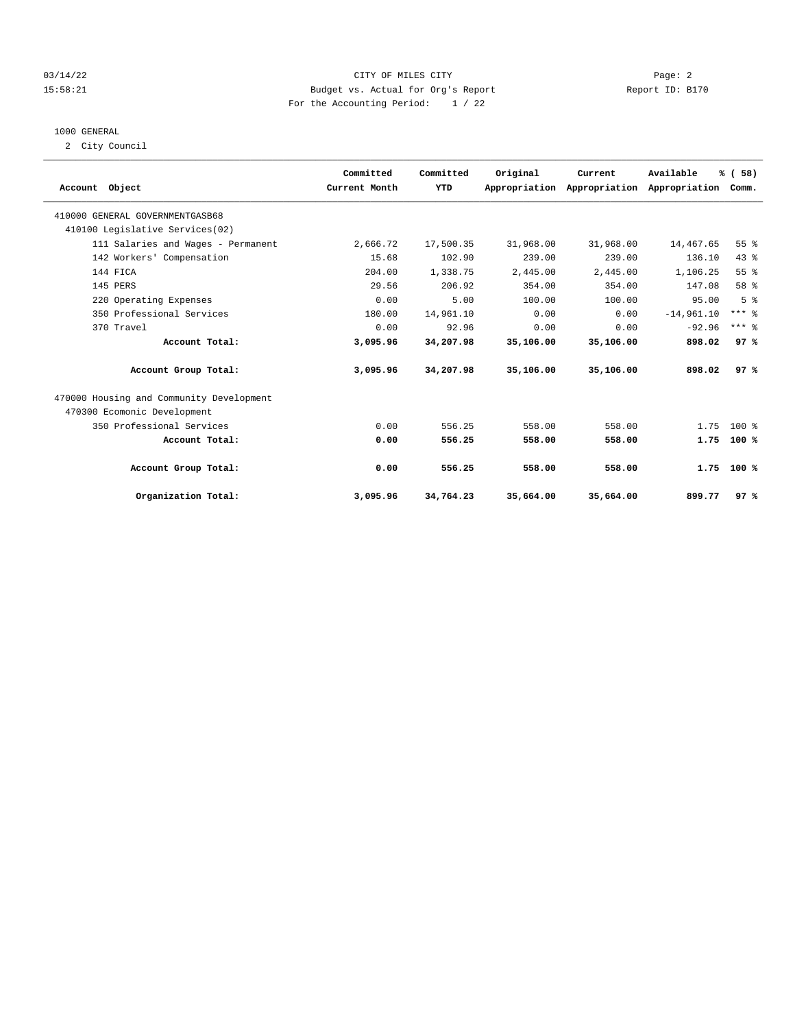03/14/22 CITY OF MILES CITY
15:58:21 Budget vs. Actual for Org's Report Report ID: B170
For the Accounting Period: 1 / 22

1000 GENERAL

2 City Council

| Account Object | Committed Current Month | Committed YTD | Original Appropriation | Current Appropriation | Available Appropriation | % ( 58) Comm. |
|---|---|---|---|---|---|---|
| 410000 GENERAL GOVERNMENTGASB68 | | | | | | |
| 410100 Legislative Services(02) | | | | | | |
| 111 Salaries and Wages - Permanent | 2,666.72 | 17,500.35 | 31,968.00 | 31,968.00 | 14,467.65 | 55 % |
| 142 Workers' Compensation | 15.68 | 102.90 | 239.00 | 239.00 | 136.10 | 43 % |
| 144 FICA | 204.00 | 1,338.75 | 2,445.00 | 2,445.00 | 1,106.25 | 55 % |
| 145 PERS | 29.56 | 206.92 | 354.00 | 354.00 | 147.08 | 58 % |
| 220 Operating Expenses | 0.00 | 5.00 | 100.00 | 100.00 | 95.00 | 5 % |
| 350 Professional Services | 180.00 | 14,961.10 | 0.00 | 0.00 | -14,961.10 | *** % |
| 370 Travel | 0.00 | 92.96 | 0.00 | 0.00 | -92.96 | *** % |
| **Account Total:** | **3,095.96** | **34,207.98** | **35,106.00** | **35,106.00** | **898.02** | **97 %** |
| **Account Group Total:** | **3,095.96** | **34,207.98** | **35,106.00** | **35,106.00** | **898.02** | **97 %** |
| 470000 Housing and Community Development | | | | | | |
| 470300 Ecomonic Development | | | | | | |
| 350 Professional Services | 0.00 | 556.25 | 558.00 | 558.00 | 1.75 | 100 % |
| **Account Total:** | **0.00** | **556.25** | **558.00** | **558.00** | **1.75** | **100 %** |
| **Account Group Total:** | **0.00** | **556.25** | **558.00** | **558.00** | **1.75** | **100 %** |
| **Organization Total:** | **3,095.96** | **34,764.23** | **35,664.00** | **35,664.00** | **899.77** | **97 %** |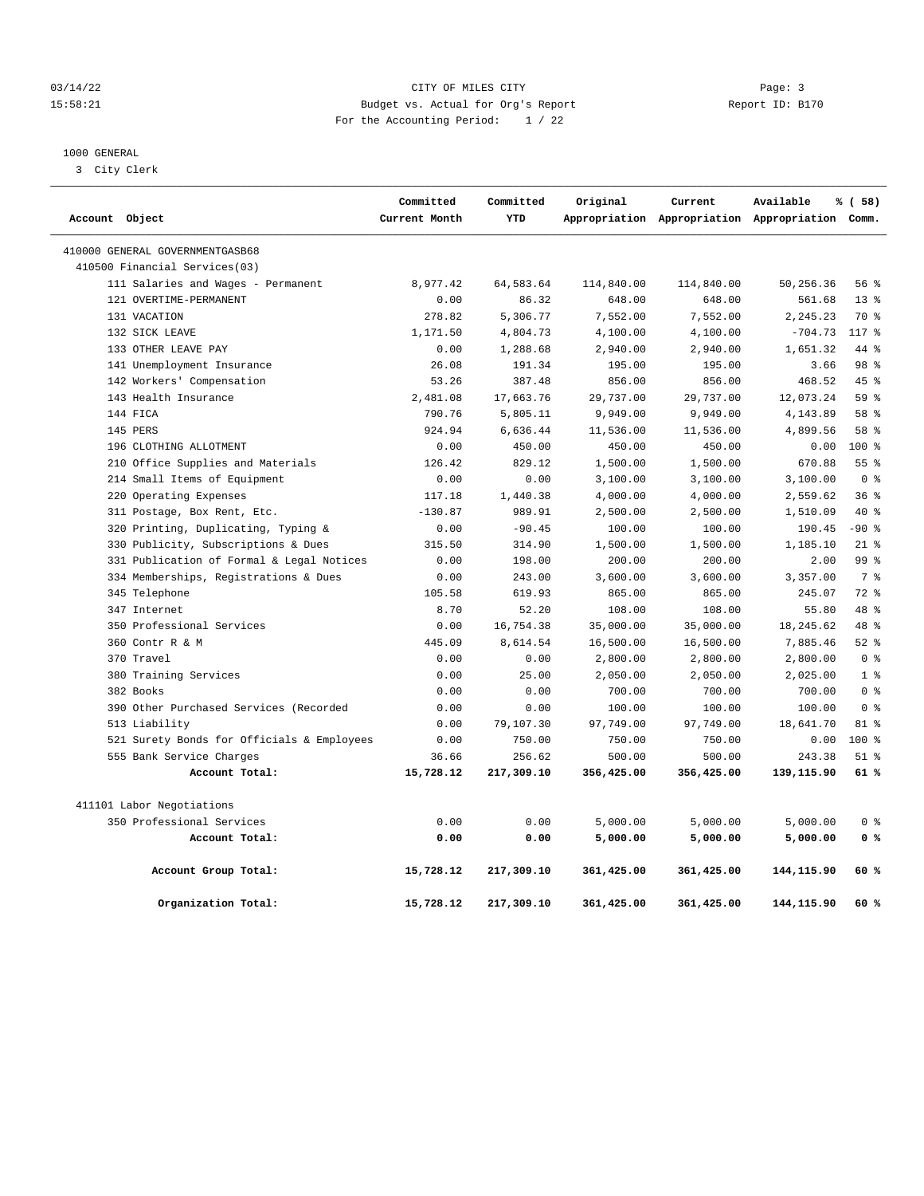03/14/22 CITY OF MILES CITY Page: 3
15:58:21 Budget vs. Actual for Org's Report Report ID: B170
For the Accounting Period: 1 / 22

1000 GENERAL

3 City Clerk

| Account Object | Committed Current Month | Committed YTD | Original Appropriation | Current Appropriation | Available Appropriation | % ( 58) Comm. |
|---|---|---|---|---|---|---|
| 410000 GENERAL GOVERNMENTGASB68 | | | | | | |
| 410500 Financial Services(03) | | | | | | |
| 111 Salaries and Wages - Permanent | 8,977.42 | 64,583.64 | 114,840.00 | 114,840.00 | 50,256.36 | 56 % |
| 121 OVERTIME-PERMANENT | 0.00 | 86.32 | 648.00 | 648.00 | 561.68 | 13 % |
| 131 VACATION | 278.82 | 5,306.77 | 7,552.00 | 7,552.00 | 2,245.23 | 70 % |
| 132 SICK LEAVE | 1,171.50 | 4,804.73 | 4,100.00 | 4,100.00 | -704.73 | 117 % |
| 133 OTHER LEAVE PAY | 0.00 | 1,288.68 | 2,940.00 | 2,940.00 | 1,651.32 | 44 % |
| 141 Unemployment Insurance | 26.08 | 191.34 | 195.00 | 195.00 | 3.66 | 98 % |
| 142 Workers' Compensation | 53.26 | 387.48 | 856.00 | 856.00 | 468.52 | 45 % |
| 143 Health Insurance | 2,481.08 | 17,663.76 | 29,737.00 | 29,737.00 | 12,073.24 | 59 % |
| 144 FICA | 790.76 | 5,805.11 | 9,949.00 | 9,949.00 | 4,143.89 | 58 % |
| 145 PERS | 924.94 | 6,636.44 | 11,536.00 | 11,536.00 | 4,899.56 | 58 % |
| 196 CLOTHING ALLOTMENT | 0.00 | 450.00 | 450.00 | 450.00 | 0.00 | 100 % |
| 210 Office Supplies and Materials | 126.42 | 829.12 | 1,500.00 | 1,500.00 | 670.88 | 55 % |
| 214 Small Items of Equipment | 0.00 | 0.00 | 3,100.00 | 3,100.00 | 3,100.00 | 0 % |
| 220 Operating Expenses | 117.18 | 1,440.38 | 4,000.00 | 4,000.00 | 2,559.62 | 36 % |
| 311 Postage, Box Rent, Etc. | -130.87 | 989.91 | 2,500.00 | 2,500.00 | 1,510.09 | 40 % |
| 320 Printing, Duplicating, Typing & | 0.00 | -90.45 | 100.00 | 100.00 | 190.45 | -90 % |
| 330 Publicity, Subscriptions & Dues | 315.50 | 314.90 | 1,500.00 | 1,500.00 | 1,185.10 | 21 % |
| 331 Publication of Formal & Legal Notices | 0.00 | 198.00 | 200.00 | 200.00 | 2.00 | 99 % |
| 334 Memberships, Registrations & Dues | 0.00 | 243.00 | 3,600.00 | 3,600.00 | 3,357.00 | 7 % |
| 345 Telephone | 105.58 | 619.93 | 865.00 | 865.00 | 245.07 | 72 % |
| 347 Internet | 8.70 | 52.20 | 108.00 | 108.00 | 55.80 | 48 % |
| 350 Professional Services | 0.00 | 16,754.38 | 35,000.00 | 35,000.00 | 18,245.62 | 48 % |
| 360 Contr R & M | 445.09 | 8,614.54 | 16,500.00 | 16,500.00 | 7,885.46 | 52 % |
| 370 Travel | 0.00 | 0.00 | 2,800.00 | 2,800.00 | 2,800.00 | 0 % |
| 380 Training Services | 0.00 | 25.00 | 2,050.00 | 2,050.00 | 2,025.00 | 1 % |
| 382 Books | 0.00 | 0.00 | 700.00 | 700.00 | 700.00 | 0 % |
| 390 Other Purchased Services (Recorded | 0.00 | 0.00 | 100.00 | 100.00 | 100.00 | 0 % |
| 513 Liability | 0.00 | 79,107.30 | 97,749.00 | 97,749.00 | 18,641.70 | 81 % |
| 521 Surety Bonds for Officials & Employees | 0.00 | 750.00 | 750.00 | 750.00 | 0.00 | 100 % |
| 555 Bank Service Charges | 36.66 | 256.62 | 500.00 | 500.00 | 243.38 | 51 % |
| **Account Total:** | **15,728.12** | **217,309.10** | **356,425.00** | **356,425.00** | **139,115.90** | **61 %** |
| 411101 Labor Negotiations | | | | | | |
| 350 Professional Services | 0.00 | 0.00 | 5,000.00 | 5,000.00 | 5,000.00 | 0 % |
| **Account Total:** | **0.00** | **0.00** | **5,000.00** | **5,000.00** | **5,000.00** | **0 %** |
| **Account Group Total:** | **15,728.12** | **217,309.10** | **361,425.00** | **361,425.00** | **144,115.90** | **60 %** |
| **Organization Total:** | **15,728.12** | **217,309.10** | **361,425.00** | **361,425.00** | **144,115.90** | **60 %** |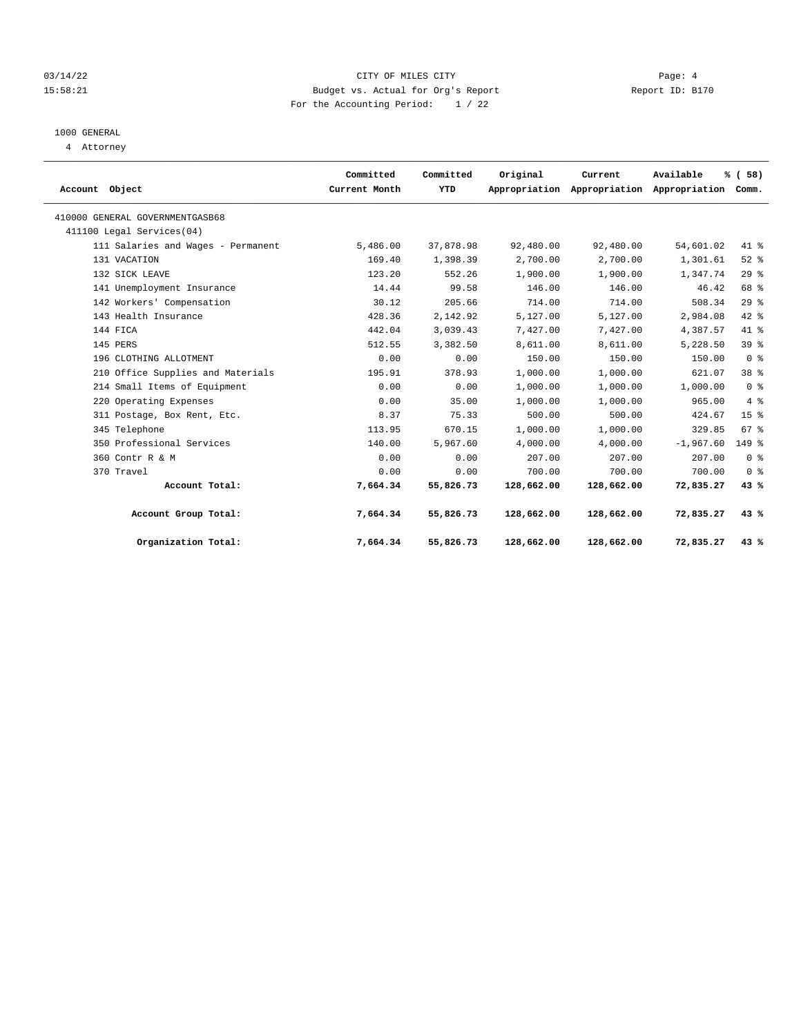03/14/22 CITY OF MILES CITY
15:58:21 Budget vs. Actual for Org's Report Report ID: B170
For the Accounting Period: 1 / 22

1000 GENERAL
4 Attorney

| Account Object | Committed Current Month | Committed YTD | Original Appropriation | Current Appropriation | Available Appropriation | % ( 58) Comm. |
|---|---|---|---|---|---|---|
| 410000 GENERAL GOVERNMENTGASB68 | | | | | | |
| 411100 Legal Services(04) | | | | | | |
| 111 Salaries and Wages - Permanent | 5,486.00 | 37,878.98 | 92,480.00 | 92,480.00 | 54,601.02 | 41 % |
| 131 VACATION | 169.40 | 1,398.39 | 2,700.00 | 2,700.00 | 1,301.61 | 52 % |
| 132 SICK LEAVE | 123.20 | 552.26 | 1,900.00 | 1,900.00 | 1,347.74 | 29 % |
| 141 Unemployment Insurance | 14.44 | 99.58 | 146.00 | 146.00 | 46.42 | 68 % |
| 142 Workers' Compensation | 30.12 | 205.66 | 714.00 | 714.00 | 508.34 | 29 % |
| 143 Health Insurance | 428.36 | 2,142.92 | 5,127.00 | 5,127.00 | 2,984.08 | 42 % |
| 144 FICA | 442.04 | 3,039.43 | 7,427.00 | 7,427.00 | 4,387.57 | 41 % |
| 145 PERS | 512.55 | 3,382.50 | 8,611.00 | 8,611.00 | 5,228.50 | 39 % |
| 196 CLOTHING ALLOTMENT | 0.00 | 0.00 | 150.00 | 150.00 | 150.00 | 0 % |
| 210 Office Supplies and Materials | 195.91 | 378.93 | 1,000.00 | 1,000.00 | 621.07 | 38 % |
| 214 Small Items of Equipment | 0.00 | 0.00 | 1,000.00 | 1,000.00 | 1,000.00 | 0 % |
| 220 Operating Expenses | 0.00 | 35.00 | 1,000.00 | 1,000.00 | 965.00 | 4 % |
| 311 Postage, Box Rent, Etc. | 8.37 | 75.33 | 500.00 | 500.00 | 424.67 | 15 % |
| 345 Telephone | 113.95 | 670.15 | 1,000.00 | 1,000.00 | 329.85 | 67 % |
| 350 Professional Services | 140.00 | 5,967.60 | 4,000.00 | 4,000.00 | -1,967.60 | 149 % |
| 360 Contr R & M | 0.00 | 0.00 | 207.00 | 207.00 | 207.00 | 0 % |
| 370 Travel | 0.00 | 0.00 | 700.00 | 700.00 | 700.00 | 0 % |
| **Account Total:** | **7,664.34** | **55,826.73** | **128,662.00** | **128,662.00** | **72,835.27** | **43 %** |
| **Account Group Total:** | **7,664.34** | **55,826.73** | **128,662.00** | **128,662.00** | **72,835.27** | **43 %** |
| **Organization Total:** | **7,664.34** | **55,826.73** | **128,662.00** | **128,662.00** | **72,835.27** | **43 %** |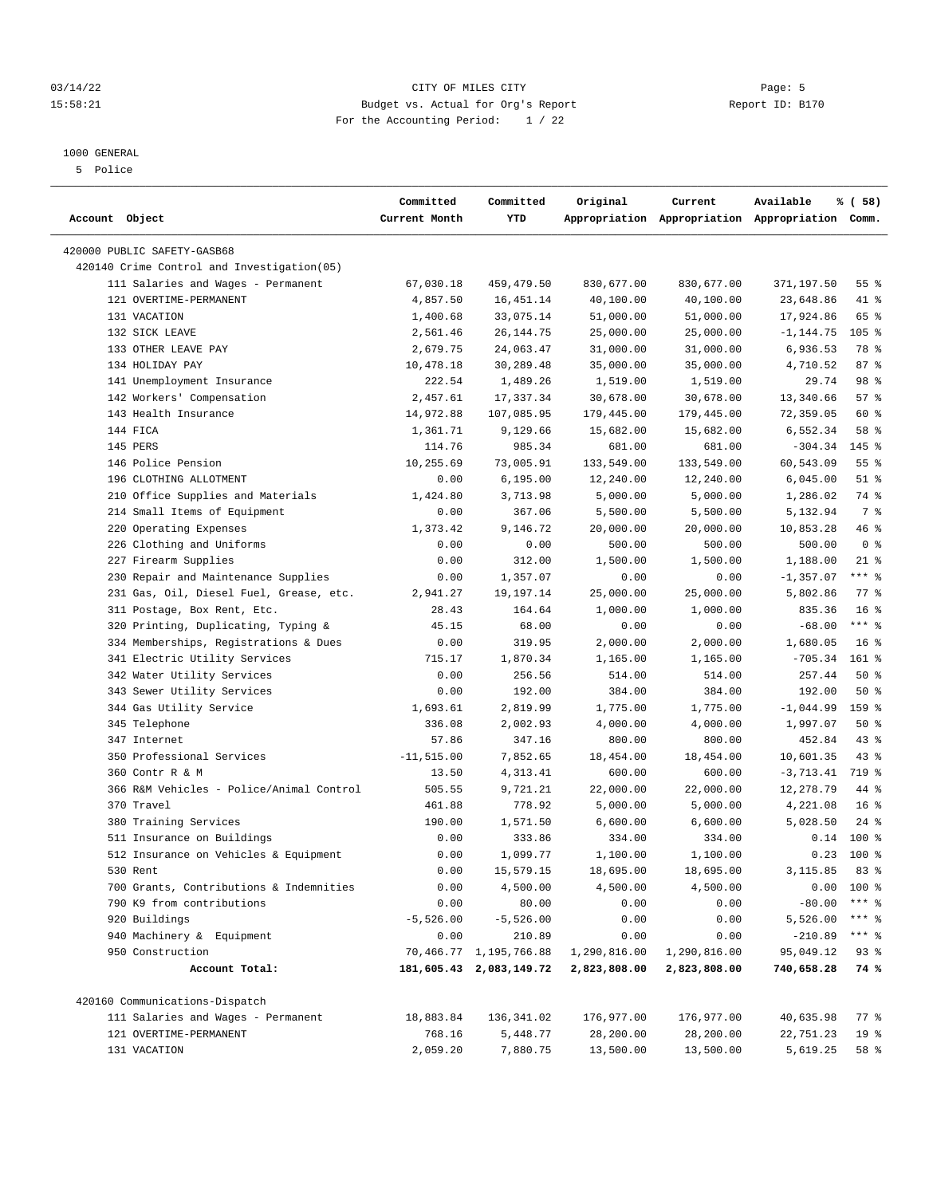03/14/22 CITY OF MILES CITY Page: 5
15:58:21 Budget vs. Actual for Org's Report Report ID: B170
For the Accounting Period: 1 / 22

1000 GENERAL
5 Police

| Account Object | Committed Current Month | Committed YTD | Original Appropriation | Current Appropriation | Available Appropriation | % ( 58) Comm. |
|---|---|---|---|---|---|---|
| 420000 PUBLIC SAFETY-GASB68 | | | | | | |
| 420140 Crime Control and Investigation(05) | | | | | | |
| 111 Salaries and Wages - Permanent | 67,030.18 | 459,479.50 | 830,677.00 | 830,677.00 | 371,197.50 | 55 % |
| 121 OVERTIME-PERMANENT | 4,857.50 | 16,451.14 | 40,100.00 | 40,100.00 | 23,648.86 | 41 % |
| 131 VACATION | 1,400.68 | 33,075.14 | 51,000.00 | 51,000.00 | 17,924.86 | 65 % |
| 132 SICK LEAVE | 2,561.46 | 26,144.75 | 25,000.00 | 25,000.00 | -1,144.75 | 105 % |
| 133 OTHER LEAVE PAY | 2,679.75 | 24,063.47 | 31,000.00 | 31,000.00 | 6,936.53 | 78 % |
| 134 HOLIDAY PAY | 10,478.18 | 30,289.48 | 35,000.00 | 35,000.00 | 4,710.52 | 87 % |
| 141 Unemployment Insurance | 222.54 | 1,489.26 | 1,519.00 | 1,519.00 | 29.74 | 98 % |
| 142 Workers' Compensation | 2,457.61 | 17,337.34 | 30,678.00 | 30,678.00 | 13,340.66 | 57 % |
| 143 Health Insurance | 14,972.88 | 107,085.95 | 179,445.00 | 179,445.00 | 72,359.05 | 60 % |
| 144 FICA | 1,361.71 | 9,129.66 | 15,682.00 | 15,682.00 | 6,552.34 | 58 % |
| 145 PERS | 114.76 | 985.34 | 681.00 | 681.00 | -304.34 | 145 % |
| 146 Police Pension | 10,255.69 | 73,005.91 | 133,549.00 | 133,549.00 | 60,543.09 | 55 % |
| 196 CLOTHING ALLOTMENT | 0.00 | 6,195.00 | 12,240.00 | 12,240.00 | 6,045.00 | 51 % |
| 210 Office Supplies and Materials | 1,424.80 | 3,713.98 | 5,000.00 | 5,000.00 | 1,286.02 | 74 % |
| 214 Small Items of Equipment | 0.00 | 367.06 | 5,500.00 | 5,500.00 | 5,132.94 | 7 % |
| 220 Operating Expenses | 1,373.42 | 9,146.72 | 20,000.00 | 20,000.00 | 10,853.28 | 46 % |
| 226 Clothing and Uniforms | 0.00 | 0.00 | 500.00 | 500.00 | 500.00 | 0 % |
| 227 Firearm Supplies | 0.00 | 312.00 | 1,500.00 | 1,500.00 | 1,188.00 | 21 % |
| 230 Repair and Maintenance Supplies | 0.00 | 1,357.07 | 0.00 | 0.00 | -1,357.07 | *** % |
| 231 Gas, Oil, Diesel Fuel, Grease, etc. | 2,941.27 | 19,197.14 | 25,000.00 | 25,000.00 | 5,802.86 | 77 % |
| 311 Postage, Box Rent, Etc. | 28.43 | 164.64 | 1,000.00 | 1,000.00 | 835.36 | 16 % |
| 320 Printing, Duplicating, Typing & | 45.15 | 68.00 | 0.00 | 0.00 | -68.00 | *** % |
| 334 Memberships, Registrations & Dues | 0.00 | 319.95 | 2,000.00 | 2,000.00 | 1,680.05 | 16 % |
| 341 Electric Utility Services | 715.17 | 1,870.34 | 1,165.00 | 1,165.00 | -705.34 | 161 % |
| 342 Water Utility Services | 0.00 | 256.56 | 514.00 | 514.00 | 257.44 | 50 % |
| 343 Sewer Utility Services | 0.00 | 192.00 | 384.00 | 384.00 | 192.00 | 50 % |
| 344 Gas Utility Service | 1,693.61 | 2,819.99 | 1,775.00 | 1,775.00 | -1,044.99 | 159 % |
| 345 Telephone | 336.08 | 2,002.93 | 4,000.00 | 4,000.00 | 1,997.07 | 50 % |
| 347 Internet | 57.86 | 347.16 | 800.00 | 800.00 | 452.84 | 43 % |
| 350 Professional Services | -11,515.00 | 7,852.65 | 18,454.00 | 18,454.00 | 10,601.35 | 43 % |
| 360 Contr R & M | 13.50 | 4,313.41 | 600.00 | 600.00 | -3,713.41 | 719 % |
| 366 R&M Vehicles - Police/Animal Control | 505.55 | 9,721.21 | 22,000.00 | 22,000.00 | 12,278.79 | 44 % |
| 370 Travel | 461.88 | 778.92 | 5,000.00 | 5,000.00 | 4,221.08 | 16 % |
| 380 Training Services | 190.00 | 1,571.50 | 6,600.00 | 6,600.00 | 5,028.50 | 24 % |
| 511 Insurance on Buildings | 0.00 | 333.86 | 334.00 | 334.00 | 0.14 | 100 % |
| 512 Insurance on Vehicles & Equipment | 0.00 | 1,099.77 | 1,100.00 | 1,100.00 | 0.23 | 100 % |
| 530 Rent | 0.00 | 15,579.15 | 18,695.00 | 18,695.00 | 3,115.85 | 83 % |
| 700 Grants, Contributions & Indemnities | 0.00 | 4,500.00 | 4,500.00 | 4,500.00 | 0.00 | 100 % |
| 790 K9 from contributions | 0.00 | 80.00 | 0.00 | 0.00 | -80.00 | *** % |
| 920 Buildings | -5,526.00 | -5,526.00 | 0.00 | 0.00 | 5,526.00 | *** % |
| 940 Machinery & Equipment | 0.00 | 210.89 | 0.00 | 0.00 | -210.89 | *** % |
| 950 Construction | 70,466.77 | 1,195,766.88 | 1,290,816.00 | 1,290,816.00 | 95,049.12 | 93 % |
| **Account Total:** | **181,605.43** | **2,083,149.72** | **2,823,808.00** | **2,823,808.00** | **740,658.28** | **74 %** |
| 420160 Communications-Dispatch | | | | | | |
| 111 Salaries and Wages - Permanent | 18,883.84 | 136,341.02 | 176,977.00 | 176,977.00 | 40,635.98 | 77 % |
| 121 OVERTIME-PERMANENT | 768.16 | 5,448.77 | 28,200.00 | 28,200.00 | 22,751.23 | 19 % |
| 131 VACATION | 2,059.20 | 7,880.75 | 13,500.00 | 13,500.00 | 5,619.25 | 58 % |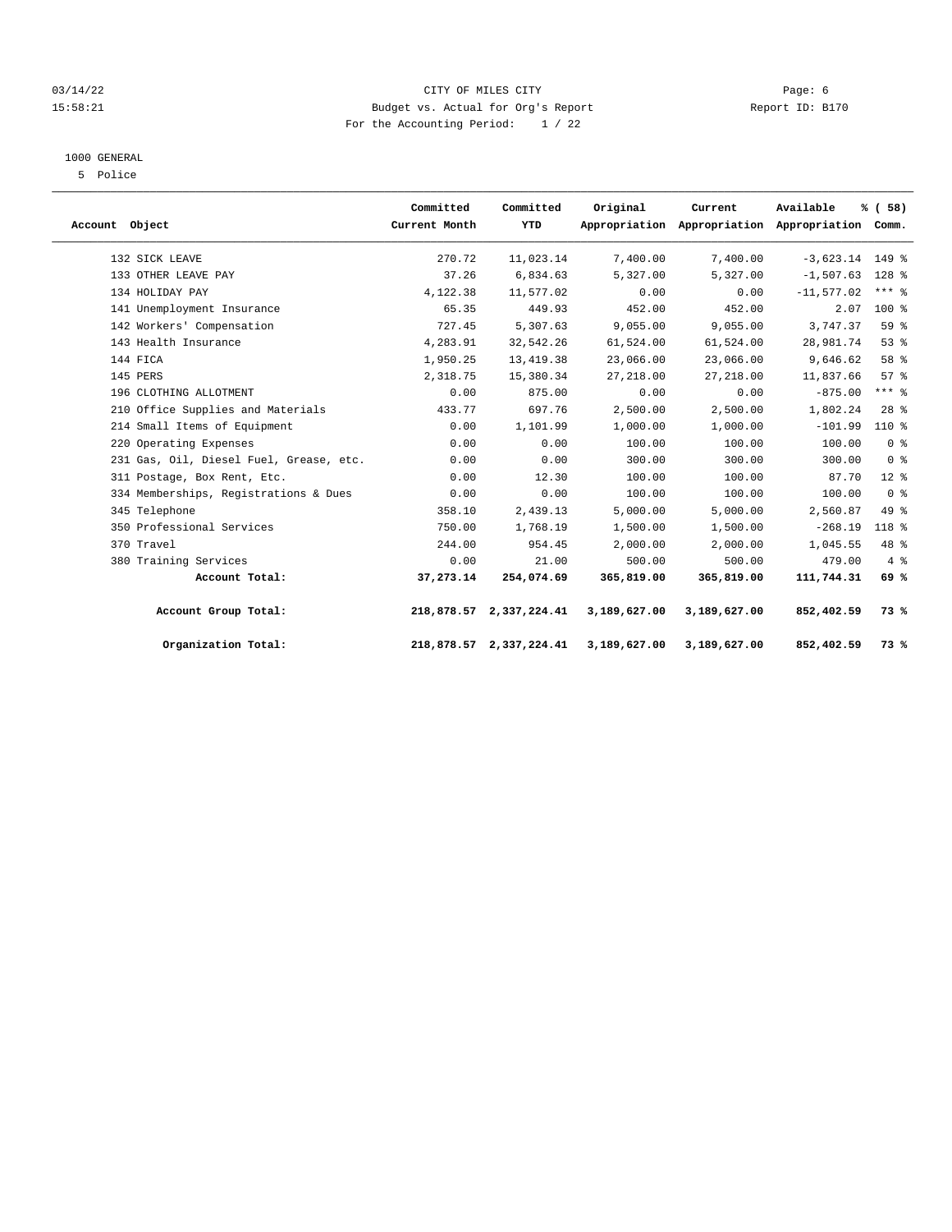CITY OF MILES CITY
Budget vs. Actual for Org's Report
For the Accounting Period: 1 / 22

1000 GENERAL
5 Police

| Account Object | Committed Current Month | Committed YTD | Original Appropriation | Current Appropriation | Available Appropriation | % ( 58) Comm. |
|---|---|---|---|---|---|---|
| 132 SICK LEAVE | 270.72 | 11,023.14 | 7,400.00 | 7,400.00 | -3,623.14 | 149 % |
| 133 OTHER LEAVE PAY | 37.26 | 6,834.63 | 5,327.00 | 5,327.00 | -1,507.63 | 128 % |
| 134 HOLIDAY PAY | 4,122.38 | 11,577.02 | 0.00 | 0.00 | -11,577.02 | *** % |
| 141 Unemployment Insurance | 65.35 | 449.93 | 452.00 | 452.00 | 2.07 | 100 % |
| 142 Workers' Compensation | 727.45 | 5,307.63 | 9,055.00 | 9,055.00 | 3,747.37 | 59 % |
| 143 Health Insurance | 4,283.91 | 32,542.26 | 61,524.00 | 61,524.00 | 28,981.74 | 53 % |
| 144 FICA | 1,950.25 | 13,419.38 | 23,066.00 | 23,066.00 | 9,646.62 | 58 % |
| 145 PERS | 2,318.75 | 15,380.34 | 27,218.00 | 27,218.00 | 11,837.66 | 57 % |
| 196 CLOTHING ALLOTMENT | 0.00 | 875.00 | 0.00 | 0.00 | -875.00 | *** % |
| 210 Office Supplies and Materials | 433.77 | 697.76 | 2,500.00 | 2,500.00 | 1,802.24 | 28 % |
| 214 Small Items of Equipment | 0.00 | 1,101.99 | 1,000.00 | 1,000.00 | -101.99 | 110 % |
| 220 Operating Expenses | 0.00 | 0.00 | 100.00 | 100.00 | 100.00 | 0 % |
| 231 Gas, Oil, Diesel Fuel, Grease, etc. | 0.00 | 0.00 | 300.00 | 300.00 | 300.00 | 0 % |
| 311 Postage, Box Rent, Etc. | 0.00 | 12.30 | 100.00 | 100.00 | 87.70 | 12 % |
| 334 Memberships, Registrations & Dues | 0.00 | 0.00 | 100.00 | 100.00 | 100.00 | 0 % |
| 345 Telephone | 358.10 | 2,439.13 | 5,000.00 | 5,000.00 | 2,560.87 | 49 % |
| 350 Professional Services | 750.00 | 1,768.19 | 1,500.00 | 1,500.00 | -268.19 | 118 % |
| 370 Travel | 244.00 | 954.45 | 2,000.00 | 2,000.00 | 1,045.55 | 48 % |
| 380 Training Services | 0.00 | 21.00 | 500.00 | 500.00 | 479.00 | 4 % |
| **Account Total:** | **37,273.14** | **254,074.69** | **365,819.00** | **365,819.00** | **111,744.31** | **69 %** |
| **Account Group Total:** | **218,878.57** | **2,337,224.41** | **3,189,627.00** | **3,189,627.00** | **852,402.59** | **73 %** |
| **Organization Total:** | **218,878.57** | **2,337,224.41** | **3,189,627.00** | **3,189,627.00** | **852,402.59** | **73 %** |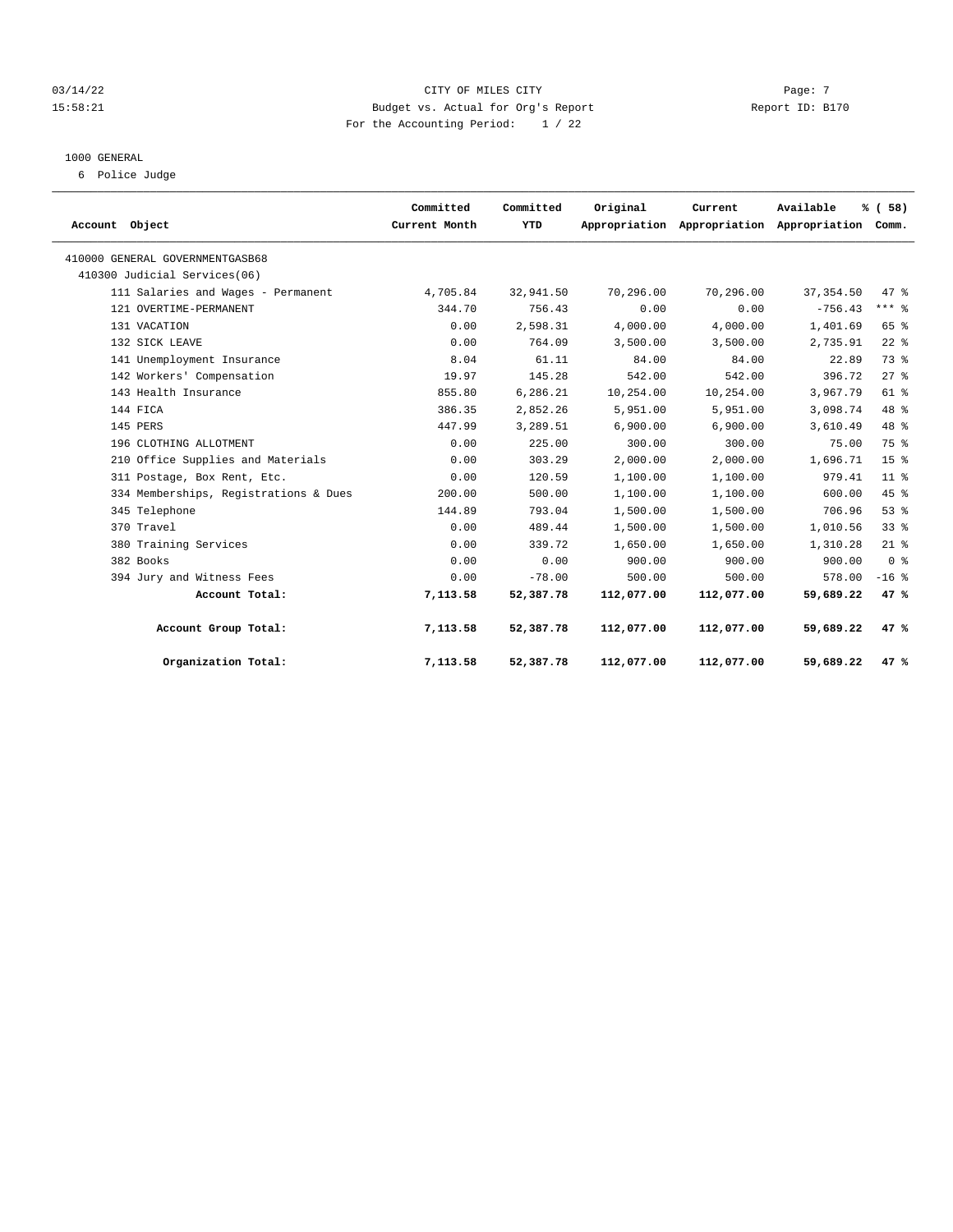CITY OF MILES CITY
Budget vs. Actual for Org's Report
For the Accounting Period: 1 / 22

1000 GENERAL
6 Police Judge

| Account Object | Committed Current Month | Committed YTD | Original Appropriation | Current Appropriation | Available Appropriation | % ( 58) Comm. |
|---|---|---|---|---|---|---|
| 410000 GENERAL GOVERNMENTGASB68 | | | | | | |
| 410300 Judicial Services(06) | | | | | | |
| 111 Salaries and Wages - Permanent | 4,705.84 | 32,941.50 | 70,296.00 | 70,296.00 | 37,354.50 | 47 % |
| 121 OVERTIME-PERMANENT | 344.70 | 756.43 | 0.00 | 0.00 | -756.43 | *** % |
| 131 VACATION | 0.00 | 2,598.31 | 4,000.00 | 4,000.00 | 1,401.69 | 65 % |
| 132 SICK LEAVE | 0.00 | 764.09 | 3,500.00 | 3,500.00 | 2,735.91 | 22 % |
| 141 Unemployment Insurance | 8.04 | 61.11 | 84.00 | 84.00 | 22.89 | 73 % |
| 142 Workers' Compensation | 19.97 | 145.28 | 542.00 | 542.00 | 396.72 | 27 % |
| 143 Health Insurance | 855.80 | 6,286.21 | 10,254.00 | 10,254.00 | 3,967.79 | 61 % |
| 144 FICA | 386.35 | 2,852.26 | 5,951.00 | 5,951.00 | 3,098.74 | 48 % |
| 145 PERS | 447.99 | 3,289.51 | 6,900.00 | 6,900.00 | 3,610.49 | 48 % |
| 196 CLOTHING ALLOTMENT | 0.00 | 225.00 | 300.00 | 300.00 | 75.00 | 75 % |
| 210 Office Supplies and Materials | 0.00 | 303.29 | 2,000.00 | 2,000.00 | 1,696.71 | 15 % |
| 311 Postage, Box Rent, Etc. | 0.00 | 120.59 | 1,100.00 | 1,100.00 | 979.41 | 11 % |
| 334 Memberships, Registrations & Dues | 200.00 | 500.00 | 1,100.00 | 1,100.00 | 600.00 | 45 % |
| 345 Telephone | 144.89 | 793.04 | 1,500.00 | 1,500.00 | 706.96 | 53 % |
| 370 Travel | 0.00 | 489.44 | 1,500.00 | 1,500.00 | 1,010.56 | 33 % |
| 380 Training Services | 0.00 | 339.72 | 1,650.00 | 1,650.00 | 1,310.28 | 21 % |
| 382 Books | 0.00 | 0.00 | 900.00 | 900.00 | 900.00 | 0 % |
| 394 Jury and Witness Fees | 0.00 | -78.00 | 500.00 | 500.00 | 578.00 | -16 % |
| **Account Total:** | **7,113.58** | **52,387.78** | **112,077.00** | **112,077.00** | **59,689.22** | **47 %** |
| **Account Group Total:** | **7,113.58** | **52,387.78** | **112,077.00** | **112,077.00** | **59,689.22** | **47 %** |
| **Organization Total:** | **7,113.58** | **52,387.78** | **112,077.00** | **112,077.00** | **59,689.22** | **47 %** |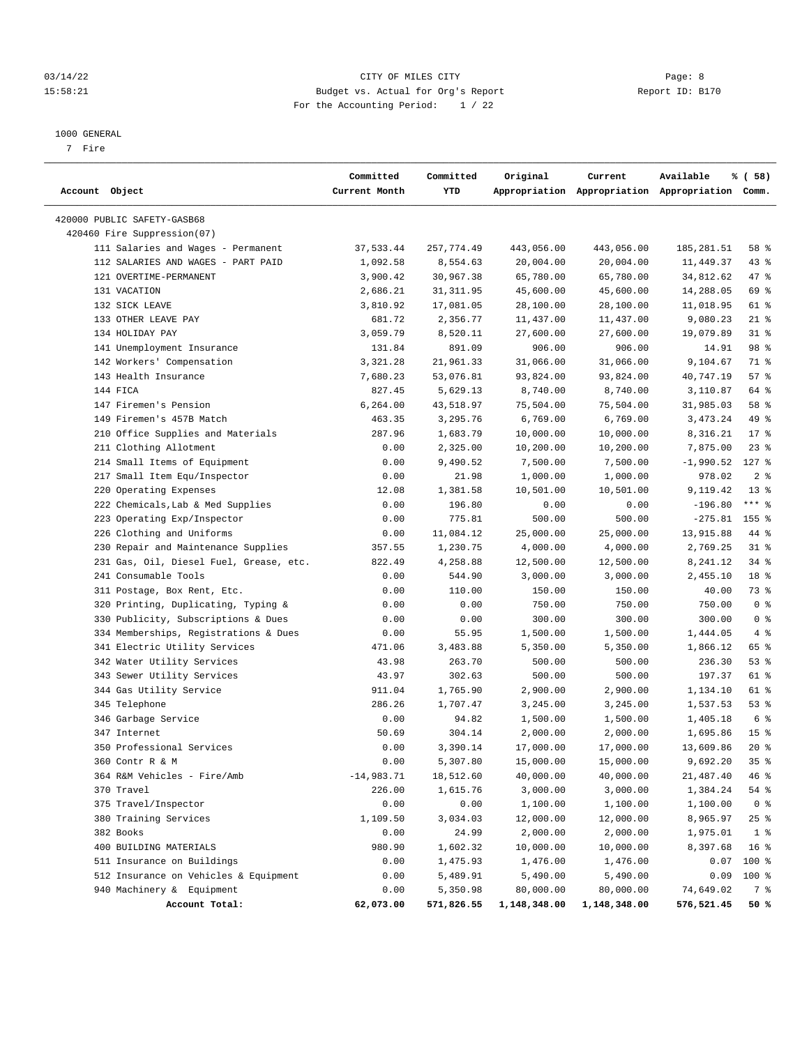CITY OF MILES CITY
Budget vs. Actual for Org's Report
For the Accounting Period: 1 / 22

03/14/22 15:58:21 — Page: 8 — Report ID: B170

1000 GENERAL
7 Fire

| Account Object | Committed Current Month | Committed YTD | Original Appropriation | Current Appropriation | Available Appropriation | % ( 58) Comm. |
|---|---|---|---|---|---|---|
| 420000 PUBLIC SAFETY-GASB68 | | | | | | |
| 420460 Fire Suppression(07) | | | | | | |
| 111 Salaries and Wages - Permanent | 37,533.44 | 257,774.49 | 443,056.00 | 443,056.00 | 185,281.51 | 58 % |
| 112 SALARIES AND WAGES - PART PAID | 1,092.58 | 8,554.63 | 20,004.00 | 20,004.00 | 11,449.37 | 43 % |
| 121 OVERTIME-PERMANENT | 3,900.42 | 30,967.38 | 65,780.00 | 65,780.00 | 34,812.62 | 47 % |
| 131 VACATION | 2,686.21 | 31,311.95 | 45,600.00 | 45,600.00 | 14,288.05 | 69 % |
| 132 SICK LEAVE | 3,810.92 | 17,081.05 | 28,100.00 | 28,100.00 | 11,018.95 | 61 % |
| 133 OTHER LEAVE PAY | 681.72 | 2,356.77 | 11,437.00 | 11,437.00 | 9,080.23 | 21 % |
| 134 HOLIDAY PAY | 3,059.79 | 8,520.11 | 27,600.00 | 27,600.00 | 19,079.89 | 31 % |
| 141 Unemployment Insurance | 131.84 | 891.09 | 906.00 | 906.00 | 14.91 | 98 % |
| 142 Workers' Compensation | 3,321.28 | 21,961.33 | 31,066.00 | 31,066.00 | 9,104.67 | 71 % |
| 143 Health Insurance | 7,680.23 | 53,076.81 | 93,824.00 | 93,824.00 | 40,747.19 | 57 % |
| 144 FICA | 827.45 | 5,629.13 | 8,740.00 | 8,740.00 | 3,110.87 | 64 % |
| 147 Firemen's Pension | 6,264.00 | 43,518.97 | 75,504.00 | 75,504.00 | 31,985.03 | 58 % |
| 149 Firemen's 457B Match | 463.35 | 3,295.76 | 6,769.00 | 6,769.00 | 3,473.24 | 49 % |
| 210 Office Supplies and Materials | 287.96 | 1,683.79 | 10,000.00 | 10,000.00 | 8,316.21 | 17 % |
| 211 Clothing Allotment | 0.00 | 2,325.00 | 10,200.00 | 10,200.00 | 7,875.00 | 23 % |
| 214 Small Items of Equipment | 0.00 | 9,490.52 | 7,500.00 | 7,500.00 | -1,990.52 | 127 % |
| 217 Small Item Equ/Inspector | 0.00 | 21.98 | 1,000.00 | 1,000.00 | 978.02 | 2 % |
| 220 Operating Expenses | 12.08 | 1,381.58 | 10,501.00 | 10,501.00 | 9,119.42 | 13 % |
| 222 Chemicals,Lab & Med Supplies | 0.00 | 196.80 | 0.00 | 0.00 | -196.80 | *** % |
| 223 Operating Exp/Inspector | 0.00 | 775.81 | 500.00 | 500.00 | -275.81 | 155 % |
| 226 Clothing and Uniforms | 0.00 | 11,084.12 | 25,000.00 | 25,000.00 | 13,915.88 | 44 % |
| 230 Repair and Maintenance Supplies | 357.55 | 1,230.75 | 4,000.00 | 4,000.00 | 2,769.25 | 31 % |
| 231 Gas, Oil, Diesel Fuel, Grease, etc. | 822.49 | 4,258.88 | 12,500.00 | 12,500.00 | 8,241.12 | 34 % |
| 241 Consumable Tools | 0.00 | 544.90 | 3,000.00 | 3,000.00 | 2,455.10 | 18 % |
| 311 Postage, Box Rent, Etc. | 0.00 | 110.00 | 150.00 | 150.00 | 40.00 | 73 % |
| 320 Printing, Duplicating, Typing & | 0.00 | 0.00 | 750.00 | 750.00 | 750.00 | 0 % |
| 330 Publicity, Subscriptions & Dues | 0.00 | 0.00 | 300.00 | 300.00 | 300.00 | 0 % |
| 334 Memberships, Registrations & Dues | 0.00 | 55.95 | 1,500.00 | 1,500.00 | 1,444.05 | 4 % |
| 341 Electric Utility Services | 471.06 | 3,483.88 | 5,350.00 | 5,350.00 | 1,866.12 | 65 % |
| 342 Water Utility Services | 43.98 | 263.70 | 500.00 | 500.00 | 236.30 | 53 % |
| 343 Sewer Utility Services | 43.97 | 302.63 | 500.00 | 500.00 | 197.37 | 61 % |
| 344 Gas Utility Service | 911.04 | 1,765.90 | 2,900.00 | 2,900.00 | 1,134.10 | 61 % |
| 345 Telephone | 286.26 | 1,707.47 | 3,245.00 | 3,245.00 | 1,537.53 | 53 % |
| 346 Garbage Service | 0.00 | 94.82 | 1,500.00 | 1,500.00 | 1,405.18 | 6 % |
| 347 Internet | 50.69 | 304.14 | 2,000.00 | 2,000.00 | 1,695.86 | 15 % |
| 350 Professional Services | 0.00 | 3,390.14 | 17,000.00 | 17,000.00 | 13,609.86 | 20 % |
| 360 Contr R & M | 0.00 | 5,307.80 | 15,000.00 | 15,000.00 | 9,692.20 | 35 % |
| 364 R&M Vehicles - Fire/Amb | -14,983.71 | 18,512.60 | 40,000.00 | 40,000.00 | 21,487.40 | 46 % |
| 370 Travel | 226.00 | 1,615.76 | 3,000.00 | 3,000.00 | 1,384.24 | 54 % |
| 375 Travel/Inspector | 0.00 | 0.00 | 1,100.00 | 1,100.00 | 1,100.00 | 0 % |
| 380 Training Services | 1,109.50 | 3,034.03 | 12,000.00 | 12,000.00 | 8,965.97 | 25 % |
| 382 Books | 0.00 | 24.99 | 2,000.00 | 2,000.00 | 1,975.01 | 1 % |
| 400 BUILDING MATERIALS | 980.90 | 1,602.32 | 10,000.00 | 10,000.00 | 8,397.68 | 16 % |
| 511 Insurance on Buildings | 0.00 | 1,475.93 | 1,476.00 | 1,476.00 | 0.07 | 100 % |
| 512 Insurance on Vehicles & Equipment | 0.00 | 5,489.91 | 5,490.00 | 5,490.00 | 0.09 | 100 % |
| 940 Machinery & Equipment | 0.00 | 5,350.98 | 80,000.00 | 80,000.00 | 74,649.02 | 7 % |
| **Account Total:** | **62,073.00** | **571,826.55** | **1,148,348.00** | **1,148,348.00** | **576,521.45** | **50 %** |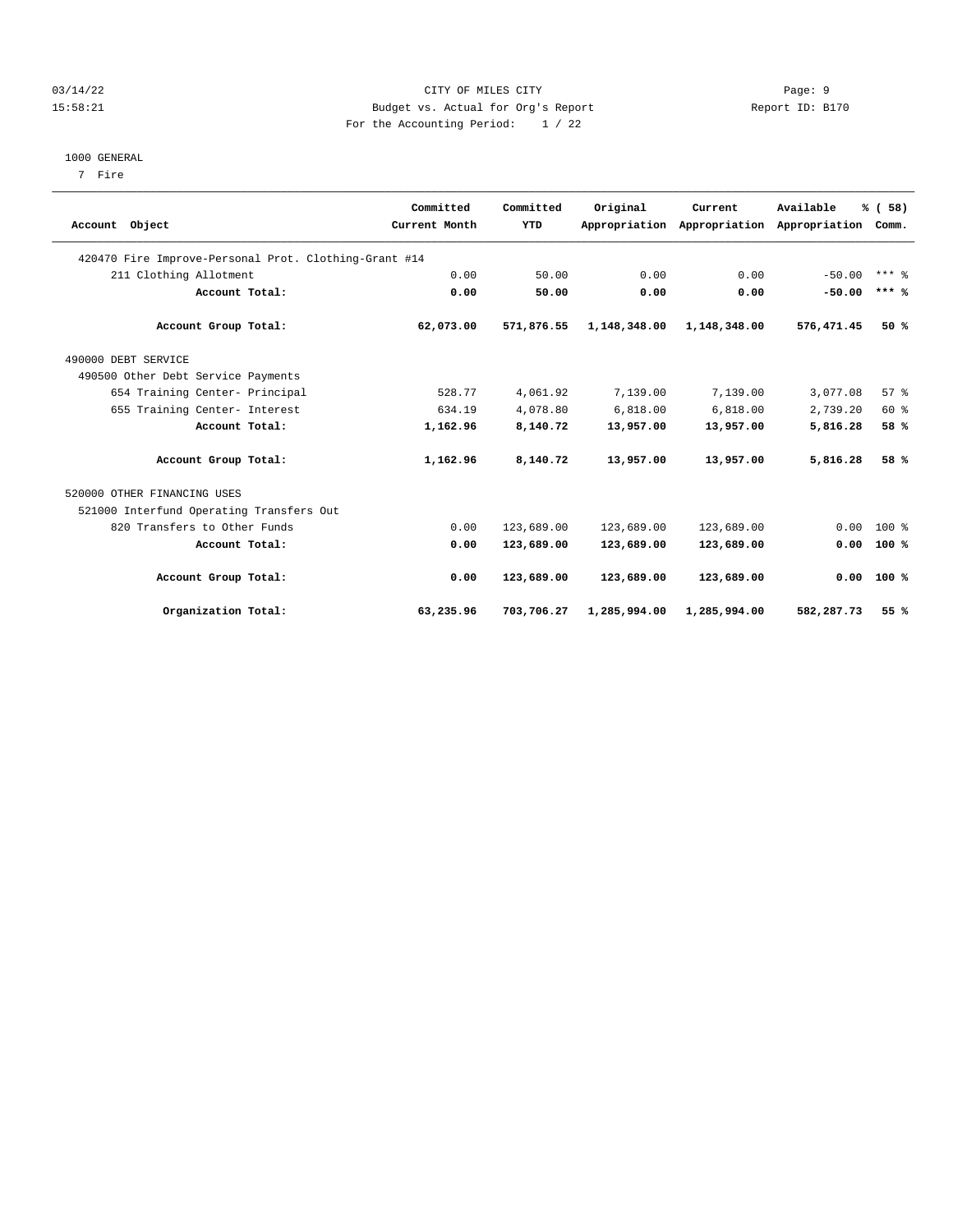CITY OF MILES CITY
Budget vs. Actual for Org's Report
For the Accounting Period: 1 / 22

03/14/22
15:58:21

Report ID: B170

1000 GENERAL
7 Fire

| Account Object | Committed Current Month | Committed YTD | Original Appropriation | Current Appropriation | Available Appropriation | % ( 58) Comm. |
|---|---|---|---|---|---|---|
| 420470 Fire Improve-Personal Prot. Clothing-Grant #14 | | | | | | |
| 211 Clothing Allotment | 0.00 | 50.00 | 0.00 | 0.00 | -50.00 | *** % |
| **Account Total:** | **0.00** | **50.00** | **0.00** | **0.00** | **-50.00** | **\*\*\* %** |
| **Account Group Total:** | **62,073.00** | **571,876.55** | **1,148,348.00** | **1,148,348.00** | **576,471.45** | **50 %** |
| 490000 DEBT SERVICE | | | | | | |
| 490500 Other Debt Service Payments | | | | | | |
| 654 Training Center- Principal | 528.77 | 4,061.92 | 7,139.00 | 7,139.00 | 3,077.08 | 57 % |
| 655 Training Center- Interest | 634.19 | 4,078.80 | 6,818.00 | 6,818.00 | 2,739.20 | 60 % |
| **Account Total:** | **1,162.96** | **8,140.72** | **13,957.00** | **13,957.00** | **5,816.28** | **58 %** |
| **Account Group Total:** | **1,162.96** | **8,140.72** | **13,957.00** | **13,957.00** | **5,816.28** | **58 %** |
| 520000 OTHER FINANCING USES | | | | | | |
| 521000 Interfund Operating Transfers Out | | | | | | |
| 820 Transfers to Other Funds | 0.00 | 123,689.00 | 123,689.00 | 123,689.00 | 0.00 | 100 % |
| **Account Total:** | **0.00** | **123,689.00** | **123,689.00** | **123,689.00** | **0.00** | **100 %** |
| **Account Group Total:** | **0.00** | **123,689.00** | **123,689.00** | **123,689.00** | **0.00** | **100 %** |
| **Organization Total:** | **63,235.96** | **703,706.27** | **1,285,994.00** | **1,285,994.00** | **582,287.73** | **55 %** |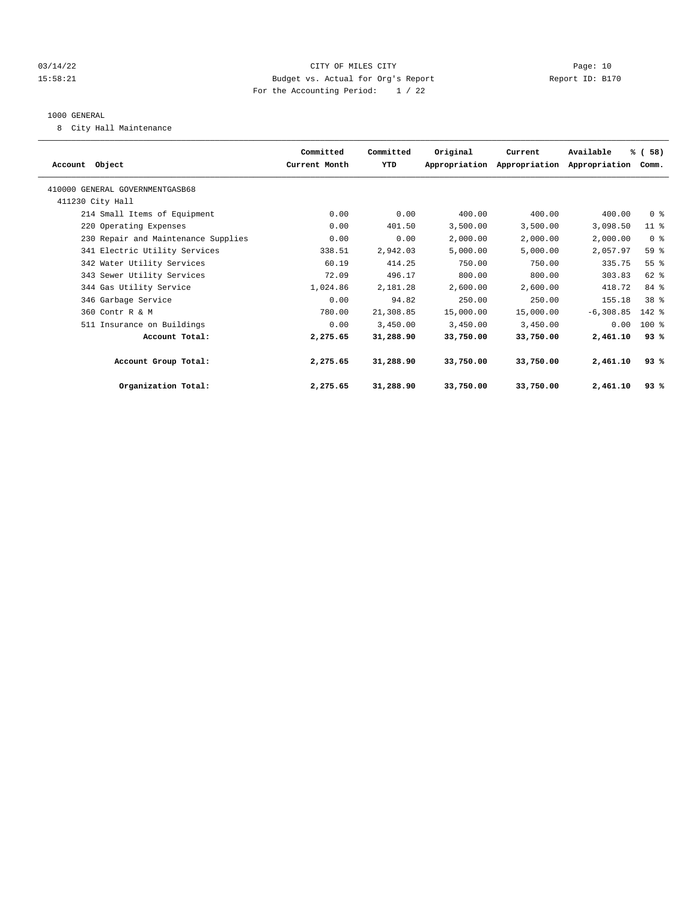03/14/22 CITY OF MILES CITY Page: 10
15:58:21 Budget vs. Actual for Org's Report Report ID: B170
For the Accounting Period: 1 / 22

1000 GENERAL
8 City Hall Maintenance

| Account Object | Committed Current Month | Committed YTD | Original Appropriation | Current Appropriation | Available Appropriation | % ( 58) Comm. |
|---|---|---|---|---|---|---|
| 410000 GENERAL GOVERNMENTGASB68 | | | | | | |
| 411230 City Hall | | | | | | |
| 214 Small Items of Equipment | 0.00 | 0.00 | 400.00 | 400.00 | 400.00 | 0 % |
| 220 Operating Expenses | 0.00 | 401.50 | 3,500.00 | 3,500.00 | 3,098.50 | 11 % |
| 230 Repair and Maintenance Supplies | 0.00 | 0.00 | 2,000.00 | 2,000.00 | 2,000.00 | 0 % |
| 341 Electric Utility Services | 338.51 | 2,942.03 | 5,000.00 | 5,000.00 | 2,057.97 | 59 % |
| 342 Water Utility Services | 60.19 | 414.25 | 750.00 | 750.00 | 335.75 | 55 % |
| 343 Sewer Utility Services | 72.09 | 496.17 | 800.00 | 800.00 | 303.83 | 62 % |
| 344 Gas Utility Service | 1,024.86 | 2,181.28 | 2,600.00 | 2,600.00 | 418.72 | 84 % |
| 346 Garbage Service | 0.00 | 94.82 | 250.00 | 250.00 | 155.18 | 38 % |
| 360 Contr R & M | 780.00 | 21,308.85 | 15,000.00 | 15,000.00 | -6,308.85 | 142 % |
| 511 Insurance on Buildings | 0.00 | 3,450.00 | 3,450.00 | 3,450.00 | 0.00 | 100 % |
| **Account Total:** | **2,275.65** | **31,288.90** | **33,750.00** | **33,750.00** | **2,461.10** | **93 %** |
| **Account Group Total:** | **2,275.65** | **31,288.90** | **33,750.00** | **33,750.00** | **2,461.10** | **93 %** |
| **Organization Total:** | **2,275.65** | **31,288.90** | **33,750.00** | **33,750.00** | **2,461.10** | **93 %** |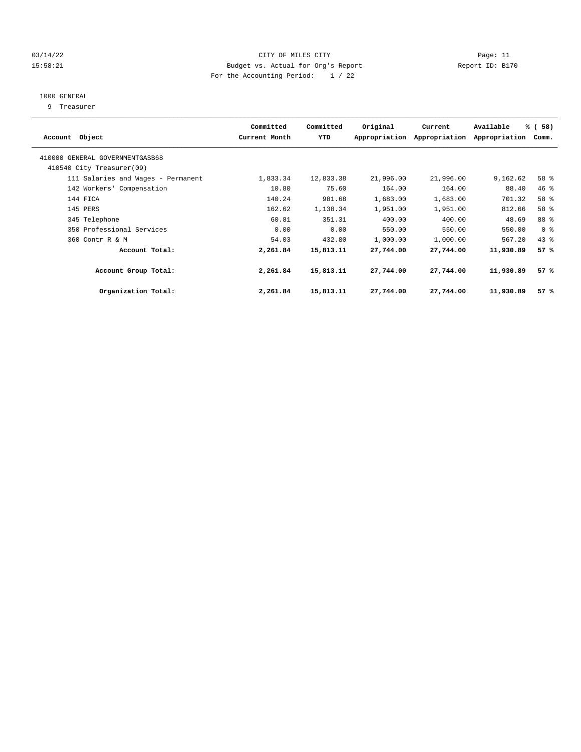CITY OF MILES CITY

Budget vs. Actual for Org's Report

For the Accounting Period: 1 / 22

1000 GENERAL

9 Treasurer

| Account Object | Committed Current Month | Committed YTD | Original Appropriation | Current Appropriation | Available Appropriation | % ( 58) Comm. |
|---|---|---|---|---|---|---|
| 410000 GENERAL GOVERNMENTGASB68 | | | | | | |
| 410540 City Treasurer(09) | | | | | | |
| 111 Salaries and Wages - Permanent | 1,833.34 | 12,833.38 | 21,996.00 | 21,996.00 | 9,162.62 | 58 % |
| 142 Workers' Compensation | 10.80 | 75.60 | 164.00 | 164.00 | 88.40 | 46 % |
| 144 FICA | 140.24 | 981.68 | 1,683.00 | 1,683.00 | 701.32 | 58 % |
| 145 PERS | 162.62 | 1,138.34 | 1,951.00 | 1,951.00 | 812.66 | 58 % |
| 345 Telephone | 60.81 | 351.31 | 400.00 | 400.00 | 48.69 | 88 % |
| 350 Professional Services | 0.00 | 0.00 | 550.00 | 550.00 | 550.00 | 0 % |
| 360 Contr R & M | 54.03 | 432.80 | 1,000.00 | 1,000.00 | 567.20 | 43 % |
| **Account Total:** | **2,261.84** | **15,813.11** | **27,744.00** | **27,744.00** | **11,930.89** | **57 %** |
| **Account Group Total:** | **2,261.84** | **15,813.11** | **27,744.00** | **27,744.00** | **11,930.89** | **57 %** |
| **Organization Total:** | **2,261.84** | **15,813.11** | **27,744.00** | **27,744.00** | **11,930.89** | **57 %** |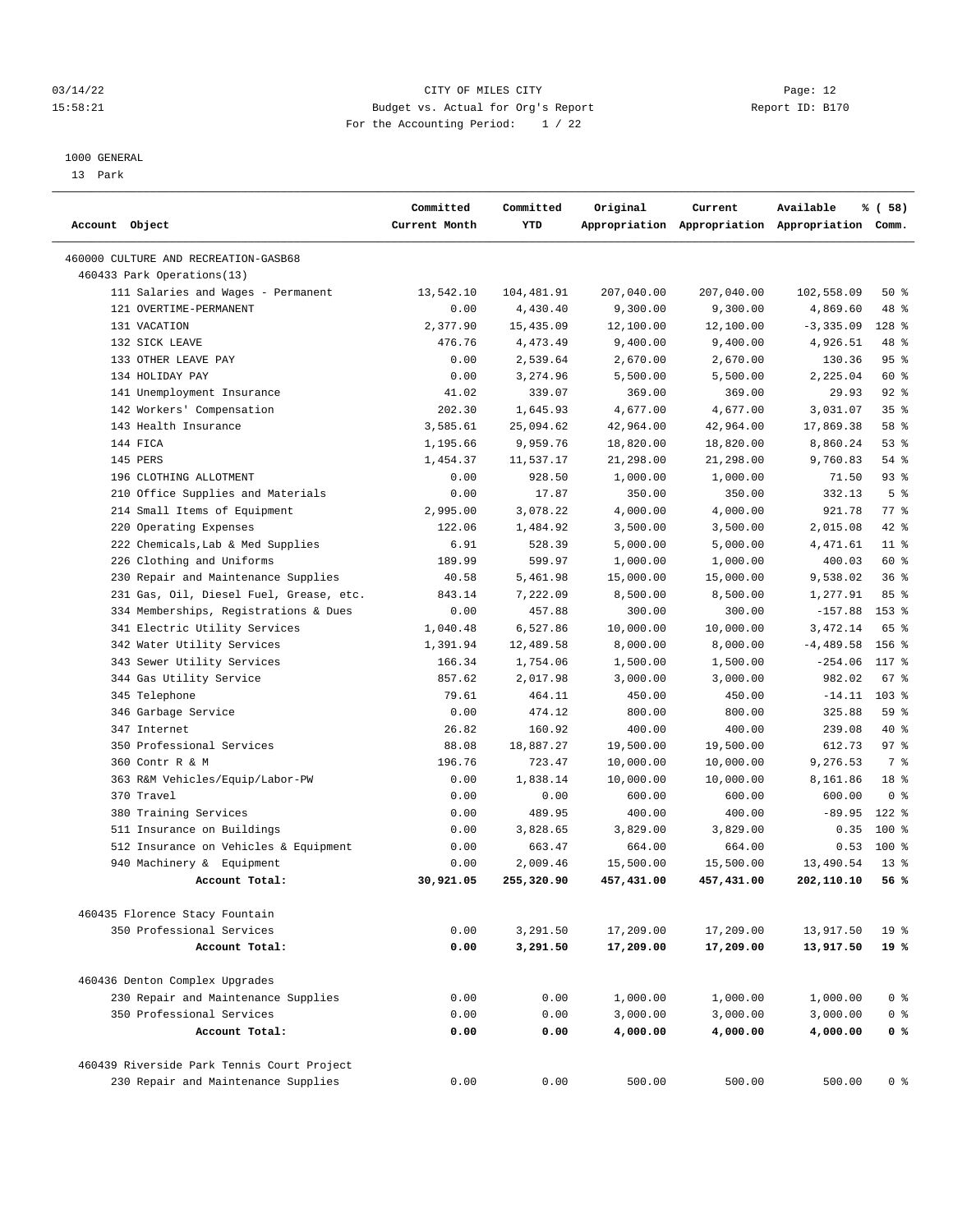CITY OF MILES CITY

Budget vs. Actual for Org's Report

For the Accounting Period: 1 / 22

03/14/22 15:58:21 — Report ID: B170

1000 GENERAL

13 Park

| Account Object | Committed Current Month | Committed YTD | Original Appropriation | Current Appropriation | Available Appropriation | % ( 58) Comm. |
|---|---|---|---|---|---|---|
| 460000 CULTURE AND RECREATION-GASB68 | | | | | | |
| 460433 Park Operations(13) | | | | | | |
| 111 Salaries and Wages - Permanent | 13,542.10 | 104,481.91 | 207,040.00 | 207,040.00 | 102,558.09 | 50 % |
| 121 OVERTIME-PERMANENT | 0.00 | 4,430.40 | 9,300.00 | 9,300.00 | 4,869.60 | 48 % |
| 131 VACATION | 2,377.90 | 15,435.09 | 12,100.00 | 12,100.00 | -3,335.09 | 128 % |
| 132 SICK LEAVE | 476.76 | 4,473.49 | 9,400.00 | 9,400.00 | 4,926.51 | 48 % |
| 133 OTHER LEAVE PAY | 0.00 | 2,539.64 | 2,670.00 | 2,670.00 | 130.36 | 95 % |
| 134 HOLIDAY PAY | 0.00 | 3,274.96 | 5,500.00 | 5,500.00 | 2,225.04 | 60 % |
| 141 Unemployment Insurance | 41.02 | 339.07 | 369.00 | 369.00 | 29.93 | 92 % |
| 142 Workers' Compensation | 202.30 | 1,645.93 | 4,677.00 | 4,677.00 | 3,031.07 | 35 % |
| 143 Health Insurance | 3,585.61 | 25,094.62 | 42,964.00 | 42,964.00 | 17,869.38 | 58 % |
| 144 FICA | 1,195.66 | 9,959.76 | 18,820.00 | 18,820.00 | 8,860.24 | 53 % |
| 145 PERS | 1,454.37 | 11,537.17 | 21,298.00 | 21,298.00 | 9,760.83 | 54 % |
| 196 CLOTHING ALLOTMENT | 0.00 | 928.50 | 1,000.00 | 1,000.00 | 71.50 | 93 % |
| 210 Office Supplies and Materials | 0.00 | 17.87 | 350.00 | 350.00 | 332.13 | 5 % |
| 214 Small Items of Equipment | 2,995.00 | 3,078.22 | 4,000.00 | 4,000.00 | 921.78 | 77 % |
| 220 Operating Expenses | 122.06 | 1,484.92 | 3,500.00 | 3,500.00 | 2,015.08 | 42 % |
| 222 Chemicals,Lab & Med Supplies | 6.91 | 528.39 | 5,000.00 | 5,000.00 | 4,471.61 | 11 % |
| 226 Clothing and Uniforms | 189.99 | 599.97 | 1,000.00 | 1,000.00 | 400.03 | 60 % |
| 230 Repair and Maintenance Supplies | 40.58 | 5,461.98 | 15,000.00 | 15,000.00 | 9,538.02 | 36 % |
| 231 Gas, Oil, Diesel Fuel, Grease, etc. | 843.14 | 7,222.09 | 8,500.00 | 8,500.00 | 1,277.91 | 85 % |
| 334 Memberships, Registrations & Dues | 0.00 | 457.88 | 300.00 | 300.00 | -157.88 | 153 % |
| 341 Electric Utility Services | 1,040.48 | 6,527.86 | 10,000.00 | 10,000.00 | 3,472.14 | 65 % |
| 342 Water Utility Services | 1,391.94 | 12,489.58 | 8,000.00 | 8,000.00 | -4,489.58 | 156 % |
| 343 Sewer Utility Services | 166.34 | 1,754.06 | 1,500.00 | 1,500.00 | -254.06 | 117 % |
| 344 Gas Utility Service | 857.62 | 2,017.98 | 3,000.00 | 3,000.00 | 982.02 | 67 % |
| 345 Telephone | 79.61 | 464.11 | 450.00 | 450.00 | -14.11 | 103 % |
| 346 Garbage Service | 0.00 | 474.12 | 800.00 | 800.00 | 325.88 | 59 % |
| 347 Internet | 26.82 | 160.92 | 400.00 | 400.00 | 239.08 | 40 % |
| 350 Professional Services | 88.08 | 18,887.27 | 19,500.00 | 19,500.00 | 612.73 | 97 % |
| 360 Contr R & M | 196.76 | 723.47 | 10,000.00 | 10,000.00 | 9,276.53 | 7 % |
| 363 R&M Vehicles/Equip/Labor-PW | 0.00 | 1,838.14 | 10,000.00 | 10,000.00 | 8,161.86 | 18 % |
| 370 Travel | 0.00 | 0.00 | 600.00 | 600.00 | 600.00 | 0 % |
| 380 Training Services | 0.00 | 489.95 | 400.00 | 400.00 | -89.95 | 122 % |
| 511 Insurance on Buildings | 0.00 | 3,828.65 | 3,829.00 | 3,829.00 | 0.35 | 100 % |
| 512 Insurance on Vehicles & Equipment | 0.00 | 663.47 | 664.00 | 664.00 | 0.53 | 100 % |
| 940 Machinery & Equipment | 0.00 | 2,009.46 | 15,500.00 | 15,500.00 | 13,490.54 | 13 % |
| **Account Total:** | **30,921.05** | **255,320.90** | **457,431.00** | **457,431.00** | **202,110.10** | **56 %** |
| 460435 Florence Stacy Fountain | | | | | | |
| 350 Professional Services | 0.00 | 3,291.50 | 17,209.00 | 17,209.00 | 13,917.50 | 19 % |
| **Account Total:** | **0.00** | **3,291.50** | **17,209.00** | **17,209.00** | **13,917.50** | **19 %** |
| 460436 Denton Complex Upgrades | | | | | | |
| 230 Repair and Maintenance Supplies | 0.00 | 0.00 | 1,000.00 | 1,000.00 | 1,000.00 | 0 % |
| 350 Professional Services | 0.00 | 0.00 | 3,000.00 | 3,000.00 | 3,000.00 | 0 % |
| **Account Total:** | **0.00** | **0.00** | **4,000.00** | **4,000.00** | **4,000.00** | **0 %** |
| 460439 Riverside Park Tennis Court Project | | | | | | |
| 230 Repair and Maintenance Supplies | 0.00 | 0.00 | 500.00 | 500.00 | 500.00 | 0 % |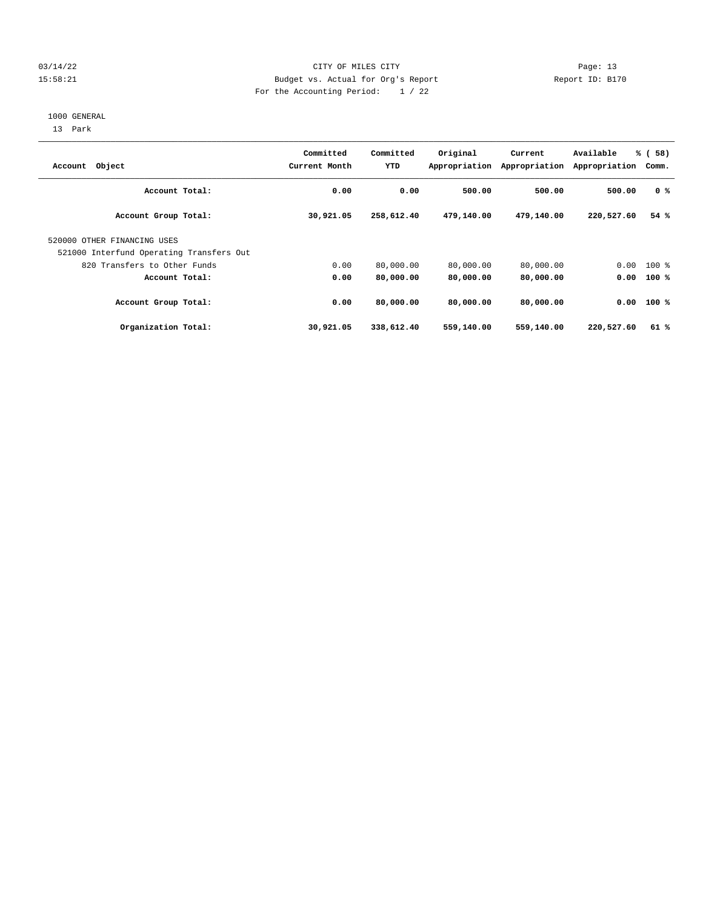CITY OF MILES CITY
Budget vs. Actual for Org's Report
For the Accounting Period: 1 / 22

03/14/22
15:58:21

Report ID: B170

1000 GENERAL
13 Park

| Account Object | Committed Current Month | Committed YTD | Original Appropriation | Current Appropriation | Available Appropriation | % ( 58) Comm. |
|---|---|---|---|---|---|---|
| **Account Total:** | **0.00** | **0.00** | **500.00** | **500.00** | **500.00** | **0 %** |
| **Account Group Total:** | **30,921.05** | **258,612.40** | **479,140.00** | **479,140.00** | **220,527.60** | **54 %** |
| 520000 OTHER FINANCING USES | | | | | | |
| 521000 Interfund Operating Transfers Out | | | | | | |
| 820 Transfers to Other Funds | 0.00 | 80,000.00 | 80,000.00 | 80,000.00 | 0.00 | 100 % |
| **Account Total:** | **0.00** | **80,000.00** | **80,000.00** | **80,000.00** | **0.00** | **100 %** |
| **Account Group Total:** | **0.00** | **80,000.00** | **80,000.00** | **80,000.00** | **0.00** | **100 %** |
| **Organization Total:** | **30,921.05** | **338,612.40** | **559,140.00** | **559,140.00** | **220,527.60** | **61 %** |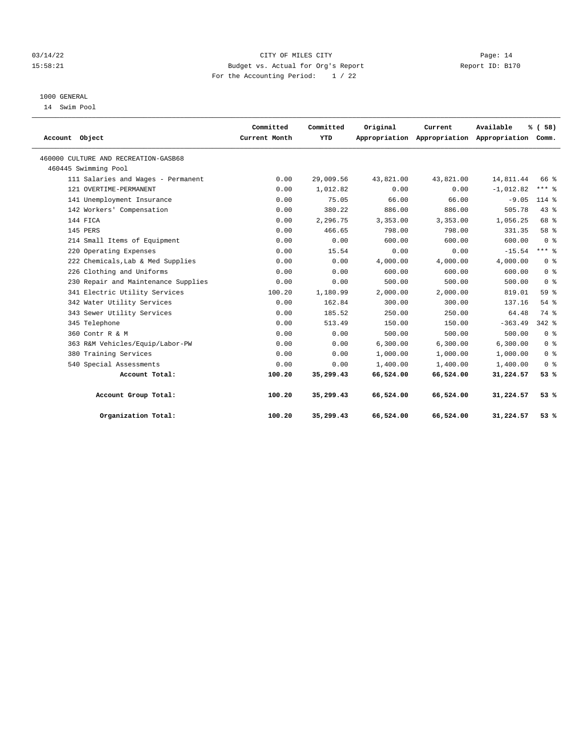CITY OF MILES CITY

Budget vs. Actual for Org's Report

For the Accounting Period: 1 / 22

03/14/22
15:58:21

Report ID: B170

1000 GENERAL
14 Swim Pool

| Account Object | Committed Current Month | Committed YTD | Original Appropriation | Current Appropriation | Available Appropriation | % ( 58) Comm. |
|---|---|---|---|---|---|---|
| 460000 CULTURE AND RECREATION-GASB68 | | | | | | |
| 460445 Swimming Pool | | | | | | |
| 111 Salaries and Wages - Permanent | 0.00 | 29,009.56 | 43,821.00 | 43,821.00 | 14,811.44 | 66 % |
| 121 OVERTIME-PERMANENT | 0.00 | 1,012.82 | 0.00 | 0.00 | -1,012.82 | *** % |
| 141 Unemployment Insurance | 0.00 | 75.05 | 66.00 | 66.00 | -9.05 | 114 % |
| 142 Workers' Compensation | 0.00 | 380.22 | 886.00 | 886.00 | 505.78 | 43 % |
| 144 FICA | 0.00 | 2,296.75 | 3,353.00 | 3,353.00 | 1,056.25 | 68 % |
| 145 PERS | 0.00 | 466.65 | 798.00 | 798.00 | 331.35 | 58 % |
| 214 Small Items of Equipment | 0.00 | 0.00 | 600.00 | 600.00 | 600.00 | 0 % |
| 220 Operating Expenses | 0.00 | 15.54 | 0.00 | 0.00 | -15.54 | *** % |
| 222 Chemicals,Lab & Med Supplies | 0.00 | 0.00 | 4,000.00 | 4,000.00 | 4,000.00 | 0 % |
| 226 Clothing and Uniforms | 0.00 | 0.00 | 600.00 | 600.00 | 600.00 | 0 % |
| 230 Repair and Maintenance Supplies | 0.00 | 0.00 | 500.00 | 500.00 | 500.00 | 0 % |
| 341 Electric Utility Services | 100.20 | 1,180.99 | 2,000.00 | 2,000.00 | 819.01 | 59 % |
| 342 Water Utility Services | 0.00 | 162.84 | 300.00 | 300.00 | 137.16 | 54 % |
| 343 Sewer Utility Services | 0.00 | 185.52 | 250.00 | 250.00 | 64.48 | 74 % |
| 345 Telephone | 0.00 | 513.49 | 150.00 | 150.00 | -363.49 | 342 % |
| 360 Contr R & M | 0.00 | 0.00 | 500.00 | 500.00 | 500.00 | 0 % |
| 363 R&M Vehicles/Equip/Labor-PW | 0.00 | 0.00 | 6,300.00 | 6,300.00 | 6,300.00 | 0 % |
| 380 Training Services | 0.00 | 0.00 | 1,000.00 | 1,000.00 | 1,000.00 | 0 % |
| 540 Special Assessments | 0.00 | 0.00 | 1,400.00 | 1,400.00 | 1,400.00 | 0 % |
| **Account Total:** | **100.20** | **35,299.43** | **66,524.00** | **66,524.00** | **31,224.57** | **53 %** |
| **Account Group Total:** | **100.20** | **35,299.43** | **66,524.00** | **66,524.00** | **31,224.57** | **53 %** |
| **Organization Total:** | **100.20** | **35,299.43** | **66,524.00** | **66,524.00** | **31,224.57** | **53 %** |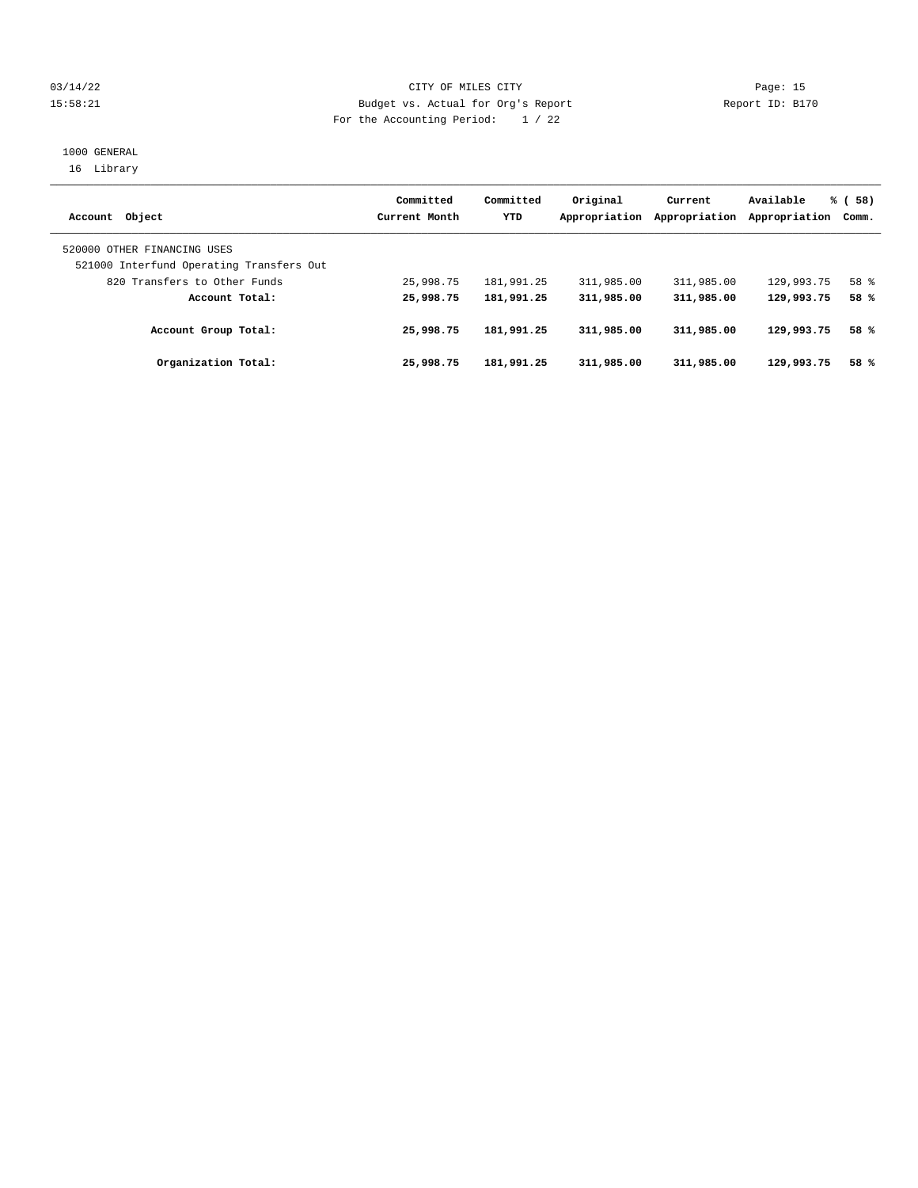CITY OF MILES CITY
Budget vs. Actual for Org's Report
For the Accounting Period: 1 / 22

1000 GENERAL
16 Library

| Account Object | Committed Current Month | Committed YTD | Original Appropriation | Current Appropriation | Available Appropriation | % ( 58) Comm. |
|---|---|---|---|---|---|---|
| 520000 OTHER FINANCING USES | | | | | | |
| 521000 Interfund Operating Transfers Out | | | | | | |
| 820 Transfers to Other Funds | 25,998.75 | 181,991.25 | 311,985.00 | 311,985.00 | 129,993.75 | 58 % |
| **Account Total:** | **25,998.75** | **181,991.25** | **311,985.00** | **311,985.00** | **129,993.75** | **58 %** |
| **Account Group Total:** | **25,998.75** | **181,991.25** | **311,985.00** | **311,985.00** | **129,993.75** | **58 %** |
| **Organization Total:** | **25,998.75** | **181,991.25** | **311,985.00** | **311,985.00** | **129,993.75** | **58 %** |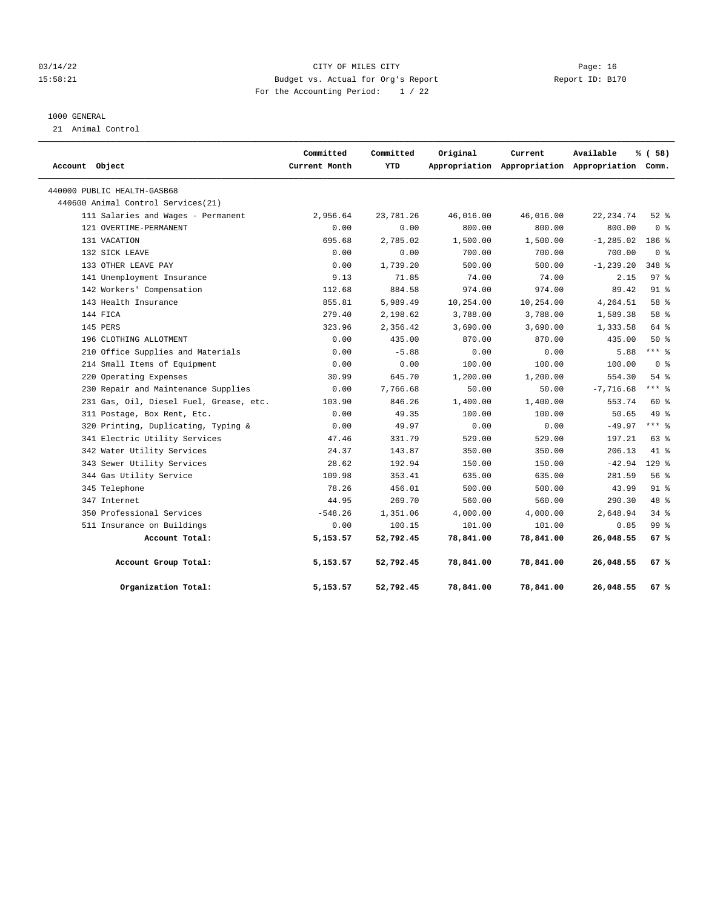CITY OF MILES CITY
Budget vs. Actual for Org's Report
For the Accounting Period: 1 / 22

03/14/22
15:58:21

Report ID: B170

1000 GENERAL
21 Animal Control

| Account Object | Committed Current Month | Committed YTD | Original Appropriation | Current Appropriation | Available Appropriation | % ( 58) Comm. |
|---|---|---|---|---|---|---|
| 440000 PUBLIC HEALTH-GASB68 | | | | | | |
| 440600 Animal Control Services(21) | | | | | | |
| 111 Salaries and Wages - Permanent | 2,956.64 | 23,781.26 | 46,016.00 | 46,016.00 | 22,234.74 | 52 % |
| 121 OVERTIME-PERMANENT | 0.00 | 0.00 | 800.00 | 800.00 | 800.00 | 0 % |
| 131 VACATION | 695.68 | 2,785.02 | 1,500.00 | 1,500.00 | -1,285.02 | 186 % |
| 132 SICK LEAVE | 0.00 | 0.00 | 700.00 | 700.00 | 700.00 | 0 % |
| 133 OTHER LEAVE PAY | 0.00 | 1,739.20 | 500.00 | 500.00 | -1,239.20 | 348 % |
| 141 Unemployment Insurance | 9.13 | 71.85 | 74.00 | 74.00 | 2.15 | 97 % |
| 142 Workers' Compensation | 112.68 | 884.58 | 974.00 | 974.00 | 89.42 | 91 % |
| 143 Health Insurance | 855.81 | 5,989.49 | 10,254.00 | 10,254.00 | 4,264.51 | 58 % |
| 144 FICA | 279.40 | 2,198.62 | 3,788.00 | 3,788.00 | 1,589.38 | 58 % |
| 145 PERS | 323.96 | 2,356.42 | 3,690.00 | 3,690.00 | 1,333.58 | 64 % |
| 196 CLOTHING ALLOTMENT | 0.00 | 435.00 | 870.00 | 870.00 | 435.00 | 50 % |
| 210 Office Supplies and Materials | 0.00 | -5.88 | 0.00 | 0.00 | 5.88 | *** % |
| 214 Small Items of Equipment | 0.00 | 0.00 | 100.00 | 100.00 | 100.00 | 0 % |
| 220 Operating Expenses | 30.99 | 645.70 | 1,200.00 | 1,200.00 | 554.30 | 54 % |
| 230 Repair and Maintenance Supplies | 0.00 | 7,766.68 | 50.00 | 50.00 | -7,716.68 | *** % |
| 231 Gas, Oil, Diesel Fuel, Grease, etc. | 103.90 | 846.26 | 1,400.00 | 1,400.00 | 553.74 | 60 % |
| 311 Postage, Box Rent, Etc. | 0.00 | 49.35 | 100.00 | 100.00 | 50.65 | 49 % |
| 320 Printing, Duplicating, Typing & | 0.00 | 49.97 | 0.00 | 0.00 | -49.97 | *** % |
| 341 Electric Utility Services | 47.46 | 331.79 | 529.00 | 529.00 | 197.21 | 63 % |
| 342 Water Utility Services | 24.37 | 143.87 | 350.00 | 350.00 | 206.13 | 41 % |
| 343 Sewer Utility Services | 28.62 | 192.94 | 150.00 | 150.00 | -42.94 | 129 % |
| 344 Gas Utility Service | 109.98 | 353.41 | 635.00 | 635.00 | 281.59 | 56 % |
| 345 Telephone | 78.26 | 456.01 | 500.00 | 500.00 | 43.99 | 91 % |
| 347 Internet | 44.95 | 269.70 | 560.00 | 560.00 | 290.30 | 48 % |
| 350 Professional Services | -548.26 | 1,351.06 | 4,000.00 | 4,000.00 | 2,648.94 | 34 % |
| 511 Insurance on Buildings | 0.00 | 100.15 | 101.00 | 101.00 | 0.85 | 99 % |
| **Account Total:** | **5,153.57** | **52,792.45** | **78,841.00** | **78,841.00** | **26,048.55** | **67 %** |
| **Account Group Total:** | **5,153.57** | **52,792.45** | **78,841.00** | **78,841.00** | **26,048.55** | **67 %** |
| **Organization Total:** | **5,153.57** | **52,792.45** | **78,841.00** | **78,841.00** | **26,048.55** | **67 %** |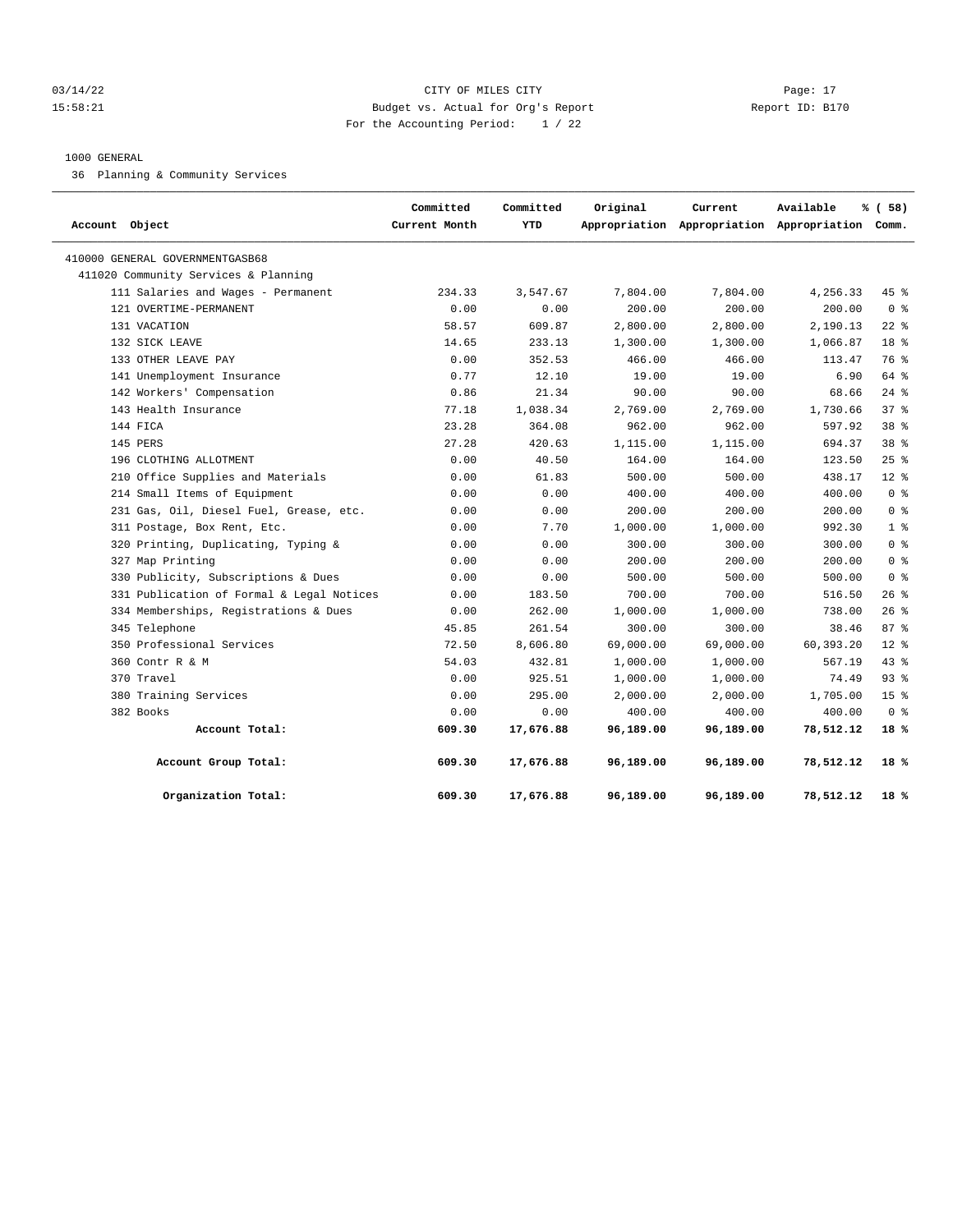CITY OF MILES CITY
Budget vs. Actual for Org's Report
For the Accounting Period: 1 / 22

03/14/22
15:58:21

Report ID: B170

1000 GENERAL
36 Planning & Community Services

| Account Object | Committed Current Month | Committed YTD | Original Appropriation | Current Appropriation | Available Appropriation | % ( 58) Comm. |
|---|---|---|---|---|---|---|
| 410000 GENERAL GOVERNMENTGASB68 | | | | | | |
| 411020 Community Services & Planning | | | | | | |
| 111 Salaries and Wages - Permanent | 234.33 | 3,547.67 | 7,804.00 | 7,804.00 | 4,256.33 | 45 % |
| 121 OVERTIME-PERMANENT | 0.00 | 0.00 | 200.00 | 200.00 | 200.00 | 0 % |
| 131 VACATION | 58.57 | 609.87 | 2,800.00 | 2,800.00 | 2,190.13 | 22 % |
| 132 SICK LEAVE | 14.65 | 233.13 | 1,300.00 | 1,300.00 | 1,066.87 | 18 % |
| 133 OTHER LEAVE PAY | 0.00 | 352.53 | 466.00 | 466.00 | 113.47 | 76 % |
| 141 Unemployment Insurance | 0.77 | 12.10 | 19.00 | 19.00 | 6.90 | 64 % |
| 142 Workers' Compensation | 0.86 | 21.34 | 90.00 | 90.00 | 68.66 | 24 % |
| 143 Health Insurance | 77.18 | 1,038.34 | 2,769.00 | 2,769.00 | 1,730.66 | 37 % |
| 144 FICA | 23.28 | 364.08 | 962.00 | 962.00 | 597.92 | 38 % |
| 145 PERS | 27.28 | 420.63 | 1,115.00 | 1,115.00 | 694.37 | 38 % |
| 196 CLOTHING ALLOTMENT | 0.00 | 40.50 | 164.00 | 164.00 | 123.50 | 25 % |
| 210 Office Supplies and Materials | 0.00 | 61.83 | 500.00 | 500.00 | 438.17 | 12 % |
| 214 Small Items of Equipment | 0.00 | 0.00 | 400.00 | 400.00 | 400.00 | 0 % |
| 231 Gas, Oil, Diesel Fuel, Grease, etc. | 0.00 | 0.00 | 200.00 | 200.00 | 200.00 | 0 % |
| 311 Postage, Box Rent, Etc. | 0.00 | 7.70 | 1,000.00 | 1,000.00 | 992.30 | 1 % |
| 320 Printing, Duplicating, Typing & | 0.00 | 0.00 | 300.00 | 300.00 | 300.00 | 0 % |
| 327 Map Printing | 0.00 | 0.00 | 200.00 | 200.00 | 200.00 | 0 % |
| 330 Publicity, Subscriptions & Dues | 0.00 | 0.00 | 500.00 | 500.00 | 500.00 | 0 % |
| 331 Publication of Formal & Legal Notices | 0.00 | 183.50 | 700.00 | 700.00 | 516.50 | 26 % |
| 334 Memberships, Registrations & Dues | 0.00 | 262.00 | 1,000.00 | 1,000.00 | 738.00 | 26 % |
| 345 Telephone | 45.85 | 261.54 | 300.00 | 300.00 | 38.46 | 87 % |
| 350 Professional Services | 72.50 | 8,606.80 | 69,000.00 | 69,000.00 | 60,393.20 | 12 % |
| 360 Contr R & M | 54.03 | 432.81 | 1,000.00 | 1,000.00 | 567.19 | 43 % |
| 370 Travel | 0.00 | 925.51 | 1,000.00 | 1,000.00 | 74.49 | 93 % |
| 380 Training Services | 0.00 | 295.00 | 2,000.00 | 2,000.00 | 1,705.00 | 15 % |
| 382 Books | 0.00 | 0.00 | 400.00 | 400.00 | 400.00 | 0 % |
| **Account Total:** | **609.30** | **17,676.88** | **96,189.00** | **96,189.00** | **78,512.12** | **18 %** |
| **Account Group Total:** | **609.30** | **17,676.88** | **96,189.00** | **96,189.00** | **78,512.12** | **18 %** |
| **Organization Total:** | **609.30** | **17,676.88** | **96,189.00** | **96,189.00** | **78,512.12** | **18 %** |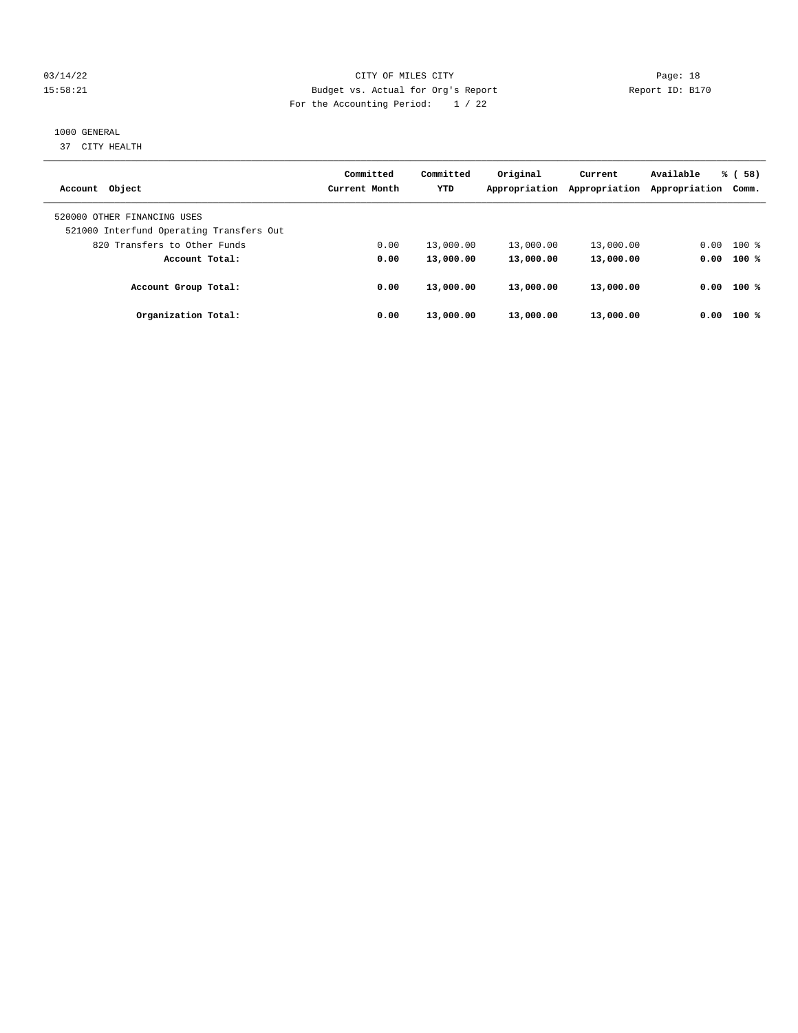CITY OF MILES CITY

Budget vs. Actual for Org's Report

For the Accounting Period: 1 / 22

1000 GENERAL

37 CITY HEALTH

| Account Object | Committed Current Month | Committed YTD | Original Appropriation | Current Appropriation | Available Appropriation | % ( 58) Comm. |
|---|---|---|---|---|---|---|
| 520000 OTHER FINANCING USES | | | | | | |
| 521000 Interfund Operating Transfers Out | | | | | | |
| 820 Transfers to Other Funds | 0.00 | 13,000.00 | 13,000.00 | 13,000.00 | 0.00 | 100 % |
| **Account Total:** | **0.00** | **13,000.00** | **13,000.00** | **13,000.00** | **0.00** | **100 %** |
| **Account Group Total:** | **0.00** | **13,000.00** | **13,000.00** | **13,000.00** | **0.00** | **100 %** |
| **Organization Total:** | **0.00** | **13,000.00** | **13,000.00** | **13,000.00** | **0.00** | **100 %** |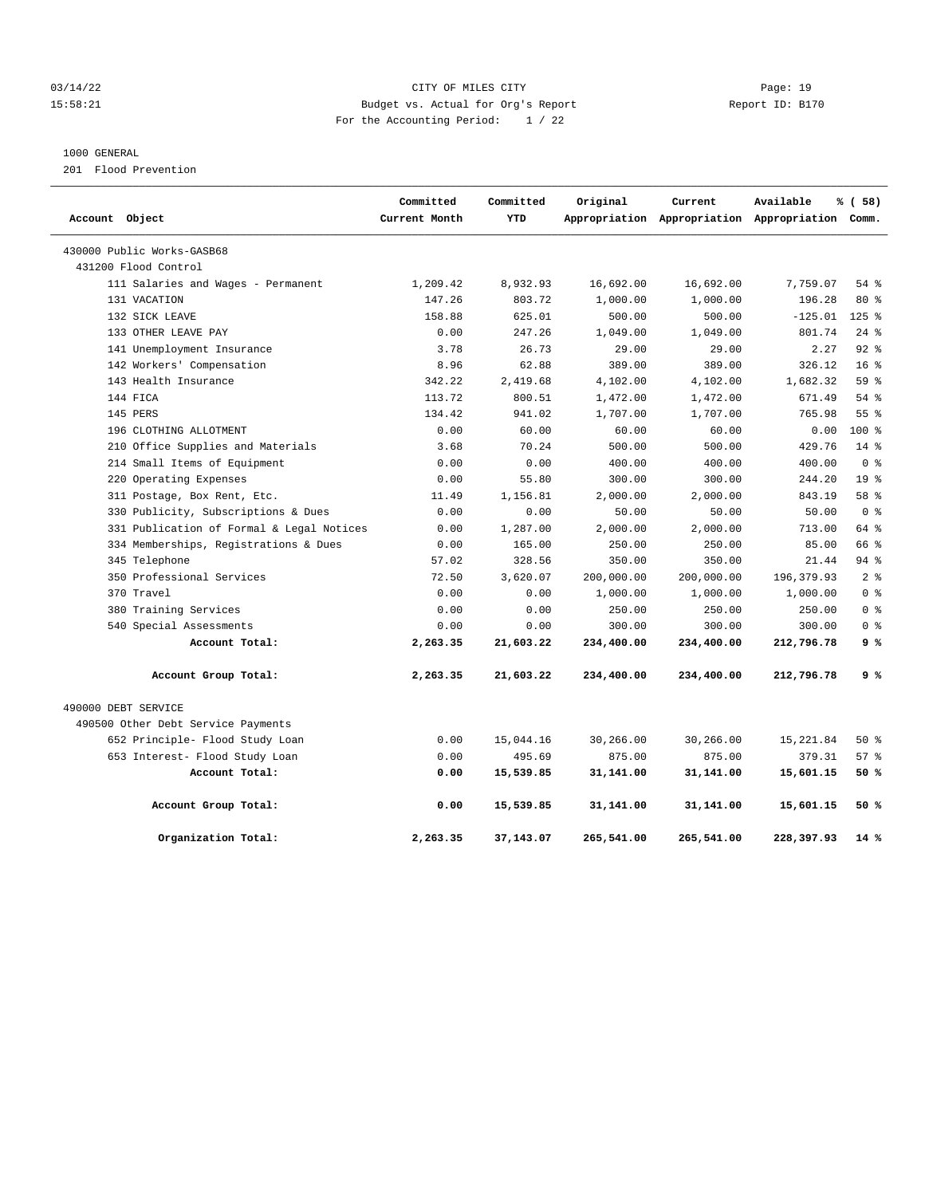CITY OF MILES CITY
Budget vs. Actual for Org's Report
For the Accounting Period: 1 / 22

03/14/22 15:58:21 — Report ID: B170

1000 GENERAL
201 Flood Prevention

| Account Object | Committed Current Month | Committed YTD | Original Appropriation | Current Appropriation | Available Appropriation | % ( 58) Comm. |
|---|---|---|---|---|---|---|
| 430000 Public Works-GASB68 | | | | | | |
| 431200 Flood Control | | | | | | |
| 111 Salaries and Wages - Permanent | 1,209.42 | 8,932.93 | 16,692.00 | 16,692.00 | 7,759.07 | 54 % |
| 131 VACATION | 147.26 | 803.72 | 1,000.00 | 1,000.00 | 196.28 | 80 % |
| 132 SICK LEAVE | 158.88 | 625.01 | 500.00 | 500.00 | -125.01 | 125 % |
| 133 OTHER LEAVE PAY | 0.00 | 247.26 | 1,049.00 | 1,049.00 | 801.74 | 24 % |
| 141 Unemployment Insurance | 3.78 | 26.73 | 29.00 | 29.00 | 2.27 | 92 % |
| 142 Workers' Compensation | 8.96 | 62.88 | 389.00 | 389.00 | 326.12 | 16 % |
| 143 Health Insurance | 342.22 | 2,419.68 | 4,102.00 | 4,102.00 | 1,682.32 | 59 % |
| 144 FICA | 113.72 | 800.51 | 1,472.00 | 1,472.00 | 671.49 | 54 % |
| 145 PERS | 134.42 | 941.02 | 1,707.00 | 1,707.00 | 765.98 | 55 % |
| 196 CLOTHING ALLOTMENT | 0.00 | 60.00 | 60.00 | 60.00 | 0.00 | 100 % |
| 210 Office Supplies and Materials | 3.68 | 70.24 | 500.00 | 500.00 | 429.76 | 14 % |
| 214 Small Items of Equipment | 0.00 | 0.00 | 400.00 | 400.00 | 400.00 | 0 % |
| 220 Operating Expenses | 0.00 | 55.80 | 300.00 | 300.00 | 244.20 | 19 % |
| 311 Postage, Box Rent, Etc. | 11.49 | 1,156.81 | 2,000.00 | 2,000.00 | 843.19 | 58 % |
| 330 Publicity, Subscriptions & Dues | 0.00 | 0.00 | 50.00 | 50.00 | 50.00 | 0 % |
| 331 Publication of Formal & Legal Notices | 0.00 | 1,287.00 | 2,000.00 | 2,000.00 | 713.00 | 64 % |
| 334 Memberships, Registrations & Dues | 0.00 | 165.00 | 250.00 | 250.00 | 85.00 | 66 % |
| 345 Telephone | 57.02 | 328.56 | 350.00 | 350.00 | 21.44 | 94 % |
| 350 Professional Services | 72.50 | 3,620.07 | 200,000.00 | 200,000.00 | 196,379.93 | 2 % |
| 370 Travel | 0.00 | 0.00 | 1,000.00 | 1,000.00 | 1,000.00 | 0 % |
| 380 Training Services | 0.00 | 0.00 | 250.00 | 250.00 | 250.00 | 0 % |
| 540 Special Assessments | 0.00 | 0.00 | 300.00 | 300.00 | 300.00 | 0 % |
| **Account Total:** | **2,263.35** | **21,603.22** | **234,400.00** | **234,400.00** | **212,796.78** | **9 %** |
| **Account Group Total:** | **2,263.35** | **21,603.22** | **234,400.00** | **234,400.00** | **212,796.78** | **9 %** |
| 490000 DEBT SERVICE | | | | | | |
| 490500 Other Debt Service Payments | | | | | | |
| 652 Principle- Flood Study Loan | 0.00 | 15,044.16 | 30,266.00 | 30,266.00 | 15,221.84 | 50 % |
| 653 Interest- Flood Study Loan | 0.00 | 495.69 | 875.00 | 875.00 | 379.31 | 57 % |
| **Account Total:** | **0.00** | **15,539.85** | **31,141.00** | **31,141.00** | **15,601.15** | **50 %** |
| **Account Group Total:** | **0.00** | **15,539.85** | **31,141.00** | **31,141.00** | **15,601.15** | **50 %** |
| **Organization Total:** | **2,263.35** | **37,143.07** | **265,541.00** | **265,541.00** | **228,397.93** | **14 %** |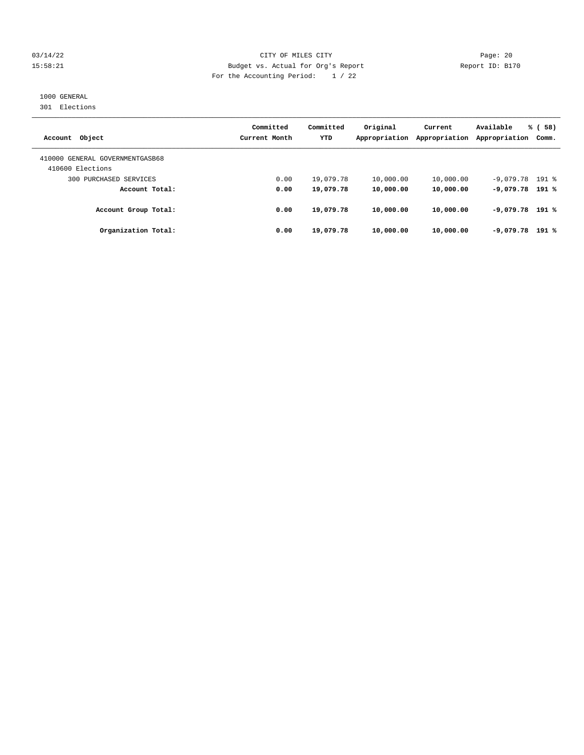CITY OF MILES CITY
Budget vs. Actual for Org's Report
For the Accounting Period: 1 / 22

03/14/22
15:58:21

Report ID: B170

1000 GENERAL
301 Elections

| Account Object | Committed Current Month | Committed YTD | Original Appropriation | Current Appropriation | Available Appropriation | % ( 58) Comm. |
|---|---|---|---|---|---|---|
| 410000 GENERAL GOVERNMENTGASB68 | | | | | | |
| 410600 Elections | | | | | | |
| 300 PURCHASED SERVICES | 0.00 | 19,079.78 | 10,000.00 | 10,000.00 | -9,079.78 | 191 % |
| **Account Total:** | **0.00** | **19,079.78** | **10,000.00** | **10,000.00** | **-9,079.78** | **191 %** |
| **Account Group Total:** | **0.00** | **19,079.78** | **10,000.00** | **10,000.00** | **-9,079.78** | **191 %** |
| **Organization Total:** | **0.00** | **19,079.78** | **10,000.00** | **10,000.00** | **-9,079.78** | **191 %** |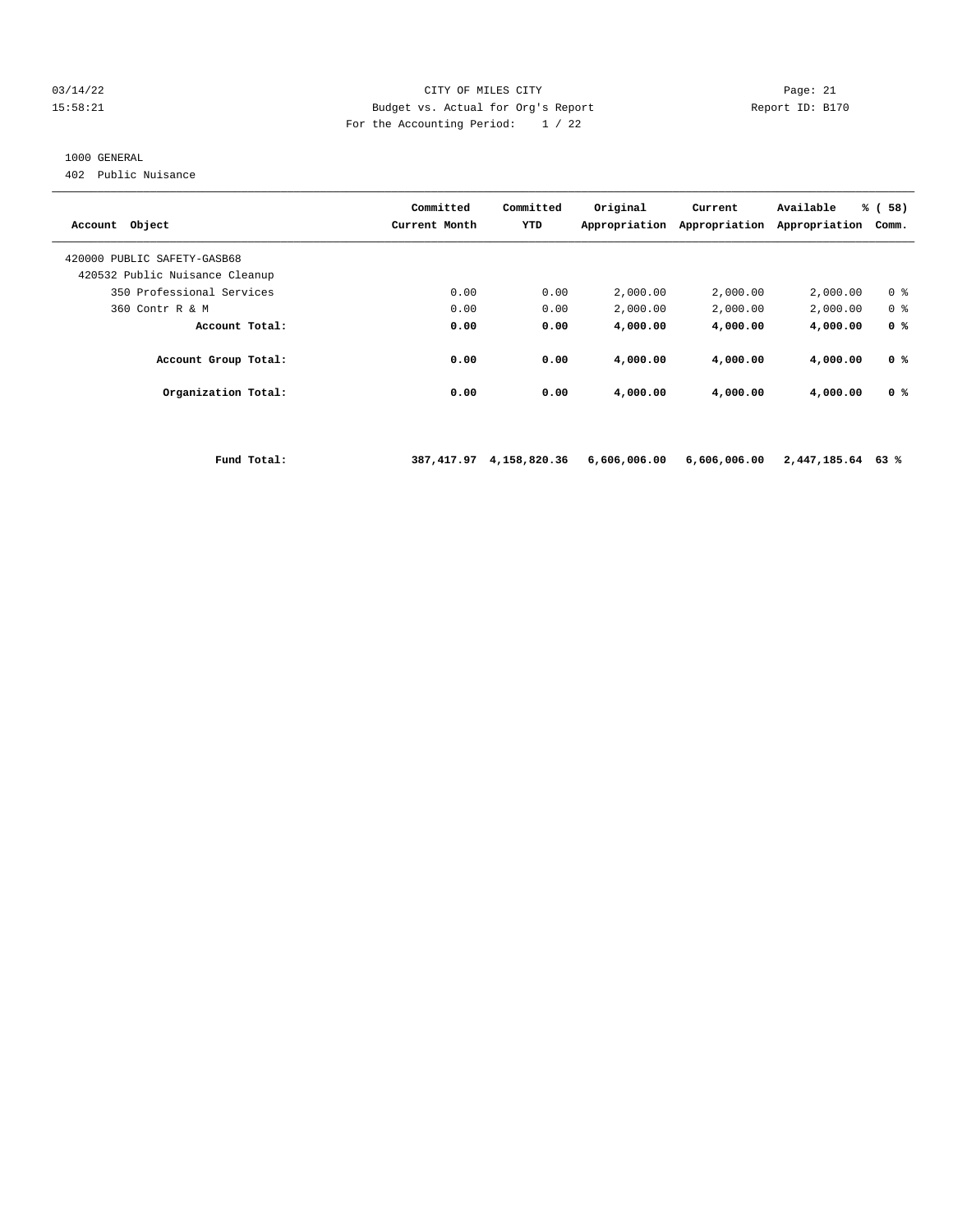CITY OF MILES CITY
Budget vs. Actual for Org's Report
For the Accounting Period: 1 / 22

1000 GENERAL
402 Public Nuisance

| Account Object | Committed Current Month | Committed YTD | Original Appropriation | Current Appropriation | Available Appropriation | % ( 58) Comm. |
|---|---|---|---|---|---|---|
| 420000 PUBLIC SAFETY-GASB68 | | | | | | |
| 420532 Public Nuisance Cleanup | | | | | | |
| 350 Professional Services | 0.00 | 0.00 | 2,000.00 | 2,000.00 | 2,000.00 | 0 % |
| 360 Contr R & M | 0.00 | 0.00 | 2,000.00 | 2,000.00 | 2,000.00 | 0 % |
| **Account Total:** | **0.00** | **0.00** | **4,000.00** | **4,000.00** | **4,000.00** | **0 %** |
| **Account Group Total:** | **0.00** | **0.00** | **4,000.00** | **4,000.00** | **4,000.00** | **0 %** |
| **Organization Total:** | **0.00** | **0.00** | **4,000.00** | **4,000.00** | **4,000.00** | **0 %** |
| **Fund Total:** | **387,417.97** | **4,158,820.36** | **6,606,006.00** | **6,606,006.00** | **2,447,185.64** | **63 %** |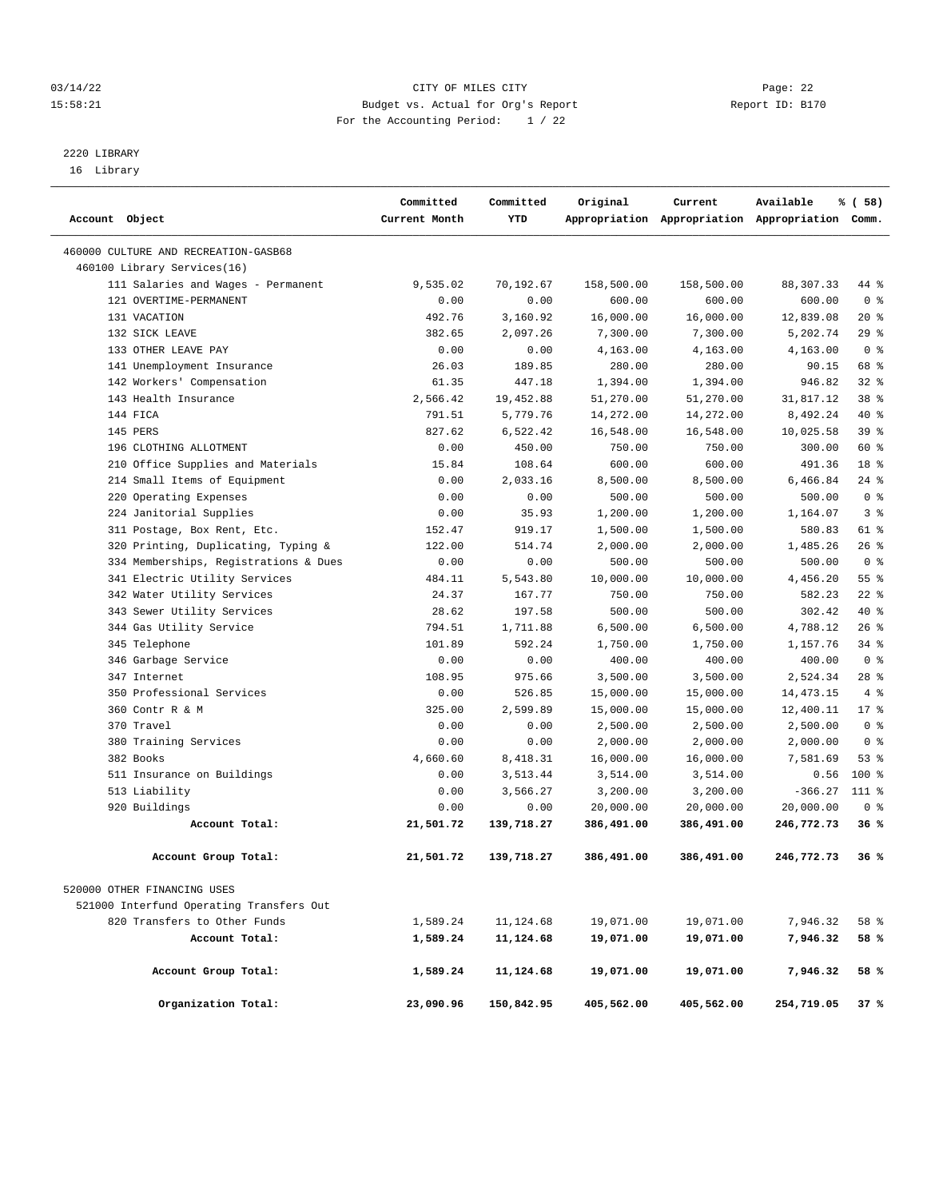CITY OF MILES CITY
Budget vs. Actual for Org's Report
For the Accounting Period: 1 / 22

03/14/22
15:58:21

Page: 22
Report ID: B170

2220 LIBRARY
16 Library

| Account Object | Committed Current Month | Committed YTD | Original Appropriation | Current Appropriation | Available Appropriation | % ( 58) Comm. |
|---|---|---|---|---|---|---|
| 460000 CULTURE AND RECREATION-GASB68 | | | | | | |
| 460100 Library Services(16) | | | | | | |
| 111 Salaries and Wages - Permanent | 9,535.02 | 70,192.67 | 158,500.00 | 158,500.00 | 88,307.33 | 44 % |
| 121 OVERTIME-PERMANENT | 0.00 | 0.00 | 600.00 | 600.00 | 600.00 | 0 % |
| 131 VACATION | 492.76 | 3,160.92 | 16,000.00 | 16,000.00 | 12,839.08 | 20 % |
| 132 SICK LEAVE | 382.65 | 2,097.26 | 7,300.00 | 7,300.00 | 5,202.74 | 29 % |
| 133 OTHER LEAVE PAY | 0.00 | 0.00 | 4,163.00 | 4,163.00 | 4,163.00 | 0 % |
| 141 Unemployment Insurance | 26.03 | 189.85 | 280.00 | 280.00 | 90.15 | 68 % |
| 142 Workers' Compensation | 61.35 | 447.18 | 1,394.00 | 1,394.00 | 946.82 | 32 % |
| 143 Health Insurance | 2,566.42 | 19,452.88 | 51,270.00 | 51,270.00 | 31,817.12 | 38 % |
| 144 FICA | 791.51 | 5,779.76 | 14,272.00 | 14,272.00 | 8,492.24 | 40 % |
| 145 PERS | 827.62 | 6,522.42 | 16,548.00 | 16,548.00 | 10,025.58 | 39 % |
| 196 CLOTHING ALLOTMENT | 0.00 | 450.00 | 750.00 | 750.00 | 300.00 | 60 % |
| 210 Office Supplies and Materials | 15.84 | 108.64 | 600.00 | 600.00 | 491.36 | 18 % |
| 214 Small Items of Equipment | 0.00 | 2,033.16 | 8,500.00 | 8,500.00 | 6,466.84 | 24 % |
| 220 Operating Expenses | 0.00 | 0.00 | 500.00 | 500.00 | 500.00 | 0 % |
| 224 Janitorial Supplies | 0.00 | 35.93 | 1,200.00 | 1,200.00 | 1,164.07 | 3 % |
| 311 Postage, Box Rent, Etc. | 152.47 | 919.17 | 1,500.00 | 1,500.00 | 580.83 | 61 % |
| 320 Printing, Duplicating, Typing & | 122.00 | 514.74 | 2,000.00 | 2,000.00 | 1,485.26 | 26 % |
| 334 Memberships, Registrations & Dues | 0.00 | 0.00 | 500.00 | 500.00 | 500.00 | 0 % |
| 341 Electric Utility Services | 484.11 | 5,543.80 | 10,000.00 | 10,000.00 | 4,456.20 | 55 % |
| 342 Water Utility Services | 24.37 | 167.77 | 750.00 | 750.00 | 582.23 | 22 % |
| 343 Sewer Utility Services | 28.62 | 197.58 | 500.00 | 500.00 | 302.42 | 40 % |
| 344 Gas Utility Service | 794.51 | 1,711.88 | 6,500.00 | 6,500.00 | 4,788.12 | 26 % |
| 345 Telephone | 101.89 | 592.24 | 1,750.00 | 1,750.00 | 1,157.76 | 34 % |
| 346 Garbage Service | 0.00 | 0.00 | 400.00 | 400.00 | 400.00 | 0 % |
| 347 Internet | 108.95 | 975.66 | 3,500.00 | 3,500.00 | 2,524.34 | 28 % |
| 350 Professional Services | 0.00 | 526.85 | 15,000.00 | 15,000.00 | 14,473.15 | 4 % |
| 360 Contr R & M | 325.00 | 2,599.89 | 15,000.00 | 15,000.00 | 12,400.11 | 17 % |
| 370 Travel | 0.00 | 0.00 | 2,500.00 | 2,500.00 | 2,500.00 | 0 % |
| 380 Training Services | 0.00 | 0.00 | 2,000.00 | 2,000.00 | 2,000.00 | 0 % |
| 382 Books | 4,660.60 | 8,418.31 | 16,000.00 | 16,000.00 | 7,581.69 | 53 % |
| 511 Insurance on Buildings | 0.00 | 3,513.44 | 3,514.00 | 3,514.00 | 0.56 | 100 % |
| 513 Liability | 0.00 | 3,566.27 | 3,200.00 | 3,200.00 | -366.27 | 111 % |
| 920 Buildings | 0.00 | 0.00 | 20,000.00 | 20,000.00 | 20,000.00 | 0 % |
| **Account Total:** | **21,501.72** | **139,718.27** | **386,491.00** | **386,491.00** | **246,772.73** | **36 %** |
| **Account Group Total:** | **21,501.72** | **139,718.27** | **386,491.00** | **386,491.00** | **246,772.73** | **36 %** |
| 520000 OTHER FINANCING USES | | | | | | |
| 521000 Interfund Operating Transfers Out | | | | | | |
| 820 Transfers to Other Funds | 1,589.24 | 11,124.68 | 19,071.00 | 19,071.00 | 7,946.32 | 58 % |
| **Account Total:** | **1,589.24** | **11,124.68** | **19,071.00** | **19,071.00** | **7,946.32** | **58 %** |
| **Account Group Total:** | **1,589.24** | **11,124.68** | **19,071.00** | **19,071.00** | **7,946.32** | **58 %** |
| **Organization Total:** | **23,090.96** | **150,842.95** | **405,562.00** | **405,562.00** | **254,719.05** | **37 %** |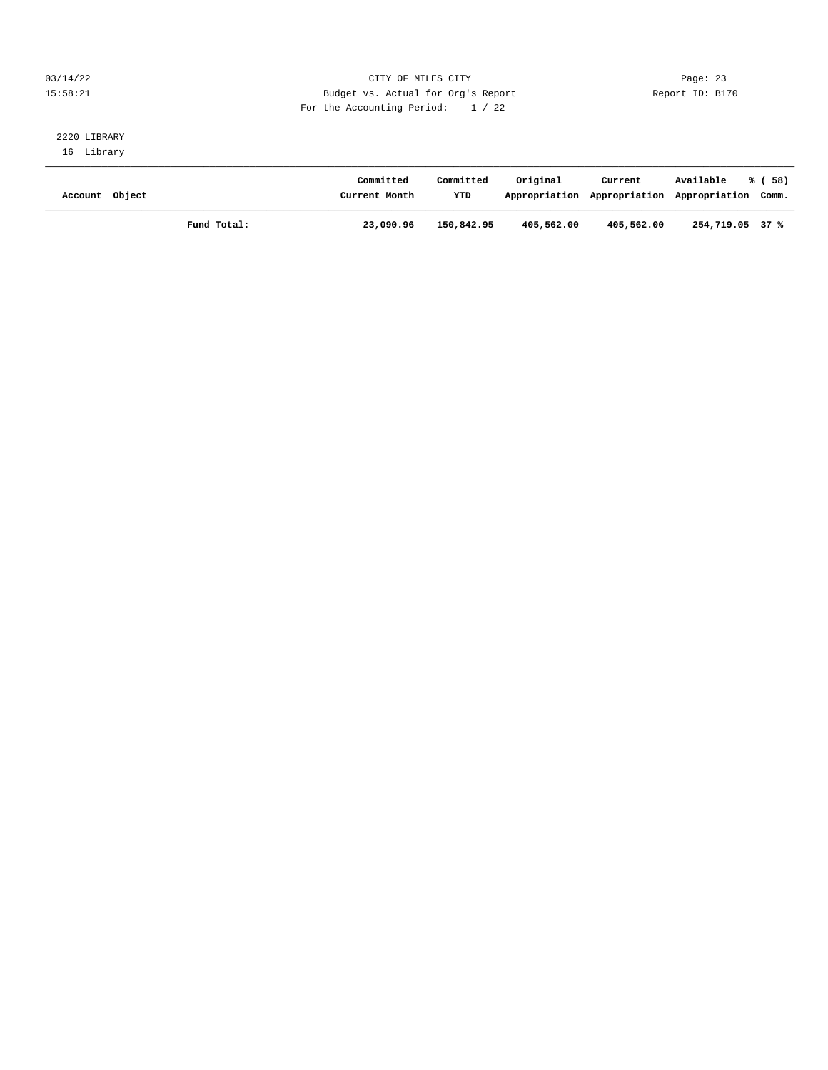CITY OF MILES CITY

Budget vs. Actual for Org's Report

For the Accounting Period: 1 / 22

Report ID: B170

2220 LIBRARY

16 Library

| Account | Object | | Committed Current Month | Committed YTD | Original Appropriation | Current Appropriation | Available Appropriation | % ( 58) Comm. |
|---|---|---|---|---|---|---|---|---|
| | | **Fund Total:** | **23,090.96** | **150,842.95** | **405,562.00** | **405,562.00** | **254,719.05** | **37 %** |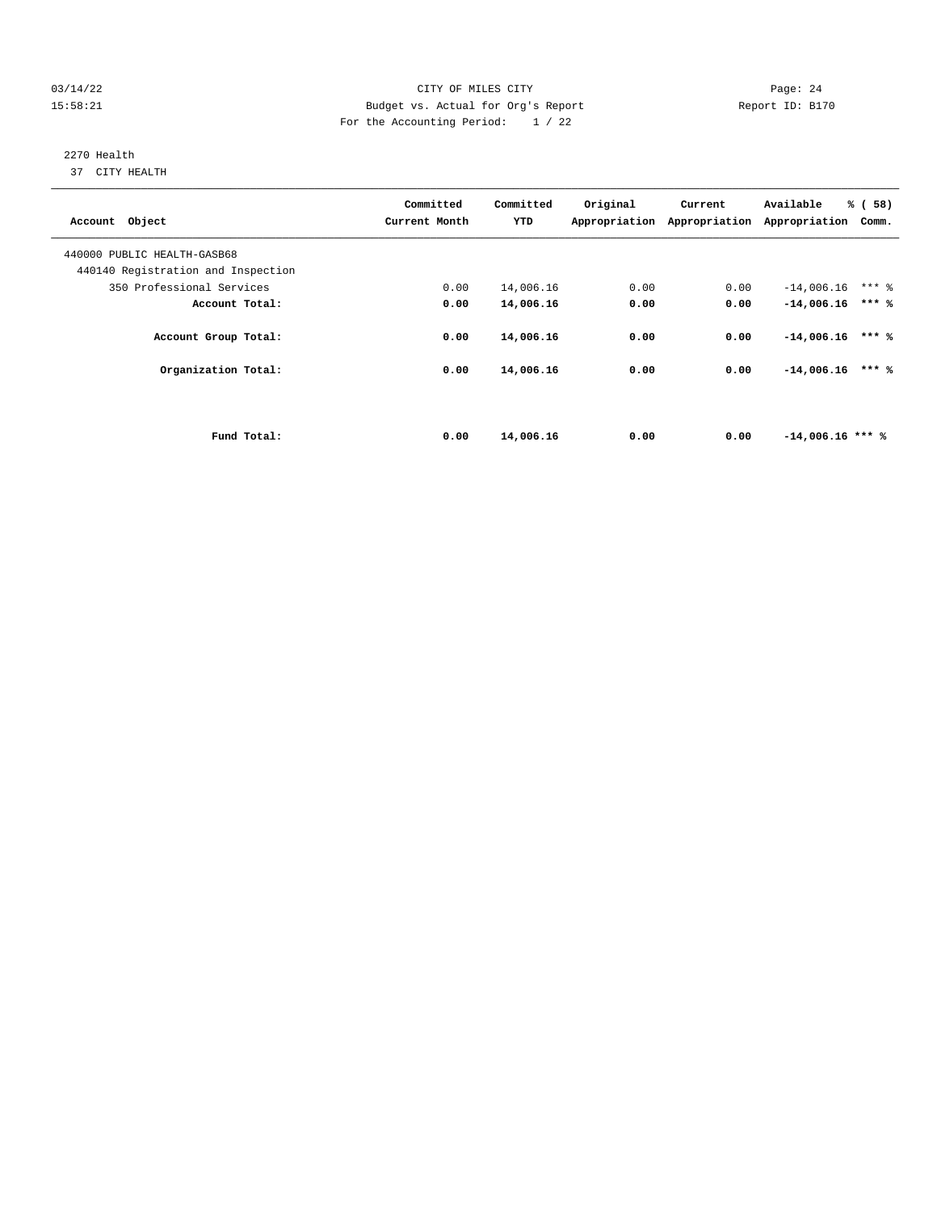CITY OF MILES CITY

Budget vs. Actual for Org's Report

For the Accounting Period: 1 / 22

2270 Health

37 CITY HEALTH

| Account Object | Committed Current Month | Committed YTD | Original Appropriation | Current Appropriation | Available Appropriation | % ( 58) Comm. |
|---|---|---|---|---|---|---|
| 440000 PUBLIC HEALTH-GASB68 | | | | | | |
| 440140 Registration and Inspection | | | | | | |
| 350 Professional Services | 0.00 | 14,006.16 | 0.00 | 0.00 | -14,006.16 | *** % |
| **Account Total:** | **0.00** | **14,006.16** | **0.00** | **0.00** | **-14,006.16** | **\*\*\* %** |
| **Account Group Total:** | **0.00** | **14,006.16** | **0.00** | **0.00** | **-14,006.16** | **\*\*\* %** |
| **Organization Total:** | **0.00** | **14,006.16** | **0.00** | **0.00** | **-14,006.16** | **\*\*\* %** |
| **Fund Total:** | **0.00** | **14,006.16** | **0.00** | **0.00** | **-14,006.16** | **\*\*\* %** |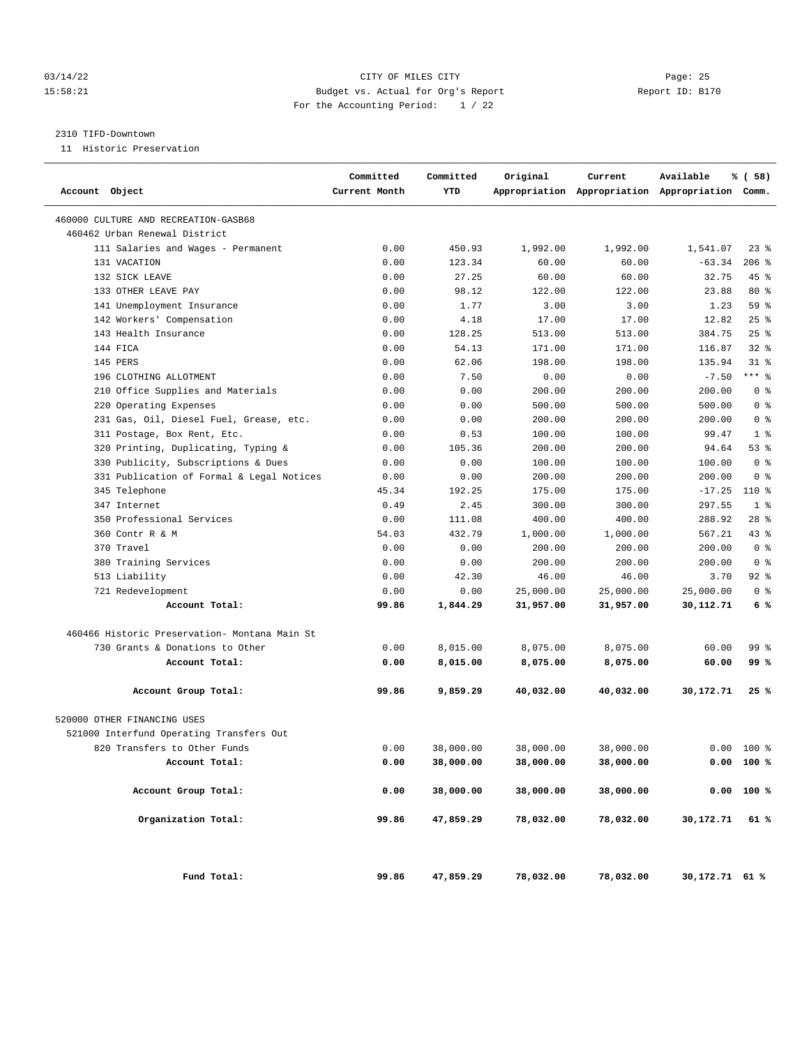CITY OF MILES CITY

Budget vs. Actual for Org's Report

For the Accounting Period: 1 / 22

03/14/22 15:58:21 — Page: 25 — Report ID: B170

2310 TIFD-Downtown

11 Historic Preservation

| Account Object | Committed Current Month | Committed YTD | Original Appropriation | Current Appropriation | Available Appropriation | % ( 58) Comm. |
|---|---|---|---|---|---|---|
| 460000 CULTURE AND RECREATION-GASB68 | | | | | | |
| 460462 Urban Renewal District | | | | | | |
| 111 Salaries and Wages - Permanent | 0.00 | 450.93 | 1,992.00 | 1,992.00 | 1,541.07 | 23 % |
| 131 VACATION | 0.00 | 123.34 | 60.00 | 60.00 | -63.34 | 206 % |
| 132 SICK LEAVE | 0.00 | 27.25 | 60.00 | 60.00 | 32.75 | 45 % |
| 133 OTHER LEAVE PAY | 0.00 | 98.12 | 122.00 | 122.00 | 23.88 | 80 % |
| 141 Unemployment Insurance | 0.00 | 1.77 | 3.00 | 3.00 | 1.23 | 59 % |
| 142 Workers' Compensation | 0.00 | 4.18 | 17.00 | 17.00 | 12.82 | 25 % |
| 143 Health Insurance | 0.00 | 128.25 | 513.00 | 513.00 | 384.75 | 25 % |
| 144 FICA | 0.00 | 54.13 | 171.00 | 171.00 | 116.87 | 32 % |
| 145 PERS | 0.00 | 62.06 | 198.00 | 198.00 | 135.94 | 31 % |
| 196 CLOTHING ALLOTMENT | 0.00 | 7.50 | 0.00 | 0.00 | -7.50 | *** % |
| 210 Office Supplies and Materials | 0.00 | 0.00 | 200.00 | 200.00 | 200.00 | 0 % |
| 220 Operating Expenses | 0.00 | 0.00 | 500.00 | 500.00 | 500.00 | 0 % |
| 231 Gas, Oil, Diesel Fuel, Grease, etc. | 0.00 | 0.00 | 200.00 | 200.00 | 200.00 | 0 % |
| 311 Postage, Box Rent, Etc. | 0.00 | 0.53 | 100.00 | 100.00 | 99.47 | 1 % |
| 320 Printing, Duplicating, Typing & | 0.00 | 105.36 | 200.00 | 200.00 | 94.64 | 53 % |
| 330 Publicity, Subscriptions & Dues | 0.00 | 0.00 | 100.00 | 100.00 | 100.00 | 0 % |
| 331 Publication of Formal & Legal Notices | 0.00 | 0.00 | 200.00 | 200.00 | 200.00 | 0 % |
| 345 Telephone | 45.34 | 192.25 | 175.00 | 175.00 | -17.25 | 110 % |
| 347 Internet | 0.49 | 2.45 | 300.00 | 300.00 | 297.55 | 1 % |
| 350 Professional Services | 0.00 | 111.08 | 400.00 | 400.00 | 288.92 | 28 % |
| 360 Contr R & M | 54.03 | 432.79 | 1,000.00 | 1,000.00 | 567.21 | 43 % |
| 370 Travel | 0.00 | 0.00 | 200.00 | 200.00 | 200.00 | 0 % |
| 380 Training Services | 0.00 | 0.00 | 200.00 | 200.00 | 200.00 | 0 % |
| 513 Liability | 0.00 | 42.30 | 46.00 | 46.00 | 3.70 | 92 % |
| 721 Redevelopment | 0.00 | 0.00 | 25,000.00 | 25,000.00 | 25,000.00 | 0 % |
| **Account Total:** | **99.86** | **1,844.29** | **31,957.00** | **31,957.00** | **30,112.71** | **6 %** |
| 460466 Historic Preservation- Montana Main St | | | | | | |
| 730 Grants & Donations to Other | 0.00 | 8,015.00 | 8,075.00 | 8,075.00 | 60.00 | 99 % |
| **Account Total:** | **0.00** | **8,015.00** | **8,075.00** | **8,075.00** | **60.00** | **99 %** |
| **Account Group Total:** | **99.86** | **9,859.29** | **40,032.00** | **40,032.00** | **30,172.71** | **25 %** |
| 520000 OTHER FINANCING USES | | | | | | |
| 521000 Interfund Operating Transfers Out | | | | | | |
| 820 Transfers to Other Funds | 0.00 | 38,000.00 | 38,000.00 | 38,000.00 | 0.00 | 100 % |
| **Account Total:** | **0.00** | **38,000.00** | **38,000.00** | **38,000.00** | **0.00** | **100 %** |
| **Account Group Total:** | **0.00** | **38,000.00** | **38,000.00** | **38,000.00** | **0.00** | **100 %** |
| **Organization Total:** | **99.86** | **47,859.29** | **78,032.00** | **78,032.00** | **30,172.71** | **61 %** |
| **Fund Total:** | **99.86** | **47,859.29** | **78,032.00** | **78,032.00** | **30,172.71** | **61 %** |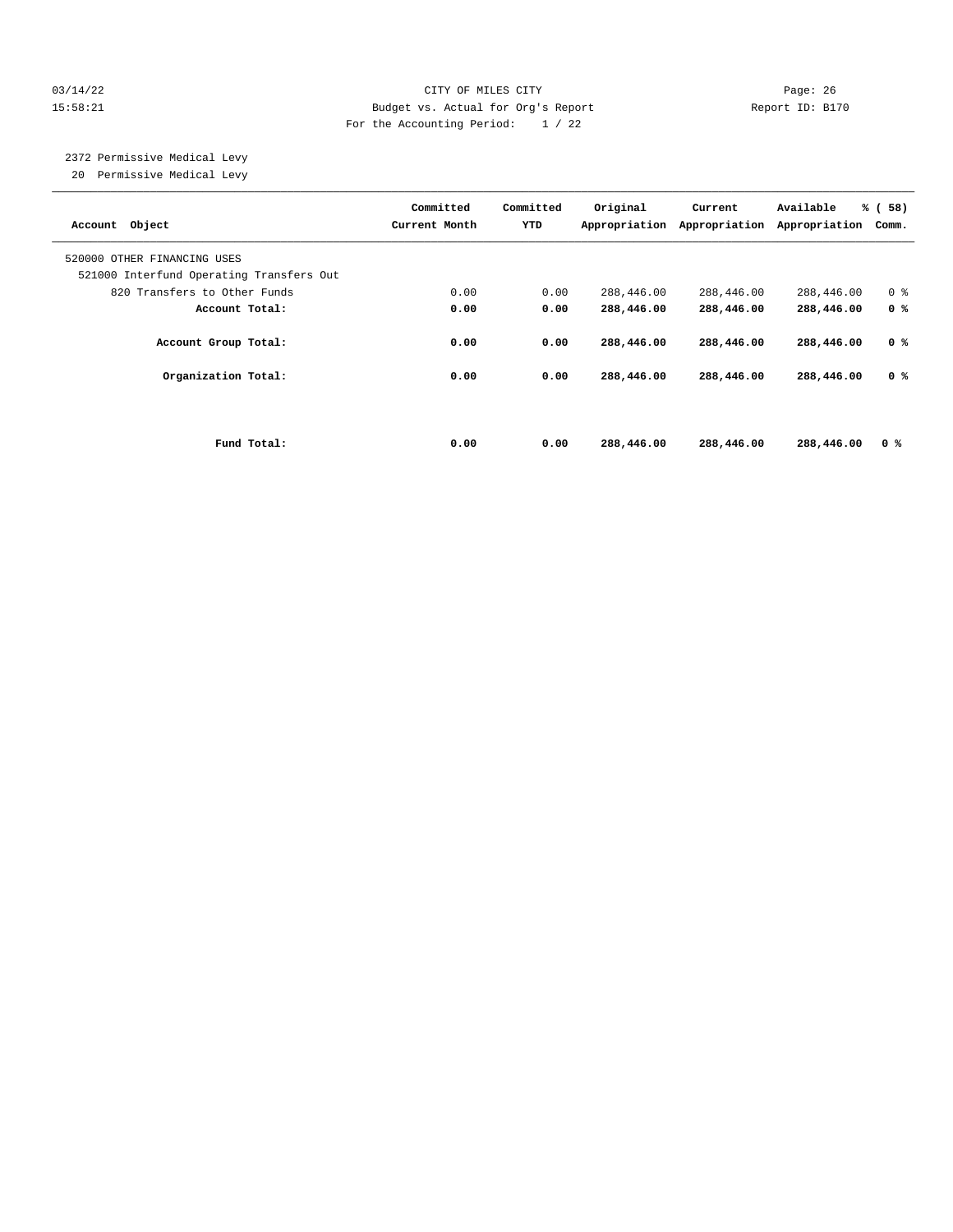CITY OF MILES CITY
Budget vs. Actual for Org's Report
For the Accounting Period: 1 / 22

2372 Permissive Medical Levy
20 Permissive Medical Levy

| Account Object | Committed Current Month | Committed YTD | Original Appropriation | Current Appropriation | Available Appropriation | % ( 58) Comm. |
|---|---|---|---|---|---|---|
| 520000 OTHER FINANCING USES | | | | | | |
| 521000 Interfund Operating Transfers Out | | | | | | |
| 820 Transfers to Other Funds | 0.00 | 0.00 | 288,446.00 | 288,446.00 | 288,446.00 | 0 % |
| **Account Total:** | **0.00** | **0.00** | **288,446.00** | **288,446.00** | **288,446.00** | **0 %** |
| **Account Group Total:** | **0.00** | **0.00** | **288,446.00** | **288,446.00** | **288,446.00** | **0 %** |
| **Organization Total:** | **0.00** | **0.00** | **288,446.00** | **288,446.00** | **288,446.00** | **0 %** |
| **Fund Total:** | **0.00** | **0.00** | **288,446.00** | **288,446.00** | **288,446.00** | **0 %** |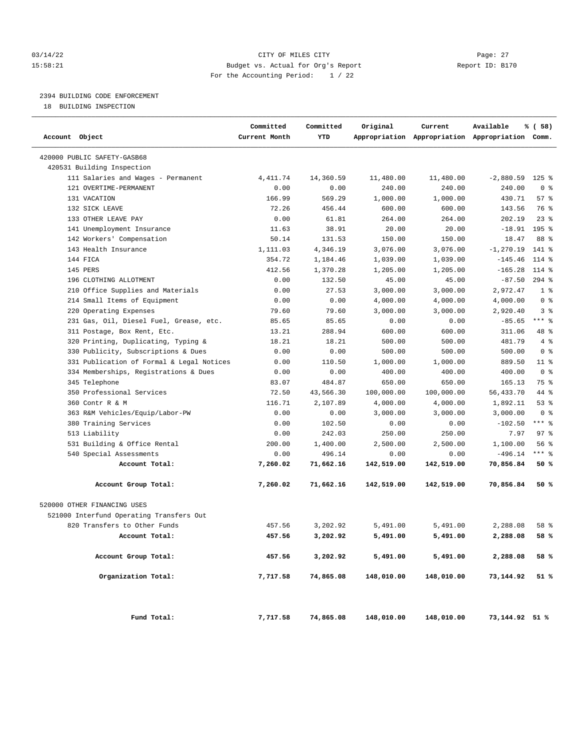CITY OF MILES CITY
Budget vs. Actual for Org's Report
For the Accounting Period: 1 / 22

03/14/22 15:58:21 — Report ID: B170

2394 BUILDING CODE ENFORCEMENT
18 BUILDING INSPECTION

| Account Object | Committed Current Month | Committed YTD | Original Appropriation | Current Appropriation | Available Appropriation | % ( 58) Comm. |
|---|---|---|---|---|---|---|
| 420000 PUBLIC SAFETY-GASB68 | | | | | | |
| 420531 Building Inspection | | | | | | |
| 111 Salaries and Wages - Permanent | 4,411.74 | 14,360.59 | 11,480.00 | 11,480.00 | -2,880.59 | 125 % |
| 121 OVERTIME-PERMANENT | 0.00 | 0.00 | 240.00 | 240.00 | 240.00 | 0 % |
| 131 VACATION | 166.99 | 569.29 | 1,000.00 | 1,000.00 | 430.71 | 57 % |
| 132 SICK LEAVE | 72.26 | 456.44 | 600.00 | 600.00 | 143.56 | 76 % |
| 133 OTHER LEAVE PAY | 0.00 | 61.81 | 264.00 | 264.00 | 202.19 | 23 % |
| 141 Unemployment Insurance | 11.63 | 38.91 | 20.00 | 20.00 | -18.91 | 195 % |
| 142 Workers' Compensation | 50.14 | 131.53 | 150.00 | 150.00 | 18.47 | 88 % |
| 143 Health Insurance | 1,111.03 | 4,346.19 | 3,076.00 | 3,076.00 | -1,270.19 | 141 % |
| 144 FICA | 354.72 | 1,184.46 | 1,039.00 | 1,039.00 | -145.46 | 114 % |
| 145 PERS | 412.56 | 1,370.28 | 1,205.00 | 1,205.00 | -165.28 | 114 % |
| 196 CLOTHING ALLOTMENT | 0.00 | 132.50 | 45.00 | 45.00 | -87.50 | 294 % |
| 210 Office Supplies and Materials | 0.00 | 27.53 | 3,000.00 | 3,000.00 | 2,972.47 | 1 % |
| 214 Small Items of Equipment | 0.00 | 0.00 | 4,000.00 | 4,000.00 | 4,000.00 | 0 % |
| 220 Operating Expenses | 79.60 | 79.60 | 3,000.00 | 3,000.00 | 2,920.40 | 3 % |
| 231 Gas, Oil, Diesel Fuel, Grease, etc. | 85.65 | 85.65 | 0.00 | 0.00 | -85.65 | *** % |
| 311 Postage, Box Rent, Etc. | 13.21 | 288.94 | 600.00 | 600.00 | 311.06 | 48 % |
| 320 Printing, Duplicating, Typing & | 18.21 | 18.21 | 500.00 | 500.00 | 481.79 | 4 % |
| 330 Publicity, Subscriptions & Dues | 0.00 | 0.00 | 500.00 | 500.00 | 500.00 | 0 % |
| 331 Publication of Formal & Legal Notices | 0.00 | 110.50 | 1,000.00 | 1,000.00 | 889.50 | 11 % |
| 334 Memberships, Registrations & Dues | 0.00 | 0.00 | 400.00 | 400.00 | 400.00 | 0 % |
| 345 Telephone | 83.07 | 484.87 | 650.00 | 650.00 | 165.13 | 75 % |
| 350 Professional Services | 72.50 | 43,566.30 | 100,000.00 | 100,000.00 | 56,433.70 | 44 % |
| 360 Contr R & M | 116.71 | 2,107.89 | 4,000.00 | 4,000.00 | 1,892.11 | 53 % |
| 363 R&M Vehicles/Equip/Labor-PW | 0.00 | 0.00 | 3,000.00 | 3,000.00 | 3,000.00 | 0 % |
| 380 Training Services | 0.00 | 102.50 | 0.00 | 0.00 | -102.50 | *** % |
| 513 Liability | 0.00 | 242.03 | 250.00 | 250.00 | 7.97 | 97 % |
| 531 Building & Office Rental | 200.00 | 1,400.00 | 2,500.00 | 2,500.00 | 1,100.00 | 56 % |
| 540 Special Assessments | 0.00 | 496.14 | 0.00 | 0.00 | -496.14 | *** % |
| **Account Total:** | **7,260.02** | **71,662.16** | **142,519.00** | **142,519.00** | **70,856.84** | **50 %** |
| **Account Group Total:** | **7,260.02** | **71,662.16** | **142,519.00** | **142,519.00** | **70,856.84** | **50 %** |
| 520000 OTHER FINANCING USES | | | | | | |
| 521000 Interfund Operating Transfers Out | | | | | | |
| 820 Transfers to Other Funds | 457.56 | 3,202.92 | 5,491.00 | 5,491.00 | 2,288.08 | 58 % |
| **Account Total:** | **457.56** | **3,202.92** | **5,491.00** | **5,491.00** | **2,288.08** | **58 %** |
| **Account Group Total:** | **457.56** | **3,202.92** | **5,491.00** | **5,491.00** | **2,288.08** | **58 %** |
| **Organization Total:** | **7,717.58** | **74,865.08** | **148,010.00** | **148,010.00** | **73,144.92** | **51 %** |
| **Fund Total:** | **7,717.58** | **74,865.08** | **148,010.00** | **148,010.00** | **73,144.92** | **51 %** |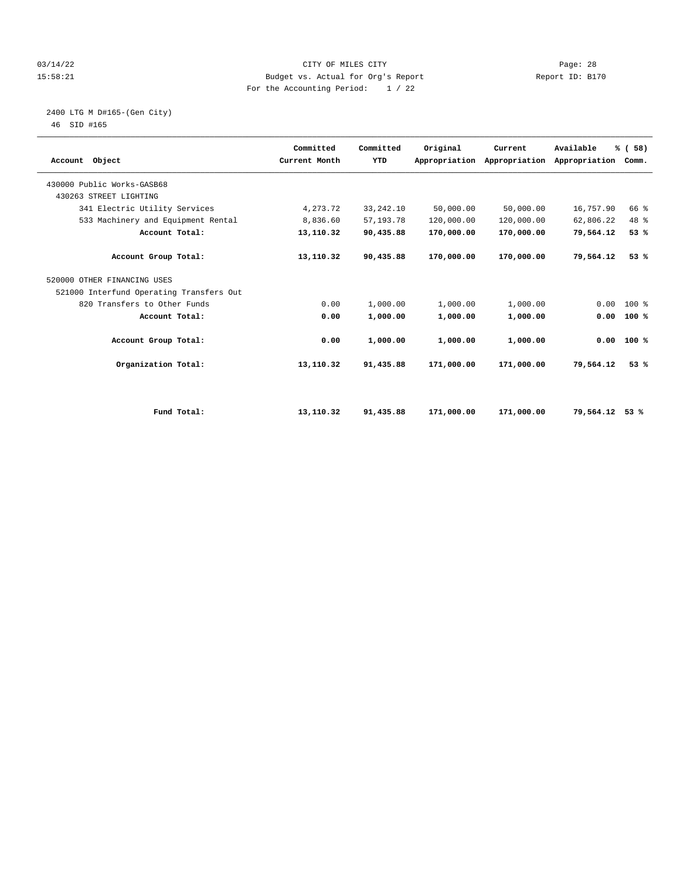CITY OF MILES CITY
Budget vs. Actual for Org's Report
For the Accounting Period: 1 / 22

03/14/22 15:58:21 — Page: 28 — Report ID: B170

2400 LTG M D#165-(Gen City)
46 SID #165

| Account Object | Committed Current Month | Committed YTD | Original Appropriation | Current Appropriation | Available Appropriation | % ( 58) Comm. |
|---|---|---|---|---|---|---|
| 430000 Public Works-GASB68 | | | | | | |
| 430263 STREET LIGHTING | | | | | | |
| 341 Electric Utility Services | 4,273.72 | 33,242.10 | 50,000.00 | 50,000.00 | 16,757.90 | 66 % |
| 533 Machinery and Equipment Rental | 8,836.60 | 57,193.78 | 120,000.00 | 120,000.00 | 62,806.22 | 48 % |
| **Account Total:** | **13,110.32** | **90,435.88** | **170,000.00** | **170,000.00** | **79,564.12** | **53 %** |
| **Account Group Total:** | **13,110.32** | **90,435.88** | **170,000.00** | **170,000.00** | **79,564.12** | **53 %** |
| 520000 OTHER FINANCING USES | | | | | | |
| 521000 Interfund Operating Transfers Out | | | | | | |
| 820 Transfers to Other Funds | 0.00 | 1,000.00 | 1,000.00 | 1,000.00 | 0.00 | 100 % |
| **Account Total:** | **0.00** | **1,000.00** | **1,000.00** | **1,000.00** | **0.00** | **100 %** |
| **Account Group Total:** | **0.00** | **1,000.00** | **1,000.00** | **1,000.00** | **0.00** | **100 %** |
| **Organization Total:** | **13,110.32** | **91,435.88** | **171,000.00** | **171,000.00** | **79,564.12** | **53 %** |
| **Fund Total:** | **13,110.32** | **91,435.88** | **171,000.00** | **171,000.00** | **79,564.12** | **53 %** |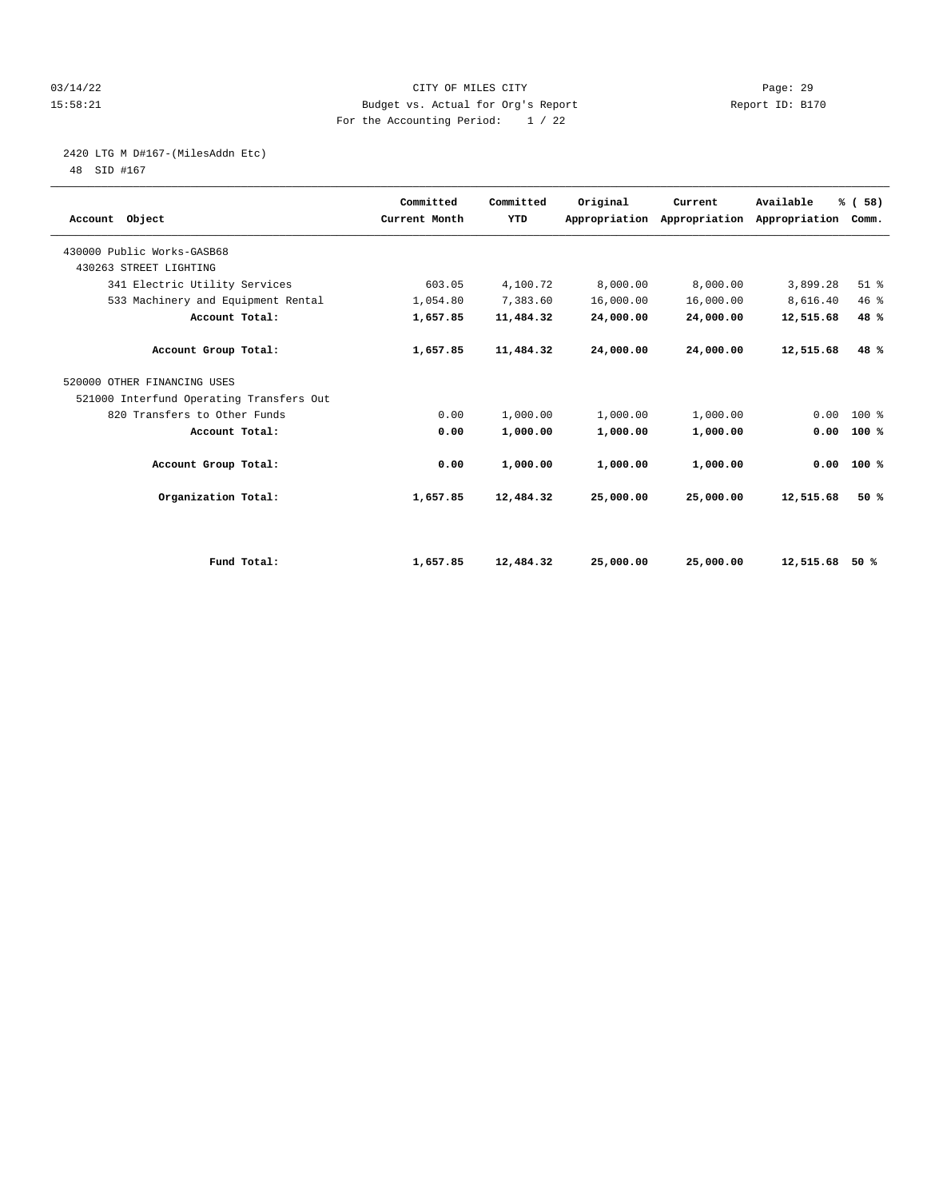CITY OF MILES CITY

Budget vs. Actual for Org's Report

For the Accounting Period: 1 / 22

03/14/22 15:58:21 Report ID: B170

2420 LTG M D#167-(MilesAddn Etc)

48 SID #167

| Account Object | Committed Current Month | Committed YTD | Original Appropriation | Current Appropriation | Available Appropriation | % ( 58) Comm. |
|---|---|---|---|---|---|---|
| 430000 Public Works-GASB68 | | | | | | |
| 430263 STREET LIGHTING | | | | | | |
| 341 Electric Utility Services | 603.05 | 4,100.72 | 8,000.00 | 8,000.00 | 3,899.28 | 51 % |
| 533 Machinery and Equipment Rental | 1,054.80 | 7,383.60 | 16,000.00 | 16,000.00 | 8,616.40 | 46 % |
| **Account Total:** | **1,657.85** | **11,484.32** | **24,000.00** | **24,000.00** | **12,515.68** | **48 %** |
| **Account Group Total:** | **1,657.85** | **11,484.32** | **24,000.00** | **24,000.00** | **12,515.68** | **48 %** |
| 520000 OTHER FINANCING USES | | | | | | |
| 521000 Interfund Operating Transfers Out | | | | | | |
| 820 Transfers to Other Funds | 0.00 | 1,000.00 | 1,000.00 | 1,000.00 | 0.00 | 100 % |
| **Account Total:** | **0.00** | **1,000.00** | **1,000.00** | **1,000.00** | **0.00** | **100 %** |
| **Account Group Total:** | **0.00** | **1,000.00** | **1,000.00** | **1,000.00** | **0.00** | **100 %** |
| **Organization Total:** | **1,657.85** | **12,484.32** | **25,000.00** | **25,000.00** | **12,515.68** | **50 %** |
| **Fund Total:** | **1,657.85** | **12,484.32** | **25,000.00** | **25,000.00** | **12,515.68** | **50 %** |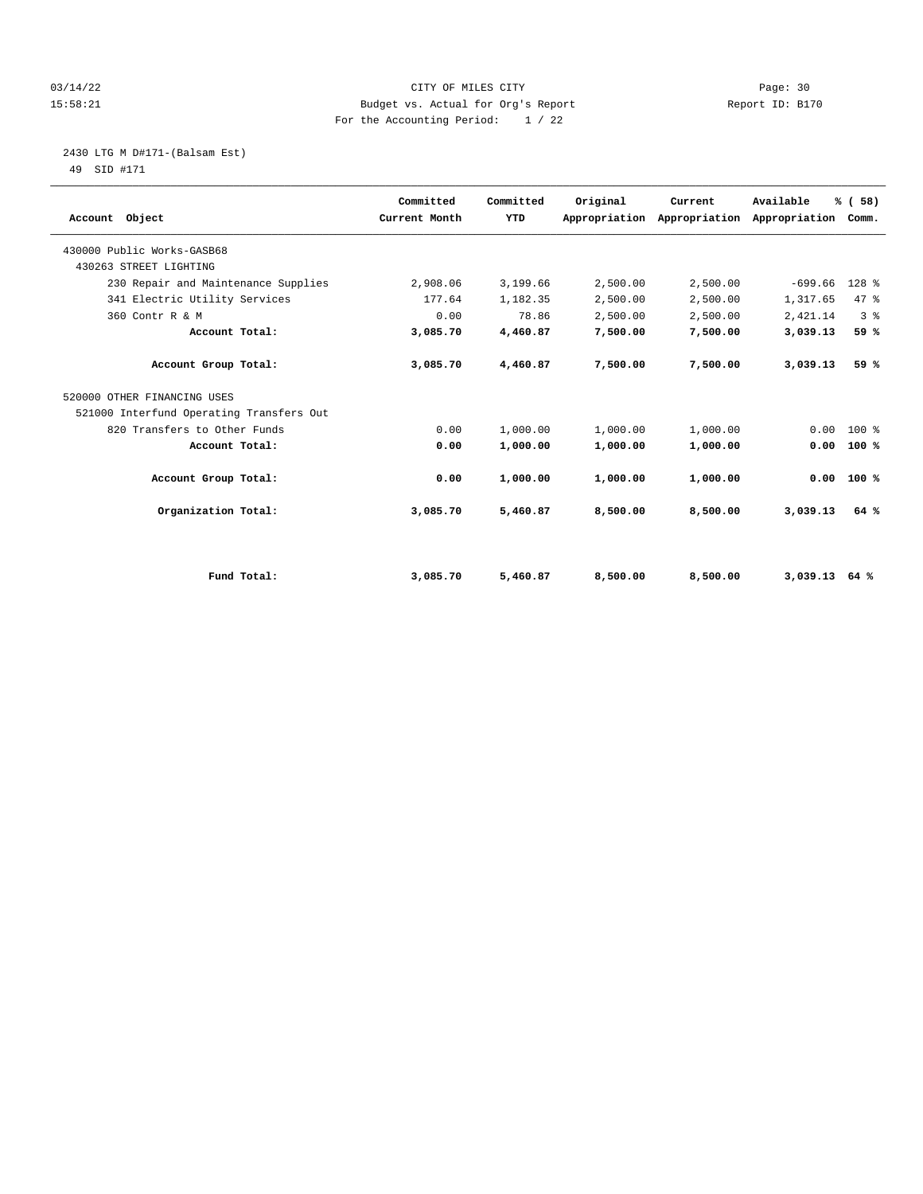2430 LTG M D#171-(Balsam Est)

49 SID #171

| Account Object | Committed Current Month | Committed YTD | Original Appropriation | Current Appropriation | Available Appropriation | % ( 58) Comm. |
|---|---|---|---|---|---|---|
| 430000 Public Works-GASB68 | | | | | | |
| 430263 STREET LIGHTING | | | | | | |
| 230 Repair and Maintenance Supplies | 2,908.06 | 3,199.66 | 2,500.00 | 2,500.00 | -699.66 | 128 % |
| 341 Electric Utility Services | 177.64 | 1,182.35 | 2,500.00 | 2,500.00 | 1,317.65 | 47 % |
| 360 Contr R & M | 0.00 | 78.86 | 2,500.00 | 2,500.00 | 2,421.14 | 3 % |
| **Account Total:** | **3,085.70** | **4,460.87** | **7,500.00** | **7,500.00** | **3,039.13** | **59 %** |
| **Account Group Total:** | **3,085.70** | **4,460.87** | **7,500.00** | **7,500.00** | **3,039.13** | **59 %** |
| 520000 OTHER FINANCING USES | | | | | | |
| 521000 Interfund Operating Transfers Out | | | | | | |
| 820 Transfers to Other Funds | 0.00 | 1,000.00 | 1,000.00 | 1,000.00 | 0.00 | 100 % |
| **Account Total:** | **0.00** | **1,000.00** | **1,000.00** | **1,000.00** | **0.00** | **100 %** |
| **Account Group Total:** | **0.00** | **1,000.00** | **1,000.00** | **1,000.00** | **0.00** | **100 %** |
| **Organization Total:** | **3,085.70** | **5,460.87** | **8,500.00** | **8,500.00** | **3,039.13** | **64 %** |
| **Fund Total:** | **3,085.70** | **5,460.87** | **8,500.00** | **8,500.00** | **3,039.13** | **64 %** |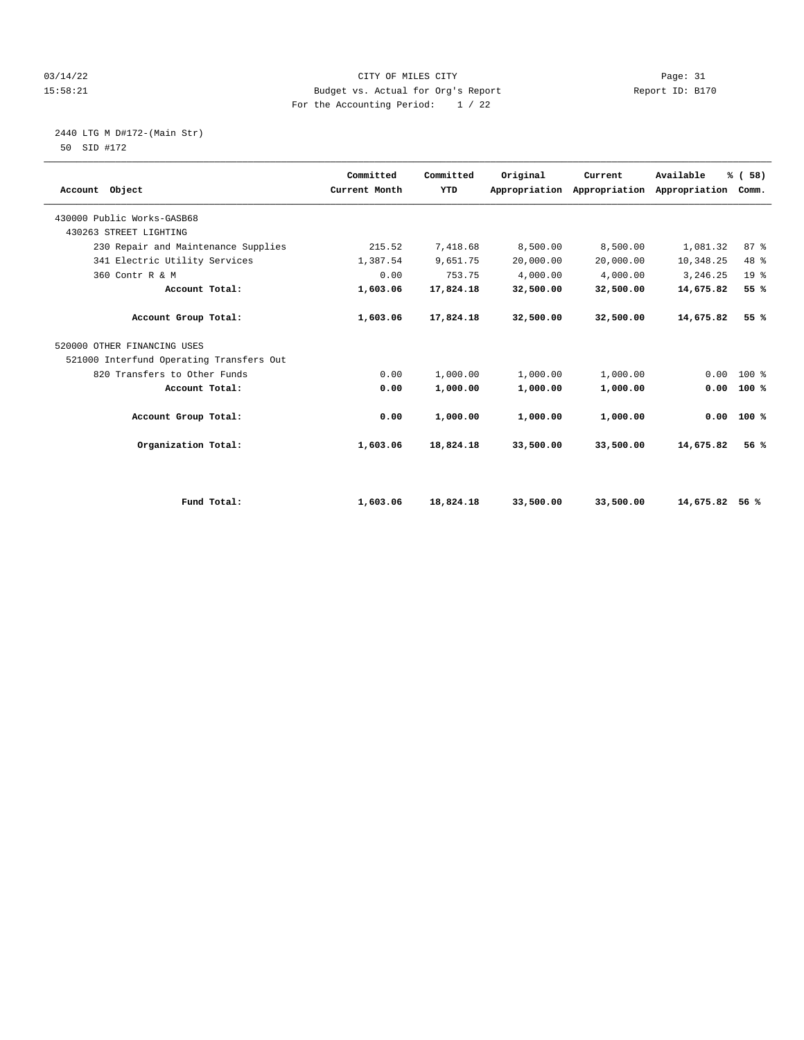CITY OF MILES CITY
Budget vs. Actual for Org's Report
For the Accounting Period: 1 / 22

2440 LTG M D#172-(Main Str)
50 SID #172

| Account Object | Committed Current Month | Committed YTD | Original Appropriation | Current Appropriation | Available Appropriation | % ( 58) Comm. |
|---|---|---|---|---|---|---|
| 430000 Public Works-GASB68 | | | | | | |
| 430263 STREET LIGHTING | | | | | | |
| 230 Repair and Maintenance Supplies | 215.52 | 7,418.68 | 8,500.00 | 8,500.00 | 1,081.32 | 87 % |
| 341 Electric Utility Services | 1,387.54 | 9,651.75 | 20,000.00 | 20,000.00 | 10,348.25 | 48 % |
| 360 Contr R & M | 0.00 | 753.75 | 4,000.00 | 4,000.00 | 3,246.25 | 19 % |
| **Account Total:** | **1,603.06** | **17,824.18** | **32,500.00** | **32,500.00** | **14,675.82** | **55 %** |
| **Account Group Total:** | **1,603.06** | **17,824.18** | **32,500.00** | **32,500.00** | **14,675.82** | **55 %** |
| 520000 OTHER FINANCING USES | | | | | | |
| 521000 Interfund Operating Transfers Out | | | | | | |
| 820 Transfers to Other Funds | 0.00 | 1,000.00 | 1,000.00 | 1,000.00 | 0.00 | 100 % |
| **Account Total:** | **0.00** | **1,000.00** | **1,000.00** | **1,000.00** | **0.00** | **100 %** |
| **Account Group Total:** | **0.00** | **1,000.00** | **1,000.00** | **1,000.00** | **0.00** | **100 %** |
| **Organization Total:** | **1,603.06** | **18,824.18** | **33,500.00** | **33,500.00** | **14,675.82** | **56 %** |
| **Fund Total:** | **1,603.06** | **18,824.18** | **33,500.00** | **33,500.00** | **14,675.82** | **56 %** |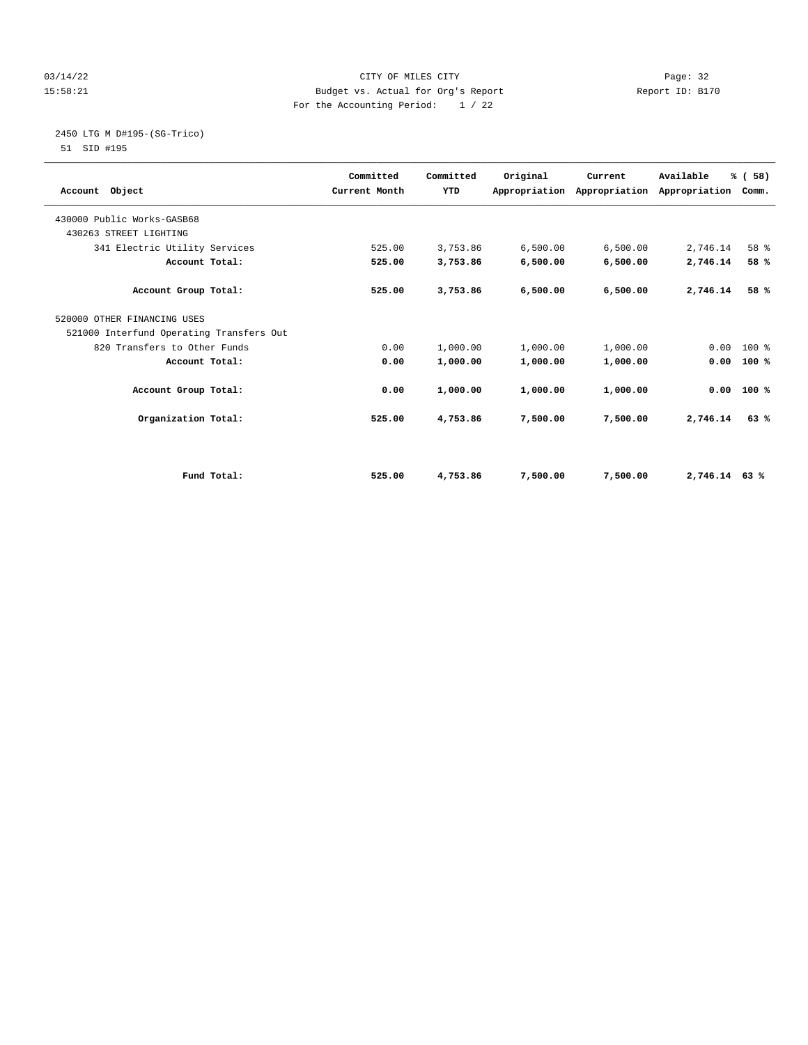CITY OF MILES CITY
Budget vs. Actual for Org's Report
For the Accounting Period: 1 / 22

03/14/22
15:58:21

Report ID: B170

2450 LTG M D#195-(SG-Trico)
51 SID #195

| Account Object | Committed Current Month | Committed YTD | Original Appropriation | Current Appropriation | Available Appropriation | % ( 58) Comm. |
|---|---|---|---|---|---|---|
| 430000 Public Works-GASB68 | | | | | | |
| 430263 STREET LIGHTING | | | | | | |
| 341 Electric Utility Services | 525.00 | 3,753.86 | 6,500.00 | 6,500.00 | 2,746.14 | 58 % |
| **Account Total:** | **525.00** | **3,753.86** | **6,500.00** | **6,500.00** | **2,746.14** | **58 %** |
| **Account Group Total:** | **525.00** | **3,753.86** | **6,500.00** | **6,500.00** | **2,746.14** | **58 %** |
| 520000 OTHER FINANCING USES | | | | | | |
| 521000 Interfund Operating Transfers Out | | | | | | |
| 820 Transfers to Other Funds | 0.00 | 1,000.00 | 1,000.00 | 1,000.00 | 0.00 | 100 % |
| **Account Total:** | **0.00** | **1,000.00** | **1,000.00** | **1,000.00** | **0.00** | **100 %** |
| **Account Group Total:** | **0.00** | **1,000.00** | **1,000.00** | **1,000.00** | **0.00** | **100 %** |
| **Organization Total:** | **525.00** | **4,753.86** | **7,500.00** | **7,500.00** | **2,746.14** | **63 %** |
| **Fund Total:** | **525.00** | **4,753.86** | **7,500.00** | **7,500.00** | **2,746.14** | **63 %** |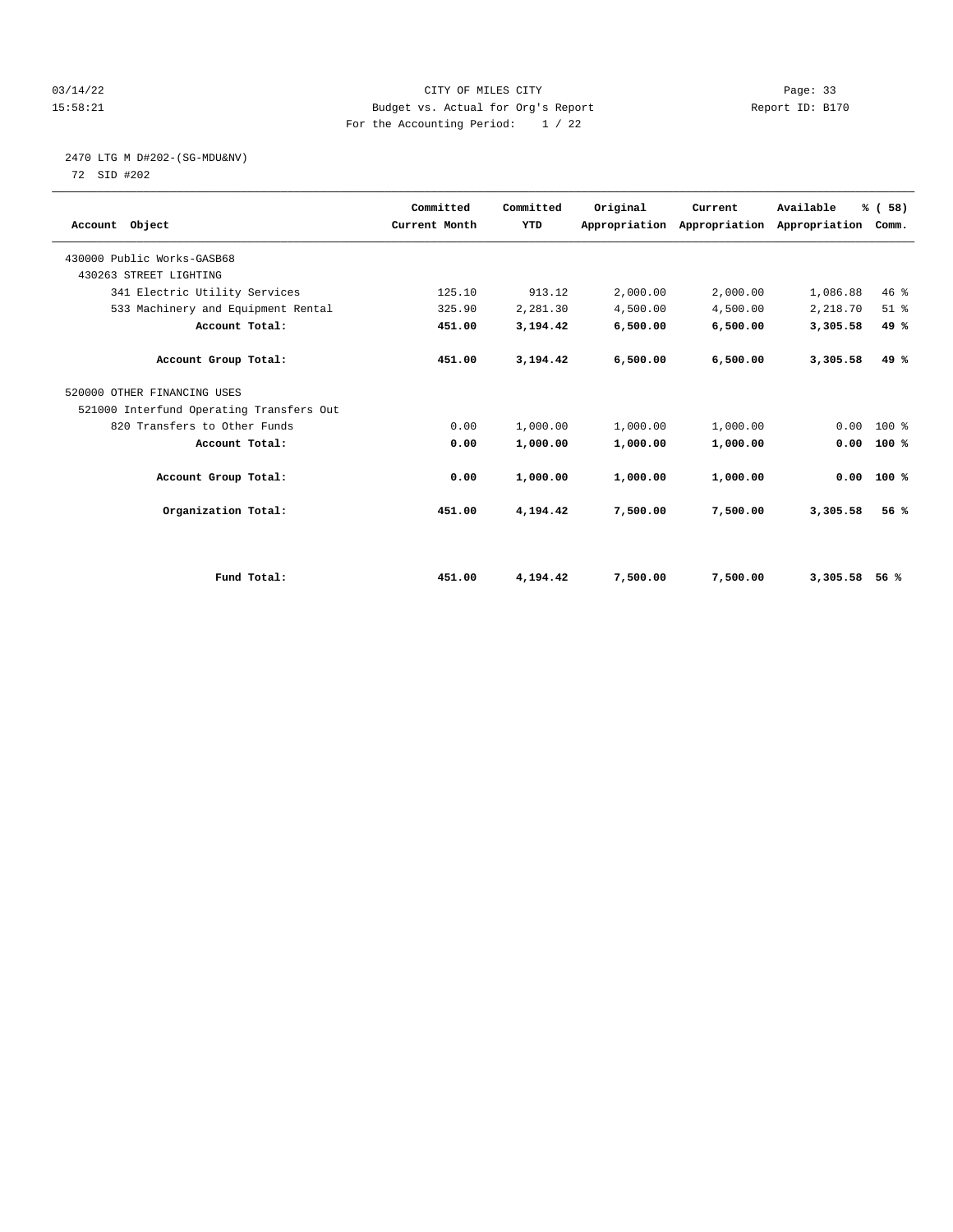CITY OF MILES CITY
Budget vs. Actual for Org's Report
For the Accounting Period: 1 / 22

03/14/22
15:58:21

Report ID: B170

2470 LTG M D#202-(SG-MDU&NV)
72 SID #202

| Account Object | Committed Current Month | Committed YTD | Original Appropriation | Current Appropriation | Available Appropriation | % ( 58) Comm. |
|---|---|---|---|---|---|---|
| 430000 Public Works-GASB68 | | | | | | |
| 430263 STREET LIGHTING | | | | | | |
| 341 Electric Utility Services | 125.10 | 913.12 | 2,000.00 | 2,000.00 | 1,086.88 | 46 % |
| 533 Machinery and Equipment Rental | 325.90 | 2,281.30 | 4,500.00 | 4,500.00 | 2,218.70 | 51 % |
| **Account Total:** | **451.00** | **3,194.42** | **6,500.00** | **6,500.00** | **3,305.58** | **49 %** |
| **Account Group Total:** | **451.00** | **3,194.42** | **6,500.00** | **6,500.00** | **3,305.58** | **49 %** |
| 520000 OTHER FINANCING USES | | | | | | |
| 521000 Interfund Operating Transfers Out | | | | | | |
| 820 Transfers to Other Funds | 0.00 | 1,000.00 | 1,000.00 | 1,000.00 | 0.00 | 100 % |
| **Account Total:** | **0.00** | **1,000.00** | **1,000.00** | **1,000.00** | **0.00** | **100 %** |
| **Account Group Total:** | **0.00** | **1,000.00** | **1,000.00** | **1,000.00** | **0.00** | **100 %** |
| **Organization Total:** | **451.00** | **4,194.42** | **7,500.00** | **7,500.00** | **3,305.58** | **56 %** |
| **Fund Total:** | **451.00** | **4,194.42** | **7,500.00** | **7,500.00** | **3,305.58** | **56 %** |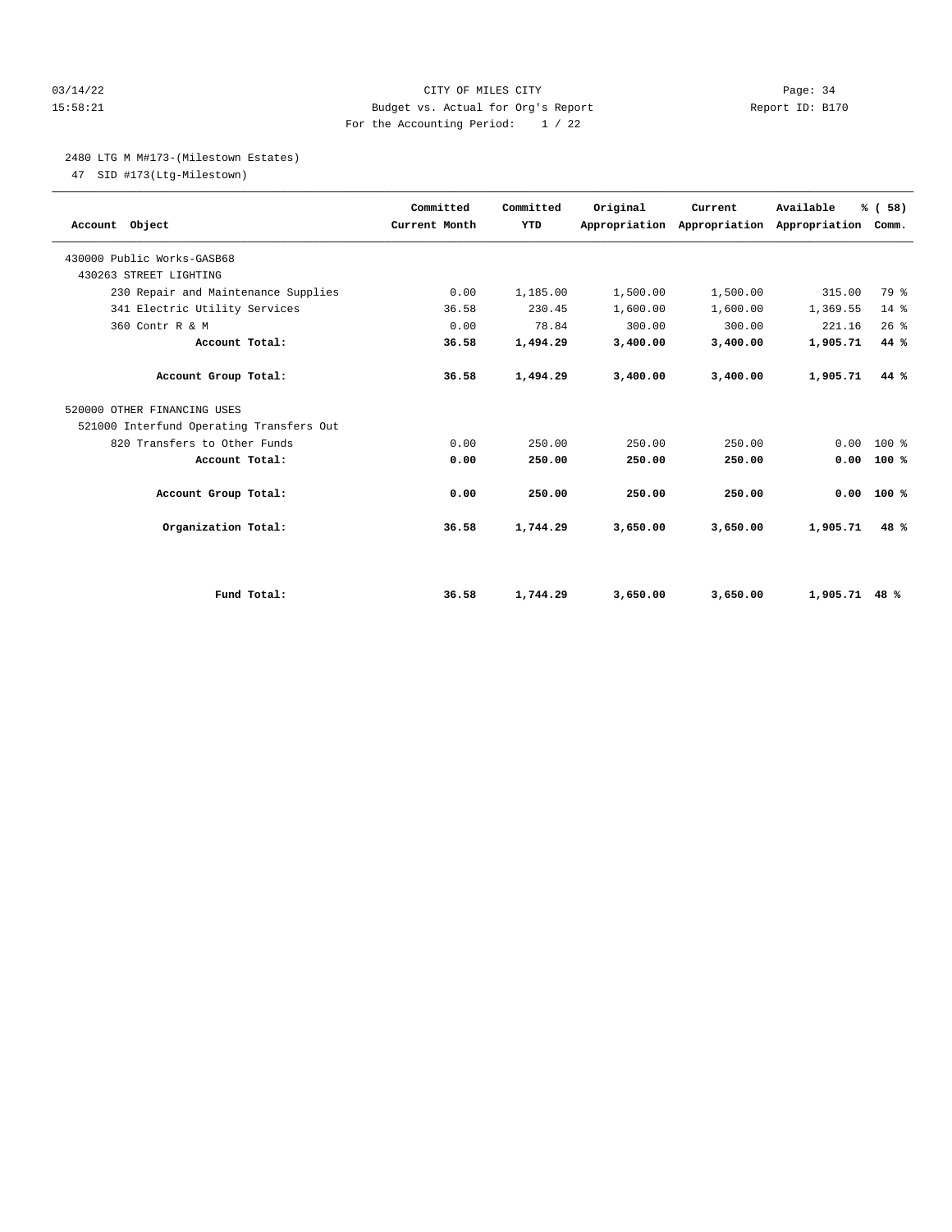CITY OF MILES CITY
Budget vs. Actual for Org's Report
For the Accounting Period: 1 / 22

03/14/22
15:58:21

Report ID: B170

2480 LTG M M#173-(Milestown Estates)
47 SID #173(Ltg-Milestown)

| Account Object | Committed Current Month | Committed YTD | Original Appropriation | Current Appropriation | Available Appropriation | % ( 58) Comm. |
|---|---|---|---|---|---|---|
| 430000 Public Works-GASB68 | | | | | | |
| 430263 STREET LIGHTING | | | | | | |
| 230 Repair and Maintenance Supplies | 0.00 | 1,185.00 | 1,500.00 | 1,500.00 | 315.00 | 79 % |
| 341 Electric Utility Services | 36.58 | 230.45 | 1,600.00 | 1,600.00 | 1,369.55 | 14 % |
| 360 Contr R & M | 0.00 | 78.84 | 300.00 | 300.00 | 221.16 | 26 % |
| **Account Total:** | **36.58** | **1,494.29** | **3,400.00** | **3,400.00** | **1,905.71** | **44 %** |
| **Account Group Total:** | **36.58** | **1,494.29** | **3,400.00** | **3,400.00** | **1,905.71** | **44 %** |
| 520000 OTHER FINANCING USES | | | | | | |
| 521000 Interfund Operating Transfers Out | | | | | | |
| 820 Transfers to Other Funds | 0.00 | 250.00 | 250.00 | 250.00 | 0.00 | 100 % |
| **Account Total:** | **0.00** | **250.00** | **250.00** | **250.00** | **0.00** | **100 %** |
| **Account Group Total:** | **0.00** | **250.00** | **250.00** | **250.00** | **0.00** | **100 %** |
| **Organization Total:** | **36.58** | **1,744.29** | **3,650.00** | **3,650.00** | **1,905.71** | **48 %** |
| **Fund Total:** | **36.58** | **1,744.29** | **3,650.00** | **3,650.00** | **1,905.71** | **48 %** |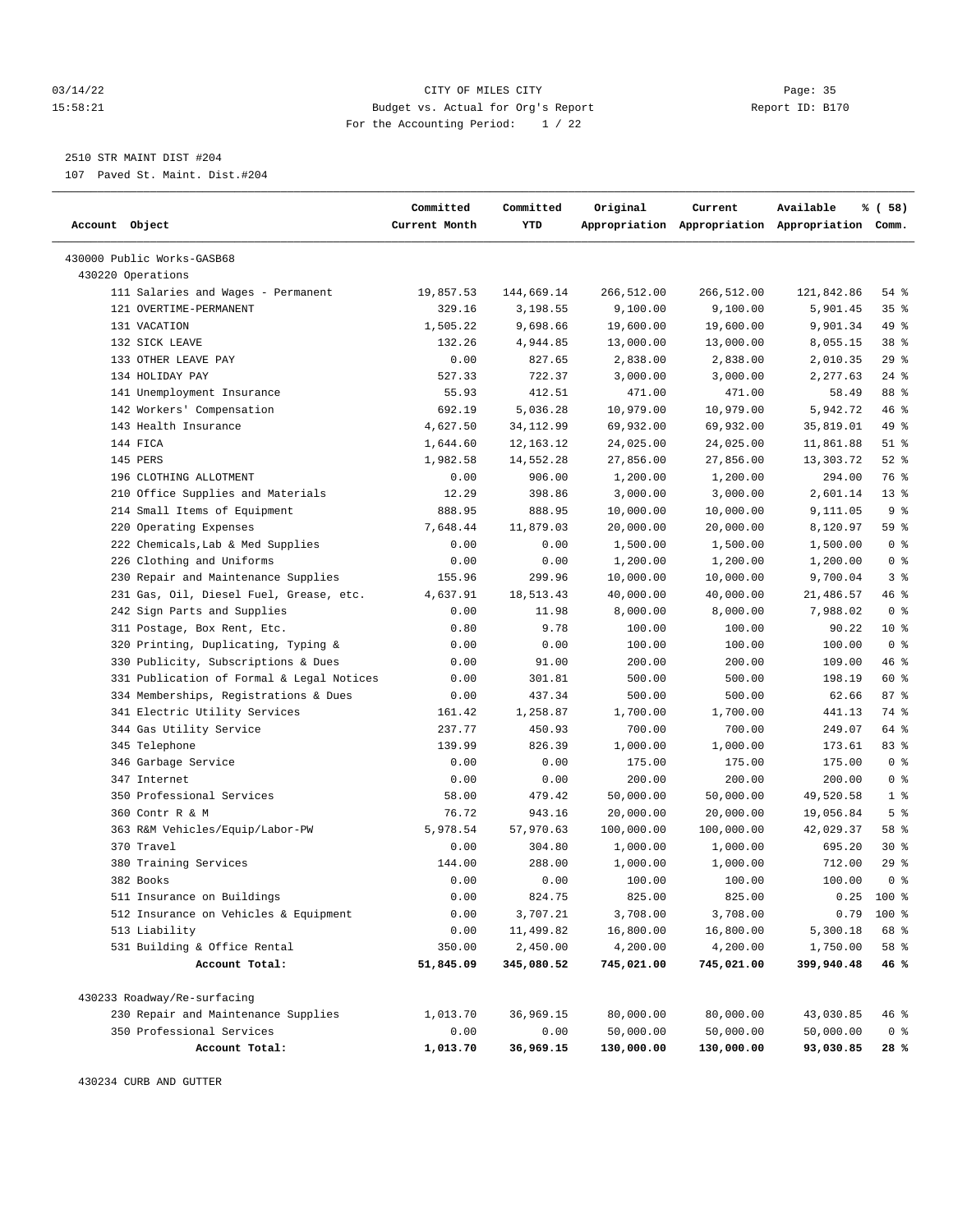CITY OF MILES CITY
Budget vs. Actual for Org's Report
For the Accounting Period: 1 / 22

2510 STR MAINT DIST #204
107 Paved St. Maint. Dist.#204

| Account Object | Committed Current Month | Committed YTD | Original Appropriation | Current Appropriation | Available Appropriation | % ( 58) Comm. |
|---|---|---|---|---|---|---|
| 430000 Public Works-GASB68 | | | | | | |
| 430220 Operations | | | | | | |
| 111 Salaries and Wages - Permanent | 19,857.53 | 144,669.14 | 266,512.00 | 266,512.00 | 121,842.86 | 54 % |
| 121 OVERTIME-PERMANENT | 329.16 | 3,198.55 | 9,100.00 | 9,100.00 | 5,901.45 | 35 % |
| 131 VACATION | 1,505.22 | 9,698.66 | 19,600.00 | 19,600.00 | 9,901.34 | 49 % |
| 132 SICK LEAVE | 132.26 | 4,944.85 | 13,000.00 | 13,000.00 | 8,055.15 | 38 % |
| 133 OTHER LEAVE PAY | 0.00 | 827.65 | 2,838.00 | 2,838.00 | 2,010.35 | 29 % |
| 134 HOLIDAY PAY | 527.33 | 722.37 | 3,000.00 | 3,000.00 | 2,277.63 | 24 % |
| 141 Unemployment Insurance | 55.93 | 412.51 | 471.00 | 471.00 | 58.49 | 88 % |
| 142 Workers' Compensation | 692.19 | 5,036.28 | 10,979.00 | 10,979.00 | 5,942.72 | 46 % |
| 143 Health Insurance | 4,627.50 | 34,112.99 | 69,932.00 | 69,932.00 | 35,819.01 | 49 % |
| 144 FICA | 1,644.60 | 12,163.12 | 24,025.00 | 24,025.00 | 11,861.88 | 51 % |
| 145 PERS | 1,982.58 | 14,552.28 | 27,856.00 | 27,856.00 | 13,303.72 | 52 % |
| 196 CLOTHING ALLOTMENT | 0.00 | 906.00 | 1,200.00 | 1,200.00 | 294.00 | 76 % |
| 210 Office Supplies and Materials | 12.29 | 398.86 | 3,000.00 | 3,000.00 | 2,601.14 | 13 % |
| 214 Small Items of Equipment | 888.95 | 888.95 | 10,000.00 | 10,000.00 | 9,111.05 | 9 % |
| 220 Operating Expenses | 7,648.44 | 11,879.03 | 20,000.00 | 20,000.00 | 8,120.97 | 59 % |
| 222 Chemicals,Lab & Med Supplies | 0.00 | 0.00 | 1,500.00 | 1,500.00 | 1,500.00 | 0 % |
| 226 Clothing and Uniforms | 0.00 | 0.00 | 1,200.00 | 1,200.00 | 1,200.00 | 0 % |
| 230 Repair and Maintenance Supplies | 155.96 | 299.96 | 10,000.00 | 10,000.00 | 9,700.04 | 3 % |
| 231 Gas, Oil, Diesel Fuel, Grease, etc. | 4,637.91 | 18,513.43 | 40,000.00 | 40,000.00 | 21,486.57 | 46 % |
| 242 Sign Parts and Supplies | 0.00 | 11.98 | 8,000.00 | 8,000.00 | 7,988.02 | 0 % |
| 311 Postage, Box Rent, Etc. | 0.80 | 9.78 | 100.00 | 100.00 | 90.22 | 10 % |
| 320 Printing, Duplicating, Typing & | 0.00 | 0.00 | 100.00 | 100.00 | 100.00 | 0 % |
| 330 Publicity, Subscriptions & Dues | 0.00 | 91.00 | 200.00 | 200.00 | 109.00 | 46 % |
| 331 Publication of Formal & Legal Notices | 0.00 | 301.81 | 500.00 | 500.00 | 198.19 | 60 % |
| 334 Memberships, Registrations & Dues | 0.00 | 437.34 | 500.00 | 500.00 | 62.66 | 87 % |
| 341 Electric Utility Services | 161.42 | 1,258.87 | 1,700.00 | 1,700.00 | 441.13 | 74 % |
| 344 Gas Utility Service | 237.77 | 450.93 | 700.00 | 700.00 | 249.07 | 64 % |
| 345 Telephone | 139.99 | 826.39 | 1,000.00 | 1,000.00 | 173.61 | 83 % |
| 346 Garbage Service | 0.00 | 0.00 | 175.00 | 175.00 | 175.00 | 0 % |
| 347 Internet | 0.00 | 0.00 | 200.00 | 200.00 | 200.00 | 0 % |
| 350 Professional Services | 58.00 | 479.42 | 50,000.00 | 50,000.00 | 49,520.58 | 1 % |
| 360 Contr R & M | 76.72 | 943.16 | 20,000.00 | 20,000.00 | 19,056.84 | 5 % |
| 363 R&M Vehicles/Equip/Labor-PW | 5,978.54 | 57,970.63 | 100,000.00 | 100,000.00 | 42,029.37 | 58 % |
| 370 Travel | 0.00 | 304.80 | 1,000.00 | 1,000.00 | 695.20 | 30 % |
| 380 Training Services | 144.00 | 288.00 | 1,000.00 | 1,000.00 | 712.00 | 29 % |
| 382 Books | 0.00 | 0.00 | 100.00 | 100.00 | 100.00 | 0 % |
| 511 Insurance on Buildings | 0.00 | 824.75 | 825.00 | 825.00 | 0.25 | 100 % |
| 512 Insurance on Vehicles & Equipment | 0.00 | 3,707.21 | 3,708.00 | 3,708.00 | 0.79 | 100 % |
| 513 Liability | 0.00 | 11,499.82 | 16,800.00 | 16,800.00 | 5,300.18 | 68 % |
| 531 Building & Office Rental | 350.00 | 2,450.00 | 4,200.00 | 4,200.00 | 1,750.00 | 58 % |
| **Account Total:** | **51,845.09** | **345,080.52** | **745,021.00** | **745,021.00** | **399,940.48** | **46 %** |
| 430233 Roadway/Re-surfacing | | | | | | |
| 230 Repair and Maintenance Supplies | 1,013.70 | 36,969.15 | 80,000.00 | 80,000.00 | 43,030.85 | 46 % |
| 350 Professional Services | 0.00 | 0.00 | 50,000.00 | 50,000.00 | 50,000.00 | 0 % |
| **Account Total:** | **1,013.70** | **36,969.15** | **130,000.00** | **130,000.00** | **93,030.85** | **28 %** |
| 430234 CURB AND GUTTER | | | | | | |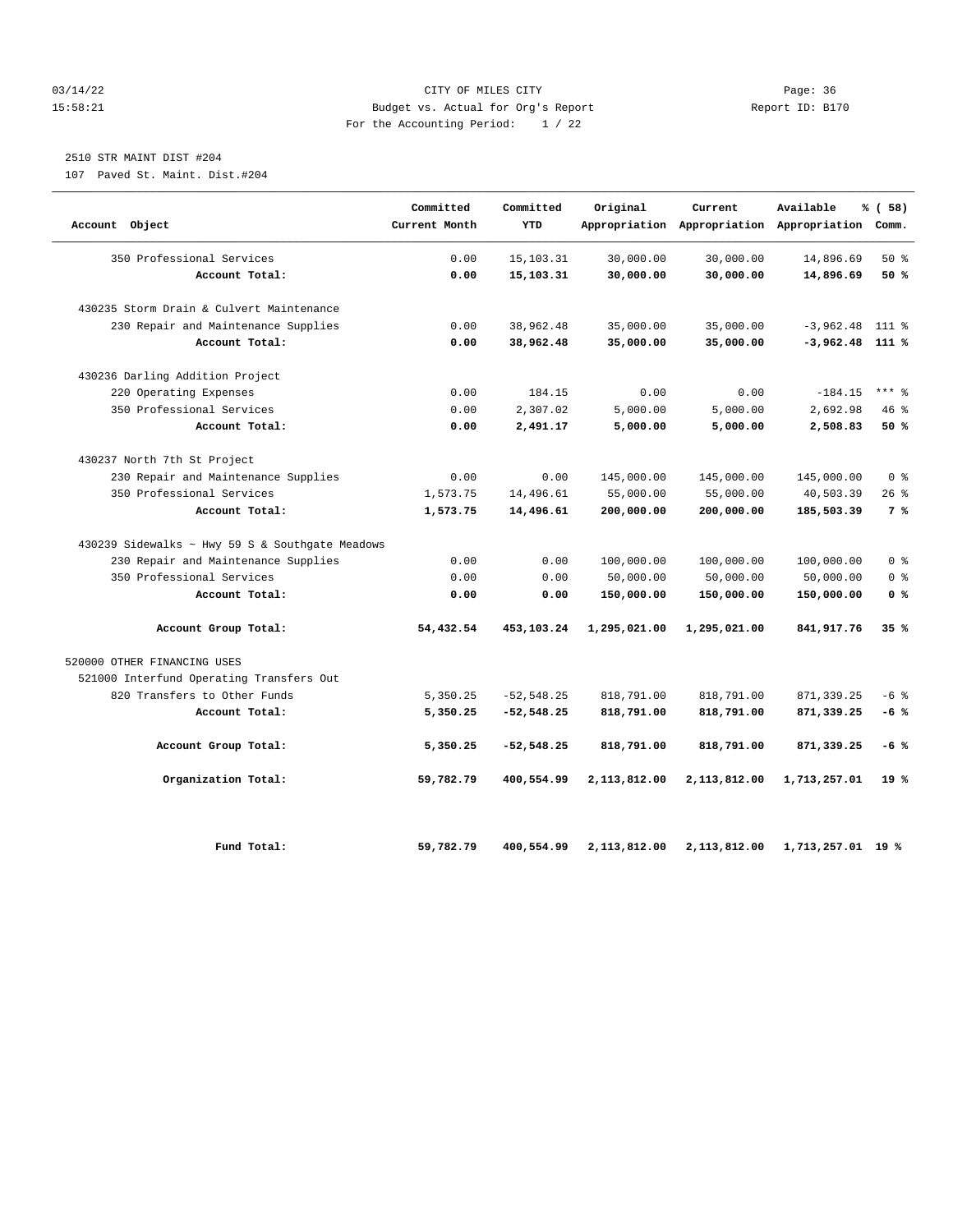CITY OF MILES CITY
Budget vs. Actual for Org's Report
For the Accounting Period: 1 / 22

2510 STR MAINT DIST #204
107 Paved St. Maint. Dist.#204

| Account Object | Committed Current Month | Committed YTD | Original Appropriation | Current Appropriation | Available Appropriation | % ( 58) Comm. |
|---|---|---|---|---|---|---|
| 350 Professional Services | 0.00 | 15,103.31 | 30,000.00 | 30,000.00 | 14,896.69 | 50 % |
| **Account Total:** | **0.00** | **15,103.31** | **30,000.00** | **30,000.00** | **14,896.69** | **50 %** |
| 430235 Storm Drain & Culvert Maintenance | | | | | | |
| 230 Repair and Maintenance Supplies | 0.00 | 38,962.48 | 35,000.00 | 35,000.00 | -3,962.48 | 111 % |
| **Account Total:** | **0.00** | **38,962.48** | **35,000.00** | **35,000.00** | **-3,962.48** | **111 %** |
| 430236 Darling Addition Project | | | | | | |
| 220 Operating Expenses | 0.00 | 184.15 | 0.00 | 0.00 | -184.15 | *** % |
| 350 Professional Services | 0.00 | 2,307.02 | 5,000.00 | 5,000.00 | 2,692.98 | 46 % |
| **Account Total:** | **0.00** | **2,491.17** | **5,000.00** | **5,000.00** | **2,508.83** | **50 %** |
| 430237 North 7th St Project | | | | | | |
| 230 Repair and Maintenance Supplies | 0.00 | 0.00 | 145,000.00 | 145,000.00 | 145,000.00 | 0 % |
| 350 Professional Services | 1,573.75 | 14,496.61 | 55,000.00 | 55,000.00 | 40,503.39 | 26 % |
| **Account Total:** | **1,573.75** | **14,496.61** | **200,000.00** | **200,000.00** | **185,503.39** | **7 %** |
| 430239 Sidewalks ~ Hwy 59 S & Southgate Meadows | | | | | | |
| 230 Repair and Maintenance Supplies | 0.00 | 0.00 | 100,000.00 | 100,000.00 | 100,000.00 | 0 % |
| 350 Professional Services | 0.00 | 0.00 | 50,000.00 | 50,000.00 | 50,000.00 | 0 % |
| **Account Total:** | **0.00** | **0.00** | **150,000.00** | **150,000.00** | **150,000.00** | **0 %** |
| **Account Group Total:** | **54,432.54** | **453,103.24** | **1,295,021.00** | **1,295,021.00** | **841,917.76** | **35 %** |
| 520000 OTHER FINANCING USES | | | | | | |
| 521000 Interfund Operating Transfers Out | | | | | | |
| 820 Transfers to Other Funds | 5,350.25 | -52,548.25 | 818,791.00 | 818,791.00 | 871,339.25 | -6 % |
| **Account Total:** | **5,350.25** | **-52,548.25** | **818,791.00** | **818,791.00** | **871,339.25** | **-6 %** |
| **Account Group Total:** | **5,350.25** | **-52,548.25** | **818,791.00** | **818,791.00** | **871,339.25** | **-6 %** |
| **Organization Total:** | **59,782.79** | **400,554.99** | **2,113,812.00** | **2,113,812.00** | **1,713,257.01** | **19 %** |
| **Fund Total:** | **59,782.79** | **400,554.99** | **2,113,812.00** | **2,113,812.00** | **1,713,257.01** | **19 %** |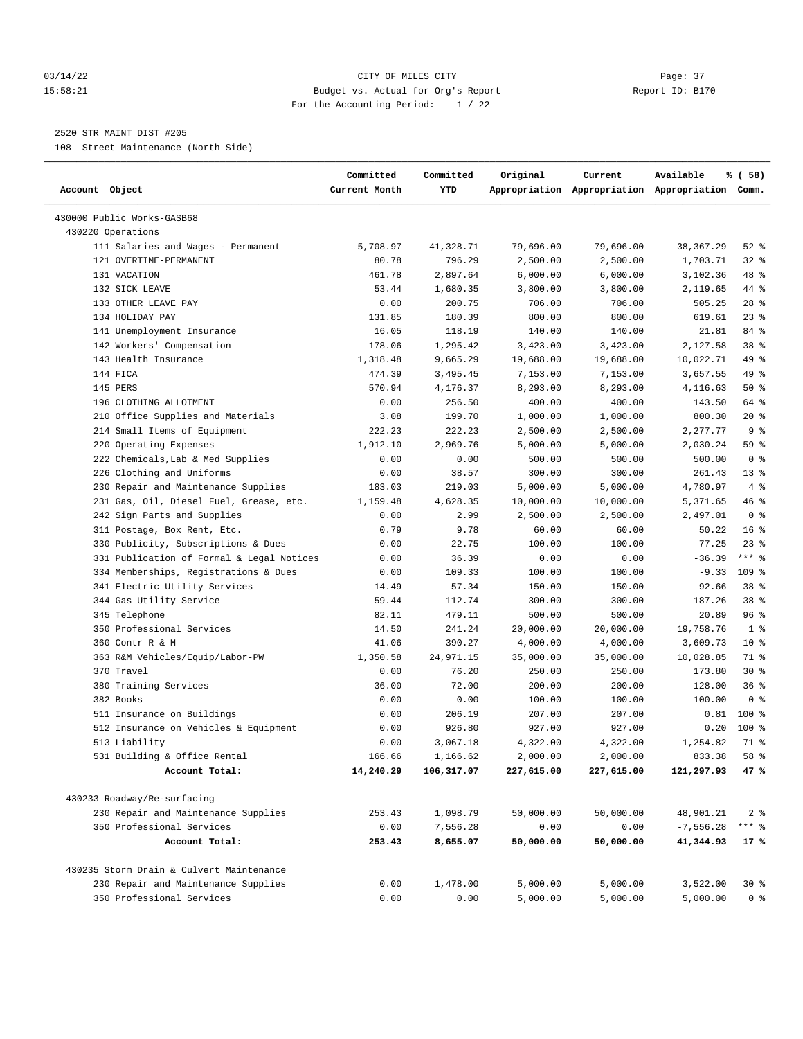2520 STR MAINT DIST #205
108 Street Maintenance (North Side)

| Account Object | Committed Current Month | Committed YTD | Original Appropriation | Current Appropriation | Available Appropriation | % ( 58) Comm. |
|---|---|---|---|---|---|---|
| 430000 Public Works-GASB68 | | | | | | |
| 430220 Operations | | | | | | |
| 111 Salaries and Wages - Permanent | 5,708.97 | 41,328.71 | 79,696.00 | 79,696.00 | 38,367.29 | 52 % |
| 121 OVERTIME-PERMANENT | 80.78 | 796.29 | 2,500.00 | 2,500.00 | 1,703.71 | 32 % |
| 131 VACATION | 461.78 | 2,897.64 | 6,000.00 | 6,000.00 | 3,102.36 | 48 % |
| 132 SICK LEAVE | 53.44 | 1,680.35 | 3,800.00 | 3,800.00 | 2,119.65 | 44 % |
| 133 OTHER LEAVE PAY | 0.00 | 200.75 | 706.00 | 706.00 | 505.25 | 28 % |
| 134 HOLIDAY PAY | 131.85 | 180.39 | 800.00 | 800.00 | 619.61 | 23 % |
| 141 Unemployment Insurance | 16.05 | 118.19 | 140.00 | 140.00 | 21.81 | 84 % |
| 142 Workers' Compensation | 178.06 | 1,295.42 | 3,423.00 | 3,423.00 | 2,127.58 | 38 % |
| 143 Health Insurance | 1,318.48 | 9,665.29 | 19,688.00 | 19,688.00 | 10,022.71 | 49 % |
| 144 FICA | 474.39 | 3,495.45 | 7,153.00 | 7,153.00 | 3,657.55 | 49 % |
| 145 PERS | 570.94 | 4,176.37 | 8,293.00 | 8,293.00 | 4,116.63 | 50 % |
| 196 CLOTHING ALLOTMENT | 0.00 | 256.50 | 400.00 | 400.00 | 143.50 | 64 % |
| 210 Office Supplies and Materials | 3.08 | 199.70 | 1,000.00 | 1,000.00 | 800.30 | 20 % |
| 214 Small Items of Equipment | 222.23 | 222.23 | 2,500.00 | 2,500.00 | 2,277.77 | 9 % |
| 220 Operating Expenses | 1,912.10 | 2,969.76 | 5,000.00 | 5,000.00 | 2,030.24 | 59 % |
| 222 Chemicals,Lab & Med Supplies | 0.00 | 0.00 | 500.00 | 500.00 | 500.00 | 0 % |
| 226 Clothing and Uniforms | 0.00 | 38.57 | 300.00 | 300.00 | 261.43 | 13 % |
| 230 Repair and Maintenance Supplies | 183.03 | 219.03 | 5,000.00 | 5,000.00 | 4,780.97 | 4 % |
| 231 Gas, Oil, Diesel Fuel, Grease, etc. | 1,159.48 | 4,628.35 | 10,000.00 | 10,000.00 | 5,371.65 | 46 % |
| 242 Sign Parts and Supplies | 0.00 | 2.99 | 2,500.00 | 2,500.00 | 2,497.01 | 0 % |
| 311 Postage, Box Rent, Etc. | 0.79 | 9.78 | 60.00 | 60.00 | 50.22 | 16 % |
| 330 Publicity, Subscriptions & Dues | 0.00 | 22.75 | 100.00 | 100.00 | 77.25 | 23 % |
| 331 Publication of Formal & Legal Notices | 0.00 | 36.39 | 0.00 | 0.00 | -36.39 | *** % |
| 334 Memberships, Registrations & Dues | 0.00 | 109.33 | 100.00 | 100.00 | -9.33 | 109 % |
| 341 Electric Utility Services | 14.49 | 57.34 | 150.00 | 150.00 | 92.66 | 38 % |
| 344 Gas Utility Service | 59.44 | 112.74 | 300.00 | 300.00 | 187.26 | 38 % |
| 345 Telephone | 82.11 | 479.11 | 500.00 | 500.00 | 20.89 | 96 % |
| 350 Professional Services | 14.50 | 241.24 | 20,000.00 | 20,000.00 | 19,758.76 | 1 % |
| 360 Contr R & M | 41.06 | 390.27 | 4,000.00 | 4,000.00 | 3,609.73 | 10 % |
| 363 R&M Vehicles/Equip/Labor-PW | 1,350.58 | 24,971.15 | 35,000.00 | 35,000.00 | 10,028.85 | 71 % |
| 370 Travel | 0.00 | 76.20 | 250.00 | 250.00 | 173.80 | 30 % |
| 380 Training Services | 36.00 | 72.00 | 200.00 | 200.00 | 128.00 | 36 % |
| 382 Books | 0.00 | 0.00 | 100.00 | 100.00 | 100.00 | 0 % |
| 511 Insurance on Buildings | 0.00 | 206.19 | 207.00 | 207.00 | 0.81 | 100 % |
| 512 Insurance on Vehicles & Equipment | 0.00 | 926.80 | 927.00 | 927.00 | 0.20 | 100 % |
| 513 Liability | 0.00 | 3,067.18 | 4,322.00 | 4,322.00 | 1,254.82 | 71 % |
| 531 Building & Office Rental | 166.66 | 1,166.62 | 2,000.00 | 2,000.00 | 833.38 | 58 % |
| **Account Total:** | **14,240.29** | **106,317.07** | **227,615.00** | **227,615.00** | **121,297.93** | **47 %** |
| 430233 Roadway/Re-surfacing | | | | | | |
| 230 Repair and Maintenance Supplies | 253.43 | 1,098.79 | 50,000.00 | 50,000.00 | 48,901.21 | 2 % |
| 350 Professional Services | 0.00 | 7,556.28 | 0.00 | 0.00 | -7,556.28 | *** % |
| **Account Total:** | **253.43** | **8,655.07** | **50,000.00** | **50,000.00** | **41,344.93** | **17 %** |
| 430235 Storm Drain & Culvert Maintenance | | | | | | |
| 230 Repair and Maintenance Supplies | 0.00 | 1,478.00 | 5,000.00 | 5,000.00 | 3,522.00 | 30 % |
| 350 Professional Services | 0.00 | 0.00 | 5,000.00 | 5,000.00 | 5,000.00 | 0 % |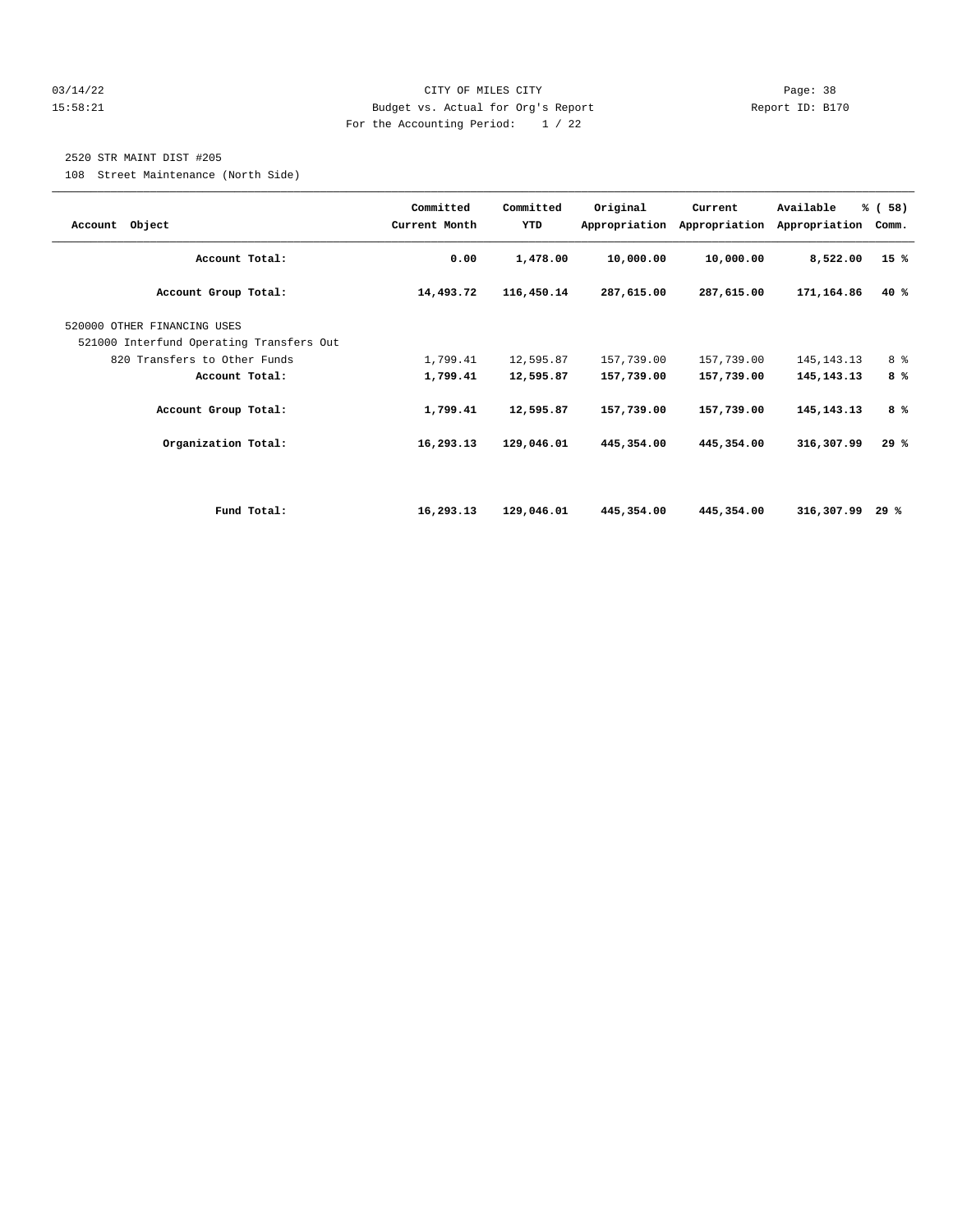CITY OF MILES CITY
Budget vs. Actual for Org's Report
For the Accounting Period: 1 / 22

2520 STR MAINT DIST #205
108 Street Maintenance (North Side)

| Account Object | Committed Current Month | Committed YTD | Original Appropriation | Current Appropriation | Available Appropriation | % ( 58) Comm. |
|---|---|---|---|---|---|---|
| **Account Total:** | **0.00** | **1,478.00** | **10,000.00** | **10,000.00** | **8,522.00** | **15 %** |
| **Account Group Total:** | **14,493.72** | **116,450.14** | **287,615.00** | **287,615.00** | **171,164.86** | **40 %** |
| 520000 OTHER FINANCING USES | | | | | | |
| 521000 Interfund Operating Transfers Out | | | | | | |
| 820 Transfers to Other Funds | 1,799.41 | 12,595.87 | 157,739.00 | 157,739.00 | 145,143.13 | 8 % |
| **Account Total:** | **1,799.41** | **12,595.87** | **157,739.00** | **157,739.00** | **145,143.13** | **8 %** |
| **Account Group Total:** | **1,799.41** | **12,595.87** | **157,739.00** | **157,739.00** | **145,143.13** | **8 %** |
| **Organization Total:** | **16,293.13** | **129,046.01** | **445,354.00** | **445,354.00** | **316,307.99** | **29 %** |
| **Fund Total:** | **16,293.13** | **129,046.01** | **445,354.00** | **445,354.00** | **316,307.99** | **29 %** |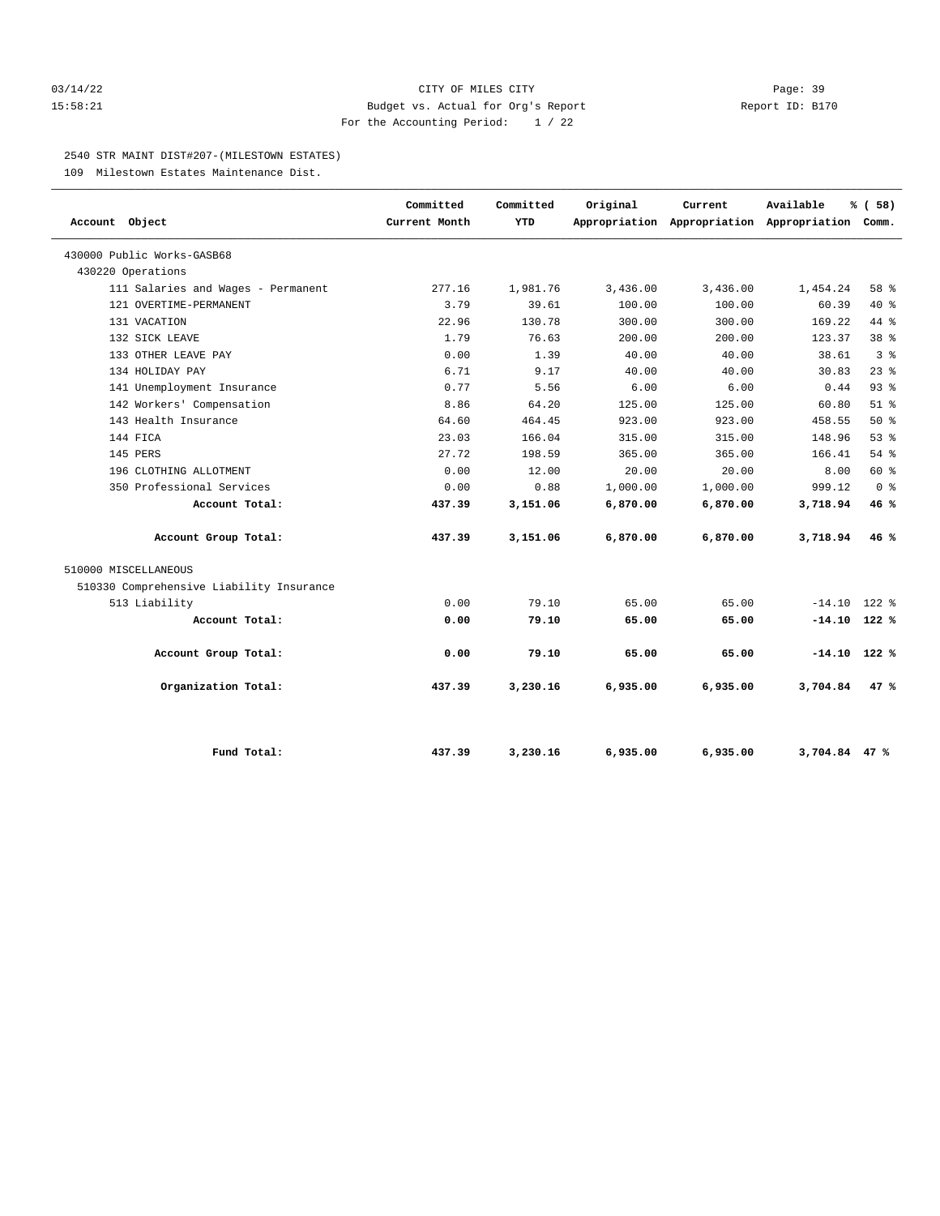CITY OF MILES CITY

Budget vs. Actual for Org's Report

For the Accounting Period: 1 / 22

03/14/22 15:58:21 Report ID: B170

2540 STR MAINT DIST#207-(MILESTOWN ESTATES)

109 Milestown Estates Maintenance Dist.

| Account Object | Committed Current Month | Committed YTD | Original Appropriation | Current Appropriation | Available Appropriation | % ( 58) Comm. |
|---|---|---|---|---|---|---|
| 430000 Public Works-GASB68 | | | | | | |
| 430220 Operations | | | | | | |
| 111 Salaries and Wages - Permanent | 277.16 | 1,981.76 | 3,436.00 | 3,436.00 | 1,454.24 | 58 % |
| 121 OVERTIME-PERMANENT | 3.79 | 39.61 | 100.00 | 100.00 | 60.39 | 40 % |
| 131 VACATION | 22.96 | 130.78 | 300.00 | 300.00 | 169.22 | 44 % |
| 132 SICK LEAVE | 1.79 | 76.63 | 200.00 | 200.00 | 123.37 | 38 % |
| 133 OTHER LEAVE PAY | 0.00 | 1.39 | 40.00 | 40.00 | 38.61 | 3 % |
| 134 HOLIDAY PAY | 6.71 | 9.17 | 40.00 | 40.00 | 30.83 | 23 % |
| 141 Unemployment Insurance | 0.77 | 5.56 | 6.00 | 6.00 | 0.44 | 93 % |
| 142 Workers' Compensation | 8.86 | 64.20 | 125.00 | 125.00 | 60.80 | 51 % |
| 143 Health Insurance | 64.60 | 464.45 | 923.00 | 923.00 | 458.55 | 50 % |
| 144 FICA | 23.03 | 166.04 | 315.00 | 315.00 | 148.96 | 53 % |
| 145 PERS | 27.72 | 198.59 | 365.00 | 365.00 | 166.41 | 54 % |
| 196 CLOTHING ALLOTMENT | 0.00 | 12.00 | 20.00 | 20.00 | 8.00 | 60 % |
| 350 Professional Services | 0.00 | 0.88 | 1,000.00 | 1,000.00 | 999.12 | 0 % |
| **Account Total:** | **437.39** | **3,151.06** | **6,870.00** | **6,870.00** | **3,718.94** | **46 %** |
| **Account Group Total:** | **437.39** | **3,151.06** | **6,870.00** | **6,870.00** | **3,718.94** | **46 %** |
| 510000 MISCELLANEOUS | | | | | | |
| 510330 Comprehensive Liability Insurance | | | | | | |
| 513 Liability | 0.00 | 79.10 | 65.00 | 65.00 | -14.10 | 122 % |
| **Account Total:** | **0.00** | **79.10** | **65.00** | **65.00** | **-14.10** | **122 %** |
| **Account Group Total:** | **0.00** | **79.10** | **65.00** | **65.00** | **-14.10** | **122 %** |
| **Organization Total:** | **437.39** | **3,230.16** | **6,935.00** | **6,935.00** | **3,704.84** | **47 %** |
| **Fund Total:** | **437.39** | **3,230.16** | **6,935.00** | **6,935.00** | **3,704.84** | **47 %** |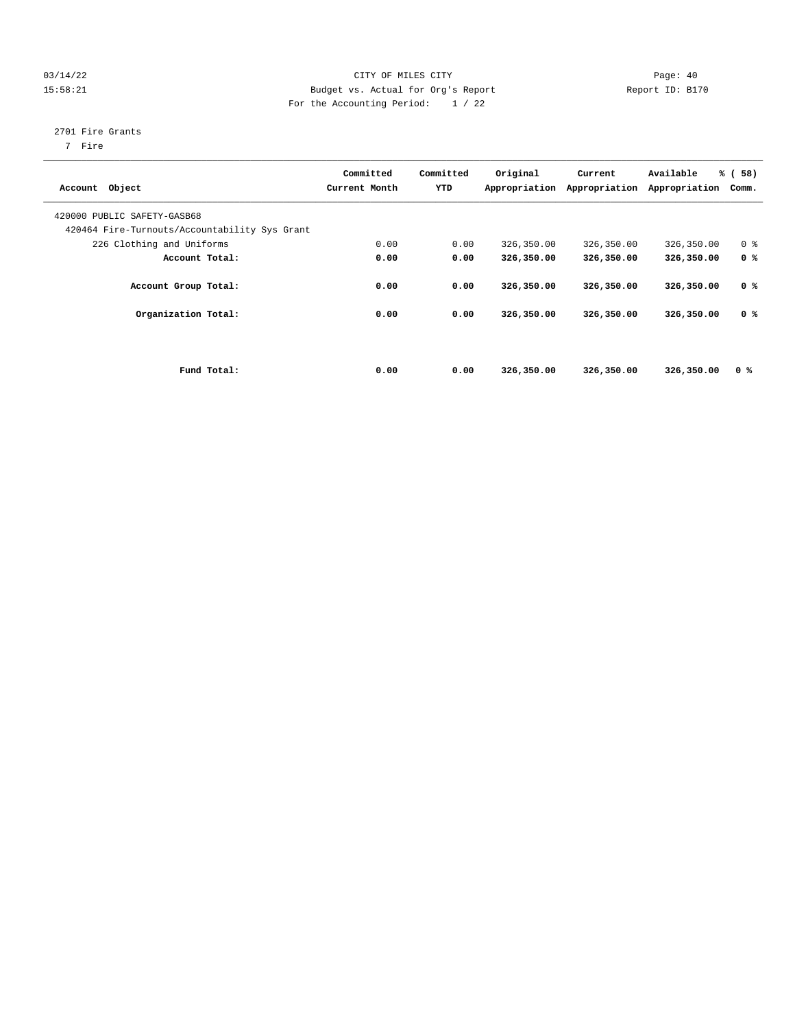CITY OF MILES CITY
Budget vs. Actual for Org's Report
For the Accounting Period: 1 / 22

03/14/22
15:58:21

Report ID: B170

2701 Fire Grants
7 Fire

| Account Object | Committed Current Month | Committed YTD | Original Appropriation | Current Appropriation | Available Appropriation | % ( 58) Comm. |
|---|---|---|---|---|---|---|
| 420000 PUBLIC SAFETY-GASB68 | | | | | | |
| 420464 Fire-Turnouts/Accountability Sys Grant | | | | | | |
| 226 Clothing and Uniforms | 0.00 | 0.00 | 326,350.00 | 326,350.00 | 326,350.00 | 0 % |
| **Account Total:** | **0.00** | **0.00** | **326,350.00** | **326,350.00** | **326,350.00** | **0 %** |
| **Account Group Total:** | **0.00** | **0.00** | **326,350.00** | **326,350.00** | **326,350.00** | **0 %** |
| **Organization Total:** | **0.00** | **0.00** | **326,350.00** | **326,350.00** | **326,350.00** | **0 %** |
| **Fund Total:** | **0.00** | **0.00** | **326,350.00** | **326,350.00** | **326,350.00** | **0 %** |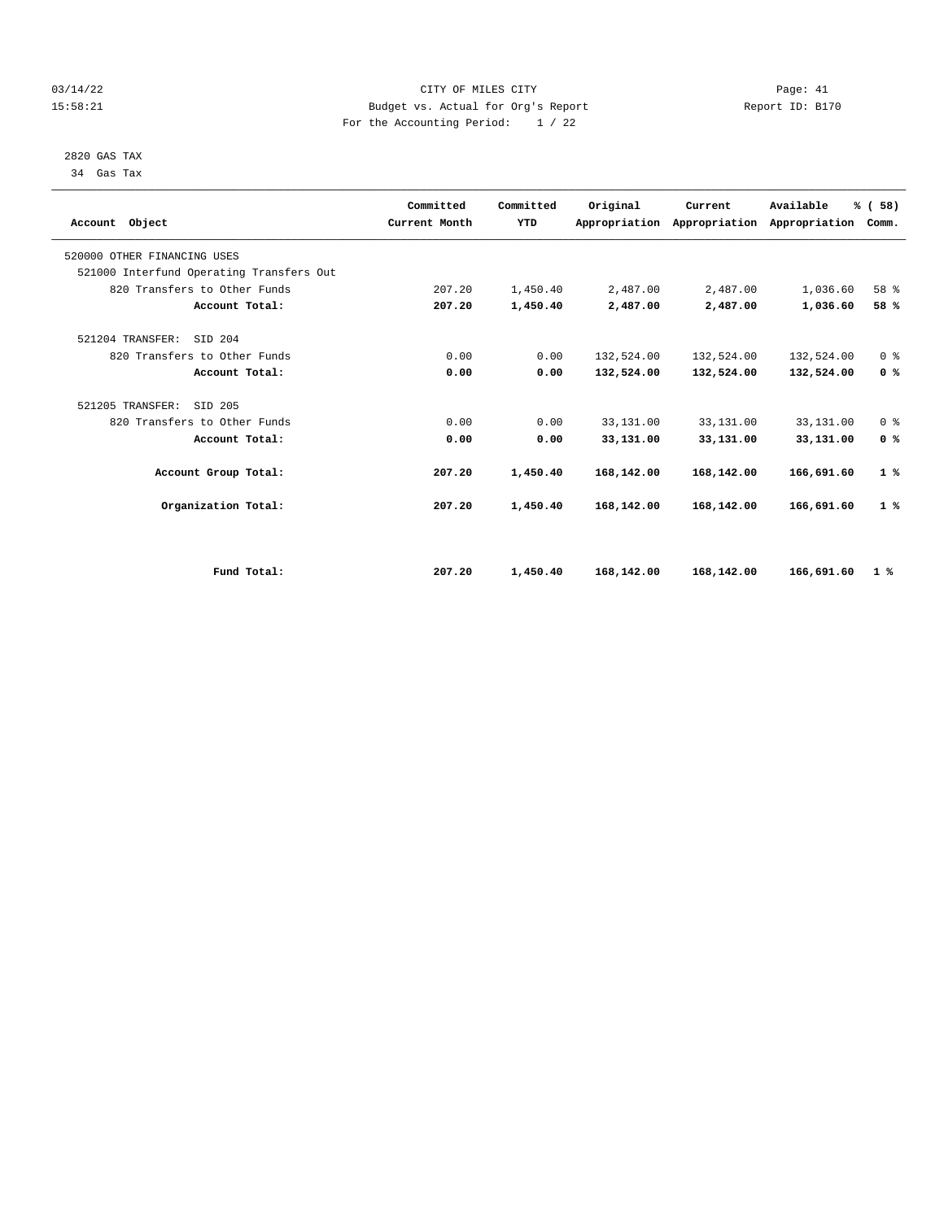CITY OF MILES CITY
Budget vs. Actual for Org's Report
For the Accounting Period: 1 / 22

2820 GAS TAX
34 Gas Tax

| Account Object | Committed Current Month | Committed YTD | Original Appropriation | Current Appropriation | Available Appropriation | % ( 58) Comm. |
|---|---|---|---|---|---|---|
| 520000 OTHER FINANCING USES | | | | | | |
| 521000 Interfund Operating Transfers Out | | | | | | |
| 820 Transfers to Other Funds | 207.20 | 1,450.40 | 2,487.00 | 2,487.00 | 1,036.60 | 58 % |
| **Account Total:** | **207.20** | **1,450.40** | **2,487.00** | **2,487.00** | **1,036.60** | **58 %** |
| 521204 TRANSFER: SID 204 | | | | | | |
| 820 Transfers to Other Funds | 0.00 | 0.00 | 132,524.00 | 132,524.00 | 132,524.00 | 0 % |
| **Account Total:** | **0.00** | **0.00** | **132,524.00** | **132,524.00** | **132,524.00** | **0 %** |
| 521205 TRANSFER: SID 205 | | | | | | |
| 820 Transfers to Other Funds | 0.00 | 0.00 | 33,131.00 | 33,131.00 | 33,131.00 | 0 % |
| **Account Total:** | **0.00** | **0.00** | **33,131.00** | **33,131.00** | **33,131.00** | **0 %** |
| **Account Group Total:** | **207.20** | **1,450.40** | **168,142.00** | **168,142.00** | **166,691.60** | **1 %** |
| **Organization Total:** | **207.20** | **1,450.40** | **168,142.00** | **168,142.00** | **166,691.60** | **1 %** |
| **Fund Total:** | **207.20** | **1,450.40** | **168,142.00** | **168,142.00** | **166,691.60** | **1 %** |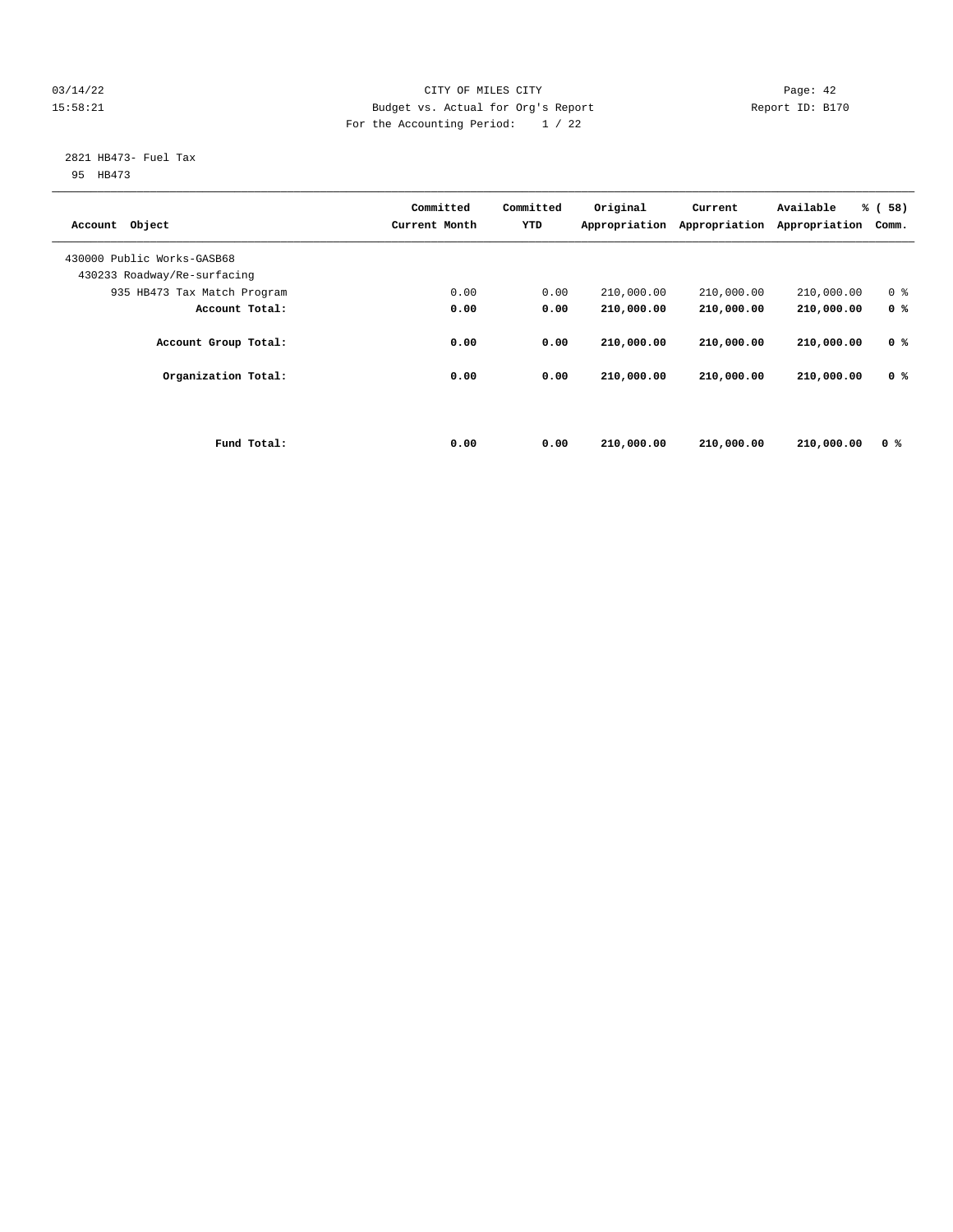CITY OF MILES CITY

Budget vs. Actual for Org's Report

For the Accounting Period: 1 / 22

03/14/22 15:58:21 — Report ID: B170

2821 HB473- Fuel Tax

95 HB473

| Account Object | Committed Current Month | Committed YTD | Original Appropriation | Current Appropriation | Available Appropriation | % ( 58) Comm. |
|---|---|---|---|---|---|---|
| 430000 Public Works-GASB68 | | | | | | |
| 430233 Roadway/Re-surfacing | | | | | | |
| 935 HB473 Tax Match Program | 0.00 | 0.00 | 210,000.00 | 210,000.00 | 210,000.00 | 0 % |
| **Account Total:** | **0.00** | **0.00** | **210,000.00** | **210,000.00** | **210,000.00** | **0 %** |
| **Account Group Total:** | **0.00** | **0.00** | **210,000.00** | **210,000.00** | **210,000.00** | **0 %** |
| **Organization Total:** | **0.00** | **0.00** | **210,000.00** | **210,000.00** | **210,000.00** | **0 %** |
| **Fund Total:** | **0.00** | **0.00** | **210,000.00** | **210,000.00** | **210,000.00** | **0 %** |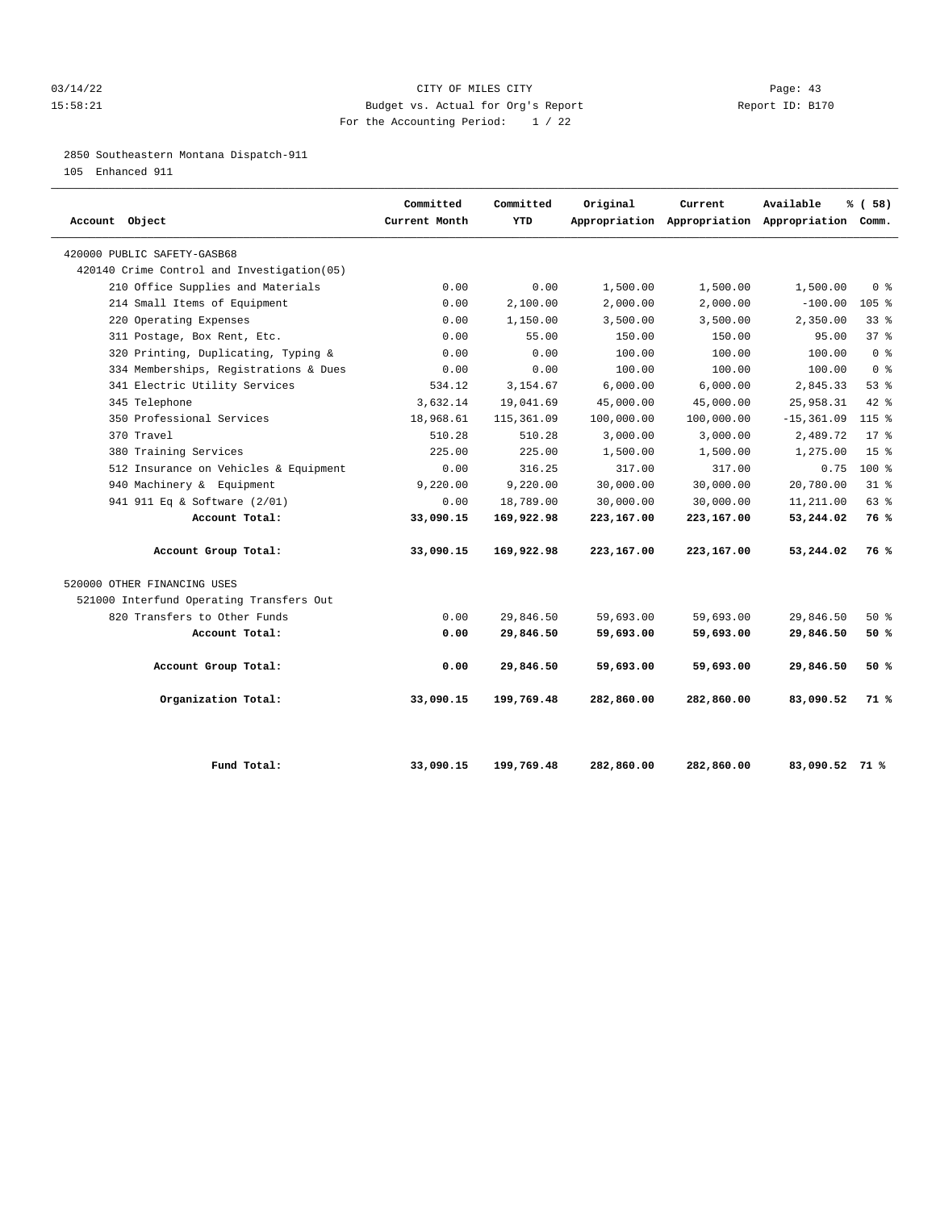CITY OF MILES CITY
Budget vs. Actual for Org's Report
For the Accounting Period: 1 / 22

2850 Southeastern Montana Dispatch-911
105 Enhanced 911

| Account Object | Committed Current Month | Committed YTD | Original Appropriation | Current Appropriation | Available Appropriation | % ( 58) Comm. |
|---|---|---|---|---|---|---|
| 420000 PUBLIC SAFETY-GASB68 | | | | | | |
| 420140 Crime Control and Investigation(05) | | | | | | |
| 210 Office Supplies and Materials | 0.00 | 0.00 | 1,500.00 | 1,500.00 | 1,500.00 | 0 % |
| 214 Small Items of Equipment | 0.00 | 2,100.00 | 2,000.00 | 2,000.00 | -100.00 | 105 % |
| 220 Operating Expenses | 0.00 | 1,150.00 | 3,500.00 | 3,500.00 | 2,350.00 | 33 % |
| 311 Postage, Box Rent, Etc. | 0.00 | 55.00 | 150.00 | 150.00 | 95.00 | 37 % |
| 320 Printing, Duplicating, Typing & | 0.00 | 0.00 | 100.00 | 100.00 | 100.00 | 0 % |
| 334 Memberships, Registrations & Dues | 0.00 | 0.00 | 100.00 | 100.00 | 100.00 | 0 % |
| 341 Electric Utility Services | 534.12 | 3,154.67 | 6,000.00 | 6,000.00 | 2,845.33 | 53 % |
| 345 Telephone | 3,632.14 | 19,041.69 | 45,000.00 | 45,000.00 | 25,958.31 | 42 % |
| 350 Professional Services | 18,968.61 | 115,361.09 | 100,000.00 | 100,000.00 | -15,361.09 | 115 % |
| 370 Travel | 510.28 | 510.28 | 3,000.00 | 3,000.00 | 2,489.72 | 17 % |
| 380 Training Services | 225.00 | 225.00 | 1,500.00 | 1,500.00 | 1,275.00 | 15 % |
| 512 Insurance on Vehicles & Equipment | 0.00 | 316.25 | 317.00 | 317.00 | 0.75 | 100 % |
| 940 Machinery & Equipment | 9,220.00 | 9,220.00 | 30,000.00 | 30,000.00 | 20,780.00 | 31 % |
| 941 911 Eq & Software (2/01) | 0.00 | 18,789.00 | 30,000.00 | 30,000.00 | 11,211.00 | 63 % |
| **Account Total:** | **33,090.15** | **169,922.98** | **223,167.00** | **223,167.00** | **53,244.02** | **76 %** |
| **Account Group Total:** | **33,090.15** | **169,922.98** | **223,167.00** | **223,167.00** | **53,244.02** | **76 %** |
| 520000 OTHER FINANCING USES | | | | | | |
| 521000 Interfund Operating Transfers Out | | | | | | |
| 820 Transfers to Other Funds | 0.00 | 29,846.50 | 59,693.00 | 59,693.00 | 29,846.50 | 50 % |
| **Account Total:** | **0.00** | **29,846.50** | **59,693.00** | **59,693.00** | **29,846.50** | **50 %** |
| **Account Group Total:** | **0.00** | **29,846.50** | **59,693.00** | **59,693.00** | **29,846.50** | **50 %** |
| **Organization Total:** | **33,090.15** | **199,769.48** | **282,860.00** | **282,860.00** | **83,090.52** | **71 %** |
| **Fund Total:** | **33,090.15** | **199,769.48** | **282,860.00** | **282,860.00** | **83,090.52** | **71 %** |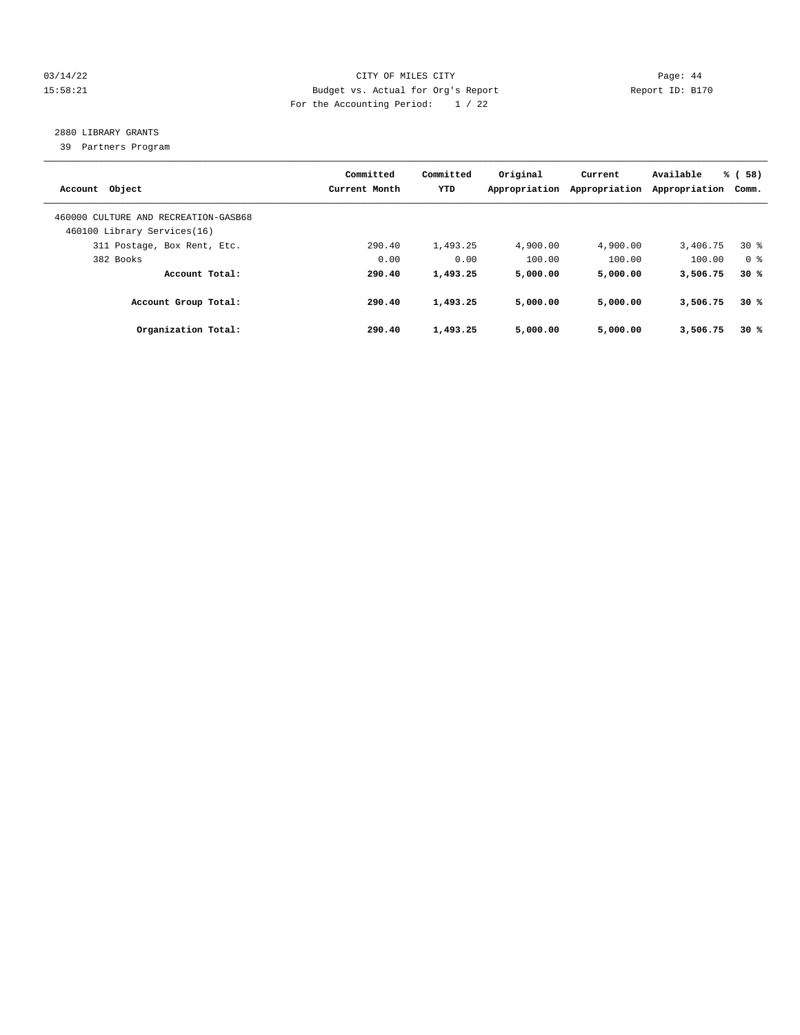CITY OF MILES CITY
Budget vs. Actual for Org's Report
For the Accounting Period: 1 / 22

03/14/22
15:58:21

Report ID: B170

2880 LIBRARY GRANTS
39 Partners Program

| Account Object | Committed Current Month | Committed YTD | Original Appropriation | Current Appropriation | Available Appropriation | % ( 58) Comm. |
|---|---|---|---|---|---|---|
| 460000 CULTURE AND RECREATION-GASB68 | | | | | | |
| 460100 Library Services(16) | | | | | | |
| 311 Postage, Box Rent, Etc. | 290.40 | 1,493.25 | 4,900.00 | 4,900.00 | 3,406.75 | 30 % |
| 382 Books | 0.00 | 0.00 | 100.00 | 100.00 | 100.00 | 0 % |
| **Account Total:** | **290.40** | **1,493.25** | **5,000.00** | **5,000.00** | **3,506.75** | **30 %** |
| **Account Group Total:** | **290.40** | **1,493.25** | **5,000.00** | **5,000.00** | **3,506.75** | **30 %** |
| **Organization Total:** | **290.40** | **1,493.25** | **5,000.00** | **5,000.00** | **3,506.75** | **30 %** |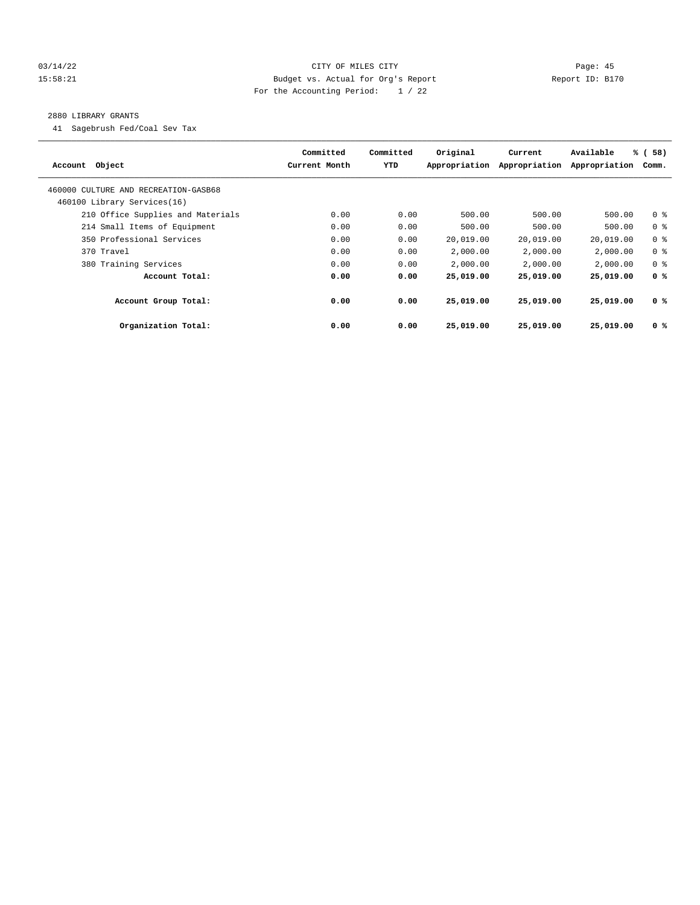CITY OF MILES CITY
Budget vs. Actual for Org's Report
For the Accounting Period: 1 / 22

2880 LIBRARY GRANTS

41 Sagebrush Fed/Coal Sev Tax

| Account Object | Committed Current Month | Committed YTD | Original Appropriation | Current Appropriation | Available Appropriation | % ( 58) Comm. |
|---|---|---|---|---|---|---|
| 460000 CULTURE AND RECREATION-GASB68 | | | | | | |
| 460100 Library Services(16) | | | | | | |
| 210 Office Supplies and Materials | 0.00 | 0.00 | 500.00 | 500.00 | 500.00 | 0 % |
| 214 Small Items of Equipment | 0.00 | 0.00 | 500.00 | 500.00 | 500.00 | 0 % |
| 350 Professional Services | 0.00 | 0.00 | 20,019.00 | 20,019.00 | 20,019.00 | 0 % |
| 370 Travel | 0.00 | 0.00 | 2,000.00 | 2,000.00 | 2,000.00 | 0 % |
| 380 Training Services | 0.00 | 0.00 | 2,000.00 | 2,000.00 | 2,000.00 | 0 % |
| **Account Total:** | **0.00** | **0.00** | **25,019.00** | **25,019.00** | **25,019.00** | **0 %** |
| **Account Group Total:** | **0.00** | **0.00** | **25,019.00** | **25,019.00** | **25,019.00** | **0 %** |
| **Organization Total:** | **0.00** | **0.00** | **25,019.00** | **25,019.00** | **25,019.00** | **0 %** |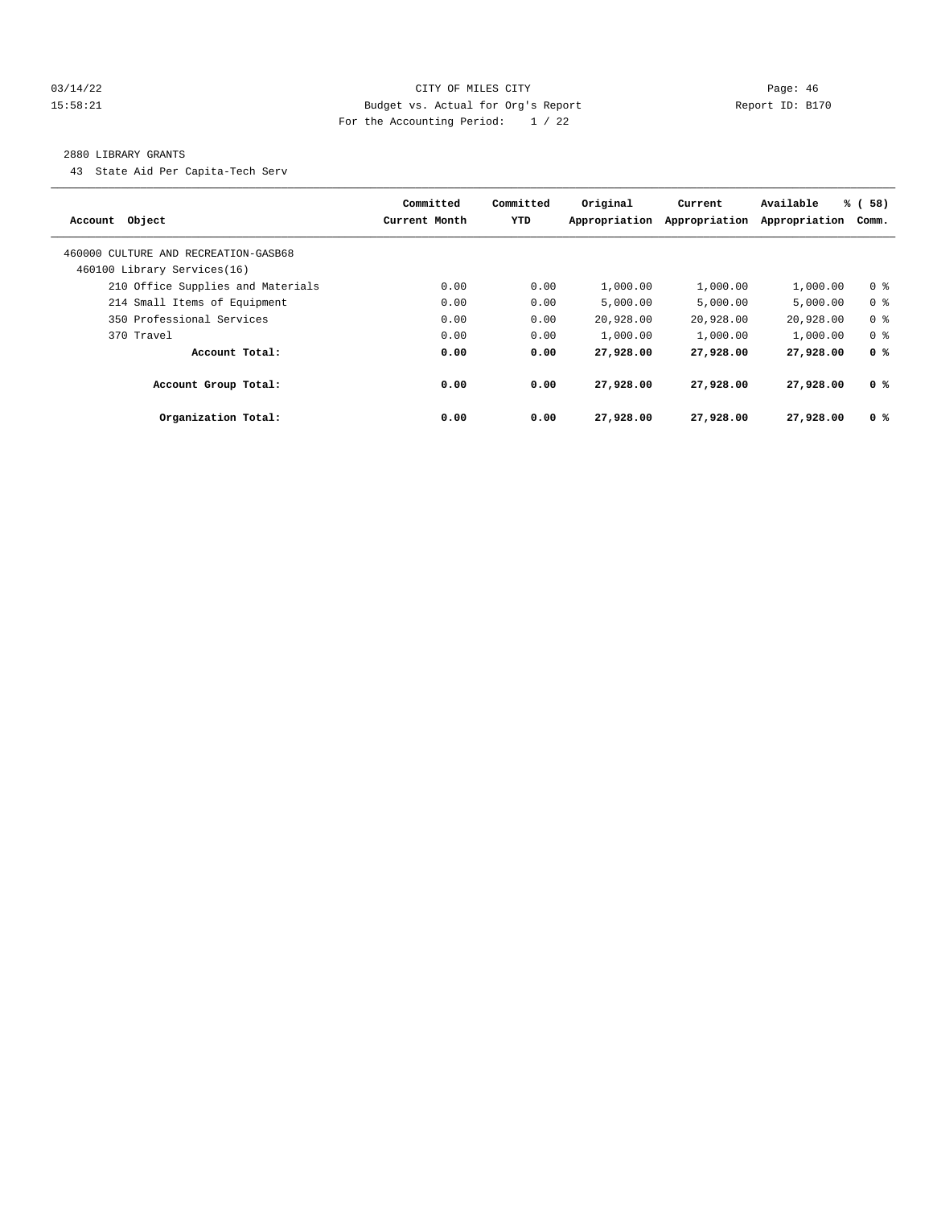CITY OF MILES CITY
Budget vs. Actual for Org's Report
For the Accounting Period: 1 / 22

2880 LIBRARY GRANTS

43 State Aid Per Capita-Tech Serv

| Account Object | Committed Current Month | Committed YTD | Original Appropriation | Current Appropriation | Available Appropriation | % ( 58) Comm. |
|---|---|---|---|---|---|---|
| 460000 CULTURE AND RECREATION-GASB68 | | | | | | |
| 460100 Library Services(16) | | | | | | |
| 210 Office Supplies and Materials | 0.00 | 0.00 | 1,000.00 | 1,000.00 | 1,000.00 | 0 % |
| 214 Small Items of Equipment | 0.00 | 0.00 | 5,000.00 | 5,000.00 | 5,000.00 | 0 % |
| 350 Professional Services | 0.00 | 0.00 | 20,928.00 | 20,928.00 | 20,928.00 | 0 % |
| 370 Travel | 0.00 | 0.00 | 1,000.00 | 1,000.00 | 1,000.00 | 0 % |
| **Account Total:** | **0.00** | **0.00** | **27,928.00** | **27,928.00** | **27,928.00** | **0 %** |
| **Account Group Total:** | **0.00** | **0.00** | **27,928.00** | **27,928.00** | **27,928.00** | **0 %** |
| **Organization Total:** | **0.00** | **0.00** | **27,928.00** | **27,928.00** | **27,928.00** | **0 %** |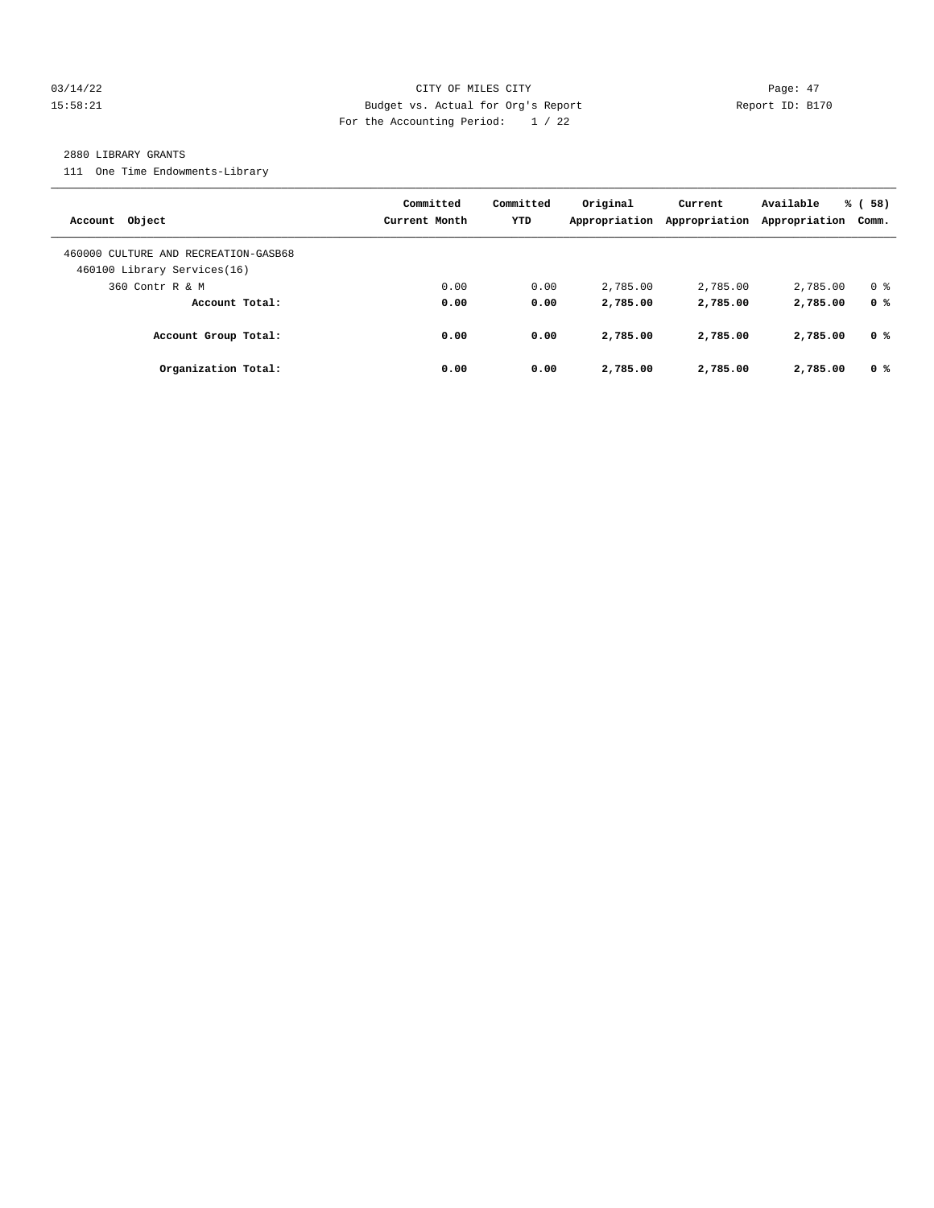2880 LIBRARY GRANTS

111 One Time Endowments-Library

| Account Object | Committed Current Month | Committed YTD | Original Appropriation | Current Appropriation | Available Appropriation | % ( 58) Comm. |
|---|---|---|---|---|---|---|
| 460000 CULTURE AND RECREATION-GASB68 | | | | | | |
| 460100 Library Services(16) | | | | | | |
| 360 Contr R & M | 0.00 | 0.00 | 2,785.00 | 2,785.00 | 2,785.00 | 0 % |
| **Account Total:** | **0.00** | **0.00** | **2,785.00** | **2,785.00** | **2,785.00** | **0 %** |
| **Account Group Total:** | **0.00** | **0.00** | **2,785.00** | **2,785.00** | **2,785.00** | **0 %** |
| **Organization Total:** | **0.00** | **0.00** | **2,785.00** | **2,785.00** | **2,785.00** | **0 %** |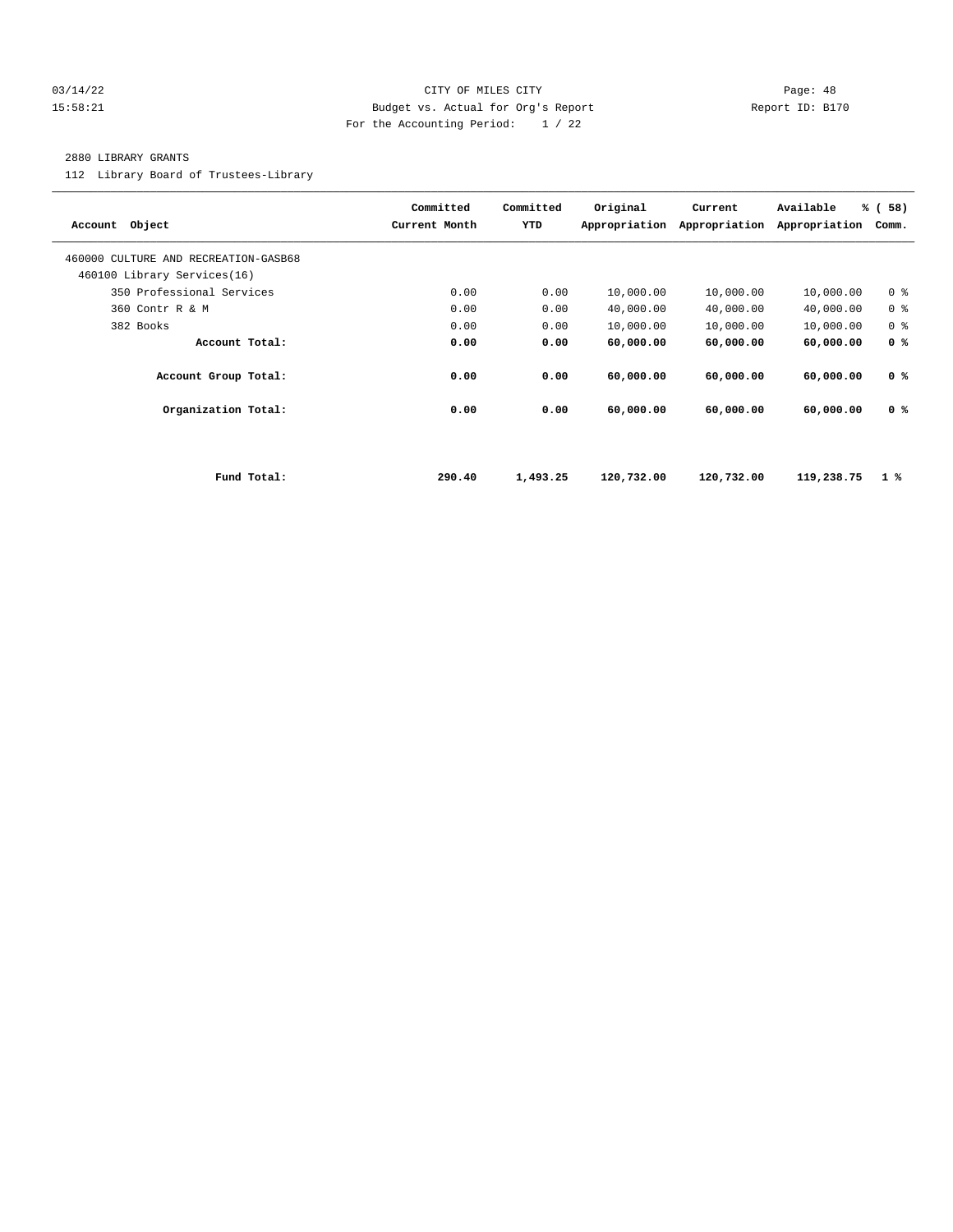CITY OF MILES CITY
Budget vs. Actual for Org's Report
For the Accounting Period: 1 / 22

03/14/22
15:58:21

Page: 48
Report ID: B170

2880 LIBRARY GRANTS

112 Library Board of Trustees-Library

| Account Object | Committed Current Month | Committed YTD | Original Appropriation | Current Appropriation | Available Appropriation | % ( 58) Comm. |
|---|---|---|---|---|---|---|
| 460000 CULTURE AND RECREATION-GASB68 | | | | | | |
| 460100 Library Services(16) | | | | | | |
| 350 Professional Services | 0.00 | 0.00 | 10,000.00 | 10,000.00 | 10,000.00 | 0 % |
| 360 Contr R & M | 0.00 | 0.00 | 40,000.00 | 40,000.00 | 40,000.00 | 0 % |
| 382 Books | 0.00 | 0.00 | 10,000.00 | 10,000.00 | 10,000.00 | 0 % |
| **Account Total:** | **0.00** | **0.00** | **60,000.00** | **60,000.00** | **60,000.00** | **0 %** |
| **Account Group Total:** | **0.00** | **0.00** | **60,000.00** | **60,000.00** | **60,000.00** | **0 %** |
| **Organization Total:** | **0.00** | **0.00** | **60,000.00** | **60,000.00** | **60,000.00** | **0 %** |
| **Fund Total:** | **290.40** | **1,493.25** | **120,732.00** | **120,732.00** | **119,238.75** | **1 %** |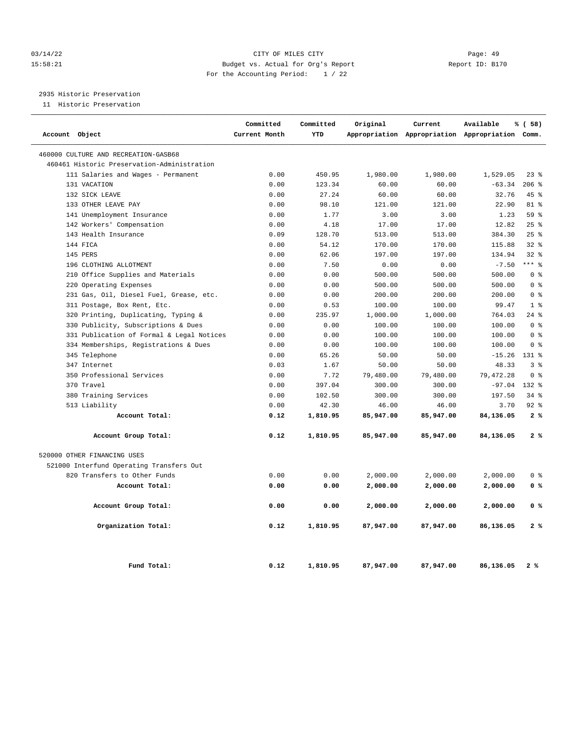CITY OF MILES CITY

Budget vs. Actual for Org's Report

For the Accounting Period: 1 / 22

03/14/22 15:58:21 — Report ID: B170

2935 Historic Preservation

11 Historic Preservation

| Account Object | Committed Current Month | Committed YTD | Original Appropriation | Current Appropriation | Available Appropriation | % ( 58) Comm. |
|---|---|---|---|---|---|---|
| 460000 CULTURE AND RECREATION-GASB68 | | | | | | |
| 460461 Historic Preservation-Administration | | | | | | |
| 111 Salaries and Wages - Permanent | 0.00 | 450.95 | 1,980.00 | 1,980.00 | 1,529.05 | 23 % |
| 131 VACATION | 0.00 | 123.34 | 60.00 | 60.00 | -63.34 | 206 % |
| 132 SICK LEAVE | 0.00 | 27.24 | 60.00 | 60.00 | 32.76 | 45 % |
| 133 OTHER LEAVE PAY | 0.00 | 98.10 | 121.00 | 121.00 | 22.90 | 81 % |
| 141 Unemployment Insurance | 0.00 | 1.77 | 3.00 | 3.00 | 1.23 | 59 % |
| 142 Workers' Compensation | 0.00 | 4.18 | 17.00 | 17.00 | 12.82 | 25 % |
| 143 Health Insurance | 0.09 | 128.70 | 513.00 | 513.00 | 384.30 | 25 % |
| 144 FICA | 0.00 | 54.12 | 170.00 | 170.00 | 115.88 | 32 % |
| 145 PERS | 0.00 | 62.06 | 197.00 | 197.00 | 134.94 | 32 % |
| 196 CLOTHING ALLOTMENT | 0.00 | 7.50 | 0.00 | 0.00 | -7.50 | *** % |
| 210 Office Supplies and Materials | 0.00 | 0.00 | 500.00 | 500.00 | 500.00 | 0 % |
| 220 Operating Expenses | 0.00 | 0.00 | 500.00 | 500.00 | 500.00 | 0 % |
| 231 Gas, Oil, Diesel Fuel, Grease, etc. | 0.00 | 0.00 | 200.00 | 200.00 | 200.00 | 0 % |
| 311 Postage, Box Rent, Etc. | 0.00 | 0.53 | 100.00 | 100.00 | 99.47 | 1 % |
| 320 Printing, Duplicating, Typing & | 0.00 | 235.97 | 1,000.00 | 1,000.00 | 764.03 | 24 % |
| 330 Publicity, Subscriptions & Dues | 0.00 | 0.00 | 100.00 | 100.00 | 100.00 | 0 % |
| 331 Publication of Formal & Legal Notices | 0.00 | 0.00 | 100.00 | 100.00 | 100.00 | 0 % |
| 334 Memberships, Registrations & Dues | 0.00 | 0.00 | 100.00 | 100.00 | 100.00 | 0 % |
| 345 Telephone | 0.00 | 65.26 | 50.00 | 50.00 | -15.26 | 131 % |
| 347 Internet | 0.03 | 1.67 | 50.00 | 50.00 | 48.33 | 3 % |
| 350 Professional Services | 0.00 | 7.72 | 79,480.00 | 79,480.00 | 79,472.28 | 0 % |
| 370 Travel | 0.00 | 397.04 | 300.00 | 300.00 | -97.04 | 132 % |
| 380 Training Services | 0.00 | 102.50 | 300.00 | 300.00 | 197.50 | 34 % |
| 513 Liability | 0.00 | 42.30 | 46.00 | 46.00 | 3.70 | 92 % |
| **Account Total:** | **0.12** | **1,810.95** | **85,947.00** | **85,947.00** | **84,136.05** | **2 %** |
| **Account Group Total:** | **0.12** | **1,810.95** | **85,947.00** | **85,947.00** | **84,136.05** | **2 %** |
| 520000 OTHER FINANCING USES | | | | | | |
| 521000 Interfund Operating Transfers Out | | | | | | |
| 820 Transfers to Other Funds | 0.00 | 0.00 | 2,000.00 | 2,000.00 | 2,000.00 | 0 % |
| **Account Total:** | **0.00** | **0.00** | **2,000.00** | **2,000.00** | **2,000.00** | **0 %** |
| **Account Group Total:** | **0.00** | **0.00** | **2,000.00** | **2,000.00** | **2,000.00** | **0 %** |
| **Organization Total:** | **0.12** | **1,810.95** | **87,947.00** | **87,947.00** | **86,136.05** | **2 %** |
| **Fund Total:** | **0.12** | **1,810.95** | **87,947.00** | **87,947.00** | **86,136.05** | **2 %** |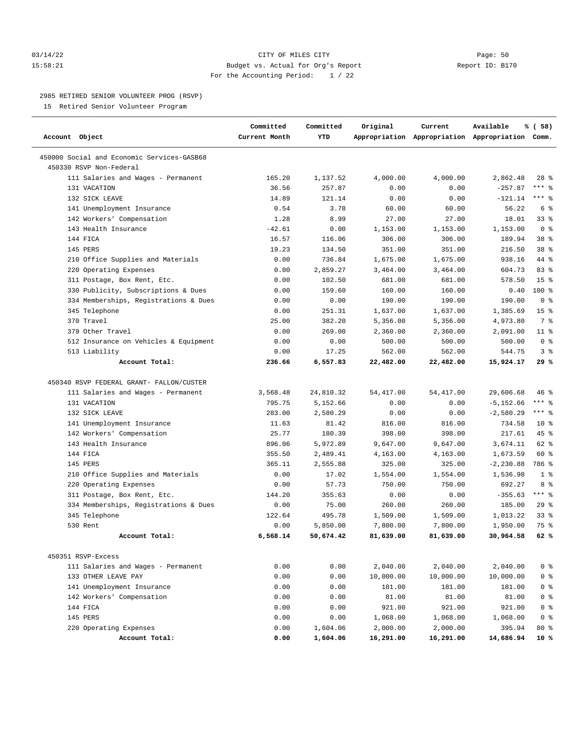CITY OF MILES CITY
Budget vs. Actual for Org's Report
For the Accounting Period: 1 / 22

2985 RETIRED SENIOR VOLUNTEER PROG (RSVP)
15 Retired Senior Volunteer Program

| Account Object | Committed Current Month | Committed YTD | Original Appropriation | Current Appropriation | Available Appropriation | % ( 58) Comm. |
|---|---|---|---|---|---|---|
| 450000 Social and Economic Services-GASB68 | | | | | | |
| 450330 RSVP Non-Federal | | | | | | |
| 111 Salaries and Wages - Permanent | 165.20 | 1,137.52 | 4,000.00 | 4,000.00 | 2,862.48 | 28 % |
| 131 VACATION | 36.56 | 257.87 | 0.00 | 0.00 | -257.87 | *** % |
| 132 SICK LEAVE | 14.89 | 121.14 | 0.00 | 0.00 | -121.14 | *** % |
| 141 Unemployment Insurance | 0.54 | 3.78 | 60.00 | 60.00 | 56.22 | 6 % |
| 142 Workers' Compensation | 1.28 | 8.99 | 27.00 | 27.00 | 18.01 | 33 % |
| 143 Health Insurance | -42.61 | 0.00 | 1,153.00 | 1,153.00 | 1,153.00 | 0 % |
| 144 FICA | 16.57 | 116.06 | 306.00 | 306.00 | 189.94 | 38 % |
| 145 PERS | 19.23 | 134.50 | 351.00 | 351.00 | 216.50 | 38 % |
| 210 Office Supplies and Materials | 0.00 | 736.84 | 1,675.00 | 1,675.00 | 938.16 | 44 % |
| 220 Operating Expenses | 0.00 | 2,859.27 | 3,464.00 | 3,464.00 | 604.73 | 83 % |
| 311 Postage, Box Rent, Etc. | 0.00 | 102.50 | 681.00 | 681.00 | 578.50 | 15 % |
| 330 Publicity, Subscriptions & Dues | 0.00 | 159.60 | 160.00 | 160.00 | 0.40 | 100 % |
| 334 Memberships, Registrations & Dues | 0.00 | 0.00 | 190.00 | 190.00 | 190.00 | 0 % |
| 345 Telephone | 0.00 | 251.31 | 1,637.00 | 1,637.00 | 1,385.69 | 15 % |
| 370 Travel | 25.00 | 382.20 | 5,356.00 | 5,356.00 | 4,973.80 | 7 % |
| 379 Other Travel | 0.00 | 269.00 | 2,360.00 | 2,360.00 | 2,091.00 | 11 % |
| 512 Insurance on Vehicles & Equipment | 0.00 | 0.00 | 500.00 | 500.00 | 500.00 | 0 % |
| 513 Liability | 0.00 | 17.25 | 562.00 | 562.00 | 544.75 | 3 % |
| **Account Total:** | **236.66** | **6,557.83** | **22,482.00** | **22,482.00** | **15,924.17** | **29 %** |
| 450340 RSVP FEDERAL GRANT- FALLON/CUSTER | | | | | | |
| 111 Salaries and Wages - Permanent | 3,568.48 | 24,810.32 | 54,417.00 | 54,417.00 | 29,606.68 | 46 % |
| 131 VACATION | 795.75 | 5,152.66 | 0.00 | 0.00 | -5,152.66 | *** % |
| 132 SICK LEAVE | 283.00 | 2,580.29 | 0.00 | 0.00 | -2,580.29 | *** % |
| 141 Unemployment Insurance | 11.63 | 81.42 | 816.00 | 816.00 | 734.58 | 10 % |
| 142 Workers' Compensation | 25.77 | 180.39 | 398.00 | 398.00 | 217.61 | 45 % |
| 143 Health Insurance | 896.06 | 5,972.89 | 9,647.00 | 9,647.00 | 3,674.11 | 62 % |
| 144 FICA | 355.50 | 2,489.41 | 4,163.00 | 4,163.00 | 1,673.59 | 60 % |
| 145 PERS | 365.11 | 2,555.88 | 325.00 | 325.00 | -2,230.88 | 786 % |
| 210 Office Supplies and Materials | 0.00 | 17.02 | 1,554.00 | 1,554.00 | 1,536.98 | 1 % |
| 220 Operating Expenses | 0.00 | 57.73 | 750.00 | 750.00 | 692.27 | 8 % |
| 311 Postage, Box Rent, Etc. | 144.20 | 355.63 | 0.00 | 0.00 | -355.63 | *** % |
| 334 Memberships, Registrations & Dues | 0.00 | 75.00 | 260.00 | 260.00 | 185.00 | 29 % |
| 345 Telephone | 122.64 | 495.78 | 1,509.00 | 1,509.00 | 1,013.22 | 33 % |
| 530 Rent | 0.00 | 5,850.00 | 7,800.00 | 7,800.00 | 1,950.00 | 75 % |
| **Account Total:** | **6,568.14** | **50,674.42** | **81,639.00** | **81,639.00** | **30,964.58** | **62 %** |
| 450351 RSVP-Excess | | | | | | |
| 111 Salaries and Wages - Permanent | 0.00 | 0.00 | 2,040.00 | 2,040.00 | 2,040.00 | 0 % |
| 133 OTHER LEAVE PAY | 0.00 | 0.00 | 10,000.00 | 10,000.00 | 10,000.00 | 0 % |
| 141 Unemployment Insurance | 0.00 | 0.00 | 181.00 | 181.00 | 181.00 | 0 % |
| 142 Workers' Compensation | 0.00 | 0.00 | 81.00 | 81.00 | 81.00 | 0 % |
| 144 FICA | 0.00 | 0.00 | 921.00 | 921.00 | 921.00 | 0 % |
| 145 PERS | 0.00 | 0.00 | 1,068.00 | 1,068.00 | 1,068.00 | 0 % |
| 220 Operating Expenses | 0.00 | 1,604.06 | 2,000.00 | 2,000.00 | 395.94 | 80 % |
| **Account Total:** | **0.00** | **1,604.06** | **16,291.00** | **16,291.00** | **14,686.94** | **10 %** |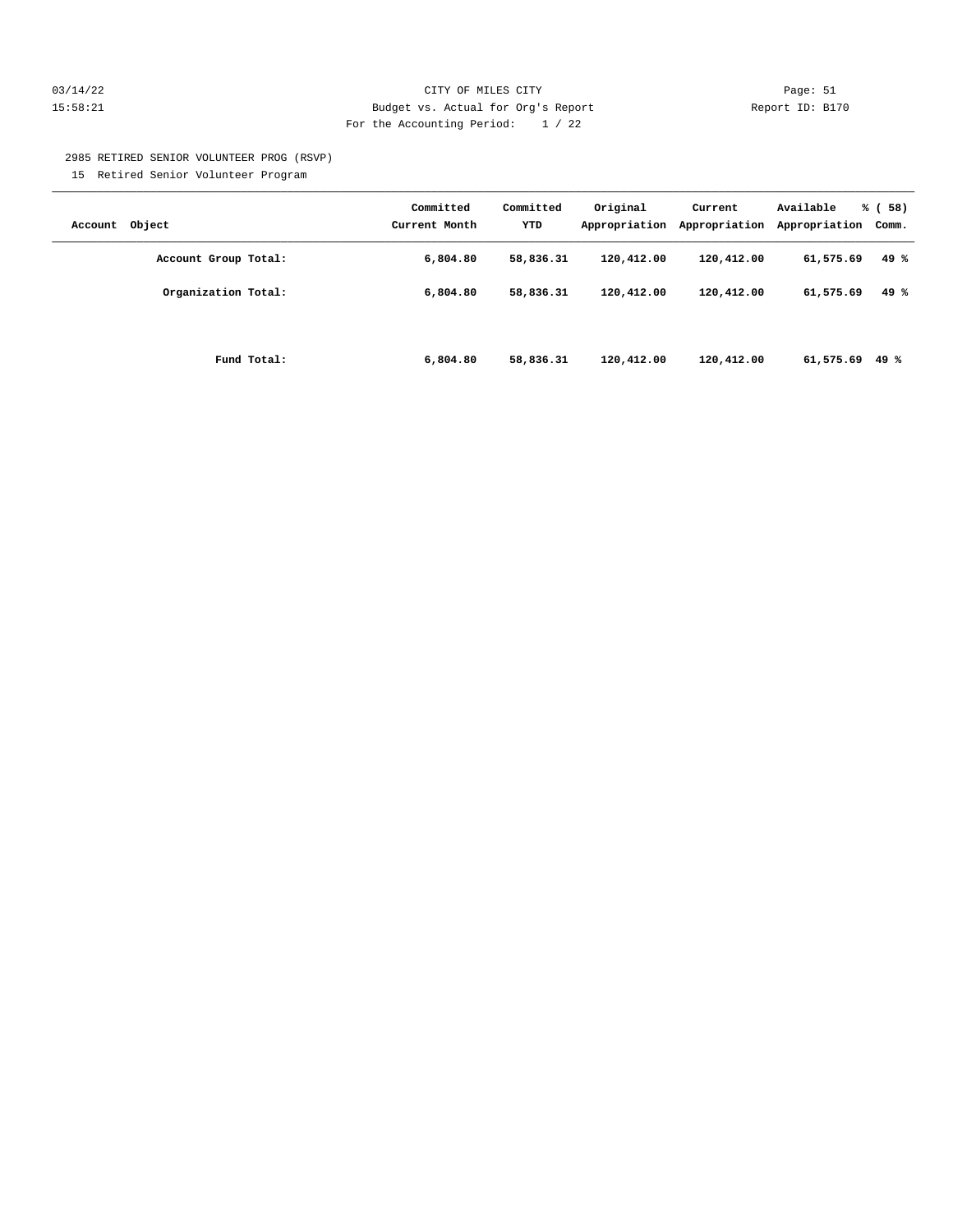CITY OF MILES CITY

Budget vs. Actual for Org's Report

For the Accounting Period: 1 / 22

2985 RETIRED SENIOR VOLUNTEER PROG (RSVP)

15 Retired Senior Volunteer Program

| Account Object | Committed Current Month | Committed YTD | Original Appropriation | Current Appropriation | Available Appropriation | % ( 58) Comm. |
|---|---|---|---|---|---|---|
| **Account Group Total:** | **6,804.80** | **58,836.31** | **120,412.00** | **120,412.00** | **61,575.69** | **49 %** |
| **Organization Total:** | **6,804.80** | **58,836.31** | **120,412.00** | **120,412.00** | **61,575.69** | **49 %** |
| **Fund Total:** | **6,804.80** | **58,836.31** | **120,412.00** | **120,412.00** | **61,575.69** | **49 %** |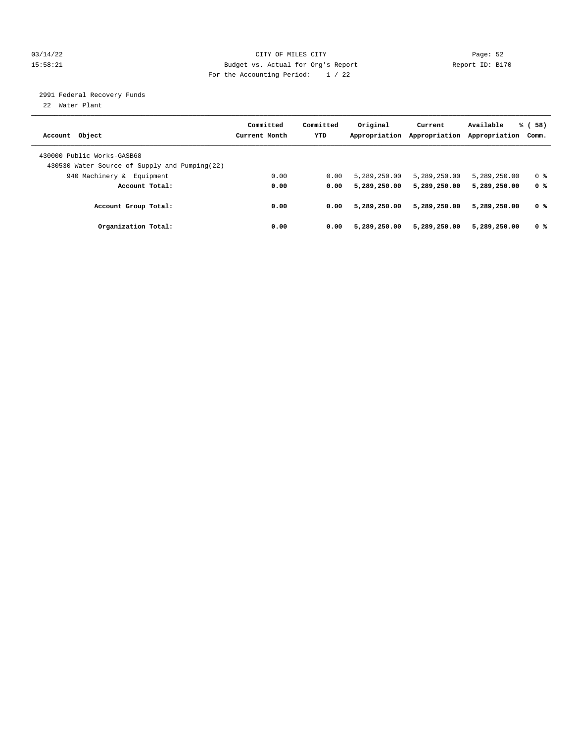CITY OF MILES CITY
Budget vs. Actual for Org's Report
For the Accounting Period: 1 / 22

03/14/22
15:58:21

Report ID: B170

2991 Federal Recovery Funds
22 Water Plant

| Account Object | Committed Current Month | Committed YTD | Original Appropriation | Current Appropriation | Available Appropriation | % ( 58) Comm. |
|---|---|---|---|---|---|---|
| 430000 Public Works-GASB68 | | | | | | |
| 430530 Water Source of Supply and Pumping(22) | | | | | | |
| 940 Machinery & Equipment | 0.00 | 0.00 | 5,289,250.00 | 5,289,250.00 | 5,289,250.00 | 0 % |
| **Account Total:** | **0.00** | **0.00** | **5,289,250.00** | **5,289,250.00** | **5,289,250.00** | **0 %** |
| **Account Group Total:** | **0.00** | **0.00** | **5,289,250.00** | **5,289,250.00** | **5,289,250.00** | **0 %** |
| **Organization Total:** | **0.00** | **0.00** | **5,289,250.00** | **5,289,250.00** | **5,289,250.00** | **0 %** |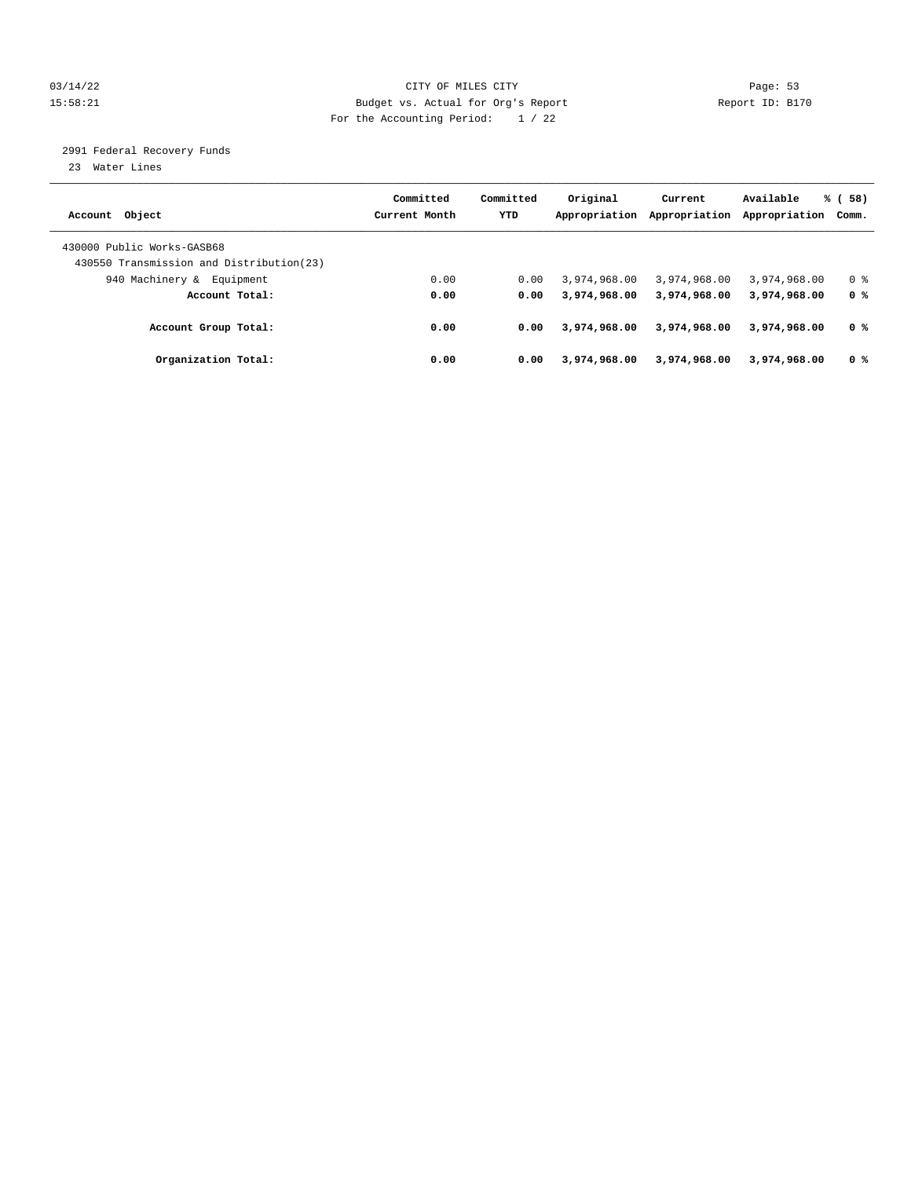CITY OF MILES CITY
Budget vs. Actual for Org's Report
For the Accounting Period: 1 / 22

2991 Federal Recovery Funds
23 Water Lines

| Account Object | Committed Current Month | Committed YTD | Original Appropriation | Current Appropriation | Available Appropriation | % ( 58) Comm. |
|---|---|---|---|---|---|---|
| 430000 Public Works-GASB68 | | | | | | |
| 430550 Transmission and Distribution(23) | | | | | | |
| 940 Machinery & Equipment | 0.00 | 0.00 | 3,974,968.00 | 3,974,968.00 | 3,974,968.00 | 0 % |
| **Account Total:** | **0.00** | **0.00** | **3,974,968.00** | **3,974,968.00** | **3,974,968.00** | **0 %** |
| **Account Group Total:** | **0.00** | **0.00** | **3,974,968.00** | **3,974,968.00** | **3,974,968.00** | **0 %** |
| **Organization Total:** | **0.00** | **0.00** | **3,974,968.00** | **3,974,968.00** | **3,974,968.00** | **0 %** |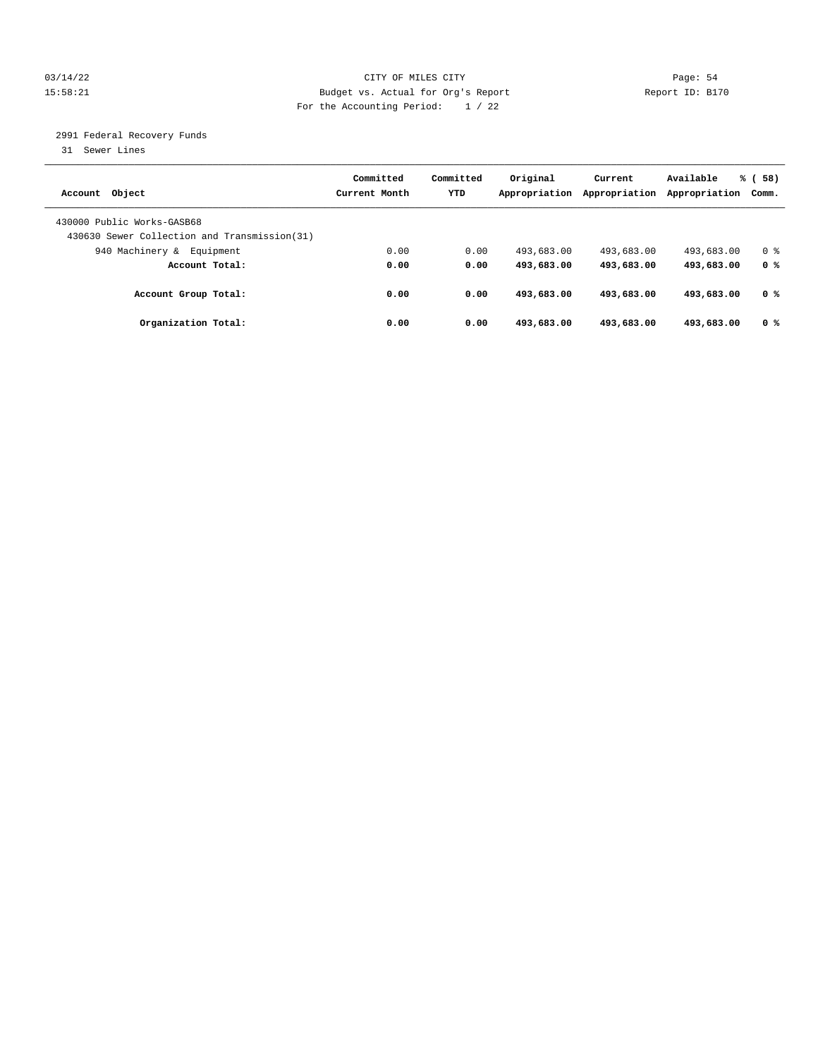CITY OF MILES CITY
Budget vs. Actual for Org's Report
For the Accounting Period: 1 / 22

2991 Federal Recovery Funds
31 Sewer Lines

| Account Object | Committed Current Month | Committed YTD | Original Appropriation | Current Appropriation | Available Appropriation | % ( 58) Comm. |
|---|---|---|---|---|---|---|
| 430000 Public Works-GASB68 | | | | | | |
| 430630 Sewer Collection and Transmission(31) | | | | | | |
| 940 Machinery & Equipment | 0.00 | 0.00 | 493,683.00 | 493,683.00 | 493,683.00 | 0 % |
| **Account Total:** | **0.00** | **0.00** | **493,683.00** | **493,683.00** | **493,683.00** | **0 %** |
| **Account Group Total:** | **0.00** | **0.00** | **493,683.00** | **493,683.00** | **493,683.00** | **0 %** |
| **Organization Total:** | **0.00** | **0.00** | **493,683.00** | **493,683.00** | **493,683.00** | **0 %** |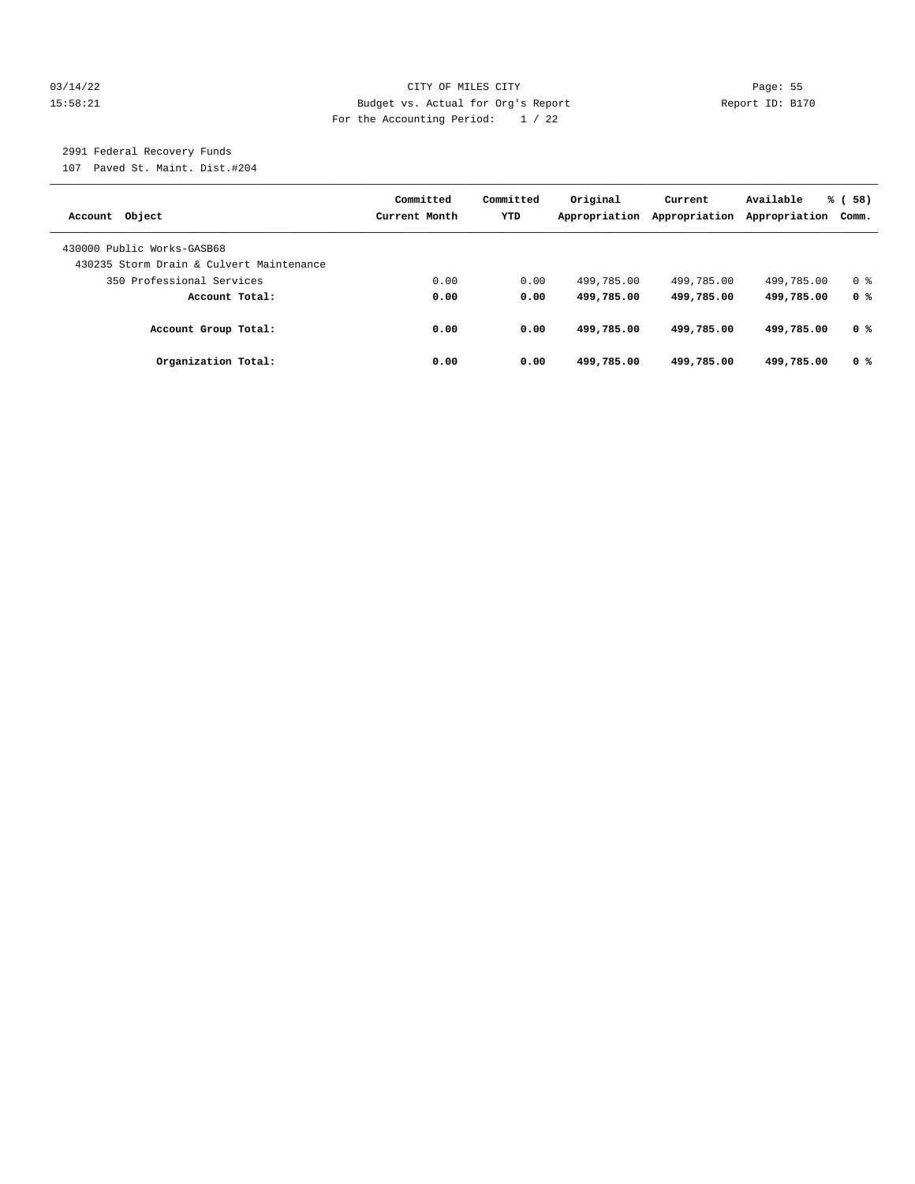2991 Federal Recovery Funds
107 Paved St. Maint. Dist.#204

| Account Object | Committed Current Month | Committed YTD | Original Appropriation | Current Appropriation | Available Appropriation | % ( 58) Comm. |
|---|---|---|---|---|---|---|
| 430000 Public Works-GASB68 | | | | | | |
| 430235 Storm Drain & Culvert Maintenance | | | | | | |
| 350 Professional Services | 0.00 | 0.00 | 499,785.00 | 499,785.00 | 499,785.00 | 0 % |
| **Account Total:** | **0.00** | **0.00** | **499,785.00** | **499,785.00** | **499,785.00** | **0 %** |
| **Account Group Total:** | **0.00** | **0.00** | **499,785.00** | **499,785.00** | **499,785.00** | **0 %** |
| **Organization Total:** | **0.00** | **0.00** | **499,785.00** | **499,785.00** | **499,785.00** | **0 %** |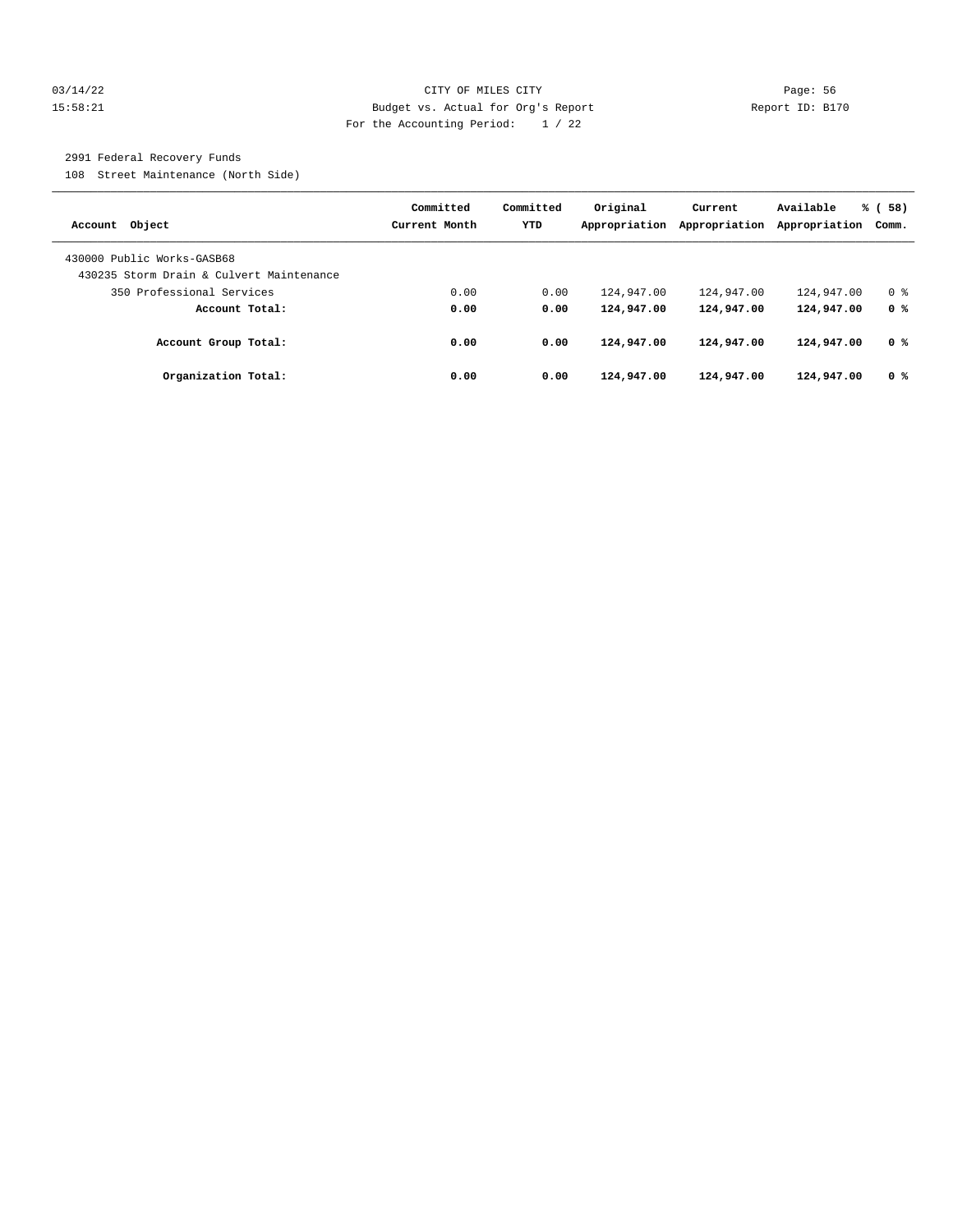CITY OF MILES CITY
Budget vs. Actual for Org's Report
For the Accounting Period: 1 / 22

03/14/22
15:58:21

Report ID: B170

2991 Federal Recovery Funds
108 Street Maintenance (North Side)

| Account Object | Committed Current Month | Committed YTD | Original Appropriation | Current Appropriation | Available Appropriation | % ( 58) Comm. |
|---|---|---|---|---|---|---|
| 430000 Public Works-GASB68 | | | | | | |
| 430235 Storm Drain & Culvert Maintenance | | | | | | |
| 350 Professional Services | 0.00 | 0.00 | 124,947.00 | 124,947.00 | 124,947.00 | 0 % |
| **Account Total:** | **0.00** | **0.00** | **124,947.00** | **124,947.00** | **124,947.00** | **0 %** |
| **Account Group Total:** | **0.00** | **0.00** | **124,947.00** | **124,947.00** | **124,947.00** | **0 %** |
| **Organization Total:** | **0.00** | **0.00** | **124,947.00** | **124,947.00** | **124,947.00** | **0 %** |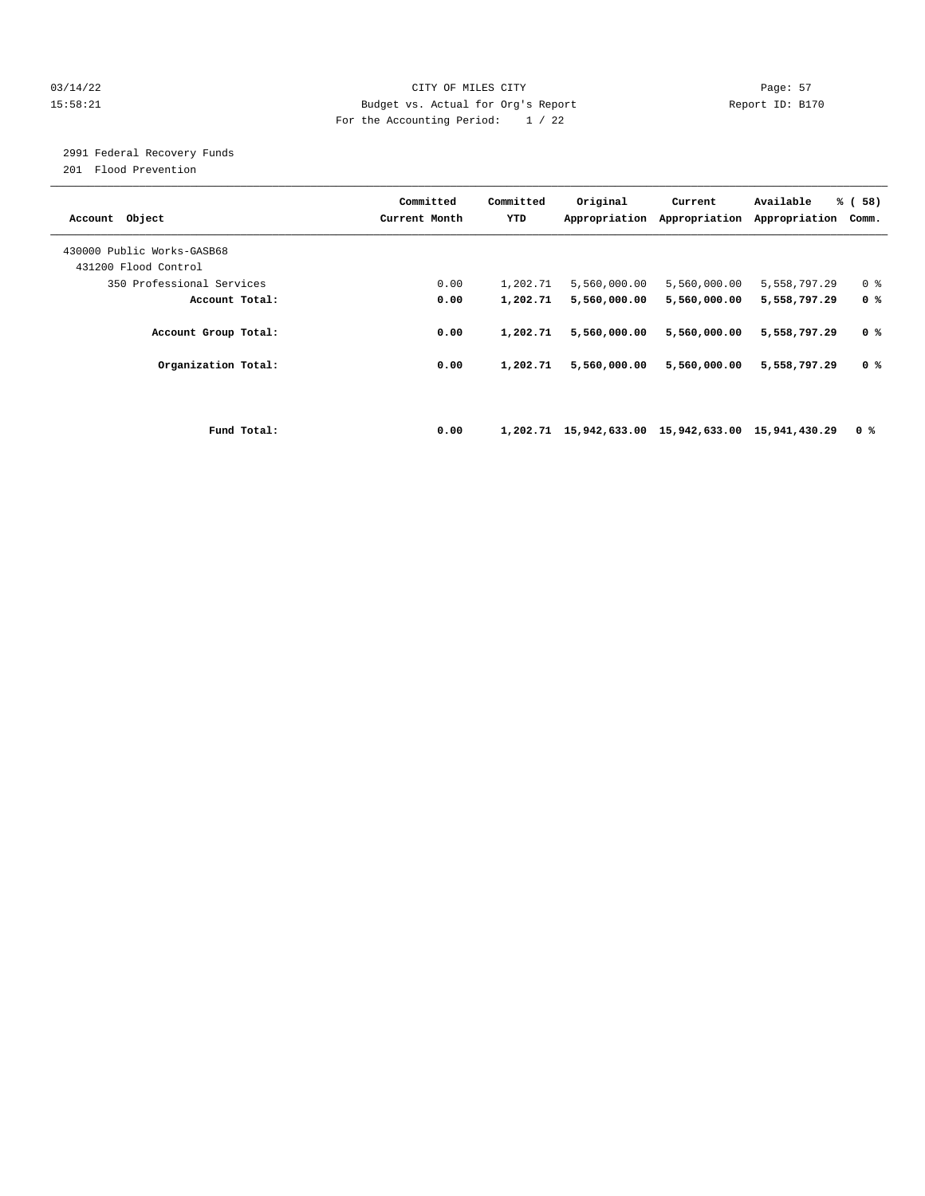CITY OF MILES CITY

Budget vs. Actual for Org's Report

For the Accounting Period: 1 / 22

03/14/22 15:58:21 Report ID: B170

2991 Federal Recovery Funds

201 Flood Prevention

| Account Object | Committed Current Month | Committed YTD | Original Appropriation | Current Appropriation | Available Appropriation | % ( 58) Comm. |
|---|---|---|---|---|---|---|
| 430000 Public Works-GASB68 | | | | | | |
| 431200 Flood Control | | | | | | |
| 350 Professional Services | 0.00 | 1,202.71 | 5,560,000.00 | 5,560,000.00 | 5,558,797.29 | 0 % |
| **Account Total:** | **0.00** | **1,202.71** | **5,560,000.00** | **5,560,000.00** | **5,558,797.29** | **0 %** |
| **Account Group Total:** | **0.00** | **1,202.71** | **5,560,000.00** | **5,560,000.00** | **5,558,797.29** | **0 %** |
| **Organization Total:** | **0.00** | **1,202.71** | **5,560,000.00** | **5,560,000.00** | **5,558,797.29** | **0 %** |
| **Fund Total:** | **0.00** | **1,202.71** | **15,942,633.00** | **15,942,633.00** | **15,941,430.29** | **0 %** |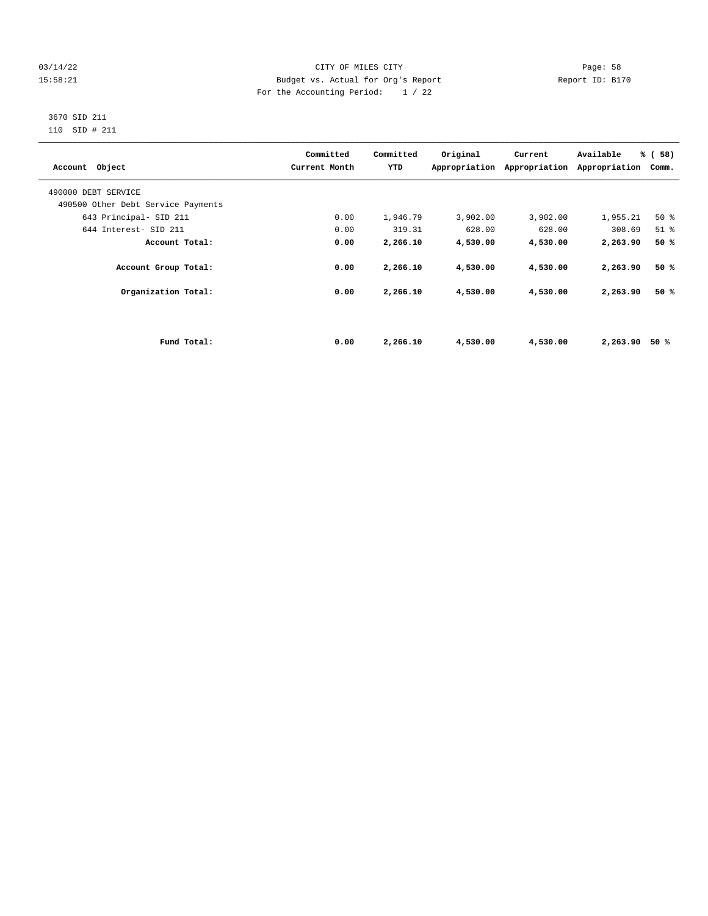03/14/22 CITY OF MILES CITY Page: 58
15:58:21 Budget vs. Actual for Org's Report Report ID: B170
For the Accounting Period: 1 / 22

3670 SID 211
110 SID # 211

| Account Object | Committed Current Month | Committed YTD | Original Appropriation | Current Appropriation | Available Appropriation | % ( 58) Comm. |
|---|---|---|---|---|---|---|
| 490000 DEBT SERVICE | | | | | | |
| 490500 Other Debt Service Payments | | | | | | |
| 643 Principal- SID 211 | 0.00 | 1,946.79 | 3,902.00 | 3,902.00 | 1,955.21 | 50 % |
| 644 Interest- SID 211 | 0.00 | 319.31 | 628.00 | 628.00 | 308.69 | 51 % |
| **Account Total:** | **0.00** | **2,266.10** | **4,530.00** | **4,530.00** | **2,263.90** | **50 %** |
| **Account Group Total:** | **0.00** | **2,266.10** | **4,530.00** | **4,530.00** | **2,263.90** | **50 %** |
| **Organization Total:** | **0.00** | **2,266.10** | **4,530.00** | **4,530.00** | **2,263.90** | **50 %** |
| **Fund Total:** | **0.00** | **2,266.10** | **4,530.00** | **4,530.00** | **2,263.90** | **50 %** |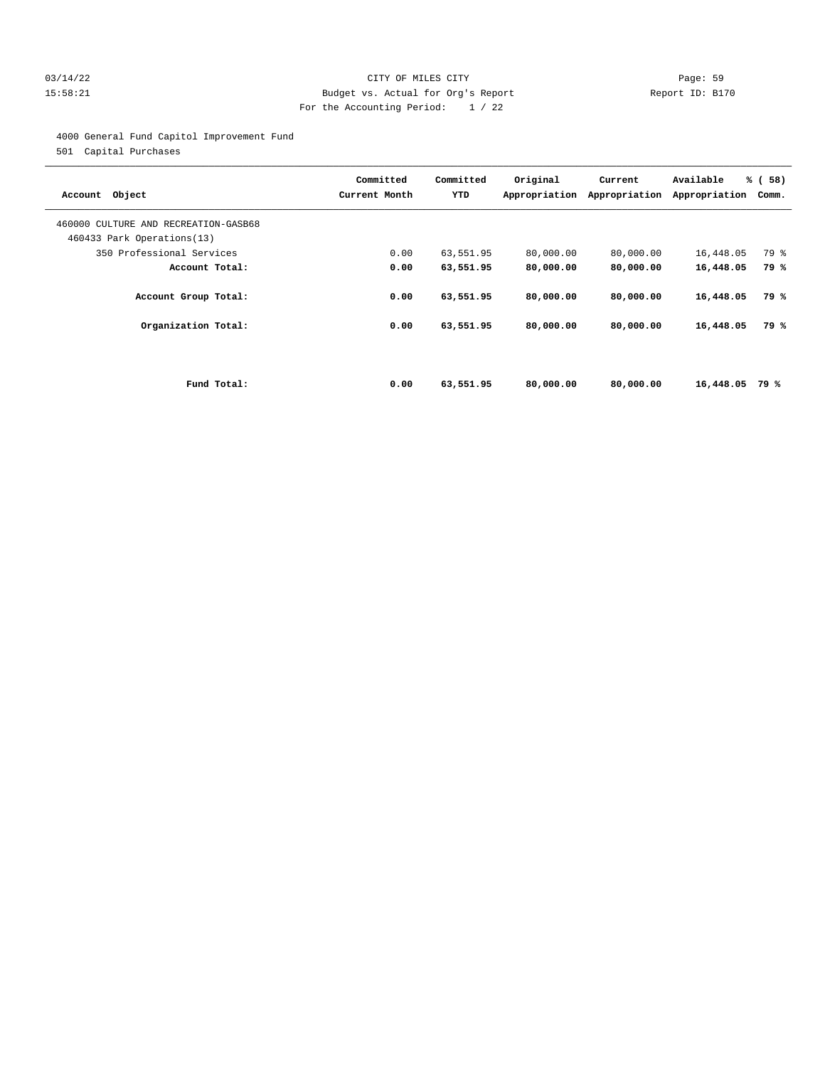CITY OF MILES CITY

Budget vs. Actual for Org's Report

For the Accounting Period: 1 / 22

4000 General Fund Capitol Improvement Fund

501 Capital Purchases

| Account Object | Committed Current Month | Committed YTD | Original Appropriation | Current Appropriation | Available Appropriation | % ( 58) Comm. |
|---|---|---|---|---|---|---|
| 460000 CULTURE AND RECREATION-GASB68 | | | | | | |
| 460433 Park Operations(13) | | | | | | |
| 350 Professional Services | 0.00 | 63,551.95 | 80,000.00 | 80,000.00 | 16,448.05 | 79 % |
| **Account Total:** | **0.00** | **63,551.95** | **80,000.00** | **80,000.00** | **16,448.05** | **79 %** |
| **Account Group Total:** | **0.00** | **63,551.95** | **80,000.00** | **80,000.00** | **16,448.05** | **79 %** |
| **Organization Total:** | **0.00** | **63,551.95** | **80,000.00** | **80,000.00** | **16,448.05** | **79 %** |
| **Fund Total:** | **0.00** | **63,551.95** | **80,000.00** | **80,000.00** | **16,448.05** | **79 %** |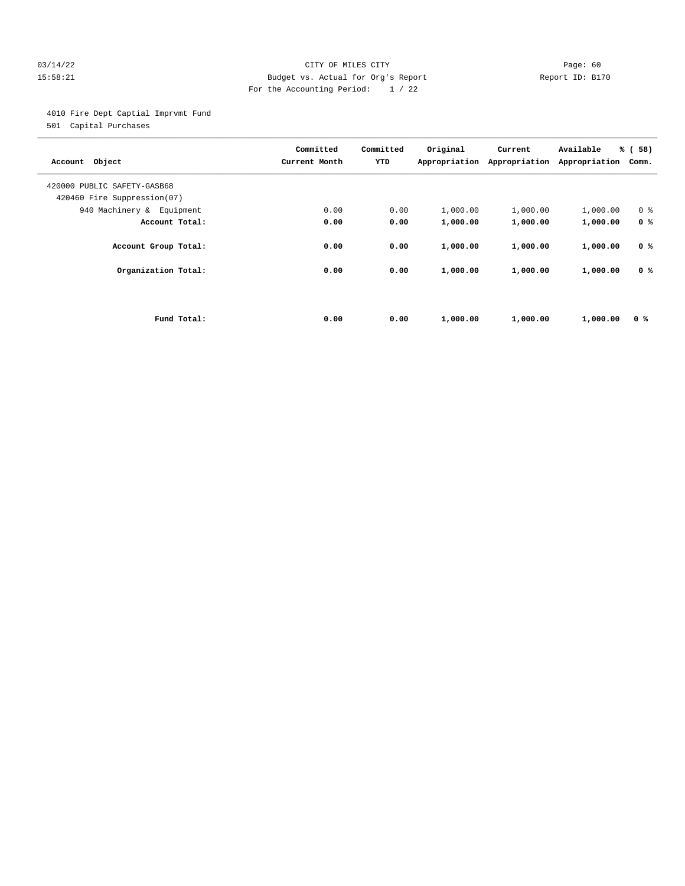CITY OF MILES CITY
Budget vs. Actual for Org's Report
For the Accounting Period: 1 / 22

03/14/22
15:58:21

Report ID: B170

4010 Fire Dept Captial Imprvmt Fund
501 Capital Purchases

| Account Object | Committed Current Month | Committed YTD | Original Appropriation | Current Appropriation | Available Appropriation | % ( 58) Comm. |
|---|---|---|---|---|---|---|
| 420000 PUBLIC SAFETY-GASB68 | | | | | | |
| 420460 Fire Suppression(07) | | | | | | |
| 940 Machinery & Equipment | 0.00 | 0.00 | 1,000.00 | 1,000.00 | 1,000.00 | 0 % |
| **Account Total:** | **0.00** | **0.00** | **1,000.00** | **1,000.00** | **1,000.00** | **0 %** |
| **Account Group Total:** | **0.00** | **0.00** | **1,000.00** | **1,000.00** | **1,000.00** | **0 %** |
| **Organization Total:** | **0.00** | **0.00** | **1,000.00** | **1,000.00** | **1,000.00** | **0 %** |
| **Fund Total:** | **0.00** | **0.00** | **1,000.00** | **1,000.00** | **1,000.00** | **0 %** |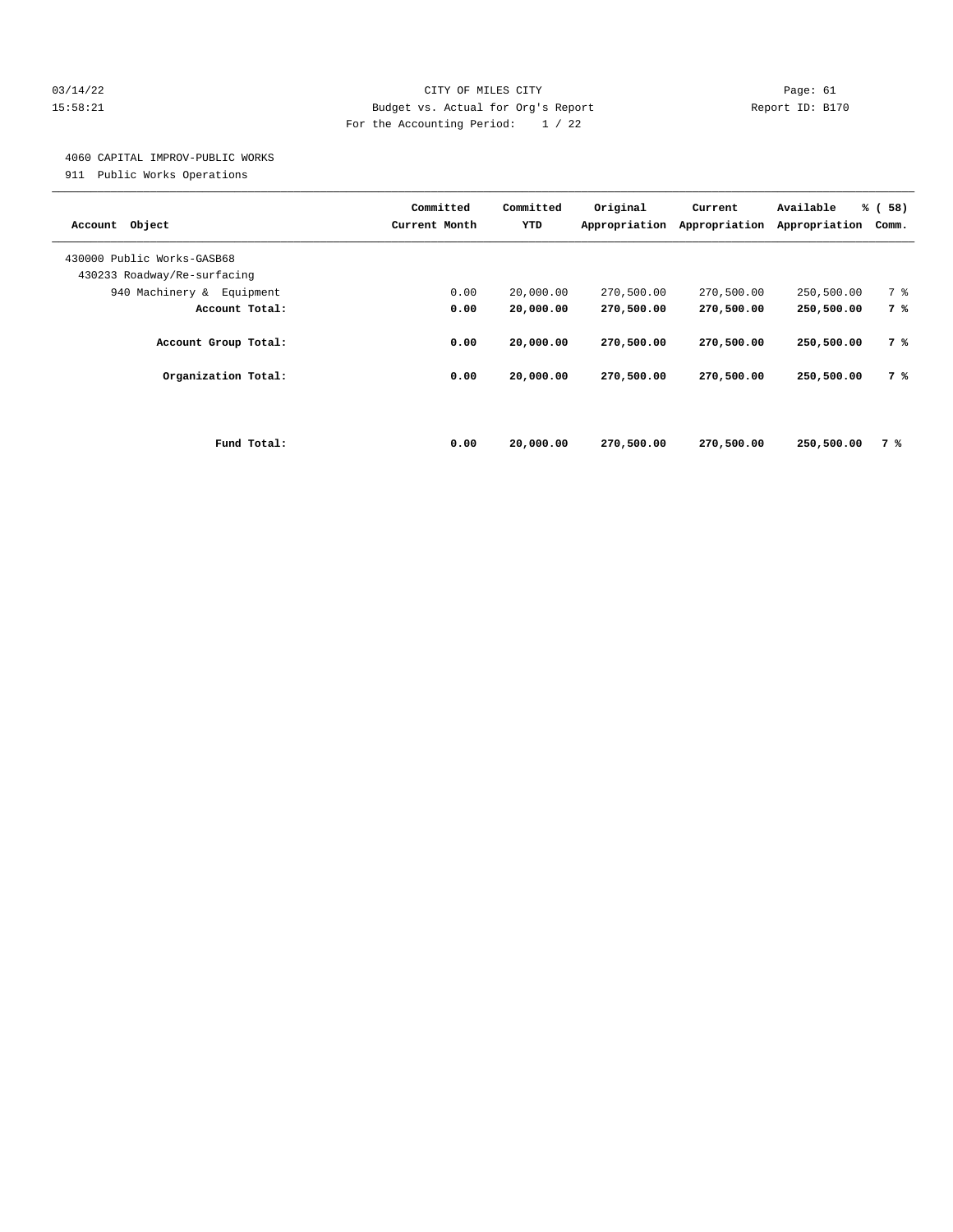03/14/22 CITY OF MILES CITY

15:58:21 Budget vs. Actual for Org's Report Report ID: B170

For the Accounting Period: 1 / 22

4060 CAPITAL IMPROV-PUBLIC WORKS

911 Public Works Operations

| Account Object | Committed Current Month | Committed YTD | Original Appropriation | Current Appropriation | Available Appropriation | % ( 58) Comm. |
|---|---|---|---|---|---|---|
| 430000 Public Works-GASB68 | | | | | | |
| 430233 Roadway/Re-surfacing | | | | | | |
| 940 Machinery & Equipment | 0.00 | 20,000.00 | 270,500.00 | 270,500.00 | 250,500.00 | 7 % |
| **Account Total:** | **0.00** | **20,000.00** | **270,500.00** | **270,500.00** | **250,500.00** | **7 %** |
| **Account Group Total:** | **0.00** | **20,000.00** | **270,500.00** | **270,500.00** | **250,500.00** | **7 %** |
| **Organization Total:** | **0.00** | **20,000.00** | **270,500.00** | **270,500.00** | **250,500.00** | **7 %** |
| **Fund Total:** | **0.00** | **20,000.00** | **270,500.00** | **270,500.00** | **250,500.00** | **7 %** |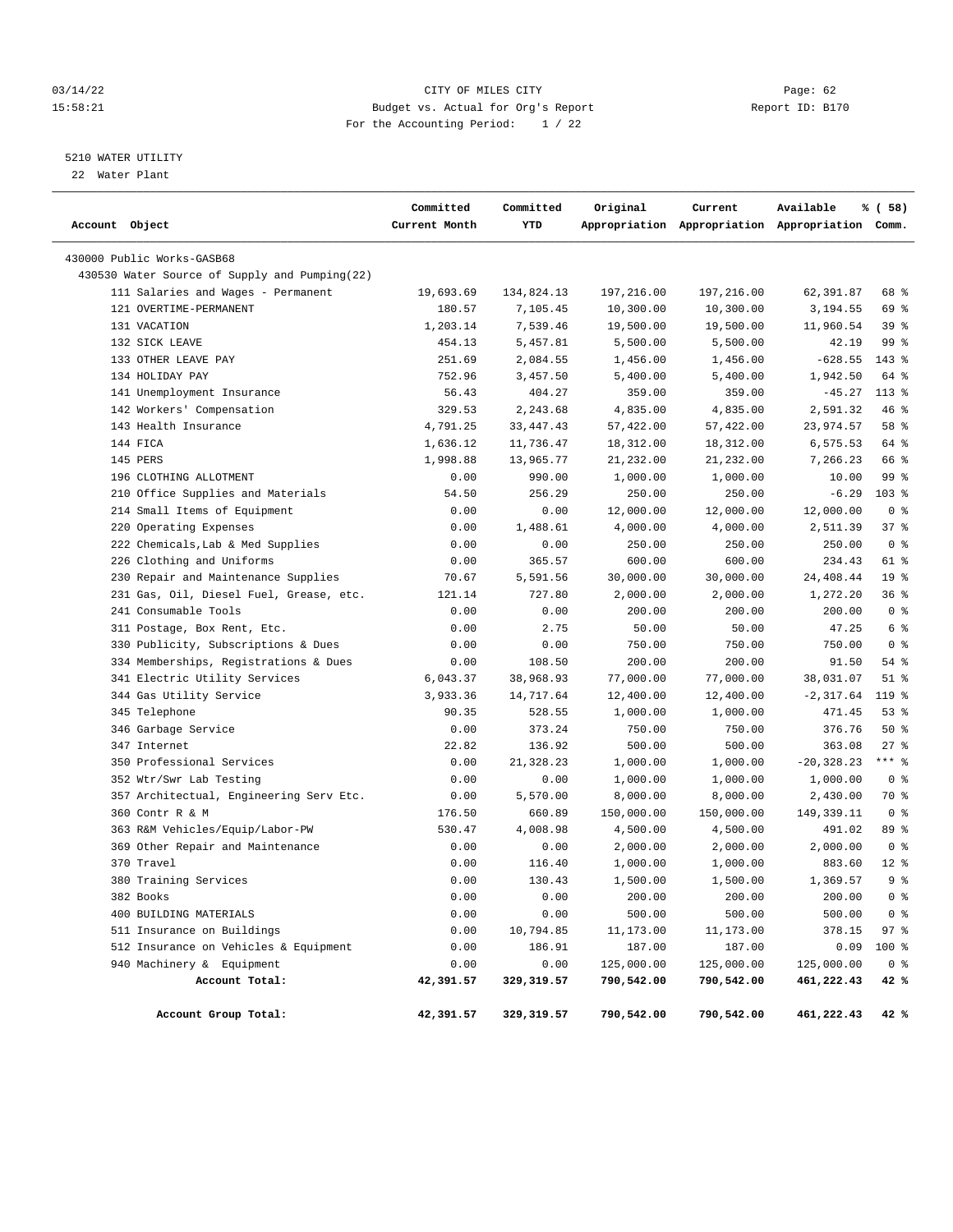CITY OF MILES CITY
Budget vs. Actual for Org's Report
For the Accounting Period: 1 / 22

03/14/22 15:58:21 — Report ID: B170

5210 WATER UTILITY
22 Water Plant

| Account Object | Committed Current Month | Committed YTD | Original Appropriation | Current Appropriation | Available Appropriation | % ( 58) Comm. |
|---|---|---|---|---|---|---|
| 430000 Public Works-GASB68 | | | | | | |
| 430530 Water Source of Supply and Pumping(22) | | | | | | |
| 111 Salaries and Wages - Permanent | 19,693.69 | 134,824.13 | 197,216.00 | 197,216.00 | 62,391.87 | 68 % |
| 121 OVERTIME-PERMANENT | 180.57 | 7,105.45 | 10,300.00 | 10,300.00 | 3,194.55 | 69 % |
| 131 VACATION | 1,203.14 | 7,539.46 | 19,500.00 | 19,500.00 | 11,960.54 | 39 % |
| 132 SICK LEAVE | 454.13 | 5,457.81 | 5,500.00 | 5,500.00 | 42.19 | 99 % |
| 133 OTHER LEAVE PAY | 251.69 | 2,084.55 | 1,456.00 | 1,456.00 | -628.55 | 143 % |
| 134 HOLIDAY PAY | 752.96 | 3,457.50 | 5,400.00 | 5,400.00 | 1,942.50 | 64 % |
| 141 Unemployment Insurance | 56.43 | 404.27 | 359.00 | 359.00 | -45.27 | 113 % |
| 142 Workers' Compensation | 329.53 | 2,243.68 | 4,835.00 | 4,835.00 | 2,591.32 | 46 % |
| 143 Health Insurance | 4,791.25 | 33,447.43 | 57,422.00 | 57,422.00 | 23,974.57 | 58 % |
| 144 FICA | 1,636.12 | 11,736.47 | 18,312.00 | 18,312.00 | 6,575.53 | 64 % |
| 145 PERS | 1,998.88 | 13,965.77 | 21,232.00 | 21,232.00 | 7,266.23 | 66 % |
| 196 CLOTHING ALLOTMENT | 0.00 | 990.00 | 1,000.00 | 1,000.00 | 10.00 | 99 % |
| 210 Office Supplies and Materials | 54.50 | 256.29 | 250.00 | 250.00 | -6.29 | 103 % |
| 214 Small Items of Equipment | 0.00 | 0.00 | 12,000.00 | 12,000.00 | 12,000.00 | 0 % |
| 220 Operating Expenses | 0.00 | 1,488.61 | 4,000.00 | 4,000.00 | 2,511.39 | 37 % |
| 222 Chemicals,Lab & Med Supplies | 0.00 | 0.00 | 250.00 | 250.00 | 250.00 | 0 % |
| 226 Clothing and Uniforms | 0.00 | 365.57 | 600.00 | 600.00 | 234.43 | 61 % |
| 230 Repair and Maintenance Supplies | 70.67 | 5,591.56 | 30,000.00 | 30,000.00 | 24,408.44 | 19 % |
| 231 Gas, Oil, Diesel Fuel, Grease, etc. | 121.14 | 727.80 | 2,000.00 | 2,000.00 | 1,272.20 | 36 % |
| 241 Consumable Tools | 0.00 | 0.00 | 200.00 | 200.00 | 200.00 | 0 % |
| 311 Postage, Box Rent, Etc. | 0.00 | 2.75 | 50.00 | 50.00 | 47.25 | 6 % |
| 330 Publicity, Subscriptions & Dues | 0.00 | 0.00 | 750.00 | 750.00 | 750.00 | 0 % |
| 334 Memberships, Registrations & Dues | 0.00 | 108.50 | 200.00 | 200.00 | 91.50 | 54 % |
| 341 Electric Utility Services | 6,043.37 | 38,968.93 | 77,000.00 | 77,000.00 | 38,031.07 | 51 % |
| 344 Gas Utility Service | 3,933.36 | 14,717.64 | 12,400.00 | 12,400.00 | -2,317.64 | 119 % |
| 345 Telephone | 90.35 | 528.55 | 1,000.00 | 1,000.00 | 471.45 | 53 % |
| 346 Garbage Service | 0.00 | 373.24 | 750.00 | 750.00 | 376.76 | 50 % |
| 347 Internet | 22.82 | 136.92 | 500.00 | 500.00 | 363.08 | 27 % |
| 350 Professional Services | 0.00 | 21,328.23 | 1,000.00 | 1,000.00 | -20,328.23 | *** % |
| 352 Wtr/Swr Lab Testing | 0.00 | 0.00 | 1,000.00 | 1,000.00 | 1,000.00 | 0 % |
| 357 Architectual, Engineering Serv Etc. | 0.00 | 5,570.00 | 8,000.00 | 8,000.00 | 2,430.00 | 70 % |
| 360 Contr R & M | 176.50 | 660.89 | 150,000.00 | 150,000.00 | 149,339.11 | 0 % |
| 363 R&M Vehicles/Equip/Labor-PW | 530.47 | 4,008.98 | 4,500.00 | 4,500.00 | 491.02 | 89 % |
| 369 Other Repair and Maintenance | 0.00 | 0.00 | 2,000.00 | 2,000.00 | 2,000.00 | 0 % |
| 370 Travel | 0.00 | 116.40 | 1,000.00 | 1,000.00 | 883.60 | 12 % |
| 380 Training Services | 0.00 | 130.43 | 1,500.00 | 1,500.00 | 1,369.57 | 9 % |
| 382 Books | 0.00 | 0.00 | 200.00 | 200.00 | 200.00 | 0 % |
| 400 BUILDING MATERIALS | 0.00 | 0.00 | 500.00 | 500.00 | 500.00 | 0 % |
| 511 Insurance on Buildings | 0.00 | 10,794.85 | 11,173.00 | 11,173.00 | 378.15 | 97 % |
| 512 Insurance on Vehicles & Equipment | 0.00 | 186.91 | 187.00 | 187.00 | 0.09 | 100 % |
| 940 Machinery & Equipment | 0.00 | 0.00 | 125,000.00 | 125,000.00 | 125,000.00 | 0 % |
| **Account Total:** | **42,391.57** | **329,319.57** | **790,542.00** | **790,542.00** | **461,222.43** | **42 %** |
| **Account Group Total:** | **42,391.57** | **329,319.57** | **790,542.00** | **790,542.00** | **461,222.43** | **42 %** |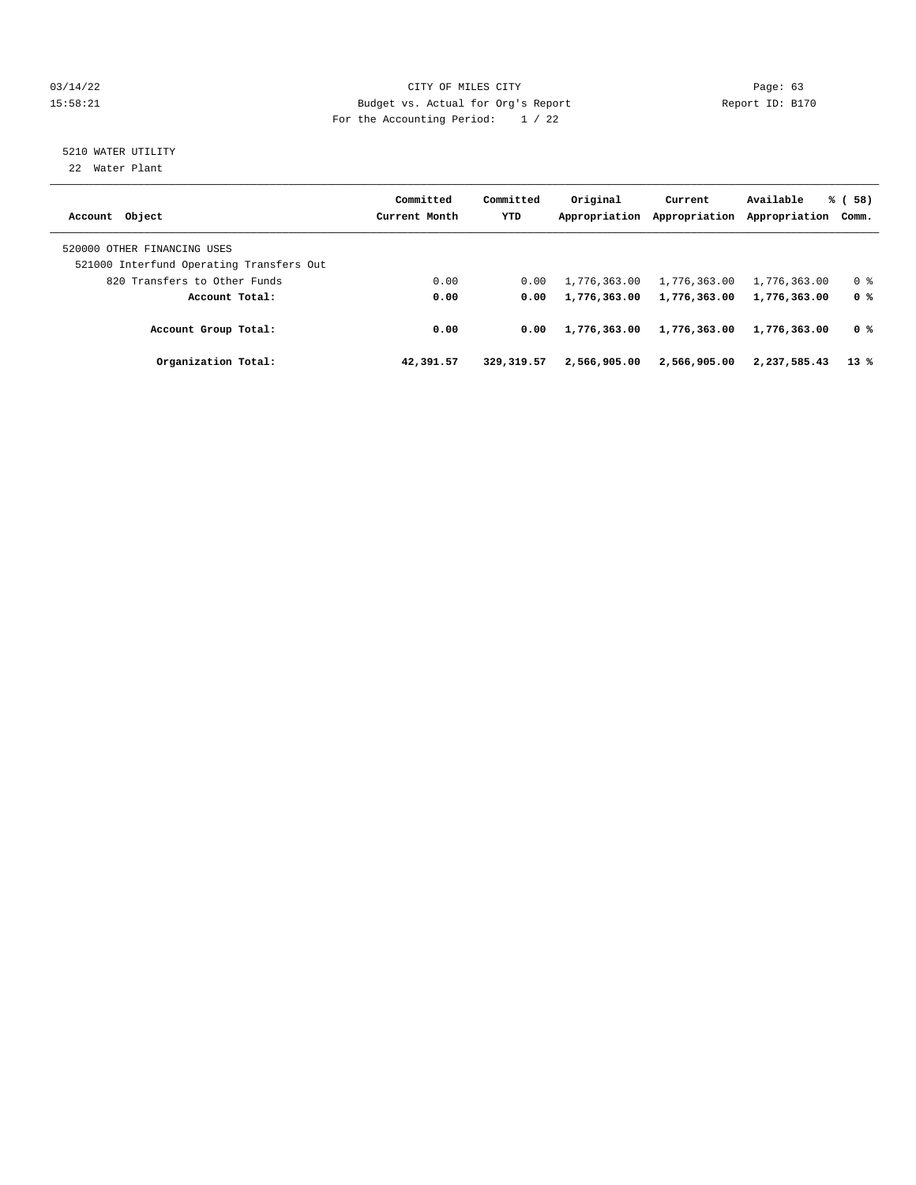CITY OF MILES CITY

Budget vs. Actual for Org's Report

For the Accounting Period: 1 / 22

5210 WATER UTILITY

22 Water Plant

| Account Object | Committed Current Month | Committed YTD | Original Appropriation | Current Appropriation | Available Appropriation | % ( 58) Comm. |
|---|---|---|---|---|---|---|
| 520000 OTHER FINANCING USES | | | | | | |
| 521000 Interfund Operating Transfers Out | | | | | | |
| 820 Transfers to Other Funds | 0.00 | 0.00 | 1,776,363.00 | 1,776,363.00 | 1,776,363.00 | 0 % |
| **Account Total:** | **0.00** | **0.00** | **1,776,363.00** | **1,776,363.00** | **1,776,363.00** | **0 %** |
| **Account Group Total:** | **0.00** | **0.00** | **1,776,363.00** | **1,776,363.00** | **1,776,363.00** | **0 %** |
| **Organization Total:** | **42,391.57** | **329,319.57** | **2,566,905.00** | **2,566,905.00** | **2,237,585.43** | **13 %** |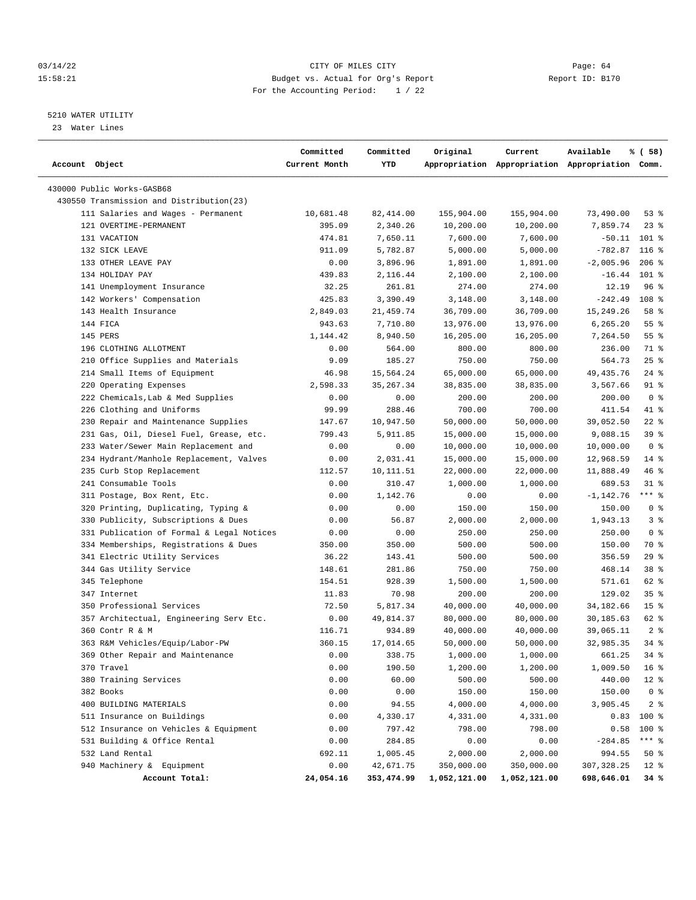CITY OF MILES CITY

Budget vs. Actual for Org's Report

For the Accounting Period: 1 / 22

Report ID: B170

5210 WATER UTILITY

23 Water Lines

| Account Object | Committed Current Month | Committed YTD | Original Appropriation | Current Appropriation | Available Appropriation | % ( 58) Comm. |
|---|---|---|---|---|---|---|
| 430000 Public Works-GASB68 | | | | | | |
| 430550 Transmission and Distribution(23) | | | | | | |
| 111 Salaries and Wages - Permanent | 10,681.48 | 82,414.00 | 155,904.00 | 155,904.00 | 73,490.00 | 53 % |
| 121 OVERTIME-PERMANENT | 395.09 | 2,340.26 | 10,200.00 | 10,200.00 | 7,859.74 | 23 % |
| 131 VACATION | 474.81 | 7,650.11 | 7,600.00 | 7,600.00 | -50.11 | 101 % |
| 132 SICK LEAVE | 911.09 | 5,782.87 | 5,000.00 | 5,000.00 | -782.87 | 116 % |
| 133 OTHER LEAVE PAY | 0.00 | 3,896.96 | 1,891.00 | 1,891.00 | -2,005.96 | 206 % |
| 134 HOLIDAY PAY | 439.83 | 2,116.44 | 2,100.00 | 2,100.00 | -16.44 | 101 % |
| 141 Unemployment Insurance | 32.25 | 261.81 | 274.00 | 274.00 | 12.19 | 96 % |
| 142 Workers' Compensation | 425.83 | 3,390.49 | 3,148.00 | 3,148.00 | -242.49 | 108 % |
| 143 Health Insurance | 2,849.03 | 21,459.74 | 36,709.00 | 36,709.00 | 15,249.26 | 58 % |
| 144 FICA | 943.63 | 7,710.80 | 13,976.00 | 13,976.00 | 6,265.20 | 55 % |
| 145 PERS | 1,144.42 | 8,940.50 | 16,205.00 | 16,205.00 | 7,264.50 | 55 % |
| 196 CLOTHING ALLOTMENT | 0.00 | 564.00 | 800.00 | 800.00 | 236.00 | 71 % |
| 210 Office Supplies and Materials | 9.09 | 185.27 | 750.00 | 750.00 | 564.73 | 25 % |
| 214 Small Items of Equipment | 46.98 | 15,564.24 | 65,000.00 | 65,000.00 | 49,435.76 | 24 % |
| 220 Operating Expenses | 2,598.33 | 35,267.34 | 38,835.00 | 38,835.00 | 3,567.66 | 91 % |
| 222 Chemicals,Lab & Med Supplies | 0.00 | 0.00 | 200.00 | 200.00 | 200.00 | 0 % |
| 226 Clothing and Uniforms | 99.99 | 288.46 | 700.00 | 700.00 | 411.54 | 41 % |
| 230 Repair and Maintenance Supplies | 147.67 | 10,947.50 | 50,000.00 | 50,000.00 | 39,052.50 | 22 % |
| 231 Gas, Oil, Diesel Fuel, Grease, etc. | 799.43 | 5,911.85 | 15,000.00 | 15,000.00 | 9,088.15 | 39 % |
| 233 Water/Sewer Main Replacement and | 0.00 | 0.00 | 10,000.00 | 10,000.00 | 10,000.00 | 0 % |
| 234 Hydrant/Manhole Replacement, Valves | 0.00 | 2,031.41 | 15,000.00 | 15,000.00 | 12,968.59 | 14 % |
| 235 Curb Stop Replacement | 112.57 | 10,111.51 | 22,000.00 | 22,000.00 | 11,888.49 | 46 % |
| 241 Consumable Tools | 0.00 | 310.47 | 1,000.00 | 1,000.00 | 689.53 | 31 % |
| 311 Postage, Box Rent, Etc. | 0.00 | 1,142.76 | 0.00 | 0.00 | -1,142.76 | *** % |
| 320 Printing, Duplicating, Typing & | 0.00 | 0.00 | 150.00 | 150.00 | 150.00 | 0 % |
| 330 Publicity, Subscriptions & Dues | 0.00 | 56.87 | 2,000.00 | 2,000.00 | 1,943.13 | 3 % |
| 331 Publication of Formal & Legal Notices | 0.00 | 0.00 | 250.00 | 250.00 | 250.00 | 0 % |
| 334 Memberships, Registrations & Dues | 350.00 | 350.00 | 500.00 | 500.00 | 150.00 | 70 % |
| 341 Electric Utility Services | 36.22 | 143.41 | 500.00 | 500.00 | 356.59 | 29 % |
| 344 Gas Utility Service | 148.61 | 281.86 | 750.00 | 750.00 | 468.14 | 38 % |
| 345 Telephone | 154.51 | 928.39 | 1,500.00 | 1,500.00 | 571.61 | 62 % |
| 347 Internet | 11.83 | 70.98 | 200.00 | 200.00 | 129.02 | 35 % |
| 350 Professional Services | 72.50 | 5,817.34 | 40,000.00 | 40,000.00 | 34,182.66 | 15 % |
| 357 Architectual, Engineering Serv Etc. | 0.00 | 49,814.37 | 80,000.00 | 80,000.00 | 30,185.63 | 62 % |
| 360 Contr R & M | 116.71 | 934.89 | 40,000.00 | 40,000.00 | 39,065.11 | 2 % |
| 363 R&M Vehicles/Equip/Labor-PW | 360.15 | 17,014.65 | 50,000.00 | 50,000.00 | 32,985.35 | 34 % |
| 369 Other Repair and Maintenance | 0.00 | 338.75 | 1,000.00 | 1,000.00 | 661.25 | 34 % |
| 370 Travel | 0.00 | 190.50 | 1,200.00 | 1,200.00 | 1,009.50 | 16 % |
| 380 Training Services | 0.00 | 60.00 | 500.00 | 500.00 | 440.00 | 12 % |
| 382 Books | 0.00 | 0.00 | 150.00 | 150.00 | 150.00 | 0 % |
| 400 BUILDING MATERIALS | 0.00 | 94.55 | 4,000.00 | 4,000.00 | 3,905.45 | 2 % |
| 511 Insurance on Buildings | 0.00 | 4,330.17 | 4,331.00 | 4,331.00 | 0.83 | 100 % |
| 512 Insurance on Vehicles & Equipment | 0.00 | 797.42 | 798.00 | 798.00 | 0.58 | 100 % |
| 531 Building & Office Rental | 0.00 | 284.85 | 0.00 | 0.00 | -284.85 | *** % |
| 532 Land Rental | 692.11 | 1,005.45 | 2,000.00 | 2,000.00 | 994.55 | 50 % |
| 940 Machinery & Equipment | 0.00 | 42,671.75 | 350,000.00 | 350,000.00 | 307,328.25 | 12 % |
| **Account Total:** | **24,054.16** | **353,474.99** | **1,052,121.00** | **1,052,121.00** | **698,646.01** | **34 %** |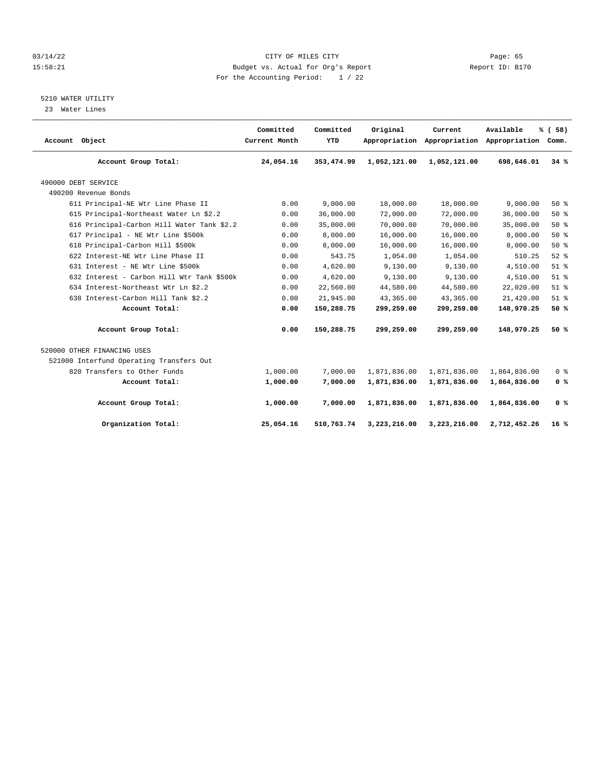03/14/22 CITY OF MILES CITY
15:58:21 Budget vs. Actual for Org's Report Report ID: B170
For the Accounting Period: 1 / 22

5210 WATER UTILITY
23 Water Lines

| Account Object | Committed Current Month | Committed YTD | Original Appropriation | Current Appropriation | Available Appropriation | % ( 58) Comm. |
|---|---|---|---|---|---|---|
| **Account Group Total:** | **24,054.16** | **353,474.99** | **1,052,121.00** | **1,052,121.00** | **698,646.01** | **34 %** |
| 490000 DEBT SERVICE | | | | | | |
| 490200 Revenue Bonds | | | | | | |
| 611 Principal-NE Wtr Line Phase II | 0.00 | 9,000.00 | 18,000.00 | 18,000.00 | 9,000.00 | 50 % |
| 615 Principal-Northeast Water Ln $2.2 | 0.00 | 36,000.00 | 72,000.00 | 72,000.00 | 36,000.00 | 50 % |
| 616 Principal-Carbon Hill Water Tank $2.2 | 0.00 | 35,000.00 | 70,000.00 | 70,000.00 | 35,000.00 | 50 % |
| 617 Principal - NE Wtr Line $500k | 0.00 | 8,000.00 | 16,000.00 | 16,000.00 | 8,000.00 | 50 % |
| 618 Principal-Carbon Hill $500k | 0.00 | 8,000.00 | 16,000.00 | 16,000.00 | 8,000.00 | 50 % |
| 622 Interest-NE Wtr Line Phase II | 0.00 | 543.75 | 1,054.00 | 1,054.00 | 510.25 | 52 % |
| 631 Interest - NE Wtr Line $500k | 0.00 | 4,620.00 | 9,130.00 | 9,130.00 | 4,510.00 | 51 % |
| 632 Interest - Carbon Hill Wtr Tank $500k | 0.00 | 4,620.00 | 9,130.00 | 9,130.00 | 4,510.00 | 51 % |
| 634 Interest-Northeast Wtr Ln $2.2 | 0.00 | 22,560.00 | 44,580.00 | 44,580.00 | 22,020.00 | 51 % |
| 638 Interest-Carbon Hill Tank $2.2 | 0.00 | 21,945.00 | 43,365.00 | 43,365.00 | 21,420.00 | 51 % |
| **Account Total:** | **0.00** | **150,288.75** | **299,259.00** | **299,259.00** | **148,970.25** | **50 %** |
| **Account Group Total:** | **0.00** | **150,288.75** | **299,259.00** | **299,259.00** | **148,970.25** | **50 %** |
| 520000 OTHER FINANCING USES | | | | | | |
| 521000 Interfund Operating Transfers Out | | | | | | |
| 820 Transfers to Other Funds | 1,000.00 | 7,000.00 | 1,871,836.00 | 1,871,836.00 | 1,864,836.00 | 0 % |
| **Account Total:** | **1,000.00** | **7,000.00** | **1,871,836.00** | **1,871,836.00** | **1,864,836.00** | **0 %** |
| **Account Group Total:** | **1,000.00** | **7,000.00** | **1,871,836.00** | **1,871,836.00** | **1,864,836.00** | **0 %** |
| **Organization Total:** | **25,054.16** | **510,763.74** | **3,223,216.00** | **3,223,216.00** | **2,712,452.26** | **16 %** |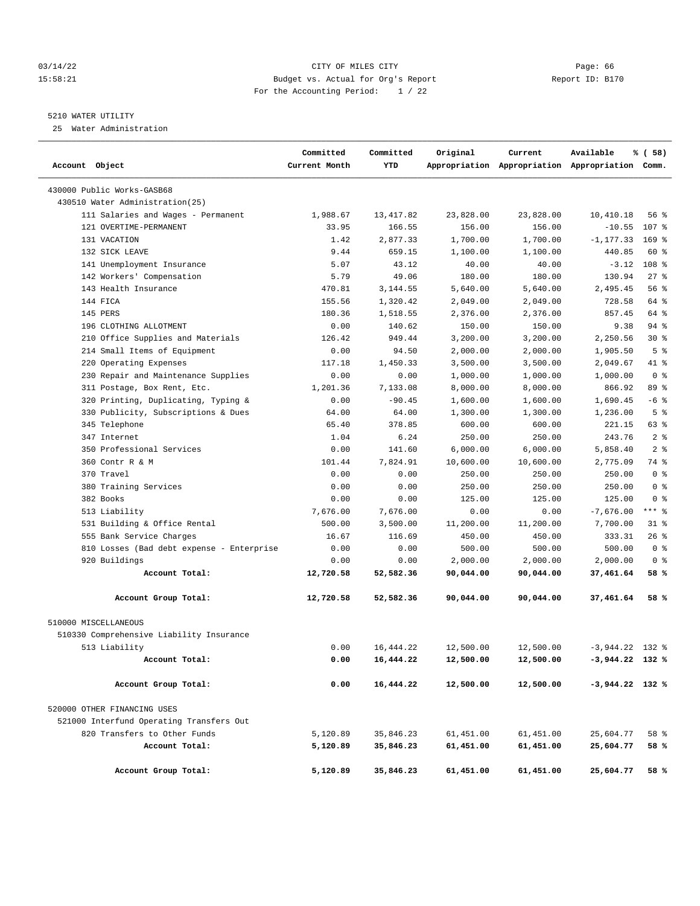CITY OF MILES CITY
Budget vs. Actual for Org's Report
For the Accounting Period: 1 / 22

03/14/22
15:58:21

Report ID: B170

5210 WATER UTILITY
25 Water Administration

| Account Object | Committed Current Month | Committed YTD | Original Appropriation | Current Appropriation | Available Appropriation | % ( 58) Comm. |
|---|---|---|---|---|---|---|
| 430000 Public Works-GASB68 | | | | | | |
| 430510 Water Administration(25) | | | | | | |
| 111 Salaries and Wages - Permanent | 1,988.67 | 13,417.82 | 23,828.00 | 23,828.00 | 10,410.18 | 56 % |
| 121 OVERTIME-PERMANENT | 33.95 | 166.55 | 156.00 | 156.00 | -10.55 | 107 % |
| 131 VACATION | 1.42 | 2,877.33 | 1,700.00 | 1,700.00 | -1,177.33 | 169 % |
| 132 SICK LEAVE | 9.44 | 659.15 | 1,100.00 | 1,100.00 | 440.85 | 60 % |
| 141 Unemployment Insurance | 5.07 | 43.12 | 40.00 | 40.00 | -3.12 | 108 % |
| 142 Workers' Compensation | 5.79 | 49.06 | 180.00 | 180.00 | 130.94 | 27 % |
| 143 Health Insurance | 470.81 | 3,144.55 | 5,640.00 | 5,640.00 | 2,495.45 | 56 % |
| 144 FICA | 155.56 | 1,320.42 | 2,049.00 | 2,049.00 | 728.58 | 64 % |
| 145 PERS | 180.36 | 1,518.55 | 2,376.00 | 2,376.00 | 857.45 | 64 % |
| 196 CLOTHING ALLOTMENT | 0.00 | 140.62 | 150.00 | 150.00 | 9.38 | 94 % |
| 210 Office Supplies and Materials | 126.42 | 949.44 | 3,200.00 | 3,200.00 | 2,250.56 | 30 % |
| 214 Small Items of Equipment | 0.00 | 94.50 | 2,000.00 | 2,000.00 | 1,905.50 | 5 % |
| 220 Operating Expenses | 117.18 | 1,450.33 | 3,500.00 | 3,500.00 | 2,049.67 | 41 % |
| 230 Repair and Maintenance Supplies | 0.00 | 0.00 | 1,000.00 | 1,000.00 | 1,000.00 | 0 % |
| 311 Postage, Box Rent, Etc. | 1,201.36 | 7,133.08 | 8,000.00 | 8,000.00 | 866.92 | 89 % |
| 320 Printing, Duplicating, Typing & | 0.00 | -90.45 | 1,600.00 | 1,600.00 | 1,690.45 | -6 % |
| 330 Publicity, Subscriptions & Dues | 64.00 | 64.00 | 1,300.00 | 1,300.00 | 1,236.00 | 5 % |
| 345 Telephone | 65.40 | 378.85 | 600.00 | 600.00 | 221.15 | 63 % |
| 347 Internet | 1.04 | 6.24 | 250.00 | 250.00 | 243.76 | 2 % |
| 350 Professional Services | 0.00 | 141.60 | 6,000.00 | 6,000.00 | 5,858.40 | 2 % |
| 360 Contr R & M | 101.44 | 7,824.91 | 10,600.00 | 10,600.00 | 2,775.09 | 74 % |
| 370 Travel | 0.00 | 0.00 | 250.00 | 250.00 | 250.00 | 0 % |
| 380 Training Services | 0.00 | 0.00 | 250.00 | 250.00 | 250.00 | 0 % |
| 382 Books | 0.00 | 0.00 | 125.00 | 125.00 | 125.00 | 0 % |
| 513 Liability | 7,676.00 | 7,676.00 | 0.00 | 0.00 | -7,676.00 | *** % |
| 531 Building & Office Rental | 500.00 | 3,500.00 | 11,200.00 | 11,200.00 | 7,700.00 | 31 % |
| 555 Bank Service Charges | 16.67 | 116.69 | 450.00 | 450.00 | 333.31 | 26 % |
| 810 Losses (Bad debt expense - Enterprise | 0.00 | 0.00 | 500.00 | 500.00 | 500.00 | 0 % |
| 920 Buildings | 0.00 | 0.00 | 2,000.00 | 2,000.00 | 2,000.00 | 0 % |
| **Account Total:** | **12,720.58** | **52,582.36** | **90,044.00** | **90,044.00** | **37,461.64** | **58 %** |
| **Account Group Total:** | **12,720.58** | **52,582.36** | **90,044.00** | **90,044.00** | **37,461.64** | **58 %** |
| 510000 MISCELLANEOUS | | | | | | |
| 510330 Comprehensive Liability Insurance | | | | | | |
| 513 Liability | 0.00 | 16,444.22 | 12,500.00 | 12,500.00 | -3,944.22 | 132 % |
| **Account Total:** | **0.00** | **16,444.22** | **12,500.00** | **12,500.00** | **-3,944.22** | **132 %** |
| **Account Group Total:** | **0.00** | **16,444.22** | **12,500.00** | **12,500.00** | **-3,944.22** | **132 %** |
| 520000 OTHER FINANCING USES | | | | | | |
| 521000 Interfund Operating Transfers Out | | | | | | |
| 820 Transfers to Other Funds | 5,120.89 | 35,846.23 | 61,451.00 | 61,451.00 | 25,604.77 | 58 % |
| **Account Total:** | **5,120.89** | **35,846.23** | **61,451.00** | **61,451.00** | **25,604.77** | **58 %** |
| **Account Group Total:** | **5,120.89** | **35,846.23** | **61,451.00** | **61,451.00** | **25,604.77** | **58 %** |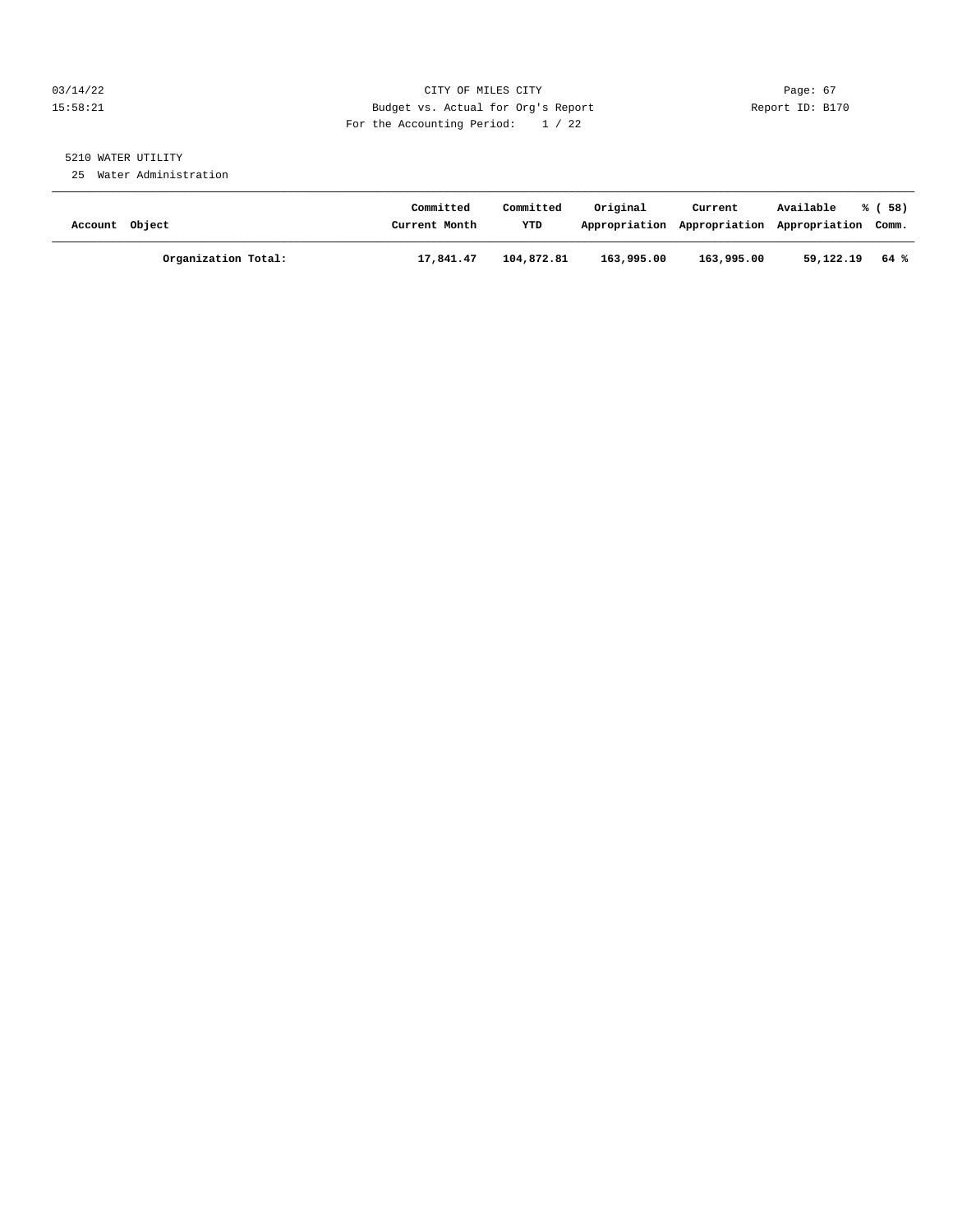5210 WATER UTILITY

25 Water Administration

| Account Object | Committed Current Month | Committed YTD | Original Appropriation | Current Appropriation | Available Appropriation | % ( 58) Comm. |
|---|---|---|---|---|---|---|
| **Organization Total:** | **17,841.47** | **104,872.81** | **163,995.00** | **163,995.00** | **59,122.19** | **64 %** |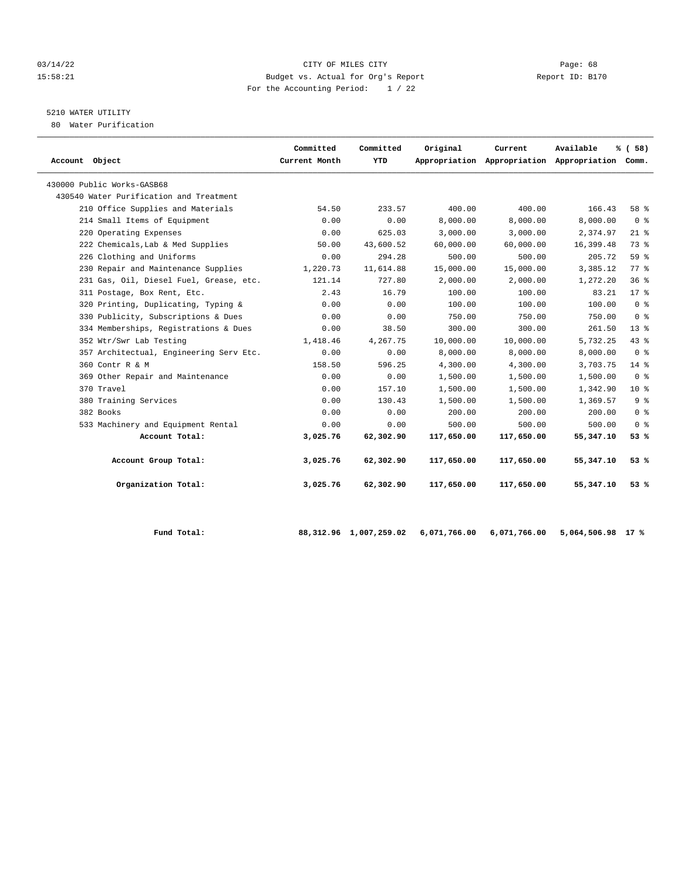03/14/22 CITY OF MILES CITY
15:58:21 Budget vs. Actual for Org's Report Report ID: B170
For the Accounting Period: 1 / 22

5210 WATER UTILITY
80 Water Purification

| Account Object | Committed Current Month | Committed YTD | Original Appropriation | Current Appropriation | Available Appropriation | % ( 58) Comm. |
|---|---|---|---|---|---|---|
| 430000 Public Works-GASB68 | | | | | | |
| 430540 Water Purification and Treatment | | | | | | |
| 210 Office Supplies and Materials | 54.50 | 233.57 | 400.00 | 400.00 | 166.43 | 58 % |
| 214 Small Items of Equipment | 0.00 | 0.00 | 8,000.00 | 8,000.00 | 8,000.00 | 0 % |
| 220 Operating Expenses | 0.00 | 625.03 | 3,000.00 | 3,000.00 | 2,374.97 | 21 % |
| 222 Chemicals,Lab & Med Supplies | 50.00 | 43,600.52 | 60,000.00 | 60,000.00 | 16,399.48 | 73 % |
| 226 Clothing and Uniforms | 0.00 | 294.28 | 500.00 | 500.00 | 205.72 | 59 % |
| 230 Repair and Maintenance Supplies | 1,220.73 | 11,614.88 | 15,000.00 | 15,000.00 | 3,385.12 | 77 % |
| 231 Gas, Oil, Diesel Fuel, Grease, etc. | 121.14 | 727.80 | 2,000.00 | 2,000.00 | 1,272.20 | 36 % |
| 311 Postage, Box Rent, Etc. | 2.43 | 16.79 | 100.00 | 100.00 | 83.21 | 17 % |
| 320 Printing, Duplicating, Typing & | 0.00 | 0.00 | 100.00 | 100.00 | 100.00 | 0 % |
| 330 Publicity, Subscriptions & Dues | 0.00 | 0.00 | 750.00 | 750.00 | 750.00 | 0 % |
| 334 Memberships, Registrations & Dues | 0.00 | 38.50 | 300.00 | 300.00 | 261.50 | 13 % |
| 352 Wtr/Swr Lab Testing | 1,418.46 | 4,267.75 | 10,000.00 | 10,000.00 | 5,732.25 | 43 % |
| 357 Architectual, Engineering Serv Etc. | 0.00 | 0.00 | 8,000.00 | 8,000.00 | 8,000.00 | 0 % |
| 360 Contr R & M | 158.50 | 596.25 | 4,300.00 | 4,300.00 | 3,703.75 | 14 % |
| 369 Other Repair and Maintenance | 0.00 | 0.00 | 1,500.00 | 1,500.00 | 1,500.00 | 0 % |
| 370 Travel | 0.00 | 157.10 | 1,500.00 | 1,500.00 | 1,342.90 | 10 % |
| 380 Training Services | 0.00 | 130.43 | 1,500.00 | 1,500.00 | 1,369.57 | 9 % |
| 382 Books | 0.00 | 0.00 | 200.00 | 200.00 | 200.00 | 0 % |
| 533 Machinery and Equipment Rental | 0.00 | 0.00 | 500.00 | 500.00 | 500.00 | 0 % |
| **Account Total:** | **3,025.76** | **62,302.90** | **117,650.00** | **117,650.00** | **55,347.10** | **53 %** |
| **Account Group Total:** | **3,025.76** | **62,302.90** | **117,650.00** | **117,650.00** | **55,347.10** | **53 %** |
| **Organization Total:** | **3,025.76** | **62,302.90** | **117,650.00** | **117,650.00** | **55,347.10** | **53 %** |
| **Fund Total:** | **88,312.96** | **1,007,259.02** | **6,071,766.00** | **6,071,766.00** | **5,064,506.98** | **17 %** |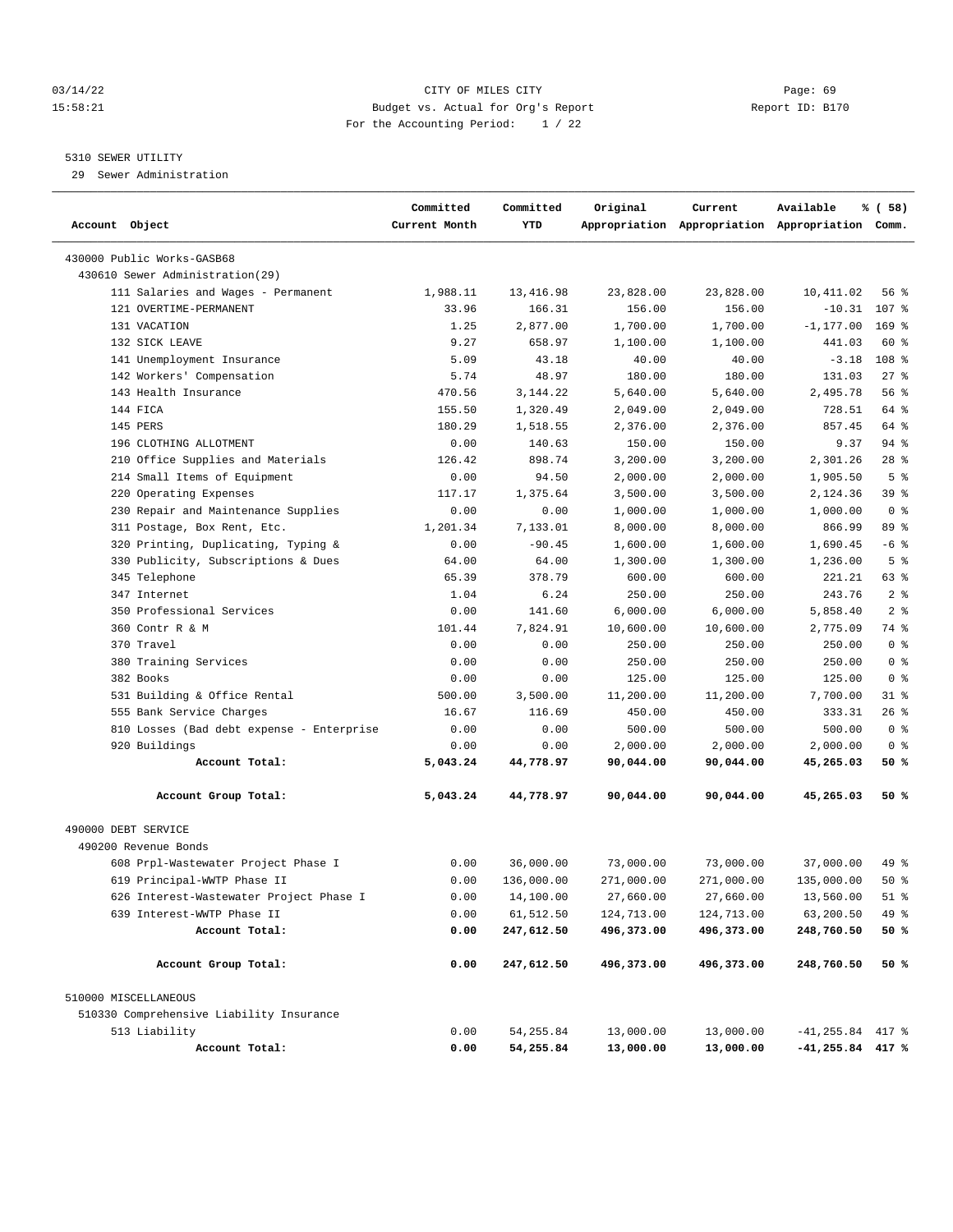CITY OF MILES CITY
Budget vs. Actual for Org's Report
For the Accounting Period: 1 / 22

5310 SEWER UTILITY
29 Sewer Administration

| Account Object | Committed Current Month | Committed YTD | Original Appropriation | Current Appropriation | Available Appropriation | % ( 58) Comm. |
|---|---|---|---|---|---|---|
| 430000 Public Works-GASB68 | | | | | | |
| 430610 Sewer Administration(29) | | | | | | |
| 111 Salaries and Wages - Permanent | 1,988.11 | 13,416.98 | 23,828.00 | 23,828.00 | 10,411.02 | 56 % |
| 121 OVERTIME-PERMANENT | 33.96 | 166.31 | 156.00 | 156.00 | -10.31 | 107 % |
| 131 VACATION | 1.25 | 2,877.00 | 1,700.00 | 1,700.00 | -1,177.00 | 169 % |
| 132 SICK LEAVE | 9.27 | 658.97 | 1,100.00 | 1,100.00 | 441.03 | 60 % |
| 141 Unemployment Insurance | 5.09 | 43.18 | 40.00 | 40.00 | -3.18 | 108 % |
| 142 Workers' Compensation | 5.74 | 48.97 | 180.00 | 180.00 | 131.03 | 27 % |
| 143 Health Insurance | 470.56 | 3,144.22 | 5,640.00 | 5,640.00 | 2,495.78 | 56 % |
| 144 FICA | 155.50 | 1,320.49 | 2,049.00 | 2,049.00 | 728.51 | 64 % |
| 145 PERS | 180.29 | 1,518.55 | 2,376.00 | 2,376.00 | 857.45 | 64 % |
| 196 CLOTHING ALLOTMENT | 0.00 | 140.63 | 150.00 | 150.00 | 9.37 | 94 % |
| 210 Office Supplies and Materials | 126.42 | 898.74 | 3,200.00 | 3,200.00 | 2,301.26 | 28 % |
| 214 Small Items of Equipment | 0.00 | 94.50 | 2,000.00 | 2,000.00 | 1,905.50 | 5 % |
| 220 Operating Expenses | 117.17 | 1,375.64 | 3,500.00 | 3,500.00 | 2,124.36 | 39 % |
| 230 Repair and Maintenance Supplies | 0.00 | 0.00 | 1,000.00 | 1,000.00 | 1,000.00 | 0 % |
| 311 Postage, Box Rent, Etc. | 1,201.34 | 7,133.01 | 8,000.00 | 8,000.00 | 866.99 | 89 % |
| 320 Printing, Duplicating, Typing & | 0.00 | -90.45 | 1,600.00 | 1,600.00 | 1,690.45 | -6 % |
| 330 Publicity, Subscriptions & Dues | 64.00 | 64.00 | 1,300.00 | 1,300.00 | 1,236.00 | 5 % |
| 345 Telephone | 65.39 | 378.79 | 600.00 | 600.00 | 221.21 | 63 % |
| 347 Internet | 1.04 | 6.24 | 250.00 | 250.00 | 243.76 | 2 % |
| 350 Professional Services | 0.00 | 141.60 | 6,000.00 | 6,000.00 | 5,858.40 | 2 % |
| 360 Contr R & M | 101.44 | 7,824.91 | 10,600.00 | 10,600.00 | 2,775.09 | 74 % |
| 370 Travel | 0.00 | 0.00 | 250.00 | 250.00 | 250.00 | 0 % |
| 380 Training Services | 0.00 | 0.00 | 250.00 | 250.00 | 250.00 | 0 % |
| 382 Books | 0.00 | 0.00 | 125.00 | 125.00 | 125.00 | 0 % |
| 531 Building & Office Rental | 500.00 | 3,500.00 | 11,200.00 | 11,200.00 | 7,700.00 | 31 % |
| 555 Bank Service Charges | 16.67 | 116.69 | 450.00 | 450.00 | 333.31 | 26 % |
| 810 Losses (Bad debt expense - Enterprise | 0.00 | 0.00 | 500.00 | 500.00 | 500.00 | 0 % |
| 920 Buildings | 0.00 | 0.00 | 2,000.00 | 2,000.00 | 2,000.00 | 0 % |
| **Account Total:** | **5,043.24** | **44,778.97** | **90,044.00** | **90,044.00** | **45,265.03** | **50 %** |
| **Account Group Total:** | **5,043.24** | **44,778.97** | **90,044.00** | **90,044.00** | **45,265.03** | **50 %** |
| 490000 DEBT SERVICE | | | | | | |
| 490200 Revenue Bonds | | | | | | |
| 608 Prpl-Wastewater Project Phase I | 0.00 | 36,000.00 | 73,000.00 | 73,000.00 | 37,000.00 | 49 % |
| 619 Principal-WWTP Phase II | 0.00 | 136,000.00 | 271,000.00 | 271,000.00 | 135,000.00 | 50 % |
| 626 Interest-Wastewater Project Phase I | 0.00 | 14,100.00 | 27,660.00 | 27,660.00 | 13,560.00 | 51 % |
| 639 Interest-WWTP Phase II | 0.00 | 61,512.50 | 124,713.00 | 124,713.00 | 63,200.50 | 49 % |
| **Account Total:** | **0.00** | **247,612.50** | **496,373.00** | **496,373.00** | **248,760.50** | **50 %** |
| **Account Group Total:** | **0.00** | **247,612.50** | **496,373.00** | **496,373.00** | **248,760.50** | **50 %** |
| 510000 MISCELLANEOUS | | | | | | |
| 510330 Comprehensive Liability Insurance | | | | | | |
| 513 Liability | 0.00 | 54,255.84 | 13,000.00 | 13,000.00 | -41,255.84 | 417 % |
| **Account Total:** | **0.00** | **54,255.84** | **13,000.00** | **13,000.00** | **-41,255.84** | **417 %** |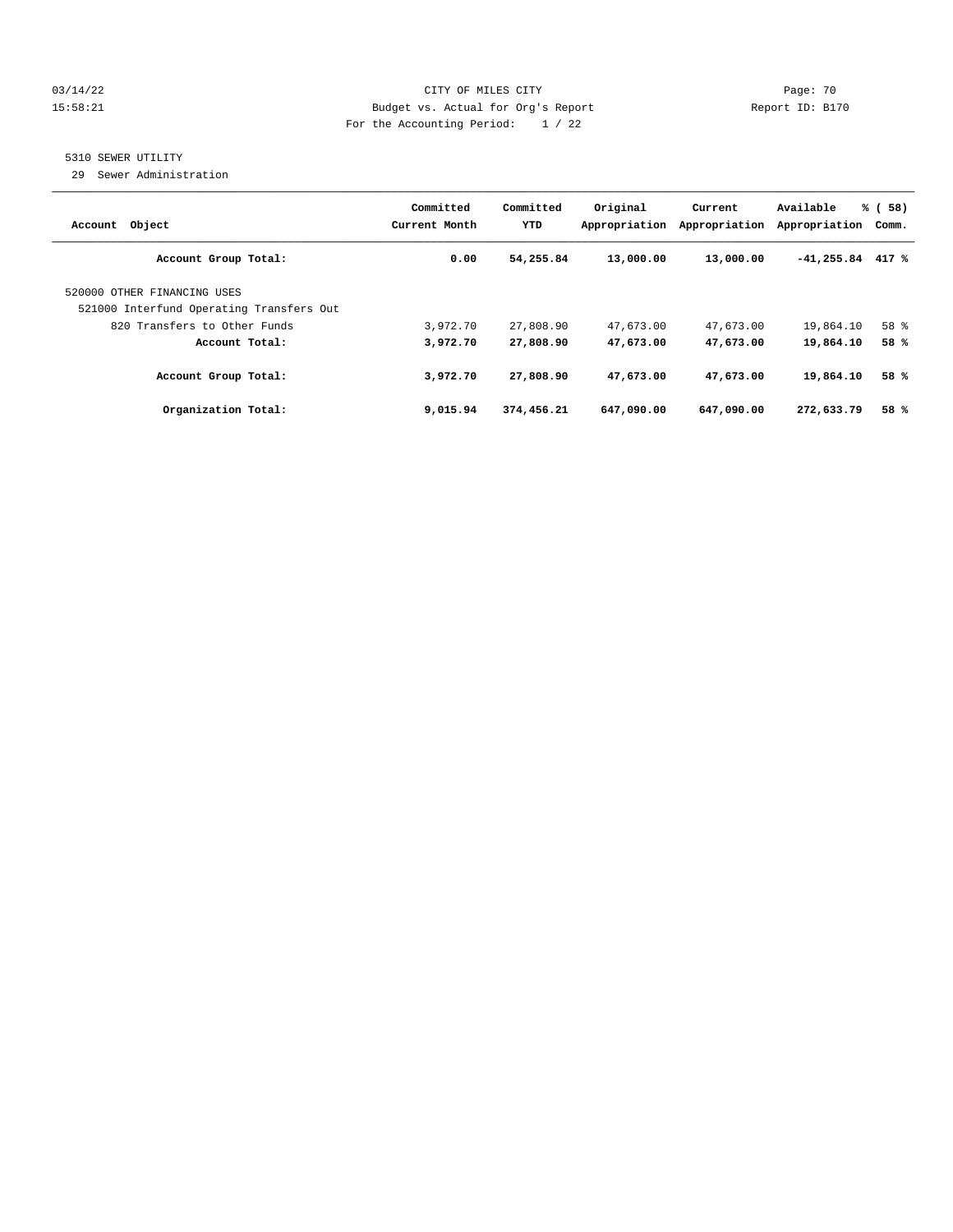CITY OF MILES CITY
Budget vs. Actual for Org's Report
For the Accounting Period: 1 / 22

03/14/22
15:58:21

Report ID: B170

## 5310 SEWER UTILITY

29 Sewer Administration

| Account Object | Committed Current Month | Committed YTD | Original Appropriation | Current Appropriation | Available Appropriation | % ( 58) Comm. |
|---|---|---|---|---|---|---|
| **Account Group Total:** | **0.00** | **54,255.84** | **13,000.00** | **13,000.00** | **-41,255.84** | **417 %** |
| 520000 OTHER FINANCING USES | | | | | | |
| 521000 Interfund Operating Transfers Out | | | | | | |
| 820 Transfers to Other Funds | 3,972.70 | 27,808.90 | 47,673.00 | 47,673.00 | 19,864.10 | 58 % |
| **Account Total:** | **3,972.70** | **27,808.90** | **47,673.00** | **47,673.00** | **19,864.10** | **58 %** |
| **Account Group Total:** | **3,972.70** | **27,808.90** | **47,673.00** | **47,673.00** | **19,864.10** | **58 %** |
| **Organization Total:** | **9,015.94** | **374,456.21** | **647,090.00** | **647,090.00** | **272,633.79** | **58 %** |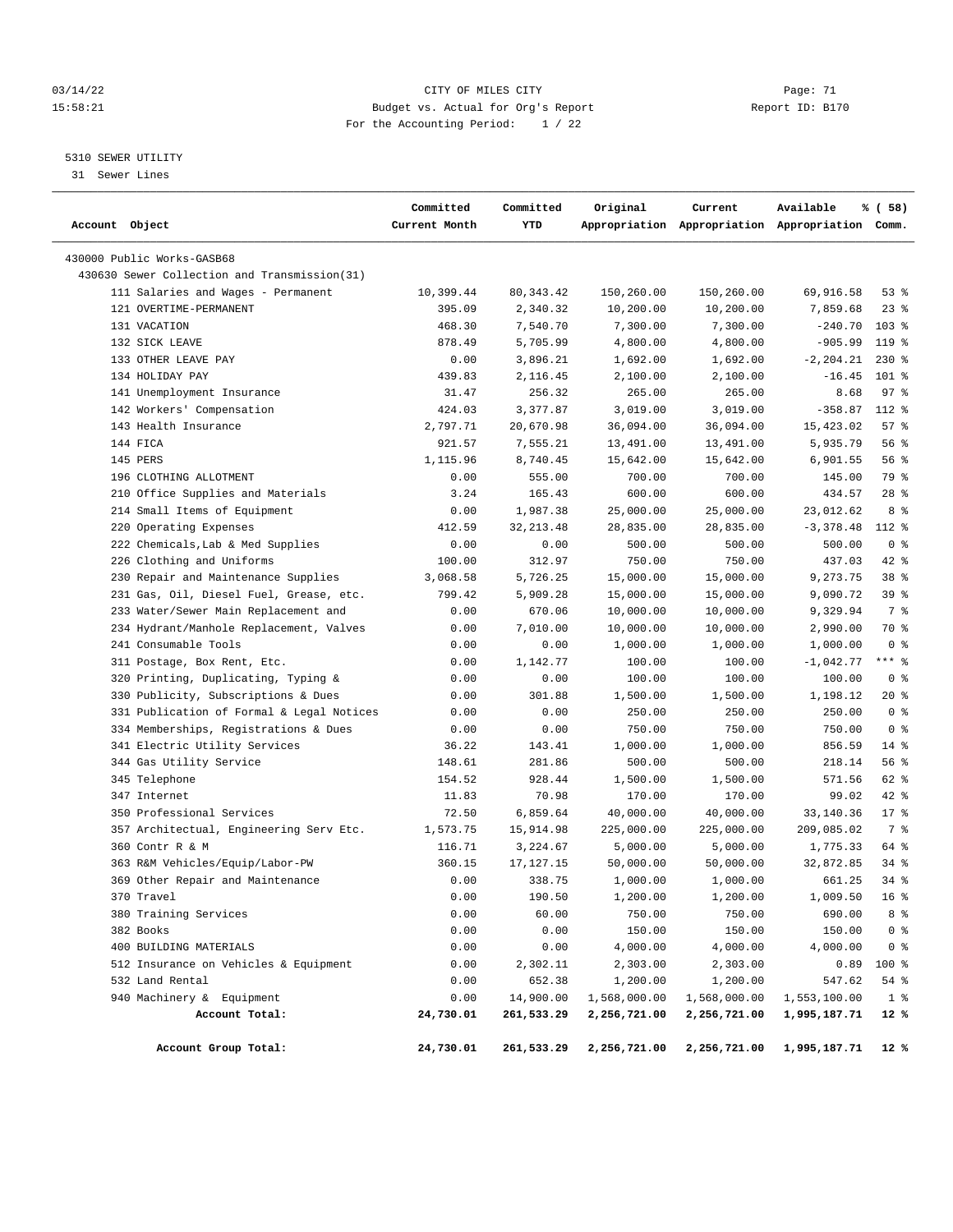CITY OF MILES CITY

Budget vs. Actual for Org's Report

For the Accounting Period: 1 / 22

5310 SEWER UTILITY

31 Sewer Lines

| Account Object | Committed Current Month | Committed YTD | Original Appropriation | Current Appropriation | Available Appropriation | % ( 58) Comm. |
|---|---|---|---|---|---|---|
| 430000 Public Works-GASB68 | | | | | | |
| 430630 Sewer Collection and Transmission(31) | | | | | | |
| 111 Salaries and Wages - Permanent | 10,399.44 | 80,343.42 | 150,260.00 | 150,260.00 | 69,916.58 | 53 % |
| 121 OVERTIME-PERMANENT | 395.09 | 2,340.32 | 10,200.00 | 10,200.00 | 7,859.68 | 23 % |
| 131 VACATION | 468.30 | 7,540.70 | 7,300.00 | 7,300.00 | -240.70 | 103 % |
| 132 SICK LEAVE | 878.49 | 5,705.99 | 4,800.00 | 4,800.00 | -905.99 | 119 % |
| 133 OTHER LEAVE PAY | 0.00 | 3,896.21 | 1,692.00 | 1,692.00 | -2,204.21 | 230 % |
| 134 HOLIDAY PAY | 439.83 | 2,116.45 | 2,100.00 | 2,100.00 | -16.45 | 101 % |
| 141 Unemployment Insurance | 31.47 | 256.32 | 265.00 | 265.00 | 8.68 | 97 % |
| 142 Workers' Compensation | 424.03 | 3,377.87 | 3,019.00 | 3,019.00 | -358.87 | 112 % |
| 143 Health Insurance | 2,797.71 | 20,670.98 | 36,094.00 | 36,094.00 | 15,423.02 | 57 % |
| 144 FICA | 921.57 | 7,555.21 | 13,491.00 | 13,491.00 | 5,935.79 | 56 % |
| 145 PERS | 1,115.96 | 8,740.45 | 15,642.00 | 15,642.00 | 6,901.55 | 56 % |
| 196 CLOTHING ALLOTMENT | 0.00 | 555.00 | 700.00 | 700.00 | 145.00 | 79 % |
| 210 Office Supplies and Materials | 3.24 | 165.43 | 600.00 | 600.00 | 434.57 | 28 % |
| 214 Small Items of Equipment | 0.00 | 1,987.38 | 25,000.00 | 25,000.00 | 23,012.62 | 8 % |
| 220 Operating Expenses | 412.59 | 32,213.48 | 28,835.00 | 28,835.00 | -3,378.48 | 112 % |
| 222 Chemicals,Lab & Med Supplies | 0.00 | 0.00 | 500.00 | 500.00 | 500.00 | 0 % |
| 226 Clothing and Uniforms | 100.00 | 312.97 | 750.00 | 750.00 | 437.03 | 42 % |
| 230 Repair and Maintenance Supplies | 3,068.58 | 5,726.25 | 15,000.00 | 15,000.00 | 9,273.75 | 38 % |
| 231 Gas, Oil, Diesel Fuel, Grease, etc. | 799.42 | 5,909.28 | 15,000.00 | 15,000.00 | 9,090.72 | 39 % |
| 233 Water/Sewer Main Replacement and | 0.00 | 670.06 | 10,000.00 | 10,000.00 | 9,329.94 | 7 % |
| 234 Hydrant/Manhole Replacement, Valves | 0.00 | 7,010.00 | 10,000.00 | 10,000.00 | 2,990.00 | 70 % |
| 241 Consumable Tools | 0.00 | 0.00 | 1,000.00 | 1,000.00 | 1,000.00 | 0 % |
| 311 Postage, Box Rent, Etc. | 0.00 | 1,142.77 | 100.00 | 100.00 | -1,042.77 | *** % |
| 320 Printing, Duplicating, Typing & | 0.00 | 0.00 | 100.00 | 100.00 | 100.00 | 0 % |
| 330 Publicity, Subscriptions & Dues | 0.00 | 301.88 | 1,500.00 | 1,500.00 | 1,198.12 | 20 % |
| 331 Publication of Formal & Legal Notices | 0.00 | 0.00 | 250.00 | 250.00 | 250.00 | 0 % |
| 334 Memberships, Registrations & Dues | 0.00 | 0.00 | 750.00 | 750.00 | 750.00 | 0 % |
| 341 Electric Utility Services | 36.22 | 143.41 | 1,000.00 | 1,000.00 | 856.59 | 14 % |
| 344 Gas Utility Service | 148.61 | 281.86 | 500.00 | 500.00 | 218.14 | 56 % |
| 345 Telephone | 154.52 | 928.44 | 1,500.00 | 1,500.00 | 571.56 | 62 % |
| 347 Internet | 11.83 | 70.98 | 170.00 | 170.00 | 99.02 | 42 % |
| 350 Professional Services | 72.50 | 6,859.64 | 40,000.00 | 40,000.00 | 33,140.36 | 17 % |
| 357 Architectual, Engineering Serv Etc. | 1,573.75 | 15,914.98 | 225,000.00 | 225,000.00 | 209,085.02 | 7 % |
| 360 Contr R & M | 116.71 | 3,224.67 | 5,000.00 | 5,000.00 | 1,775.33 | 64 % |
| 363 R&M Vehicles/Equip/Labor-PW | 360.15 | 17,127.15 | 50,000.00 | 50,000.00 | 32,872.85 | 34 % |
| 369 Other Repair and Maintenance | 0.00 | 338.75 | 1,000.00 | 1,000.00 | 661.25 | 34 % |
| 370 Travel | 0.00 | 190.50 | 1,200.00 | 1,200.00 | 1,009.50 | 16 % |
| 380 Training Services | 0.00 | 60.00 | 750.00 | 750.00 | 690.00 | 8 % |
| 382 Books | 0.00 | 0.00 | 150.00 | 150.00 | 150.00 | 0 % |
| 400 BUILDING MATERIALS | 0.00 | 0.00 | 4,000.00 | 4,000.00 | 4,000.00 | 0 % |
| 512 Insurance on Vehicles & Equipment | 0.00 | 2,302.11 | 2,303.00 | 2,303.00 | 0.89 | 100 % |
| 532 Land Rental | 0.00 | 652.38 | 1,200.00 | 1,200.00 | 547.62 | 54 % |
| 940 Machinery & Equipment | 0.00 | 14,900.00 | 1,568,000.00 | 1,568,000.00 | 1,553,100.00 | 1 % |
| **Account Total:** | **24,730.01** | **261,533.29** | **2,256,721.00** | **2,256,721.00** | **1,995,187.71** | **12 %** |
| **Account Group Total:** | **24,730.01** | **261,533.29** | **2,256,721.00** | **2,256,721.00** | **1,995,187.71** | **12 %** |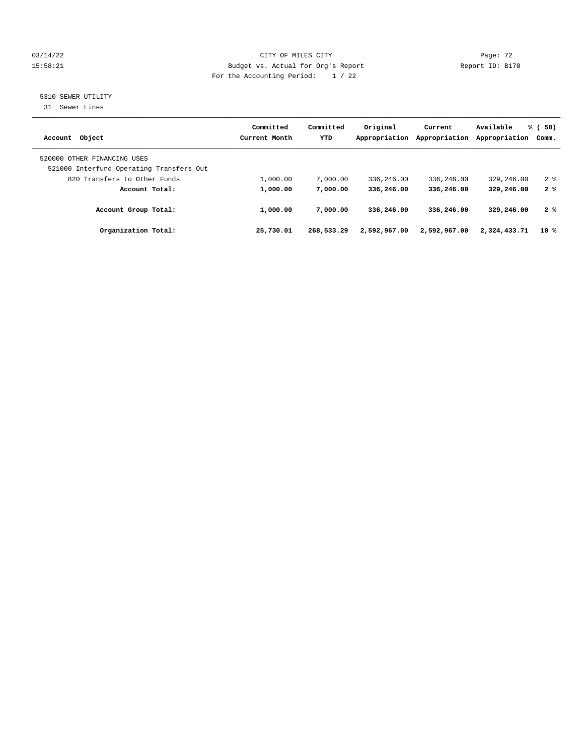CITY OF MILES CITY
Budget vs. Actual for Org's Report
For the Accounting Period: 1 / 22

5310 SEWER UTILITY
31 Sewer Lines

| Account Object | Committed Current Month | Committed YTD | Original Appropriation | Current Appropriation | Available Appropriation | % ( 58) Comm. |
|---|---|---|---|---|---|---|
| 520000 OTHER FINANCING USES | | | | | | |
| 521000 Interfund Operating Transfers Out | | | | | | |
| 820 Transfers to Other Funds | 1,000.00 | 7,000.00 | 336,246.00 | 336,246.00 | 329,246.00 | 2 % |
| **Account Total:** | **1,000.00** | **7,000.00** | **336,246.00** | **336,246.00** | **329,246.00** | **2 %** |
| **Account Group Total:** | **1,000.00** | **7,000.00** | **336,246.00** | **336,246.00** | **329,246.00** | **2 %** |
| **Organization Total:** | **25,730.01** | **268,533.29** | **2,592,967.00** | **2,592,967.00** | **2,324,433.71** | **10 %** |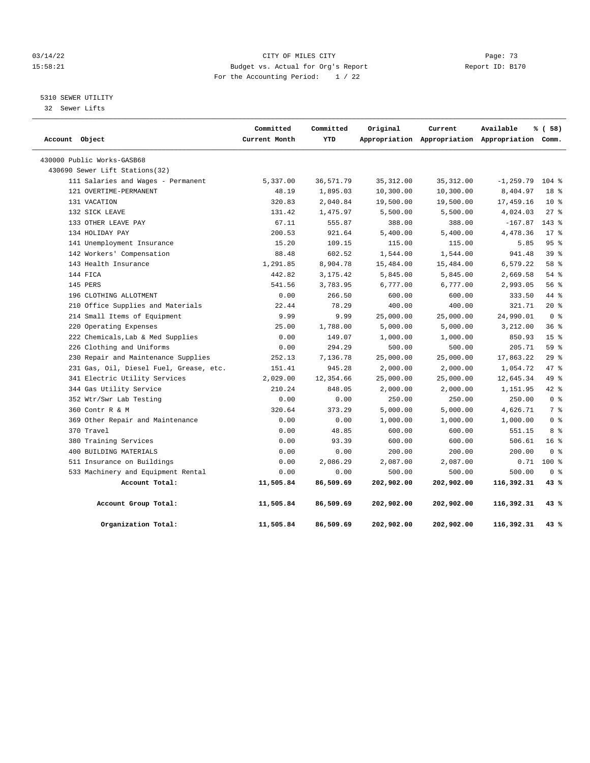CITY OF MILES CITY
Budget vs. Actual for Org's Report
For the Accounting Period: 1 / 22

5310 SEWER UTILITY
32 Sewer Lifts

| Account Object | Committed Current Month | Committed YTD | Original Appropriation | Current Appropriation | Available Appropriation | % ( 58) Comm. |
|---|---|---|---|---|---|---|
| 430000 Public Works-GASB68 | | | | | | |
| 430690 Sewer Lift Stations(32) | | | | | | |
| 111 Salaries and Wages - Permanent | 5,337.00 | 36,571.79 | 35,312.00 | 35,312.00 | -1,259.79 | 104 % |
| 121 OVERTIME-PERMANENT | 48.19 | 1,895.03 | 10,300.00 | 10,300.00 | 8,404.97 | 18 % |
| 131 VACATION | 320.83 | 2,040.84 | 19,500.00 | 19,500.00 | 17,459.16 | 10 % |
| 132 SICK LEAVE | 131.42 | 1,475.97 | 5,500.00 | 5,500.00 | 4,024.03 | 27 % |
| 133 OTHER LEAVE PAY | 67.11 | 555.87 | 388.00 | 388.00 | -167.87 | 143 % |
| 134 HOLIDAY PAY | 200.53 | 921.64 | 5,400.00 | 5,400.00 | 4,478.36 | 17 % |
| 141 Unemployment Insurance | 15.20 | 109.15 | 115.00 | 115.00 | 5.85 | 95 % |
| 142 Workers' Compensation | 88.48 | 602.52 | 1,544.00 | 1,544.00 | 941.48 | 39 % |
| 143 Health Insurance | 1,291.85 | 8,904.78 | 15,484.00 | 15,484.00 | 6,579.22 | 58 % |
| 144 FICA | 442.82 | 3,175.42 | 5,845.00 | 5,845.00 | 2,669.58 | 54 % |
| 145 PERS | 541.56 | 3,783.95 | 6,777.00 | 6,777.00 | 2,993.05 | 56 % |
| 196 CLOTHING ALLOTMENT | 0.00 | 266.50 | 600.00 | 600.00 | 333.50 | 44 % |
| 210 Office Supplies and Materials | 22.44 | 78.29 | 400.00 | 400.00 | 321.71 | 20 % |
| 214 Small Items of Equipment | 9.99 | 9.99 | 25,000.00 | 25,000.00 | 24,990.01 | 0 % |
| 220 Operating Expenses | 25.00 | 1,788.00 | 5,000.00 | 5,000.00 | 3,212.00 | 36 % |
| 222 Chemicals,Lab & Med Supplies | 0.00 | 149.07 | 1,000.00 | 1,000.00 | 850.93 | 15 % |
| 226 Clothing and Uniforms | 0.00 | 294.29 | 500.00 | 500.00 | 205.71 | 59 % |
| 230 Repair and Maintenance Supplies | 252.13 | 7,136.78 | 25,000.00 | 25,000.00 | 17,863.22 | 29 % |
| 231 Gas, Oil, Diesel Fuel, Grease, etc. | 151.41 | 945.28 | 2,000.00 | 2,000.00 | 1,054.72 | 47 % |
| 341 Electric Utility Services | 2,029.00 | 12,354.66 | 25,000.00 | 25,000.00 | 12,645.34 | 49 % |
| 344 Gas Utility Service | 210.24 | 848.05 | 2,000.00 | 2,000.00 | 1,151.95 | 42 % |
| 352 Wtr/Swr Lab Testing | 0.00 | 0.00 | 250.00 | 250.00 | 250.00 | 0 % |
| 360 Contr R & M | 320.64 | 373.29 | 5,000.00 | 5,000.00 | 4,626.71 | 7 % |
| 369 Other Repair and Maintenance | 0.00 | 0.00 | 1,000.00 | 1,000.00 | 1,000.00 | 0 % |
| 370 Travel | 0.00 | 48.85 | 600.00 | 600.00 | 551.15 | 8 % |
| 380 Training Services | 0.00 | 93.39 | 600.00 | 600.00 | 506.61 | 16 % |
| 400 BUILDING MATERIALS | 0.00 | 0.00 | 200.00 | 200.00 | 200.00 | 0 % |
| 511 Insurance on Buildings | 0.00 | 2,086.29 | 2,087.00 | 2,087.00 | 0.71 | 100 % |
| 533 Machinery and Equipment Rental | 0.00 | 0.00 | 500.00 | 500.00 | 500.00 | 0 % |
| **Account Total:** | **11,505.84** | **86,509.69** | **202,902.00** | **202,902.00** | **116,392.31** | **43 %** |
| **Account Group Total:** | **11,505.84** | **86,509.69** | **202,902.00** | **202,902.00** | **116,392.31** | **43 %** |
| **Organization Total:** | **11,505.84** | **86,509.69** | **202,902.00** | **202,902.00** | **116,392.31** | **43 %** |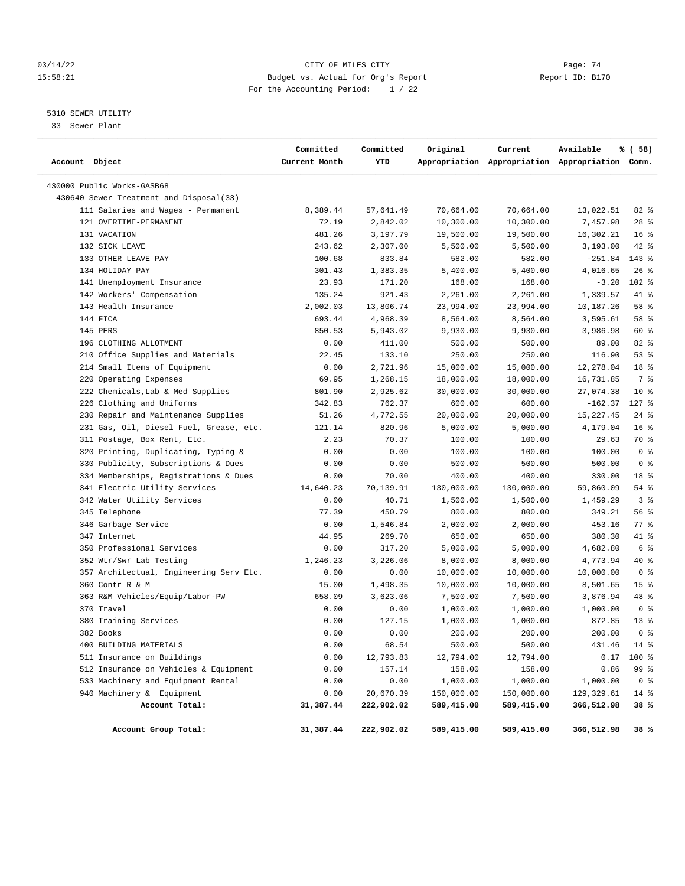03/14/22 CITY OF MILES CITY
15:58:21 Budget vs. Actual for Org's Report Report ID: B170
For the Accounting Period: 1 / 22

5310 SEWER UTILITY
33 Sewer Plant

| Account Object | Committed Current Month | Committed YTD | Original Appropriation | Current Appropriation | Available Appropriation | % ( 58) Comm. |
|---|---|---|---|---|---|---|
| 430000 Public Works-GASB68 | | | | | | |
| 430640 Sewer Treatment and Disposal(33) | | | | | | |
| 111 Salaries and Wages - Permanent | 8,389.44 | 57,641.49 | 70,664.00 | 70,664.00 | 13,022.51 | 82 % |
| 121 OVERTIME-PERMANENT | 72.19 | 2,842.02 | 10,300.00 | 10,300.00 | 7,457.98 | 28 % |
| 131 VACATION | 481.26 | 3,197.79 | 19,500.00 | 19,500.00 | 16,302.21 | 16 % |
| 132 SICK LEAVE | 243.62 | 2,307.00 | 5,500.00 | 5,500.00 | 3,193.00 | 42 % |
| 133 OTHER LEAVE PAY | 100.68 | 833.84 | 582.00 | 582.00 | -251.84 | 143 % |
| 134 HOLIDAY PAY | 301.43 | 1,383.35 | 5,400.00 | 5,400.00 | 4,016.65 | 26 % |
| 141 Unemployment Insurance | 23.93 | 171.20 | 168.00 | 168.00 | -3.20 | 102 % |
| 142 Workers' Compensation | 135.24 | 921.43 | 2,261.00 | 2,261.00 | 1,339.57 | 41 % |
| 143 Health Insurance | 2,002.03 | 13,806.74 | 23,994.00 | 23,994.00 | 10,187.26 | 58 % |
| 144 FICA | 693.44 | 4,968.39 | 8,564.00 | 8,564.00 | 3,595.61 | 58 % |
| 145 PERS | 850.53 | 5,943.02 | 9,930.00 | 9,930.00 | 3,986.98 | 60 % |
| 196 CLOTHING ALLOTMENT | 0.00 | 411.00 | 500.00 | 500.00 | 89.00 | 82 % |
| 210 Office Supplies and Materials | 22.45 | 133.10 | 250.00 | 250.00 | 116.90 | 53 % |
| 214 Small Items of Equipment | 0.00 | 2,721.96 | 15,000.00 | 15,000.00 | 12,278.04 | 18 % |
| 220 Operating Expenses | 69.95 | 1,268.15 | 18,000.00 | 18,000.00 | 16,731.85 | 7 % |
| 222 Chemicals,Lab & Med Supplies | 801.90 | 2,925.62 | 30,000.00 | 30,000.00 | 27,074.38 | 10 % |
| 226 Clothing and Uniforms | 342.83 | 762.37 | 600.00 | 600.00 | -162.37 | 127 % |
| 230 Repair and Maintenance Supplies | 51.26 | 4,772.55 | 20,000.00 | 20,000.00 | 15,227.45 | 24 % |
| 231 Gas, Oil, Diesel Fuel, Grease, etc. | 121.14 | 820.96 | 5,000.00 | 5,000.00 | 4,179.04 | 16 % |
| 311 Postage, Box Rent, Etc. | 2.23 | 70.37 | 100.00 | 100.00 | 29.63 | 70 % |
| 320 Printing, Duplicating, Typing & | 0.00 | 0.00 | 100.00 | 100.00 | 100.00 | 0 % |
| 330 Publicity, Subscriptions & Dues | 0.00 | 0.00 | 500.00 | 500.00 | 500.00 | 0 % |
| 334 Memberships, Registrations & Dues | 0.00 | 70.00 | 400.00 | 400.00 | 330.00 | 18 % |
| 341 Electric Utility Services | 14,640.23 | 70,139.91 | 130,000.00 | 130,000.00 | 59,860.09 | 54 % |
| 342 Water Utility Services | 0.00 | 40.71 | 1,500.00 | 1,500.00 | 1,459.29 | 3 % |
| 345 Telephone | 77.39 | 450.79 | 800.00 | 800.00 | 349.21 | 56 % |
| 346 Garbage Service | 0.00 | 1,546.84 | 2,000.00 | 2,000.00 | 453.16 | 77 % |
| 347 Internet | 44.95 | 269.70 | 650.00 | 650.00 | 380.30 | 41 % |
| 350 Professional Services | 0.00 | 317.20 | 5,000.00 | 5,000.00 | 4,682.80 | 6 % |
| 352 Wtr/Swr Lab Testing | 1,246.23 | 3,226.06 | 8,000.00 | 8,000.00 | 4,773.94 | 40 % |
| 357 Architectual, Engineering Serv Etc. | 0.00 | 0.00 | 10,000.00 | 10,000.00 | 10,000.00 | 0 % |
| 360 Contr R & M | 15.00 | 1,498.35 | 10,000.00 | 10,000.00 | 8,501.65 | 15 % |
| 363 R&M Vehicles/Equip/Labor-PW | 658.09 | 3,623.06 | 7,500.00 | 7,500.00 | 3,876.94 | 48 % |
| 370 Travel | 0.00 | 0.00 | 1,000.00 | 1,000.00 | 1,000.00 | 0 % |
| 380 Training Services | 0.00 | 127.15 | 1,000.00 | 1,000.00 | 872.85 | 13 % |
| 382 Books | 0.00 | 0.00 | 200.00 | 200.00 | 200.00 | 0 % |
| 400 BUILDING MATERIALS | 0.00 | 68.54 | 500.00 | 500.00 | 431.46 | 14 % |
| 511 Insurance on Buildings | 0.00 | 12,793.83 | 12,794.00 | 12,794.00 | 0.17 | 100 % |
| 512 Insurance on Vehicles & Equipment | 0.00 | 157.14 | 158.00 | 158.00 | 0.86 | 99 % |
| 533 Machinery and Equipment Rental | 0.00 | 0.00 | 1,000.00 | 1,000.00 | 1,000.00 | 0 % |
| 940 Machinery & Equipment | 0.00 | 20,670.39 | 150,000.00 | 150,000.00 | 129,329.61 | 14 % |
| **Account Total:** | **31,387.44** | **222,902.02** | **589,415.00** | **589,415.00** | **366,512.98** | **38 %** |
| **Account Group Total:** | **31,387.44** | **222,902.02** | **589,415.00** | **589,415.00** | **366,512.98** | **38 %** |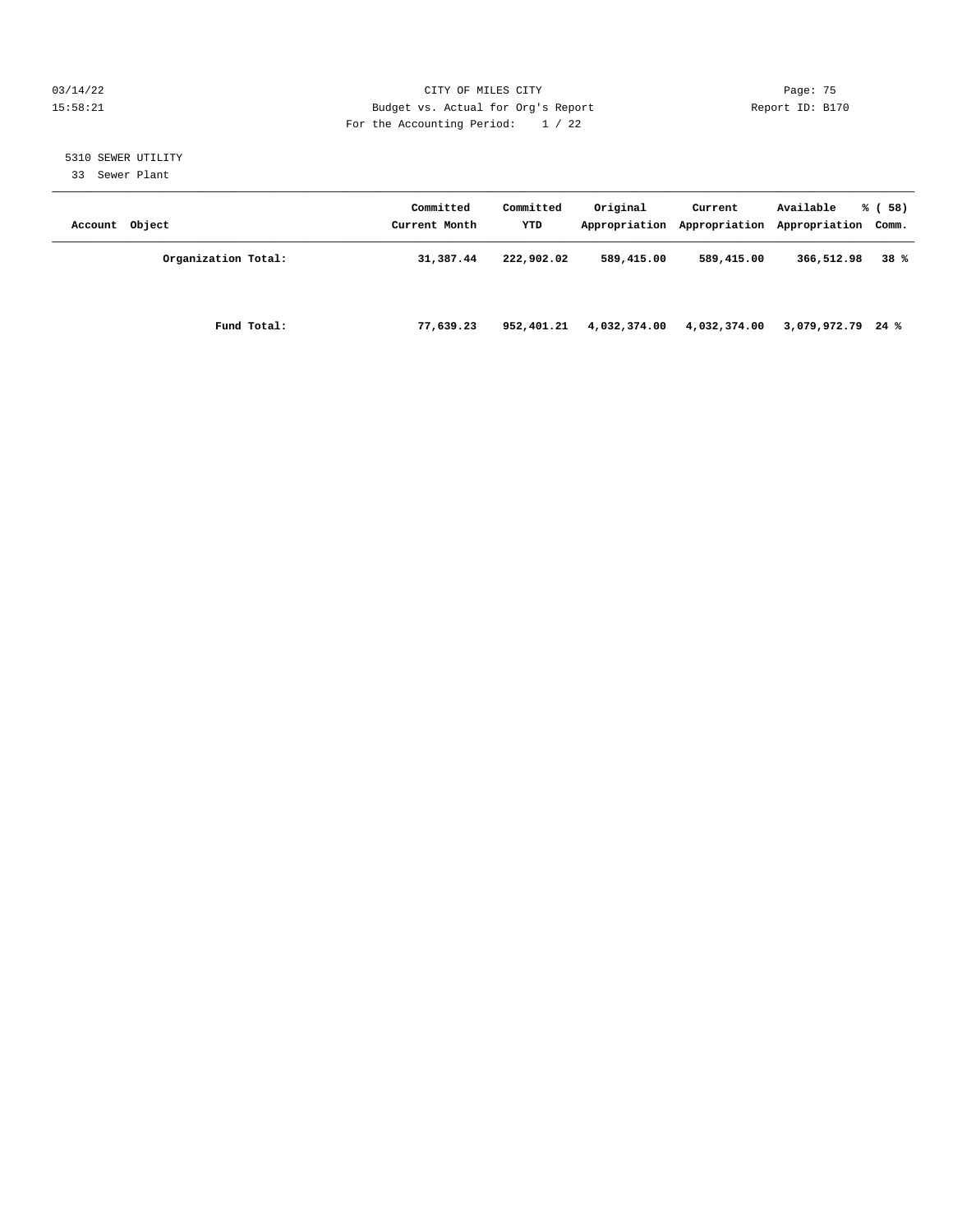5310 SEWER UTILITY

33 Sewer Plant

| Account Object | Committed Current Month | Committed YTD | Original Appropriation | Current Appropriation | Available Appropriation | % ( 58) Comm. |
|---|---|---|---|---|---|---|
| **Organization Total:** | **31,387.44** | **222,902.02** | **589,415.00** | **589,415.00** | **366,512.98** | **38 %** |
| **Fund Total:** | **77,639.23** | **952,401.21** | **4,032,374.00** | **4,032,374.00** | **3,079,972.79** | **24 %** |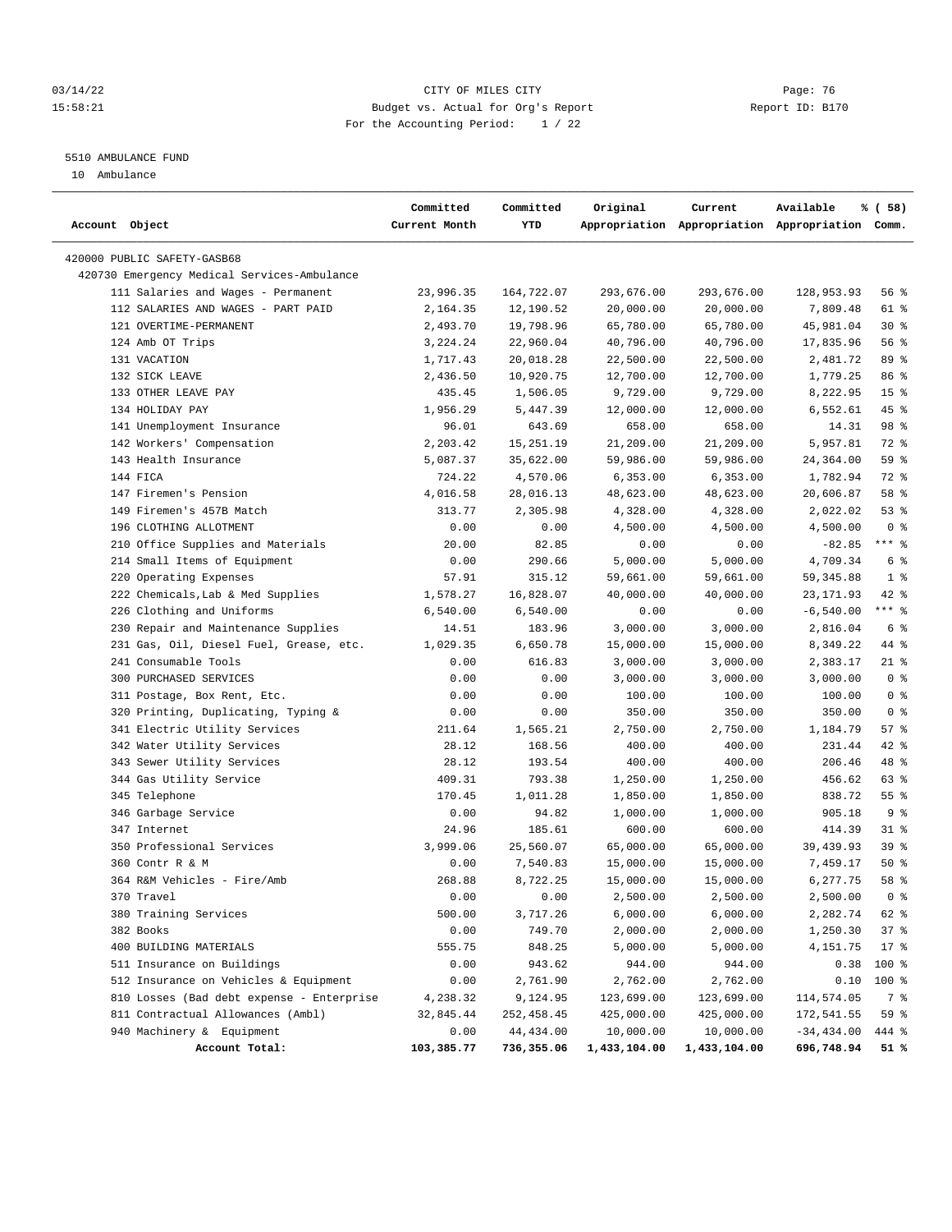CITY OF MILES CITY
Budget vs. Actual for Org's Report
For the Accounting Period: 1 / 22

5510 AMBULANCE FUND
10 Ambulance

| Account Object | Committed Current Month | Committed YTD | Original Appropriation | Current Appropriation | Available Appropriation | % ( 58) Comm. |
|---|---|---|---|---|---|---|
| 420000 PUBLIC SAFETY-GASB68 | | | | | | |
| 420730 Emergency Medical Services-Ambulance | | | | | | |
| 111 Salaries and Wages - Permanent | 23,996.35 | 164,722.07 | 293,676.00 | 293,676.00 | 128,953.93 | 56 % |
| 112 SALARIES AND WAGES - PART PAID | 2,164.35 | 12,190.52 | 20,000.00 | 20,000.00 | 7,809.48 | 61 % |
| 121 OVERTIME-PERMANENT | 2,493.70 | 19,798.96 | 65,780.00 | 65,780.00 | 45,981.04 | 30 % |
| 124 Amb OT Trips | 3,224.24 | 22,960.04 | 40,796.00 | 40,796.00 | 17,835.96 | 56 % |
| 131 VACATION | 1,717.43 | 20,018.28 | 22,500.00 | 22,500.00 | 2,481.72 | 89 % |
| 132 SICK LEAVE | 2,436.50 | 10,920.75 | 12,700.00 | 12,700.00 | 1,779.25 | 86 % |
| 133 OTHER LEAVE PAY | 435.45 | 1,506.05 | 9,729.00 | 9,729.00 | 8,222.95 | 15 % |
| 134 HOLIDAY PAY | 1,956.29 | 5,447.39 | 12,000.00 | 12,000.00 | 6,552.61 | 45 % |
| 141 Unemployment Insurance | 96.01 | 643.69 | 658.00 | 658.00 | 14.31 | 98 % |
| 142 Workers' Compensation | 2,203.42 | 15,251.19 | 21,209.00 | 21,209.00 | 5,957.81 | 72 % |
| 143 Health Insurance | 5,087.37 | 35,622.00 | 59,986.00 | 59,986.00 | 24,364.00 | 59 % |
| 144 FICA | 724.22 | 4,570.06 | 6,353.00 | 6,353.00 | 1,782.94 | 72 % |
| 147 Firemen's Pension | 4,016.58 | 28,016.13 | 48,623.00 | 48,623.00 | 20,606.87 | 58 % |
| 149 Firemen's 457B Match | 313.77 | 2,305.98 | 4,328.00 | 4,328.00 | 2,022.02 | 53 % |
| 196 CLOTHING ALLOTMENT | 0.00 | 0.00 | 4,500.00 | 4,500.00 | 4,500.00 | 0 % |
| 210 Office Supplies and Materials | 20.00 | 82.85 | 0.00 | 0.00 | -82.85 | *** % |
| 214 Small Items of Equipment | 0.00 | 290.66 | 5,000.00 | 5,000.00 | 4,709.34 | 6 % |
| 220 Operating Expenses | 57.91 | 315.12 | 59,661.00 | 59,661.00 | 59,345.88 | 1 % |
| 222 Chemicals,Lab & Med Supplies | 1,578.27 | 16,828.07 | 40,000.00 | 40,000.00 | 23,171.93 | 42 % |
| 226 Clothing and Uniforms | 6,540.00 | 6,540.00 | 0.00 | 0.00 | -6,540.00 | *** % |
| 230 Repair and Maintenance Supplies | 14.51 | 183.96 | 3,000.00 | 3,000.00 | 2,816.04 | 6 % |
| 231 Gas, Oil, Diesel Fuel, Grease, etc. | 1,029.35 | 6,650.78 | 15,000.00 | 15,000.00 | 8,349.22 | 44 % |
| 241 Consumable Tools | 0.00 | 616.83 | 3,000.00 | 3,000.00 | 2,383.17 | 21 % |
| 300 PURCHASED SERVICES | 0.00 | 0.00 | 3,000.00 | 3,000.00 | 3,000.00 | 0 % |
| 311 Postage, Box Rent, Etc. | 0.00 | 0.00 | 100.00 | 100.00 | 100.00 | 0 % |
| 320 Printing, Duplicating, Typing & | 0.00 | 0.00 | 350.00 | 350.00 | 350.00 | 0 % |
| 341 Electric Utility Services | 211.64 | 1,565.21 | 2,750.00 | 2,750.00 | 1,184.79 | 57 % |
| 342 Water Utility Services | 28.12 | 168.56 | 400.00 | 400.00 | 231.44 | 42 % |
| 343 Sewer Utility Services | 28.12 | 193.54 | 400.00 | 400.00 | 206.46 | 48 % |
| 344 Gas Utility Service | 409.31 | 793.38 | 1,250.00 | 1,250.00 | 456.62 | 63 % |
| 345 Telephone | 170.45 | 1,011.28 | 1,850.00 | 1,850.00 | 838.72 | 55 % |
| 346 Garbage Service | 0.00 | 94.82 | 1,000.00 | 1,000.00 | 905.18 | 9 % |
| 347 Internet | 24.96 | 185.61 | 600.00 | 600.00 | 414.39 | 31 % |
| 350 Professional Services | 3,999.06 | 25,560.07 | 65,000.00 | 65,000.00 | 39,439.93 | 39 % |
| 360 Contr R & M | 0.00 | 7,540.83 | 15,000.00 | 15,000.00 | 7,459.17 | 50 % |
| 364 R&M Vehicles - Fire/Amb | 268.88 | 8,722.25 | 15,000.00 | 15,000.00 | 6,277.75 | 58 % |
| 370 Travel | 0.00 | 0.00 | 2,500.00 | 2,500.00 | 2,500.00 | 0 % |
| 380 Training Services | 500.00 | 3,717.26 | 6,000.00 | 6,000.00 | 2,282.74 | 62 % |
| 382 Books | 0.00 | 749.70 | 2,000.00 | 2,000.00 | 1,250.30 | 37 % |
| 400 BUILDING MATERIALS | 555.75 | 848.25 | 5,000.00 | 5,000.00 | 4,151.75 | 17 % |
| 511 Insurance on Buildings | 0.00 | 943.62 | 944.00 | 944.00 | 0.38 | 100 % |
| 512 Insurance on Vehicles & Equipment | 0.00 | 2,761.90 | 2,762.00 | 2,762.00 | 0.10 | 100 % |
| 810 Losses (Bad debt expense - Enterprise | 4,238.32 | 9,124.95 | 123,699.00 | 123,699.00 | 114,574.05 | 7 % |
| 811 Contractual Allowances (Ambl) | 32,845.44 | 252,458.45 | 425,000.00 | 425,000.00 | 172,541.55 | 59 % |
| 940 Machinery & Equipment | 0.00 | 44,434.00 | 10,000.00 | 10,000.00 | -34,434.00 | 444 % |
| **Account Total:** | **103,385.77** | **736,355.06** | **1,433,104.00** | **1,433,104.00** | **696,748.94** | **51 %** |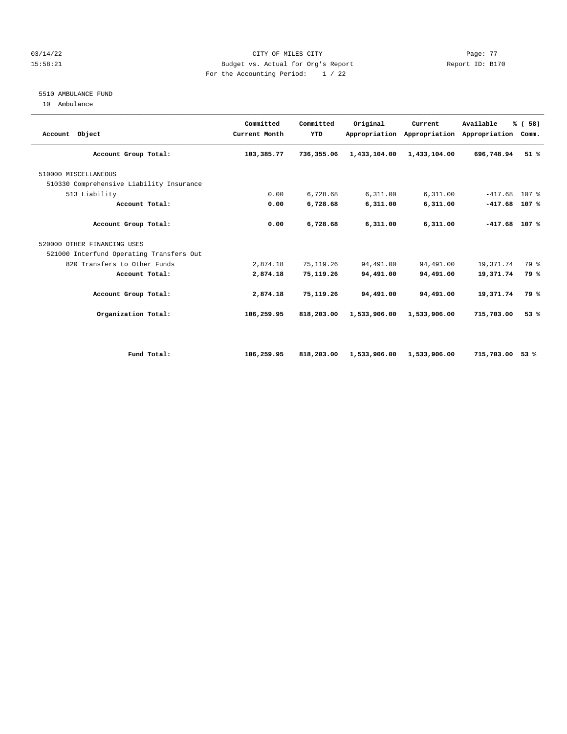CITY OF MILES CITY
Budget vs. Actual for Org's Report
For the Accounting Period: 1 / 22

03/14/22
15:58:21

Page: 77
Report ID: B170

5510 AMBULANCE FUND
10 Ambulance

| Account Object | Committed Current Month | Committed YTD | Original Appropriation | Current Appropriation | Available Appropriation | % ( 58) Comm. |
|---|---|---|---|---|---|---|
| **Account Group Total:** | **103,385.77** | **736,355.06** | **1,433,104.00** | **1,433,104.00** | **696,748.94** | **51 %** |
| 510000 MISCELLANEOUS | | | | | | |
| 510330 Comprehensive Liability Insurance | | | | | | |
| 513 Liability | 0.00 | 6,728.68 | 6,311.00 | 6,311.00 | -417.68 | 107 % |
| **Account Total:** | **0.00** | **6,728.68** | **6,311.00** | **6,311.00** | **-417.68** | **107 %** |
| **Account Group Total:** | **0.00** | **6,728.68** | **6,311.00** | **6,311.00** | **-417.68** | **107 %** |
| 520000 OTHER FINANCING USES | | | | | | |
| 521000 Interfund Operating Transfers Out | | | | | | |
| 820 Transfers to Other Funds | 2,874.18 | 75,119.26 | 94,491.00 | 94,491.00 | 19,371.74 | 79 % |
| **Account Total:** | **2,874.18** | **75,119.26** | **94,491.00** | **94,491.00** | **19,371.74** | **79 %** |
| **Account Group Total:** | **2,874.18** | **75,119.26** | **94,491.00** | **94,491.00** | **19,371.74** | **79 %** |
| **Organization Total:** | **106,259.95** | **818,203.00** | **1,533,906.00** | **1,533,906.00** | **715,703.00** | **53 %** |
| **Fund Total:** | **106,259.95** | **818,203.00** | **1,533,906.00** | **1,533,906.00** | **715,703.00** | **53 %** |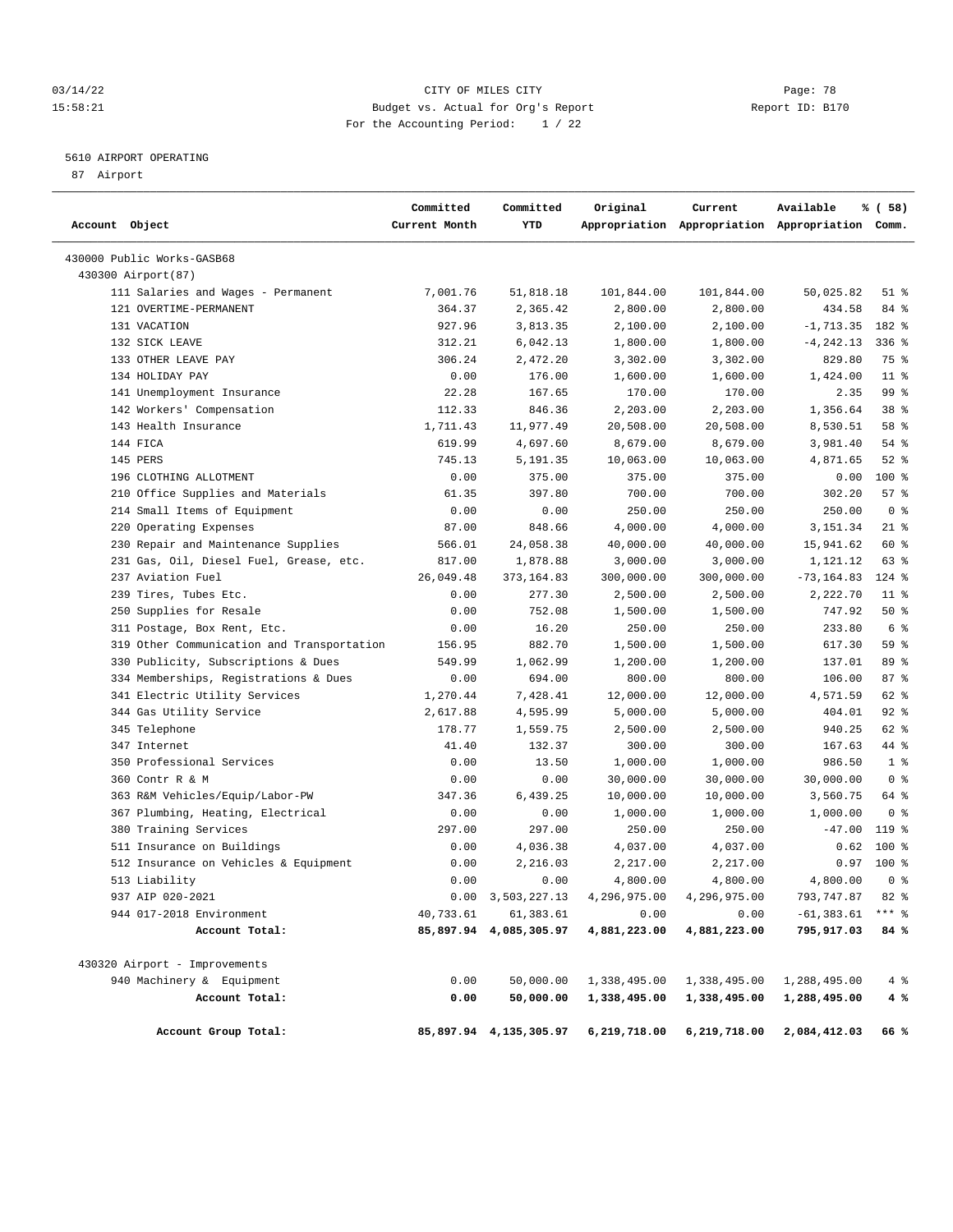CITY OF MILES CITY
Budget vs. Actual for Org's Report
For the Accounting Period: 1 / 22

5610 AIRPORT OPERATING
87 Airport

| Account Object | Committed Current Month | Committed YTD | Original Appropriation | Current Appropriation | Available Appropriation | % ( 58) Comm. |
|---|---|---|---|---|---|---|
| 430000 Public Works-GASB68 | | | | | | |
| 430300 Airport(87) | | | | | | |
| 111 Salaries and Wages - Permanent | 7,001.76 | 51,818.18 | 101,844.00 | 101,844.00 | 50,025.82 | 51 % |
| 121 OVERTIME-PERMANENT | 364.37 | 2,365.42 | 2,800.00 | 2,800.00 | 434.58 | 84 % |
| 131 VACATION | 927.96 | 3,813.35 | 2,100.00 | 2,100.00 | -1,713.35 | 182 % |
| 132 SICK LEAVE | 312.21 | 6,042.13 | 1,800.00 | 1,800.00 | -4,242.13 | 336 % |
| 133 OTHER LEAVE PAY | 306.24 | 2,472.20 | 3,302.00 | 3,302.00 | 829.80 | 75 % |
| 134 HOLIDAY PAY | 0.00 | 176.00 | 1,600.00 | 1,600.00 | 1,424.00 | 11 % |
| 141 Unemployment Insurance | 22.28 | 167.65 | 170.00 | 170.00 | 2.35 | 99 % |
| 142 Workers' Compensation | 112.33 | 846.36 | 2,203.00 | 2,203.00 | 1,356.64 | 38 % |
| 143 Health Insurance | 1,711.43 | 11,977.49 | 20,508.00 | 20,508.00 | 8,530.51 | 58 % |
| 144 FICA | 619.99 | 4,697.60 | 8,679.00 | 8,679.00 | 3,981.40 | 54 % |
| 145 PERS | 745.13 | 5,191.35 | 10,063.00 | 10,063.00 | 4,871.65 | 52 % |
| 196 CLOTHING ALLOTMENT | 0.00 | 375.00 | 375.00 | 375.00 | 0.00 | 100 % |
| 210 Office Supplies and Materials | 61.35 | 397.80 | 700.00 | 700.00 | 302.20 | 57 % |
| 214 Small Items of Equipment | 0.00 | 0.00 | 250.00 | 250.00 | 250.00 | 0 % |
| 220 Operating Expenses | 87.00 | 848.66 | 4,000.00 | 4,000.00 | 3,151.34 | 21 % |
| 230 Repair and Maintenance Supplies | 566.01 | 24,058.38 | 40,000.00 | 40,000.00 | 15,941.62 | 60 % |
| 231 Gas, Oil, Diesel Fuel, Grease, etc. | 817.00 | 1,878.88 | 3,000.00 | 3,000.00 | 1,121.12 | 63 % |
| 237 Aviation Fuel | 26,049.48 | 373,164.83 | 300,000.00 | 300,000.00 | -73,164.83 | 124 % |
| 239 Tires, Tubes Etc. | 0.00 | 277.30 | 2,500.00 | 2,500.00 | 2,222.70 | 11 % |
| 250 Supplies for Resale | 0.00 | 752.08 | 1,500.00 | 1,500.00 | 747.92 | 50 % |
| 311 Postage, Box Rent, Etc. | 0.00 | 16.20 | 250.00 | 250.00 | 233.80 | 6 % |
| 319 Other Communication and Transportation | 156.95 | 882.70 | 1,500.00 | 1,500.00 | 617.30 | 59 % |
| 330 Publicity, Subscriptions & Dues | 549.99 | 1,062.99 | 1,200.00 | 1,200.00 | 137.01 | 89 % |
| 334 Memberships, Registrations & Dues | 0.00 | 694.00 | 800.00 | 800.00 | 106.00 | 87 % |
| 341 Electric Utility Services | 1,270.44 | 7,428.41 | 12,000.00 | 12,000.00 | 4,571.59 | 62 % |
| 344 Gas Utility Service | 2,617.88 | 4,595.99 | 5,000.00 | 5,000.00 | 404.01 | 92 % |
| 345 Telephone | 178.77 | 1,559.75 | 2,500.00 | 2,500.00 | 940.25 | 62 % |
| 347 Internet | 41.40 | 132.37 | 300.00 | 300.00 | 167.63 | 44 % |
| 350 Professional Services | 0.00 | 13.50 | 1,000.00 | 1,000.00 | 986.50 | 1 % |
| 360 Contr R & M | 0.00 | 0.00 | 30,000.00 | 30,000.00 | 30,000.00 | 0 % |
| 363 R&M Vehicles/Equip/Labor-PW | 347.36 | 6,439.25 | 10,000.00 | 10,000.00 | 3,560.75 | 64 % |
| 367 Plumbing, Heating, Electrical | 0.00 | 0.00 | 1,000.00 | 1,000.00 | 1,000.00 | 0 % |
| 380 Training Services | 297.00 | 297.00 | 250.00 | 250.00 | -47.00 | 119 % |
| 511 Insurance on Buildings | 0.00 | 4,036.38 | 4,037.00 | 4,037.00 | 0.62 | 100 % |
| 512 Insurance on Vehicles & Equipment | 0.00 | 2,216.03 | 2,217.00 | 2,217.00 | 0.97 | 100 % |
| 513 Liability | 0.00 | 0.00 | 4,800.00 | 4,800.00 | 4,800.00 | 0 % |
| 937 AIP 020-2021 | 0.00 | 3,503,227.13 | 4,296,975.00 | 4,296,975.00 | 793,747.87 | 82 % |
| 944 017-2018 Environment | 40,733.61 | 61,383.61 | 0.00 | 0.00 | -61,383.61 | *** % |
| **Account Total:** | **85,897.94** | **4,085,305.97** | **4,881,223.00** | **4,881,223.00** | **795,917.03** | **84 %** |
| 430320 Airport - Improvements | | | | | | |
| 940 Machinery & Equipment | 0.00 | 50,000.00 | 1,338,495.00 | 1,338,495.00 | 1,288,495.00 | 4 % |
| **Account Total:** | **0.00** | **50,000.00** | **1,338,495.00** | **1,338,495.00** | **1,288,495.00** | **4 %** |
| **Account Group Total:** | **85,897.94** | **4,135,305.97** | **6,219,718.00** | **6,219,718.00** | **2,084,412.03** | **66 %** |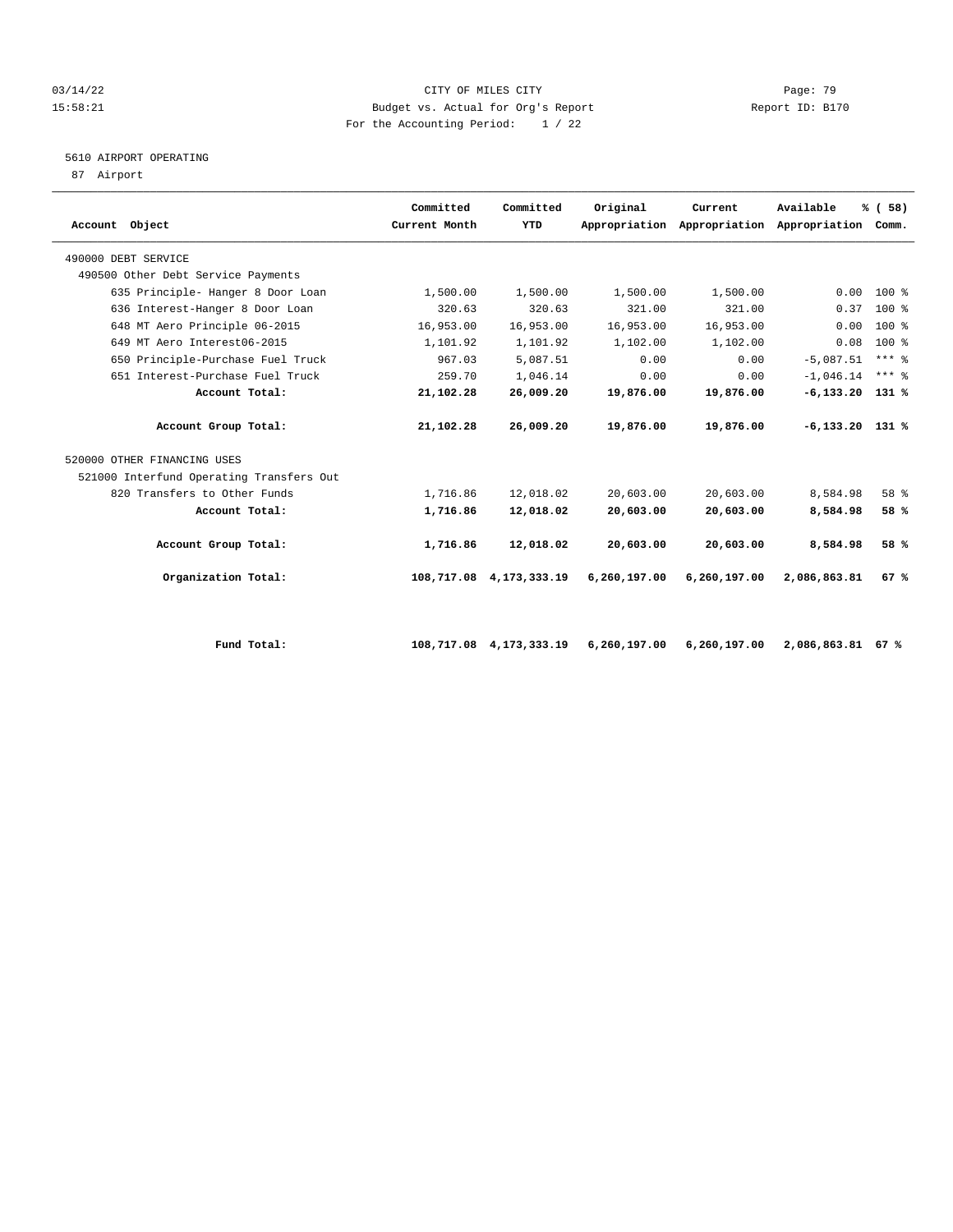CITY OF MILES CITY

Budget vs. Actual for Org's Report

For the Accounting Period: 1 / 22

Report ID: B170

03/14/22 15:58:21

5610 AIRPORT OPERATING

87 Airport

| Account Object | Committed Current Month | Committed YTD | Original Appropriation | Current Appropriation | Available Appropriation | % ( 58) Comm. |
|---|---|---|---|---|---|---|
| 490000 DEBT SERVICE | | | | | | |
| 490500 Other Debt Service Payments | | | | | | |
| 635 Principle- Hanger 8 Door Loan | 1,500.00 | 1,500.00 | 1,500.00 | 1,500.00 | 0.00 | 100 % |
| 636 Interest-Hanger 8 Door Loan | 320.63 | 320.63 | 321.00 | 321.00 | 0.37 | 100 % |
| 648 MT Aero Principle 06-2015 | 16,953.00 | 16,953.00 | 16,953.00 | 16,953.00 | 0.00 | 100 % |
| 649 MT Aero Interest06-2015 | 1,101.92 | 1,101.92 | 1,102.00 | 1,102.00 | 0.08 | 100 % |
| 650 Principle-Purchase Fuel Truck | 967.03 | 5,087.51 | 0.00 | 0.00 | -5,087.51 | *** % |
| 651 Interest-Purchase Fuel Truck | 259.70 | 1,046.14 | 0.00 | 0.00 | -1,046.14 | *** % |
| **Account Total:** | **21,102.28** | **26,009.20** | **19,876.00** | **19,876.00** | **-6,133.20** | **131 %** |
| **Account Group Total:** | **21,102.28** | **26,009.20** | **19,876.00** | **19,876.00** | **-6,133.20** | **131 %** |
| 520000 OTHER FINANCING USES | | | | | | |
| 521000 Interfund Operating Transfers Out | | | | | | |
| 820 Transfers to Other Funds | 1,716.86 | 12,018.02 | 20,603.00 | 20,603.00 | 8,584.98 | 58 % |
| **Account Total:** | **1,716.86** | **12,018.02** | **20,603.00** | **20,603.00** | **8,584.98** | **58 %** |
| **Account Group Total:** | **1,716.86** | **12,018.02** | **20,603.00** | **20,603.00** | **8,584.98** | **58 %** |
| **Organization Total:** | **108,717.08** | **4,173,333.19** | **6,260,197.00** | **6,260,197.00** | **2,086,863.81** | **67 %** |
| **Fund Total:** | **108,717.08** | **4,173,333.19** | **6,260,197.00** | **6,260,197.00** | **2,086,863.81** | **67 %** |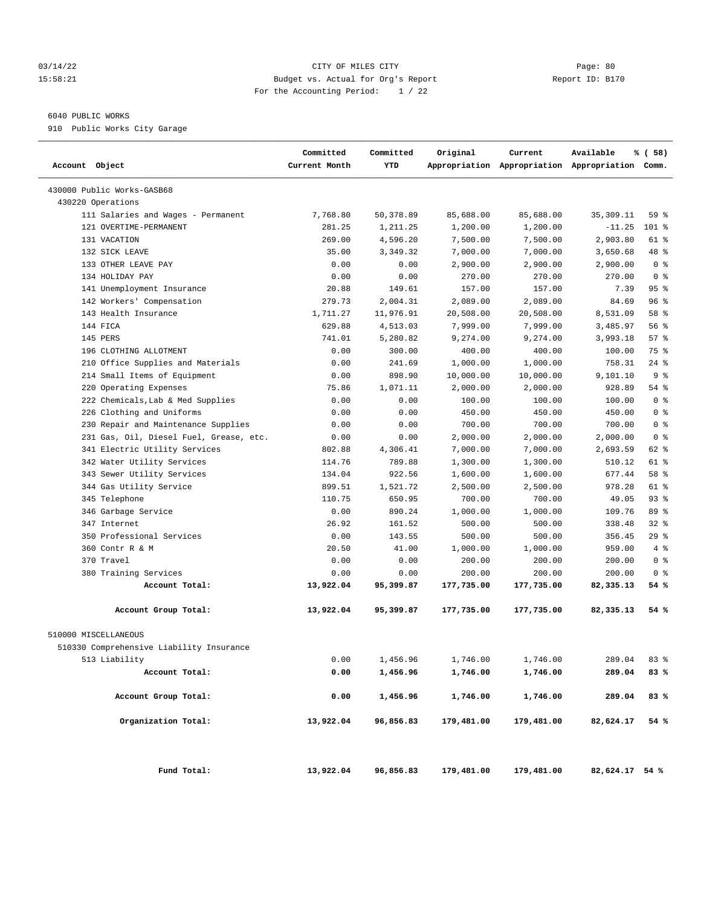CITY OF MILES CITY
Budget vs. Actual for Org's Report
For the Accounting Period: 1 / 22

03/14/22
15:58:21

Report ID: B170

6040 PUBLIC WORKS
910 Public Works City Garage

| Account Object | Committed Current Month | Committed YTD | Original Appropriation | Current Appropriation | Available Appropriation | % ( 58) Comm. |
|---|---|---|---|---|---|---|
| 430000 Public Works-GASB68 | | | | | | |
| 430220 Operations | | | | | | |
| 111 Salaries and Wages - Permanent | 7,768.80 | 50,378.89 | 85,688.00 | 85,688.00 | 35,309.11 | 59 % |
| 121 OVERTIME-PERMANENT | 281.25 | 1,211.25 | 1,200.00 | 1,200.00 | -11.25 | 101 % |
| 131 VACATION | 269.00 | 4,596.20 | 7,500.00 | 7,500.00 | 2,903.80 | 61 % |
| 132 SICK LEAVE | 35.00 | 3,349.32 | 7,000.00 | 7,000.00 | 3,650.68 | 48 % |
| 133 OTHER LEAVE PAY | 0.00 | 0.00 | 2,900.00 | 2,900.00 | 2,900.00 | 0 % |
| 134 HOLIDAY PAY | 0.00 | 0.00 | 270.00 | 270.00 | 270.00 | 0 % |
| 141 Unemployment Insurance | 20.88 | 149.61 | 157.00 | 157.00 | 7.39 | 95 % |
| 142 Workers' Compensation | 279.73 | 2,004.31 | 2,089.00 | 2,089.00 | 84.69 | 96 % |
| 143 Health Insurance | 1,711.27 | 11,976.91 | 20,508.00 | 20,508.00 | 8,531.09 | 58 % |
| 144 FICA | 629.88 | 4,513.03 | 7,999.00 | 7,999.00 | 3,485.97 | 56 % |
| 145 PERS | 741.01 | 5,280.82 | 9,274.00 | 9,274.00 | 3,993.18 | 57 % |
| 196 CLOTHING ALLOTMENT | 0.00 | 300.00 | 400.00 | 400.00 | 100.00 | 75 % |
| 210 Office Supplies and Materials | 0.00 | 241.69 | 1,000.00 | 1,000.00 | 758.31 | 24 % |
| 214 Small Items of Equipment | 0.00 | 898.90 | 10,000.00 | 10,000.00 | 9,101.10 | 9 % |
| 220 Operating Expenses | 75.86 | 1,071.11 | 2,000.00 | 2,000.00 | 928.89 | 54 % |
| 222 Chemicals,Lab & Med Supplies | 0.00 | 0.00 | 100.00 | 100.00 | 100.00 | 0 % |
| 226 Clothing and Uniforms | 0.00 | 0.00 | 450.00 | 450.00 | 450.00 | 0 % |
| 230 Repair and Maintenance Supplies | 0.00 | 0.00 | 700.00 | 700.00 | 700.00 | 0 % |
| 231 Gas, Oil, Diesel Fuel, Grease, etc. | 0.00 | 0.00 | 2,000.00 | 2,000.00 | 2,000.00 | 0 % |
| 341 Electric Utility Services | 802.88 | 4,306.41 | 7,000.00 | 7,000.00 | 2,693.59 | 62 % |
| 342 Water Utility Services | 114.76 | 789.88 | 1,300.00 | 1,300.00 | 510.12 | 61 % |
| 343 Sewer Utility Services | 134.04 | 922.56 | 1,600.00 | 1,600.00 | 677.44 | 58 % |
| 344 Gas Utility Service | 899.51 | 1,521.72 | 2,500.00 | 2,500.00 | 978.28 | 61 % |
| 345 Telephone | 110.75 | 650.95 | 700.00 | 700.00 | 49.05 | 93 % |
| 346 Garbage Service | 0.00 | 890.24 | 1,000.00 | 1,000.00 | 109.76 | 89 % |
| 347 Internet | 26.92 | 161.52 | 500.00 | 500.00 | 338.48 | 32 % |
| 350 Professional Services | 0.00 | 143.55 | 500.00 | 500.00 | 356.45 | 29 % |
| 360 Contr R & M | 20.50 | 41.00 | 1,000.00 | 1,000.00 | 959.00 | 4 % |
| 370 Travel | 0.00 | 0.00 | 200.00 | 200.00 | 200.00 | 0 % |
| 380 Training Services | 0.00 | 0.00 | 200.00 | 200.00 | 200.00 | 0 % |
| **Account Total:** | **13,922.04** | **95,399.87** | **177,735.00** | **177,735.00** | **82,335.13** | **54 %** |
| **Account Group Total:** | **13,922.04** | **95,399.87** | **177,735.00** | **177,735.00** | **82,335.13** | **54 %** |
| 510000 MISCELLANEOUS | | | | | | |
| 510330 Comprehensive Liability Insurance | | | | | | |
| 513 Liability | 0.00 | 1,456.96 | 1,746.00 | 1,746.00 | 289.04 | 83 % |
| **Account Total:** | **0.00** | **1,456.96** | **1,746.00** | **1,746.00** | **289.04** | **83 %** |
| **Account Group Total:** | **0.00** | **1,456.96** | **1,746.00** | **1,746.00** | **289.04** | **83 %** |
| **Organization Total:** | **13,922.04** | **96,856.83** | **179,481.00** | **179,481.00** | **82,624.17** | **54 %** |
| **Fund Total:** | **13,922.04** | **96,856.83** | **179,481.00** | **179,481.00** | **82,624.17** | **54 %** |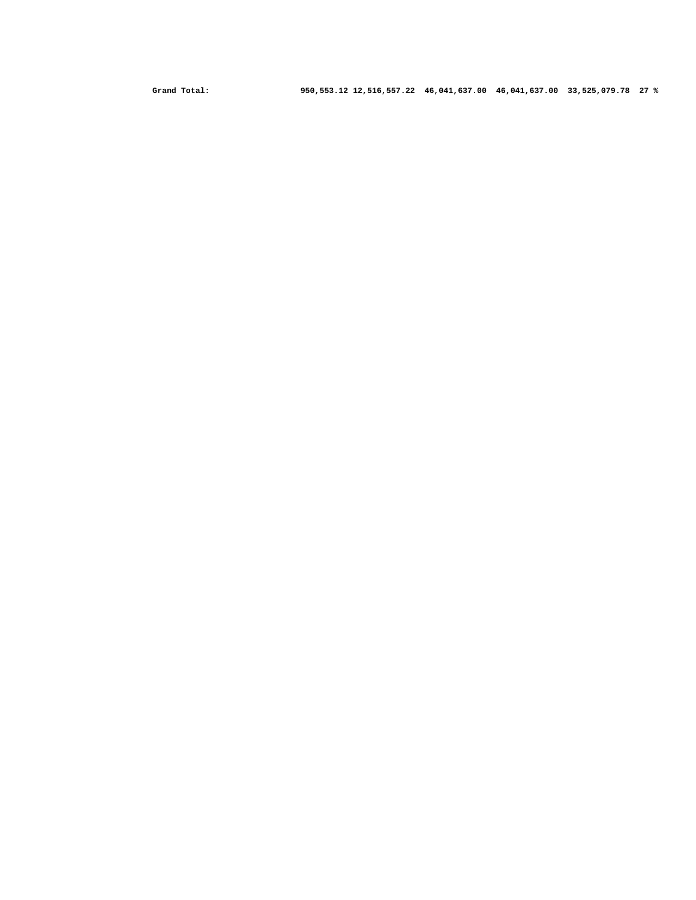| | | | | | | |
|---|---|---|---|---|---|---|
| **Grand Total:** | **950,553.12** | **12,516,557.22** | **46,041,637.00** | **46,041,637.00** | **33,525,079.78** | **27 %** |